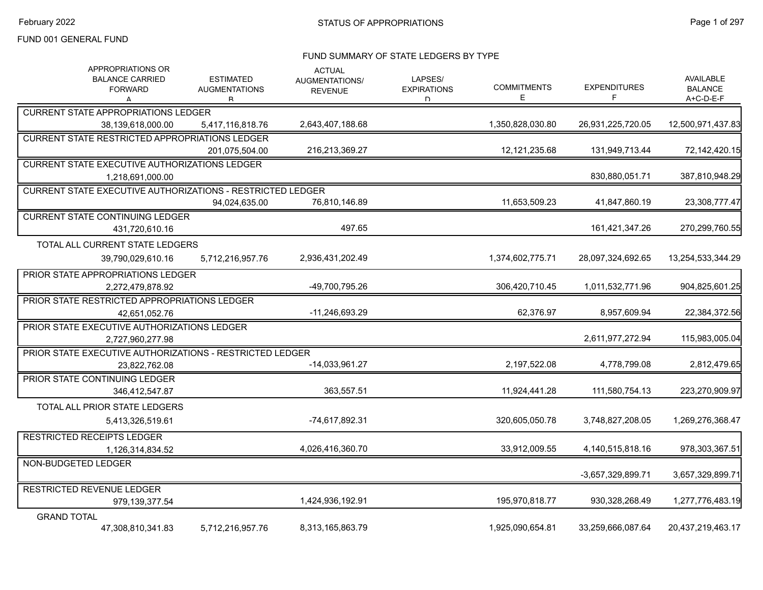February 2022

# STATUS OF APPROPRIATIONS

FUND 001 GENERAL FUND

## FUND SUMMARY OF STATE LEDGERS BY TYPE

| Ledger | APPROPRIATIONS OR BALANCE CARRIED FORWARD A | ESTIMATED AUGMENTATIONS B | ACTUAL AUGMENTATIONS/ REVENUE | LAPSES/ EXPIRATIONS D | COMMITMENTS E | EXPENDITURES F | AVAILABLE BALANCE A+C-D-E-F |
|---|---|---|---|---|---|---|---|
| CURRENT STATE APPROPRIATIONS LEDGER | 38,139,618,000.00 | 5,417,116,818.76 | 2,643,407,188.68 | | 1,350,828,030.80 | 26,931,225,720.05 | 12,500,971,437.83 |
| CURRENT STATE RESTRICTED APPROPRIATIONS LEDGER | | 201,075,504.00 | 216,213,369.27 | | 12,121,235.68 | 131,949,713.44 | 72,142,420.15 |
| CURRENT STATE EXECUTIVE AUTHORIZATIONS LEDGER | 1,218,691,000.00 | | | | | 830,880,051.71 | 387,810,948.29 |
| CURRENT STATE EXECUTIVE AUTHORIZATIONS - RESTRICTED LEDGER | | 94,024,635.00 | 76,810,146.89 | | 11,653,509.23 | 41,847,860.19 | 23,308,777.47 |
| CURRENT STATE CONTINUING LEDGER | 431,720,610.16 | | 497.65 | | | 161,421,347.26 | 270,299,760.55 |
| TOTAL ALL CURRENT STATE LEDGERS | 39,790,029,610.16 | 5,712,216,957.76 | 2,936,431,202.49 | | 1,374,602,775.71 | 28,097,324,692.65 | 13,254,533,344.29 |
| PRIOR STATE APPROPRIATIONS LEDGER | 2,272,479,878.92 | | -49,700,795.26 | | 306,420,710.45 | 1,011,532,771.96 | 904,825,601.25 |
| PRIOR STATE RESTRICTED APPROPRIATIONS LEDGER | 42,651,052.76 | | -11,246,693.29 | | 62,376.97 | 8,957,609.94 | 22,384,372.56 |
| PRIOR STATE EXECUTIVE AUTHORIZATIONS LEDGER | 2,727,960,277.98 | | | | | 2,611,977,272.94 | 115,983,005.04 |
| PRIOR STATE EXECUTIVE AUTHORIZATIONS - RESTRICTED LEDGER | 23,822,762.08 | | -14,033,961.27 | | 2,197,522.08 | 4,778,799.08 | 2,812,479.65 |
| PRIOR STATE CONTINUING LEDGER | 346,412,547.87 | | 363,557.51 | | 11,924,441.28 | 111,580,754.13 | 223,270,909.97 |
| TOTAL ALL PRIOR STATE LEDGERS | 5,413,326,519.61 | | -74,617,892.31 | | 320,605,050.78 | 3,748,827,208.05 | 1,269,276,368.47 |
| RESTRICTED RECEIPTS LEDGER | 1,126,314,834.52 | | 4,026,416,360.70 | | 33,912,009.55 | 4,140,515,818.16 | 978,303,367.51 |
| NON-BUDGETED LEDGER | | | | | | -3,657,329,899.71 | 3,657,329,899.71 |
| RESTRICTED REVENUE LEDGER | 979,139,377.54 | | 1,424,936,192.91 | | 195,970,818.77 | 930,328,268.49 | 1,277,776,483.19 |
| GRAND TOTAL | 47,308,810,341.83 | 5,712,216,957.76 | 8,313,165,863.79 | | 1,925,090,654.81 | 33,259,666,087.64 | 20,437,219,463.17 |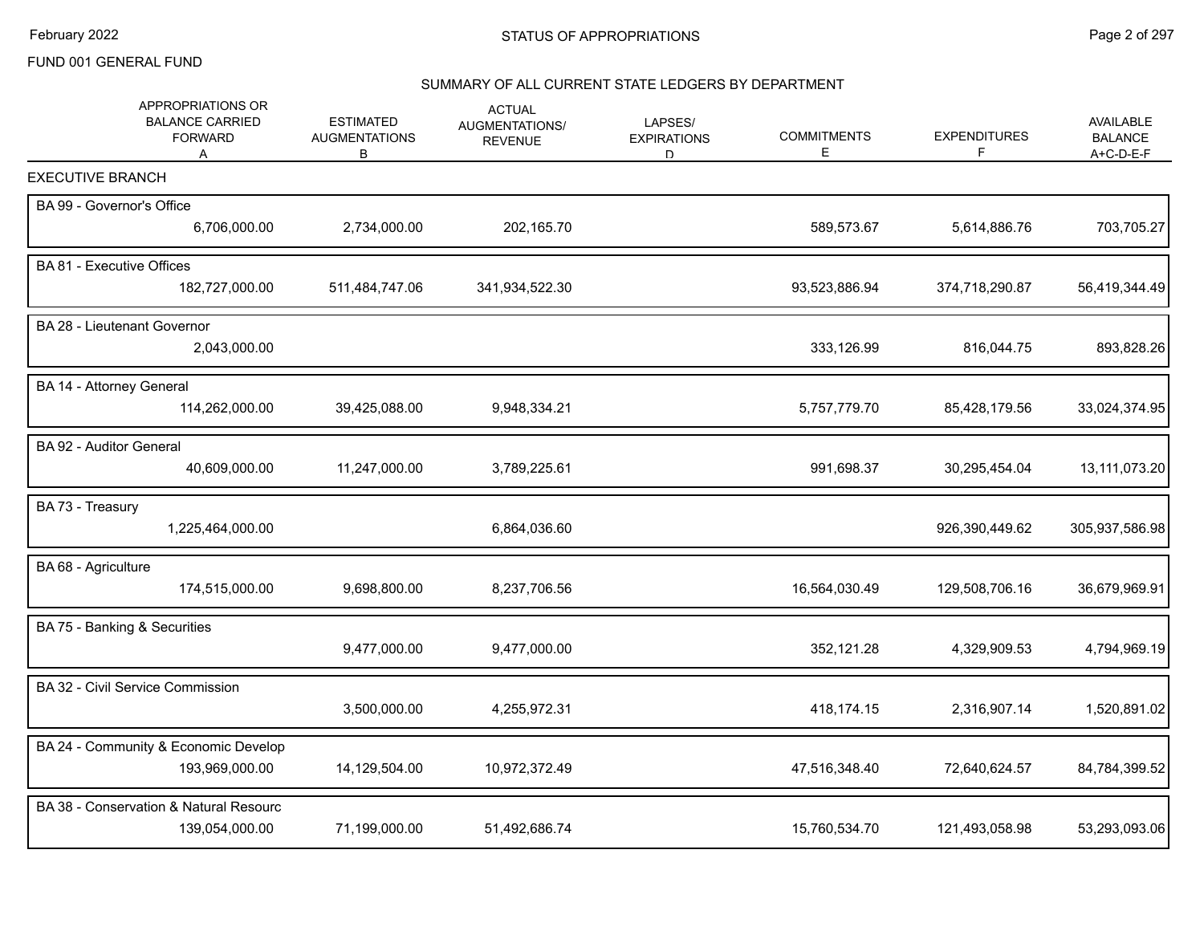FUND 001 GENERAL FUND

## SUMMARY OF ALL CURRENT STATE LEDGERS BY DEPARTMENT

| | APPROPRIATIONS OR BALANCE CARRIED FORWARD A | ESTIMATED AUGMENTATIONS B | ACTUAL AUGMENTATIONS/ REVENUE | LAPSES/ EXPIRATIONS D | COMMITMENTS E | EXPENDITURES F | AVAILABLE BALANCE A+C-D-E-F |
|---|---|---|---|---|---|---|---|
| **EXECUTIVE BRANCH** | | | | | | | |
| BA 99 - Governor's Office | 6,706,000.00 | 2,734,000.00 | 202,165.70 | | 589,573.67 | 5,614,886.76 | 703,705.27 |
| BA 81 - Executive Offices | 182,727,000.00 | 511,484,747.06 | 341,934,522.30 | | 93,523,886.94 | 374,718,290.87 | 56,419,344.49 |
| BA 28 - Lieutenant Governor | 2,043,000.00 | | | | 333,126.99 | 816,044.75 | 893,828.26 |
| BA 14 - Attorney General | 114,262,000.00 | 39,425,088.00 | 9,948,334.21 | | 5,757,779.70 | 85,428,179.56 | 33,024,374.95 |
| BA 92 - Auditor General | 40,609,000.00 | 11,247,000.00 | 3,789,225.61 | | 991,698.37 | 30,295,454.04 | 13,111,073.20 |
| BA 73 - Treasury | 1,225,464,000.00 | | 6,864,036.60 | | | 926,390,449.62 | 305,937,586.98 |
| BA 68 - Agriculture | 174,515,000.00 | 9,698,800.00 | 8,237,706.56 | | 16,564,030.49 | 129,508,706.16 | 36,679,969.91 |
| BA 75 - Banking & Securities | | 9,477,000.00 | 9,477,000.00 | | 352,121.28 | 4,329,909.53 | 4,794,969.19 |
| BA 32 - Civil Service Commission | | 3,500,000.00 | 4,255,972.31 | | 418,174.15 | 2,316,907.14 | 1,520,891.02 |
| BA 24 - Community & Economic Develop | 193,969,000.00 | 14,129,504.00 | 10,972,372.49 | | 47,516,348.40 | 72,640,624.57 | 84,784,399.52 |
| BA 38 - Conservation & Natural Resourc | 139,054,000.00 | 71,199,000.00 | 51,492,686.74 | | 15,760,534.70 | 121,493,058.98 | 53,293,093.06 |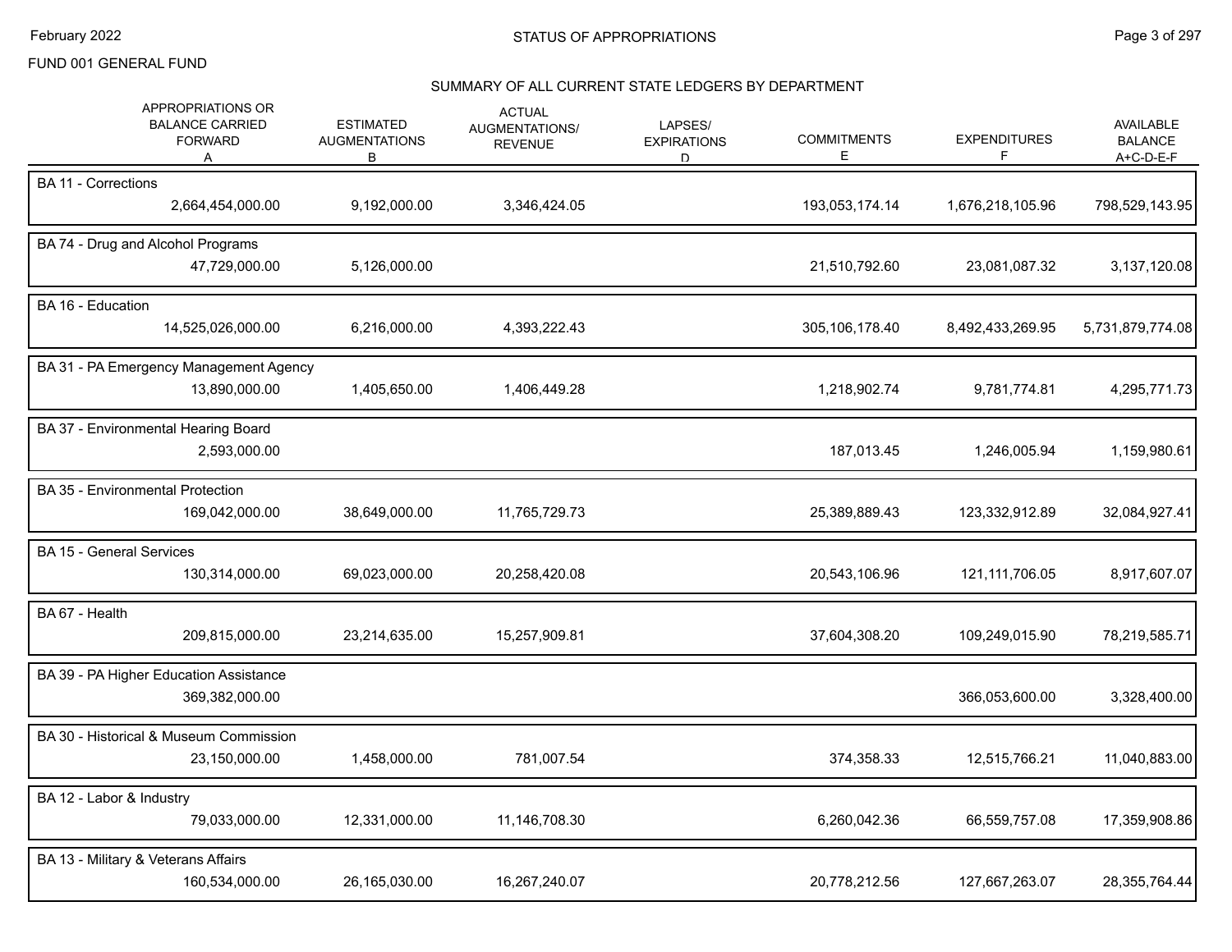FUND 001 GENERAL FUND

## STATUS OF APPROPRIATIONS

### SUMMARY OF ALL CURRENT STATE LEDGERS BY DEPARTMENT

| Department | APPROPRIATIONS OR BALANCE CARRIED FORWARD A | ESTIMATED AUGMENTATIONS B | ACTUAL AUGMENTATIONS/ REVENUE | LAPSES/ EXPIRATIONS D | COMMITMENTS E | EXPENDITURES F | AVAILABLE BALANCE A+C-D-E-F |
|---|---|---|---|---|---|---|---|
| BA 11 - Corrections | 2,664,454,000.00 | 9,192,000.00 | 3,346,424.05 | | 193,053,174.14 | 1,676,218,105.96 | 798,529,143.95 |
| BA 74 - Drug and Alcohol Programs | 47,729,000.00 | 5,126,000.00 | | | 21,510,792.60 | 23,081,087.32 | 3,137,120.08 |
| BA 16 - Education | 14,525,026,000.00 | 6,216,000.00 | 4,393,222.43 | | 305,106,178.40 | 8,492,433,269.95 | 5,731,879,774.08 |
| BA 31 - PA Emergency Management Agency | 13,890,000.00 | 1,405,650.00 | 1,406,449.28 | | 1,218,902.74 | 9,781,774.81 | 4,295,771.73 |
| BA 37 - Environmental Hearing Board | 2,593,000.00 | | | | 187,013.45 | 1,246,005.94 | 1,159,980.61 |
| BA 35 - Environmental Protection | 169,042,000.00 | 38,649,000.00 | 11,765,729.73 | | 25,389,889.43 | 123,332,912.89 | 32,084,927.41 |
| BA 15 - General Services | 130,314,000.00 | 69,023,000.00 | 20,258,420.08 | | 20,543,106.96 | 121,111,706.05 | 8,917,607.07 |
| BA 67 - Health | 209,815,000.00 | 23,214,635.00 | 15,257,909.81 | | 37,604,308.20 | 109,249,015.90 | 78,219,585.71 |
| BA 39 - PA Higher Education Assistance | 369,382,000.00 | | | | | 366,053,600.00 | 3,328,400.00 |
| BA 30 - Historical & Museum Commission | 23,150,000.00 | 1,458,000.00 | 781,007.54 | | 374,358.33 | 12,515,766.21 | 11,040,883.00 |
| BA 12 - Labor & Industry | 79,033,000.00 | 12,331,000.00 | 11,146,708.30 | | 6,260,042.36 | 66,559,757.08 | 17,359,908.86 |
| BA 13 - Military & Veterans Affairs | 160,534,000.00 | 26,165,030.00 | 16,267,240.07 | | 20,778,212.56 | 127,667,263.07 | 28,355,764.44 |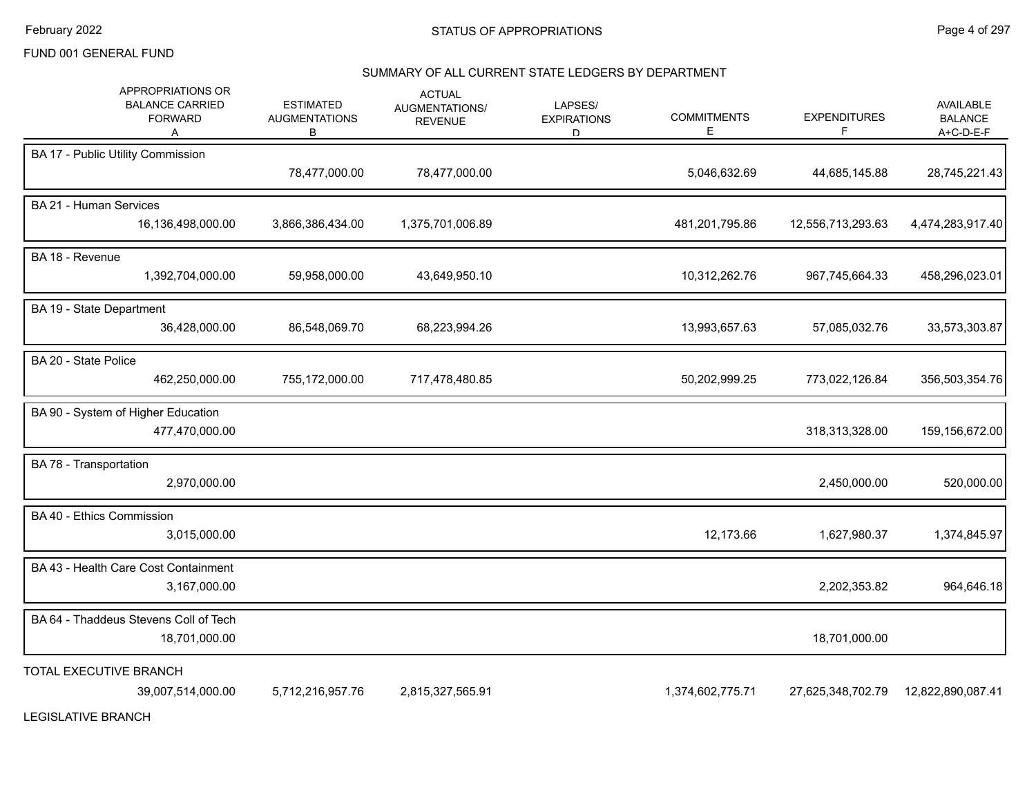FUND 001 GENERAL FUND

## STATUS OF APPROPRIATIONS

### SUMMARY OF ALL CURRENT STATE LEDGERS BY DEPARTMENT

| APPROPRIATIONS OR BALANCE CARRIED FORWARD A | ESTIMATED AUGMENTATIONS B | ACTUAL AUGMENTATIONS/ REVENUE | LAPSES/ EXPIRATIONS D | COMMITMENTS E | EXPENDITURES F | AVAILABLE BALANCE A+C-D-E-F |
|---|---|---|---|---|---|---|
| **BA 17 - Public Utility Commission** | | | | | | |
| | 78,477,000.00 | 78,477,000.00 | | 5,046,632.69 | 44,685,145.88 | 28,745,221.43 |
| **BA 21 - Human Services** | | | | | | |
| 16,136,498,000.00 | 3,866,386,434.00 | 1,375,701,006.89 | | 481,201,795.86 | 12,556,713,293.63 | 4,474,283,917.40 |
| **BA 18 - Revenue** | | | | | | |
| 1,392,704,000.00 | 59,958,000.00 | 43,649,950.10 | | 10,312,262.76 | 967,745,664.33 | 458,296,023.01 |
| **BA 19 - State Department** | | | | | | |
| 36,428,000.00 | 86,548,069.70 | 68,223,994.26 | | 13,993,657.63 | 57,085,032.76 | 33,573,303.87 |
| **BA 20 - State Police** | | | | | | |
| 462,250,000.00 | 755,172,000.00 | 717,478,480.85 | | 50,202,999.25 | 773,022,126.84 | 356,503,354.76 |
| **BA 90 - System of Higher Education** | | | | | | |
| 477,470,000.00 | | | | | 318,313,328.00 | 159,156,672.00 |
| **BA 78 - Transportation** | | | | | | |
| 2,970,000.00 | | | | | 2,450,000.00 | 520,000.00 |
| **BA 40 - Ethics Commission** | | | | | | |
| 3,015,000.00 | | | | 12,173.66 | 1,627,980.37 | 1,374,845.97 |
| **BA 43 - Health Care Cost Containment** | | | | | | |
| 3,167,000.00 | | | | | 2,202,353.82 | 964,646.18 |
| **BA 64 - Thaddeus Stevens Coll of Tech** | | | | | | |
| 18,701,000.00 | | | | | 18,701,000.00 | |
| **TOTAL EXECUTIVE BRANCH** | | | | | | |
| 39,007,514,000.00 | 5,712,216,957.76 | 2,815,327,565.91 | | 1,374,602,775.71 | 27,625,348,702.79 | 12,822,890,087.41 |

LEGISLATIVE BRANCH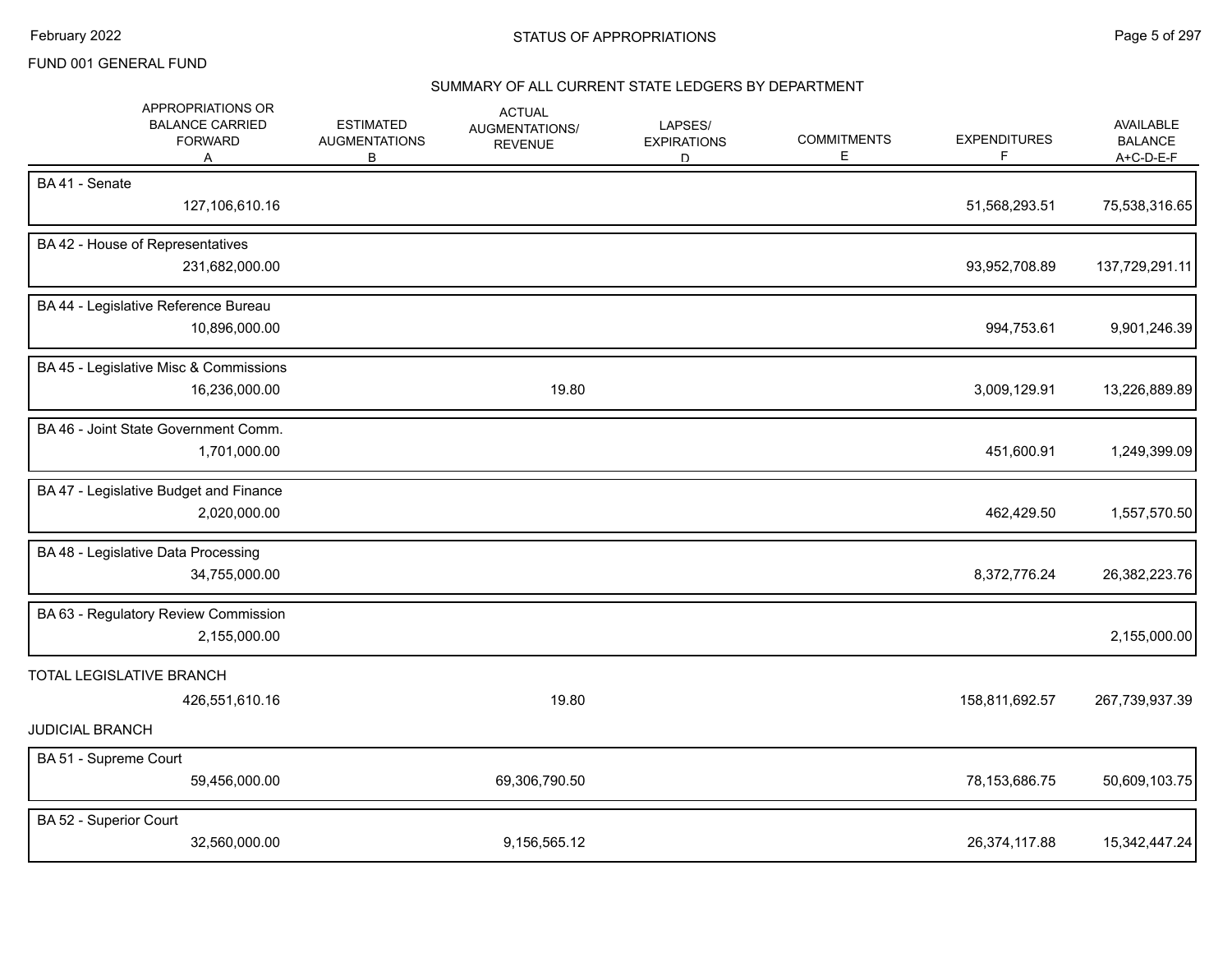FUND 001 GENERAL FUND

## STATUS OF APPROPRIATIONS

### SUMMARY OF ALL CURRENT STATE LEDGERS BY DEPARTMENT

| | APPROPRIATIONS OR BALANCE CARRIED FORWARD A | ESTIMATED AUGMENTATIONS B | ACTUAL AUGMENTATIONS/ REVENUE | LAPSES/ EXPIRATIONS D | COMMITMENTS E | EXPENDITURES F | AVAILABLE BALANCE A+C-D-E-F |
|---|---|---|---|---|---|---|---|
| BA 41 - Senate | 127,106,610.16 | | | | | 51,568,293.51 | 75,538,316.65 |
| BA 42 - House of Representatives | 231,682,000.00 | | | | | 93,952,708.89 | 137,729,291.11 |
| BA 44 - Legislative Reference Bureau | 10,896,000.00 | | | | | 994,753.61 | 9,901,246.39 |
| BA 45 - Legislative Misc & Commissions | 16,236,000.00 | | 19.80 | | | 3,009,129.91 | 13,226,889.89 |
| BA 46 - Joint State Government Comm. | 1,701,000.00 | | | | | 451,600.91 | 1,249,399.09 |
| BA 47 - Legislative Budget and Finance | 2,020,000.00 | | | | | 462,429.50 | 1,557,570.50 |
| BA 48 - Legislative Data Processing | 34,755,000.00 | | | | | 8,372,776.24 | 26,382,223.76 |
| BA 63 - Regulatory Review Commission | 2,155,000.00 | | | | | | 2,155,000.00 |
| TOTAL LEGISLATIVE BRANCH | 426,551,610.16 | | 19.80 | | | 158,811,692.57 | 267,739,937.39 |
| JUDICIAL BRANCH | | | | | | | |
| BA 51 - Supreme Court | 59,456,000.00 | | 69,306,790.50 | | | 78,153,686.75 | 50,609,103.75 |
| BA 52 - Superior Court | 32,560,000.00 | | 9,156,565.12 | | | 26,374,117.88 | 15,342,447.24 |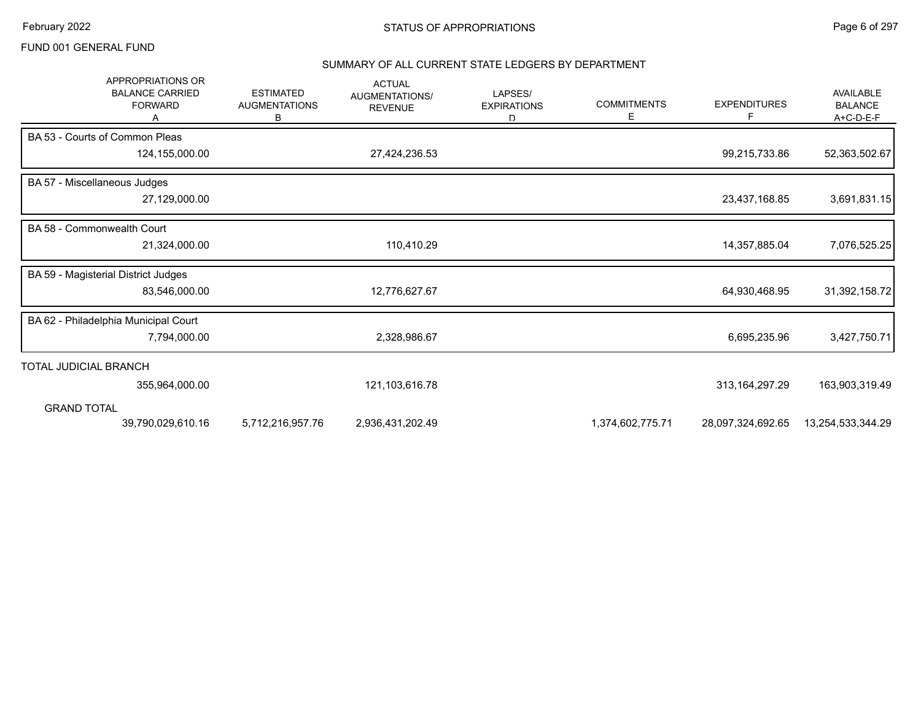FUND 001 GENERAL FUND

## SUMMARY OF ALL CURRENT STATE LEDGERS BY DEPARTMENT

| | APPROPRIATIONS OR BALANCE CARRIED FORWARD A | ESTIMATED AUGMENTATIONS B | ACTUAL AUGMENTATIONS/ REVENUE | LAPSES/ EXPIRATIONS D | COMMITMENTS E | EXPENDITURES F | AVAILABLE BALANCE A+C-D-E-F |
|---|---|---|---|---|---|---|---|
| BA 53 - Courts of Common Pleas | 124,155,000.00 | | 27,424,236.53 | | | 99,215,733.86 | 52,363,502.67 |
| BA 57 - Miscellaneous Judges | 27,129,000.00 | | | | | 23,437,168.85 | 3,691,831.15 |
| BA 58 - Commonwealth Court | 21,324,000.00 | | 110,410.29 | | | 14,357,885.04 | 7,076,525.25 |
| BA 59 - Magisterial District Judges | 83,546,000.00 | | 12,776,627.67 | | | 64,930,468.95 | 31,392,158.72 |
| BA 62 - Philadelphia Municipal Court | 7,794,000.00 | | 2,328,986.67 | | | 6,695,235.96 | 3,427,750.71 |
| TOTAL JUDICIAL BRANCH | 355,964,000.00 | | 121,103,616.78 | | | 313,164,297.29 | 163,903,319.49 |
| GRAND TOTAL | 39,790,029,610.16 | 5,712,216,957.76 | 2,936,431,202.49 | | 1,374,602,775.71 | 28,097,324,692.65 | 13,254,533,344.29 |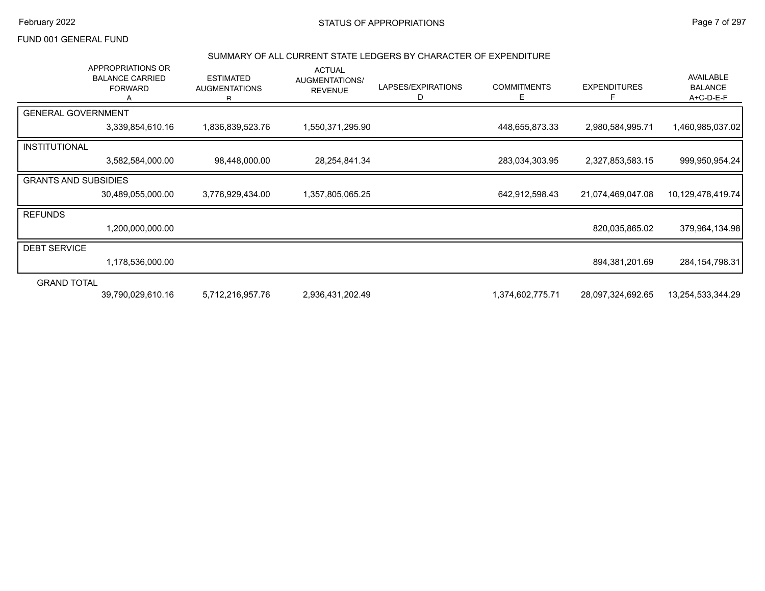FUND 001 GENERAL FUND

## STATUS OF APPROPRIATIONS

### SUMMARY OF ALL CURRENT STATE LEDGERS BY CHARACTER OF EXPENDITURE

| | APPROPRIATIONS OR BALANCE CARRIED FORWARD A | ESTIMATED AUGMENTATIONS B | ACTUAL AUGMENTATIONS/ REVENUE | LAPSES/EXPIRATIONS D | COMMITMENTS E | EXPENDITURES F | AVAILABLE BALANCE A+C-D-E-F |
|---|---|---|---|---|---|---|---|
| GENERAL GOVERNMENT | | | | | | | |
| | 3,339,854,610.16 | 1,836,839,523.76 | 1,550,371,295.90 | | 448,655,873.33 | 2,980,584,995.71 | 1,460,985,037.02 |
| INSTITUTIONAL | | | | | | | |
| | 3,582,584,000.00 | 98,448,000.00 | 28,254,841.34 | | 283,034,303.95 | 2,327,853,583.15 | 999,950,954.24 |
| GRANTS AND SUBSIDIES | | | | | | | |
| | 30,489,055,000.00 | 3,776,929,434.00 | 1,357,805,065.25 | | 642,912,598.43 | 21,074,469,047.08 | 10,129,478,419.74 |
| REFUNDS | | | | | | | |
| | 1,200,000,000.00 | | | | | 820,035,865.02 | 379,964,134.98 |
| DEBT SERVICE | | | | | | | |
| | 1,178,536,000.00 | | | | | 894,381,201.69 | 284,154,798.31 |
| GRAND TOTAL | | | | | | | |
| | 39,790,029,610.16 | 5,712,216,957.76 | 2,936,431,202.49 | | 1,374,602,775.71 | 28,097,324,692.65 | 13,254,533,344.29 |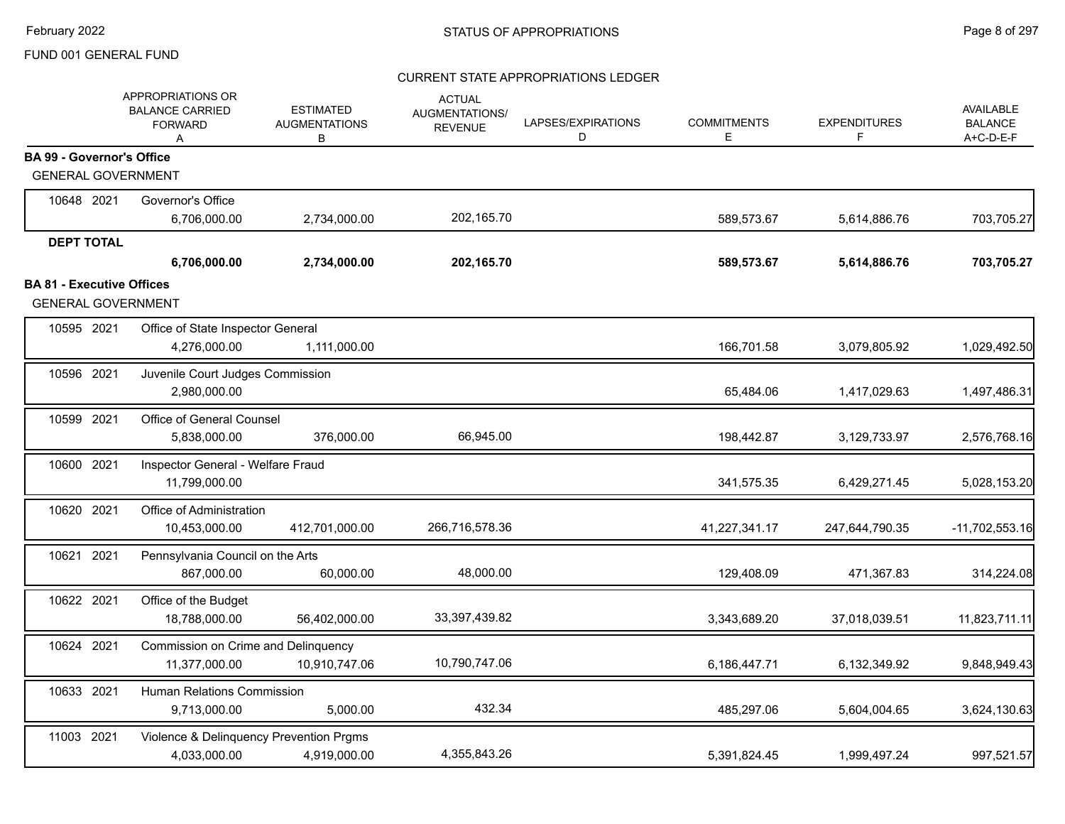FUND 001 GENERAL FUND

CURRENT STATE APPROPRIATIONS LEDGER

| | | APPROPRIATIONS OR BALANCE CARRIED FORWARD A | ESTIMATED AUGMENTATIONS B | ACTUAL AUGMENTATIONS/ REVENUE | LAPSES/EXPIRATIONS D | COMMITMENTS E | EXPENDITURES F | AVAILABLE BALANCE A+C-D-E-F |
|---|---|---|---|---|---|---|---|---|
| **BA 99 - Governor's Office** | | | | | | | | |
| GENERAL GOVERNMENT | | | | | | | | |
| 10648 2021 | Governor's Office | 6,706,000.00 | 2,734,000.00 | 202,165.70 | | 589,573.67 | 5,614,886.76 | 703,705.27 |
| **DEPT TOTAL** | | **6,706,000.00** | **2,734,000.00** | **202,165.70** | | **589,573.67** | **5,614,886.76** | **703,705.27** |
| **BA 81 - Executive Offices** | | | | | | | | |
| GENERAL GOVERNMENT | | | | | | | | |
| 10595 2021 | Office of State Inspector General | 4,276,000.00 | 1,111,000.00 | | | 166,701.58 | 3,079,805.92 | 1,029,492.50 |
| 10596 2021 | Juvenile Court Judges Commission | 2,980,000.00 | | | | 65,484.06 | 1,417,029.63 | 1,497,486.31 |
| 10599 2021 | Office of General Counsel | 5,838,000.00 | 376,000.00 | 66,945.00 | | 198,442.87 | 3,129,733.97 | 2,576,768.16 |
| 10600 2021 | Inspector General - Welfare Fraud | 11,799,000.00 | | | | 341,575.35 | 6,429,271.45 | 5,028,153.20 |
| 10620 2021 | Office of Administration | 10,453,000.00 | 412,701,000.00 | 266,716,578.36 | | 41,227,341.17 | 247,644,790.35 | -11,702,553.16 |
| 10621 2021 | Pennsylvania Council on the Arts | 867,000.00 | 60,000.00 | 48,000.00 | | 129,408.09 | 471,367.83 | 314,224.08 |
| 10622 2021 | Office of the Budget | 18,788,000.00 | 56,402,000.00 | 33,397,439.82 | | 3,343,689.20 | 37,018,039.51 | 11,823,711.11 |
| 10624 2021 | Commission on Crime and Delinquency | 11,377,000.00 | 10,910,747.06 | 10,790,747.06 | | 6,186,447.71 | 6,132,349.92 | 9,848,949.43 |
| 10633 2021 | Human Relations Commission | 9,713,000.00 | 5,000.00 | 432.34 | | 485,297.06 | 5,604,004.65 | 3,624,130.63 |
| 11003 2021 | Violence & Delinquency Prevention Prgms | 4,033,000.00 | 4,919,000.00 | 4,355,843.26 | | 5,391,824.45 | 1,999,497.24 | 997,521.57 |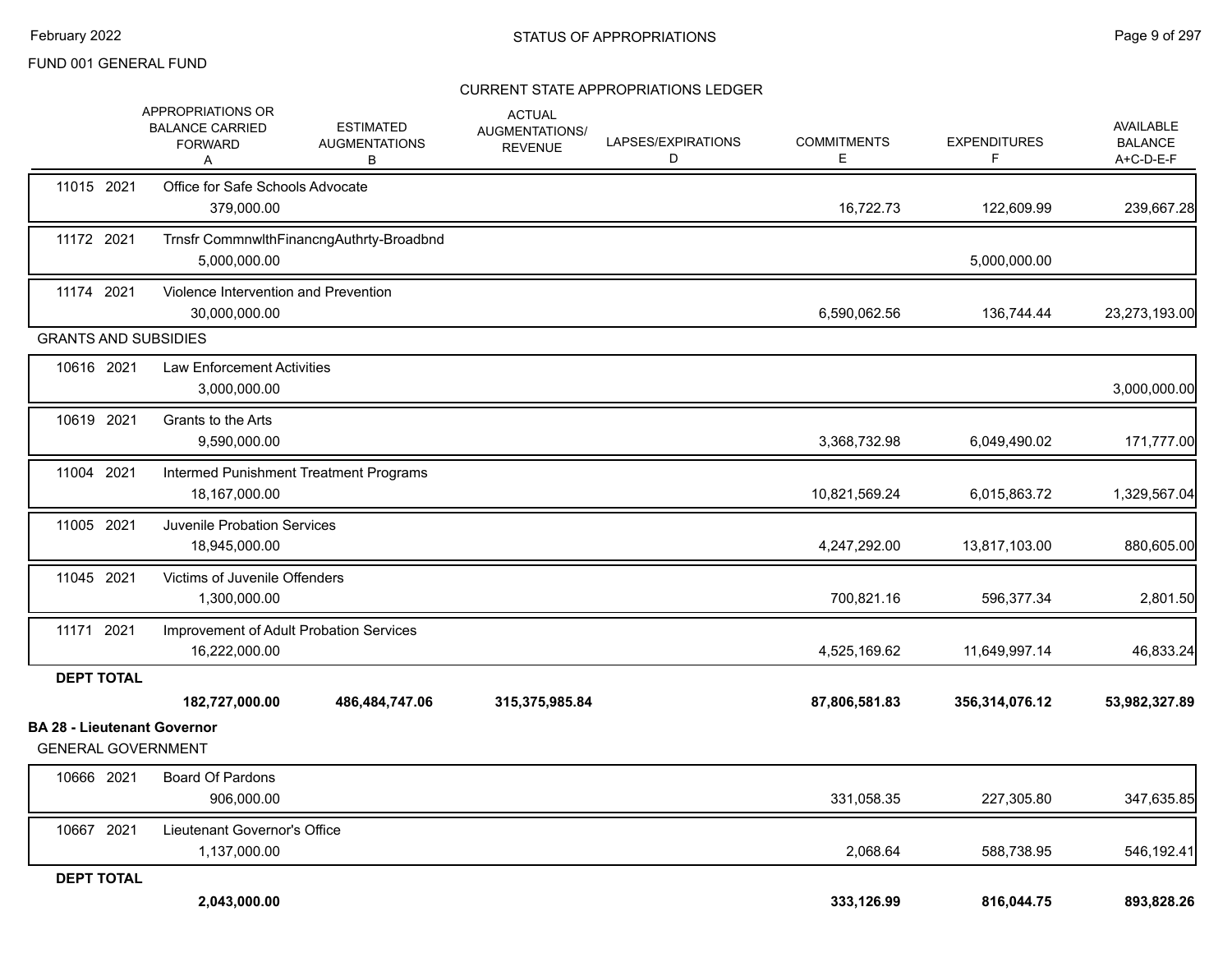FUND 001 GENERAL FUND

STATUS OF APPROPRIATIONS

CURRENT STATE APPROPRIATIONS LEDGER

| | APPROPRIATIONS OR BALANCE CARRIED FORWARD A | ESTIMATED AUGMENTATIONS B | ACTUAL AUGMENTATIONS/ REVENUE | LAPSES/EXPIRATIONS D | COMMITMENTS E | EXPENDITURES F | AVAILABLE BALANCE A+C-D-E-F |
|---|---|---|---|---|---|---|---|
| 11015 2021 Office for Safe Schools Advocate | 379,000.00 | | | | 16,722.73 | 122,609.99 | 239,667.28 |
| 11172 2021 Trnsfr CommnwlthFinancngAuthrty-Broadbnd | 5,000,000.00 | | | | | 5,000,000.00 | |
| 11174 2021 Violence Intervention and Prevention | 30,000,000.00 | | | | 6,590,062.56 | 136,744.44 | 23,273,193.00 |
| **GRANTS AND SUBSIDIES** | | | | | | | |
| 10616 2021 Law Enforcement Activities | 3,000,000.00 | | | | | | 3,000,000.00 |
| 10619 2021 Grants to the Arts | 9,590,000.00 | | | | 3,368,732.98 | 6,049,490.02 | 171,777.00 |
| 11004 2021 Intermed Punishment Treatment Programs | 18,167,000.00 | | | | 10,821,569.24 | 6,015,863.72 | 1,329,567.04 |
| 11005 2021 Juvenile Probation Services | 18,945,000.00 | | | | 4,247,292.00 | 13,817,103.00 | 880,605.00 |
| 11045 2021 Victims of Juvenile Offenders | 1,300,000.00 | | | | 700,821.16 | 596,377.34 | 2,801.50 |
| 11171 2021 Improvement of Adult Probation Services | 16,222,000.00 | | | | 4,525,169.62 | 11,649,997.14 | 46,833.24 |
| **DEPT TOTAL** | **182,727,000.00** | **486,484,747.06** | **315,375,985.84** | | **87,806,581.83** | **356,314,076.12** | **53,982,327.89** |

**BA 28 - Lieutenant Governor**

| | APPROPRIATIONS OR BALANCE CARRIED FORWARD A | ESTIMATED AUGMENTATIONS B | ACTUAL AUGMENTATIONS/ REVENUE | LAPSES/EXPIRATIONS D | COMMITMENTS E | EXPENDITURES F | AVAILABLE BALANCE A+C-D-E-F |
|---|---|---|---|---|---|---|---|
| **GENERAL GOVERNMENT** | | | | | | | |
| 10666 2021 Board Of Pardons | 906,000.00 | | | | 331,058.35 | 227,305.80 | 347,635.85 |
| 10667 2021 Lieutenant Governor's Office | 1,137,000.00 | | | | 2,068.64 | 588,738.95 | 546,192.41 |
| **DEPT TOTAL** | **2,043,000.00** | | | | **333,126.99** | **816,044.75** | **893,828.26** |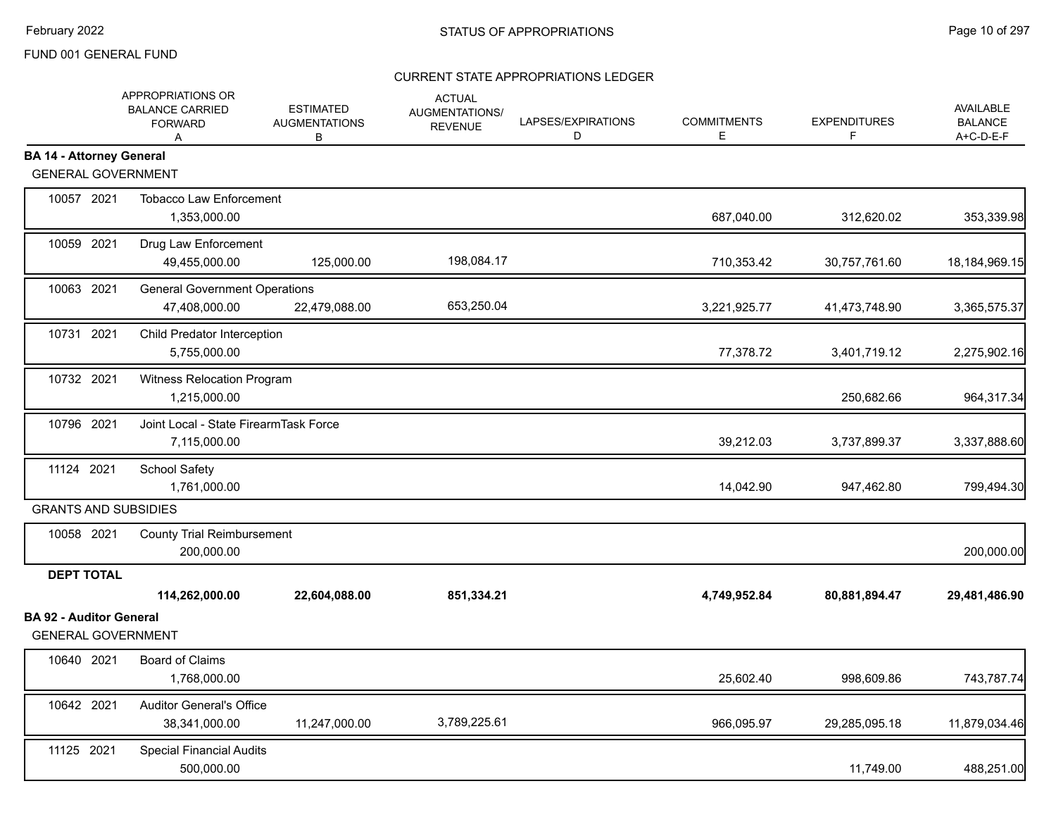FUND 001 GENERAL FUND

CURRENT STATE APPROPRIATIONS LEDGER

| | | APPROPRIATIONS OR BALANCE CARRIED FORWARD A | ESTIMATED AUGMENTATIONS B | ACTUAL AUGMENTATIONS/ REVENUE | LAPSES/EXPIRATIONS D | COMMITMENTS E | EXPENDITURES F | AVAILABLE BALANCE A+C-D-E-F |
|---|---|---|---|---|---|---|---|---|
| **BA 14 - Attorney General** | | | | | | | | |
| GENERAL GOVERNMENT | | | | | | | | |
| 10057 | 2021 | Tobacco Law Enforcement 1,353,000.00 | | | | 687,040.00 | 312,620.02 | 353,339.98 |
| 10059 | 2021 | Drug Law Enforcement 49,455,000.00 | 125,000.00 | 198,084.17 | | 710,353.42 | 30,757,761.60 | 18,184,969.15 |
| 10063 | 2021 | General Government Operations 47,408,000.00 | 22,479,088.00 | 653,250.04 | | 3,221,925.77 | 41,473,748.90 | 3,365,575.37 |
| 10731 | 2021 | Child Predator Interception 5,755,000.00 | | | | 77,378.72 | 3,401,719.12 | 2,275,902.16 |
| 10732 | 2021 | Witness Relocation Program 1,215,000.00 | | | | | 250,682.66 | 964,317.34 |
| 10796 | 2021 | Joint Local - State FirearmTask Force 7,115,000.00 | | | | 39,212.03 | 3,737,899.37 | 3,337,888.60 |
| 11124 | 2021 | School Safety 1,761,000.00 | | | | 14,042.90 | 947,462.80 | 799,494.30 |
| GRANTS AND SUBSIDIES | | | | | | | | |
| 10058 | 2021 | County Trial Reimbursement 200,000.00 | | | | | | 200,000.00 |
| **DEPT TOTAL** | | **114,262,000.00** | **22,604,088.00** | **851,334.21** | | **4,749,952.84** | **80,881,894.47** | **29,481,486.90** |
| **BA 92 - Auditor General** | | | | | | | | |
| GENERAL GOVERNMENT | | | | | | | | |
| 10640 | 2021 | Board of Claims 1,768,000.00 | | | | 25,602.40 | 998,609.86 | 743,787.74 |
| 10642 | 2021 | Auditor General's Office 38,341,000.00 | 11,247,000.00 | 3,789,225.61 | | 966,095.97 | 29,285,095.18 | 11,879,034.46 |
| 11125 | 2021 | Special Financial Audits 500,000.00 | | | | | 11,749.00 | 488,251.00 |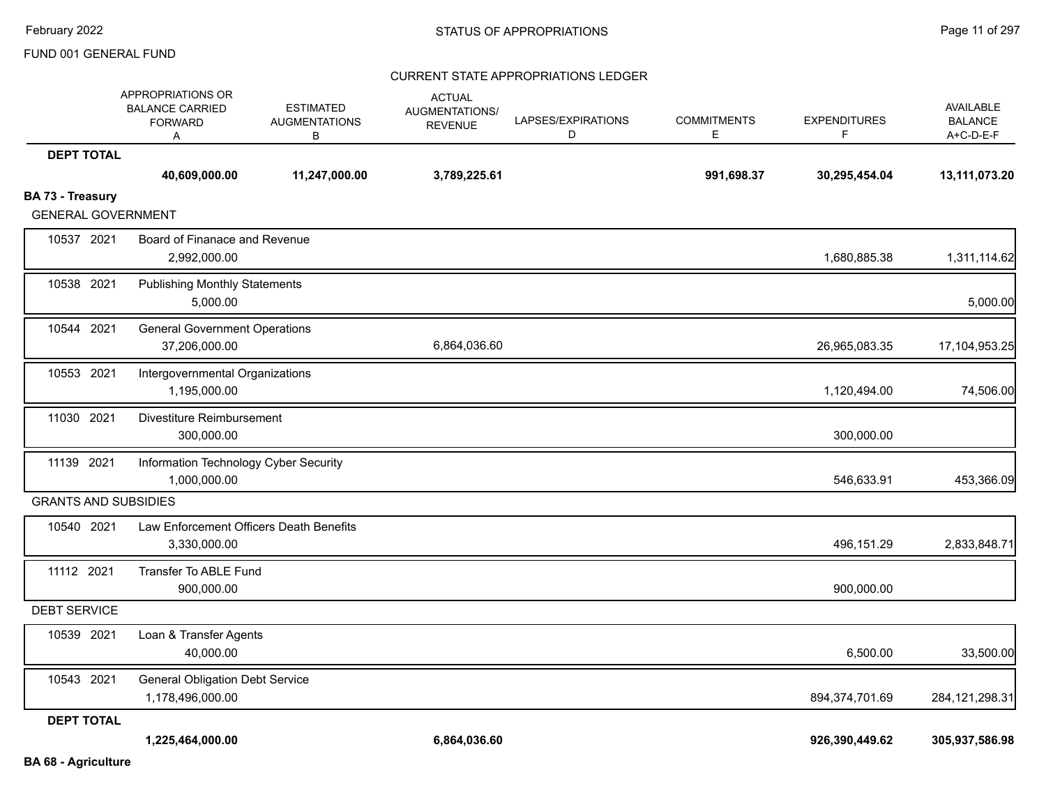FUND 001 GENERAL FUND

CURRENT STATE APPROPRIATIONS LEDGER

| | | APPROPRIATIONS OR BALANCE CARRIED FORWARD A | ESTIMATED AUGMENTATIONS B | ACTUAL AUGMENTATIONS/ REVENUE C | LAPSES/EXPIRATIONS D | COMMITMENTS E | EXPENDITURES F | AVAILABLE BALANCE A+C-D-E-F |
|---|---|---|---|---|---|---|---|---|
| **DEPT TOTAL** | | **40,609,000.00** | **11,247,000.00** | **3,789,225.61** | | **991,698.37** | **30,295,454.04** | **13,111,073.20** |
| **BA 73 - Treasury** | | | | | | | | |
| GENERAL GOVERNMENT | | | | | | | | |
| 10537 2021 | Board of Finanace and Revenue | 2,992,000.00 | | | | | 1,680,885.38 | 1,311,114.62 |
| 10538 2021 | Publishing Monthly Statements | 5,000.00 | | | | | | 5,000.00 |
| 10544 2021 | General Government Operations | 37,206,000.00 | | 6,864,036.60 | | | 26,965,083.35 | 17,104,953.25 |
| 10553 2021 | Intergovernmental Organizations | 1,195,000.00 | | | | | 1,120,494.00 | 74,506.00 |
| 11030 2021 | Divestiture Reimbursement | 300,000.00 | | | | | 300,000.00 | |
| 11139 2021 | Information Technology Cyber Security | 1,000,000.00 | | | | | 546,633.91 | 453,366.09 |
| GRANTS AND SUBSIDIES | | | | | | | | |
| 10540 2021 | Law Enforcement Officers Death Benefits | 3,330,000.00 | | | | | 496,151.29 | 2,833,848.71 |
| 11112 2021 | Transfer To ABLE Fund | 900,000.00 | | | | | 900,000.00 | |
| DEBT SERVICE | | | | | | | | |
| 10539 2021 | Loan & Transfer Agents | 40,000.00 | | | | | 6,500.00 | 33,500.00 |
| 10543 2021 | General Obligation Debt Service | 1,178,496,000.00 | | | | | 894,374,701.69 | 284,121,298.31 |
| **DEPT TOTAL** | | **1,225,464,000.00** | | **6,864,036.60** | | | **926,390,449.62** | **305,937,586.98** |

**BA 68 - Agriculture**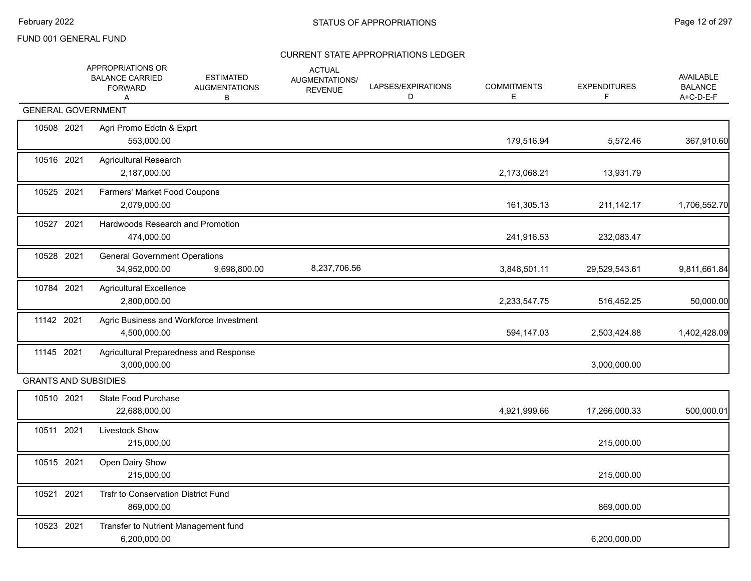FUND 001 GENERAL FUND

## STATUS OF APPROPRIATIONS

### CURRENT STATE APPROPRIATIONS LEDGER

| | APPROPRIATIONS OR BALANCE CARRIED FORWARD A | ESTIMATED AUGMENTATIONS B | ACTUAL AUGMENTATIONS/ REVENUE | LAPSES/EXPIRATIONS D | COMMITMENTS E | EXPENDITURES F | AVAILABLE BALANCE A+C-D-E-F |
|---|---|---|---|---|---|---|---|
| **GENERAL GOVERNMENT** | | | | | | | |
| 10508 2021 Agri Promo Edctn & Exprt | 553,000.00 | | | | 179,516.94 | 5,572.46 | 367,910.60 |
| 10516 2021 Agricultural Research | 2,187,000.00 | | | | 2,173,068.21 | 13,931.79 | |
| 10525 2021 Farmers' Market Food Coupons | 2,079,000.00 | | | | 161,305.13 | 211,142.17 | 1,706,552.70 |
| 10527 2021 Hardwoods Research and Promotion | 474,000.00 | | | | 241,916.53 | 232,083.47 | |
| 10528 2021 General Government Operations | 34,952,000.00 | 9,698,800.00 | 8,237,706.56 | | 3,848,501.11 | 29,529,543.61 | 9,811,661.84 |
| 10784 2021 Agricultural Excellence | 2,800,000.00 | | | | 2,233,547.75 | 516,452.25 | 50,000.00 |
| 11142 2021 Agric Business and Workforce Investment | 4,500,000.00 | | | | 594,147.03 | 2,503,424.88 | 1,402,428.09 |
| 11145 2021 Agricultural Preparedness and Response | 3,000,000.00 | | | | | 3,000,000.00 | |
| **GRANTS AND SUBSIDIES** | | | | | | | |
| 10510 2021 State Food Purchase | 22,688,000.00 | | | | 4,921,999.66 | 17,266,000.33 | 500,000.01 |
| 10511 2021 Livestock Show | 215,000.00 | | | | | 215,000.00 | |
| 10515 2021 Open Dairy Show | 215,000.00 | | | | | 215,000.00 | |
| 10521 2021 Trsfr to Conservation District Fund | 869,000.00 | | | | | 869,000.00 | |
| 10523 2021 Transfer to Nutrient Management fund | 6,200,000.00 | | | | | 6,200,000.00 | |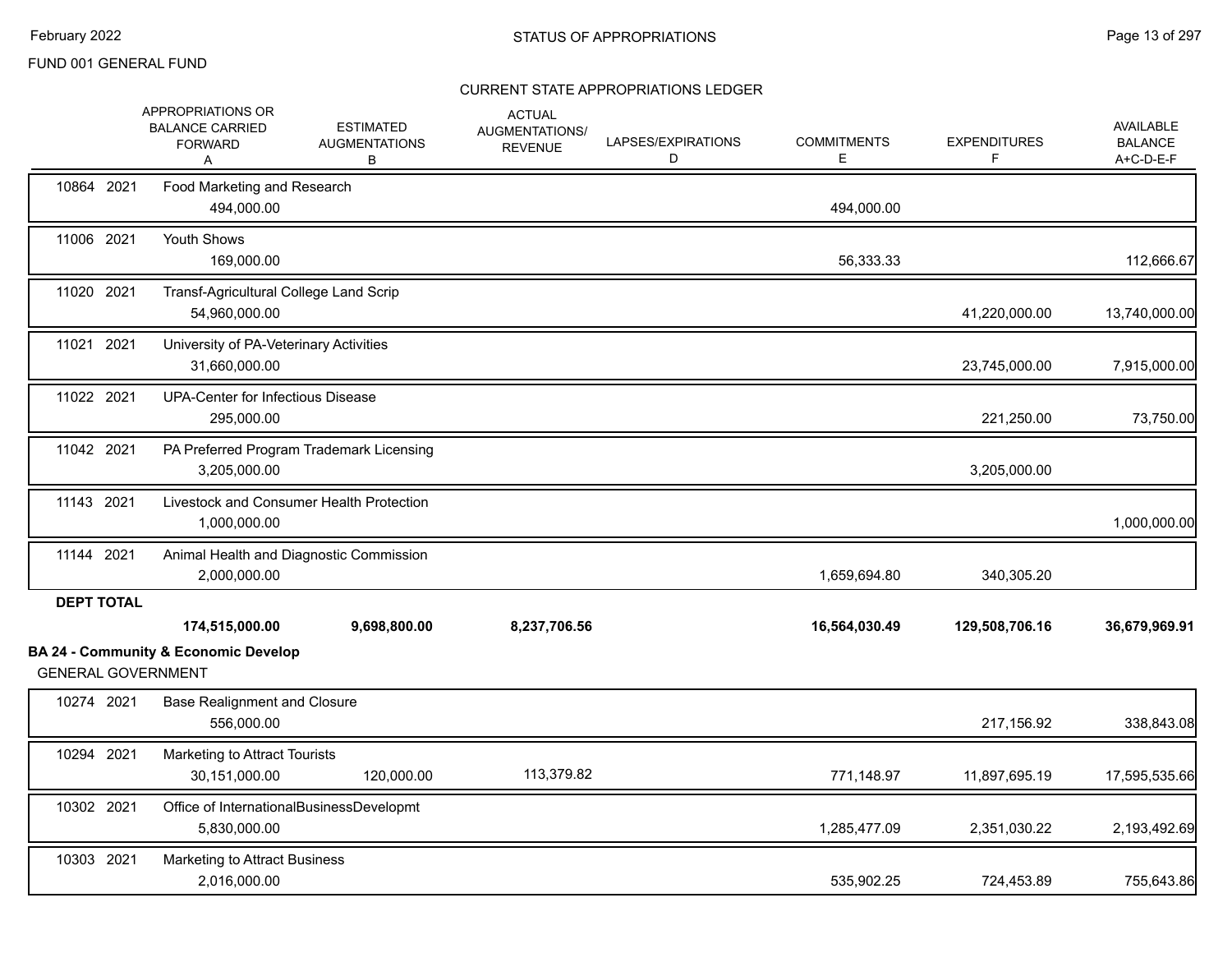CURRENT STATE APPROPRIATIONS LEDGER

| | APPROPRIATIONS OR BALANCE CARRIED FORWARD A | ESTIMATED AUGMENTATIONS B | ACTUAL AUGMENTATIONS/ REVENUE | LAPSES/EXPIRATIONS D | COMMITMENTS E | EXPENDITURES F | AVAILABLE BALANCE A+C-D-E-F |
|---|---|---|---|---|---|---|---|
| 10864 2021 | Food Marketing and Research | | | | | | |
| | 494,000.00 | | | | 494,000.00 | | |
| 11006 2021 | Youth Shows | | | | | | |
| | 169,000.00 | | | | 56,333.33 | | 112,666.67 |
| 11020 2021 | Transf-Agricultural College Land Scrip | | | | | | |
| | 54,960,000.00 | | | | | 41,220,000.00 | 13,740,000.00 |
| 11021 2021 | University of PA-Veterinary Activities | | | | | | |
| | 31,660,000.00 | | | | | 23,745,000.00 | 7,915,000.00 |
| 11022 2021 | UPA-Center for Infectious Disease | | | | | | |
| | 295,000.00 | | | | | 221,250.00 | 73,750.00 |
| 11042 2021 | PA Preferred Program Trademark Licensing | | | | | | |
| | 3,205,000.00 | | | | | 3,205,000.00 | |
| 11143 2021 | Livestock and Consumer Health Protection | | | | | | |
| | 1,000,000.00 | | | | | | 1,000,000.00 |
| 11144 2021 | Animal Health and Diagnostic Commission | | | | | | |
| | 2,000,000.00 | | | | 1,659,694.80 | 340,305.20 | |
| **DEPT TOTAL** | | | | | | | |
| | **174,515,000.00** | **9,698,800.00** | **8,237,706.56** | | **16,564,030.49** | **129,508,706.16** | **36,679,969.91** |

**BA 24 - Community & Economic Develop**

GENERAL GOVERNMENT

| | APPROPRIATIONS OR BALANCE CARRIED FORWARD A | ESTIMATED AUGMENTATIONS B | ACTUAL AUGMENTATIONS/ REVENUE | LAPSES/EXPIRATIONS D | COMMITMENTS E | EXPENDITURES F | AVAILABLE BALANCE A+C-D-E-F |
|---|---|---|---|---|---|---|---|
| 10274 2021 | Base Realignment and Closure | | | | | | |
| | 556,000.00 | | | | | 217,156.92 | 338,843.08 |
| 10294 2021 | Marketing to Attract Tourists | | | | | | |
| | 30,151,000.00 | 120,000.00 | 113,379.82 | | 771,148.97 | 11,897,695.19 | 17,595,535.66 |
| 10302 2021 | Office of InternationalBusinessDevelopmt | | | | | | |
| | 5,830,000.00 | | | | 1,285,477.09 | 2,351,030.22 | 2,193,492.69 |
| 10303 2021 | Marketing to Attract Business | | | | | | |
| | 2,016,000.00 | | | | 535,902.25 | 724,453.89 | 755,643.86 |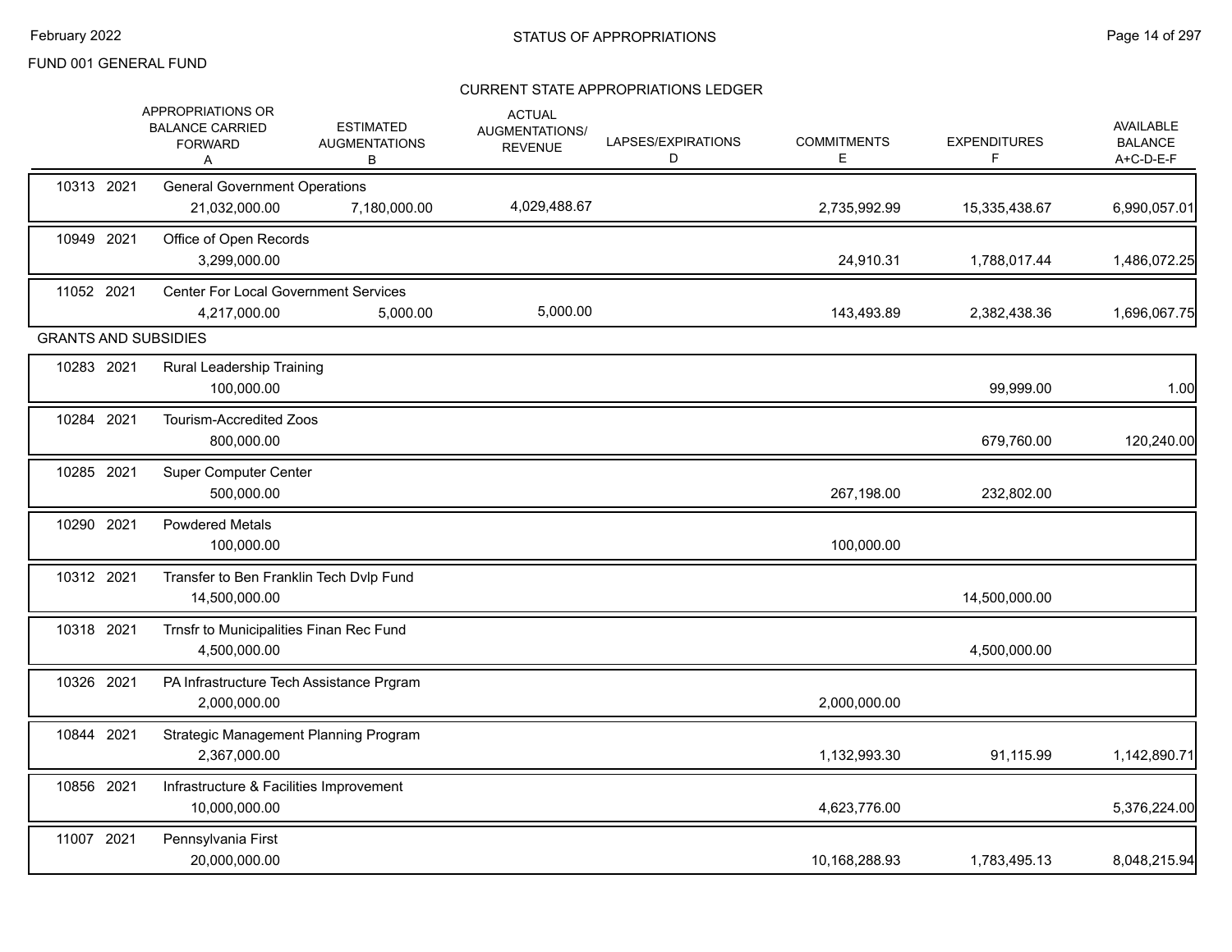FUND 001 GENERAL FUND

STATUS OF APPROPRIATIONS

CURRENT STATE APPROPRIATIONS LEDGER

| | APPROPRIATIONS OR BALANCE CARRIED FORWARD A | ESTIMATED AUGMENTATIONS B | ACTUAL AUGMENTATIONS/ REVENUE | LAPSES/EXPIRATIONS D | COMMITMENTS E | EXPENDITURES F | AVAILABLE BALANCE A+C-D-E-F |
|---|---|---|---|---|---|---|---|
| 10313 2021 General Government Operations | 21,032,000.00 | 7,180,000.00 | 4,029,488.67 | | 2,735,992.99 | 15,335,438.67 | 6,990,057.01 |
| 10949 2021 Office of Open Records | 3,299,000.00 | | | | 24,910.31 | 1,788,017.44 | 1,486,072.25 |
| 11052 2021 Center For Local Government Services | 4,217,000.00 | 5,000.00 | 5,000.00 | | 143,493.89 | 2,382,438.36 | 1,696,067.75 |
| **GRANTS AND SUBSIDIES** | | | | | | | |
| 10283 2021 Rural Leadership Training | 100,000.00 | | | | | 99,999.00 | 1.00 |
| 10284 2021 Tourism-Accredited Zoos | 800,000.00 | | | | | 679,760.00 | 120,240.00 |
| 10285 2021 Super Computer Center | 500,000.00 | | | | 267,198.00 | 232,802.00 | |
| 10290 2021 Powdered Metals | 100,000.00 | | | | 100,000.00 | | |
| 10312 2021 Transfer to Ben Franklin Tech Dvlp Fund | 14,500,000.00 | | | | | 14,500,000.00 | |
| 10318 2021 Trnsfr to Municipalities Finan Rec Fund | 4,500,000.00 | | | | | 4,500,000.00 | |
| 10326 2021 PA Infrastructure Tech Assistance Prgram | 2,000,000.00 | | | | 2,000,000.00 | | |
| 10844 2021 Strategic Management Planning Program | 2,367,000.00 | | | | 1,132,993.30 | 91,115.99 | 1,142,890.71 |
| 10856 2021 Infrastructure & Facilities Improvement | 10,000,000.00 | | | | 4,623,776.00 | | 5,376,224.00 |
| 11007 2021 Pennsylvania First | 20,000,000.00 | | | | 10,168,288.93 | 1,783,495.13 | 8,048,215.94 |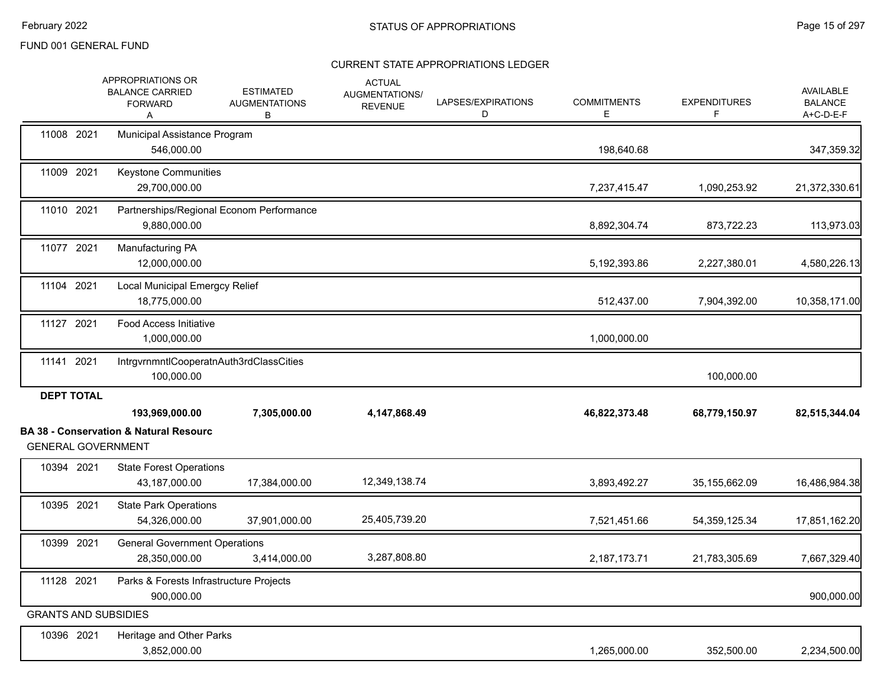FUND 001 GENERAL FUND

CURRENT STATE APPROPRIATIONS LEDGER

| | APPROPRIATIONS OR BALANCE CARRIED FORWARD A | ESTIMATED AUGMENTATIONS B | ACTUAL AUGMENTATIONS/ REVENUE | LAPSES/EXPIRATIONS D | COMMITMENTS E | EXPENDITURES F | AVAILABLE BALANCE A+C-D-E-F |
|---|---|---|---|---|---|---|---|
| 11008 2021 Municipal Assistance Program | 546,000.00 | | | | 198,640.68 | | 347,359.32 |
| 11009 2021 Keystone Communities | 29,700,000.00 | | | | 7,237,415.47 | 1,090,253.92 | 21,372,330.61 |
| 11010 2021 Partnerships/Regional Econom Performance | 9,880,000.00 | | | | 8,892,304.74 | 873,722.23 | 113,973.03 |
| 11077 2021 Manufacturing PA | 12,000,000.00 | | | | 5,192,393.86 | 2,227,380.01 | 4,580,226.13 |
| 11104 2021 Local Municipal Emergcy Relief | 18,775,000.00 | | | | 512,437.00 | 7,904,392.00 | 10,358,171.00 |
| 11127 2021 Food Access Initiative | 1,000,000.00 | | | | 1,000,000.00 | | |
| 11141 2021 IntrgvrnmntlCooperatnAuth3rdClassCities | 100,000.00 | | | | | 100,000.00 | |
| **DEPT TOTAL** | **193,969,000.00** | **7,305,000.00** | **4,147,868.49** | | **46,822,373.48** | **68,779,150.97** | **82,515,344.04** |

**BA 38 - Conservation & Natural Resourc**

GENERAL GOVERNMENT

| | APPROPRIATIONS OR BALANCE CARRIED FORWARD A | ESTIMATED AUGMENTATIONS B | ACTUAL AUGMENTATIONS/ REVENUE | LAPSES/EXPIRATIONS D | COMMITMENTS E | EXPENDITURES F | AVAILABLE BALANCE A+C-D-E-F |
|---|---|---|---|---|---|---|---|
| 10394 2021 State Forest Operations | 43,187,000.00 | 17,384,000.00 | 12,349,138.74 | | 3,893,492.27 | 35,155,662.09 | 16,486,984.38 |
| 10395 2021 State Park Operations | 54,326,000.00 | 37,901,000.00 | 25,405,739.20 | | 7,521,451.66 | 54,359,125.34 | 17,851,162.20 |
| 10399 2021 General Government Operations | 28,350,000.00 | 3,414,000.00 | 3,287,808.80 | | 2,187,173.71 | 21,783,305.69 | 7,667,329.40 |
| 11128 2021 Parks & Forests Infrastructure Projects | 900,000.00 | | | | | | 900,000.00 |

GRANTS AND SUBSIDIES

| | APPROPRIATIONS OR BALANCE CARRIED FORWARD A | ESTIMATED AUGMENTATIONS B | ACTUAL AUGMENTATIONS/ REVENUE | LAPSES/EXPIRATIONS D | COMMITMENTS E | EXPENDITURES F | AVAILABLE BALANCE A+C-D-E-F |
|---|---|---|---|---|---|---|---|
| 10396 2021 Heritage and Other Parks | 3,852,000.00 | | | | 1,265,000.00 | 352,500.00 | 2,234,500.00 |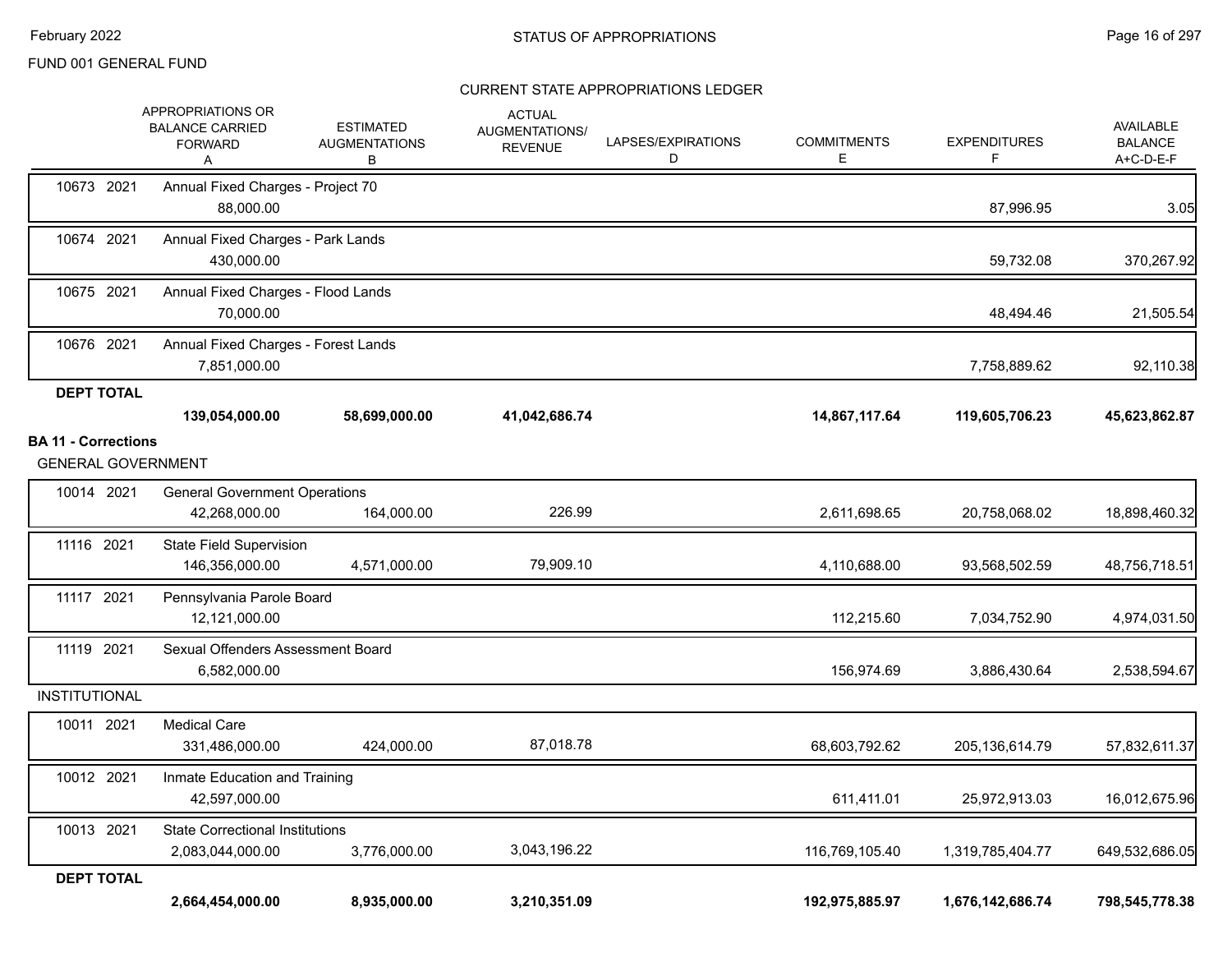FUND 001 GENERAL FUND

STATUS OF APPROPRIATIONS

CURRENT STATE APPROPRIATIONS LEDGER

| | APPROPRIATIONS OR BALANCE CARRIED FORWARD A | ESTIMATED AUGMENTATIONS B | ACTUAL AUGMENTATIONS/ REVENUE | LAPSES/EXPIRATIONS D | COMMITMENTS E | EXPENDITURES F | AVAILABLE BALANCE A+C-D-E-F |
|---|---|---|---|---|---|---|---|
| 10673 2021 Annual Fixed Charges - Project 70 | 88,000.00 | | | | | 87,996.95 | 3.05 |
| 10674 2021 Annual Fixed Charges - Park Lands | 430,000.00 | | | | | 59,732.08 | 370,267.92 |
| 10675 2021 Annual Fixed Charges - Flood Lands | 70,000.00 | | | | | 48,494.46 | 21,505.54 |
| 10676 2021 Annual Fixed Charges - Forest Lands | 7,851,000.00 | | | | | 7,758,889.62 | 92,110.38 |
| **DEPT TOTAL** | **139,054,000.00** | **58,699,000.00** | **41,042,686.74** | | **14,867,117.64** | **119,605,706.23** | **45,623,862.87** |

**BA 11 - Corrections**

| | APPROPRIATIONS OR BALANCE CARRIED FORWARD A | ESTIMATED AUGMENTATIONS B | ACTUAL AUGMENTATIONS/ REVENUE | LAPSES/EXPIRATIONS D | COMMITMENTS E | EXPENDITURES F | AVAILABLE BALANCE A+C-D-E-F |
|---|---|---|---|---|---|---|---|
| GENERAL GOVERNMENT | | | | | | | |
| 10014 2021 General Government Operations | 42,268,000.00 | 164,000.00 | 226.99 | | 2,611,698.65 | 20,758,068.02 | 18,898,460.32 |
| 11116 2021 State Field Supervision | 146,356,000.00 | 4,571,000.00 | 79,909.10 | | 4,110,688.00 | 93,568,502.59 | 48,756,718.51 |
| 11117 2021 Pennsylvania Parole Board | 12,121,000.00 | | | | 112,215.60 | 7,034,752.90 | 4,974,031.50 |
| 11119 2021 Sexual Offenders Assessment Board | 6,582,000.00 | | | | 156,974.69 | 3,886,430.64 | 2,538,594.67 |
| INSTITUTIONAL | | | | | | | |
| 10011 2021 Medical Care | 331,486,000.00 | 424,000.00 | 87,018.78 | | 68,603,792.62 | 205,136,614.79 | 57,832,611.37 |
| 10012 2021 Inmate Education and Training | 42,597,000.00 | | | | 611,411.01 | 25,972,913.03 | 16,012,675.96 |
| 10013 2021 State Correctional Institutions | 2,083,044,000.00 | 3,776,000.00 | 3,043,196.22 | | 116,769,105.40 | 1,319,785,404.77 | 649,532,686.05 |
| **DEPT TOTAL** | **2,664,454,000.00** | **8,935,000.00** | **3,210,351.09** | | **192,975,885.97** | **1,676,142,686.74** | **798,545,778.38** |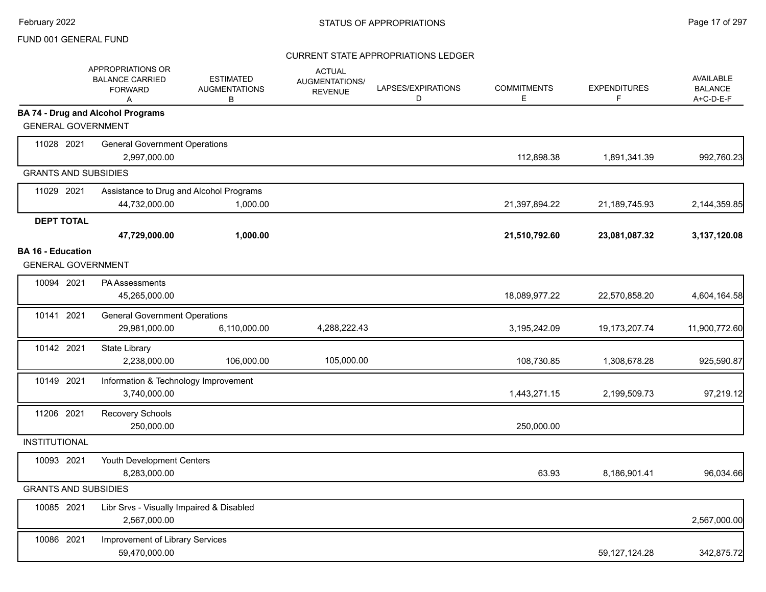FUND 001 GENERAL FUND

CURRENT STATE APPROPRIATIONS LEDGER

| | APPROPRIATIONS OR BALANCE CARRIED FORWARD A | ESTIMATED AUGMENTATIONS B | ACTUAL AUGMENTATIONS/ REVENUE C | LAPSES/EXPIRATIONS D | COMMITMENTS E | EXPENDITURES F | AVAILABLE BALANCE A+C-D-E-F |
|---|---|---|---|---|---|---|---|
| **BA 74 - Drug and Alcohol Programs** | | | | | | | |
| GENERAL GOVERNMENT | | | | | | | |
| 11028 2021 General Government Operations | 2,997,000.00 | | | | 112,898.38 | 1,891,341.39 | 992,760.23 |
| GRANTS AND SUBSIDIES | | | | | | | |
| 11029 2021 Assistance to Drug and Alcohol Programs | 44,732,000.00 | 1,000.00 | | | 21,397,894.22 | 21,189,745.93 | 2,144,359.85 |
| **DEPT TOTAL** | **47,729,000.00** | **1,000.00** | | | **21,510,792.60** | **23,081,087.32** | **3,137,120.08** |
| **BA 16 - Education** | | | | | | | |
| GENERAL GOVERNMENT | | | | | | | |
| 10094 2021 PA Assessments | 45,265,000.00 | | | | 18,089,977.22 | 22,570,858.20 | 4,604,164.58 |
| 10141 2021 General Government Operations | 29,981,000.00 | 6,110,000.00 | 4,288,222.43 | | 3,195,242.09 | 19,173,207.74 | 11,900,772.60 |
| 10142 2021 State Library | 2,238,000.00 | 106,000.00 | 105,000.00 | | 108,730.85 | 1,308,678.28 | 925,590.87 |
| 10149 2021 Information & Technology Improvement | 3,740,000.00 | | | | 1,443,271.15 | 2,199,509.73 | 97,219.12 |
| 11206 2021 Recovery Schools | 250,000.00 | | | | 250,000.00 | | |
| INSTITUTIONAL | | | | | | | |
| 10093 2021 Youth Development Centers | 8,283,000.00 | | | | 63.93 | 8,186,901.41 | 96,034.66 |
| GRANTS AND SUBSIDIES | | | | | | | |
| 10085 2021 Libr Srvs - Visually Impaired & Disabled | 2,567,000.00 | | | | | | 2,567,000.00 |
| 10086 2021 Improvement of Library Services | 59,470,000.00 | | | | | 59,127,124.28 | 342,875.72 |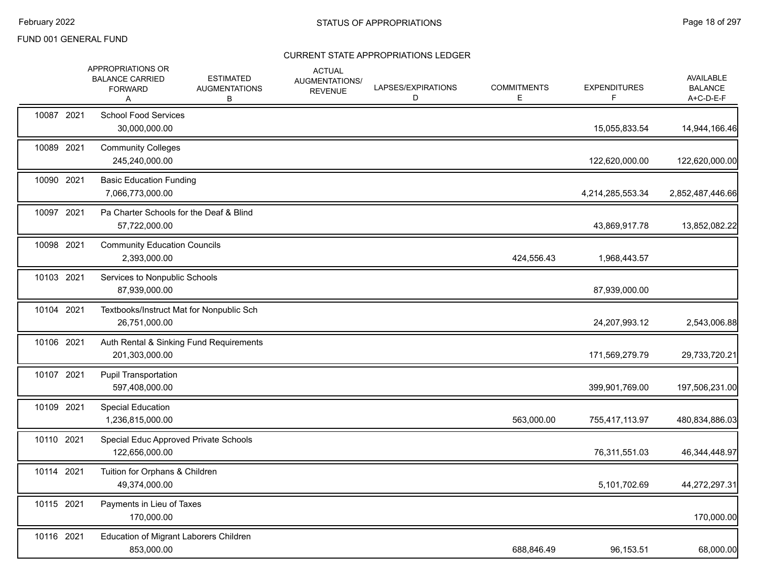STATUS OF APPROPRIATIONS

FUND 001 GENERAL FUND

CURRENT STATE APPROPRIATIONS LEDGER

| | APPROPRIATIONS OR BALANCE CARRIED FORWARD A | ESTIMATED AUGMENTATIONS B | ACTUAL AUGMENTATIONS/ REVENUE | LAPSES/EXPIRATIONS D | COMMITMENTS E | EXPENDITURES F | AVAILABLE BALANCE A+C-D-E-F |
|---|---|---|---|---|---|---|---|
| 10087 2021 | School Food Services | | | | | | |
| | 30,000,000.00 | | | | | 15,055,833.54 | 14,944,166.46 |
| 10089 2021 | Community Colleges | | | | | | |
| | 245,240,000.00 | | | | | 122,620,000.00 | 122,620,000.00 |
| 10090 2021 | Basic Education Funding | | | | | | |
| | 7,066,773,000.00 | | | | | 4,214,285,553.34 | 2,852,487,446.66 |
| 10097 2021 | Pa Charter Schools for the Deaf & Blind | | | | | | |
| | 57,722,000.00 | | | | | 43,869,917.78 | 13,852,082.22 |
| 10098 2021 | Community Education Councils | | | | | | |
| | 2,393,000.00 | | | | 424,556.43 | 1,968,443.57 | |
| 10103 2021 | Services to Nonpublic Schools | | | | | | |
| | 87,939,000.00 | | | | | 87,939,000.00 | |
| 10104 2021 | Textbooks/Instruct Mat for Nonpublic Sch | | | | | | |
| | 26,751,000.00 | | | | | 24,207,993.12 | 2,543,006.88 |
| 10106 2021 | Auth Rental & Sinking Fund Requirements | | | | | | |
| | 201,303,000.00 | | | | | 171,569,279.79 | 29,733,720.21 |
| 10107 2021 | Pupil Transportation | | | | | | |
| | 597,408,000.00 | | | | | 399,901,769.00 | 197,506,231.00 |
| 10109 2021 | Special Education | | | | | | |
| | 1,236,815,000.00 | | | | 563,000.00 | 755,417,113.97 | 480,834,886.03 |
| 10110 2021 | Special Educ Approved Private Schools | | | | | | |
| | 122,656,000.00 | | | | | 76,311,551.03 | 46,344,448.97 |
| 10114 2021 | Tuition for Orphans & Children | | | | | | |
| | 49,374,000.00 | | | | | 5,101,702.69 | 44,272,297.31 |
| 10115 2021 | Payments in Lieu of Taxes | | | | | | |
| | 170,000.00 | | | | | | 170,000.00 |
| 10116 2021 | Education of Migrant Laborers Children | | | | | | |
| | 853,000.00 | | | | 688,846.49 | 96,153.51 | 68,000.00 |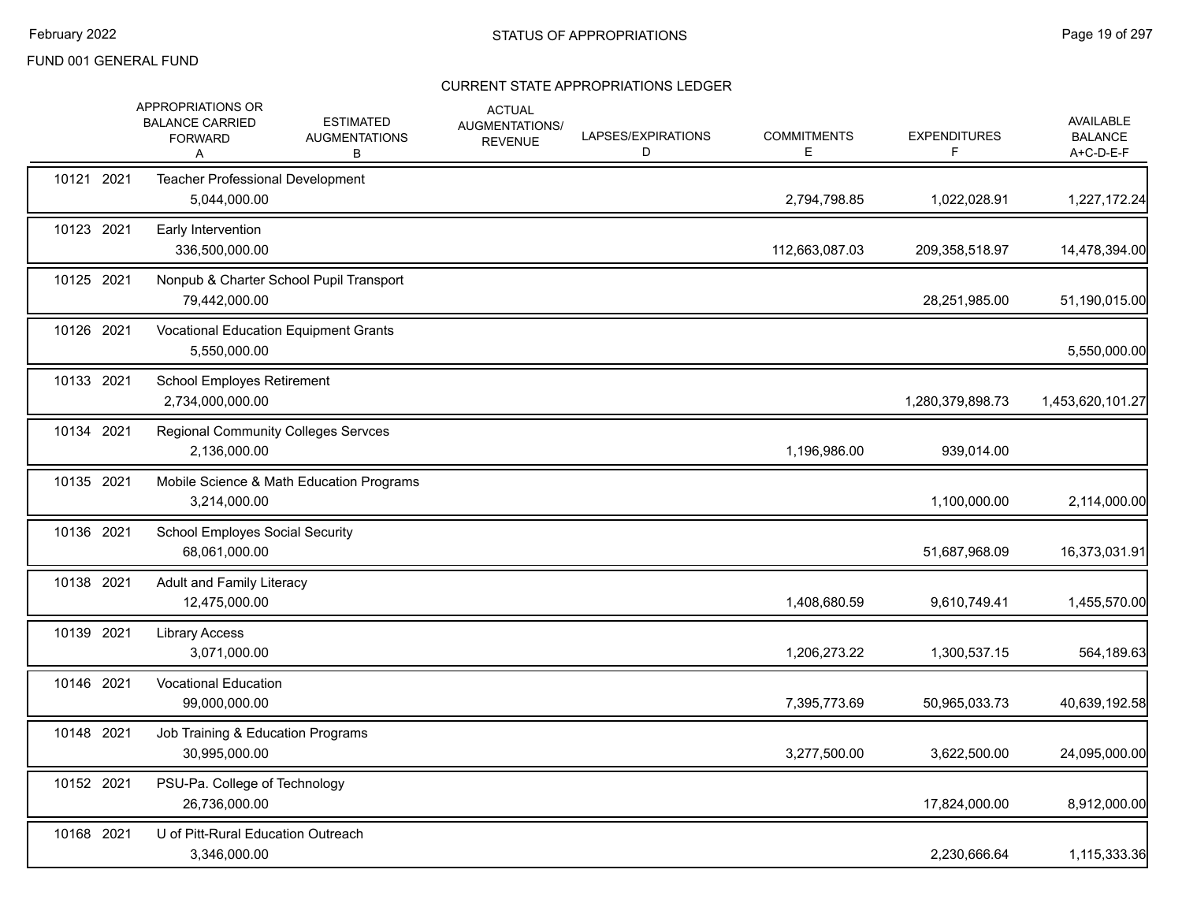FUND 001 GENERAL FUND

## STATUS OF APPROPRIATIONS

### CURRENT STATE APPROPRIATIONS LEDGER

| | | APPROPRIATIONS OR BALANCE CARRIED FORWARD A | ESTIMATED AUGMENTATIONS B | ACTUAL AUGMENTATIONS/ REVENUE | LAPSES/EXPIRATIONS D | COMMITMENTS E | EXPENDITURES F | AVAILABLE BALANCE A+C-D-E-F |
|---|---|---|---|---|---|---|---|---|
| 10121 | 2021 | Teacher Professional Development | | | | | | |
| | | 5,044,000.00 | | | | 2,794,798.85 | 1,022,028.91 | 1,227,172.24 |
| 10123 | 2021 | Early Intervention | | | | | | |
| | | 336,500,000.00 | | | | 112,663,087.03 | 209,358,518.97 | 14,478,394.00 |
| 10125 | 2021 | Nonpub & Charter School Pupil Transport | | | | | | |
| | | 79,442,000.00 | | | | | 28,251,985.00 | 51,190,015.00 |
| 10126 | 2021 | Vocational Education Equipment Grants | | | | | | |
| | | 5,550,000.00 | | | | | | 5,550,000.00 |
| 10133 | 2021 | School Employes Retirement | | | | | | |
| | | 2,734,000,000.00 | | | | | 1,280,379,898.73 | 1,453,620,101.27 |
| 10134 | 2021 | Regional Community Colleges Servces | | | | | | |
| | | 2,136,000.00 | | | | 1,196,986.00 | 939,014.00 | |
| 10135 | 2021 | Mobile Science & Math Education Programs | | | | | | |
| | | 3,214,000.00 | | | | | 1,100,000.00 | 2,114,000.00 |
| 10136 | 2021 | School Employes Social Security | | | | | | |
| | | 68,061,000.00 | | | | | 51,687,968.09 | 16,373,031.91 |
| 10138 | 2021 | Adult and Family Literacy | | | | | | |
| | | 12,475,000.00 | | | | 1,408,680.59 | 9,610,749.41 | 1,455,570.00 |
| 10139 | 2021 | Library Access | | | | | | |
| | | 3,071,000.00 | | | | 1,206,273.22 | 1,300,537.15 | 564,189.63 |
| 10146 | 2021 | Vocational Education | | | | | | |
| | | 99,000,000.00 | | | | 7,395,773.69 | 50,965,033.73 | 40,639,192.58 |
| 10148 | 2021 | Job Training & Education Programs | | | | | | |
| | | 30,995,000.00 | | | | 3,277,500.00 | 3,622,500.00 | 24,095,000.00 |
| 10152 | 2021 | PSU-Pa. College of Technology | | | | | | |
| | | 26,736,000.00 | | | | | 17,824,000.00 | 8,912,000.00 |
| 10168 | 2021 | U of Pitt-Rural Education Outreach | | | | | | |
| | | 3,346,000.00 | | | | | 2,230,666.64 | 1,115,333.36 |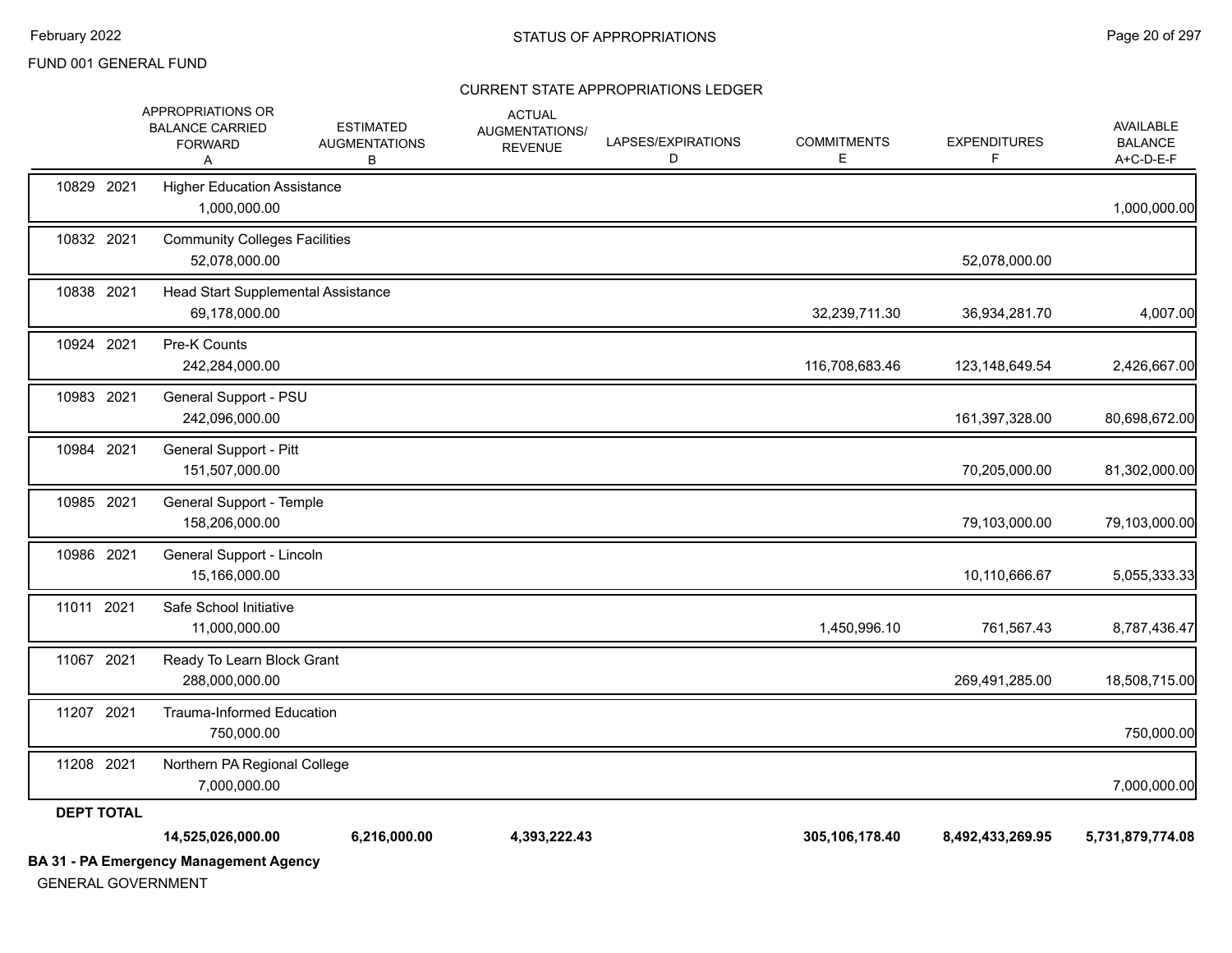FUND 001 GENERAL FUND

CURRENT STATE APPROPRIATIONS LEDGER

| | APPROPRIATIONS OR BALANCE CARRIED FORWARD A | ESTIMATED AUGMENTATIONS B | ACTUAL AUGMENTATIONS/ REVENUE | LAPSES/EXPIRATIONS D | COMMITMENTS E | EXPENDITURES F | AVAILABLE BALANCE A+C-D-E-F |
|---|---|---|---|---|---|---|---|
| 10829 2021 | Higher Education Assistance | | | | | | |
| | 1,000,000.00 | | | | | | 1,000,000.00 |
| 10832 2021 | Community Colleges Facilities | | | | | | |
| | 52,078,000.00 | | | | | 52,078,000.00 | |
| 10838 2021 | Head Start Supplemental Assistance | | | | | | |
| | 69,178,000.00 | | | | 32,239,711.30 | 36,934,281.70 | 4,007.00 |
| 10924 2021 | Pre-K Counts | | | | | | |
| | 242,284,000.00 | | | | 116,708,683.46 | 123,148,649.54 | 2,426,667.00 |
| 10983 2021 | General Support - PSU | | | | | | |
| | 242,096,000.00 | | | | | 161,397,328.00 | 80,698,672.00 |
| 10984 2021 | General Support - Pitt | | | | | | |
| | 151,507,000.00 | | | | | 70,205,000.00 | 81,302,000.00 |
| 10985 2021 | General Support - Temple | | | | | | |
| | 158,206,000.00 | | | | | 79,103,000.00 | 79,103,000.00 |
| 10986 2021 | General Support - Lincoln | | | | | | |
| | 15,166,000.00 | | | | | 10,110,666.67 | 5,055,333.33 |
| 11011 2021 | Safe School Initiative | | | | | | |
| | 11,000,000.00 | | | | 1,450,996.10 | 761,567.43 | 8,787,436.47 |
| 11067 2021 | Ready To Learn Block Grant | | | | | | |
| | 288,000,000.00 | | | | | 269,491,285.00 | 18,508,715.00 |
| 11207 2021 | Trauma-Informed Education | | | | | | |
| | 750,000.00 | | | | | | 750,000.00 |
| 11208 2021 | Northern PA Regional College | | | | | | |
| | 7,000,000.00 | | | | | | 7,000,000.00 |
| **DEPT TOTAL** | | | | | | | |
| | **14,525,026,000.00** | **6,216,000.00** | **4,393,222.43** | | **305,106,178.40** | **8,492,433,269.95** | **5,731,879,774.08** |

**BA 31 - PA Emergency Management Agency**

GENERAL GOVERNMENT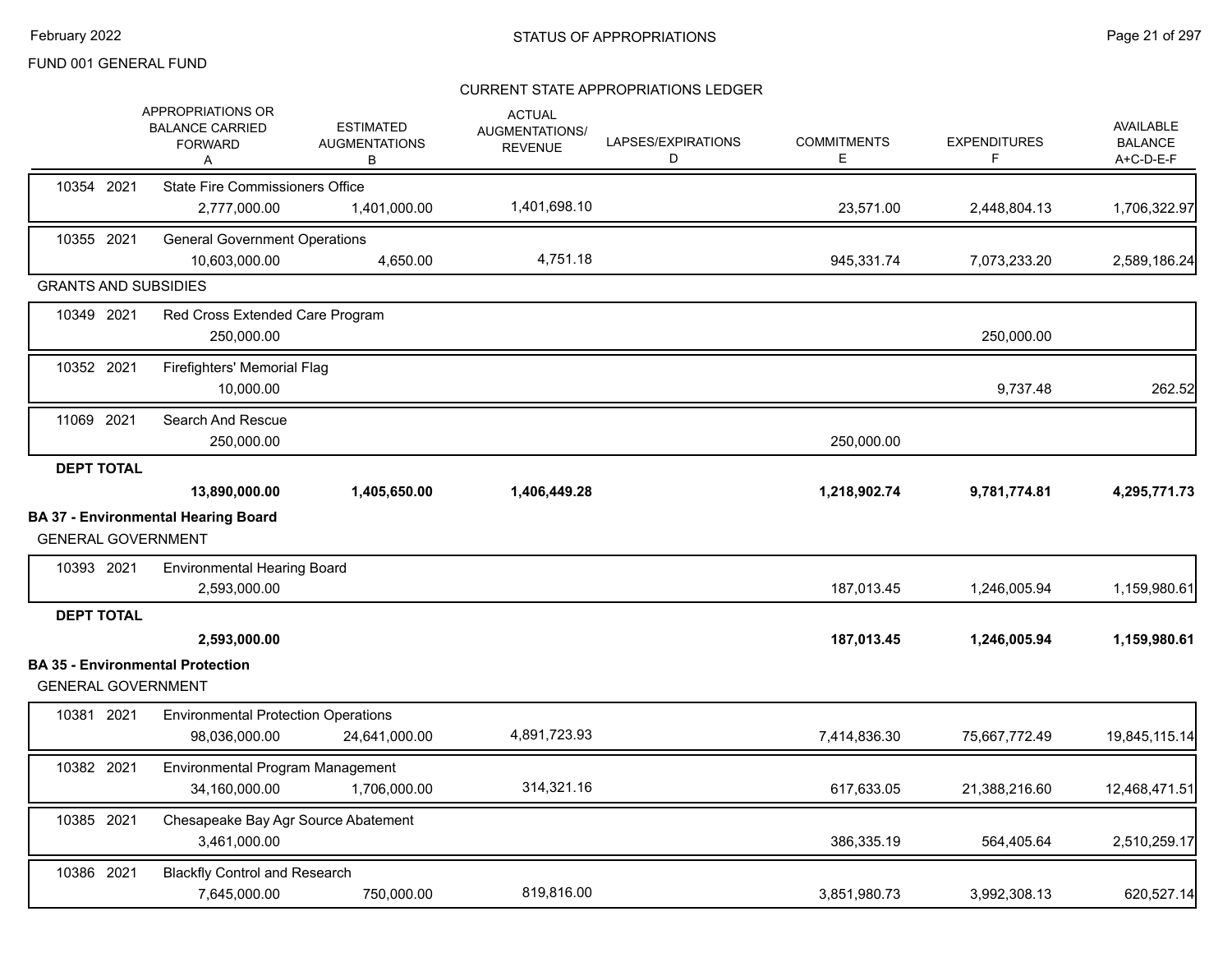## CURRENT STATE APPROPRIATIONS LEDGER

FUND 001 GENERAL FUND

| | APPROPRIATIONS OR BALANCE CARRIED FORWARD A | ESTIMATED AUGMENTATIONS B | ACTUAL AUGMENTATIONS/ REVENUE C | LAPSES/EXPIRATIONS D | COMMITMENTS E | EXPENDITURES F | AVAILABLE BALANCE A+C-D-E-F |
|---|---|---|---|---|---|---|---|
| 10354 2021 State Fire Commissioners Office | 2,777,000.00 | 1,401,000.00 | 1,401,698.10 | | 23,571.00 | 2,448,804.13 | 1,706,322.97 |
| 10355 2021 General Government Operations | 10,603,000.00 | 4,650.00 | 4,751.18 | | 945,331.74 | 7,073,233.20 | 2,589,186.24 |
| **GRANTS AND SUBSIDIES** | | | | | | | |
| 10349 2021 Red Cross Extended Care Program | 250,000.00 | | | | | 250,000.00 | |
| 10352 2021 Firefighters' Memorial Flag | 10,000.00 | | | | | 9,737.48 | 262.52 |
| 11069 2021 Search And Rescue | 250,000.00 | | | | 250,000.00 | | |
| **DEPT TOTAL** | **13,890,000.00** | **1,405,650.00** | **1,406,449.28** | | **1,218,902.74** | **9,781,774.81** | **4,295,771.73** |

### BA 37 - Environmental Hearing Board

| | APPROPRIATIONS OR BALANCE CARRIED FORWARD A | ESTIMATED AUGMENTATIONS B | ACTUAL AUGMENTATIONS/ REVENUE C | LAPSES/EXPIRATIONS D | COMMITMENTS E | EXPENDITURES F | AVAILABLE BALANCE A+C-D-E-F |
|---|---|---|---|---|---|---|---|
| **GENERAL GOVERNMENT** | | | | | | | |
| 10393 2021 Environmental Hearing Board | 2,593,000.00 | | | | 187,013.45 | 1,246,005.94 | 1,159,980.61 |
| **DEPT TOTAL** | **2,593,000.00** | | | | **187,013.45** | **1,246,005.94** | **1,159,980.61** |

### BA 35 - Environmental Protection

| | APPROPRIATIONS OR BALANCE CARRIED FORWARD A | ESTIMATED AUGMENTATIONS B | ACTUAL AUGMENTATIONS/ REVENUE C | LAPSES/EXPIRATIONS D | COMMITMENTS E | EXPENDITURES F | AVAILABLE BALANCE A+C-D-E-F |
|---|---|---|---|---|---|---|---|
| **GENERAL GOVERNMENT** | | | | | | | |
| 10381 2021 Environmental Protection Operations | 98,036,000.00 | 24,641,000.00 | 4,891,723.93 | | 7,414,836.30 | 75,667,772.49 | 19,845,115.14 |
| 10382 2021 Environmental Program Management | 34,160,000.00 | 1,706,000.00 | 314,321.16 | | 617,633.05 | 21,388,216.60 | 12,468,471.51 |
| 10385 2021 Chesapeake Bay Agr Source Abatement | 3,461,000.00 | | | | 386,335.19 | 564,405.64 | 2,510,259.17 |
| 10386 2021 Blackfly Control and Research | 7,645,000.00 | 750,000.00 | 819,816.00 | | 3,851,980.73 | 3,992,308.13 | 620,527.14 |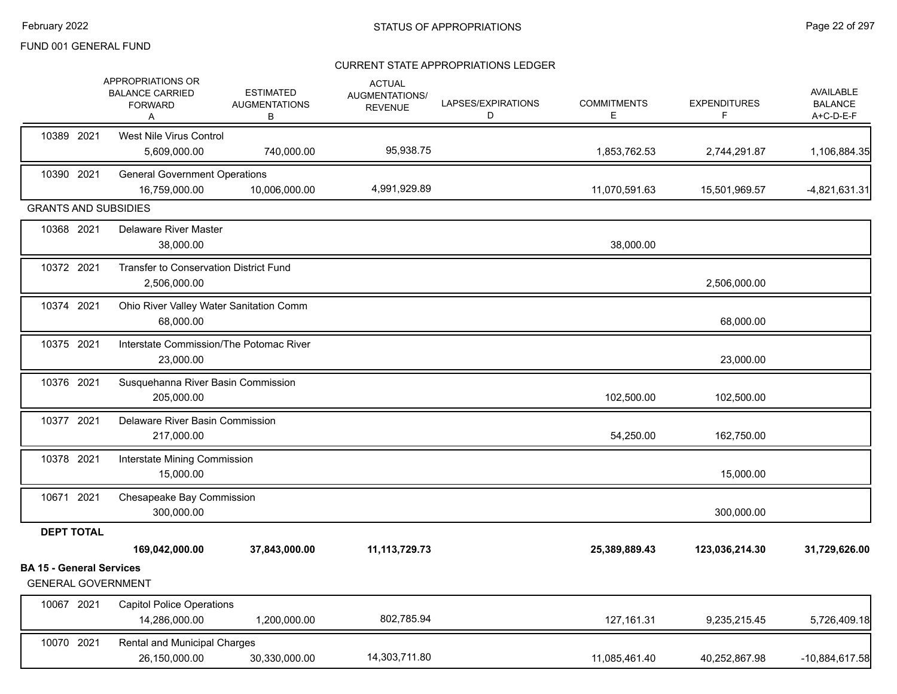FUND 001 GENERAL FUND

## CURRENT STATE APPROPRIATIONS LEDGER

| | APPROPRIATIONS OR BALANCE CARRIED FORWARD A | ESTIMATED AUGMENTATIONS B | ACTUAL AUGMENTATIONS/ REVENUE C | LAPSES/EXPIRATIONS D | COMMITMENTS E | EXPENDITURES F | AVAILABLE BALANCE A+C-D-E-F |
|---|---|---|---|---|---|---|---|
| 10389 2021 West Nile Virus Control | 5,609,000.00 | 740,000.00 | 95,938.75 | | 1,853,762.53 | 2,744,291.87 | 1,106,884.35 |
| 10390 2021 General Government Operations | 16,759,000.00 | 10,006,000.00 | 4,991,929.89 | | 11,070,591.63 | 15,501,969.57 | -4,821,631.31 |
| **GRANTS AND SUBSIDIES** | | | | | | | |
| 10368 2021 Delaware River Master | 38,000.00 | | | | 38,000.00 | | |
| 10372 2021 Transfer to Conservation District Fund | 2,506,000.00 | | | | | 2,506,000.00 | |
| 10374 2021 Ohio River Valley Water Sanitation Comm | 68,000.00 | | | | | 68,000.00 | |
| 10375 2021 Interstate Commission/The Potomac River | 23,000.00 | | | | | 23,000.00 | |
| 10376 2021 Susquehanna River Basin Commission | 205,000.00 | | | | 102,500.00 | 102,500.00 | |
| 10377 2021 Delaware River Basin Commission | 217,000.00 | | | | 54,250.00 | 162,750.00 | |
| 10378 2021 Interstate Mining Commission | 15,000.00 | | | | | 15,000.00 | |
| 10671 2021 Chesapeake Bay Commission | 300,000.00 | | | | | 300,000.00 | |
| **DEPT TOTAL** | **169,042,000.00** | **37,843,000.00** | **11,113,729.73** | | **25,389,889.43** | **123,036,214.30** | **31,729,626.00** |

**BA 15 - General Services**

GENERAL GOVERNMENT

| | APPROPRIATIONS OR BALANCE CARRIED FORWARD A | ESTIMATED AUGMENTATIONS B | ACTUAL AUGMENTATIONS/ REVENUE C | LAPSES/EXPIRATIONS D | COMMITMENTS E | EXPENDITURES F | AVAILABLE BALANCE A+C-D-E-F |
|---|---|---|---|---|---|---|---|
| 10067 2021 Capitol Police Operations | 14,286,000.00 | 1,200,000.00 | 802,785.94 | | 127,161.31 | 9,235,215.45 | 5,726,409.18 |
| 10070 2021 Rental and Municipal Charges | 26,150,000.00 | 30,330,000.00 | 14,303,711.80 | | 11,085,461.40 | 40,252,867.98 | -10,884,617.58 |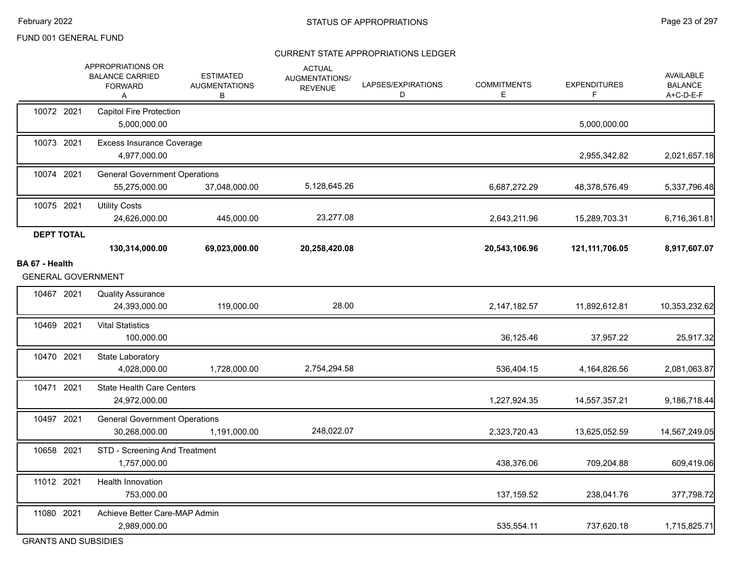FUND 001 GENERAL FUND

CURRENT STATE APPROPRIATIONS LEDGER

| | APPROPRIATIONS OR BALANCE CARRIED FORWARD A | ESTIMATED AUGMENTATIONS B | ACTUAL AUGMENTATIONS/ REVENUE | LAPSES/EXPIRATIONS D | COMMITMENTS E | EXPENDITURES F | AVAILABLE BALANCE A+C-D-E-F |
|---|---|---|---|---|---|---|---|
| 10072 2021 | Capitol Fire Protection | | | | | | |
| | 5,000,000.00 | | | | | 5,000,000.00 | |
| 10073 2021 | Excess Insurance Coverage | | | | | | |
| | 4,977,000.00 | | | | | 2,955,342.82 | 2,021,657.18 |
| 10074 2021 | General Government Operations | | | | | | |
| | 55,275,000.00 | 37,048,000.00 | 5,128,645.26 | | 6,687,272.29 | 48,378,576.49 | 5,337,796.48 |
| 10075 2021 | Utility Costs | | | | | | |
| | 24,626,000.00 | 445,000.00 | 23,277.08 | | 2,643,211.96 | 15,289,703.31 | 6,716,361.81 |
| **DEPT TOTAL** | | | | | | | |
| | **130,314,000.00** | **69,023,000.00** | **20,258,420.08** | | **20,543,106.96** | **121,111,706.05** | **8,917,607.07** |

**BA 67 - Health**

GENERAL GOVERNMENT

| | APPROPRIATIONS OR BALANCE CARRIED FORWARD A | ESTIMATED AUGMENTATIONS B | ACTUAL AUGMENTATIONS/ REVENUE | LAPSES/EXPIRATIONS D | COMMITMENTS E | EXPENDITURES F | AVAILABLE BALANCE A+C-D-E-F |
|---|---|---|---|---|---|---|---|
| 10467 2021 | Quality Assurance | | | | | | |
| | 24,393,000.00 | 119,000.00 | 28.00 | | 2,147,182.57 | 11,892,612.81 | 10,353,232.62 |
| 10469 2021 | Vital Statistics | | | | | | |
| | 100,000.00 | | | | 36,125.46 | 37,957.22 | 25,917.32 |
| 10470 2021 | State Laboratory | | | | | | |
| | 4,028,000.00 | 1,728,000.00 | 2,754,294.58 | | 536,404.15 | 4,164,826.56 | 2,081,063.87 |
| 10471 2021 | State Health Care Centers | | | | | | |
| | 24,972,000.00 | | | | 1,227,924.35 | 14,557,357.21 | 9,186,718.44 |
| 10497 2021 | General Government Operations | | | | | | |
| | 30,268,000.00 | 1,191,000.00 | 248,022.07 | | 2,323,720.43 | 13,625,052.59 | 14,567,249.05 |
| 10658 2021 | STD - Screening And Treatment | | | | | | |
| | 1,757,000.00 | | | | 438,376.06 | 709,204.88 | 609,419.06 |
| 11012 2021 | Health Innovation | | | | | | |
| | 753,000.00 | | | | 137,159.52 | 238,041.76 | 377,798.72 |
| 11080 2021 | Achieve Better Care-MAP Admin | | | | | | |
| | 2,989,000.00 | | | | 535,554.11 | 737,620.18 | 1,715,825.71 |

GRANTS AND SUBSIDIES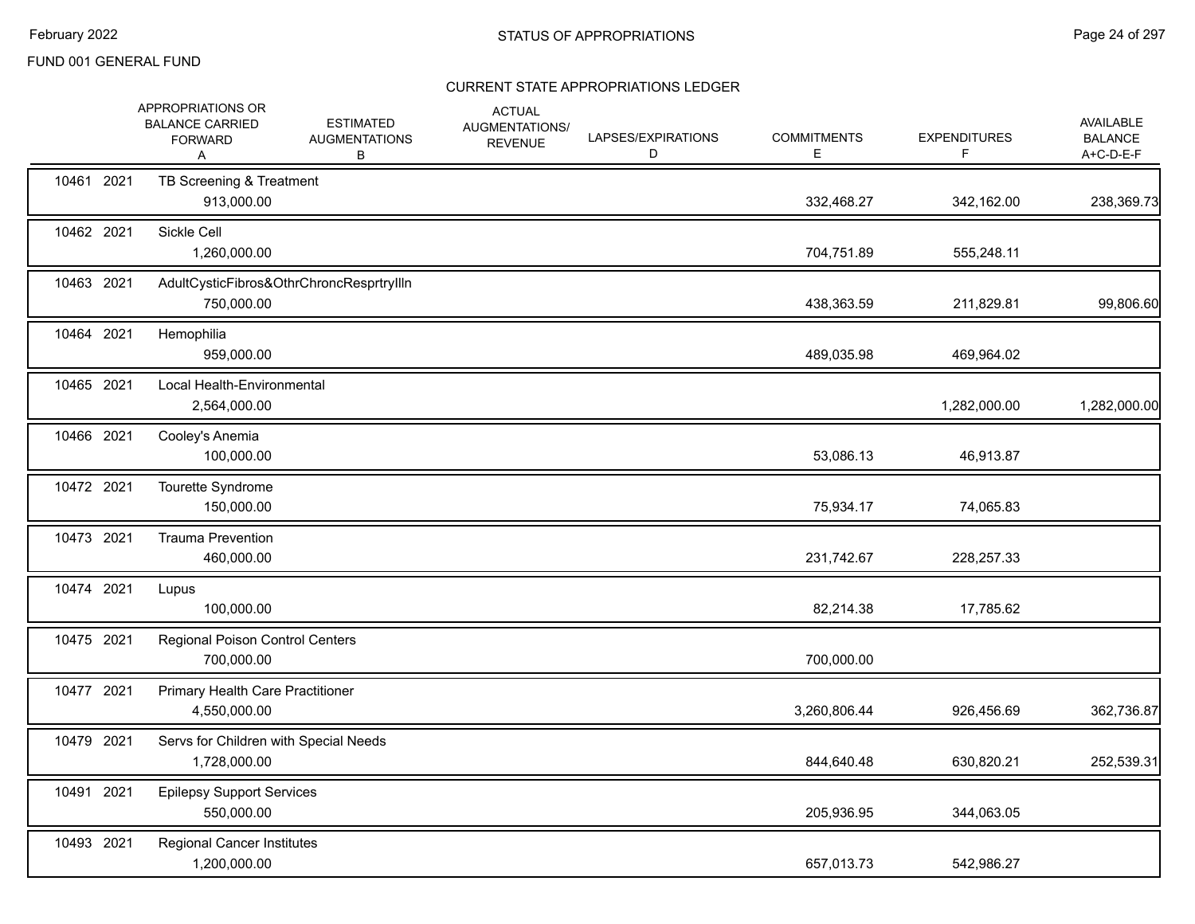FUND 001 GENERAL FUND

## STATUS OF APPROPRIATIONS

### CURRENT STATE APPROPRIATIONS LEDGER

| | APPROPRIATIONS OR BALANCE CARRIED FORWARD A | ESTIMATED AUGMENTATIONS B | ACTUAL AUGMENTATIONS/ REVENUE | LAPSES/EXPIRATIONS D | COMMITMENTS E | EXPENDITURES F | AVAILABLE BALANCE A+C-D-E-F |
|---|---|---|---|---|---|---|---|
| 10461 2021 TB Screening & Treatment | 913,000.00 | | | | 332,468.27 | 342,162.00 | 238,369.73 |
| 10462 2021 Sickle Cell | 1,260,000.00 | | | | 704,751.89 | 555,248.11 | |
| 10463 2021 AdultCysticFibros&OthrChroncResprtryIlln | 750,000.00 | | | | 438,363.59 | 211,829.81 | 99,806.60 |
| 10464 2021 Hemophilia | 959,000.00 | | | | 489,035.98 | 469,964.02 | |
| 10465 2021 Local Health-Environmental | 2,564,000.00 | | | | | 1,282,000.00 | 1,282,000.00 |
| 10466 2021 Cooley's Anemia | 100,000.00 | | | | 53,086.13 | 46,913.87 | |
| 10472 2021 Tourette Syndrome | 150,000.00 | | | | 75,934.17 | 74,065.83 | |
| 10473 2021 Trauma Prevention | 460,000.00 | | | | 231,742.67 | 228,257.33 | |
| 10474 2021 Lupus | 100,000.00 | | | | 82,214.38 | 17,785.62 | |
| 10475 2021 Regional Poison Control Centers | 700,000.00 | | | | 700,000.00 | | |
| 10477 2021 Primary Health Care Practitioner | 4,550,000.00 | | | | 3,260,806.44 | 926,456.69 | 362,736.87 |
| 10479 2021 Servs for Children with Special Needs | 1,728,000.00 | | | | 844,640.48 | 630,820.21 | 252,539.31 |
| 10491 2021 Epilepsy Support Services | 550,000.00 | | | | 205,936.95 | 344,063.05 | |
| 10493 2021 Regional Cancer Institutes | 1,200,000.00 | | | | 657,013.73 | 542,986.27 | |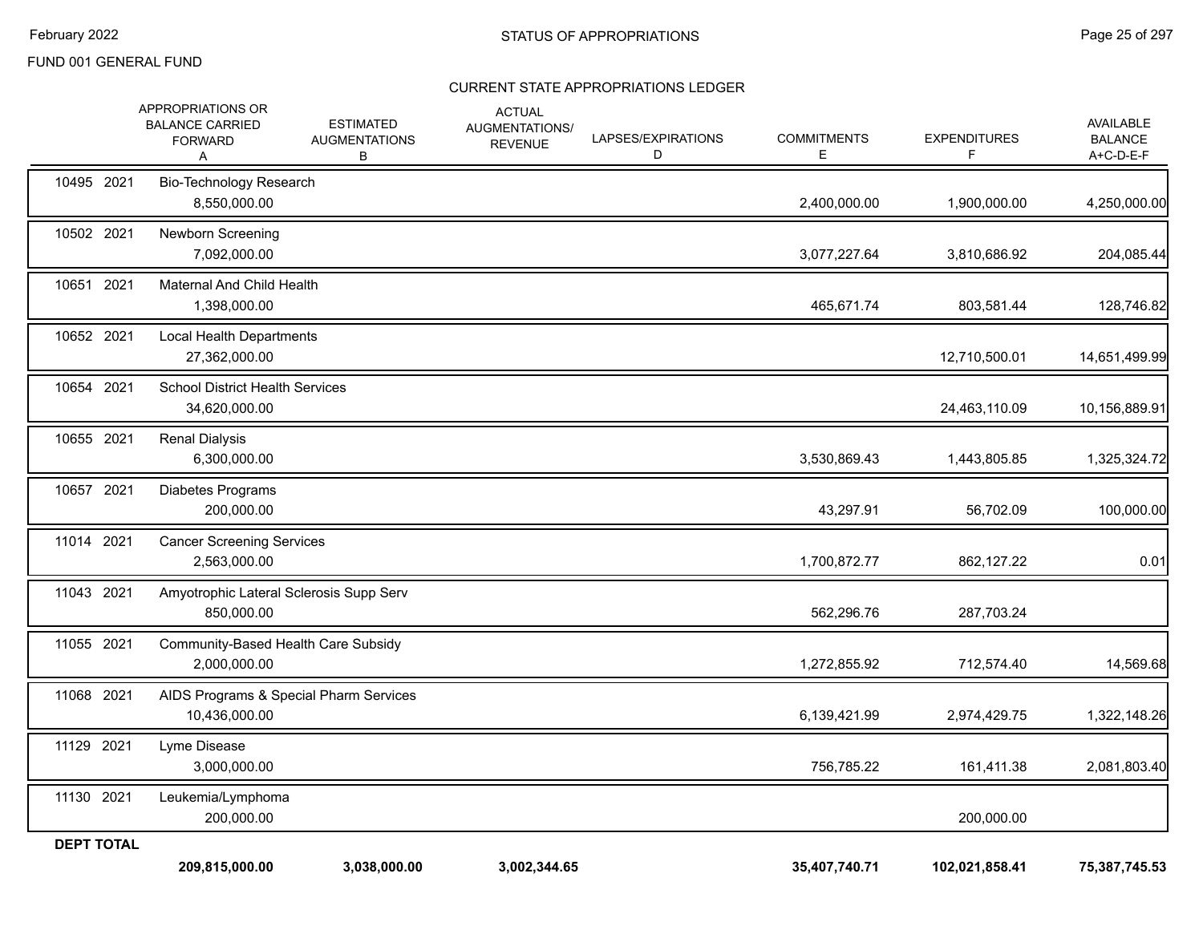FUND 001 GENERAL FUND

## STATUS OF APPROPRIATIONS

### CURRENT STATE APPROPRIATIONS LEDGER

| | APPROPRIATIONS OR BALANCE CARRIED FORWARD A | ESTIMATED AUGMENTATIONS B | ACTUAL AUGMENTATIONS/ REVENUE | LAPSES/EXPIRATIONS D | COMMITMENTS E | EXPENDITURES F | AVAILABLE BALANCE A+C-D-E-F |
|---|---|---|---|---|---|---|---|
| 10495 2021 | Bio-Technology Research | | | | | | |
| | 8,550,000.00 | | | | 2,400,000.00 | 1,900,000.00 | 4,250,000.00 |
| 10502 2021 | Newborn Screening | | | | | | |
| | 7,092,000.00 | | | | 3,077,227.64 | 3,810,686.92 | 204,085.44 |
| 10651 2021 | Maternal And Child Health | | | | | | |
| | 1,398,000.00 | | | | 465,671.74 | 803,581.44 | 128,746.82 |
| 10652 2021 | Local Health Departments | | | | | | |
| | 27,362,000.00 | | | | | 12,710,500.01 | 14,651,499.99 |
| 10654 2021 | School District Health Services | | | | | | |
| | 34,620,000.00 | | | | | 24,463,110.09 | 10,156,889.91 |
| 10655 2021 | Renal Dialysis | | | | | | |
| | 6,300,000.00 | | | | 3,530,869.43 | 1,443,805.85 | 1,325,324.72 |
| 10657 2021 | Diabetes Programs | | | | | | |
| | 200,000.00 | | | | 43,297.91 | 56,702.09 | 100,000.00 |
| 11014 2021 | Cancer Screening Services | | | | | | |
| | 2,563,000.00 | | | | 1,700,872.77 | 862,127.22 | 0.01 |
| 11043 2021 | Amyotrophic Lateral Sclerosis Supp Serv | | | | | | |
| | 850,000.00 | | | | 562,296.76 | 287,703.24 | |
| 11055 2021 | Community-Based Health Care Subsidy | | | | | | |
| | 2,000,000.00 | | | | 1,272,855.92 | 712,574.40 | 14,569.68 |
| 11068 2021 | AIDS Programs & Special Pharm Services | | | | | | |
| | 10,436,000.00 | | | | 6,139,421.99 | 2,974,429.75 | 1,322,148.26 |
| 11129 2021 | Lyme Disease | | | | | | |
| | 3,000,000.00 | | | | 756,785.22 | 161,411.38 | 2,081,803.40 |
| 11130 2021 | Leukemia/Lymphoma | | | | | | |
| | 200,000.00 | | | | | 200,000.00 | |
| **DEPT TOTAL** | | | | | | | |
| | **209,815,000.00** | **3,038,000.00** | **3,002,344.65** | | **35,407,740.71** | **102,021,858.41** | **75,387,745.53** |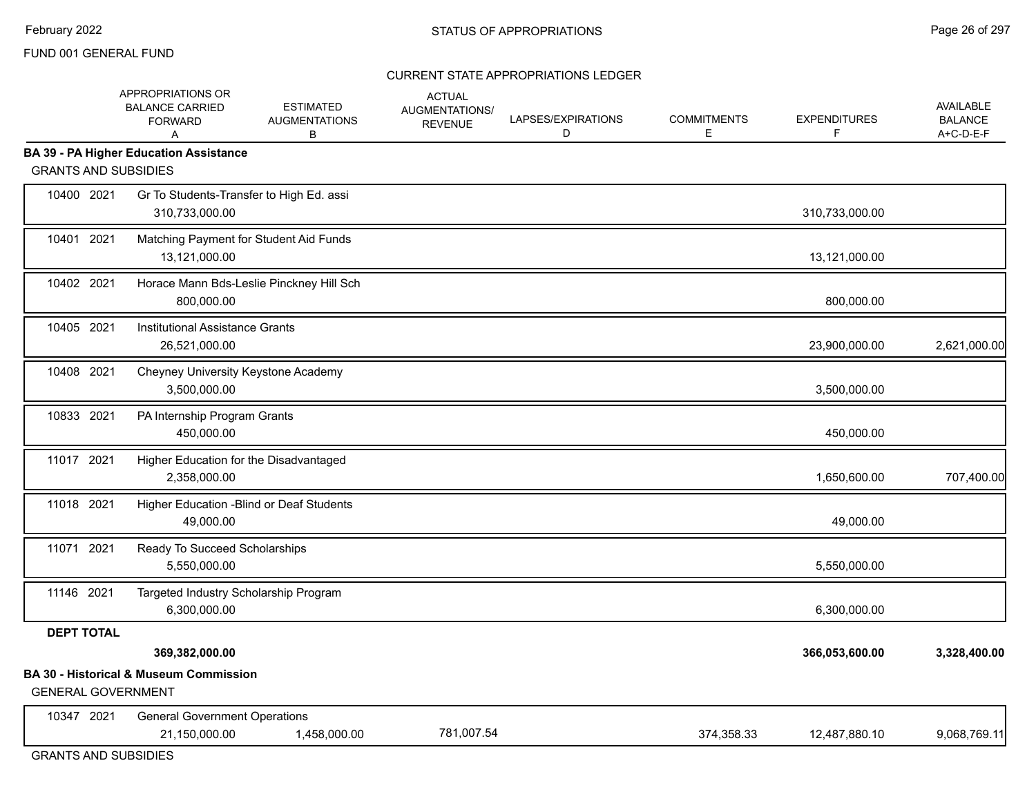FUND 001 GENERAL FUND

CURRENT STATE APPROPRIATIONS LEDGER

| | APPROPRIATIONS OR BALANCE CARRIED FORWARD A | ESTIMATED AUGMENTATIONS B | ACTUAL AUGMENTATIONS/ REVENUE | LAPSES/EXPIRATIONS D | COMMITMENTS E | EXPENDITURES F | AVAILABLE BALANCE A+C-D-E-F |
|---|---|---|---|---|---|---|---|
| **BA 39 - PA Higher Education Assistance** | | | | | | | |
| GRANTS AND SUBSIDIES | | | | | | | |
| 10400 2021 Gr To Students-Transfer to High Ed. assi | 310,733,000.00 | | | | | 310,733,000.00 | |
| 10401 2021 Matching Payment for Student Aid Funds | 13,121,000.00 | | | | | 13,121,000.00 | |
| 10402 2021 Horace Mann Bds-Leslie Pinckney Hill Sch | 800,000.00 | | | | | 800,000.00 | |
| 10405 2021 Institutional Assistance Grants | 26,521,000.00 | | | | | 23,900,000.00 | 2,621,000.00 |
| 10408 2021 Cheyney University Keystone Academy | 3,500,000.00 | | | | | 3,500,000.00 | |
| 10833 2021 PA Internship Program Grants | 450,000.00 | | | | | 450,000.00 | |
| 11017 2021 Higher Education for the Disadvantaged | 2,358,000.00 | | | | | 1,650,600.00 | 707,400.00 |
| 11018 2021 Higher Education -Blind or Deaf Students | 49,000.00 | | | | | 49,000.00 | |
| 11071 2021 Ready To Succeed Scholarships | 5,550,000.00 | | | | | 5,550,000.00 | |
| 11146 2021 Targeted Industry Scholarship Program | 6,300,000.00 | | | | | 6,300,000.00 | |
| **DEPT TOTAL** | **369,382,000.00** | | | | | **366,053,600.00** | **3,328,400.00** |
| **BA 30 - Historical & Museum Commission** | | | | | | | |
| GENERAL GOVERNMENT | | | | | | | |
| 10347 2021 General Government Operations | 21,150,000.00 | 1,458,000.00 | 781,007.54 | | 374,358.33 | 12,487,880.10 | 9,068,769.11 |
| GRANTS AND SUBSIDIES | | | | | | | |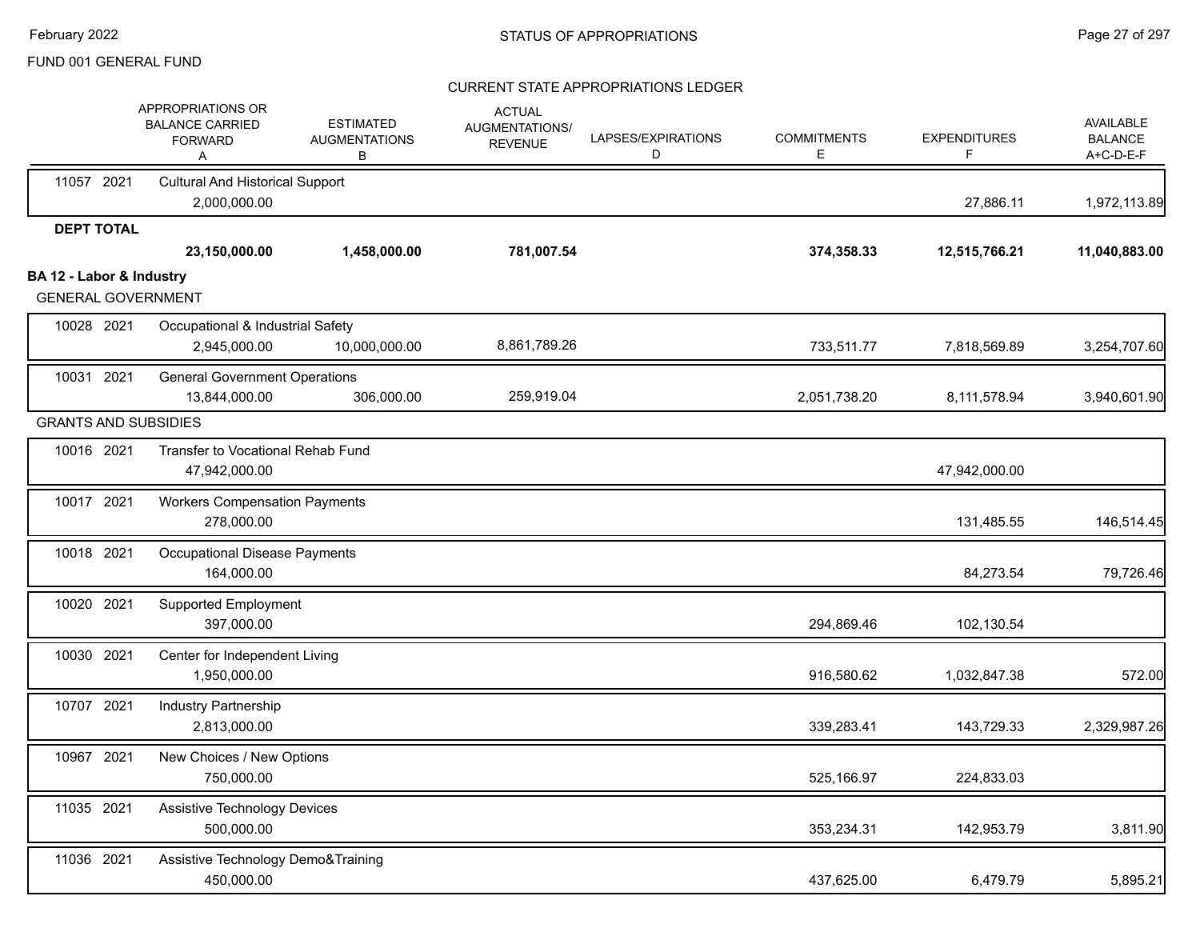FUND 001 GENERAL FUND

STATUS OF APPROPRIATIONS

CURRENT STATE APPROPRIATIONS LEDGER

| | APPROPRIATIONS OR BALANCE CARRIED FORWARD A | ESTIMATED AUGMENTATIONS B | ACTUAL AUGMENTATIONS/ REVENUE | LAPSES/EXPIRATIONS D | COMMITMENTS E | EXPENDITURES F | AVAILABLE BALANCE A+C-D-E-F |
|---|---|---|---|---|---|---|---|
| 11057 2021 Cultural And Historical Support | 2,000,000.00 | | | | | 27,886.11 | 1,972,113.89 |
| **DEPT TOTAL** | **23,150,000.00** | **1,458,000.00** | **781,007.54** | | **374,358.33** | **12,515,766.21** | **11,040,883.00** |
| **BA 12 - Labor & Industry** | | | | | | | |
| GENERAL GOVERNMENT | | | | | | | |
| 10028 2021 Occupational & Industrial Safety | 2,945,000.00 | 10,000,000.00 | 8,861,789.26 | | 733,511.77 | 7,818,569.89 | 3,254,707.60 |
| 10031 2021 General Government Operations | 13,844,000.00 | 306,000.00 | 259,919.04 | | 2,051,738.20 | 8,111,578.94 | 3,940,601.90 |
| GRANTS AND SUBSIDIES | | | | | | | |
| 10016 2021 Transfer to Vocational Rehab Fund | 47,942,000.00 | | | | | 47,942,000.00 | |
| 10017 2021 Workers Compensation Payments | 278,000.00 | | | | | 131,485.55 | 146,514.45 |
| 10018 2021 Occupational Disease Payments | 164,000.00 | | | | | 84,273.54 | 79,726.46 |
| 10020 2021 Supported Employment | 397,000.00 | | | | 294,869.46 | 102,130.54 | |
| 10030 2021 Center for Independent Living | 1,950,000.00 | | | | 916,580.62 | 1,032,847.38 | 572.00 |
| 10707 2021 Industry Partnership | 2,813,000.00 | | | | 339,283.41 | 143,729.33 | 2,329,987.26 |
| 10967 2021 New Choices / New Options | 750,000.00 | | | | 525,166.97 | 224,833.03 | |
| 11035 2021 Assistive Technology Devices | 500,000.00 | | | | 353,234.31 | 142,953.79 | 3,811.90 |
| 11036 2021 Assistive Technology Demo&Training | 450,000.00 | | | | 437,625.00 | 6,479.79 | 5,895.21 |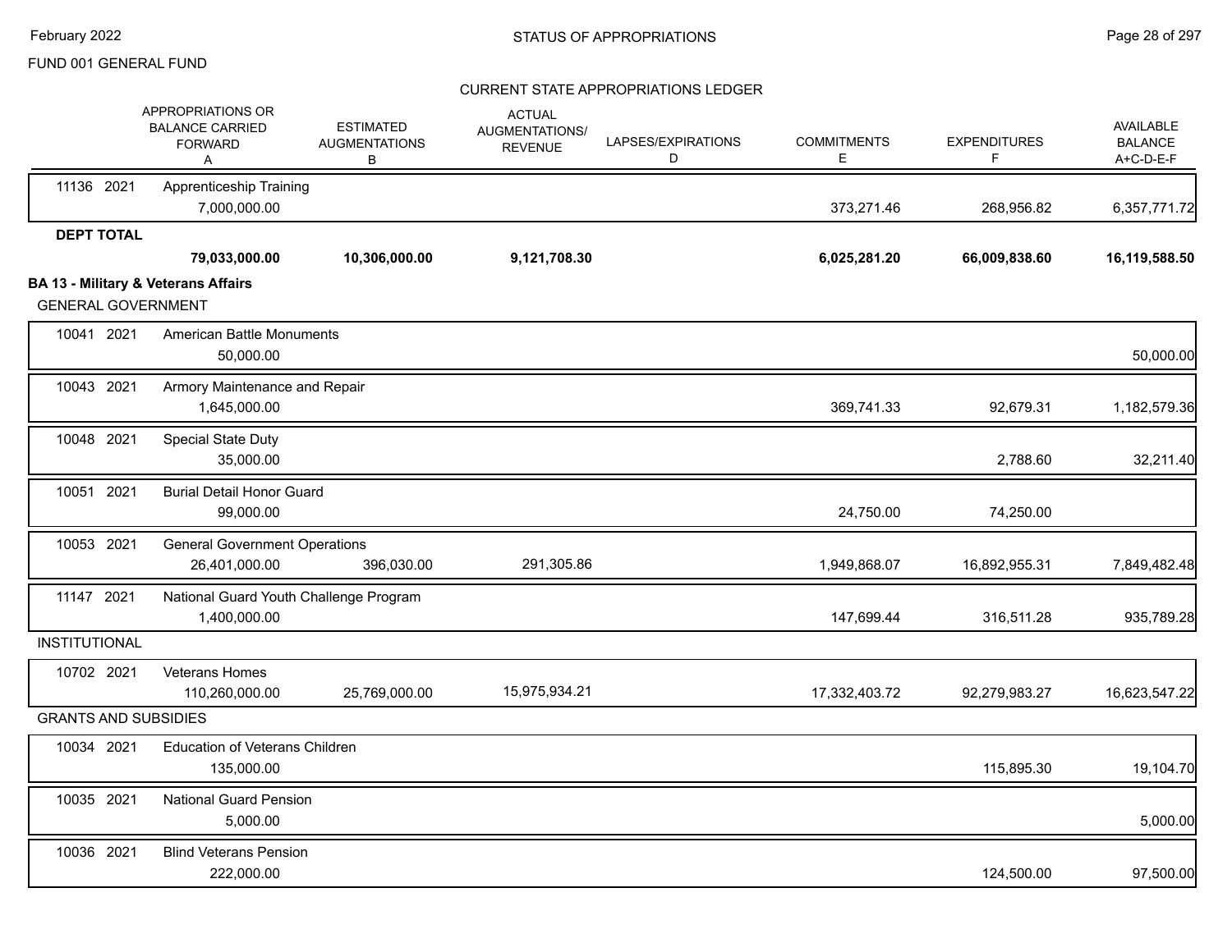FUND 001 GENERAL FUND

CURRENT STATE APPROPRIATIONS LEDGER

| | APPROPRIATIONS OR BALANCE CARRIED FORWARD A | ESTIMATED AUGMENTATIONS B | ACTUAL AUGMENTATIONS/ REVENUE | LAPSES/EXPIRATIONS D | COMMITMENTS E | EXPENDITURES F | AVAILABLE BALANCE A+C-D-E-F |
|---|---|---|---|---|---|---|---|
| 11136 2021 | Apprenticeship Training | | | | | | |
| | 7,000,000.00 | | | | 373,271.46 | 268,956.82 | 6,357,771.72 |
| **DEPT TOTAL** | | | | | | | |
| | **79,033,000.00** | **10,306,000.00** | **9,121,708.30** | | **6,025,281.20** | **66,009,838.60** | **16,119,588.50** |
| **BA 13 - Military & Veterans Affairs** | | | | | | | |
| GENERAL GOVERNMENT | | | | | | | |
| 10041 2021 | American Battle Monuments | | | | | | |
| | 50,000.00 | | | | | | 50,000.00 |
| 10043 2021 | Armory Maintenance and Repair | | | | | | |
| | 1,645,000.00 | | | | 369,741.33 | 92,679.31 | 1,182,579.36 |
| 10048 2021 | Special State Duty | | | | | | |
| | 35,000.00 | | | | | 2,788.60 | 32,211.40 |
| 10051 2021 | Burial Detail Honor Guard | | | | | | |
| | 99,000.00 | | | | 24,750.00 | 74,250.00 | |
| 10053 2021 | General Government Operations | | | | | | |
| | 26,401,000.00 | 396,030.00 | 291,305.86 | | 1,949,868.07 | 16,892,955.31 | 7,849,482.48 |
| 11147 2021 | National Guard Youth Challenge Program | | | | | | |
| | 1,400,000.00 | | | | 147,699.44 | 316,511.28 | 935,789.28 |
| INSTITUTIONAL | | | | | | | |
| 10702 2021 | Veterans Homes | | | | | | |
| | 110,260,000.00 | 25,769,000.00 | 15,975,934.21 | | 17,332,403.72 | 92,279,983.27 | 16,623,547.22 |
| GRANTS AND SUBSIDIES | | | | | | | |
| 10034 2021 | Education of Veterans Children | | | | | | |
| | 135,000.00 | | | | | 115,895.30 | 19,104.70 |
| 10035 2021 | National Guard Pension | | | | | | |
| | 5,000.00 | | | | | | 5,000.00 |
| 10036 2021 | Blind Veterans Pension | | | | | | |
| | 222,000.00 | | | | | 124,500.00 | 97,500.00 |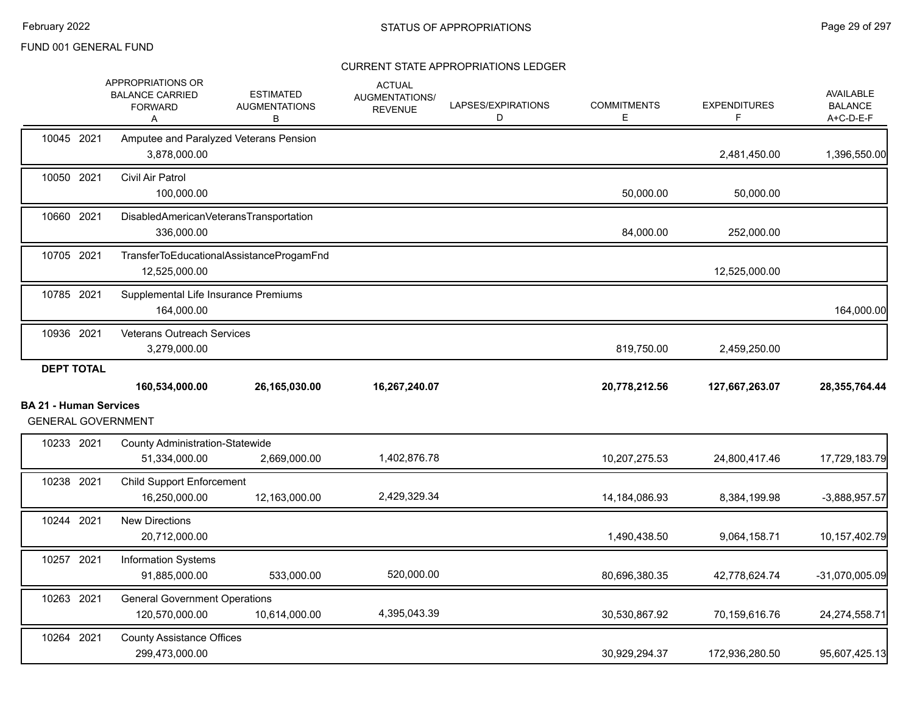FUND 001 GENERAL FUND

## CURRENT STATE APPROPRIATIONS LEDGER

| | APPROPRIATIONS OR BALANCE CARRIED FORWARD A | ESTIMATED AUGMENTATIONS B | ACTUAL AUGMENTATIONS/ REVENUE | LAPSES/EXPIRATIONS D | COMMITMENTS E | EXPENDITURES F | AVAILABLE BALANCE A+C-D-E-F |
|---|---|---|---|---|---|---|---|
| 10045 2021 Amputee and Paralyzed Veterans Pension | 3,878,000.00 | | | | | 2,481,450.00 | 1,396,550.00 |
| 10050 2021 Civil Air Patrol | 100,000.00 | | | | 50,000.00 | 50,000.00 | |
| 10660 2021 DisabledAmericanVeteransTransportation | 336,000.00 | | | | 84,000.00 | 252,000.00 | |
| 10705 2021 TransferToEducationalAssistanceProgamFnd | 12,525,000.00 | | | | | 12,525,000.00 | |
| 10785 2021 Supplemental Life Insurance Premiums | 164,000.00 | | | | | | 164,000.00 |
| 10936 2021 Veterans Outreach Services | 3,279,000.00 | | | | 819,750.00 | 2,459,250.00 | |
| **DEPT TOTAL** | **160,534,000.00** | **26,165,030.00** | **16,267,240.07** | | **20,778,212.56** | **127,667,263.07** | **28,355,764.44** |

**BA 21 - Human Services**

GENERAL GOVERNMENT

| | APPROPRIATIONS OR BALANCE CARRIED FORWARD A | ESTIMATED AUGMENTATIONS B | ACTUAL AUGMENTATIONS/ REVENUE | LAPSES/EXPIRATIONS D | COMMITMENTS E | EXPENDITURES F | AVAILABLE BALANCE A+C-D-E-F |
|---|---|---|---|---|---|---|---|
| 10233 2021 County Administration-Statewide | 51,334,000.00 | 2,669,000.00 | 1,402,876.78 | | 10,207,275.53 | 24,800,417.46 | 17,729,183.79 |
| 10238 2021 Child Support Enforcement | 16,250,000.00 | 12,163,000.00 | 2,429,329.34 | | 14,184,086.93 | 8,384,199.98 | -3,888,957.57 |
| 10244 2021 New Directions | 20,712,000.00 | | | | 1,490,438.50 | 9,064,158.71 | 10,157,402.79 |
| 10257 2021 Information Systems | 91,885,000.00 | 533,000.00 | 520,000.00 | | 80,696,380.35 | 42,778,624.74 | -31,070,005.09 |
| 10263 2021 General Government Operations | 120,570,000.00 | 10,614,000.00 | 4,395,043.39 | | 30,530,867.92 | 70,159,616.76 | 24,274,558.71 |
| 10264 2021 County Assistance Offices | 299,473,000.00 | | | | 30,929,294.37 | 172,936,280.50 | 95,607,425.13 |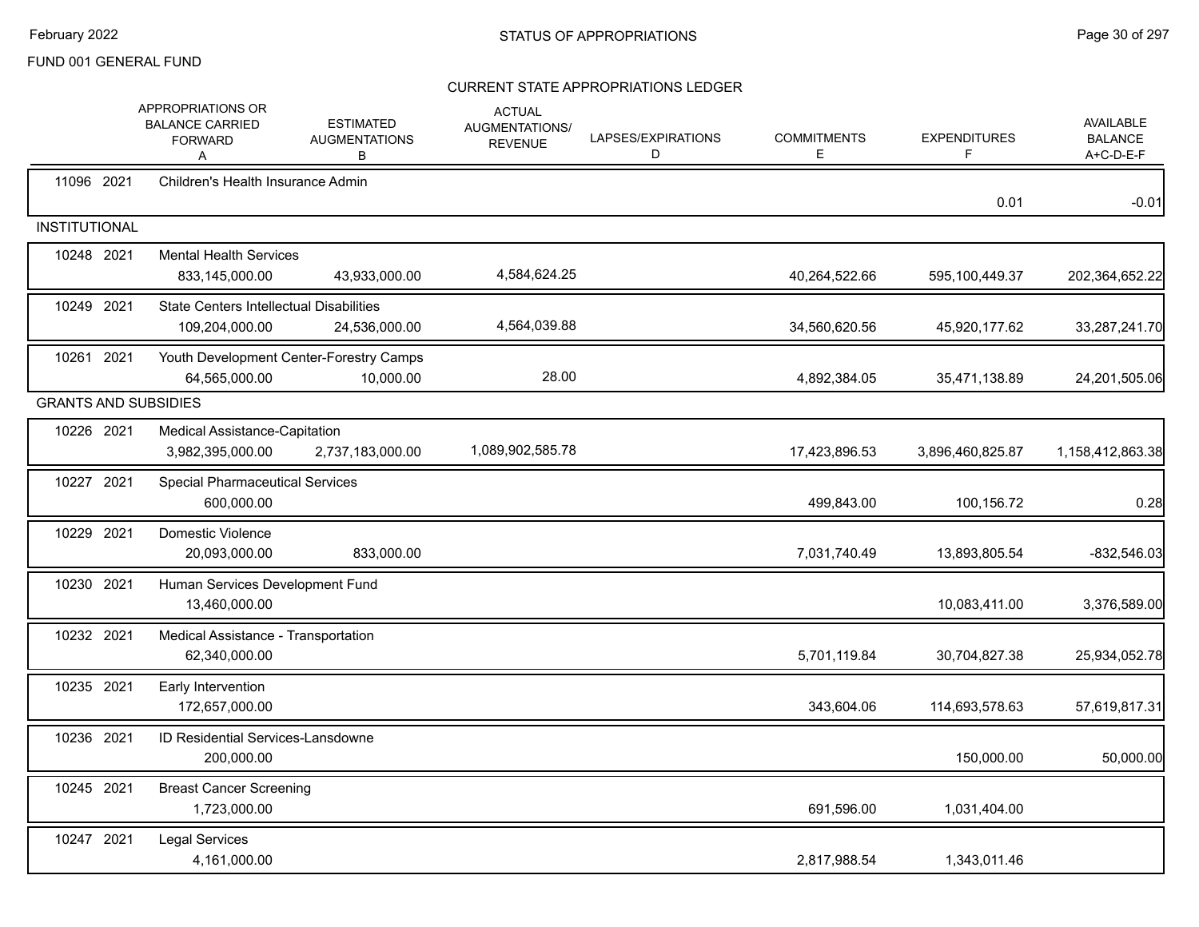FUND 001 GENERAL FUND

## CURRENT STATE APPROPRIATIONS LEDGER

| | APPROPRIATIONS OR BALANCE CARRIED FORWARD A | ESTIMATED AUGMENTATIONS B | ACTUAL AUGMENTATIONS/ REVENUE | LAPSES/EXPIRATIONS D | COMMITMENTS E | EXPENDITURES F | AVAILABLE BALANCE A+C-D-E-F |
|---|---|---|---|---|---|---|---|
| 11096 2021 Children's Health Insurance Admin | | | | | | 0.01 | -0.01 |
| **INSTITUTIONAL** | | | | | | | |
| 10248 2021 Mental Health Services | 833,145,000.00 | 43,933,000.00 | 4,584,624.25 | | 40,264,522.66 | 595,100,449.37 | 202,364,652.22 |
| 10249 2021 State Centers Intellectual Disabilities | 109,204,000.00 | 24,536,000.00 | 4,564,039.88 | | 34,560,620.56 | 45,920,177.62 | 33,287,241.70 |
| 10261 2021 Youth Development Center-Forestry Camps | 64,565,000.00 | 10,000.00 | 28.00 | | 4,892,384.05 | 35,471,138.89 | 24,201,505.06 |
| **GRANTS AND SUBSIDIES** | | | | | | | |
| 10226 2021 Medical Assistance-Capitation | 3,982,395,000.00 | 2,737,183,000.00 | 1,089,902,585.78 | | 17,423,896.53 | 3,896,460,825.87 | 1,158,412,863.38 |
| 10227 2021 Special Pharmaceutical Services | 600,000.00 | | | | 499,843.00 | 100,156.72 | 0.28 |
| 10229 2021 Domestic Violence | 20,093,000.00 | 833,000.00 | | | 7,031,740.49 | 13,893,805.54 | -832,546.03 |
| 10230 2021 Human Services Development Fund | 13,460,000.00 | | | | | 10,083,411.00 | 3,376,589.00 |
| 10232 2021 Medical Assistance - Transportation | 62,340,000.00 | | | | 5,701,119.84 | 30,704,827.38 | 25,934,052.78 |
| 10235 2021 Early Intervention | 172,657,000.00 | | | | 343,604.06 | 114,693,578.63 | 57,619,817.31 |
| 10236 2021 ID Residential Services-Lansdowne | 200,000.00 | | | | | 150,000.00 | 50,000.00 |
| 10245 2021 Breast Cancer Screening | 1,723,000.00 | | | | 691,596.00 | 1,031,404.00 | |
| 10247 2021 Legal Services | 4,161,000.00 | | | | 2,817,988.54 | 1,343,011.46 | |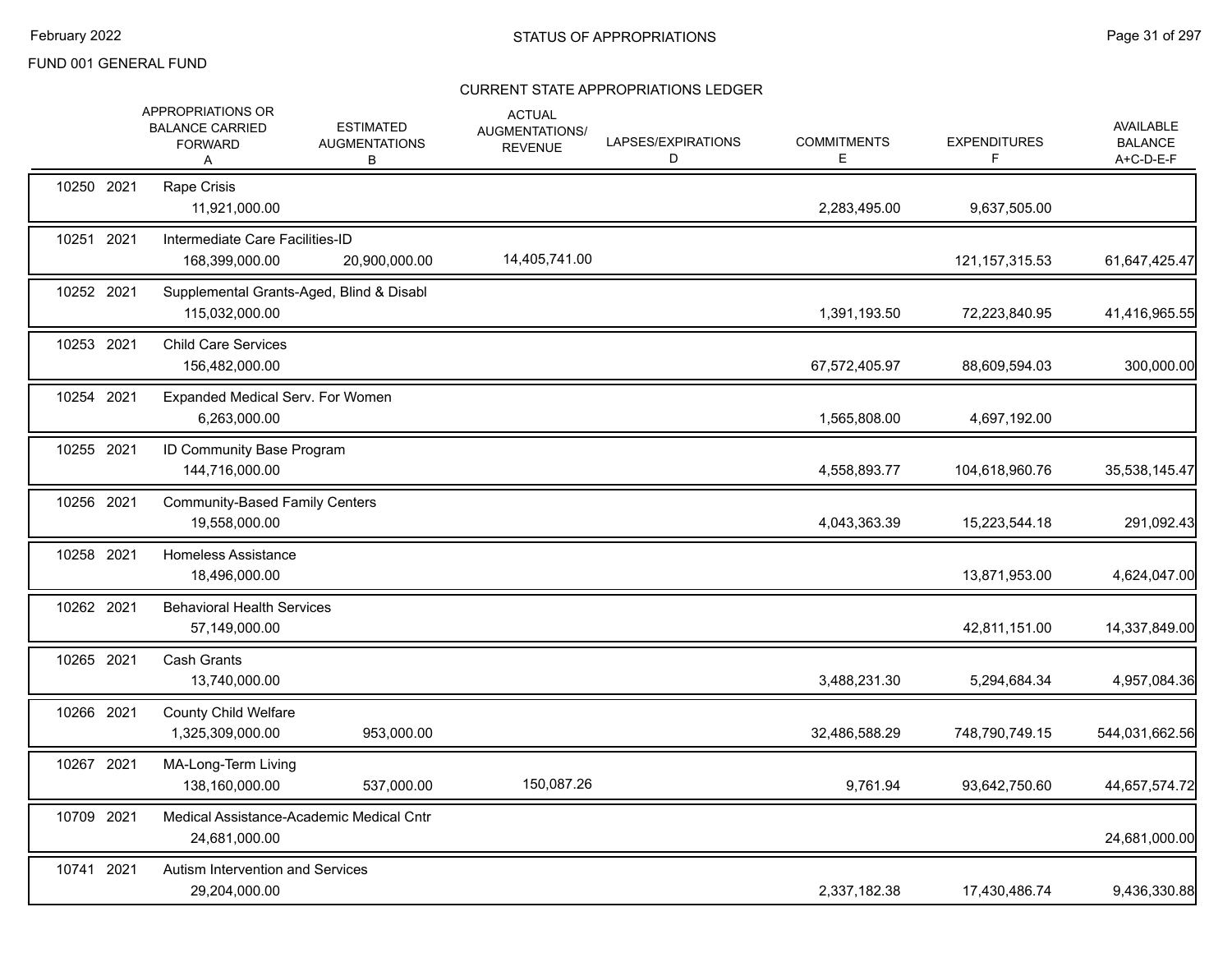FUND 001 GENERAL FUND

## STATUS OF APPROPRIATIONS

### CURRENT STATE APPROPRIATIONS LEDGER

| | | APPROPRIATIONS OR BALANCE CARRIED FORWARD A | ESTIMATED AUGMENTATIONS B | ACTUAL AUGMENTATIONS/ REVENUE | LAPSES/EXPIRATIONS D | COMMITMENTS E | EXPENDITURES F | AVAILABLE BALANCE A+C-D-E-F |
|---|---|---|---|---|---|---|---|---|
| 10250 | 2021 | Rape Crisis | | | | | | |
| | | 11,921,000.00 | | | | 2,283,495.00 | 9,637,505.00 | |
| 10251 | 2021 | Intermediate Care Facilities-ID | | | | | | |
| | | 168,399,000.00 | 20,900,000.00 | 14,405,741.00 | | | 121,157,315.53 | 61,647,425.47 |
| 10252 | 2021 | Supplemental Grants-Aged, Blind & Disabl | | | | | | |
| | | 115,032,000.00 | | | | 1,391,193.50 | 72,223,840.95 | 41,416,965.55 |
| 10253 | 2021 | Child Care Services | | | | | | |
| | | 156,482,000.00 | | | | 67,572,405.97 | 88,609,594.03 | 300,000.00 |
| 10254 | 2021 | Expanded Medical Serv. For Women | | | | | | |
| | | 6,263,000.00 | | | | 1,565,808.00 | 4,697,192.00 | |
| 10255 | 2021 | ID Community Base Program | | | | | | |
| | | 144,716,000.00 | | | | 4,558,893.77 | 104,618,960.76 | 35,538,145.47 |
| 10256 | 2021 | Community-Based Family Centers | | | | | | |
| | | 19,558,000.00 | | | | 4,043,363.39 | 15,223,544.18 | 291,092.43 |
| 10258 | 2021 | Homeless Assistance | | | | | | |
| | | 18,496,000.00 | | | | | 13,871,953.00 | 4,624,047.00 |
| 10262 | 2021 | Behavioral Health Services | | | | | | |
| | | 57,149,000.00 | | | | | 42,811,151.00 | 14,337,849.00 |
| 10265 | 2021 | Cash Grants | | | | | | |
| | | 13,740,000.00 | | | | 3,488,231.30 | 5,294,684.34 | 4,957,084.36 |
| 10266 | 2021 | County Child Welfare | | | | | | |
| | | 1,325,309,000.00 | 953,000.00 | | | 32,486,588.29 | 748,790,749.15 | 544,031,662.56 |
| 10267 | 2021 | MA-Long-Term Living | | | | | | |
| | | 138,160,000.00 | 537,000.00 | 150,087.26 | | 9,761.94 | 93,642,750.60 | 44,657,574.72 |
| 10709 | 2021 | Medical Assistance-Academic Medical Cntr | | | | | | |
| | | 24,681,000.00 | | | | | | 24,681,000.00 |
| 10741 | 2021 | Autism Intervention and Services | | | | | | |
| | | 29,204,000.00 | | | | 2,337,182.38 | 17,430,486.74 | 9,436,330.88 |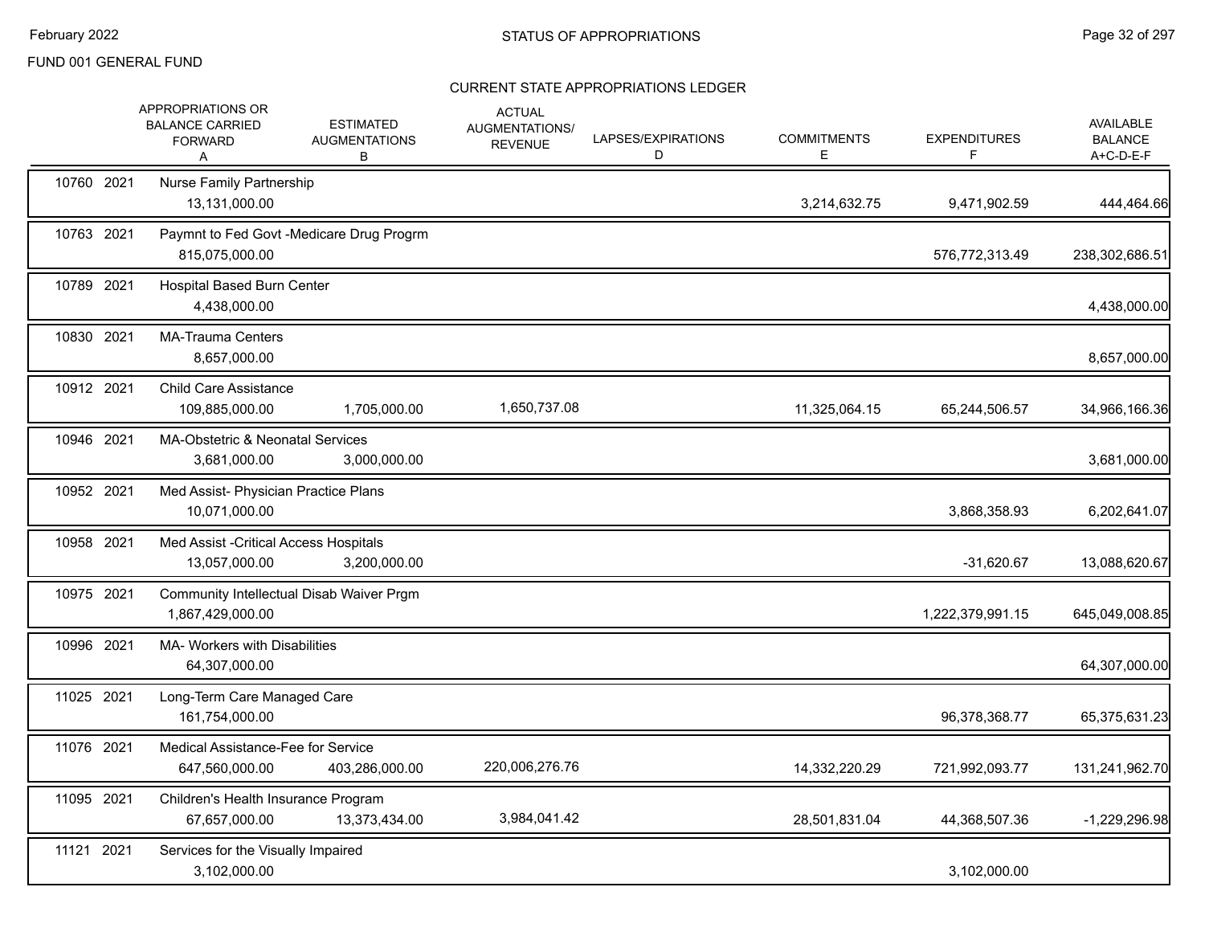FUND 001 GENERAL FUND

## CURRENT STATE APPROPRIATIONS LEDGER

| | | APPROPRIATIONS OR BALANCE CARRIED FORWARD A | ESTIMATED AUGMENTATIONS B | ACTUAL AUGMENTATIONS/ REVENUE | LAPSES/EXPIRATIONS D | COMMITMENTS E | EXPENDITURES F | AVAILABLE BALANCE A+C-D-E-F |
|---|---|---|---|---|---|---|---|---|
| 10760 | 2021 | Nurse Family Partnership | | | | | | |
| | | 13,131,000.00 | | | | 3,214,632.75 | 9,471,902.59 | 444,464.66 |
| 10763 | 2021 | Paymnt to Fed Govt -Medicare Drug Progrm | | | | | | |
| | | 815,075,000.00 | | | | | 576,772,313.49 | 238,302,686.51 |
| 10789 | 2021 | Hospital Based Burn Center | | | | | | |
| | | 4,438,000.00 | | | | | | 4,438,000.00 |
| 10830 | 2021 | MA-Trauma Centers | | | | | | |
| | | 8,657,000.00 | | | | | | 8,657,000.00 |
| 10912 | 2021 | Child Care Assistance | | | | | | |
| | | 109,885,000.00 | 1,705,000.00 | 1,650,737.08 | | 11,325,064.15 | 65,244,506.57 | 34,966,166.36 |
| 10946 | 2021 | MA-Obstetric & Neonatal Services | | | | | | |
| | | 3,681,000.00 | 3,000,000.00 | | | | | 3,681,000.00 |
| 10952 | 2021 | Med Assist- Physician Practice Plans | | | | | | |
| | | 10,071,000.00 | | | | | 3,868,358.93 | 6,202,641.07 |
| 10958 | 2021 | Med Assist -Critical Access Hospitals | | | | | | |
| | | 13,057,000.00 | 3,200,000.00 | | | | -31,620.67 | 13,088,620.67 |
| 10975 | 2021 | Community Intellectual Disab Waiver Prgm | | | | | | |
| | | 1,867,429,000.00 | | | | | 1,222,379,991.15 | 645,049,008.85 |
| 10996 | 2021 | MA- Workers with Disabilities | | | | | | |
| | | 64,307,000.00 | | | | | | 64,307,000.00 |
| 11025 | 2021 | Long-Term Care Managed Care | | | | | | |
| | | 161,754,000.00 | | | | | 96,378,368.77 | 65,375,631.23 |
| 11076 | 2021 | Medical Assistance-Fee for Service | | | | | | |
| | | 647,560,000.00 | 403,286,000.00 | 220,006,276.76 | | 14,332,220.29 | 721,992,093.77 | 131,241,962.70 |
| 11095 | 2021 | Children's Health Insurance Program | | | | | | |
| | | 67,657,000.00 | 13,373,434.00 | 3,984,041.42 | | 28,501,831.04 | 44,368,507.36 | -1,229,296.98 |
| 11121 | 2021 | Services for the Visually Impaired | | | | | | |
| | | 3,102,000.00 | | | | | 3,102,000.00 | |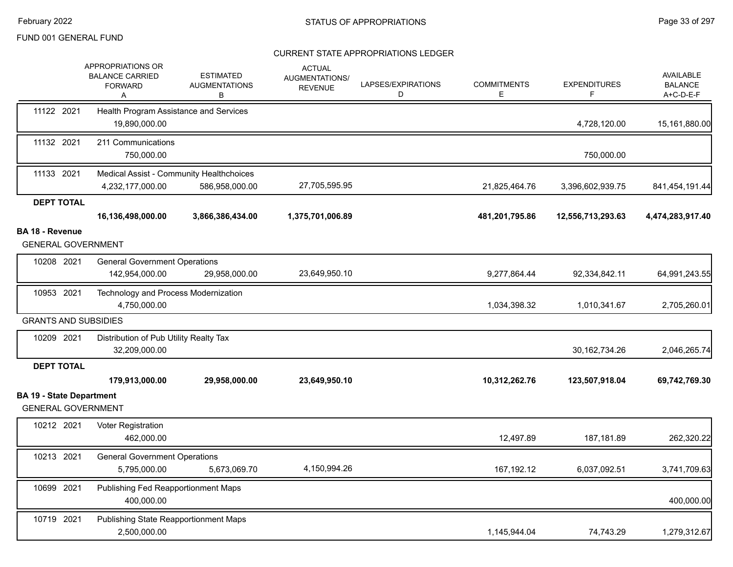FUND 001 GENERAL FUND

CURRENT STATE APPROPRIATIONS LEDGER

| | APPROPRIATIONS OR BALANCE CARRIED FORWARD A | ESTIMATED AUGMENTATIONS B | ACTUAL AUGMENTATIONS/ REVENUE C | LAPSES/EXPIRATIONS D | COMMITMENTS E | EXPENDITURES F | AVAILABLE BALANCE A+C-D-E-F |
|---|---|---|---|---|---|---|---|
| 11122 2021 Health Program Assistance and Services | 19,890,000.00 | | | | | 4,728,120.00 | 15,161,880.00 |
| 11132 2021 211 Communications | 750,000.00 | | | | | 750,000.00 | |
| 11133 2021 Medical Assist - Community Healthchoices | 4,232,177,000.00 | 586,958,000.00 | 27,705,595.95 | | 21,825,464.76 | 3,396,602,939.75 | 841,454,191.44 |
| **DEPT TOTAL** | **16,136,498,000.00** | **3,866,386,434.00** | **1,375,701,006.89** | | **481,201,795.86** | **12,556,713,293.63** | **4,474,283,917.40** |
| **BA 18 - Revenue** | | | | | | | |
| GENERAL GOVERNMENT | | | | | | | |
| 10208 2021 General Government Operations | 142,954,000.00 | 29,958,000.00 | 23,649,950.10 | | 9,277,864.44 | 92,334,842.11 | 64,991,243.55 |
| 10953 2021 Technology and Process Modernization | 4,750,000.00 | | | | 1,034,398.32 | 1,010,341.67 | 2,705,260.01 |
| GRANTS AND SUBSIDIES | | | | | | | |
| 10209 2021 Distribution of Pub Utility Realty Tax | 32,209,000.00 | | | | | 30,162,734.26 | 2,046,265.74 |
| **DEPT TOTAL** | **179,913,000.00** | **29,958,000.00** | **23,649,950.10** | | **10,312,262.76** | **123,507,918.04** | **69,742,769.30** |
| **BA 19 - State Department** | | | | | | | |
| GENERAL GOVERNMENT | | | | | | | |
| 10212 2021 Voter Registration | 462,000.00 | | | | 12,497.89 | 187,181.89 | 262,320.22 |
| 10213 2021 General Government Operations | 5,795,000.00 | 5,673,069.70 | 4,150,994.26 | | 167,192.12 | 6,037,092.51 | 3,741,709.63 |
| 10699 2021 Publishing Fed Reapportionment Maps | 400,000.00 | | | | | | 400,000.00 |
| 10719 2021 Publishing State Reapportionment Maps | 2,500,000.00 | | | | 1,145,944.04 | 74,743.29 | 1,279,312.67 |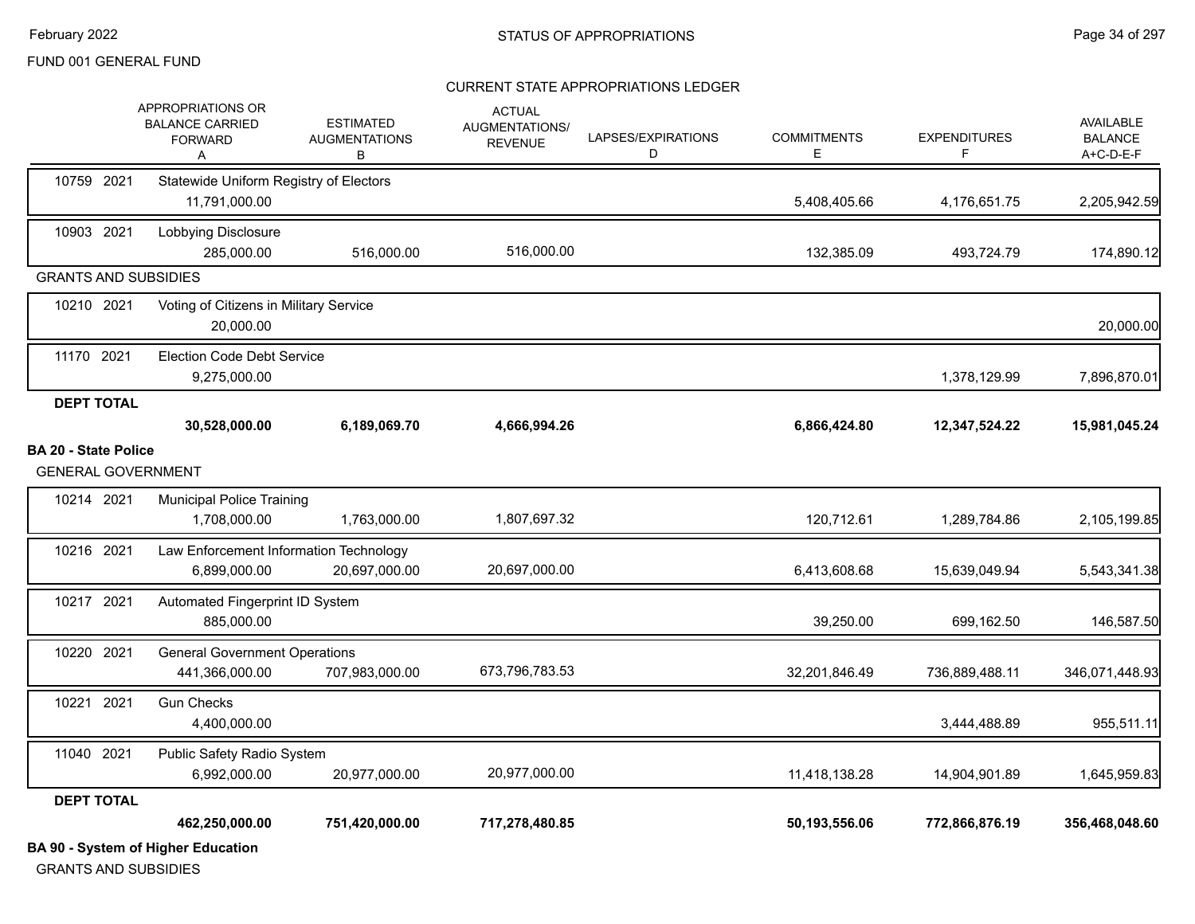FUND 001 GENERAL FUND

CURRENT STATE APPROPRIATIONS LEDGER

| | APPROPRIATIONS OR BALANCE CARRIED FORWARD A | ESTIMATED AUGMENTATIONS B | ACTUAL AUGMENTATIONS/ REVENUE | LAPSES/EXPIRATIONS D | COMMITMENTS E | EXPENDITURES F | AVAILABLE BALANCE A+C-D-E-F |
|---|---|---|---|---|---|---|---|
| 10759 2021 Statewide Uniform Registry of Electors | 11,791,000.00 | | | | 5,408,405.66 | 4,176,651.75 | 2,205,942.59 |
| 10903 2021 Lobbying Disclosure | 285,000.00 | 516,000.00 | 516,000.00 | | 132,385.09 | 493,724.79 | 174,890.12 |
| **GRANTS AND SUBSIDIES** | | | | | | | |
| 10210 2021 Voting of Citizens in Military Service | 20,000.00 | | | | | | 20,000.00 |
| 11170 2021 Election Code Debt Service | 9,275,000.00 | | | | | 1,378,129.99 | 7,896,870.01 |
| **DEPT TOTAL** | **30,528,000.00** | **6,189,069.70** | **4,666,994.26** | | **6,866,424.80** | **12,347,524.22** | **15,981,045.24** |

## BA 20 - State Police

GENERAL GOVERNMENT

| | APPROPRIATIONS OR BALANCE CARRIED FORWARD A | ESTIMATED AUGMENTATIONS B | ACTUAL AUGMENTATIONS/ REVENUE | LAPSES/EXPIRATIONS D | COMMITMENTS E | EXPENDITURES F | AVAILABLE BALANCE A+C-D-E-F |
|---|---|---|---|---|---|---|---|
| 10214 2021 Municipal Police Training | 1,708,000.00 | 1,763,000.00 | 1,807,697.32 | | 120,712.61 | 1,289,784.86 | 2,105,199.85 |
| 10216 2021 Law Enforcement Information Technology | 6,899,000.00 | 20,697,000.00 | 20,697,000.00 | | 6,413,608.68 | 15,639,049.94 | 5,543,341.38 |
| 10217 2021 Automated Fingerprint ID System | 885,000.00 | | | | 39,250.00 | 699,162.50 | 146,587.50 |
| 10220 2021 General Government Operations | 441,366,000.00 | 707,983,000.00 | 673,796,783.53 | | 32,201,846.49 | 736,889,488.11 | 346,071,448.93 |
| 10221 2021 Gun Checks | 4,400,000.00 | | | | | 3,444,488.89 | 955,511.11 |
| 11040 2021 Public Safety Radio System | 6,992,000.00 | 20,977,000.00 | 20,977,000.00 | | 11,418,138.28 | 14,904,901.89 | 1,645,959.83 |
| **DEPT TOTAL** | **462,250,000.00** | **751,420,000.00** | **717,278,480.85** | | **50,193,556.06** | **772,866,876.19** | **356,468,048.60** |

## BA 90 - System of Higher Education

GRANTS AND SUBSIDIES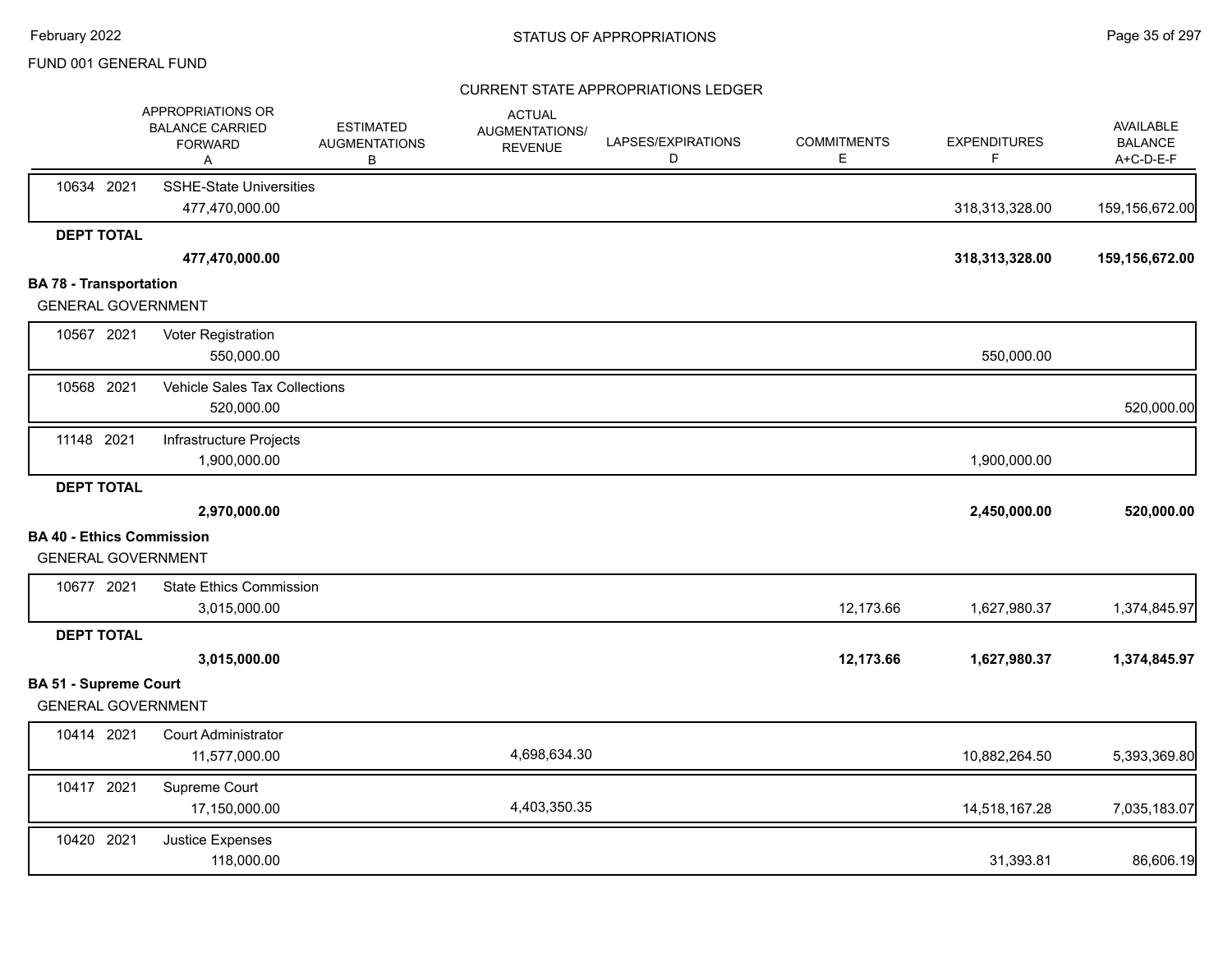CURRENT STATE APPROPRIATIONS LEDGER

| | APPROPRIATIONS OR BALANCE CARRIED FORWARD A | ESTIMATED AUGMENTATIONS B | ACTUAL AUGMENTATIONS/ REVENUE | LAPSES/EXPIRATIONS D | COMMITMENTS E | EXPENDITURES F | AVAILABLE BALANCE A+C-D-E-F |
|---|---|---|---|---|---|---|---|
| 10634 2021 | SSHE-State Universities | | | | | | |
| | 477,470,000.00 | | | | | 318,313,328.00 | 159,156,672.00 |
| **DEPT TOTAL** | | | | | | | |
| | **477,470,000.00** | | | | | **318,313,328.00** | **159,156,672.00** |
| **BA 78 - Transportation** | | | | | | | |
| GENERAL GOVERNMENT | | | | | | | |
| 10567 2021 | Voter Registration | | | | | | |
| | 550,000.00 | | | | | 550,000.00 | |
| 10568 2021 | Vehicle Sales Tax Collections | | | | | | |
| | 520,000.00 | | | | | | 520,000.00 |
| 11148 2021 | Infrastructure Projects | | | | | | |
| | 1,900,000.00 | | | | | 1,900,000.00 | |
| **DEPT TOTAL** | | | | | | | |
| | **2,970,000.00** | | | | | **2,450,000.00** | **520,000.00** |
| **BA 40 - Ethics Commission** | | | | | | | |
| GENERAL GOVERNMENT | | | | | | | |
| 10677 2021 | State Ethics Commission | | | | | | |
| | 3,015,000.00 | | | | 12,173.66 | 1,627,980.37 | 1,374,845.97 |
| **DEPT TOTAL** | | | | | | | |
| | **3,015,000.00** | | | | **12,173.66** | **1,627,980.37** | **1,374,845.97** |
| **BA 51 - Supreme Court** | | | | | | | |
| GENERAL GOVERNMENT | | | | | | | |
| 10414 2021 | Court Administrator | | | | | | |
| | 11,577,000.00 | | 4,698,634.30 | | | 10,882,264.50 | 5,393,369.80 |
| 10417 2021 | Supreme Court | | | | | | |
| | 17,150,000.00 | | 4,403,350.35 | | | 14,518,167.28 | 7,035,183.07 |
| 10420 2021 | Justice Expenses | | | | | | |
| | 118,000.00 | | | | | 31,393.81 | 86,606.19 |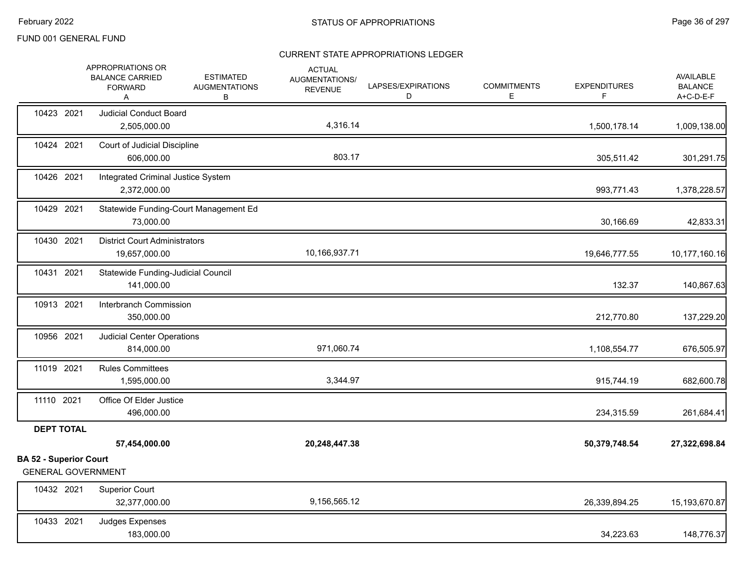FUND 001 GENERAL FUND

## STATUS OF APPROPRIATIONS

### CURRENT STATE APPROPRIATIONS LEDGER

| | APPROPRIATIONS OR BALANCE CARRIED FORWARD A | ESTIMATED AUGMENTATIONS B | ACTUAL AUGMENTATIONS/ REVENUE C | LAPSES/EXPIRATIONS D | COMMITMENTS E | EXPENDITURES F | AVAILABLE BALANCE A+C-D-E-F |
|---|---|---|---|---|---|---|---|
| 10423 2021 Judicial Conduct Board | 2,505,000.00 | | 4,316.14 | | | 1,500,178.14 | 1,009,138.00 |
| 10424 2021 Court of Judicial Discipline | 606,000.00 | | 803.17 | | | 305,511.42 | 301,291.75 |
| 10426 2021 Integrated Criminal Justice System | 2,372,000.00 | | | | | 993,771.43 | 1,378,228.57 |
| 10429 2021 Statewide Funding-Court Management Ed | 73,000.00 | | | | | 30,166.69 | 42,833.31 |
| 10430 2021 District Court Administrators | 19,657,000.00 | | 10,166,937.71 | | | 19,646,777.55 | 10,177,160.16 |
| 10431 2021 Statewide Funding-Judicial Council | 141,000.00 | | | | | 132.37 | 140,867.63 |
| 10913 2021 Interbranch Commission | 350,000.00 | | | | | 212,770.80 | 137,229.20 |
| 10956 2021 Judicial Center Operations | 814,000.00 | | 971,060.74 | | | 1,108,554.77 | 676,505.97 |
| 11019 2021 Rules Committees | 1,595,000.00 | | 3,344.97 | | | 915,744.19 | 682,600.78 |
| 11110 2021 Office Of Elder Justice | 496,000.00 | | | | | 234,315.59 | 261,684.41 |
| **DEPT TOTAL** | **57,454,000.00** | | **20,248,447.38** | | | **50,379,748.54** | **27,322,698.84** |

**BA 52 - Superior Court**

GENERAL GOVERNMENT

| | APPROPRIATIONS OR BALANCE CARRIED FORWARD A | ESTIMATED AUGMENTATIONS B | ACTUAL AUGMENTATIONS/ REVENUE C | LAPSES/EXPIRATIONS D | COMMITMENTS E | EXPENDITURES F | AVAILABLE BALANCE A+C-D-E-F |
|---|---|---|---|---|---|---|---|
| 10432 2021 Superior Court | 32,377,000.00 | | 9,156,565.12 | | | 26,339,894.25 | 15,193,670.87 |
| 10433 2021 Judges Expenses | 183,000.00 | | | | | 34,223.63 | 148,776.37 |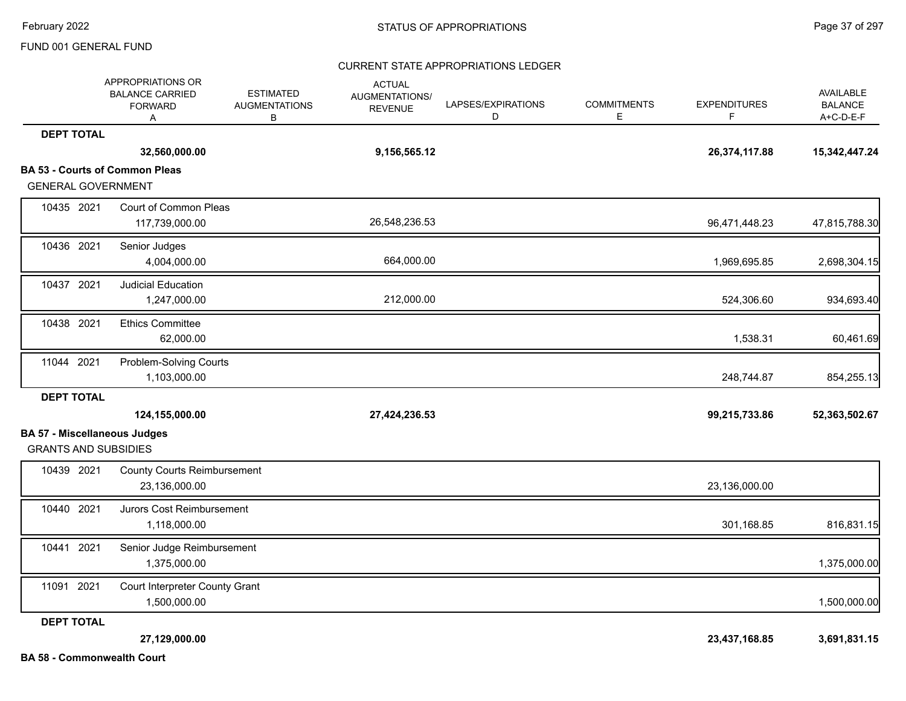CURRENT STATE APPROPRIATIONS LEDGER

FUND 001 GENERAL FUND

| | | APPROPRIATIONS OR BALANCE CARRIED FORWARD A | ESTIMATED AUGMENTATIONS B | ACTUAL AUGMENTATIONS/ REVENUE C | LAPSES/EXPIRATIONS D | COMMITMENTS E | EXPENDITURES F | AVAILABLE BALANCE A+C-D-E-F |
|---|---|---|---|---|---|---|---|---|
| **DEPT TOTAL** | | **32,560,000.00** | | **9,156,565.12** | | | **26,374,117.88** | **15,342,447.24** |

## BA 53 - Courts of Common Pleas

GENERAL GOVERNMENT

| | | APPROPRIATIONS OR BALANCE CARRIED FORWARD A | ESTIMATED AUGMENTATIONS B | ACTUAL AUGMENTATIONS/ REVENUE C | LAPSES/EXPIRATIONS D | COMMITMENTS E | EXPENDITURES F | AVAILABLE BALANCE A+C-D-E-F |
|---|---|---|---|---|---|---|---|---|
| 10435 2021 | Court of Common Pleas | 117,739,000.00 | | 26,548,236.53 | | | 96,471,448.23 | 47,815,788.30 |
| 10436 2021 | Senior Judges | 4,004,000.00 | | 664,000.00 | | | 1,969,695.85 | 2,698,304.15 |
| 10437 2021 | Judicial Education | 1,247,000.00 | | 212,000.00 | | | 524,306.60 | 934,693.40 |
| 10438 2021 | Ethics Committee | 62,000.00 | | | | | 1,538.31 | 60,461.69 |
| 11044 2021 | Problem-Solving Courts | 1,103,000.00 | | | | | 248,744.87 | 854,255.13 |
| **DEPT TOTAL** | | **124,155,000.00** | | **27,424,236.53** | | | **99,215,733.86** | **52,363,502.67** |

## BA 57 - Miscellaneous Judges

GRANTS AND SUBSIDIES

| | | APPROPRIATIONS OR BALANCE CARRIED FORWARD A | ESTIMATED AUGMENTATIONS B | ACTUAL AUGMENTATIONS/ REVENUE C | LAPSES/EXPIRATIONS D | COMMITMENTS E | EXPENDITURES F | AVAILABLE BALANCE A+C-D-E-F |
|---|---|---|---|---|---|---|---|---|
| 10439 2021 | County Courts Reimbursement | 23,136,000.00 | | | | | 23,136,000.00 | |
| 10440 2021 | Jurors Cost Reimbursement | 1,118,000.00 | | | | | 301,168.85 | 816,831.15 |
| 10441 2021 | Senior Judge Reimbursement | 1,375,000.00 | | | | | | 1,375,000.00 |
| 11091 2021 | Court Interpreter County Grant | 1,500,000.00 | | | | | | 1,500,000.00 |
| **DEPT TOTAL** | | **27,129,000.00** | | | | | **23,437,168.85** | **3,691,831.15** |

## BA 58 - Commonwealth Court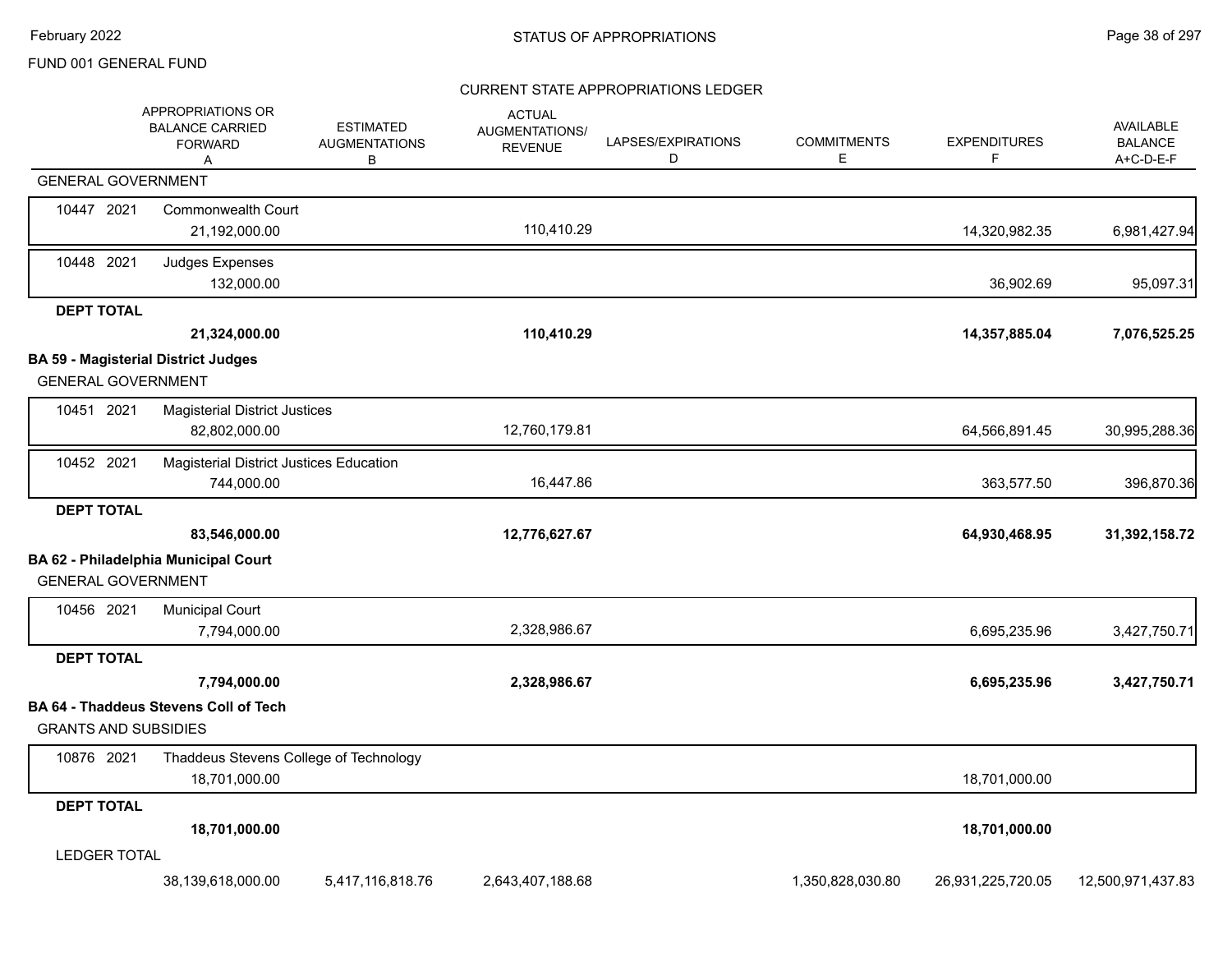FUND 001 GENERAL FUND

## STATUS OF APPROPRIATIONS

### CURRENT STATE APPROPRIATIONS LEDGER

| | APPROPRIATIONS OR BALANCE CARRIED FORWARD A | ESTIMATED AUGMENTATIONS B | ACTUAL AUGMENTATIONS/ REVENUE C | LAPSES/EXPIRATIONS D | COMMITMENTS E | EXPENDITURES F | AVAILABLE BALANCE A+C-D-E-F |
|---|---|---|---|---|---|---|---|
| **GENERAL GOVERNMENT** | | | | | | | |
| 10447 2021 Commonwealth Court | 21,192,000.00 | | 110,410.29 | | | 14,320,982.35 | 6,981,427.94 |
| 10448 2021 Judges Expenses | 132,000.00 | | | | | 36,902.69 | 95,097.31 |
| **DEPT TOTAL** | **21,324,000.00** | | **110,410.29** | | | **14,357,885.04** | **7,076,525.25** |
| **BA 59 - Magisterial District Judges** | | | | | | | |
| GENERAL GOVERNMENT | | | | | | | |
| 10451 2021 Magisterial District Justices | 82,802,000.00 | | 12,760,179.81 | | | 64,566,891.45 | 30,995,288.36 |
| 10452 2021 Magisterial District Justices Education | 744,000.00 | | 16,447.86 | | | 363,577.50 | 396,870.36 |
| **DEPT TOTAL** | **83,546,000.00** | | **12,776,627.67** | | | **64,930,468.95** | **31,392,158.72** |
| **BA 62 - Philadelphia Municipal Court** | | | | | | | |
| GENERAL GOVERNMENT | | | | | | | |
| 10456 2021 Municipal Court | 7,794,000.00 | | 2,328,986.67 | | | 6,695,235.96 | 3,427,750.71 |
| **DEPT TOTAL** | **7,794,000.00** | | **2,328,986.67** | | | **6,695,235.96** | **3,427,750.71** |
| **BA 64 - Thaddeus Stevens Coll of Tech** | | | | | | | |
| GRANTS AND SUBSIDIES | | | | | | | |
| 10876 2021 Thaddeus Stevens College of Technology | 18,701,000.00 | | | | | 18,701,000.00 | |
| **DEPT TOTAL** | **18,701,000.00** | | | | | **18,701,000.00** | |
| LEDGER TOTAL | 38,139,618,000.00 | 5,417,116,818.76 | 2,643,407,188.68 | | 1,350,828,030.80 | 26,931,225,720.05 | 12,500,971,437.83 |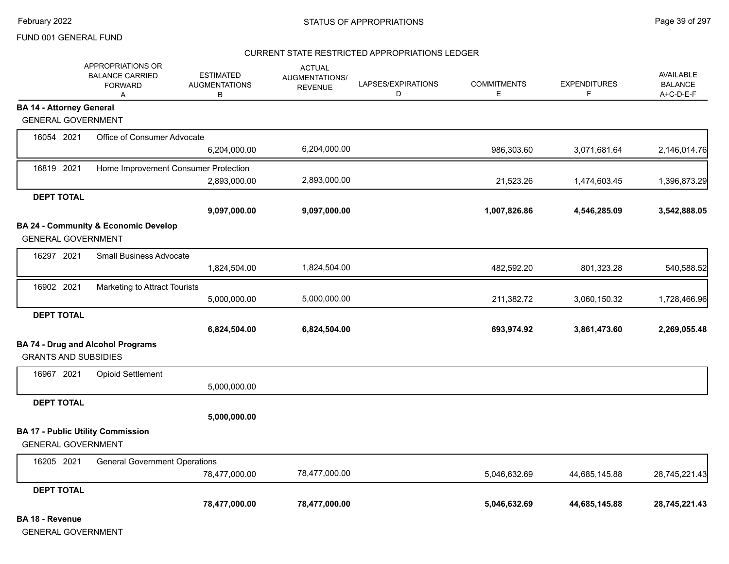FUND 001 GENERAL FUND

## CURRENT STATE RESTRICTED APPROPRIATIONS LEDGER

| | APPROPRIATIONS OR BALANCE CARRIED FORWARD A | ESTIMATED AUGMENTATIONS B | ACTUAL AUGMENTATIONS/ REVENUE | LAPSES/EXPIRATIONS D | COMMITMENTS E | EXPENDITURES F | AVAILABLE BALANCE A+C-D-E-F |
|---|---|---|---|---|---|---|---|
| **BA 14 - Attorney General** | | | | | | | |
| GENERAL GOVERNMENT | | | | | | | |
| 16054 2021 Office of Consumer Advocate | | 6,204,000.00 | 6,204,000.00 | | 986,303.60 | 3,071,681.64 | 2,146,014.76 |
| 16819 2021 Home Improvement Consumer Protection | | 2,893,000.00 | 2,893,000.00 | | 21,523.26 | 1,474,603.45 | 1,396,873.29 |
| **DEPT TOTAL** | | **9,097,000.00** | **9,097,000.00** | | **1,007,826.86** | **4,546,285.09** | **3,542,888.05** |
| **BA 24 - Community & Economic Develop** | | | | | | | |
| GENERAL GOVERNMENT | | | | | | | |
| 16297 2021 Small Business Advocate | | 1,824,504.00 | 1,824,504.00 | | 482,592.20 | 801,323.28 | 540,588.52 |
| 16902 2021 Marketing to Attract Tourists | | 5,000,000.00 | 5,000,000.00 | | 211,382.72 | 3,060,150.32 | 1,728,466.96 |
| **DEPT TOTAL** | | **6,824,504.00** | **6,824,504.00** | | **693,974.92** | **3,861,473.60** | **2,269,055.48** |
| **BA 74 - Drug and Alcohol Programs** | | | | | | | |
| GRANTS AND SUBSIDIES | | | | | | | |
| 16967 2021 Opioid Settlement | | 5,000,000.00 | | | | | |
| **DEPT TOTAL** | | **5,000,000.00** | | | | | |
| **BA 17 - Public Utility Commission** | | | | | | | |
| GENERAL GOVERNMENT | | | | | | | |
| 16205 2021 General Government Operations | | 78,477,000.00 | 78,477,000.00 | | 5,046,632.69 | 44,685,145.88 | 28,745,221.43 |
| **DEPT TOTAL** | | **78,477,000.00** | **78,477,000.00** | | **5,046,632.69** | **44,685,145.88** | **28,745,221.43** |
| **BA 18 - Revenue** | | | | | | | |
| GENERAL GOVERNMENT | | | | | | | |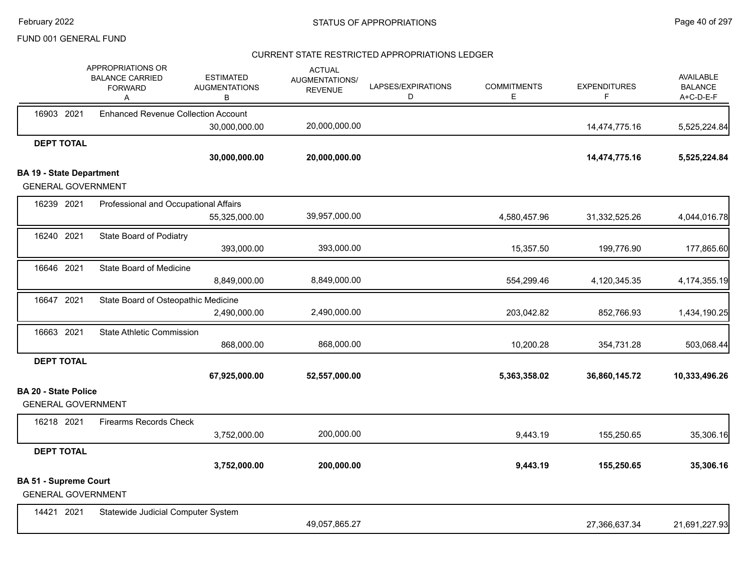FUND 001 GENERAL FUND

STATUS OF APPROPRIATIONS

CURRENT STATE RESTRICTED APPROPRIATIONS LEDGER

| | APPROPRIATIONS OR BALANCE CARRIED FORWARD A | ESTIMATED AUGMENTATIONS B | ACTUAL AUGMENTATIONS/ REVENUE | LAPSES/EXPIRATIONS D | COMMITMENTS E | EXPENDITURES F | AVAILABLE BALANCE A+C-D-E-F |
|---|---|---|---|---|---|---|---|
| 16903 2021 Enhanced Revenue Collection Account | | 30,000,000.00 | 20,000,000.00 | | | 14,474,775.16 | 5,525,224.84 |
| **DEPT TOTAL** | | **30,000,000.00** | **20,000,000.00** | | | **14,474,775.16** | **5,525,224.84** |
| **BA 19 - State Department** | | | | | | | |
| GENERAL GOVERNMENT | | | | | | | |
| 16239 2021 Professional and Occupational Affairs | | 55,325,000.00 | 39,957,000.00 | | 4,580,457.96 | 31,332,525.26 | 4,044,016.78 |
| 16240 2021 State Board of Podiatry | | 393,000.00 | 393,000.00 | | 15,357.50 | 199,776.90 | 177,865.60 |
| 16646 2021 State Board of Medicine | | 8,849,000.00 | 8,849,000.00 | | 554,299.46 | 4,120,345.35 | 4,174,355.19 |
| 16647 2021 State Board of Osteopathic Medicine | | 2,490,000.00 | 2,490,000.00 | | 203,042.82 | 852,766.93 | 1,434,190.25 |
| 16663 2021 State Athletic Commission | | 868,000.00 | 868,000.00 | | 10,200.28 | 354,731.28 | 503,068.44 |
| **DEPT TOTAL** | | **67,925,000.00** | **52,557,000.00** | | **5,363,358.02** | **36,860,145.72** | **10,333,496.26** |
| **BA 20 - State Police** | | | | | | | |
| GENERAL GOVERNMENT | | | | | | | |
| 16218 2021 Firearms Records Check | | 3,752,000.00 | 200,000.00 | | 9,443.19 | 155,250.65 | 35,306.16 |
| **DEPT TOTAL** | | **3,752,000.00** | **200,000.00** | | **9,443.19** | **155,250.65** | **35,306.16** |
| **BA 51 - Supreme Court** | | | | | | | |
| GENERAL GOVERNMENT | | | | | | | |
| 14421 2021 Statewide Judicial Computer System | | | 49,057,865.27 | | | 27,366,637.34 | 21,691,227.93 |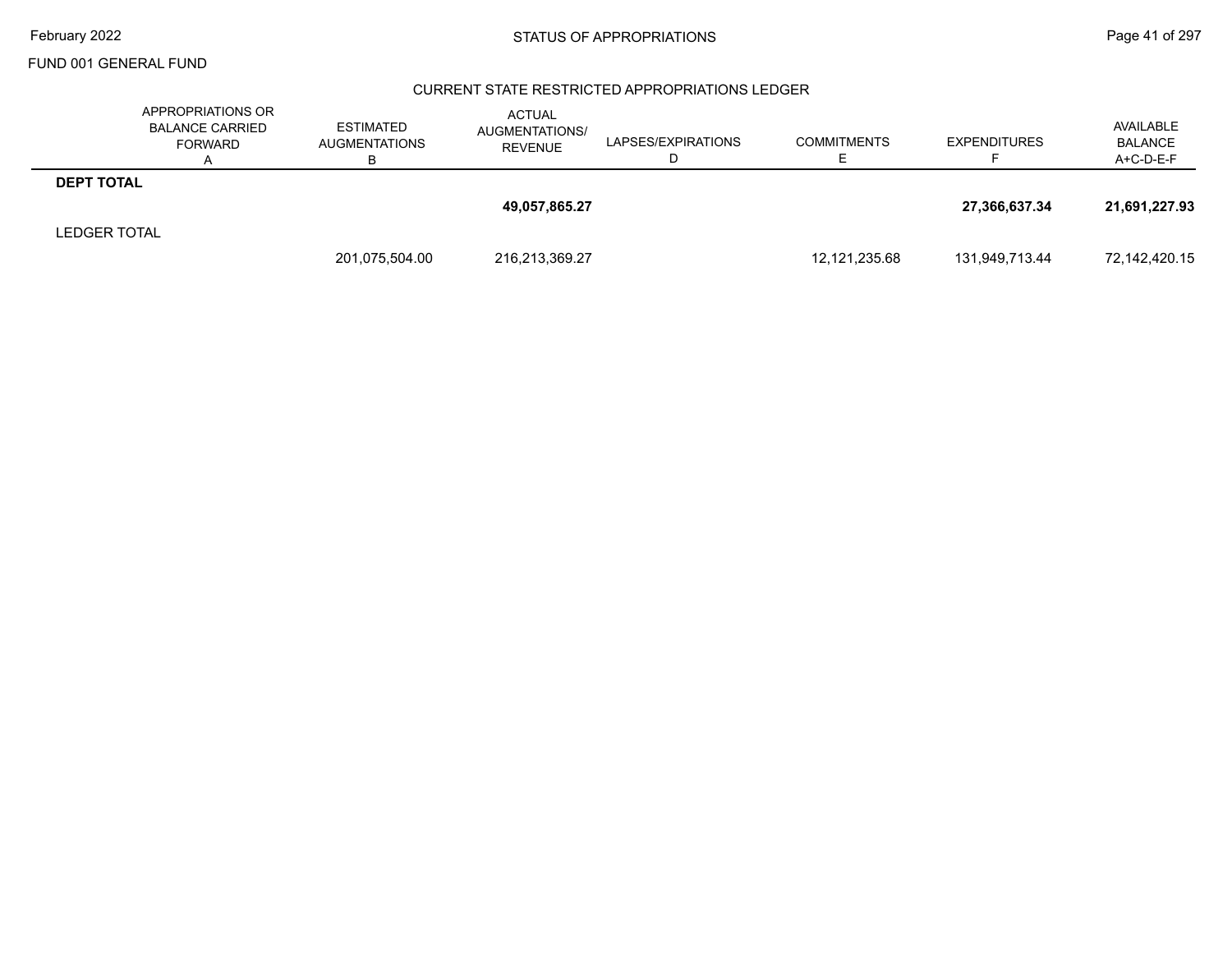FUND 001 GENERAL FUND

## CURRENT STATE RESTRICTED APPROPRIATIONS LEDGER

| | APPROPRIATIONS OR BALANCE CARRIED FORWARD A | ESTIMATED AUGMENTATIONS B | ACTUAL AUGMENTATIONS/ REVENUE C | LAPSES/EXPIRATIONS D | COMMITMENTS E | EXPENDITURES F | AVAILABLE BALANCE A+C-D-E-F |
|---|---|---|---|---|---|---|---|
| **DEPT TOTAL** | | | | | | | |
| | | | **49,057,865.27** | | | **27,366,637.34** | **21,691,227.93** |
| LEDGER TOTAL | | | | | | | |
| | | 201,075,504.00 | 216,213,369.27 | | 12,121,235.68 | 131,949,713.44 | 72,142,420.15 |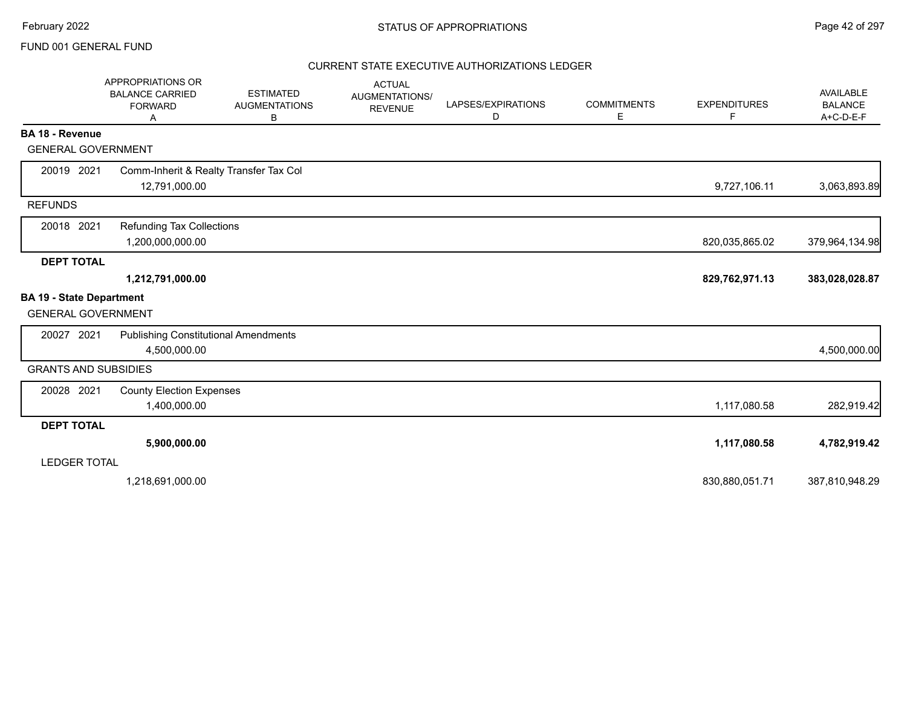FUND 001 GENERAL FUND

CURRENT STATE EXECUTIVE AUTHORIZATIONS LEDGER

| | APPROPRIATIONS OR BALANCE CARRIED FORWARD A | ESTIMATED AUGMENTATIONS B | ACTUAL AUGMENTATIONS/ REVENUE | LAPSES/EXPIRATIONS D | COMMITMENTS E | EXPENDITURES F | AVAILABLE BALANCE A+C-D-E-F |
|---|---|---|---|---|---|---|---|
| **BA 18 - Revenue** | | | | | | | |
| GENERAL GOVERNMENT | | | | | | | |
| 20019 2021 | Comm-Inherit & Realty Transfer Tax Col | | | | | | |
| | 12,791,000.00 | | | | | 9,727,106.11 | 3,063,893.89 |
| REFUNDS | | | | | | | |
| 20018 2021 | Refunding Tax Collections | | | | | | |
| | 1,200,000,000.00 | | | | | 820,035,865.02 | 379,964,134.98 |
| **DEPT TOTAL** | | | | | | | |
| | **1,212,791,000.00** | | | | | **829,762,971.13** | **383,028,028.87** |
| **BA 19 - State Department** | | | | | | | |
| GENERAL GOVERNMENT | | | | | | | |
| 20027 2021 | Publishing Constitutional Amendments | | | | | | |
| | 4,500,000.00 | | | | | | 4,500,000.00 |
| GRANTS AND SUBSIDIES | | | | | | | |
| 20028 2021 | County Election Expenses | | | | | | |
| | 1,400,000.00 | | | | | 1,117,080.58 | 282,919.42 |
| **DEPT TOTAL** | | | | | | | |
| | **5,900,000.00** | | | | | **1,117,080.58** | **4,782,919.42** |
| LEDGER TOTAL | | | | | | | |
| | 1,218,691,000.00 | | | | | 830,880,051.71 | 387,810,948.29 |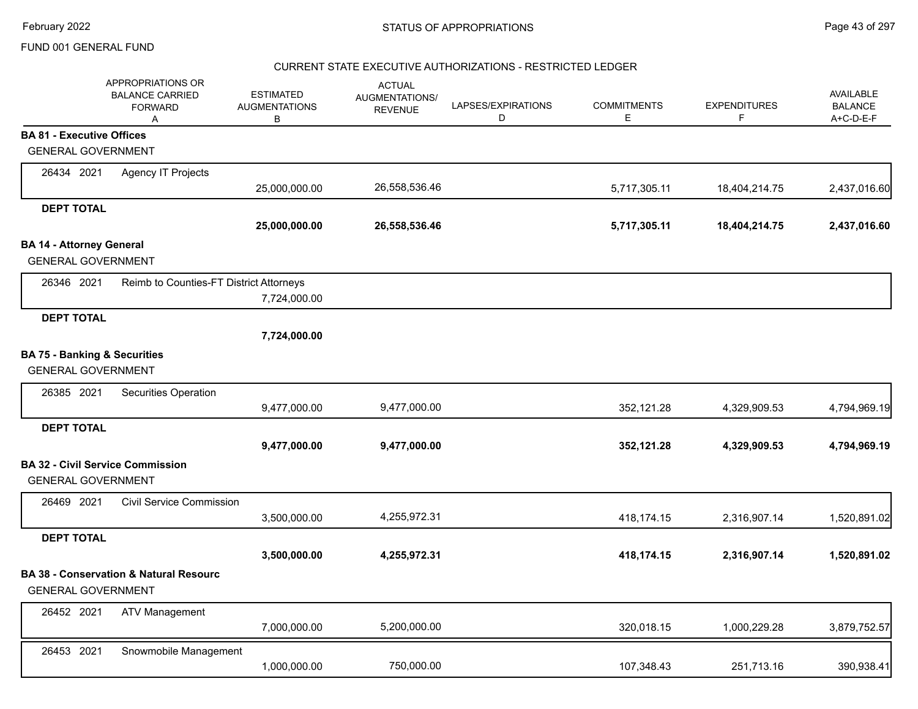FUND 001 GENERAL FUND

CURRENT STATE EXECUTIVE AUTHORIZATIONS - RESTRICTED LEDGER

| | APPROPRIATIONS OR BALANCE CARRIED FORWARD A | ESTIMATED AUGMENTATIONS B | ACTUAL AUGMENTATIONS/ REVENUE | LAPSES/EXPIRATIONS D | COMMITMENTS E | EXPENDITURES F | AVAILABLE BALANCE A+C-D-E-F |
|---|---|---|---|---|---|---|---|
| **BA 81 - Executive Offices** | | | | | | | |
| GENERAL GOVERNMENT | | | | | | | |
| 26434 2021 Agency IT Projects | | 25,000,000.00 | 26,558,536.46 | | 5,717,305.11 | 18,404,214.75 | 2,437,016.60 |
| **DEPT TOTAL** | | **25,000,000.00** | **26,558,536.46** | | **5,717,305.11** | **18,404,214.75** | **2,437,016.60** |
| **BA 14 - Attorney General** | | | | | | | |
| GENERAL GOVERNMENT | | | | | | | |
| 26346 2021 Reimb to Counties-FT District Attorneys | | 7,724,000.00 | | | | | |
| **DEPT TOTAL** | | **7,724,000.00** | | | | | |
| **BA 75 - Banking & Securities** | | | | | | | |
| GENERAL GOVERNMENT | | | | | | | |
| 26385 2021 Securities Operation | | 9,477,000.00 | 9,477,000.00 | | 352,121.28 | 4,329,909.53 | 4,794,969.19 |
| **DEPT TOTAL** | | **9,477,000.00** | **9,477,000.00** | | **352,121.28** | **4,329,909.53** | **4,794,969.19** |
| **BA 32 - Civil Service Commission** | | | | | | | |
| GENERAL GOVERNMENT | | | | | | | |
| 26469 2021 Civil Service Commission | | 3,500,000.00 | 4,255,972.31 | | 418,174.15 | 2,316,907.14 | 1,520,891.02 |
| **DEPT TOTAL** | | **3,500,000.00** | **4,255,972.31** | | **418,174.15** | **2,316,907.14** | **1,520,891.02** |
| **BA 38 - Conservation & Natural Resourc** | | | | | | | |
| GENERAL GOVERNMENT | | | | | | | |
| 26452 2021 ATV Management | | 7,000,000.00 | 5,200,000.00 | | 320,018.15 | 1,000,229.28 | 3,879,752.57 |
| 26453 2021 Snowmobile Management | | 1,000,000.00 | 750,000.00 | | 107,348.43 | 251,713.16 | 390,938.41 |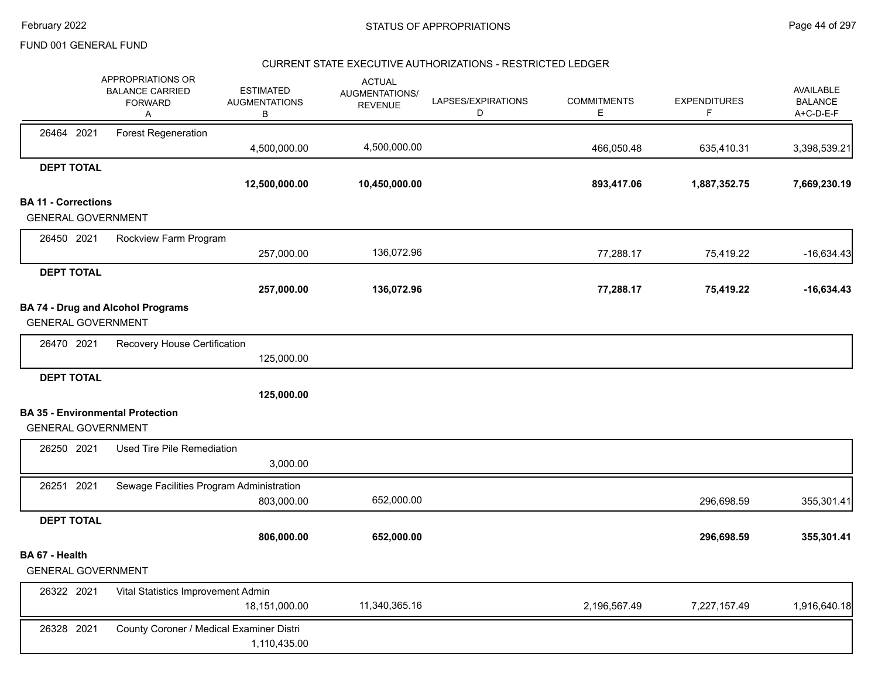FUND 001 GENERAL FUND

CURRENT STATE EXECUTIVE AUTHORIZATIONS - RESTRICTED LEDGER

| | APPROPRIATIONS OR BALANCE CARRIED FORWARD A | ESTIMATED AUGMENTATIONS B | ACTUAL AUGMENTATIONS/ REVENUE | LAPSES/EXPIRATIONS D | COMMITMENTS E | EXPENDITURES F | AVAILABLE BALANCE A+C-D-E-F |
|---|---|---|---|---|---|---|---|
| 26464 2021 | Forest Regeneration | 4,500,000.00 | 4,500,000.00 | | 466,050.48 | 635,410.31 | 3,398,539.21 |
| **DEPT TOTAL** | | **12,500,000.00** | **10,450,000.00** | | **893,417.06** | **1,887,352.75** | **7,669,230.19** |
| **BA 11 - Corrections** | | | | | | | |
| GENERAL GOVERNMENT | | | | | | | |
| 26450 2021 | Rockview Farm Program | 257,000.00 | 136,072.96 | | 77,288.17 | 75,419.22 | -16,634.43 |
| **DEPT TOTAL** | | **257,000.00** | **136,072.96** | | **77,288.17** | **75,419.22** | **-16,634.43** |
| **BA 74 - Drug and Alcohol Programs** | | | | | | | |
| GENERAL GOVERNMENT | | | | | | | |
| 26470 2021 | Recovery House Certification | 125,000.00 | | | | | |
| **DEPT TOTAL** | | **125,000.00** | | | | | |
| **BA 35 - Environmental Protection** | | | | | | | |
| GENERAL GOVERNMENT | | | | | | | |
| 26250 2021 | Used Tire Pile Remediation | 3,000.00 | | | | | |
| 26251 2021 | Sewage Facilities Program Administration | 803,000.00 | 652,000.00 | | | 296,698.59 | 355,301.41 |
| **DEPT TOTAL** | | **806,000.00** | **652,000.00** | | | **296,698.59** | **355,301.41** |
| **BA 67 - Health** | | | | | | | |
| GENERAL GOVERNMENT | | | | | | | |
| 26322 2021 | Vital Statistics Improvement Admin | 18,151,000.00 | 11,340,365.16 | | 2,196,567.49 | 7,227,157.49 | 1,916,640.18 |
| 26328 2021 | County Coroner / Medical Examiner Distri | 1,110,435.00 | | | | | |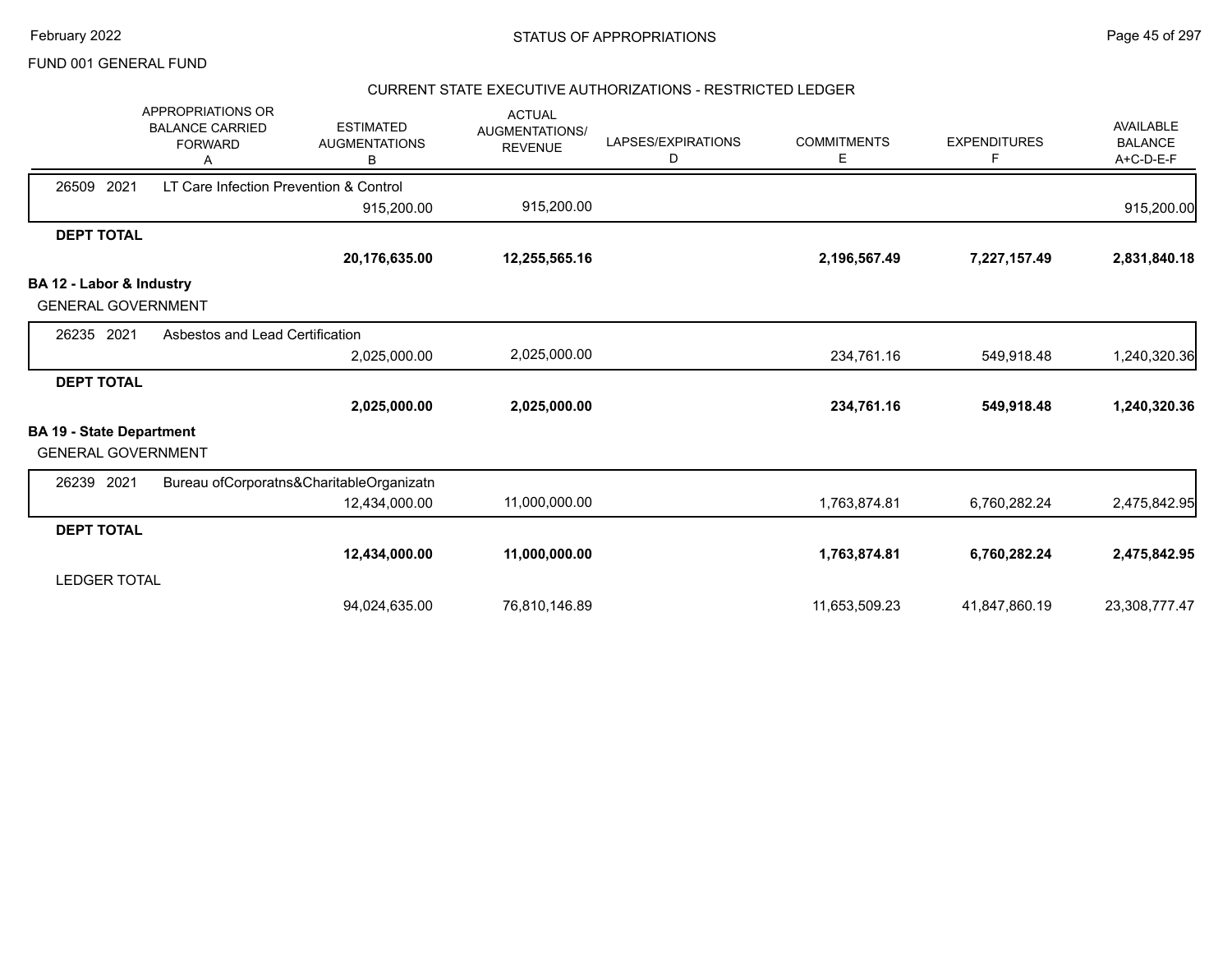FUND 001 GENERAL FUND

## STATUS OF APPROPRIATIONS

### CURRENT STATE EXECUTIVE AUTHORIZATIONS - RESTRICTED LEDGER

| | APPROPRIATIONS OR BALANCE CARRIED FORWARD A | ESTIMATED AUGMENTATIONS B | ACTUAL AUGMENTATIONS/ REVENUE C | LAPSES/EXPIRATIONS D | COMMITMENTS E | EXPENDITURES F | AVAILABLE BALANCE A+C-D-E-F |
|---|---|---|---|---|---|---|---|
| 26509 2021 LT Care Infection Prevention & Control | | 915,200.00 | 915,200.00 | | | | 915,200.00 |
| **DEPT TOTAL** | | **20,176,635.00** | **12,255,565.16** | | **2,196,567.49** | **7,227,157.49** | **2,831,840.18** |
| **BA 12 - Labor & Industry** | | | | | | | |
| GENERAL GOVERNMENT | | | | | | | |
| 26235 2021 Asbestos and Lead Certification | | 2,025,000.00 | 2,025,000.00 | | 234,761.16 | 549,918.48 | 1,240,320.36 |
| **DEPT TOTAL** | | **2,025,000.00** | **2,025,000.00** | | **234,761.16** | **549,918.48** | **1,240,320.36** |
| **BA 19 - State Department** | | | | | | | |
| GENERAL GOVERNMENT | | | | | | | |
| 26239 2021 Bureau ofCorporatns&CharitableOrganizatn | | 12,434,000.00 | 11,000,000.00 | | 1,763,874.81 | 6,760,282.24 | 2,475,842.95 |
| **DEPT TOTAL** | | **12,434,000.00** | **11,000,000.00** | | **1,763,874.81** | **6,760,282.24** | **2,475,842.95** |
| LEDGER TOTAL | | 94,024,635.00 | 76,810,146.89 | | 11,653,509.23 | 41,847,860.19 | 23,308,777.47 |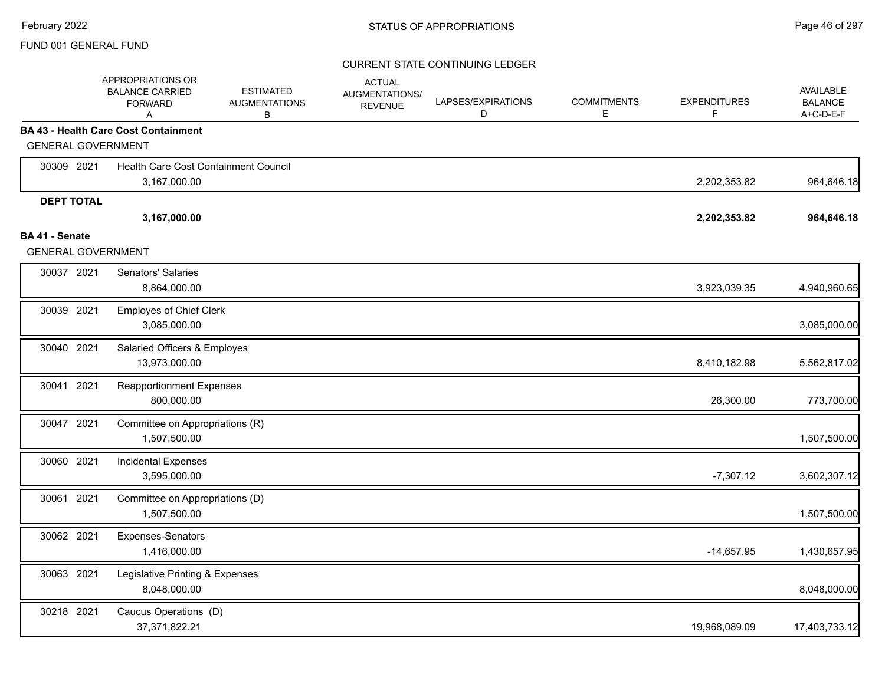FUND 001 GENERAL FUND

STATUS OF APPROPRIATIONS

CURRENT STATE CONTINUING LEDGER

| | | APPROPRIATIONS OR BALANCE CARRIED FORWARD A | ESTIMATED AUGMENTATIONS B | ACTUAL AUGMENTATIONS/ REVENUE | LAPSES/EXPIRATIONS D | COMMITMENTS E | EXPENDITURES F | AVAILABLE BALANCE A+C-D-E-F |
|---|---|---|---|---|---|---|---|---|
| **BA 43 - Health Care Cost Containment** | | | | | | | | |
| GENERAL GOVERNMENT | | | | | | | | |
| 30309 | 2021 | Health Care Cost Containment Council | | | | | | |
| | | 3,167,000.00 | | | | | 2,202,353.82 | 964,646.18 |
| **DEPT TOTAL** | | | | | | | | |
| | | **3,167,000.00** | | | | | **2,202,353.82** | **964,646.18** |
| **BA 41 - Senate** | | | | | | | | |
| GENERAL GOVERNMENT | | | | | | | | |
| 30037 | 2021 | Senators' Salaries | | | | | | |
| | | 8,864,000.00 | | | | | 3,923,039.35 | 4,940,960.65 |
| 30039 | 2021 | Employes of Chief Clerk | | | | | | |
| | | 3,085,000.00 | | | | | | 3,085,000.00 |
| 30040 | 2021 | Salaried Officers & Employes | | | | | | |
| | | 13,973,000.00 | | | | | 8,410,182.98 | 5,562,817.02 |
| 30041 | 2021 | Reapportionment Expenses | | | | | | |
| | | 800,000.00 | | | | | 26,300.00 | 773,700.00 |
| 30047 | 2021 | Committee on Appropriations (R) | | | | | | |
| | | 1,507,500.00 | | | | | | 1,507,500.00 |
| 30060 | 2021 | Incidental Expenses | | | | | | |
| | | 3,595,000.00 | | | | | -7,307.12 | 3,602,307.12 |
| 30061 | 2021 | Committee on Appropriations (D) | | | | | | |
| | | 1,507,500.00 | | | | | | 1,507,500.00 |
| 30062 | 2021 | Expenses-Senators | | | | | | |
| | | 1,416,000.00 | | | | | -14,657.95 | 1,430,657.95 |
| 30063 | 2021 | Legislative Printing & Expenses | | | | | | |
| | | 8,048,000.00 | | | | | | 8,048,000.00 |
| 30218 | 2021 | Caucus Operations (D) | | | | | | |
| | | 37,371,822.21 | | | | | 19,968,089.09 | 17,403,733.12 |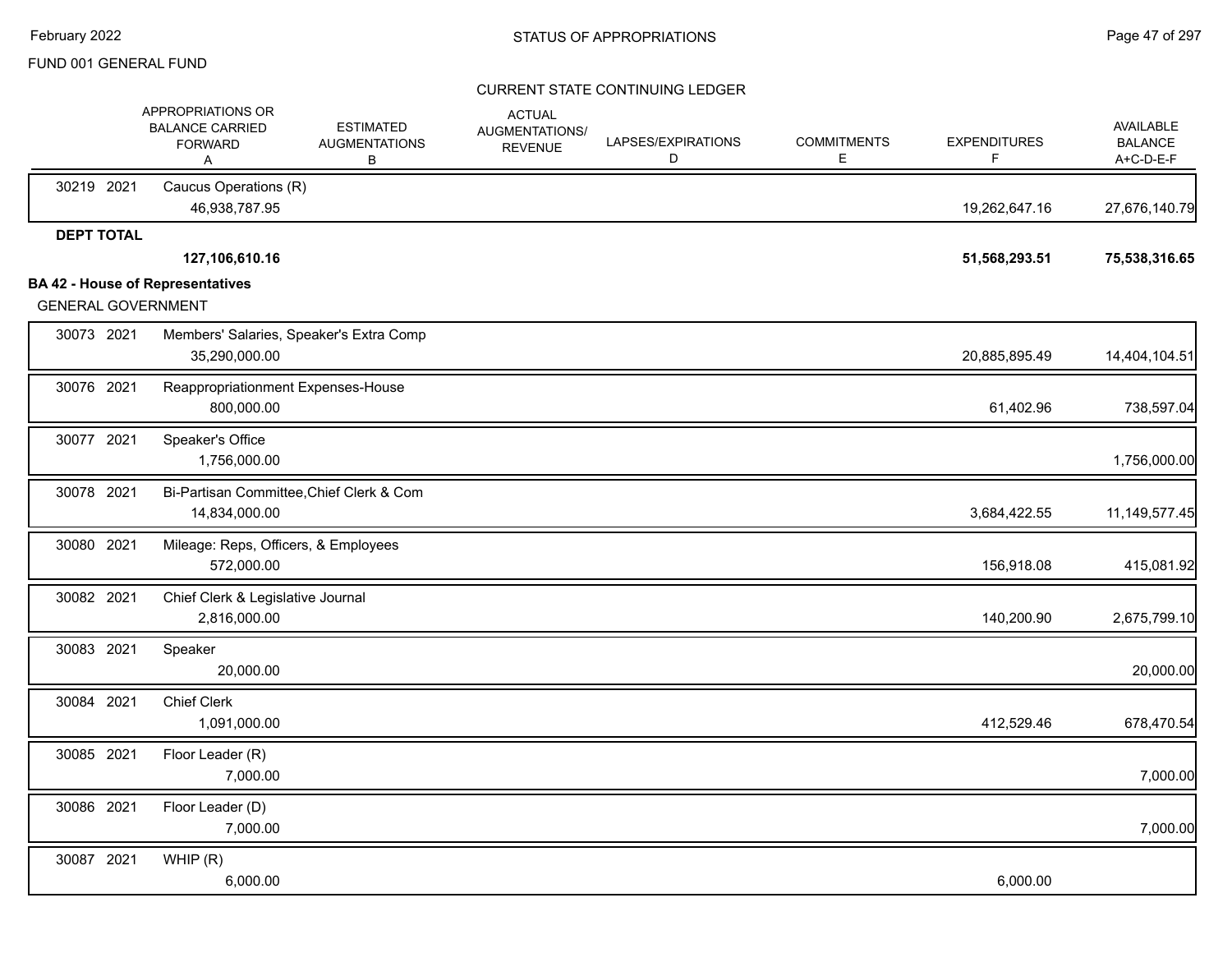FUND 001 GENERAL FUND

CURRENT STATE CONTINUING LEDGER

| | APPROPRIATIONS OR BALANCE CARRIED FORWARD A | ESTIMATED AUGMENTATIONS B | ACTUAL AUGMENTATIONS/ REVENUE | LAPSES/EXPIRATIONS D | COMMITMENTS E | EXPENDITURES F | AVAILABLE BALANCE A+C-D-E-F |
|---|---|---|---|---|---|---|---|
| 30219 2021 | Caucus Operations (R) | | | | | | |
| | 46,938,787.95 | | | | | 19,262,647.16 | 27,676,140.79 |
| **DEPT TOTAL** | | | | | | | |
| | **127,106,610.16** | | | | | **51,568,293.51** | **75,538,316.65** |

**BA 42 - House of Representatives**

GENERAL GOVERNMENT

| | APPROPRIATIONS OR BALANCE CARRIED FORWARD A | ESTIMATED AUGMENTATIONS B | ACTUAL AUGMENTATIONS/ REVENUE | LAPSES/EXPIRATIONS D | COMMITMENTS E | EXPENDITURES F | AVAILABLE BALANCE A+C-D-E-F |
|---|---|---|---|---|---|---|---|
| 30073 2021 | Members' Salaries, Speaker's Extra Comp | | | | | | |
| | 35,290,000.00 | | | | | 20,885,895.49 | 14,404,104.51 |
| 30076 2021 | Reappropriationment Expenses-House | | | | | | |
| | 800,000.00 | | | | | 61,402.96 | 738,597.04 |
| 30077 2021 | Speaker's Office | | | | | | |
| | 1,756,000.00 | | | | | | 1,756,000.00 |
| 30078 2021 | Bi-Partisan Committee,Chief Clerk & Com | | | | | | |
| | 14,834,000.00 | | | | | 3,684,422.55 | 11,149,577.45 |
| 30080 2021 | Mileage: Reps, Officers, & Employees | | | | | | |
| | 572,000.00 | | | | | 156,918.08 | 415,081.92 |
| 30082 2021 | Chief Clerk & Legislative Journal | | | | | | |
| | 2,816,000.00 | | | | | 140,200.90 | 2,675,799.10 |
| 30083 2021 | Speaker | | | | | | |
| | 20,000.00 | | | | | | 20,000.00 |
| 30084 2021 | Chief Clerk | | | | | | |
| | 1,091,000.00 | | | | | 412,529.46 | 678,470.54 |
| 30085 2021 | Floor Leader (R) | | | | | | |
| | 7,000.00 | | | | | | 7,000.00 |
| 30086 2021 | Floor Leader (D) | | | | | | |
| | 7,000.00 | | | | | | 7,000.00 |
| 30087 2021 | WHIP (R) | | | | | | |
| | 6,000.00 | | | | | 6,000.00 | |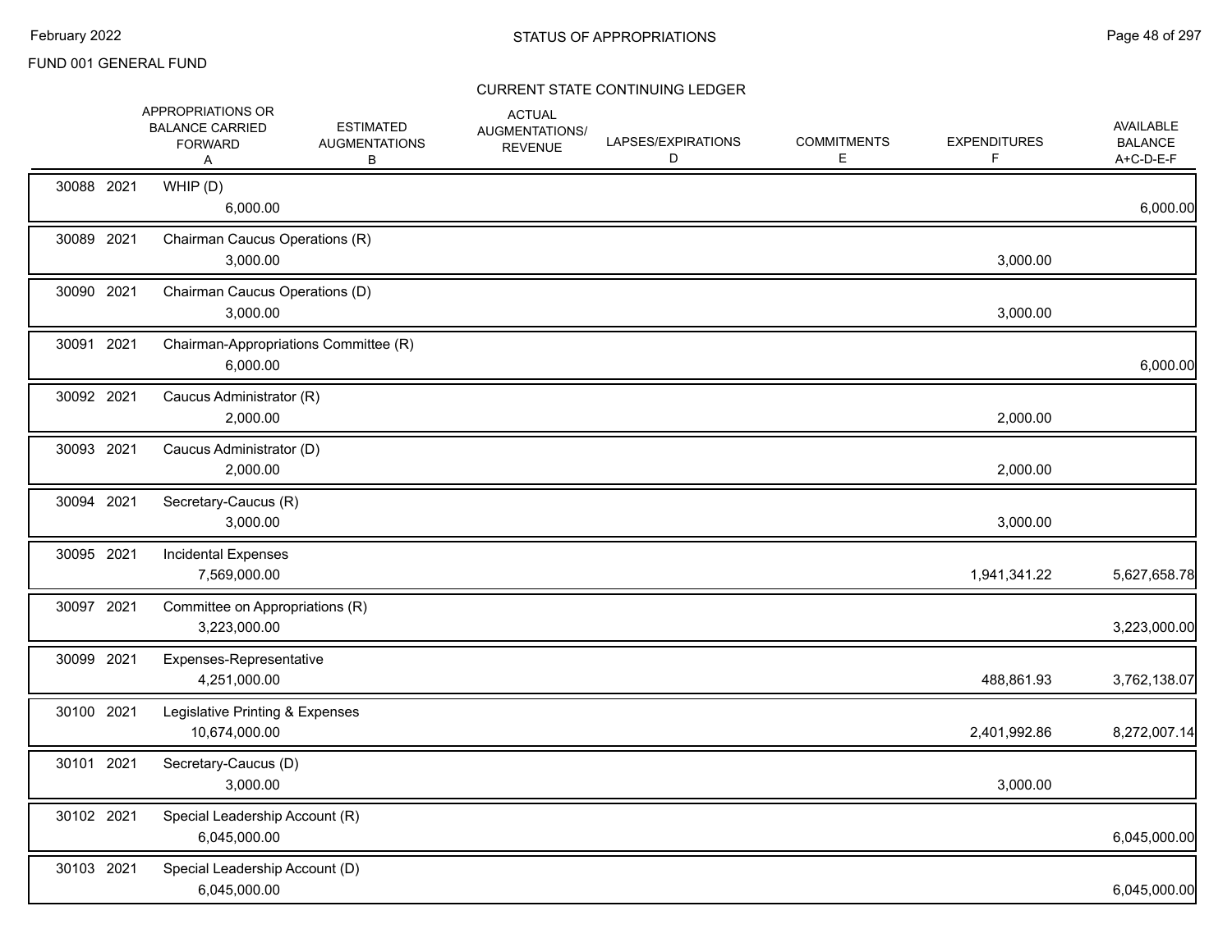FUND 001 GENERAL FUND

STATUS OF APPROPRIATIONS

CURRENT STATE CONTINUING LEDGER

| | | APPROPRIATIONS OR BALANCE CARRIED FORWARD A | ESTIMATED AUGMENTATIONS B | ACTUAL AUGMENTATIONS/ REVENUE | LAPSES/EXPIRATIONS D | COMMITMENTS E | EXPENDITURES F | AVAILABLE BALANCE A+C-D-E-F |
|---|---|---|---|---|---|---|---|---|
| 30088 | 2021 | WHIP (D) | | | | | | |
| | | 6,000.00 | | | | | | 6,000.00 |
| 30089 | 2021 | Chairman Caucus Operations (R) | | | | | | |
| | | 3,000.00 | | | | | 3,000.00 | |
| 30090 | 2021 | Chairman Caucus Operations (D) | | | | | | |
| | | 3,000.00 | | | | | 3,000.00 | |
| 30091 | 2021 | Chairman-Appropriations Committee (R) | | | | | | |
| | | 6,000.00 | | | | | | 6,000.00 |
| 30092 | 2021 | Caucus Administrator (R) | | | | | | |
| | | 2,000.00 | | | | | 2,000.00 | |
| 30093 | 2021 | Caucus Administrator (D) | | | | | | |
| | | 2,000.00 | | | | | 2,000.00 | |
| 30094 | 2021 | Secretary-Caucus (R) | | | | | | |
| | | 3,000.00 | | | | | 3,000.00 | |
| 30095 | 2021 | Incidental Expenses | | | | | | |
| | | 7,569,000.00 | | | | | 1,941,341.22 | 5,627,658.78 |
| 30097 | 2021 | Committee on Appropriations (R) | | | | | | |
| | | 3,223,000.00 | | | | | | 3,223,000.00 |
| 30099 | 2021 | Expenses-Representative | | | | | | |
| | | 4,251,000.00 | | | | | 488,861.93 | 3,762,138.07 |
| 30100 | 2021 | Legislative Printing & Expenses | | | | | | |
| | | 10,674,000.00 | | | | | 2,401,992.86 | 8,272,007.14 |
| 30101 | 2021 | Secretary-Caucus (D) | | | | | | |
| | | 3,000.00 | | | | | 3,000.00 | |
| 30102 | 2021 | Special Leadership Account (R) | | | | | | |
| | | 6,045,000.00 | | | | | | 6,045,000.00 |
| 30103 | 2021 | Special Leadership Account (D) | | | | | | |
| | | 6,045,000.00 | | | | | | 6,045,000.00 |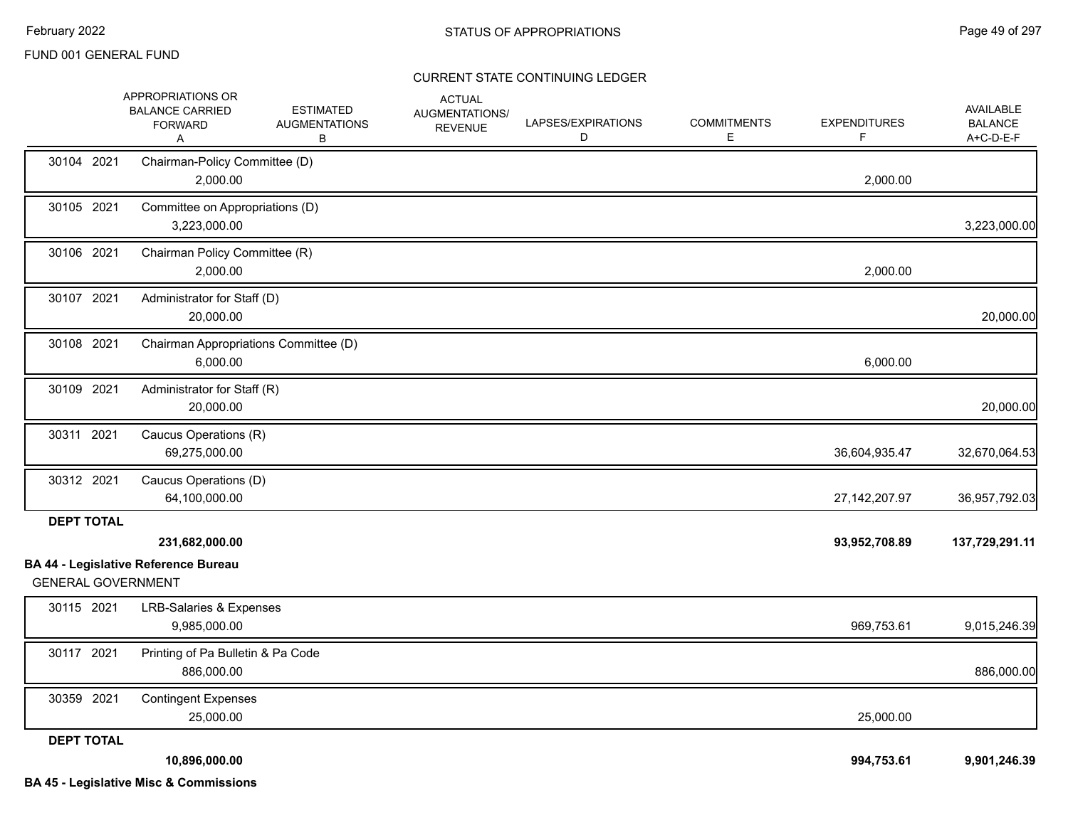## CURRENT STATE CONTINUING LEDGER

| | APPROPRIATIONS OR BALANCE CARRIED FORWARD A | ESTIMATED AUGMENTATIONS B | ACTUAL AUGMENTATIONS/ REVENUE | LAPSES/EXPIRATIONS D | COMMITMENTS E | EXPENDITURES F | AVAILABLE BALANCE A+C-D-E-F |
|---|---|---|---|---|---|---|---|
| 30104 2021 | Chairman-Policy Committee (D) | | | | | | |
| | 2,000.00 | | | | | 2,000.00 | |
| 30105 2021 | Committee on Appropriations (D) | | | | | | |
| | 3,223,000.00 | | | | | | 3,223,000.00 |
| 30106 2021 | Chairman Policy Committee (R) | | | | | | |
| | 2,000.00 | | | | | 2,000.00 | |
| 30107 2021 | Administrator for Staff (D) | | | | | | |
| | 20,000.00 | | | | | | 20,000.00 |
| 30108 2021 | Chairman Appropriations Committee (D) | | | | | | |
| | 6,000.00 | | | | | 6,000.00 | |
| 30109 2021 | Administrator for Staff (R) | | | | | | |
| | 20,000.00 | | | | | | 20,000.00 |
| 30311 2021 | Caucus Operations (R) | | | | | | |
| | 69,275,000.00 | | | | | 36,604,935.47 | 32,670,064.53 |
| 30312 2021 | Caucus Operations (D) | | | | | | |
| | 64,100,000.00 | | | | | 27,142,207.97 | 36,957,792.03 |
| **DEPT TOTAL** | | | | | | | |
| | **231,682,000.00** | | | | | **93,952,708.89** | **137,729,291.11** |

**BA 44 - Legislative Reference Bureau**

GENERAL GOVERNMENT

| | APPROPRIATIONS OR BALANCE CARRIED FORWARD A | ESTIMATED AUGMENTATIONS B | ACTUAL AUGMENTATIONS/ REVENUE | LAPSES/EXPIRATIONS D | COMMITMENTS E | EXPENDITURES F | AVAILABLE BALANCE A+C-D-E-F |
|---|---|---|---|---|---|---|---|
| 30115 2021 | LRB-Salaries & Expenses | | | | | | |
| | 9,985,000.00 | | | | | 969,753.61 | 9,015,246.39 |
| 30117 2021 | Printing of Pa Bulletin & Pa Code | | | | | | |
| | 886,000.00 | | | | | | 886,000.00 |
| 30359 2021 | Contingent Expenses | | | | | | |
| | 25,000.00 | | | | | 25,000.00 | |
| **DEPT TOTAL** | | | | | | | |
| | **10,896,000.00** | | | | | **994,753.61** | **9,901,246.39** |

**BA 45 - Legislative Misc & Commissions**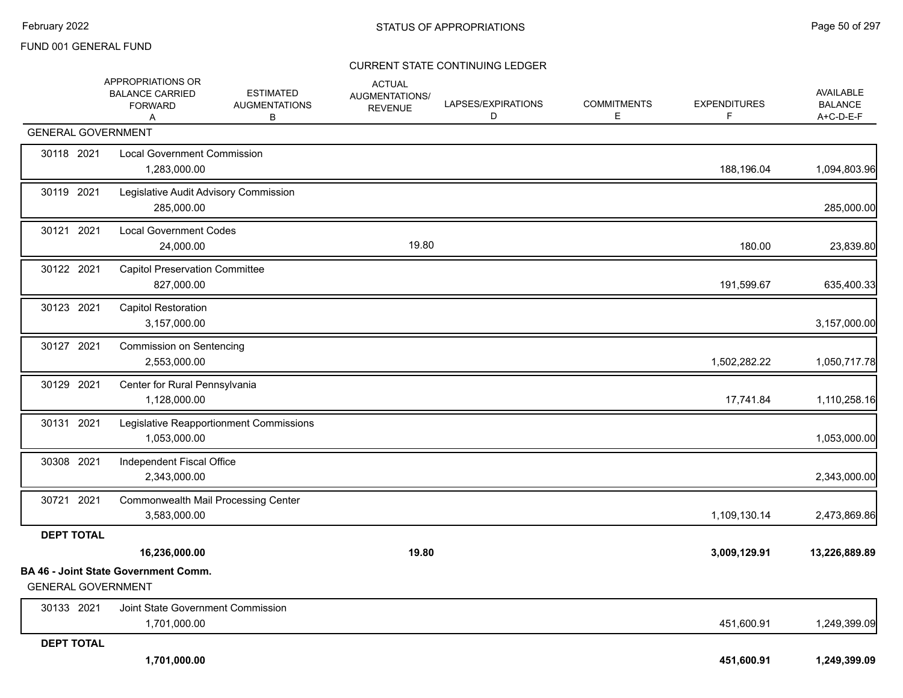FUND 001 GENERAL FUND

## CURRENT STATE CONTINUING LEDGER

| | APPROPRIATIONS OR BALANCE CARRIED FORWARD A | ESTIMATED AUGMENTATIONS B | ACTUAL AUGMENTATIONS/ REVENUE | LAPSES/EXPIRATIONS D | COMMITMENTS E | EXPENDITURES F | AVAILABLE BALANCE A+C-D-E-F |
|---|---|---|---|---|---|---|---|
| **GENERAL GOVERNMENT** | | | | | | | |
| 30118 2021 Local Government Commission | 1,283,000.00 | | | | | 188,196.04 | 1,094,803.96 |
| 30119 2021 Legislative Audit Advisory Commission | 285,000.00 | | | | | | 285,000.00 |
| 30121 2021 Local Government Codes | 24,000.00 | | 19.80 | | | 180.00 | 23,839.80 |
| 30122 2021 Capitol Preservation Committee | 827,000.00 | | | | | 191,599.67 | 635,400.33 |
| 30123 2021 Capitol Restoration | 3,157,000.00 | | | | | | 3,157,000.00 |
| 30127 2021 Commission on Sentencing | 2,553,000.00 | | | | | 1,502,282.22 | 1,050,717.78 |
| 30129 2021 Center for Rural Pennsylvania | 1,128,000.00 | | | | | 17,741.84 | 1,110,258.16 |
| 30131 2021 Legislative Reapportionment Commissions | 1,053,000.00 | | | | | | 1,053,000.00 |
| 30308 2021 Independent Fiscal Office | 2,343,000.00 | | | | | | 2,343,000.00 |
| 30721 2021 Commonwealth Mail Processing Center | 3,583,000.00 | | | | | 1,109,130.14 | 2,473,869.86 |
| **DEPT TOTAL** | **16,236,000.00** | | **19.80** | | | **3,009,129.91** | **13,226,889.89** |

**BA 46 - Joint State Government Comm.**

| | APPROPRIATIONS OR BALANCE CARRIED FORWARD A | ESTIMATED AUGMENTATIONS B | ACTUAL AUGMENTATIONS/ REVENUE | LAPSES/EXPIRATIONS D | COMMITMENTS E | EXPENDITURES F | AVAILABLE BALANCE A+C-D-E-F |
|---|---|---|---|---|---|---|---|
| **GENERAL GOVERNMENT** | | | | | | | |
| 30133 2021 Joint State Government Commission | 1,701,000.00 | | | | | 451,600.91 | 1,249,399.09 |
| **DEPT TOTAL** | **1,701,000.00** | | | | | **451,600.91** | **1,249,399.09** |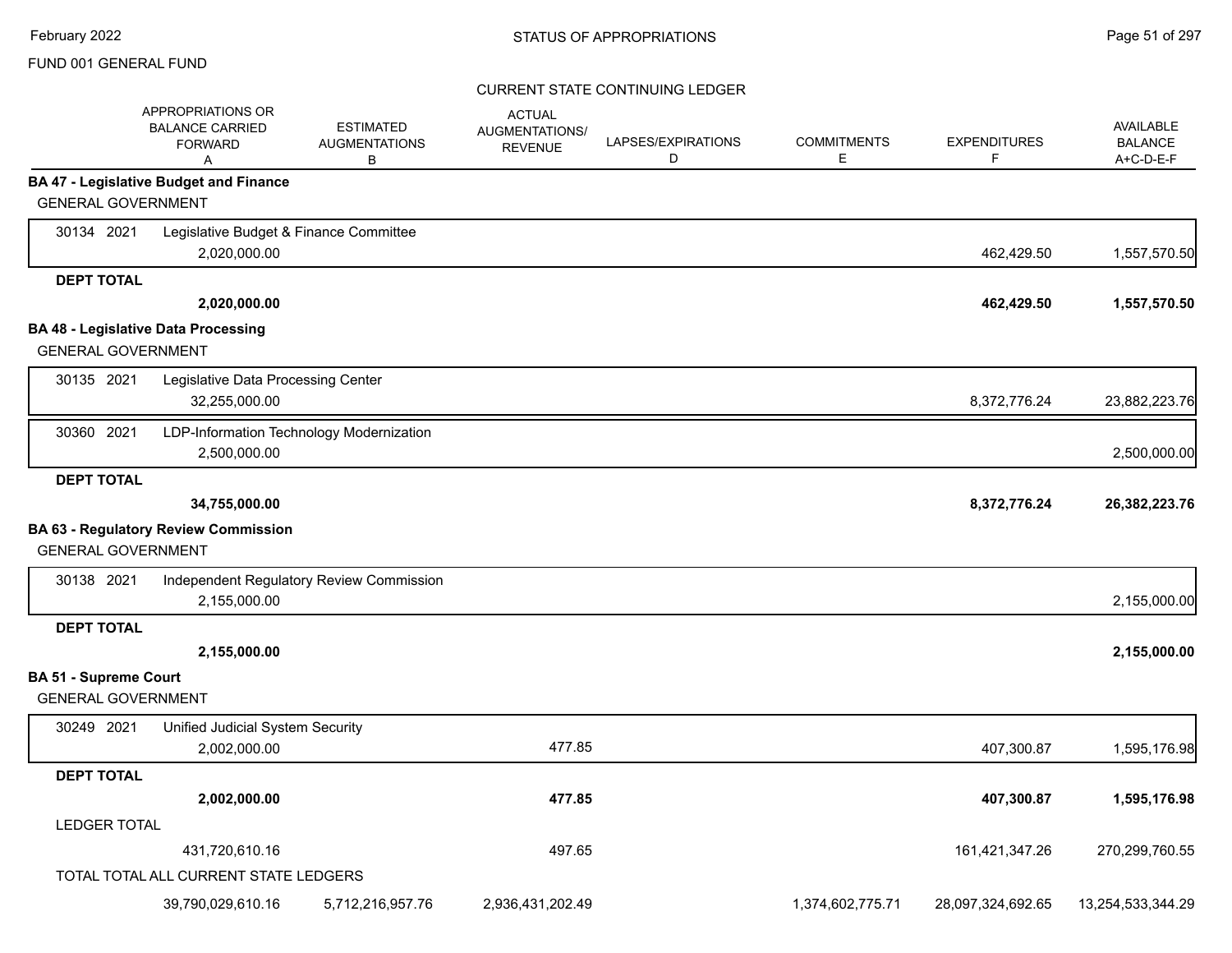STATUS OF APPROPRIATIONS

FUND 001 GENERAL FUND

CURRENT STATE CONTINUING LEDGER

| | APPROPRIATIONS OR BALANCE CARRIED FORWARD A | ESTIMATED AUGMENTATIONS B | ACTUAL AUGMENTATIONS/ REVENUE | LAPSES/EXPIRATIONS D | COMMITMENTS E | EXPENDITURES F | AVAILABLE BALANCE A+C-D-E-F |
|---|---|---|---|---|---|---|---|
| **BA 47 - Legislative Budget and Finance** | | | | | | | |
| GENERAL GOVERNMENT | | | | | | | |
| 30134 2021 Legislative Budget & Finance Committee | 2,020,000.00 | | | | | 462,429.50 | 1,557,570.50 |
| **DEPT TOTAL** | **2,020,000.00** | | | | | **462,429.50** | **1,557,570.50** |
| **BA 48 - Legislative Data Processing** | | | | | | | |
| GENERAL GOVERNMENT | | | | | | | |
| 30135 2021 Legislative Data Processing Center | 32,255,000.00 | | | | | 8,372,776.24 | 23,882,223.76 |
| 30360 2021 LDP-Information Technology Modernization | 2,500,000.00 | | | | | | 2,500,000.00 |
| **DEPT TOTAL** | **34,755,000.00** | | | | | **8,372,776.24** | **26,382,223.76** |
| **BA 63 - Regulatory Review Commission** | | | | | | | |
| GENERAL GOVERNMENT | | | | | | | |
| 30138 2021 Independent Regulatory Review Commission | 2,155,000.00 | | | | | | 2,155,000.00 |
| **DEPT TOTAL** | **2,155,000.00** | | | | | | **2,155,000.00** |
| **BA 51 - Supreme Court** | | | | | | | |
| GENERAL GOVERNMENT | | | | | | | |
| 30249 2021 Unified Judicial System Security | 2,002,000.00 | | 477.85 | | | 407,300.87 | 1,595,176.98 |
| **DEPT TOTAL** | **2,002,000.00** | | **477.85** | | | **407,300.87** | **1,595,176.98** |
| LEDGER TOTAL | 431,720,610.16 | | 497.65 | | | 161,421,347.26 | 270,299,760.55 |
| TOTAL TOTAL ALL CURRENT STATE LEDGERS | 39,790,029,610.16 | 5,712,216,957.76 | 2,936,431,202.49 | | 1,374,602,775.71 | 28,097,324,692.65 | 13,254,533,344.29 |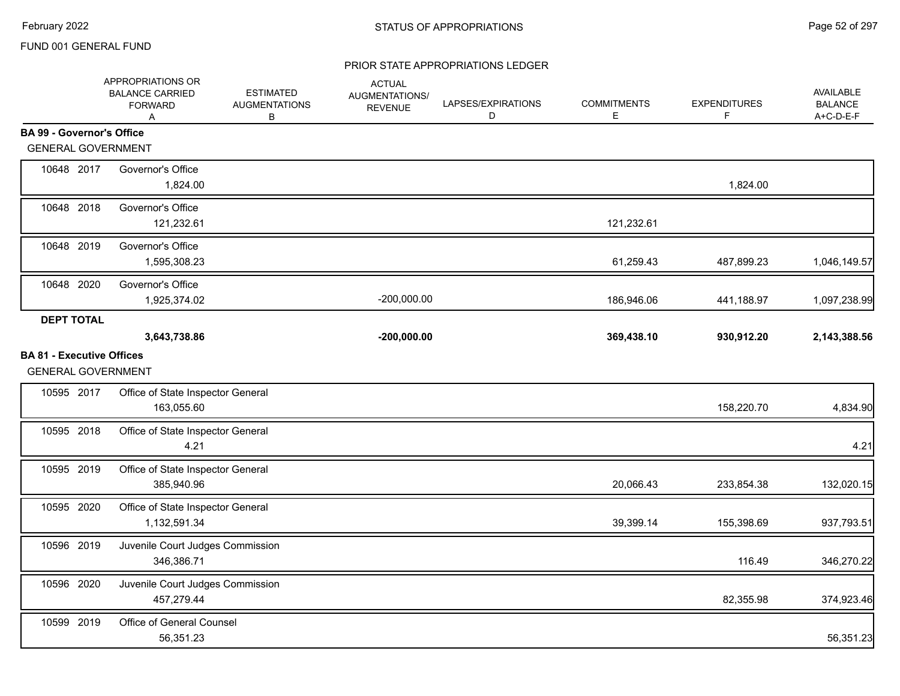FUND 001 GENERAL FUND

PRIOR STATE APPROPRIATIONS LEDGER

| | APPROPRIATIONS OR BALANCE CARRIED FORWARD A | ESTIMATED AUGMENTATIONS B | ACTUAL AUGMENTATIONS/ REVENUE | LAPSES/EXPIRATIONS D | COMMITMENTS E | EXPENDITURES F | AVAILABLE BALANCE A+C-D-E-F |
|---|---|---|---|---|---|---|---|
| **BA 99 - Governor's Office** | | | | | | | |
| GENERAL GOVERNMENT | | | | | | | |
| 10648 2017 Governor's Office | 1,824.00 | | | | | 1,824.00 | |
| 10648 2018 Governor's Office | 121,232.61 | | | | 121,232.61 | | |
| 10648 2019 Governor's Office | 1,595,308.23 | | | | 61,259.43 | 487,899.23 | 1,046,149.57 |
| 10648 2020 Governor's Office | 1,925,374.02 | | -200,000.00 | | 186,946.06 | 441,188.97 | 1,097,238.99 |
| **DEPT TOTAL** | **3,643,738.86** | | **-200,000.00** | | **369,438.10** | **930,912.20** | **2,143,388.56** |
| **BA 81 - Executive Offices** | | | | | | | |
| GENERAL GOVERNMENT | | | | | | | |
| 10595 2017 Office of State Inspector General | 163,055.60 | | | | | 158,220.70 | 4,834.90 |
| 10595 2018 Office of State Inspector General | 4.21 | | | | | | 4.21 |
| 10595 2019 Office of State Inspector General | 385,940.96 | | | | 20,066.43 | 233,854.38 | 132,020.15 |
| 10595 2020 Office of State Inspector General | 1,132,591.34 | | | | 39,399.14 | 155,398.69 | 937,793.51 |
| 10596 2019 Juvenile Court Judges Commission | 346,386.71 | | | | | 116.49 | 346,270.22 |
| 10596 2020 Juvenile Court Judges Commission | 457,279.44 | | | | | 82,355.98 | 374,923.46 |
| 10599 2019 Office of General Counsel | 56,351.23 | | | | | | 56,351.23 |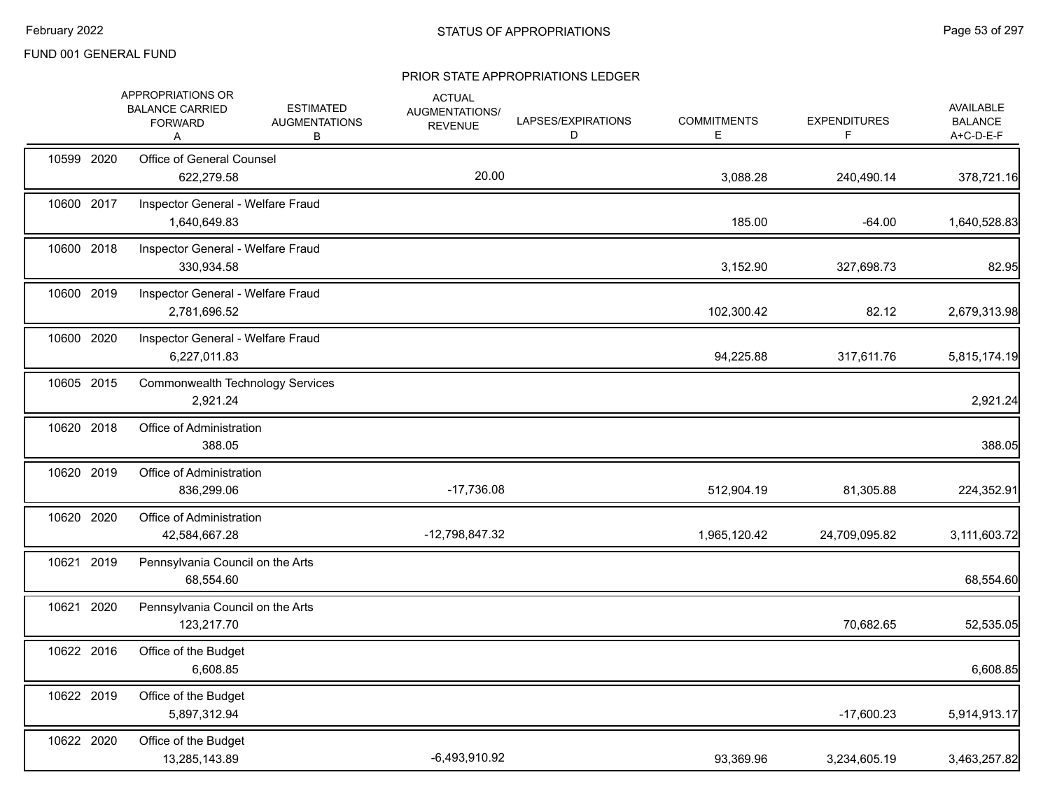FUND 001 GENERAL FUND

## PRIOR STATE APPROPRIATIONS LEDGER

| | | APPROPRIATIONS OR BALANCE CARRIED FORWARD A | ESTIMATED AUGMENTATIONS B | ACTUAL AUGMENTATIONS/ REVENUE | LAPSES/EXPIRATIONS D | COMMITMENTS E | EXPENDITURES F | AVAILABLE BALANCE A+C-D-E-F |
|---|---|---|---|---|---|---|---|---|
| 10599 | 2020 | Office of General Counsel | | | | | | |
| | | 622,279.58 | | 20.00 | | 3,088.28 | 240,490.14 | 378,721.16 |
| 10600 | 2017 | Inspector General - Welfare Fraud | | | | | | |
| | | 1,640,649.83 | | | | 185.00 | -64.00 | 1,640,528.83 |
| 10600 | 2018 | Inspector General - Welfare Fraud | | | | | | |
| | | 330,934.58 | | | | 3,152.90 | 327,698.73 | 82.95 |
| 10600 | 2019 | Inspector General - Welfare Fraud | | | | | | |
| | | 2,781,696.52 | | | | 102,300.42 | 82.12 | 2,679,313.98 |
| 10600 | 2020 | Inspector General - Welfare Fraud | | | | | | |
| | | 6,227,011.83 | | | | 94,225.88 | 317,611.76 | 5,815,174.19 |
| 10605 | 2015 | Commonwealth Technology Services | | | | | | |
| | | 2,921.24 | | | | | | 2,921.24 |
| 10620 | 2018 | Office of Administration | | | | | | |
| | | 388.05 | | | | | | 388.05 |
| 10620 | 2019 | Office of Administration | | | | | | |
| | | 836,299.06 | | -17,736.08 | | 512,904.19 | 81,305.88 | 224,352.91 |
| 10620 | 2020 | Office of Administration | | | | | | |
| | | 42,584,667.28 | | -12,798,847.32 | | 1,965,120.42 | 24,709,095.82 | 3,111,603.72 |
| 10621 | 2019 | Pennsylvania Council on the Arts | | | | | | |
| | | 68,554.60 | | | | | | 68,554.60 |
| 10621 | 2020 | Pennsylvania Council on the Arts | | | | | | |
| | | 123,217.70 | | | | | 70,682.65 | 52,535.05 |
| 10622 | 2016 | Office of the Budget | | | | | | |
| | | 6,608.85 | | | | | | 6,608.85 |
| 10622 | 2019 | Office of the Budget | | | | | | |
| | | 5,897,312.94 | | | | | -17,600.23 | 5,914,913.17 |
| 10622 | 2020 | Office of the Budget | | | | | | |
| | | 13,285,143.89 | | -6,493,910.92 | | 93,369.96 | 3,234,605.19 | 3,463,257.82 |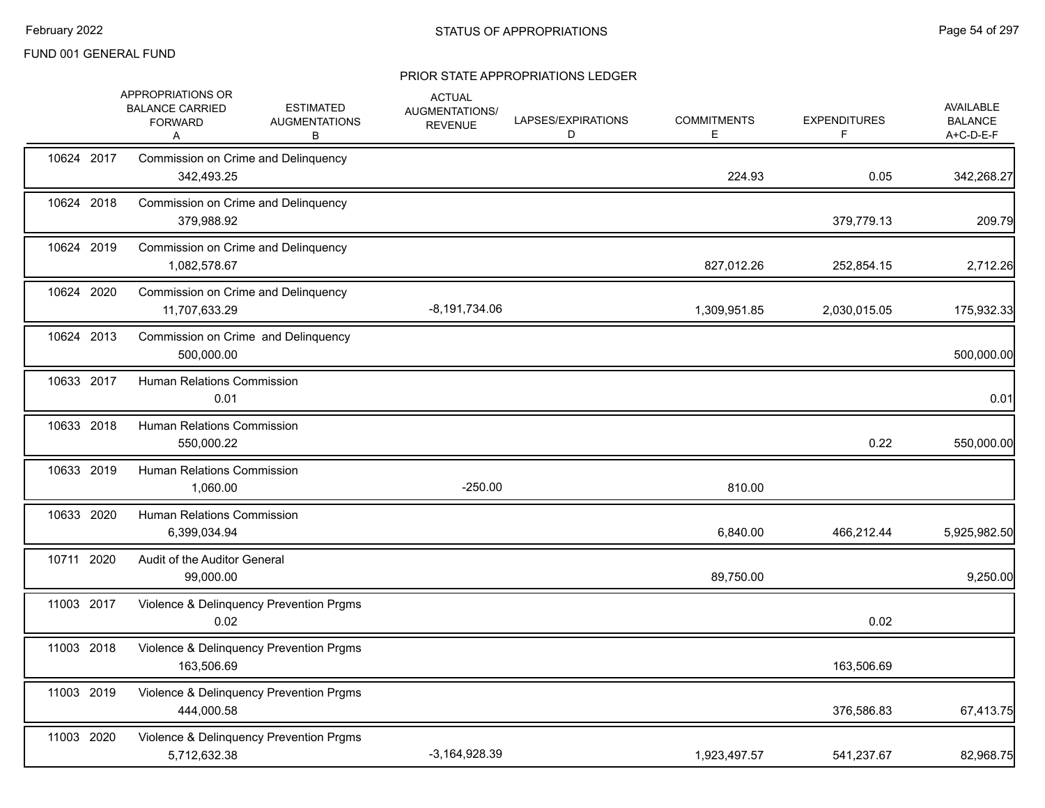FUND 001 GENERAL FUND

## STATUS OF APPROPRIATIONS

### PRIOR STATE APPROPRIATIONS LEDGER

| | APPROPRIATIONS OR BALANCE CARRIED FORWARD A | ESTIMATED AUGMENTATIONS B | ACTUAL AUGMENTATIONS/ REVENUE | LAPSES/EXPIRATIONS D | COMMITMENTS E | EXPENDITURES F | AVAILABLE BALANCE A+C-D-E-F |
|---|---|---|---|---|---|---|---|
| 10624 2017 | Commission on Crime and Delinquency | | | | | | |
| | 342,493.25 | | | | 224.93 | 0.05 | 342,268.27 |
| 10624 2018 | Commission on Crime and Delinquency | | | | | | |
| | 379,988.92 | | | | | 379,779.13 | 209.79 |
| 10624 2019 | Commission on Crime and Delinquency | | | | | | |
| | 1,082,578.67 | | | | 827,012.26 | 252,854.15 | 2,712.26 |
| 10624 2020 | Commission on Crime and Delinquency | | | | | | |
| | 11,707,633.29 | | -8,191,734.06 | | 1,309,951.85 | 2,030,015.05 | 175,932.33 |
| 10624 2013 | Commission on Crime and Delinquency | | | | | | |
| | 500,000.00 | | | | | | 500,000.00 |
| 10633 2017 | Human Relations Commission | | | | | | |
| | 0.01 | | | | | | 0.01 |
| 10633 2018 | Human Relations Commission | | | | | | |
| | 550,000.22 | | | | | 0.22 | 550,000.00 |
| 10633 2019 | Human Relations Commission | | | | | | |
| | 1,060.00 | | -250.00 | | 810.00 | | |
| 10633 2020 | Human Relations Commission | | | | | | |
| | 6,399,034.94 | | | | 6,840.00 | 466,212.44 | 5,925,982.50 |
| 10711 2020 | Audit of the Auditor General | | | | | | |
| | 99,000.00 | | | | 89,750.00 | | 9,250.00 |
| 11003 2017 | Violence & Delinquency Prevention Prgms | | | | | | |
| | 0.02 | | | | | 0.02 | |
| 11003 2018 | Violence & Delinquency Prevention Prgms | | | | | | |
| | 163,506.69 | | | | | 163,506.69 | |
| 11003 2019 | Violence & Delinquency Prevention Prgms | | | | | | |
| | 444,000.58 | | | | | 376,586.83 | 67,413.75 |
| 11003 2020 | Violence & Delinquency Prevention Prgms | | | | | | |
| | 5,712,632.38 | | -3,164,928.39 | | 1,923,497.57 | 541,237.67 | 82,968.75 |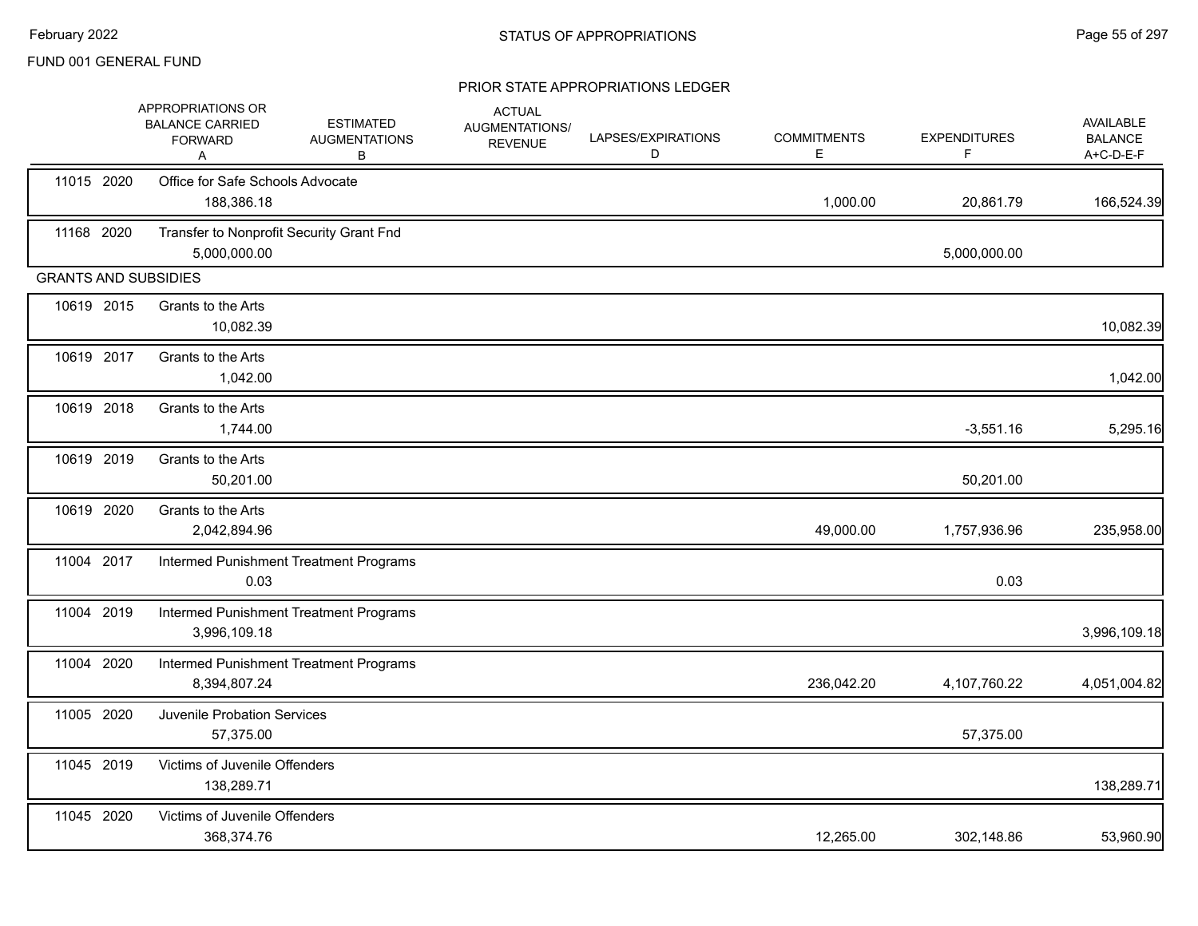FUND 001 GENERAL FUND

## PRIOR STATE APPROPRIATIONS LEDGER

| | APPROPRIATIONS OR BALANCE CARRIED FORWARD A | ESTIMATED AUGMENTATIONS B | ACTUAL AUGMENTATIONS/ REVENUE | LAPSES/EXPIRATIONS D | COMMITMENTS E | EXPENDITURES F | AVAILABLE BALANCE A+C-D-E-F |
|---|---|---|---|---|---|---|---|
| 11015 2020 Office for Safe Schools Advocate | 188,386.18 | | | | 1,000.00 | 20,861.79 | 166,524.39 |
| 11168 2020 Transfer to Nonprofit Security Grant Fnd | 5,000,000.00 | | | | | 5,000,000.00 | |
| **GRANTS AND SUBSIDIES** | | | | | | | |
| 10619 2015 Grants to the Arts | 10,082.39 | | | | | | 10,082.39 |
| 10619 2017 Grants to the Arts | 1,042.00 | | | | | | 1,042.00 |
| 10619 2018 Grants to the Arts | 1,744.00 | | | | | -3,551.16 | 5,295.16 |
| 10619 2019 Grants to the Arts | 50,201.00 | | | | | 50,201.00 | |
| 10619 2020 Grants to the Arts | 2,042,894.96 | | | | 49,000.00 | 1,757,936.96 | 235,958.00 |
| 11004 2017 Intermed Punishment Treatment Programs | 0.03 | | | | | 0.03 | |
| 11004 2019 Intermed Punishment Treatment Programs | 3,996,109.18 | | | | | | 3,996,109.18 |
| 11004 2020 Intermed Punishment Treatment Programs | 8,394,807.24 | | | | 236,042.20 | 4,107,760.22 | 4,051,004.82 |
| 11005 2020 Juvenile Probation Services | 57,375.00 | | | | | 57,375.00 | |
| 11045 2019 Victims of Juvenile Offenders | 138,289.71 | | | | | | 138,289.71 |
| 11045 2020 Victims of Juvenile Offenders | 368,374.76 | | | | 12,265.00 | 302,148.86 | 53,960.90 |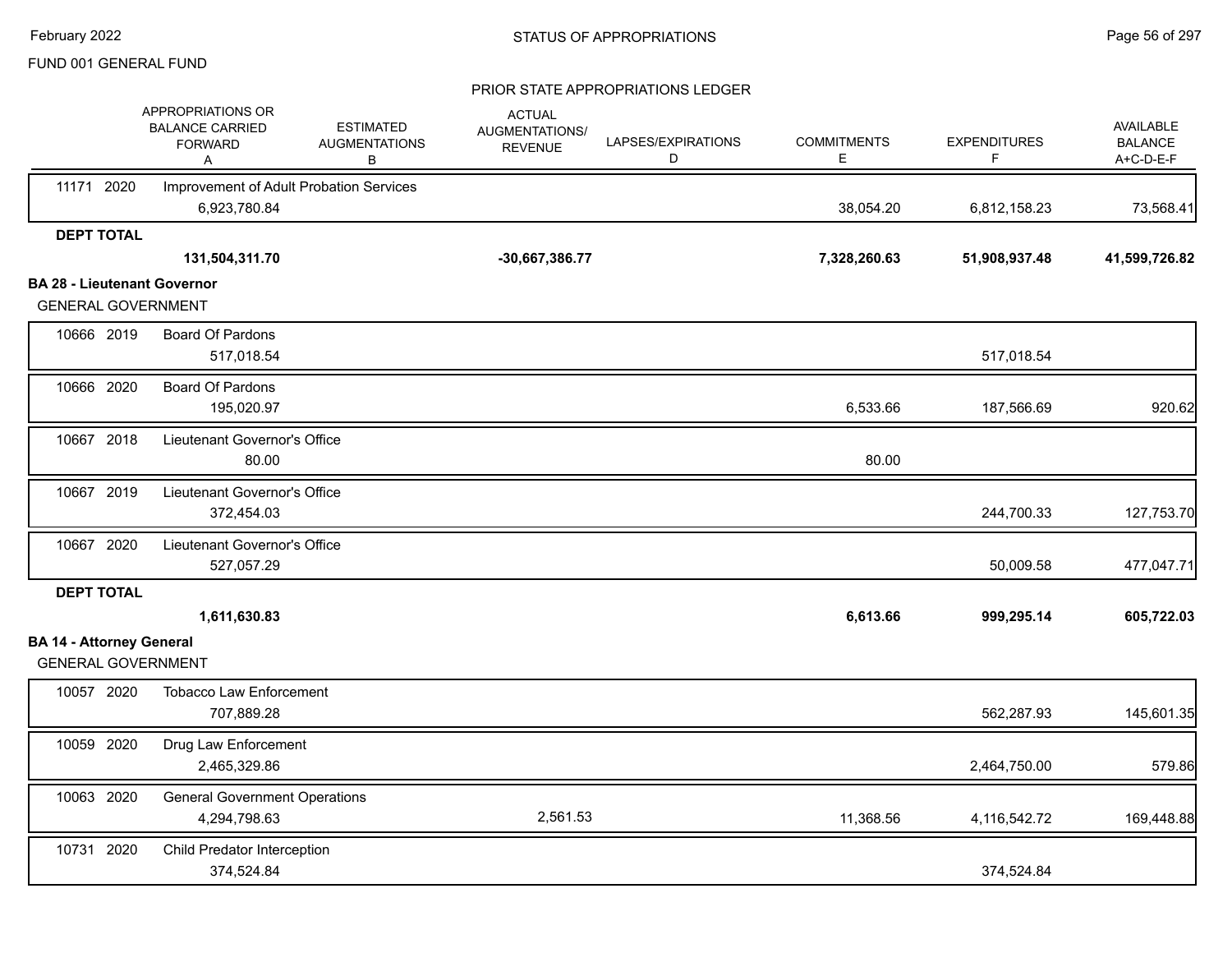FUND 001 GENERAL FUND

PRIOR STATE APPROPRIATIONS LEDGER

| | APPROPRIATIONS OR BALANCE CARRIED FORWARD A | ESTIMATED AUGMENTATIONS B | ACTUAL AUGMENTATIONS/ REVENUE | LAPSES/EXPIRATIONS D | COMMITMENTS E | EXPENDITURES F | AVAILABLE BALANCE A+C-D-E-F |
|---|---|---|---|---|---|---|---|
| 11171 2020 | Improvement of Adult Probation Services | | | | | | |
| | 6,923,780.84 | | | | 38,054.20 | 6,812,158.23 | 73,568.41 |
| **DEPT TOTAL** | | | | | | | |
| | **131,504,311.70** | | **-30,667,386.77** | | **7,328,260.63** | **51,908,937.48** | **41,599,726.82** |
| **BA 28 - Lieutenant Governor** | | | | | | | |
| GENERAL GOVERNMENT | | | | | | | |
| 10666 2019 | Board Of Pardons | | | | | | |
| | 517,018.54 | | | | | 517,018.54 | |
| 10666 2020 | Board Of Pardons | | | | | | |
| | 195,020.97 | | | | 6,533.66 | 187,566.69 | 920.62 |
| 10667 2018 | Lieutenant Governor's Office | | | | | | |
| | 80.00 | | | | 80.00 | | |
| 10667 2019 | Lieutenant Governor's Office | | | | | | |
| | 372,454.03 | | | | | 244,700.33 | 127,753.70 |
| 10667 2020 | Lieutenant Governor's Office | | | | | | |
| | 527,057.29 | | | | | 50,009.58 | 477,047.71 |
| **DEPT TOTAL** | | | | | | | |
| | **1,611,630.83** | | | | **6,613.66** | **999,295.14** | **605,722.03** |
| **BA 14 - Attorney General** | | | | | | | |
| GENERAL GOVERNMENT | | | | | | | |
| 10057 2020 | Tobacco Law Enforcement | | | | | | |
| | 707,889.28 | | | | | 562,287.93 | 145,601.35 |
| 10059 2020 | Drug Law Enforcement | | | | | | |
| | 2,465,329.86 | | | | | 2,464,750.00 | 579.86 |
| 10063 2020 | General Government Operations | | | | | | |
| | 4,294,798.63 | | 2,561.53 | | 11,368.56 | 4,116,542.72 | 169,448.88 |
| 10731 2020 | Child Predator Interception | | | | | | |
| | 374,524.84 | | | | | 374,524.84 | |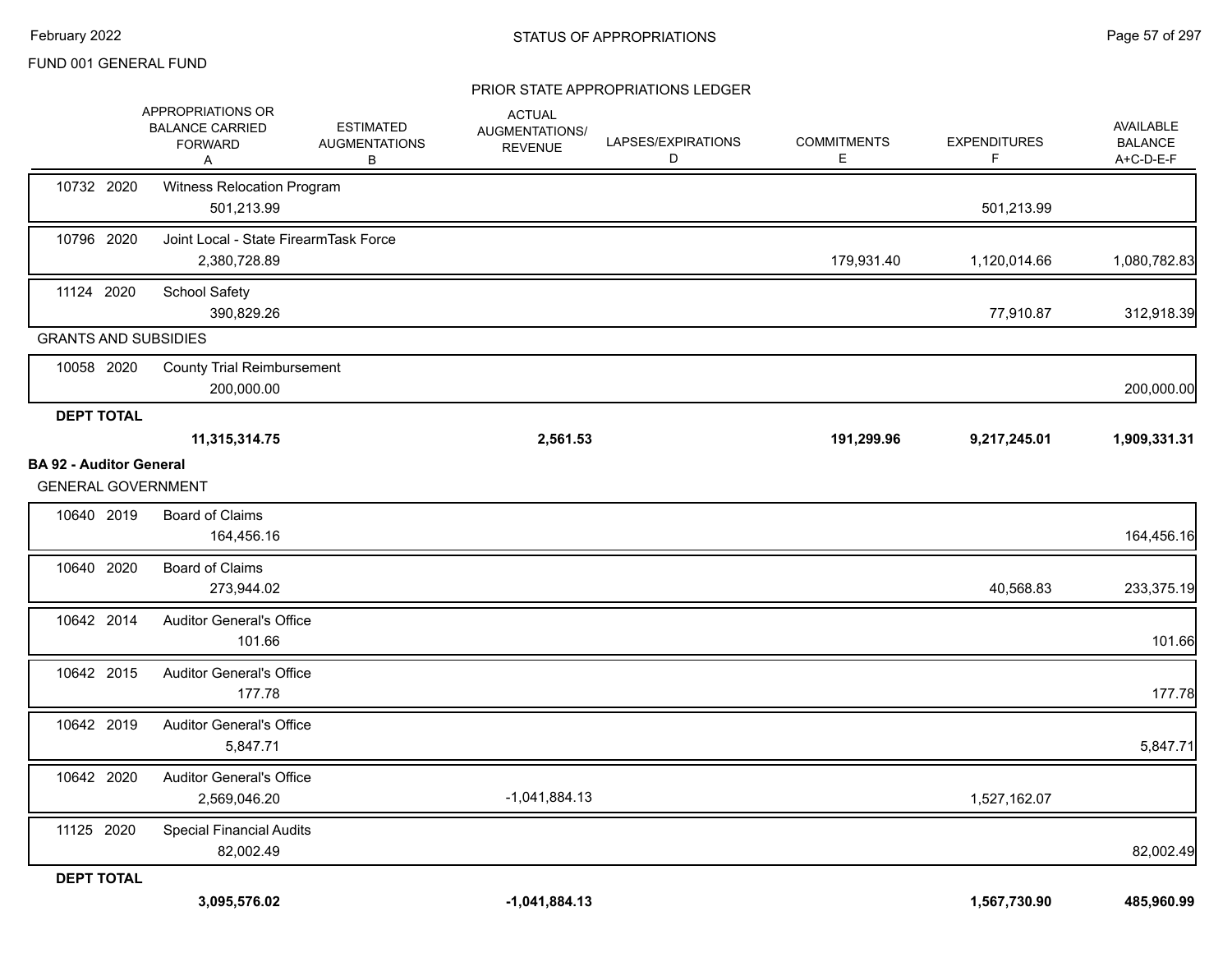FUND 001 GENERAL FUND

PRIOR STATE APPROPRIATIONS LEDGER

| | APPROPRIATIONS OR BALANCE CARRIED FORWARD A | ESTIMATED AUGMENTATIONS B | ACTUAL AUGMENTATIONS/ REVENUE | LAPSES/EXPIRATIONS D | COMMITMENTS E | EXPENDITURES F | AVAILABLE BALANCE A+C-D-E-F |
|---|---|---|---|---|---|---|---|
| 10732 2020 | Witness Relocation Program | | | | | | |
| | 501,213.99 | | | | | 501,213.99 | |
| 10796 2020 | Joint Local - State FirearmTask Force | | | | | | |
| | 2,380,728.89 | | | | 179,931.40 | 1,120,014.66 | 1,080,782.83 |
| 11124 2020 | School Safety | | | | | | |
| | 390,829.26 | | | | | 77,910.87 | 312,918.39 |
| GRANTS AND SUBSIDIES | | | | | | | |
| 10058 2020 | County Trial Reimbursement | | | | | | |
| | 200,000.00 | | | | | | 200,000.00 |
| **DEPT TOTAL** | | | | | | | |
| | **11,315,314.75** | | **2,561.53** | | **191,299.96** | **9,217,245.01** | **1,909,331.31** |
| **BA 92 - Auditor General** | | | | | | | |
| GENERAL GOVERNMENT | | | | | | | |
| 10640 2019 | Board of Claims | | | | | | |
| | 164,456.16 | | | | | | 164,456.16 |
| 10640 2020 | Board of Claims | | | | | | |
| | 273,944.02 | | | | | 40,568.83 | 233,375.19 |
| 10642 2014 | Auditor General's Office | | | | | | |
| | 101.66 | | | | | | 101.66 |
| 10642 2015 | Auditor General's Office | | | | | | |
| | 177.78 | | | | | | 177.78 |
| 10642 2019 | Auditor General's Office | | | | | | |
| | 5,847.71 | | | | | | 5,847.71 |
| 10642 2020 | Auditor General's Office | | | | | | |
| | 2,569,046.20 | | -1,041,884.13 | | | 1,527,162.07 | |
| 11125 2020 | Special Financial Audits | | | | | | |
| | 82,002.49 | | | | | | 82,002.49 |
| **DEPT TOTAL** | | | | | | | |
| | **3,095,576.02** | | **-1,041,884.13** | | | **1,567,730.90** | **485,960.99** |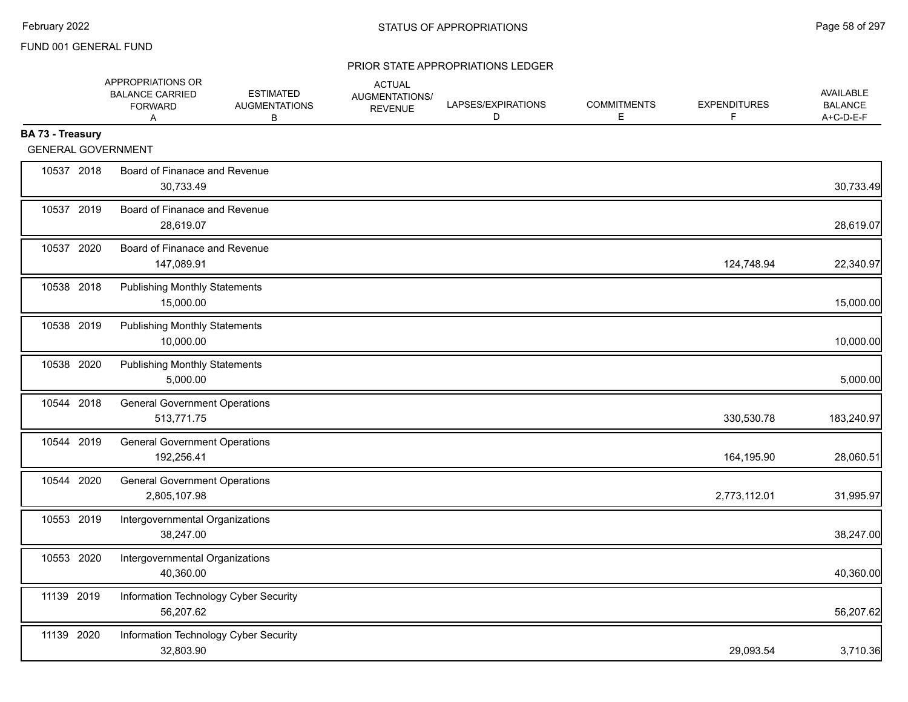FUND 001 GENERAL FUND

PRIOR STATE APPROPRIATIONS LEDGER

**BA 73 - Treasury**

GENERAL GOVERNMENT

| | APPROPRIATIONS OR BALANCE CARRIED FORWARD A | ESTIMATED AUGMENTATIONS B | ACTUAL AUGMENTATIONS/ REVENUE | LAPSES/EXPIRATIONS D | COMMITMENTS E | EXPENDITURES F | AVAILABLE BALANCE A+C-D-E-F |
|---|---|---|---|---|---|---|---|
| 10537 2018 Board of Finanace and Revenue | 30,733.49 | | | | | | 30,733.49 |
| 10537 2019 Board of Finanace and Revenue | 28,619.07 | | | | | | 28,619.07 |
| 10537 2020 Board of Finanace and Revenue | 147,089.91 | | | | | 124,748.94 | 22,340.97 |
| 10538 2018 Publishing Monthly Statements | 15,000.00 | | | | | | 15,000.00 |
| 10538 2019 Publishing Monthly Statements | 10,000.00 | | | | | | 10,000.00 |
| 10538 2020 Publishing Monthly Statements | 5,000.00 | | | | | | 5,000.00 |
| 10544 2018 General Government Operations | 513,771.75 | | | | | 330,530.78 | 183,240.97 |
| 10544 2019 General Government Operations | 192,256.41 | | | | | 164,195.90 | 28,060.51 |
| 10544 2020 General Government Operations | 2,805,107.98 | | | | | 2,773,112.01 | 31,995.97 |
| 10553 2019 Intergovernmental Organizations | 38,247.00 | | | | | | 38,247.00 |
| 10553 2020 Intergovernmental Organizations | 40,360.00 | | | | | | 40,360.00 |
| 11139 2019 Information Technology Cyber Security | 56,207.62 | | | | | | 56,207.62 |
| 11139 2020 Information Technology Cyber Security | 32,803.90 | | | | | 29,093.54 | 3,710.36 |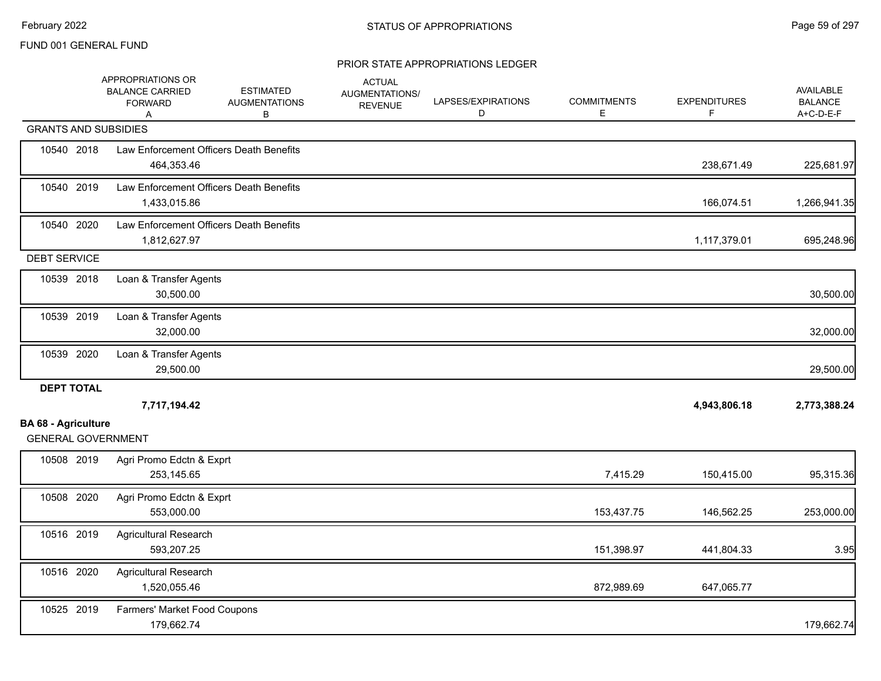## STATUS OF APPROPRIATIONS

FUND 001 GENERAL FUND

PRIOR STATE APPROPRIATIONS LEDGER

| | | APPROPRIATIONS OR BALANCE CARRIED FORWARD A | ESTIMATED AUGMENTATIONS B | ACTUAL AUGMENTATIONS/ REVENUE | LAPSES/EXPIRATIONS D | COMMITMENTS E | EXPENDITURES F | AVAILABLE BALANCE A+C-D-E-F |
|---|---|---|---|---|---|---|---|---|
| **GRANTS AND SUBSIDIES** | | | | | | | | |
| 10540 | 2018 | Law Enforcement Officers Death Benefits | | | | | | |
| | | 464,353.46 | | | | | 238,671.49 | 225,681.97 |
| 10540 | 2019 | Law Enforcement Officers Death Benefits | | | | | | |
| | | 1,433,015.86 | | | | | 166,074.51 | 1,266,941.35 |
| 10540 | 2020 | Law Enforcement Officers Death Benefits | | | | | | |
| | | 1,812,627.97 | | | | | 1,117,379.01 | 695,248.96 |
| **DEBT SERVICE** | | | | | | | | |
| 10539 | 2018 | Loan & Transfer Agents | | | | | | |
| | | 30,500.00 | | | | | | 30,500.00 |
| 10539 | 2019 | Loan & Transfer Agents | | | | | | |
| | | 32,000.00 | | | | | | 32,000.00 |
| 10539 | 2020 | Loan & Transfer Agents | | | | | | |
| | | 29,500.00 | | | | | | 29,500.00 |
| **DEPT TOTAL** | | | | | | | | |
| | | **7,717,194.42** | | | | | **4,943,806.18** | **2,773,388.24** |

### BA 68 - Agriculture

| | | APPROPRIATIONS OR BALANCE CARRIED FORWARD A | ESTIMATED AUGMENTATIONS B | ACTUAL AUGMENTATIONS/ REVENUE | LAPSES/EXPIRATIONS D | COMMITMENTS E | EXPENDITURES F | AVAILABLE BALANCE A+C-D-E-F |
|---|---|---|---|---|---|---|---|---|
| **GENERAL GOVERNMENT** | | | | | | | | |
| 10508 | 2019 | Agri Promo Edctn & Exprt | | | | | | |
| | | 253,145.65 | | | | 7,415.29 | 150,415.00 | 95,315.36 |
| 10508 | 2020 | Agri Promo Edctn & Exprt | | | | | | |
| | | 553,000.00 | | | | 153,437.75 | 146,562.25 | 253,000.00 |
| 10516 | 2019 | Agricultural Research | | | | | | |
| | | 593,207.25 | | | | 151,398.97 | 441,804.33 | 3.95 |
| 10516 | 2020 | Agricultural Research | | | | | | |
| | | 1,520,055.46 | | | | 872,989.69 | 647,065.77 | |
| 10525 | 2019 | Farmers' Market Food Coupons | | | | | | |
| | | 179,662.74 | | | | | | 179,662.74 |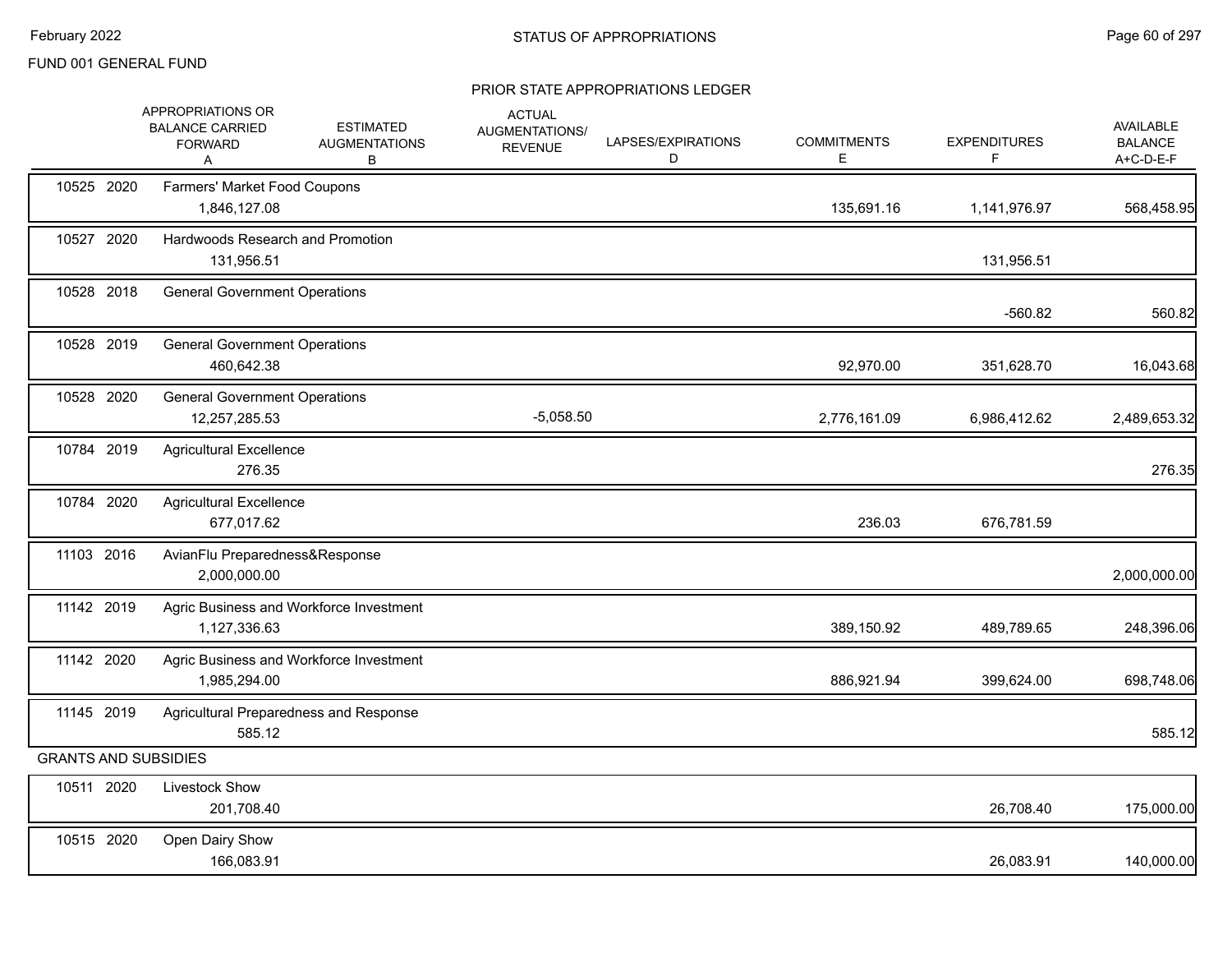FUND 001 GENERAL FUND

## PRIOR STATE APPROPRIATIONS LEDGER

| | APPROPRIATIONS OR BALANCE CARRIED FORWARD A | ESTIMATED AUGMENTATIONS B | ACTUAL AUGMENTATIONS/ REVENUE | LAPSES/EXPIRATIONS D | COMMITMENTS E | EXPENDITURES F | AVAILABLE BALANCE A+C-D-E-F |
|---|---|---|---|---|---|---|---|
| 10525 2020 | Farmers' Market Food Coupons | | | | | | |
| | 1,846,127.08 | | | | 135,691.16 | 1,141,976.97 | 568,458.95 |
| 10527 2020 | Hardwoods Research and Promotion | | | | | | |
| | 131,956.51 | | | | | 131,956.51 | |
| 10528 2018 | General Government Operations | | | | | | |
| | | | | | | -560.82 | 560.82 |
| 10528 2019 | General Government Operations | | | | | | |
| | 460,642.38 | | | | 92,970.00 | 351,628.70 | 16,043.68 |
| 10528 2020 | General Government Operations | | | | | | |
| | 12,257,285.53 | | -5,058.50 | | 2,776,161.09 | 6,986,412.62 | 2,489,653.32 |
| 10784 2019 | Agricultural Excellence | | | | | | |
| | 276.35 | | | | | | 276.35 |
| 10784 2020 | Agricultural Excellence | | | | | | |
| | 677,017.62 | | | | 236.03 | 676,781.59 | |
| 11103 2016 | AvianFlu Preparedness&Response | | | | | | |
| | 2,000,000.00 | | | | | | 2,000,000.00 |
| 11142 2019 | Agric Business and Workforce Investment | | | | | | |
| | 1,127,336.63 | | | | 389,150.92 | 489,789.65 | 248,396.06 |
| 11142 2020 | Agric Business and Workforce Investment | | | | | | |
| | 1,985,294.00 | | | | 886,921.94 | 399,624.00 | 698,748.06 |
| 11145 2019 | Agricultural Preparedness and Response | | | | | | |
| | 585.12 | | | | | | 585.12 |
| **GRANTS AND SUBSIDIES** | | | | | | | |
| 10511 2020 | Livestock Show | | | | | | |
| | 201,708.40 | | | | | 26,708.40 | 175,000.00 |
| 10515 2020 | Open Dairy Show | | | | | | |
| | 166,083.91 | | | | | 26,083.91 | 140,000.00 |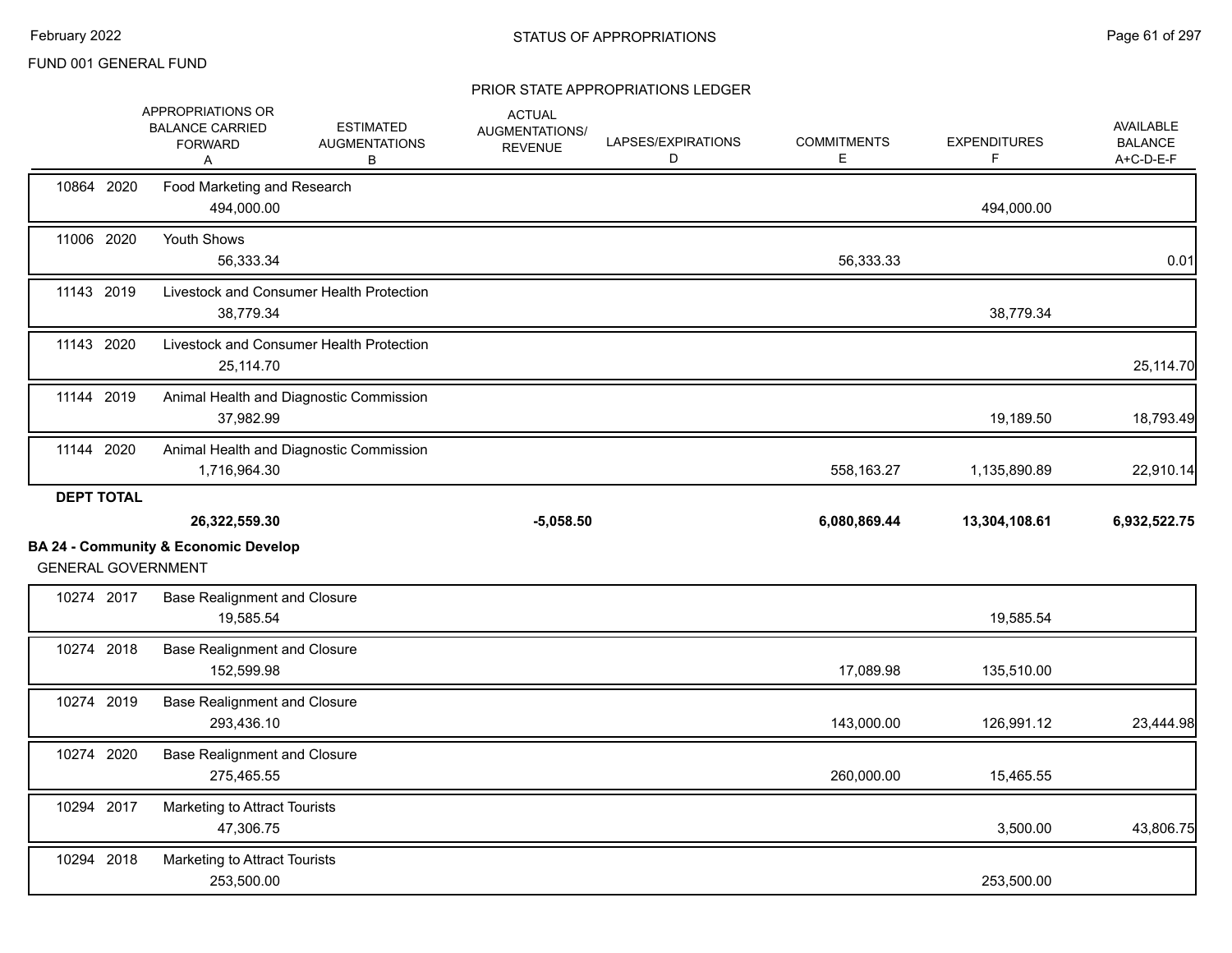FUND 001 GENERAL FUND

## PRIOR STATE APPROPRIATIONS LEDGER

| | APPROPRIATIONS OR BALANCE CARRIED FORWARD A | ESTIMATED AUGMENTATIONS B | ACTUAL AUGMENTATIONS/ REVENUE | LAPSES/EXPIRATIONS D | COMMITMENTS E | EXPENDITURES F | AVAILABLE BALANCE A+C-D-E-F |
|---|---|---|---|---|---|---|---|
| 10864 2020 Food Marketing and Research | 494,000.00 | | | | | 494,000.00 | |
| 11006 2020 Youth Shows | 56,333.34 | | | | 56,333.33 | | 0.01 |
| 11143 2019 Livestock and Consumer Health Protection | 38,779.34 | | | | | 38,779.34 | |
| 11143 2020 Livestock and Consumer Health Protection | 25,114.70 | | | | | | 25,114.70 |
| 11144 2019 Animal Health and Diagnostic Commission | 37,982.99 | | | | | 19,189.50 | 18,793.49 |
| 11144 2020 Animal Health and Diagnostic Commission | 1,716,964.30 | | | | 558,163.27 | 1,135,890.89 | 22,910.14 |
| **DEPT TOTAL** | **26,322,559.30** | | **-5,058.50** | | **6,080,869.44** | **13,304,108.61** | **6,932,522.75** |

**BA 24 - Community & Economic Develop**

GENERAL GOVERNMENT

| | APPROPRIATIONS OR BALANCE CARRIED FORWARD A | ESTIMATED AUGMENTATIONS B | ACTUAL AUGMENTATIONS/ REVENUE | LAPSES/EXPIRATIONS D | COMMITMENTS E | EXPENDITURES F | AVAILABLE BALANCE A+C-D-E-F |
|---|---|---|---|---|---|---|---|
| 10274 2017 Base Realignment and Closure | 19,585.54 | | | | | 19,585.54 | |
| 10274 2018 Base Realignment and Closure | 152,599.98 | | | | 17,089.98 | 135,510.00 | |
| 10274 2019 Base Realignment and Closure | 293,436.10 | | | | 143,000.00 | 126,991.12 | 23,444.98 |
| 10274 2020 Base Realignment and Closure | 275,465.55 | | | | 260,000.00 | 15,465.55 | |
| 10294 2017 Marketing to Attract Tourists | 47,306.75 | | | | | 3,500.00 | 43,806.75 |
| 10294 2018 Marketing to Attract Tourists | 253,500.00 | | | | | 253,500.00 | |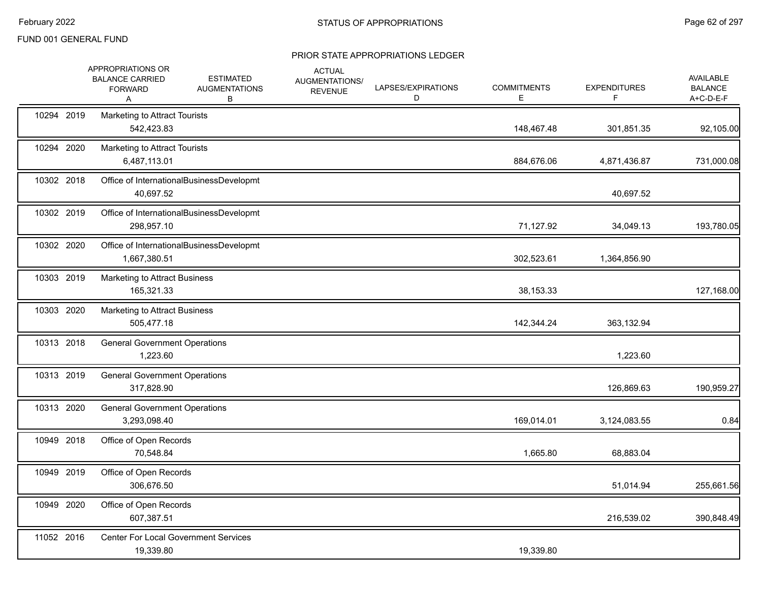FUND 001 GENERAL FUND

## STATUS OF APPROPRIATIONS

### PRIOR STATE APPROPRIATIONS LEDGER

| | | APPROPRIATIONS OR BALANCE CARRIED FORWARD A | ESTIMATED AUGMENTATIONS B | ACTUAL AUGMENTATIONS/ REVENUE | LAPSES/EXPIRATIONS D | COMMITMENTS E | EXPENDITURES F | AVAILABLE BALANCE A+C-D-E-F |
|---|---|---|---|---|---|---|---|---|
| 10294 | 2019 | Marketing to Attract Tourists | | | | | | |
| | | 542,423.83 | | | | 148,467.48 | 301,851.35 | 92,105.00 |
| 10294 | 2020 | Marketing to Attract Tourists | | | | | | |
| | | 6,487,113.01 | | | | 884,676.06 | 4,871,436.87 | 731,000.08 |
| 10302 | 2018 | Office of InternationalBusinessDevelopmt | | | | | | |
| | | 40,697.52 | | | | | 40,697.52 | |
| 10302 | 2019 | Office of InternationalBusinessDevelopmt | | | | | | |
| | | 298,957.10 | | | | 71,127.92 | 34,049.13 | 193,780.05 |
| 10302 | 2020 | Office of InternationalBusinessDevelopmt | | | | | | |
| | | 1,667,380.51 | | | | 302,523.61 | 1,364,856.90 | |
| 10303 | 2019 | Marketing to Attract Business | | | | | | |
| | | 165,321.33 | | | | 38,153.33 | | 127,168.00 |
| 10303 | 2020 | Marketing to Attract Business | | | | | | |
| | | 505,477.18 | | | | 142,344.24 | 363,132.94 | |
| 10313 | 2018 | General Government Operations | | | | | | |
| | | 1,223.60 | | | | | 1,223.60 | |
| 10313 | 2019 | General Government Operations | | | | | | |
| | | 317,828.90 | | | | | 126,869.63 | 190,959.27 |
| 10313 | 2020 | General Government Operations | | | | | | |
| | | 3,293,098.40 | | | | 169,014.01 | 3,124,083.55 | 0.84 |
| 10949 | 2018 | Office of Open Records | | | | | | |
| | | 70,548.84 | | | | 1,665.80 | 68,883.04 | |
| 10949 | 2019 | Office of Open Records | | | | | | |
| | | 306,676.50 | | | | | 51,014.94 | 255,661.56 |
| 10949 | 2020 | Office of Open Records | | | | | | |
| | | 607,387.51 | | | | | 216,539.02 | 390,848.49 |
| 11052 | 2016 | Center For Local Government Services | | | | | | |
| | | 19,339.80 | | | | 19,339.80 | | |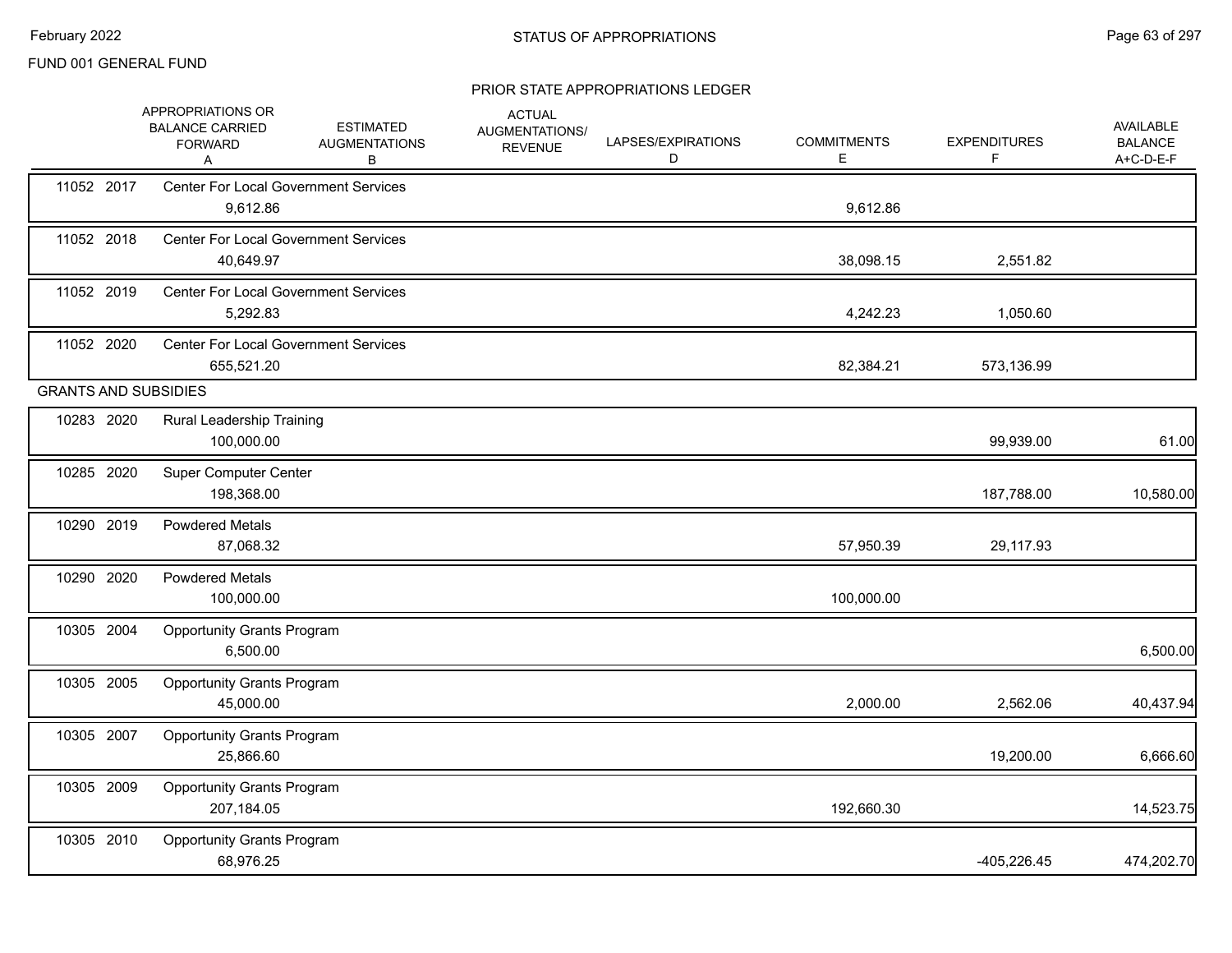FUND 001 GENERAL FUND

## STATUS OF APPROPRIATIONS

### PRIOR STATE APPROPRIATIONS LEDGER

| | APPROPRIATIONS OR BALANCE CARRIED FORWARD A | ESTIMATED AUGMENTATIONS B | ACTUAL AUGMENTATIONS/ REVENUE | LAPSES/EXPIRATIONS D | COMMITMENTS E | EXPENDITURES F | AVAILABLE BALANCE A+C-D-E-F |
|---|---|---|---|---|---|---|---|
| 11052 2017 Center For Local Government Services | 9,612.86 | | | | 9,612.86 | | |
| 11052 2018 Center For Local Government Services | 40,649.97 | | | | 38,098.15 | 2,551.82 | |
| 11052 2019 Center For Local Government Services | 5,292.83 | | | | 4,242.23 | 1,050.60 | |
| 11052 2020 Center For Local Government Services | 655,521.20 | | | | 82,384.21 | 573,136.99 | |
| **GRANTS AND SUBSIDIES** | | | | | | | |
| 10283 2020 Rural Leadership Training | 100,000.00 | | | | | 99,939.00 | 61.00 |
| 10285 2020 Super Computer Center | 198,368.00 | | | | | 187,788.00 | 10,580.00 |
| 10290 2019 Powdered Metals | 87,068.32 | | | | 57,950.39 | 29,117.93 | |
| 10290 2020 Powdered Metals | 100,000.00 | | | | 100,000.00 | | |
| 10305 2004 Opportunity Grants Program | 6,500.00 | | | | | | 6,500.00 |
| 10305 2005 Opportunity Grants Program | 45,000.00 | | | | 2,000.00 | 2,562.06 | 40,437.94 |
| 10305 2007 Opportunity Grants Program | 25,866.60 | | | | | 19,200.00 | 6,666.60 |
| 10305 2009 Opportunity Grants Program | 207,184.05 | | | | 192,660.30 | | 14,523.75 |
| 10305 2010 Opportunity Grants Program | 68,976.25 | | | | | -405,226.45 | 474,202.70 |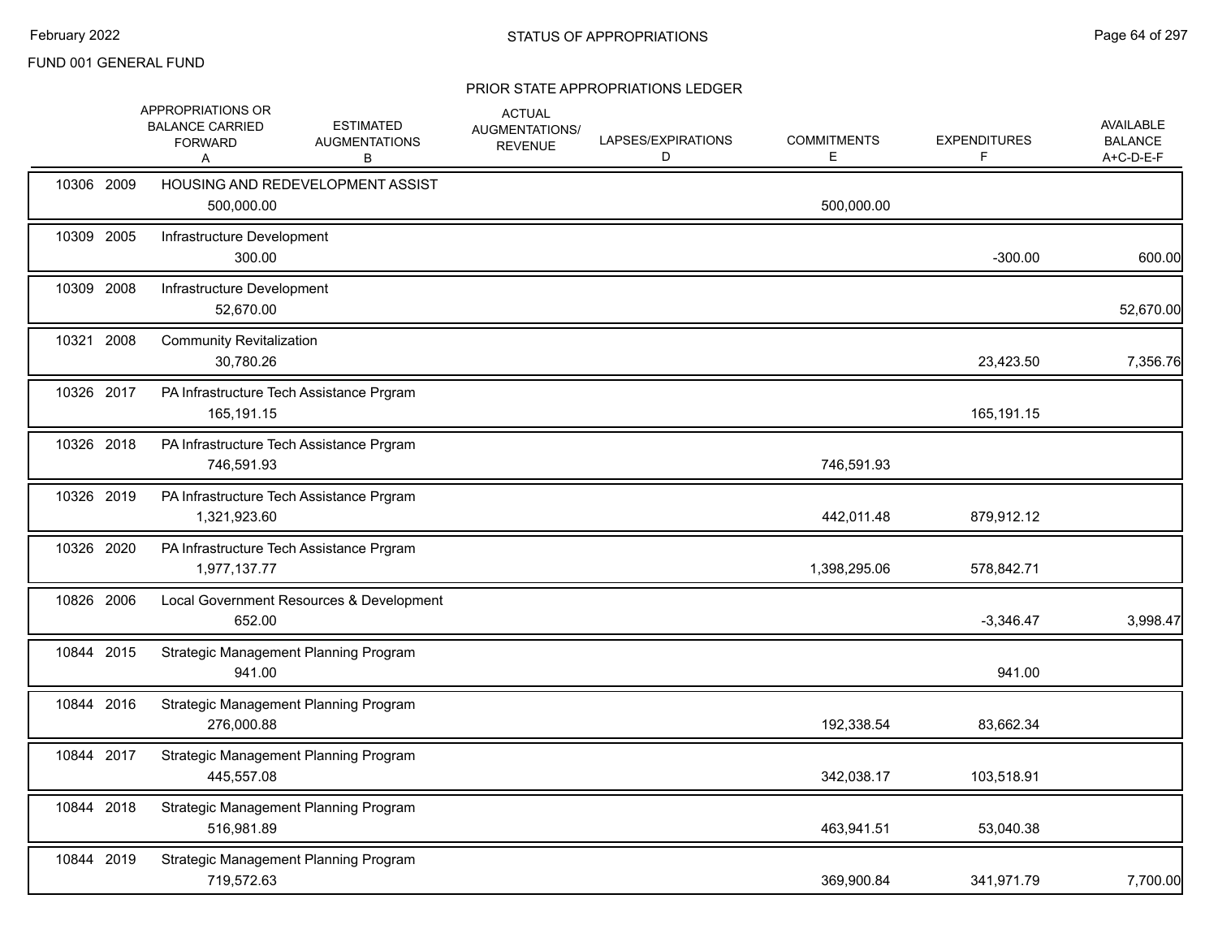FUND 001 GENERAL FUND

## STATUS OF APPROPRIATIONS

### PRIOR STATE APPROPRIATIONS LEDGER

| | | APPROPRIATIONS OR BALANCE CARRIED FORWARD A | ESTIMATED AUGMENTATIONS B | ACTUAL AUGMENTATIONS/ REVENUE | LAPSES/EXPIRATIONS D | COMMITMENTS E | EXPENDITURES F | AVAILABLE BALANCE A+C-D-E-F |
|---|---|---|---|---|---|---|---|---|
| 10306 | 2009 | HOUSING AND REDEVELOPMENT ASSIST | | | | | | |
| | | 500,000.00 | | | | 500,000.00 | | |
| 10309 | 2005 | Infrastructure Development | | | | | | |
| | | 300.00 | | | | | -300.00 | 600.00 |
| 10309 | 2008 | Infrastructure Development | | | | | | |
| | | 52,670.00 | | | | | | 52,670.00 |
| 10321 | 2008 | Community Revitalization | | | | | | |
| | | 30,780.26 | | | | | 23,423.50 | 7,356.76 |
| 10326 | 2017 | PA Infrastructure Tech Assistance Prgram | | | | | | |
| | | 165,191.15 | | | | | 165,191.15 | |
| 10326 | 2018 | PA Infrastructure Tech Assistance Prgram | | | | | | |
| | | 746,591.93 | | | | 746,591.93 | | |
| 10326 | 2019 | PA Infrastructure Tech Assistance Prgram | | | | | | |
| | | 1,321,923.60 | | | | 442,011.48 | 879,912.12 | |
| 10326 | 2020 | PA Infrastructure Tech Assistance Prgram | | | | | | |
| | | 1,977,137.77 | | | | 1,398,295.06 | 578,842.71 | |
| 10826 | 2006 | Local Government Resources & Development | | | | | | |
| | | 652.00 | | | | | -3,346.47 | 3,998.47 |
| 10844 | 2015 | Strategic Management Planning Program | | | | | | |
| | | 941.00 | | | | | 941.00 | |
| 10844 | 2016 | Strategic Management Planning Program | | | | | | |
| | | 276,000.88 | | | | 192,338.54 | 83,662.34 | |
| 10844 | 2017 | Strategic Management Planning Program | | | | | | |
| | | 445,557.08 | | | | 342,038.17 | 103,518.91 | |
| 10844 | 2018 | Strategic Management Planning Program | | | | | | |
| | | 516,981.89 | | | | 463,941.51 | 53,040.38 | |
| 10844 | 2019 | Strategic Management Planning Program | | | | | | |
| | | 719,572.63 | | | | 369,900.84 | 341,971.79 | 7,700.00 |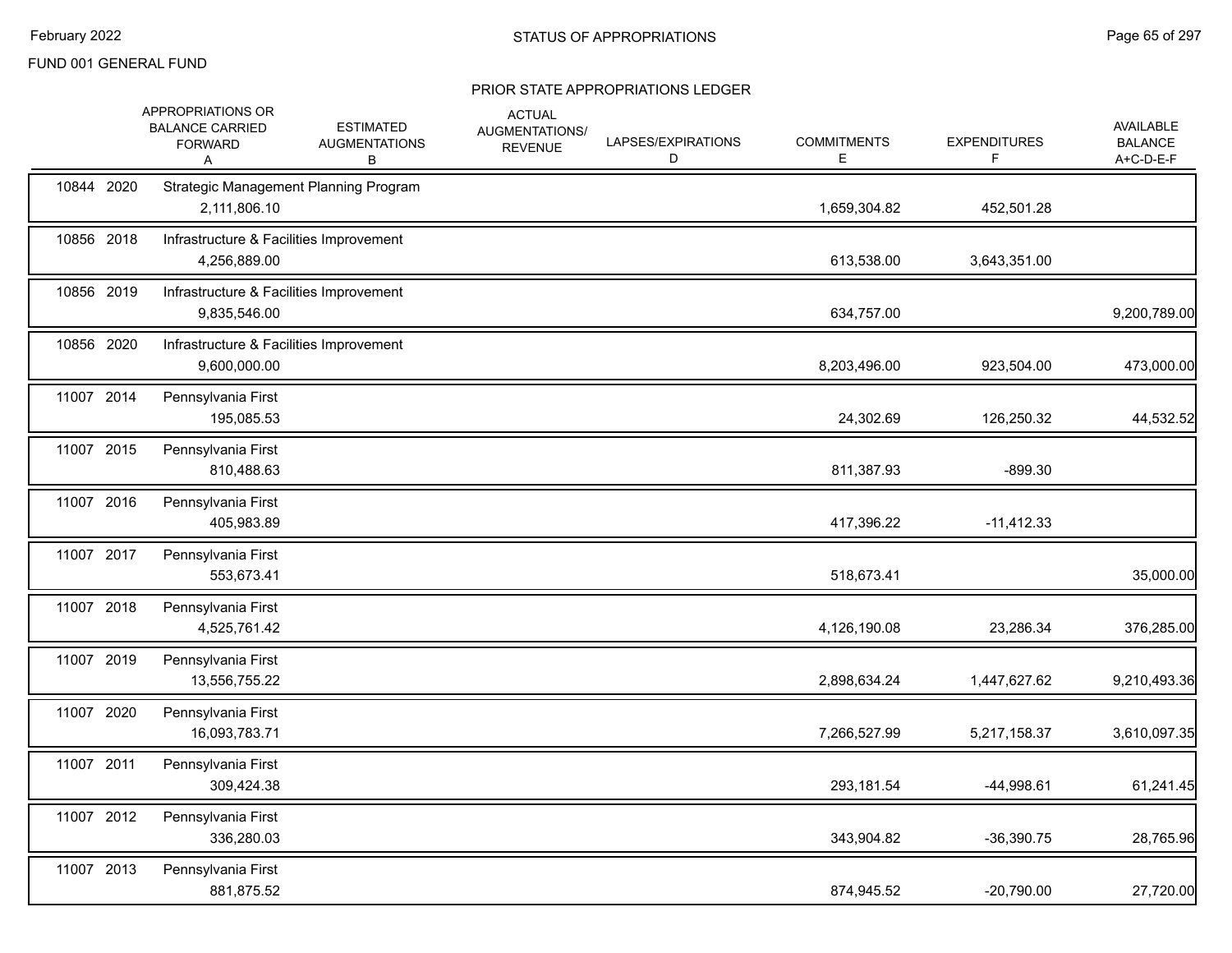FUND 001 GENERAL FUND

## STATUS OF APPROPRIATIONS

### PRIOR STATE APPROPRIATIONS LEDGER

| | APPROPRIATIONS OR BALANCE CARRIED FORWARD A | ESTIMATED AUGMENTATIONS B | ACTUAL AUGMENTATIONS/ REVENUE | LAPSES/EXPIRATIONS D | COMMITMENTS E | EXPENDITURES F | AVAILABLE BALANCE A+C-D-E-F |
|---|---|---|---|---|---|---|---|
| 10844 2020 | Strategic Management Planning Program | | | | | | |
| | 2,111,806.10 | | | | 1,659,304.82 | 452,501.28 | |
| 10856 2018 | Infrastructure & Facilities Improvement | | | | | | |
| | 4,256,889.00 | | | | 613,538.00 | 3,643,351.00 | |
| 10856 2019 | Infrastructure & Facilities Improvement | | | | | | |
| | 9,835,546.00 | | | | 634,757.00 | | 9,200,789.00 |
| 10856 2020 | Infrastructure & Facilities Improvement | | | | | | |
| | 9,600,000.00 | | | | 8,203,496.00 | 923,504.00 | 473,000.00 |
| 11007 2014 | Pennsylvania First | | | | | | |
| | 195,085.53 | | | | 24,302.69 | 126,250.32 | 44,532.52 |
| 11007 2015 | Pennsylvania First | | | | | | |
| | 810,488.63 | | | | 811,387.93 | -899.30 | |
| 11007 2016 | Pennsylvania First | | | | | | |
| | 405,983.89 | | | | 417,396.22 | -11,412.33 | |
| 11007 2017 | Pennsylvania First | | | | | | |
| | 553,673.41 | | | | 518,673.41 | | 35,000.00 |
| 11007 2018 | Pennsylvania First | | | | | | |
| | 4,525,761.42 | | | | 4,126,190.08 | 23,286.34 | 376,285.00 |
| 11007 2019 | Pennsylvania First | | | | | | |
| | 13,556,755.22 | | | | 2,898,634.24 | 1,447,627.62 | 9,210,493.36 |
| 11007 2020 | Pennsylvania First | | | | | | |
| | 16,093,783.71 | | | | 7,266,527.99 | 5,217,158.37 | 3,610,097.35 |
| 11007 2011 | Pennsylvania First | | | | | | |
| | 309,424.38 | | | | 293,181.54 | -44,998.61 | 61,241.45 |
| 11007 2012 | Pennsylvania First | | | | | | |
| | 336,280.03 | | | | 343,904.82 | -36,390.75 | 28,765.96 |
| 11007 2013 | Pennsylvania First | | | | | | |
| | 881,875.52 | | | | 874,945.52 | -20,790.00 | 27,720.00 |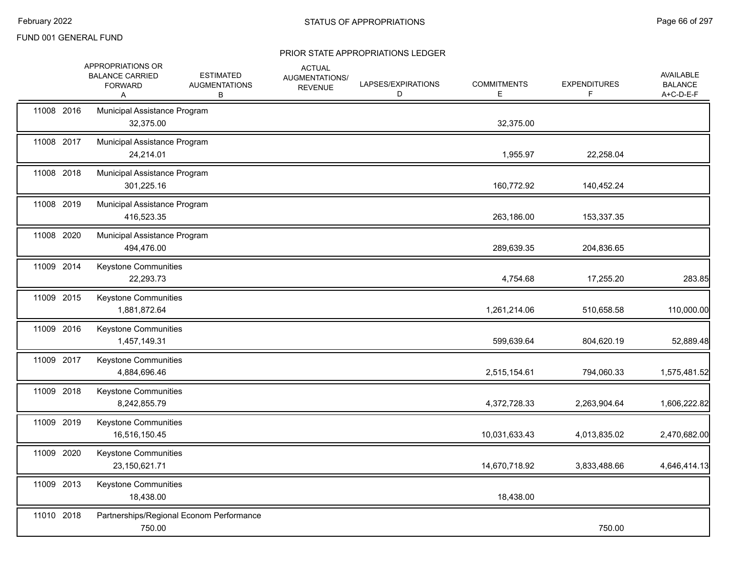FUND 001 GENERAL FUND

## PRIOR STATE APPROPRIATIONS LEDGER

| | APPROPRIATIONS OR BALANCE CARRIED FORWARD A | ESTIMATED AUGMENTATIONS B | ACTUAL AUGMENTATIONS/ REVENUE | LAPSES/EXPIRATIONS D | COMMITMENTS E | EXPENDITURES F | AVAILABLE BALANCE A+C-D-E-F |
|---|---|---|---|---|---|---|---|
| 11008 2016 Municipal Assistance Program | 32,375.00 | | | | 32,375.00 | | |
| 11008 2017 Municipal Assistance Program | 24,214.01 | | | | 1,955.97 | 22,258.04 | |
| 11008 2018 Municipal Assistance Program | 301,225.16 | | | | 160,772.92 | 140,452.24 | |
| 11008 2019 Municipal Assistance Program | 416,523.35 | | | | 263,186.00 | 153,337.35 | |
| 11008 2020 Municipal Assistance Program | 494,476.00 | | | | 289,639.35 | 204,836.65 | |
| 11009 2014 Keystone Communities | 22,293.73 | | | | 4,754.68 | 17,255.20 | 283.85 |
| 11009 2015 Keystone Communities | 1,881,872.64 | | | | 1,261,214.06 | 510,658.58 | 110,000.00 |
| 11009 2016 Keystone Communities | 1,457,149.31 | | | | 599,639.64 | 804,620.19 | 52,889.48 |
| 11009 2017 Keystone Communities | 4,884,696.46 | | | | 2,515,154.61 | 794,060.33 | 1,575,481.52 |
| 11009 2018 Keystone Communities | 8,242,855.79 | | | | 4,372,728.33 | 2,263,904.64 | 1,606,222.82 |
| 11009 2019 Keystone Communities | 16,516,150.45 | | | | 10,031,633.43 | 4,013,835.02 | 2,470,682.00 |
| 11009 2020 Keystone Communities | 23,150,621.71 | | | | 14,670,718.92 | 3,833,488.66 | 4,646,414.13 |
| 11009 2013 Keystone Communities | 18,438.00 | | | | 18,438.00 | | |
| 11010 2018 Partnerships/Regional Econom Performance | 750.00 | | | | | 750.00 | |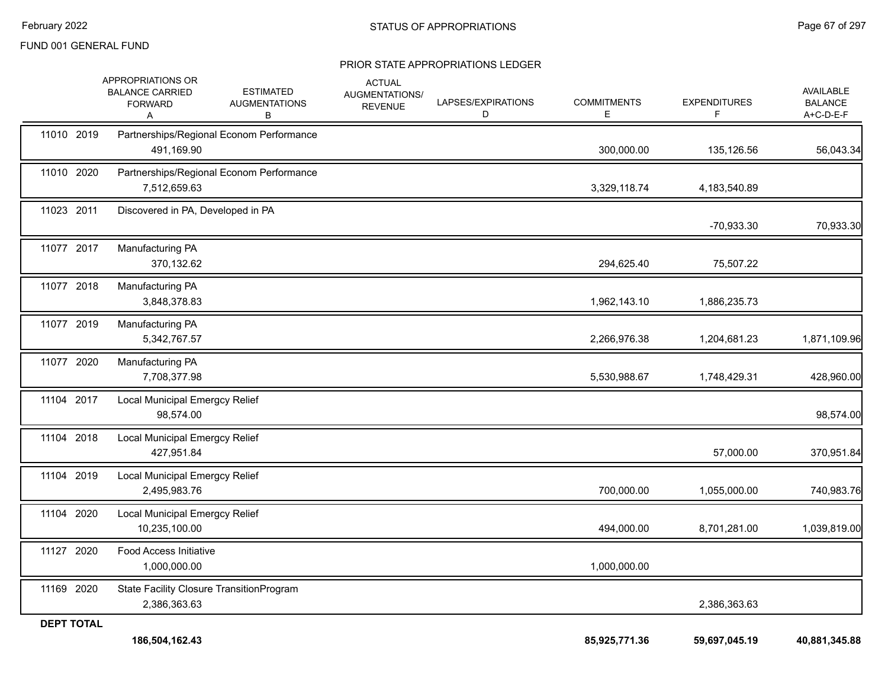FUND 001 GENERAL FUND

## STATUS OF APPROPRIATIONS

### PRIOR STATE APPROPRIATIONS LEDGER

| | APPROPRIATIONS OR BALANCE CARRIED FORWARD A | ESTIMATED AUGMENTATIONS B | ACTUAL AUGMENTATIONS/ REVENUE | LAPSES/EXPIRATIONS D | COMMITMENTS E | EXPENDITURES F | AVAILABLE BALANCE A+C-D-E-F |
|---|---|---|---|---|---|---|---|
| 11010 2019 Partnerships/Regional Econom Performance | 491,169.90 | | | | 300,000.00 | 135,126.56 | 56,043.34 |
| 11010 2020 Partnerships/Regional Econom Performance | 7,512,659.63 | | | | 3,329,118.74 | 4,183,540.89 | |
| 11023 2011 Discovered in PA, Developed in PA | | | | | | -70,933.30 | 70,933.30 |
| 11077 2017 Manufacturing PA | 370,132.62 | | | | 294,625.40 | 75,507.22 | |
| 11077 2018 Manufacturing PA | 3,848,378.83 | | | | 1,962,143.10 | 1,886,235.73 | |
| 11077 2019 Manufacturing PA | 5,342,767.57 | | | | 2,266,976.38 | 1,204,681.23 | 1,871,109.96 |
| 11077 2020 Manufacturing PA | 7,708,377.98 | | | | 5,530,988.67 | 1,748,429.31 | 428,960.00 |
| 11104 2017 Local Municipal Emergcy Relief | 98,574.00 | | | | | | 98,574.00 |
| 11104 2018 Local Municipal Emergcy Relief | 427,951.84 | | | | | 57,000.00 | 370,951.84 |
| 11104 2019 Local Municipal Emergcy Relief | 2,495,983.76 | | | | 700,000.00 | 1,055,000.00 | 740,983.76 |
| 11104 2020 Local Municipal Emergcy Relief | 10,235,100.00 | | | | 494,000.00 | 8,701,281.00 | 1,039,819.00 |
| 11127 2020 Food Access Initiative | 1,000,000.00 | | | | 1,000,000.00 | | |
| 11169 2020 State Facility Closure TransitionProgram | 2,386,363.63 | | | | | 2,386,363.63 | |
| **DEPT TOTAL** | **186,504,162.43** | | | | **85,925,771.36** | **59,697,045.19** | **40,881,345.88** |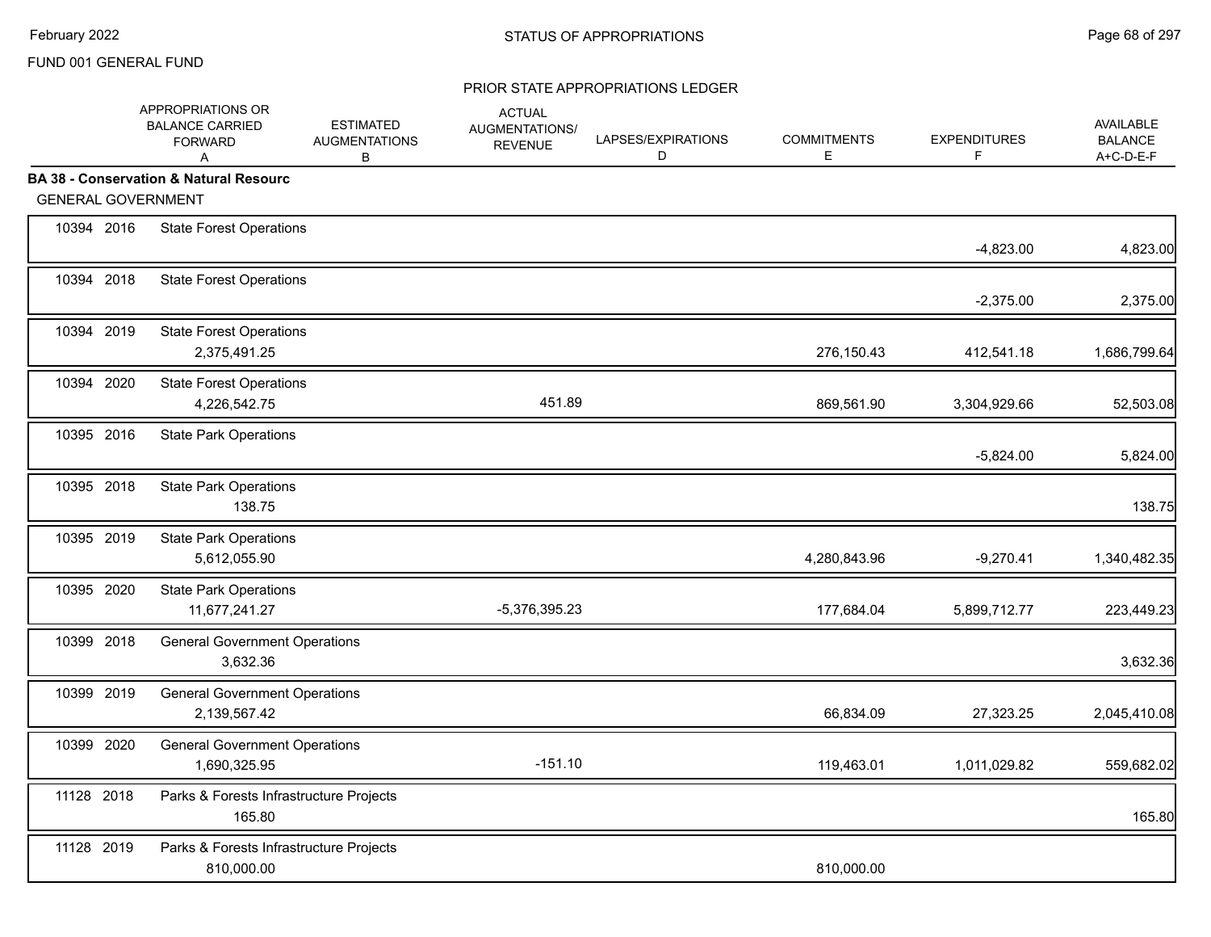FUND 001 GENERAL FUND

## PRIOR STATE APPROPRIATIONS LEDGER

| | | APPROPRIATIONS OR BALANCE CARRIED FORWARD A | ESTIMATED AUGMENTATIONS B | ACTUAL AUGMENTATIONS/ REVENUE | LAPSES/EXPIRATIONS D | COMMITMENTS E | EXPENDITURES F | AVAILABLE BALANCE A+C-D-E-F |
|---|---|---|---|---|---|---|---|---|
| **BA 38 - Conservation & Natural Resourc** | | | | | | | | |
| GENERAL GOVERNMENT | | | | | | | | |
| 10394 2016 | State Forest Operations | | | | | | -4,823.00 | 4,823.00 |
| 10394 2018 | State Forest Operations | | | | | | -2,375.00 | 2,375.00 |
| 10394 2019 | State Forest Operations | 2,375,491.25 | | | | 276,150.43 | 412,541.18 | 1,686,799.64 |
| 10394 2020 | State Forest Operations | 4,226,542.75 | | 451.89 | | 869,561.90 | 3,304,929.66 | 52,503.08 |
| 10395 2016 | State Park Operations | | | | | | -5,824.00 | 5,824.00 |
| 10395 2018 | State Park Operations | 138.75 | | | | | | 138.75 |
| 10395 2019 | State Park Operations | 5,612,055.90 | | | | 4,280,843.96 | -9,270.41 | 1,340,482.35 |
| 10395 2020 | State Park Operations | 11,677,241.27 | | -5,376,395.23 | | 177,684.04 | 5,899,712.77 | 223,449.23 |
| 10399 2018 | General Government Operations | 3,632.36 | | | | | | 3,632.36 |
| 10399 2019 | General Government Operations | 2,139,567.42 | | | | 66,834.09 | 27,323.25 | 2,045,410.08 |
| 10399 2020 | General Government Operations | 1,690,325.95 | | -151.10 | | 119,463.01 | 1,011,029.82 | 559,682.02 |
| 11128 2018 | Parks & Forests Infrastructure Projects | 165.80 | | | | | | 165.80 |
| 11128 2019 | Parks & Forests Infrastructure Projects | 810,000.00 | | | | 810,000.00 | | |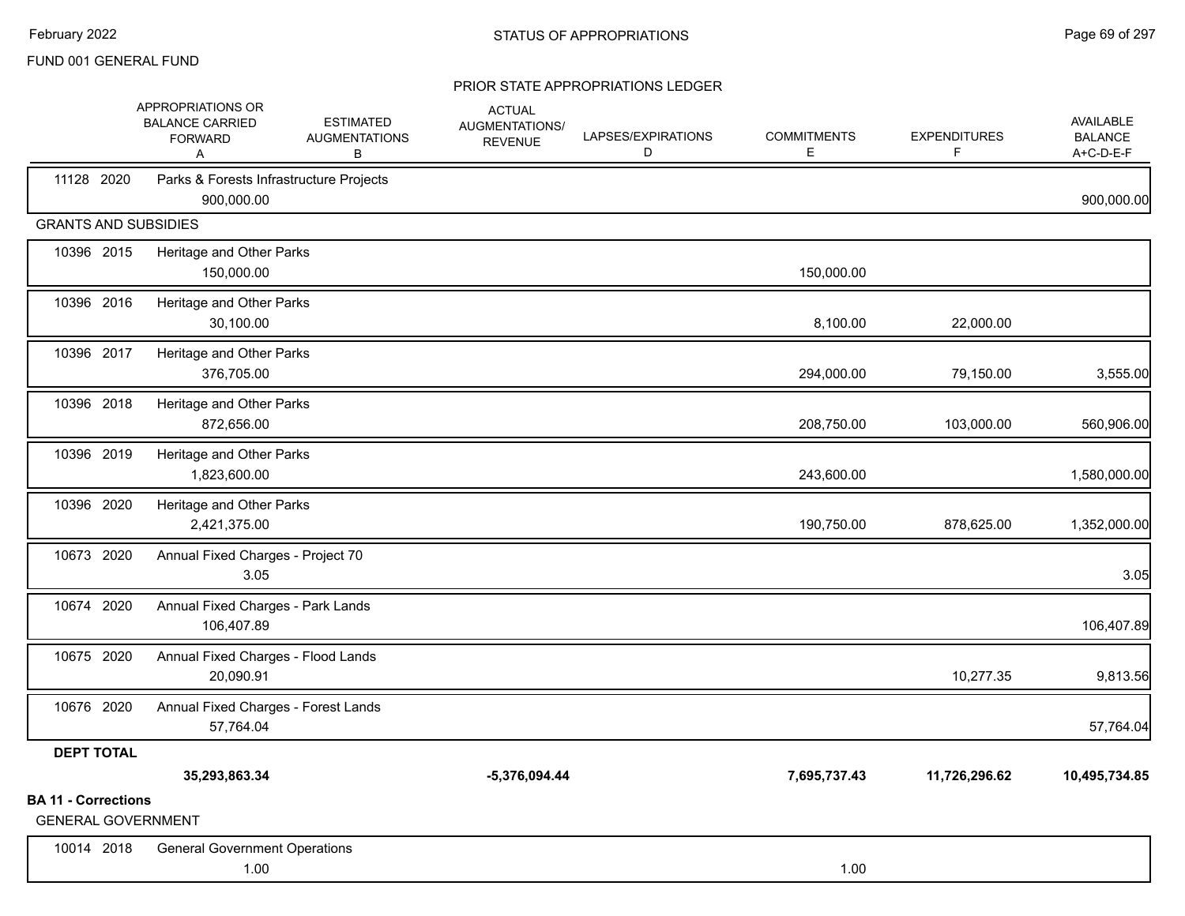FUND 001 GENERAL FUND

## PRIOR STATE APPROPRIATIONS LEDGER

| | APPROPRIATIONS OR BALANCE CARRIED FORWARD A | ESTIMATED AUGMENTATIONS B | ACTUAL AUGMENTATIONS/ REVENUE | LAPSES/EXPIRATIONS D | COMMITMENTS E | EXPENDITURES F | AVAILABLE BALANCE A+C-D-E-F |
|---|---|---|---|---|---|---|---|
| 11128 2020 Parks & Forests Infrastructure Projects | 900,000.00 | | | | | | 900,000.00 |
| **GRANTS AND SUBSIDIES** | | | | | | | |
| 10396 2015 Heritage and Other Parks | 150,000.00 | | | | 150,000.00 | | |
| 10396 2016 Heritage and Other Parks | 30,100.00 | | | | 8,100.00 | 22,000.00 | |
| 10396 2017 Heritage and Other Parks | 376,705.00 | | | | 294,000.00 | 79,150.00 | 3,555.00 |
| 10396 2018 Heritage and Other Parks | 872,656.00 | | | | 208,750.00 | 103,000.00 | 560,906.00 |
| 10396 2019 Heritage and Other Parks | 1,823,600.00 | | | | 243,600.00 | | 1,580,000.00 |
| 10396 2020 Heritage and Other Parks | 2,421,375.00 | | | | 190,750.00 | 878,625.00 | 1,352,000.00 |
| 10673 2020 Annual Fixed Charges - Project 70 | 3.05 | | | | | | 3.05 |
| 10674 2020 Annual Fixed Charges - Park Lands | 106,407.89 | | | | | | 106,407.89 |
| 10675 2020 Annual Fixed Charges - Flood Lands | 20,090.91 | | | | | 10,277.35 | 9,813.56 |
| 10676 2020 Annual Fixed Charges - Forest Lands | 57,764.04 | | | | | | 57,764.04 |
| **DEPT TOTAL** | **35,293,863.34** | | **-5,376,094.44** | | **7,695,737.43** | **11,726,296.62** | **10,495,734.85** |

**BA 11 - Corrections**

GENERAL GOVERNMENT

| | APPROPRIATIONS OR BALANCE CARRIED FORWARD A | ESTIMATED AUGMENTATIONS B | ACTUAL AUGMENTATIONS/ REVENUE | LAPSES/EXPIRATIONS D | COMMITMENTS E | EXPENDITURES F | AVAILABLE BALANCE A+C-D-E-F |
|---|---|---|---|---|---|---|---|
| 10014 2018 General Government Operations | 1.00 | | | | 1.00 | | |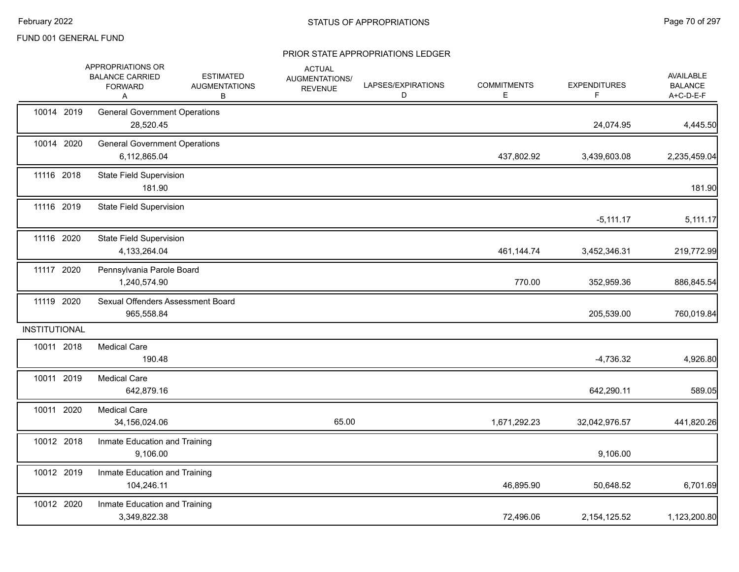FUND 001 GENERAL FUND

## PRIOR STATE APPROPRIATIONS LEDGER

| | APPROPRIATIONS OR BALANCE CARRIED FORWARD A | ESTIMATED AUGMENTATIONS B | ACTUAL AUGMENTATIONS/ REVENUE | LAPSES/EXPIRATIONS D | COMMITMENTS E | EXPENDITURES F | AVAILABLE BALANCE A+C-D-E-F |
|---|---|---|---|---|---|---|---|
| 10014 2019 | General Government Operations | | | | | | |
| | 28,520.45 | | | | | 24,074.95 | 4,445.50 |
| 10014 2020 | General Government Operations | | | | | | |
| | 6,112,865.04 | | | | 437,802.92 | 3,439,603.08 | 2,235,459.04 |
| 11116 2018 | State Field Supervision | | | | | | |
| | 181.90 | | | | | | 181.90 |
| 11116 2019 | State Field Supervision | | | | | | |
| | | | | | | -5,111.17 | 5,111.17 |
| 11116 2020 | State Field Supervision | | | | | | |
| | 4,133,264.04 | | | | 461,144.74 | 3,452,346.31 | 219,772.99 |
| 11117 2020 | Pennsylvania Parole Board | | | | | | |
| | 1,240,574.90 | | | | 770.00 | 352,959.36 | 886,845.54 |
| 11119 2020 | Sexual Offenders Assessment Board | | | | | | |
| | 965,558.84 | | | | | 205,539.00 | 760,019.84 |
| INSTITUTIONAL | | | | | | | |
| 10011 2018 | Medical Care | | | | | | |
| | 190.48 | | | | | -4,736.32 | 4,926.80 |
| 10011 2019 | Medical Care | | | | | | |
| | 642,879.16 | | | | | 642,290.11 | 589.05 |
| 10011 2020 | Medical Care | | | | | | |
| | 34,156,024.06 | | 65.00 | | 1,671,292.23 | 32,042,976.57 | 441,820.26 |
| 10012 2018 | Inmate Education and Training | | | | | | |
| | 9,106.00 | | | | | 9,106.00 | |
| 10012 2019 | Inmate Education and Training | | | | | | |
| | 104,246.11 | | | | 46,895.90 | 50,648.52 | 6,701.69 |
| 10012 2020 | Inmate Education and Training | | | | | | |
| | 3,349,822.38 | | | | 72,496.06 | 2,154,125.52 | 1,123,200.80 |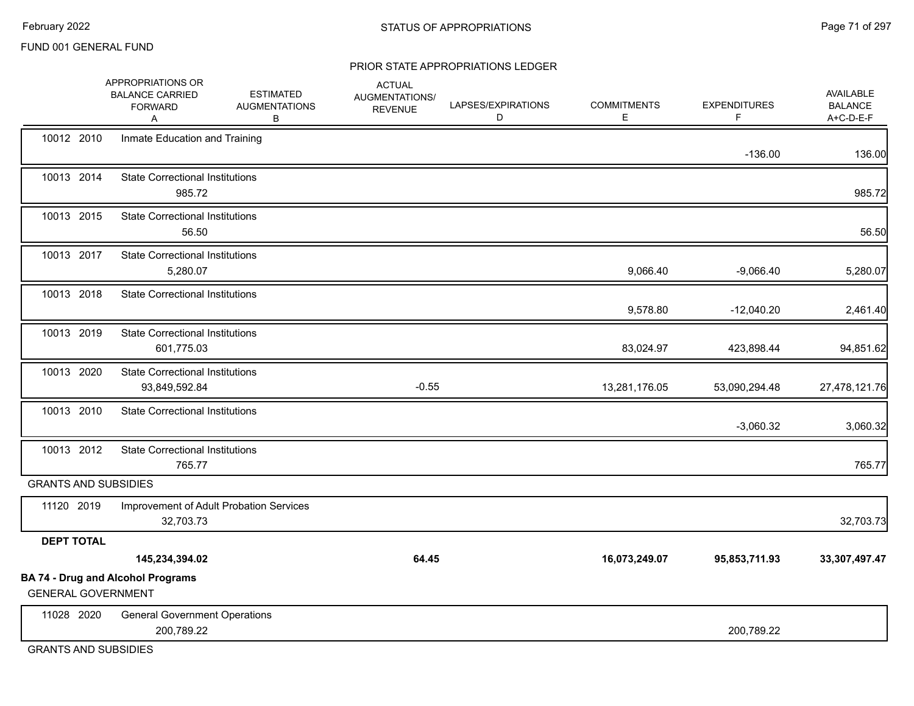PRIOR STATE APPROPRIATIONS LEDGER

| | | APPROPRIATIONS OR BALANCE CARRIED FORWARD A | ESTIMATED AUGMENTATIONS B | ACTUAL AUGMENTATIONS/ REVENUE | LAPSES/EXPIRATIONS D | COMMITMENTS E | EXPENDITURES F | AVAILABLE BALANCE A+C-D-E-F |
|---|---|---|---|---|---|---|---|---|
| 10012 2010 | Inmate Education and Training | | | | | | -136.00 | 136.00 |
| 10013 2014 | State Correctional Institutions | 985.72 | | | | | | 985.72 |
| 10013 2015 | State Correctional Institutions | 56.50 | | | | | | 56.50 |
| 10013 2017 | State Correctional Institutions | 5,280.07 | | | | 9,066.40 | -9,066.40 | 5,280.07 |
| 10013 2018 | State Correctional Institutions | | | | | 9,578.80 | -12,040.20 | 2,461.40 |
| 10013 2019 | State Correctional Institutions | 601,775.03 | | | | 83,024.97 | 423,898.44 | 94,851.62 |
| 10013 2020 | State Correctional Institutions | 93,849,592.84 | | -0.55 | | 13,281,176.05 | 53,090,294.48 | 27,478,121.76 |
| 10013 2010 | State Correctional Institutions | | | | | | -3,060.32 | 3,060.32 |
| 10013 2012 | State Correctional Institutions | 765.77 | | | | | | 765.77 |
| GRANTS AND SUBSIDIES | | | | | | | | |
| 11120 2019 | Improvement of Adult Probation Services | 32,703.73 | | | | | | 32,703.73 |
| **DEPT TOTAL** | | **145,234,394.02** | | **64.45** | | **16,073,249.07** | **95,853,711.93** | **33,307,497.47** |

**BA 74 - Drug and Alcohol Programs**

GENERAL GOVERNMENT

| | | A | B | C | D | E | F | A+C-D-E-F |
|---|---|---|---|---|---|---|---|---|
| 11028 2020 | General Government Operations | 200,789.22 | | | | | 200,789.22 | |

GRANTS AND SUBSIDIES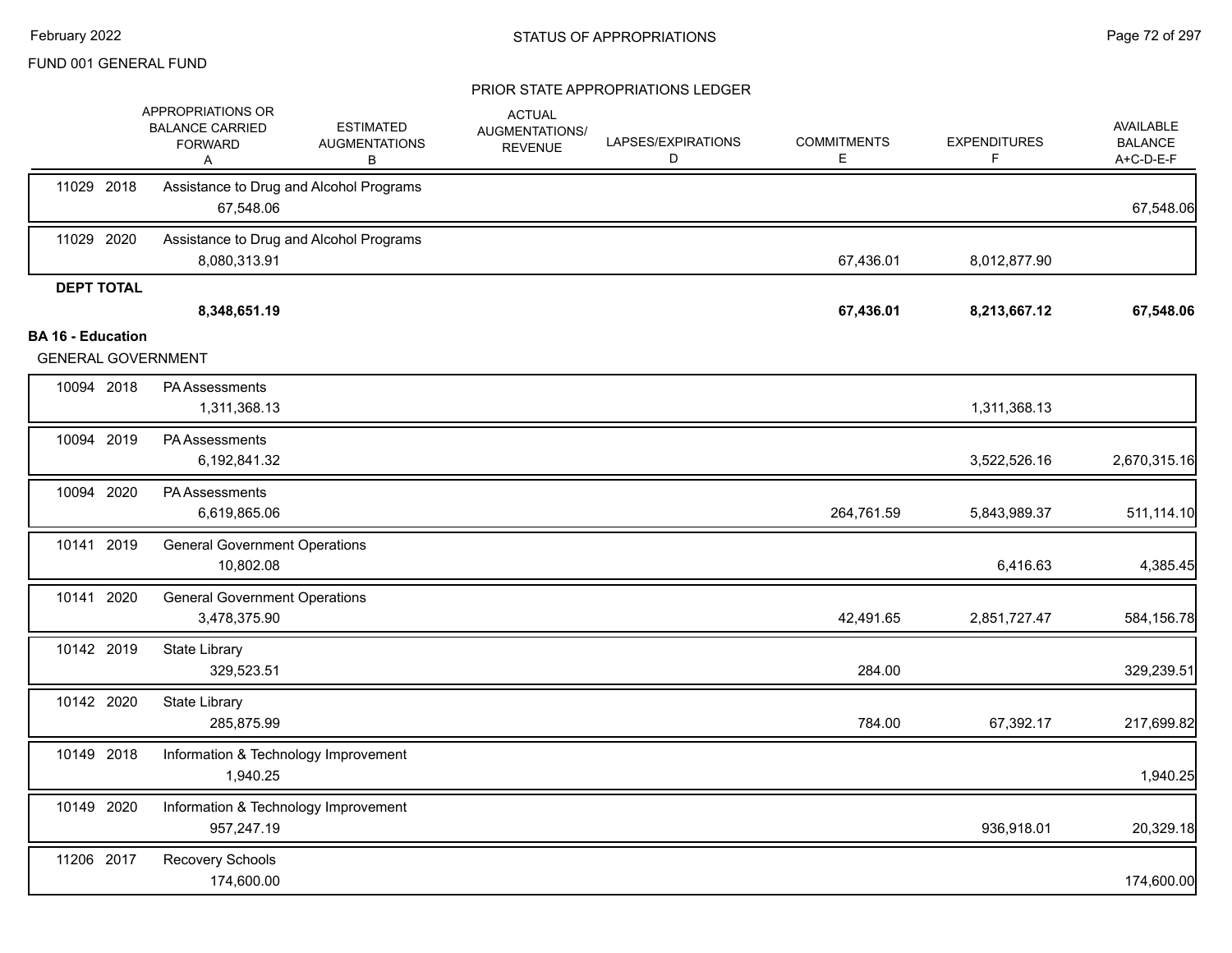FUND 001 GENERAL FUND

PRIOR STATE APPROPRIATIONS LEDGER

| | APPROPRIATIONS OR BALANCE CARRIED FORWARD A | ESTIMATED AUGMENTATIONS B | ACTUAL AUGMENTATIONS/ REVENUE | LAPSES/EXPIRATIONS D | COMMITMENTS E | EXPENDITURES F | AVAILABLE BALANCE A+C-D-E-F |
|---|---|---|---|---|---|---|---|
| 11029 2018 | Assistance to Drug and Alcohol Programs | | | | | | |
| | 67,548.06 | | | | | | 67,548.06 |
| 11029 2020 | Assistance to Drug and Alcohol Programs | | | | | | |
| | 8,080,313.91 | | | | 67,436.01 | 8,012,877.90 | |
| **DEPT TOTAL** | | | | | | | |
| | **8,348,651.19** | | | | **67,436.01** | **8,213,667.12** | **67,548.06** |

**BA 16 - Education**

GENERAL GOVERNMENT

| | APPROPRIATIONS OR BALANCE CARRIED FORWARD A | ESTIMATED AUGMENTATIONS B | ACTUAL AUGMENTATIONS/ REVENUE | LAPSES/EXPIRATIONS D | COMMITMENTS E | EXPENDITURES F | AVAILABLE BALANCE A+C-D-E-F |
|---|---|---|---|---|---|---|---|
| 10094 2018 | PA Assessments | | | | | | |
| | 1,311,368.13 | | | | | 1,311,368.13 | |
| 10094 2019 | PA Assessments | | | | | | |
| | 6,192,841.32 | | | | | 3,522,526.16 | 2,670,315.16 |
| 10094 2020 | PA Assessments | | | | | | |
| | 6,619,865.06 | | | | 264,761.59 | 5,843,989.37 | 511,114.10 |
| 10141 2019 | General Government Operations | | | | | | |
| | 10,802.08 | | | | | 6,416.63 | 4,385.45 |
| 10141 2020 | General Government Operations | | | | | | |
| | 3,478,375.90 | | | | 42,491.65 | 2,851,727.47 | 584,156.78 |
| 10142 2019 | State Library | | | | | | |
| | 329,523.51 | | | | 284.00 | | 329,239.51 |
| 10142 2020 | State Library | | | | | | |
| | 285,875.99 | | | | 784.00 | 67,392.17 | 217,699.82 |
| 10149 2018 | Information & Technology Improvement | | | | | | |
| | 1,940.25 | | | | | | 1,940.25 |
| 10149 2020 | Information & Technology Improvement | | | | | | |
| | 957,247.19 | | | | | 936,918.01 | 20,329.18 |
| 11206 2017 | Recovery Schools | | | | | | |
| | 174,600.00 | | | | | | 174,600.00 |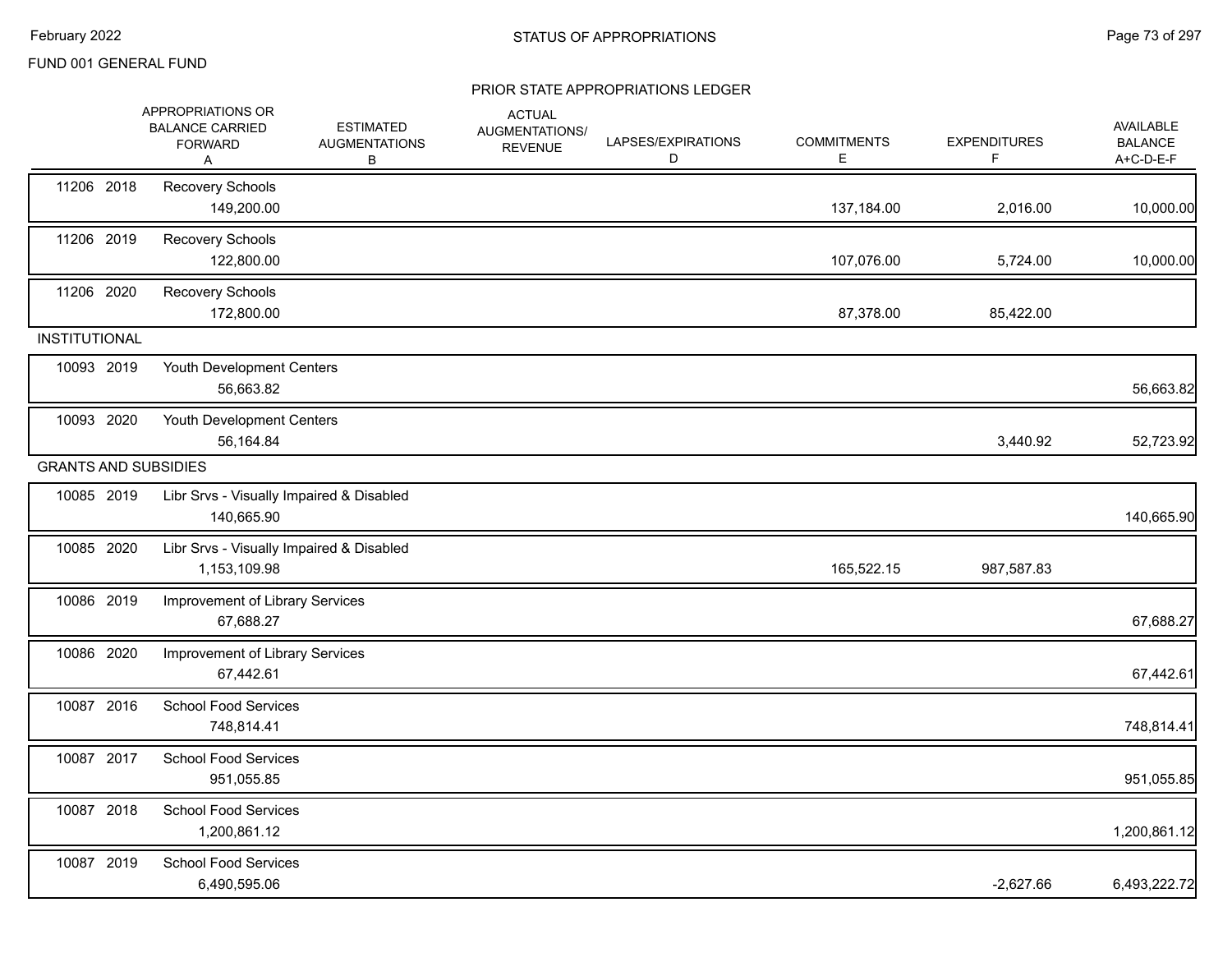FUND 001 GENERAL FUND

## PRIOR STATE APPROPRIATIONS LEDGER

| | APPROPRIATIONS OR BALANCE CARRIED FORWARD A | ESTIMATED AUGMENTATIONS B | ACTUAL AUGMENTATIONS/ REVENUE | LAPSES/EXPIRATIONS D | COMMITMENTS E | EXPENDITURES F | AVAILABLE BALANCE A+C-D-E-F |
|---|---|---|---|---|---|---|---|
| 11206 2018 | Recovery Schools | | | | | | |
| | 149,200.00 | | | | 137,184.00 | 2,016.00 | 10,000.00 |
| 11206 2019 | Recovery Schools | | | | | | |
| | 122,800.00 | | | | 107,076.00 | 5,724.00 | 10,000.00 |
| 11206 2020 | Recovery Schools | | | | | | |
| | 172,800.00 | | | | 87,378.00 | 85,422.00 | |
| INSTITUTIONAL | | | | | | | |
| 10093 2019 | Youth Development Centers | | | | | | |
| | 56,663.82 | | | | | | 56,663.82 |
| 10093 2020 | Youth Development Centers | | | | | | |
| | 56,164.84 | | | | | 3,440.92 | 52,723.92 |
| GRANTS AND SUBSIDIES | | | | | | | |
| 10085 2019 | Libr Srvs - Visually Impaired & Disabled | | | | | | |
| | 140,665.90 | | | | | | 140,665.90 |
| 10085 2020 | Libr Srvs - Visually Impaired & Disabled | | | | | | |
| | 1,153,109.98 | | | | 165,522.15 | 987,587.83 | |
| 10086 2019 | Improvement of Library Services | | | | | | |
| | 67,688.27 | | | | | | 67,688.27 |
| 10086 2020 | Improvement of Library Services | | | | | | |
| | 67,442.61 | | | | | | 67,442.61 |
| 10087 2016 | School Food Services | | | | | | |
| | 748,814.41 | | | | | | 748,814.41 |
| 10087 2017 | School Food Services | | | | | | |
| | 951,055.85 | | | | | | 951,055.85 |
| 10087 2018 | School Food Services | | | | | | |
| | 1,200,861.12 | | | | | | 1,200,861.12 |
| 10087 2019 | School Food Services | | | | | | |
| | 6,490,595.06 | | | | | -2,627.66 | 6,493,222.72 |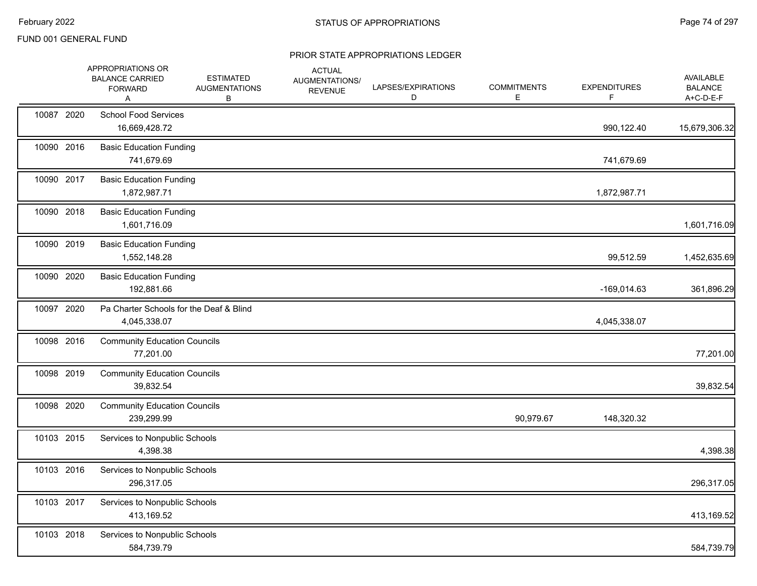FUND 001 GENERAL FUND

## PRIOR STATE APPROPRIATIONS LEDGER

| | | APPROPRIATIONS OR BALANCE CARRIED FORWARD A | ESTIMATED AUGMENTATIONS B | ACTUAL AUGMENTATIONS/ REVENUE | LAPSES/EXPIRATIONS D | COMMITMENTS E | EXPENDITURES F | AVAILABLE BALANCE A+C-D-E-F |
|---|---|---|---|---|---|---|---|---|
| 10087 | 2020 | School Food Services | | | | | | |
| | | 16,669,428.72 | | | | | 990,122.40 | 15,679,306.32 |
| 10090 | 2016 | Basic Education Funding | | | | | | |
| | | 741,679.69 | | | | | 741,679.69 | |
| 10090 | 2017 | Basic Education Funding | | | | | | |
| | | 1,872,987.71 | | | | | 1,872,987.71 | |
| 10090 | 2018 | Basic Education Funding | | | | | | |
| | | 1,601,716.09 | | | | | | 1,601,716.09 |
| 10090 | 2019 | Basic Education Funding | | | | | | |
| | | 1,552,148.28 | | | | | 99,512.59 | 1,452,635.69 |
| 10090 | 2020 | Basic Education Funding | | | | | | |
| | | 192,881.66 | | | | | -169,014.63 | 361,896.29 |
| 10097 | 2020 | Pa Charter Schools for the Deaf & Blind | | | | | | |
| | | 4,045,338.07 | | | | | 4,045,338.07 | |
| 10098 | 2016 | Community Education Councils | | | | | | |
| | | 77,201.00 | | | | | | 77,201.00 |
| 10098 | 2019 | Community Education Councils | | | | | | |
| | | 39,832.54 | | | | | | 39,832.54 |
| 10098 | 2020 | Community Education Councils | | | | | | |
| | | 239,299.99 | | | | 90,979.67 | 148,320.32 | |
| 10103 | 2015 | Services to Nonpublic Schools | | | | | | |
| | | 4,398.38 | | | | | | 4,398.38 |
| 10103 | 2016 | Services to Nonpublic Schools | | | | | | |
| | | 296,317.05 | | | | | | 296,317.05 |
| 10103 | 2017 | Services to Nonpublic Schools | | | | | | |
| | | 413,169.52 | | | | | | 413,169.52 |
| 10103 | 2018 | Services to Nonpublic Schools | | | | | | |
| | | 584,739.79 | | | | | | 584,739.79 |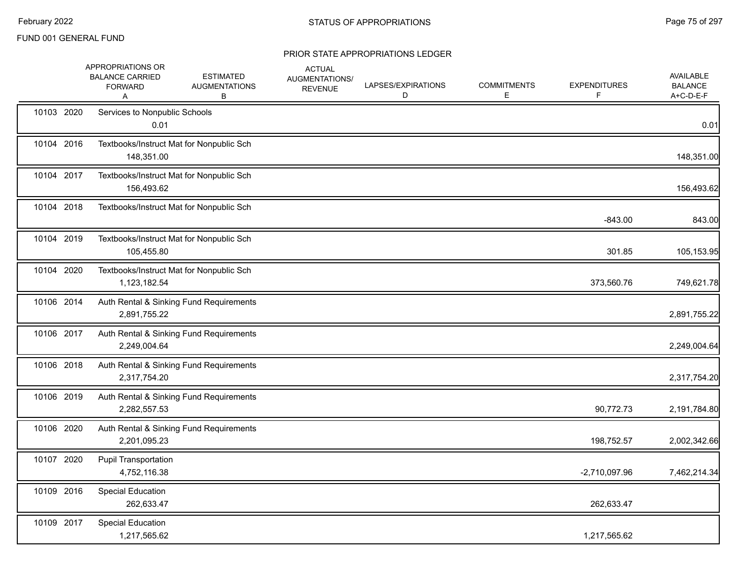FUND 001 GENERAL FUND

## STATUS OF APPROPRIATIONS

### PRIOR STATE APPROPRIATIONS LEDGER

| | | | APPROPRIATIONS OR BALANCE CARRIED FORWARD A | ESTIMATED AUGMENTATIONS B | ACTUAL AUGMENTATIONS/ REVENUE | LAPSES/EXPIRATIONS D | COMMITMENTS E | EXPENDITURES F | AVAILABLE BALANCE A+C-D-E-F |
|---|---|---|---|---|---|---|---|---|---|
| 10103 | 2020 | Services to Nonpublic Schools | 0.01 | | | | | | 0.01 |
| 10104 | 2016 | Textbooks/Instruct Mat for Nonpublic Sch | 148,351.00 | | | | | | 148,351.00 |
| 10104 | 2017 | Textbooks/Instruct Mat for Nonpublic Sch | 156,493.62 | | | | | | 156,493.62 |
| 10104 | 2018 | Textbooks/Instruct Mat for Nonpublic Sch | | | | | | -843.00 | 843.00 |
| 10104 | 2019 | Textbooks/Instruct Mat for Nonpublic Sch | 105,455.80 | | | | | 301.85 | 105,153.95 |
| 10104 | 2020 | Textbooks/Instruct Mat for Nonpublic Sch | 1,123,182.54 | | | | | 373,560.76 | 749,621.78 |
| 10106 | 2014 | Auth Rental & Sinking Fund Requirements | 2,891,755.22 | | | | | | 2,891,755.22 |
| 10106 | 2017 | Auth Rental & Sinking Fund Requirements | 2,249,004.64 | | | | | | 2,249,004.64 |
| 10106 | 2018 | Auth Rental & Sinking Fund Requirements | 2,317,754.20 | | | | | | 2,317,754.20 |
| 10106 | 2019 | Auth Rental & Sinking Fund Requirements | 2,282,557.53 | | | | | 90,772.73 | 2,191,784.80 |
| 10106 | 2020 | Auth Rental & Sinking Fund Requirements | 2,201,095.23 | | | | | 198,752.57 | 2,002,342.66 |
| 10107 | 2020 | Pupil Transportation | 4,752,116.38 | | | | | -2,710,097.96 | 7,462,214.34 |
| 10109 | 2016 | Special Education | 262,633.47 | | | | | 262,633.47 | |
| 10109 | 2017 | Special Education | 1,217,565.62 | | | | | 1,217,565.62 | |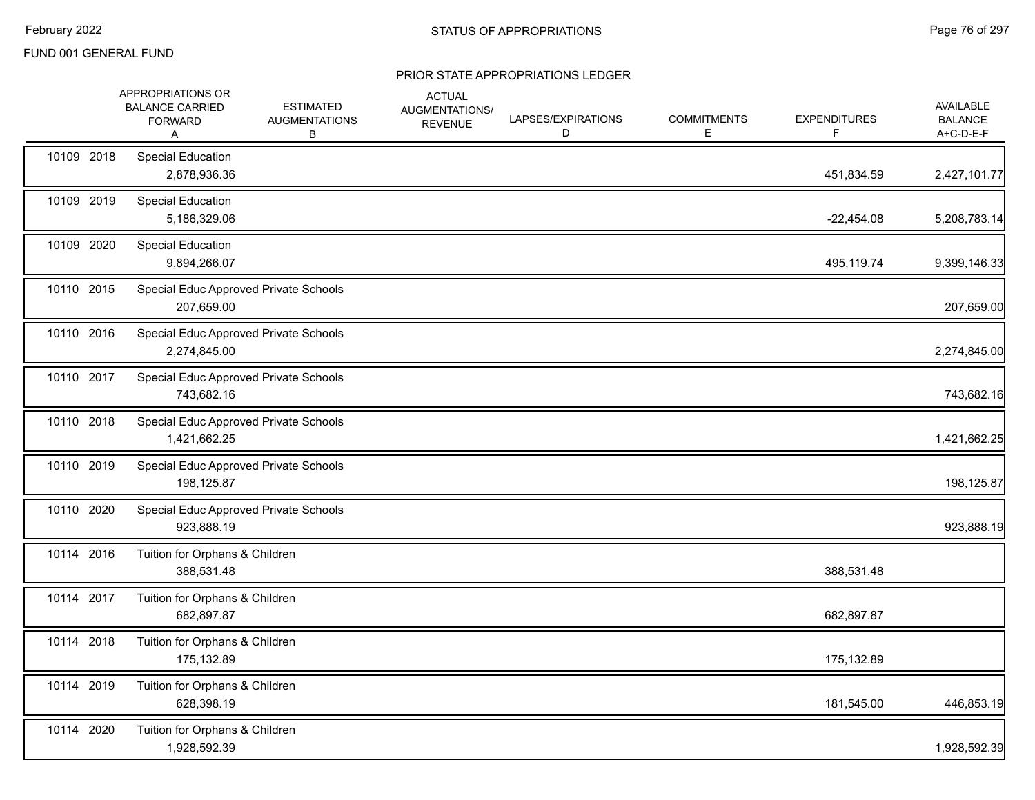FUND 001 GENERAL FUND

## PRIOR STATE APPROPRIATIONS LEDGER

| | APPROPRIATIONS OR BALANCE CARRIED FORWARD A | ESTIMATED AUGMENTATIONS B | ACTUAL AUGMENTATIONS/ REVENUE | LAPSES/EXPIRATIONS D | COMMITMENTS E | EXPENDITURES F | AVAILABLE BALANCE A+C-D-E-F |
|---|---|---|---|---|---|---|---|
| 10109 2018 | Special Education | | | | | | |
| | 2,878,936.36 | | | | | 451,834.59 | 2,427,101.77 |
| 10109 2019 | Special Education | | | | | | |
| | 5,186,329.06 | | | | | -22,454.08 | 5,208,783.14 |
| 10109 2020 | Special Education | | | | | | |
| | 9,894,266.07 | | | | | 495,119.74 | 9,399,146.33 |
| 10110 2015 | Special Educ Approved Private Schools | | | | | | |
| | 207,659.00 | | | | | | 207,659.00 |
| 10110 2016 | Special Educ Approved Private Schools | | | | | | |
| | 2,274,845.00 | | | | | | 2,274,845.00 |
| 10110 2017 | Special Educ Approved Private Schools | | | | | | |
| | 743,682.16 | | | | | | 743,682.16 |
| 10110 2018 | Special Educ Approved Private Schools | | | | | | |
| | 1,421,662.25 | | | | | | 1,421,662.25 |
| 10110 2019 | Special Educ Approved Private Schools | | | | | | |
| | 198,125.87 | | | | | | 198,125.87 |
| 10110 2020 | Special Educ Approved Private Schools | | | | | | |
| | 923,888.19 | | | | | | 923,888.19 |
| 10114 2016 | Tuition for Orphans & Children | | | | | | |
| | 388,531.48 | | | | | 388,531.48 | |
| 10114 2017 | Tuition for Orphans & Children | | | | | | |
| | 682,897.87 | | | | | 682,897.87 | |
| 10114 2018 | Tuition for Orphans & Children | | | | | | |
| | 175,132.89 | | | | | 175,132.89 | |
| 10114 2019 | Tuition for Orphans & Children | | | | | | |
| | 628,398.19 | | | | | 181,545.00 | 446,853.19 |
| 10114 2020 | Tuition for Orphans & Children | | | | | | |
| | 1,928,592.39 | | | | | | 1,928,592.39 |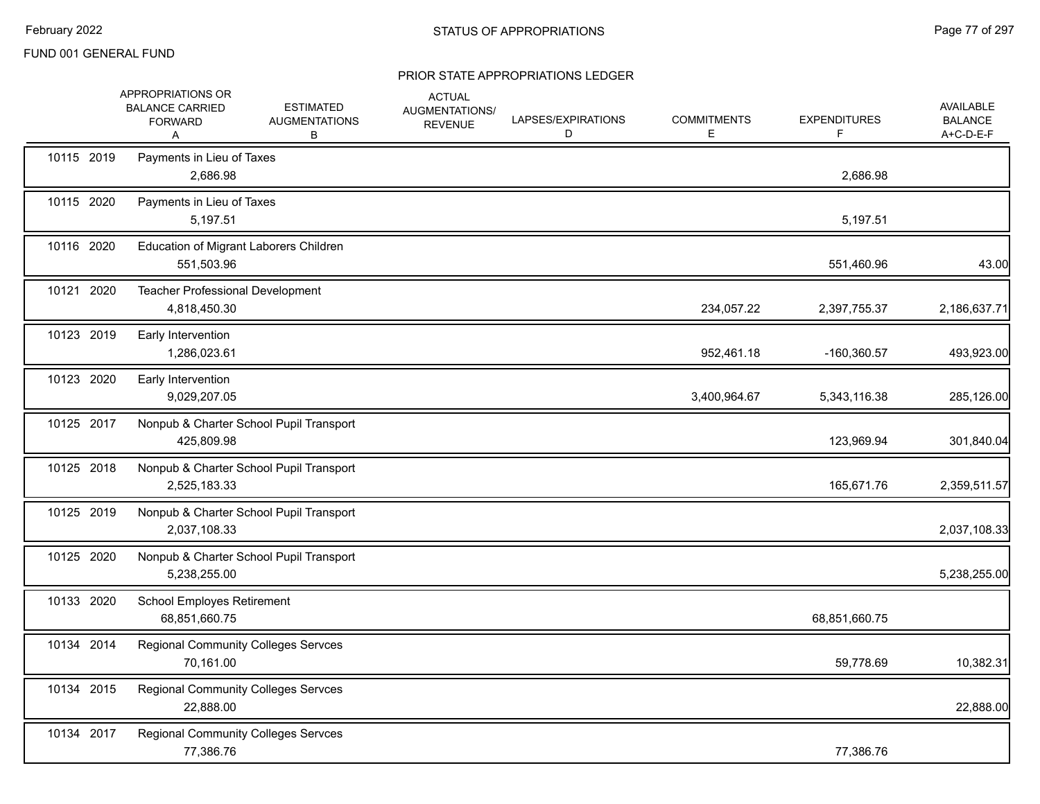FUND 001 GENERAL FUND

## STATUS OF APPROPRIATIONS

### PRIOR STATE APPROPRIATIONS LEDGER

| | APPROPRIATIONS OR BALANCE CARRIED FORWARD A | ESTIMATED AUGMENTATIONS B | ACTUAL AUGMENTATIONS/ REVENUE | LAPSES/EXPIRATIONS D | COMMITMENTS E | EXPENDITURES F | AVAILABLE BALANCE A+C-D-E-F |
|---|---|---|---|---|---|---|---|
| 10115 2019 | Payments in Lieu of Taxes | | | | | | |
| | 2,686.98 | | | | | 2,686.98 | |
| 10115 2020 | Payments in Lieu of Taxes | | | | | | |
| | 5,197.51 | | | | | 5,197.51 | |
| 10116 2020 | Education of Migrant Laborers Children | | | | | | |
| | 551,503.96 | | | | | 551,460.96 | 43.00 |
| 10121 2020 | Teacher Professional Development | | | | | | |
| | 4,818,450.30 | | | | 234,057.22 | 2,397,755.37 | 2,186,637.71 |
| 10123 2019 | Early Intervention | | | | | | |
| | 1,286,023.61 | | | | 952,461.18 | -160,360.57 | 493,923.00 |
| 10123 2020 | Early Intervention | | | | | | |
| | 9,029,207.05 | | | | 3,400,964.67 | 5,343,116.38 | 285,126.00 |
| 10125 2017 | Nonpub & Charter School Pupil Transport | | | | | | |
| | 425,809.98 | | | | | 123,969.94 | 301,840.04 |
| 10125 2018 | Nonpub & Charter School Pupil Transport | | | | | | |
| | 2,525,183.33 | | | | | 165,671.76 | 2,359,511.57 |
| 10125 2019 | Nonpub & Charter School Pupil Transport | | | | | | |
| | 2,037,108.33 | | | | | | 2,037,108.33 |
| 10125 2020 | Nonpub & Charter School Pupil Transport | | | | | | |
| | 5,238,255.00 | | | | | | 5,238,255.00 |
| 10133 2020 | School Employes Retirement | | | | | | |
| | 68,851,660.75 | | | | | 68,851,660.75 | |
| 10134 2014 | Regional Community Colleges Servces | | | | | | |
| | 70,161.00 | | | | | 59,778.69 | 10,382.31 |
| 10134 2015 | Regional Community Colleges Servces | | | | | | |
| | 22,888.00 | | | | | | 22,888.00 |
| 10134 2017 | Regional Community Colleges Servces | | | | | | |
| | 77,386.76 | | | | | 77,386.76 | |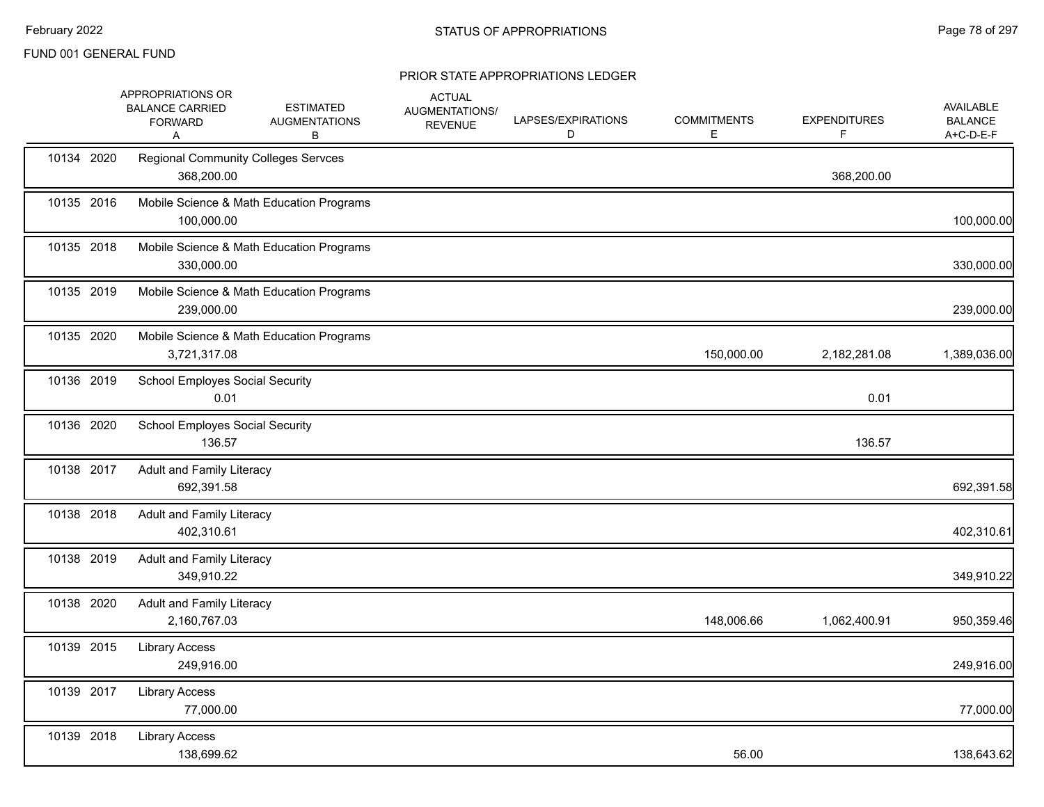FUND 001 GENERAL FUND

## STATUS OF APPROPRIATIONS

### PRIOR STATE APPROPRIATIONS LEDGER

| | APPROPRIATIONS OR BALANCE CARRIED FORWARD A | ESTIMATED AUGMENTATIONS B | ACTUAL AUGMENTATIONS/ REVENUE | LAPSES/EXPIRATIONS D | COMMITMENTS E | EXPENDITURES F | AVAILABLE BALANCE A+C-D-E-F |
|---|---|---|---|---|---|---|---|
| 10134 2020 Regional Community Colleges Servces | 368,200.00 | | | | | 368,200.00 | |
| 10135 2016 Mobile Science & Math Education Programs | 100,000.00 | | | | | | 100,000.00 |
| 10135 2018 Mobile Science & Math Education Programs | 330,000.00 | | | | | | 330,000.00 |
| 10135 2019 Mobile Science & Math Education Programs | 239,000.00 | | | | | | 239,000.00 |
| 10135 2020 Mobile Science & Math Education Programs | 3,721,317.08 | | | | 150,000.00 | 2,182,281.08 | 1,389,036.00 |
| 10136 2019 School Employes Social Security | 0.01 | | | | | 0.01 | |
| 10136 2020 School Employes Social Security | 136.57 | | | | | 136.57 | |
| 10138 2017 Adult and Family Literacy | 692,391.58 | | | | | | 692,391.58 |
| 10138 2018 Adult and Family Literacy | 402,310.61 | | | | | | 402,310.61 |
| 10138 2019 Adult and Family Literacy | 349,910.22 | | | | | | 349,910.22 |
| 10138 2020 Adult and Family Literacy | 2,160,767.03 | | | | 148,006.66 | 1,062,400.91 | 950,359.46 |
| 10139 2015 Library Access | 249,916.00 | | | | | | 249,916.00 |
| 10139 2017 Library Access | 77,000.00 | | | | | | 77,000.00 |
| 10139 2018 Library Access | 138,699.62 | | | | 56.00 | | 138,643.62 |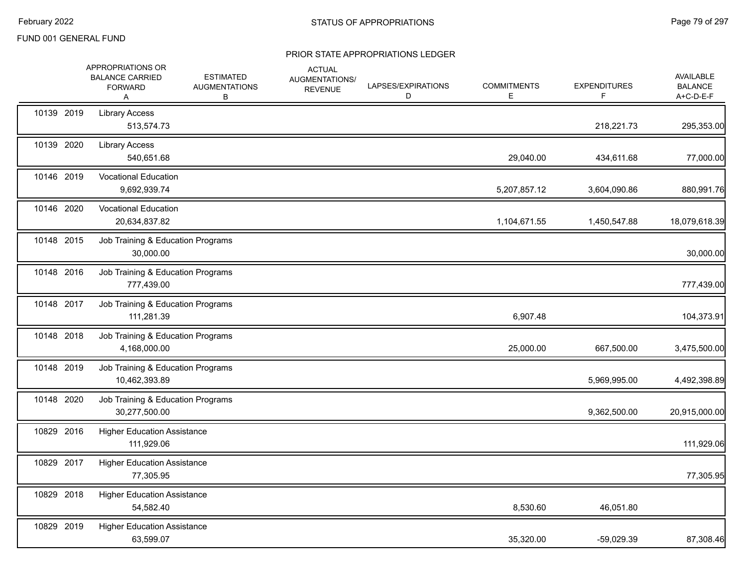FUND 001 GENERAL FUND

## PRIOR STATE APPROPRIATIONS LEDGER

| | | APPROPRIATIONS OR BALANCE CARRIED FORWARD A | ESTIMATED AUGMENTATIONS B | ACTUAL AUGMENTATIONS/ REVENUE | LAPSES/EXPIRATIONS D | COMMITMENTS E | EXPENDITURES F | AVAILABLE BALANCE A+C-D-E-F |
|---|---|---|---|---|---|---|---|---|
| 10139 2019 | Library Access | 513,574.73 | | | | | 218,221.73 | 295,353.00 |
| 10139 2020 | Library Access | 540,651.68 | | | | 29,040.00 | 434,611.68 | 77,000.00 |
| 10146 2019 | Vocational Education | 9,692,939.74 | | | | 5,207,857.12 | 3,604,090.86 | 880,991.76 |
| 10146 2020 | Vocational Education | 20,634,837.82 | | | | 1,104,671.55 | 1,450,547.88 | 18,079,618.39 |
| 10148 2015 | Job Training & Education Programs | 30,000.00 | | | | | | 30,000.00 |
| 10148 2016 | Job Training & Education Programs | 777,439.00 | | | | | | 777,439.00 |
| 10148 2017 | Job Training & Education Programs | 111,281.39 | | | | 6,907.48 | | 104,373.91 |
| 10148 2018 | Job Training & Education Programs | 4,168,000.00 | | | | 25,000.00 | 667,500.00 | 3,475,500.00 |
| 10148 2019 | Job Training & Education Programs | 10,462,393.89 | | | | | 5,969,995.00 | 4,492,398.89 |
| 10148 2020 | Job Training & Education Programs | 30,277,500.00 | | | | | 9,362,500.00 | 20,915,000.00 |
| 10829 2016 | Higher Education Assistance | 111,929.06 | | | | | | 111,929.06 |
| 10829 2017 | Higher Education Assistance | 77,305.95 | | | | | | 77,305.95 |
| 10829 2018 | Higher Education Assistance | 54,582.40 | | | | 8,530.60 | 46,051.80 | |
| 10829 2019 | Higher Education Assistance | 63,599.07 | | | | 35,320.00 | -59,029.39 | 87,308.46 |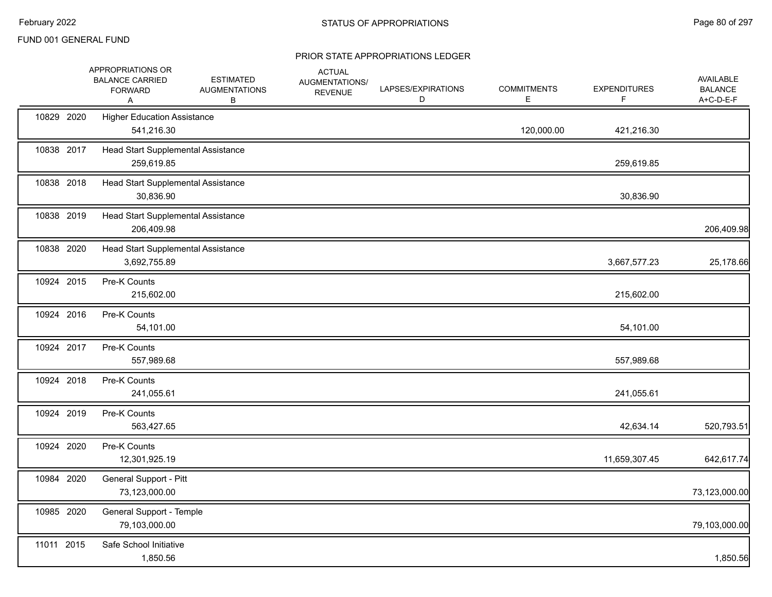FUND 001 GENERAL FUND

## PRIOR STATE APPROPRIATIONS LEDGER

| | APPROPRIATIONS OR BALANCE CARRIED FORWARD A | ESTIMATED AUGMENTATIONS B | ACTUAL AUGMENTATIONS/ REVENUE | LAPSES/EXPIRATIONS D | COMMITMENTS E | EXPENDITURES F | AVAILABLE BALANCE A+C-D-E-F |
|---|---|---|---|---|---|---|---|
| 10829 2020 | Higher Education Assistance | | | | | | |
| | 541,216.30 | | | | 120,000.00 | 421,216.30 | |
| 10838 2017 | Head Start Supplemental Assistance | | | | | | |
| | 259,619.85 | | | | | 259,619.85 | |
| 10838 2018 | Head Start Supplemental Assistance | | | | | | |
| | 30,836.90 | | | | | 30,836.90 | |
| 10838 2019 | Head Start Supplemental Assistance | | | | | | |
| | 206,409.98 | | | | | | 206,409.98 |
| 10838 2020 | Head Start Supplemental Assistance | | | | | | |
| | 3,692,755.89 | | | | | 3,667,577.23 | 25,178.66 |
| 10924 2015 | Pre-K Counts | | | | | | |
| | 215,602.00 | | | | | 215,602.00 | |
| 10924 2016 | Pre-K Counts | | | | | | |
| | 54,101.00 | | | | | 54,101.00 | |
| 10924 2017 | Pre-K Counts | | | | | | |
| | 557,989.68 | | | | | 557,989.68 | |
| 10924 2018 | Pre-K Counts | | | | | | |
| | 241,055.61 | | | | | 241,055.61 | |
| 10924 2019 | Pre-K Counts | | | | | | |
| | 563,427.65 | | | | | 42,634.14 | 520,793.51 |
| 10924 2020 | Pre-K Counts | | | | | | |
| | 12,301,925.19 | | | | | 11,659,307.45 | 642,617.74 |
| 10984 2020 | General Support - Pitt | | | | | | |
| | 73,123,000.00 | | | | | | 73,123,000.00 |
| 10985 2020 | General Support - Temple | | | | | | |
| | 79,103,000.00 | | | | | | 79,103,000.00 |
| 11011 2015 | Safe School Initiative | | | | | | |
| | 1,850.56 | | | | | | 1,850.56 |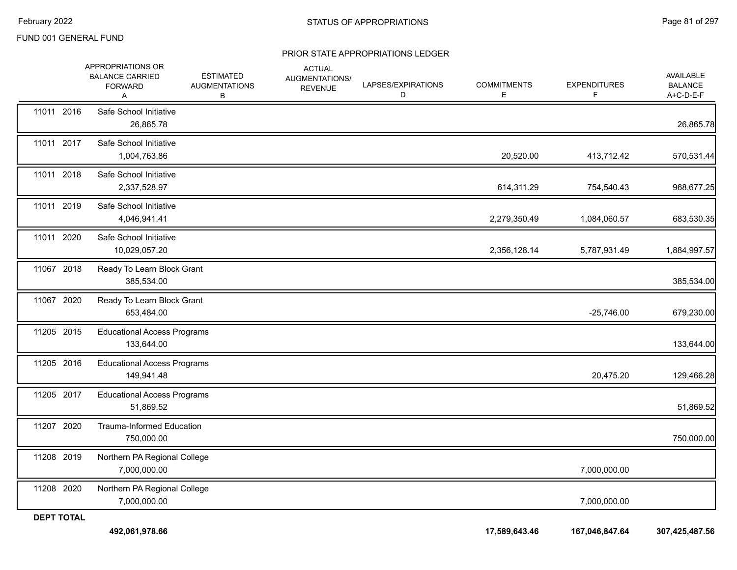FUND 001 GENERAL FUND

## PRIOR STATE APPROPRIATIONS LEDGER

| | | APPROPRIATIONS OR BALANCE CARRIED FORWARD A | ESTIMATED AUGMENTATIONS B | ACTUAL AUGMENTATIONS/ REVENUE | LAPSES/EXPIRATIONS D | COMMITMENTS E | EXPENDITURES F | AVAILABLE BALANCE A+C-D-E-F |
|---|---|---|---|---|---|---|---|---|
| 11011 | 2016 | Safe School Initiative | | | | | | |
| | | 26,865.78 | | | | | | 26,865.78 |
| 11011 | 2017 | Safe School Initiative | | | | | | |
| | | 1,004,763.86 | | | | 20,520.00 | 413,712.42 | 570,531.44 |
| 11011 | 2018 | Safe School Initiative | | | | | | |
| | | 2,337,528.97 | | | | 614,311.29 | 754,540.43 | 968,677.25 |
| 11011 | 2019 | Safe School Initiative | | | | | | |
| | | 4,046,941.41 | | | | 2,279,350.49 | 1,084,060.57 | 683,530.35 |
| 11011 | 2020 | Safe School Initiative | | | | | | |
| | | 10,029,057.20 | | | | 2,356,128.14 | 5,787,931.49 | 1,884,997.57 |
| 11067 | 2018 | Ready To Learn Block Grant | | | | | | |
| | | 385,534.00 | | | | | | 385,534.00 |
| 11067 | 2020 | Ready To Learn Block Grant | | | | | | |
| | | 653,484.00 | | | | | -25,746.00 | 679,230.00 |
| 11205 | 2015 | Educational Access Programs | | | | | | |
| | | 133,644.00 | | | | | | 133,644.00 |
| 11205 | 2016 | Educational Access Programs | | | | | | |
| | | 149,941.48 | | | | | 20,475.20 | 129,466.28 |
| 11205 | 2017 | Educational Access Programs | | | | | | |
| | | 51,869.52 | | | | | | 51,869.52 |
| 11207 | 2020 | Trauma-Informed Education | | | | | | |
| | | 750,000.00 | | | | | | 750,000.00 |
| 11208 | 2019 | Northern PA Regional College | | | | | | |
| | | 7,000,000.00 | | | | | 7,000,000.00 | |
| 11208 | 2020 | Northern PA Regional College | | | | | | |
| | | 7,000,000.00 | | | | | 7,000,000.00 | |
| **DEPT TOTAL** | | | | | | | | |
| | | **492,061,978.66** | | | | **17,589,643.46** | **167,046,847.64** | **307,425,487.56** |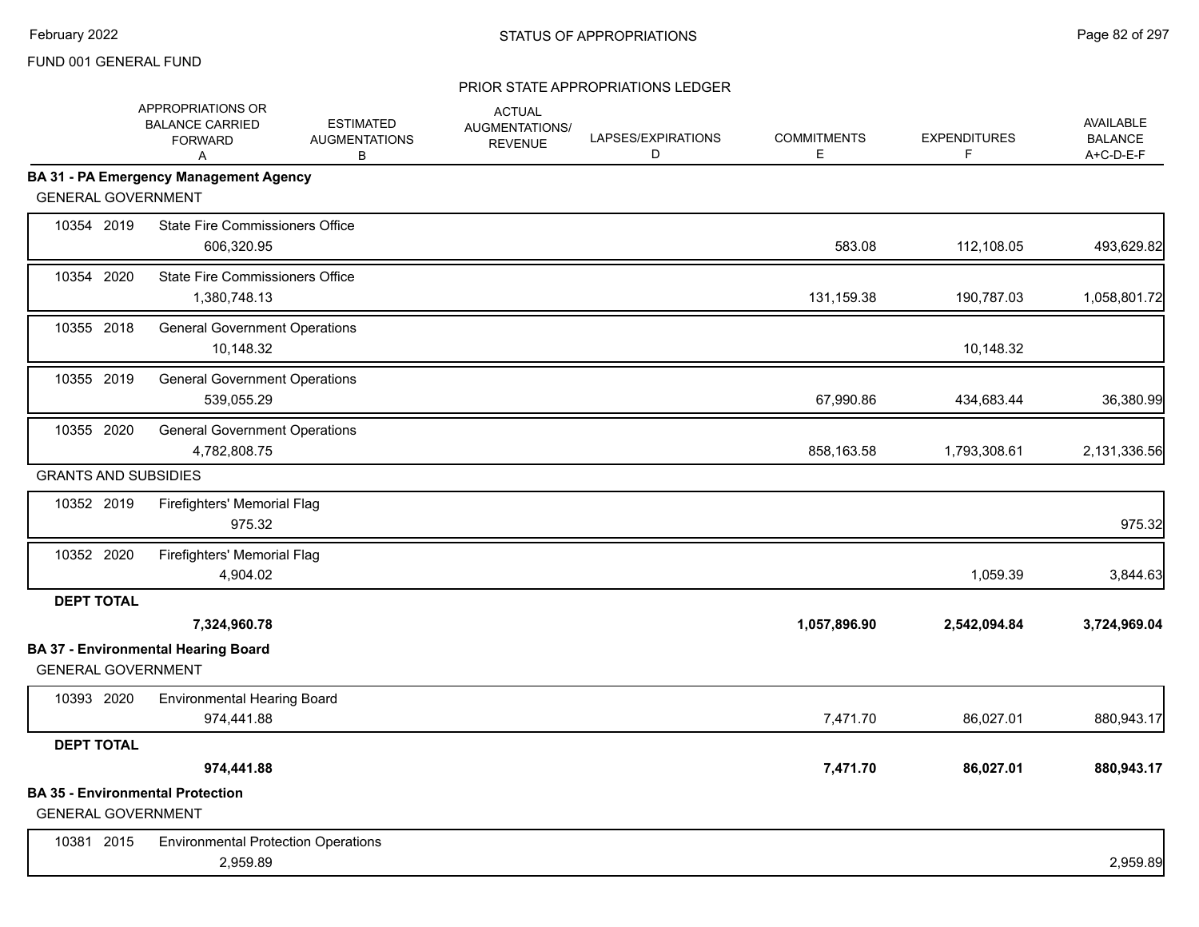FUND 001 GENERAL FUND

STATUS OF APPROPRIATIONS

PRIOR STATE APPROPRIATIONS LEDGER

| | | APPROPRIATIONS OR BALANCE CARRIED FORWARD A | ESTIMATED AUGMENTATIONS B | ACTUAL AUGMENTATIONS/ REVENUE | LAPSES/EXPIRATIONS D | COMMITMENTS E | EXPENDITURES F | AVAILABLE BALANCE A+C-D-E-F |
|---|---|---|---|---|---|---|---|---|
| **BA 31 - PA Emergency Management Agency** | | | | | | | | |
| GENERAL GOVERNMENT | | | | | | | | |
| 10354 | 2019 | State Fire Commissioners Office | | | | | | |
| | | 606,320.95 | | | | 583.08 | 112,108.05 | 493,629.82 |
| 10354 | 2020 | State Fire Commissioners Office | | | | | | |
| | | 1,380,748.13 | | | | 131,159.38 | 190,787.03 | 1,058,801.72 |
| 10355 | 2018 | General Government Operations | | | | | | |
| | | 10,148.32 | | | | | 10,148.32 | |
| 10355 | 2019 | General Government Operations | | | | | | |
| | | 539,055.29 | | | | 67,990.86 | 434,683.44 | 36,380.99 |
| 10355 | 2020 | General Government Operations | | | | | | |
| | | 4,782,808.75 | | | | 858,163.58 | 1,793,308.61 | 2,131,336.56 |
| GRANTS AND SUBSIDIES | | | | | | | | |
| 10352 | 2019 | Firefighters' Memorial Flag | | | | | | |
| | | 975.32 | | | | | | 975.32 |
| 10352 | 2020 | Firefighters' Memorial Flag | | | | | | |
| | | 4,904.02 | | | | | 1,059.39 | 3,844.63 |
| **DEPT TOTAL** | | | | | | | | |
| | | **7,324,960.78** | | | | **1,057,896.90** | **2,542,094.84** | **3,724,969.04** |
| **BA 37 - Environmental Hearing Board** | | | | | | | | |
| GENERAL GOVERNMENT | | | | | | | | |
| 10393 | 2020 | Environmental Hearing Board | | | | | | |
| | | 974,441.88 | | | | 7,471.70 | 86,027.01 | 880,943.17 |
| **DEPT TOTAL** | | | | | | | | |
| | | **974,441.88** | | | | **7,471.70** | **86,027.01** | **880,943.17** |
| **BA 35 - Environmental Protection** | | | | | | | | |
| GENERAL GOVERNMENT | | | | | | | | |
| 10381 | 2015 | Environmental Protection Operations | | | | | | |
| | | 2,959.89 | | | | | | 2,959.89 |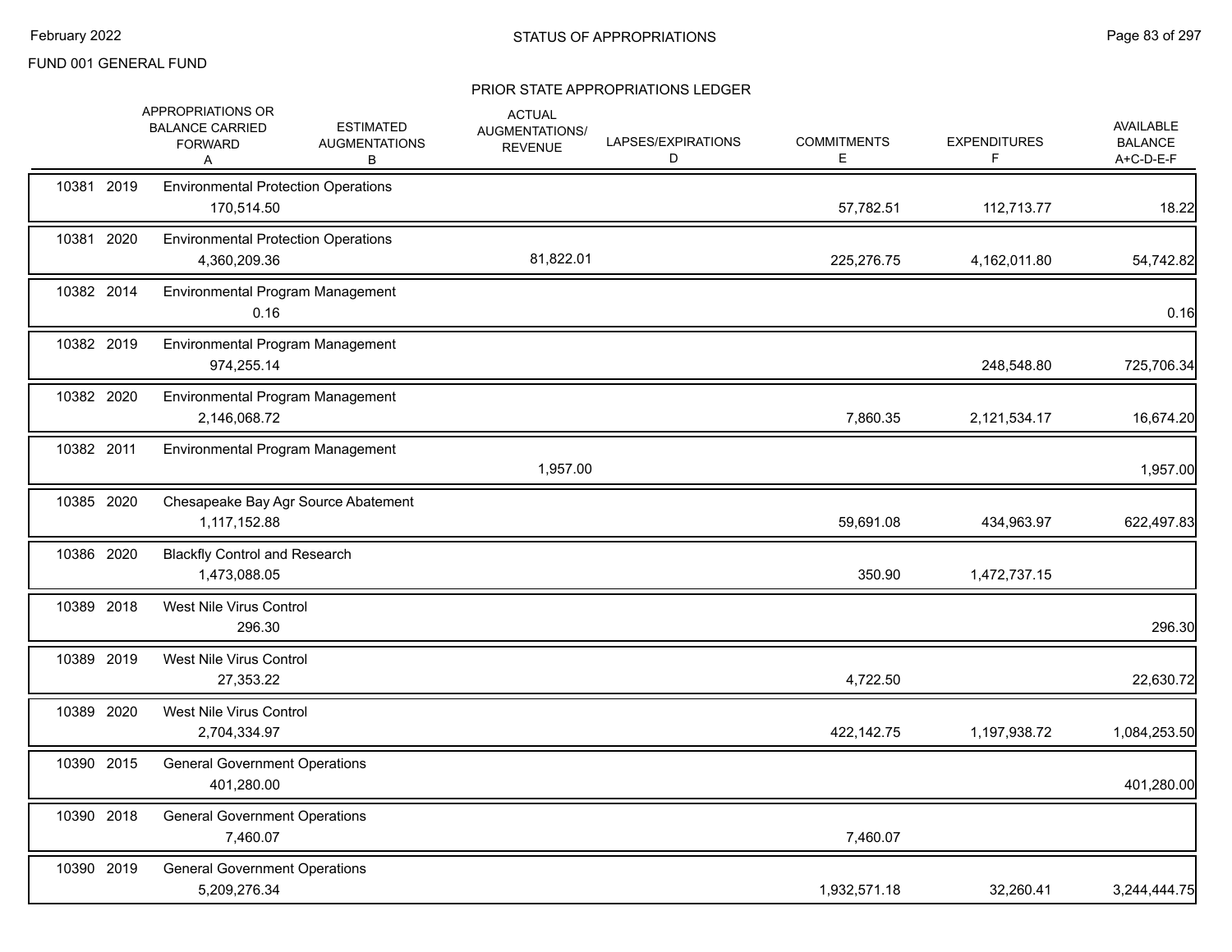FUND 001 GENERAL FUND

## STATUS OF APPROPRIATIONS

### PRIOR STATE APPROPRIATIONS LEDGER

| | | APPROPRIATIONS OR BALANCE CARRIED FORWARD A | ESTIMATED AUGMENTATIONS B | ACTUAL AUGMENTATIONS/ REVENUE | LAPSES/EXPIRATIONS D | COMMITMENTS E | EXPENDITURES F | AVAILABLE BALANCE A+C-D-E-F |
|---|---|---|---|---|---|---|---|---|
| 10381 | 2019 | Environmental Protection Operations | | | | | | |
| | | 170,514.50 | | | | 57,782.51 | 112,713.77 | 18.22 |
| 10381 | 2020 | Environmental Protection Operations | | | | | | |
| | | 4,360,209.36 | | 81,822.01 | | 225,276.75 | 4,162,011.80 | 54,742.82 |
| 10382 | 2014 | Environmental Program Management | | | | | | |
| | | 0.16 | | | | | | 0.16 |
| 10382 | 2019 | Environmental Program Management | | | | | | |
| | | 974,255.14 | | | | | 248,548.80 | 725,706.34 |
| 10382 | 2020 | Environmental Program Management | | | | | | |
| | | 2,146,068.72 | | | | 7,860.35 | 2,121,534.17 | 16,674.20 |
| 10382 | 2011 | Environmental Program Management | | | | | | |
| | | | | 1,957.00 | | | | 1,957.00 |
| 10385 | 2020 | Chesapeake Bay Agr Source Abatement | | | | | | |
| | | 1,117,152.88 | | | | 59,691.08 | 434,963.97 | 622,497.83 |
| 10386 | 2020 | Blackfly Control and Research | | | | | | |
| | | 1,473,088.05 | | | | 350.90 | 1,472,737.15 | |
| 10389 | 2018 | West Nile Virus Control | | | | | | |
| | | 296.30 | | | | | | 296.30 |
| 10389 | 2019 | West Nile Virus Control | | | | | | |
| | | 27,353.22 | | | | 4,722.50 | | 22,630.72 |
| 10389 | 2020 | West Nile Virus Control | | | | | | |
| | | 2,704,334.97 | | | | 422,142.75 | 1,197,938.72 | 1,084,253.50 |
| 10390 | 2015 | General Government Operations | | | | | | |
| | | 401,280.00 | | | | | | 401,280.00 |
| 10390 | 2018 | General Government Operations | | | | | | |
| | | 7,460.07 | | | | 7,460.07 | | |
| 10390 | 2019 | General Government Operations | | | | | | |
| | | 5,209,276.34 | | | | 1,932,571.18 | 32,260.41 | 3,244,444.75 |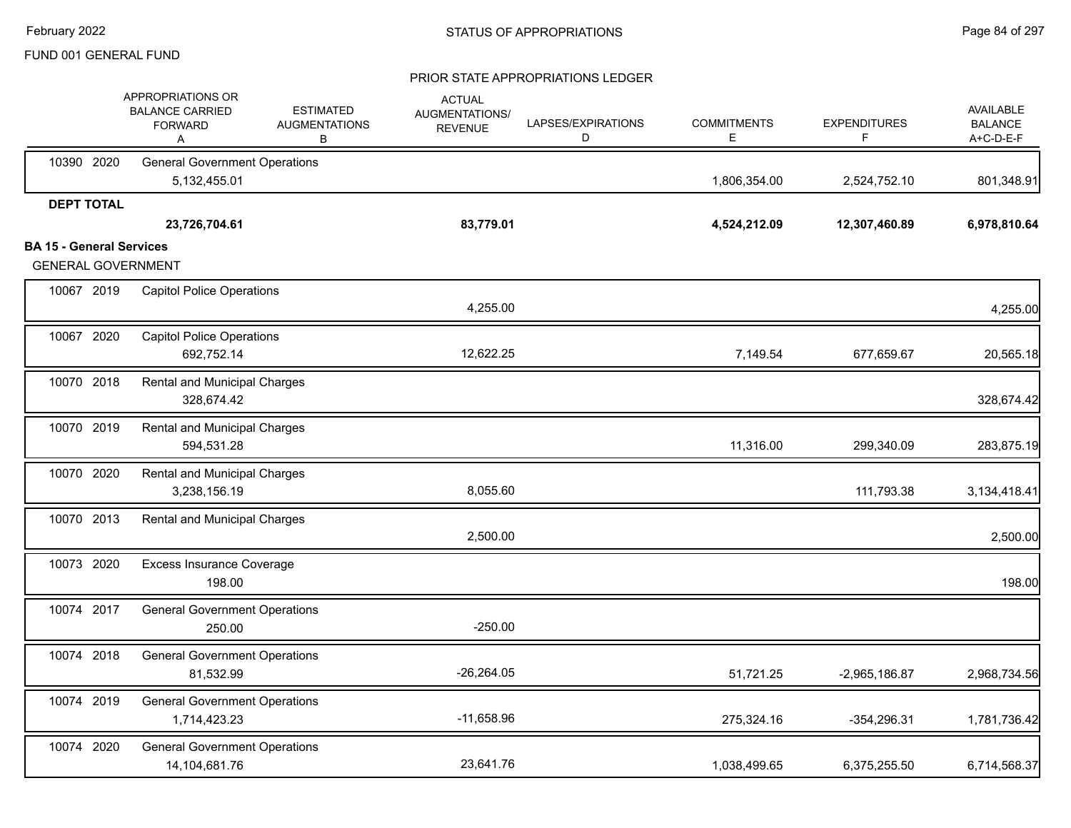FUND 001 GENERAL FUND

PRIOR STATE APPROPRIATIONS LEDGER

| | | APPROPRIATIONS OR BALANCE CARRIED FORWARD A | ESTIMATED AUGMENTATIONS B | ACTUAL AUGMENTATIONS/ REVENUE | LAPSES/EXPIRATIONS D | COMMITMENTS E | EXPENDITURES F | AVAILABLE BALANCE A+C-D-E-F |
|---|---|---|---|---|---|---|---|---|
| 10390 2020 | General Government Operations | 5,132,455.01 | | | | 1,806,354.00 | 2,524,752.10 | 801,348.91 |
| **DEPT TOTAL** | | **23,726,704.61** | | **83,779.01** | | **4,524,212.09** | **12,307,460.89** | **6,978,810.64** |

**BA 15 - General Services**

GENERAL GOVERNMENT

| | | APPROPRIATIONS OR BALANCE CARRIED FORWARD A | ESTIMATED AUGMENTATIONS B | ACTUAL AUGMENTATIONS/ REVENUE | LAPSES/EXPIRATIONS D | COMMITMENTS E | EXPENDITURES F | AVAILABLE BALANCE A+C-D-E-F |
|---|---|---|---|---|---|---|---|---|
| 10067 2019 | Capitol Police Operations | | | 4,255.00 | | | | 4,255.00 |
| 10067 2020 | Capitol Police Operations | 692,752.14 | | 12,622.25 | | 7,149.54 | 677,659.67 | 20,565.18 |
| 10070 2018 | Rental and Municipal Charges | 328,674.42 | | | | | | 328,674.42 |
| 10070 2019 | Rental and Municipal Charges | 594,531.28 | | | | 11,316.00 | 299,340.09 | 283,875.19 |
| 10070 2020 | Rental and Municipal Charges | 3,238,156.19 | | 8,055.60 | | | 111,793.38 | 3,134,418.41 |
| 10070 2013 | Rental and Municipal Charges | | | 2,500.00 | | | | 2,500.00 |
| 10073 2020 | Excess Insurance Coverage | 198.00 | | | | | | 198.00 |
| 10074 2017 | General Government Operations | 250.00 | | -250.00 | | | | |
| 10074 2018 | General Government Operations | 81,532.99 | | -26,264.05 | | 51,721.25 | -2,965,186.87 | 2,968,734.56 |
| 10074 2019 | General Government Operations | 1,714,423.23 | | -11,658.96 | | 275,324.16 | -354,296.31 | 1,781,736.42 |
| 10074 2020 | General Government Operations | 14,104,681.76 | | 23,641.76 | | 1,038,499.65 | 6,375,255.50 | 6,714,568.37 |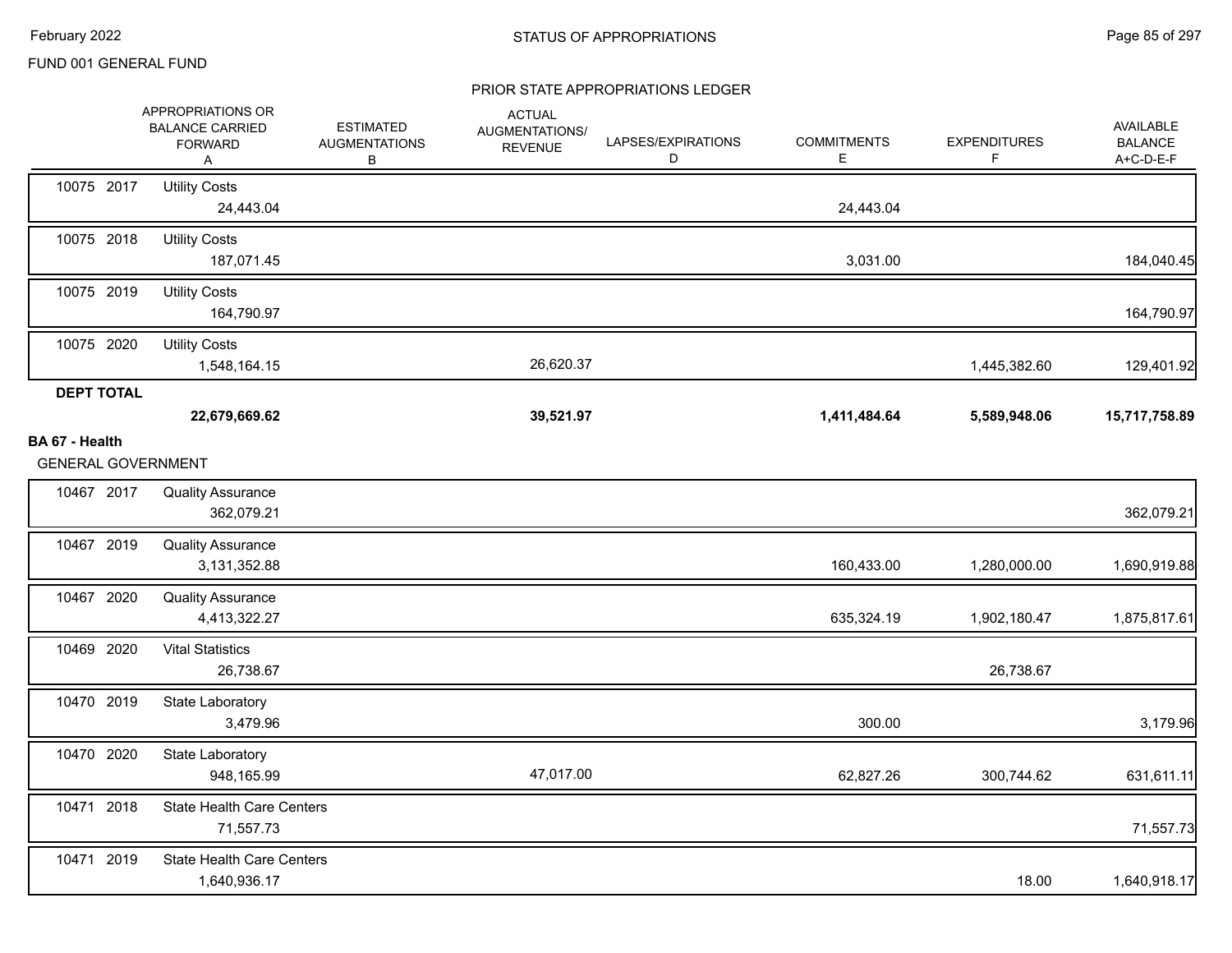FUND 001 GENERAL FUND

## PRIOR STATE APPROPRIATIONS LEDGER

| | | | APPROPRIATIONS OR BALANCE CARRIED FORWARD A | ESTIMATED AUGMENTATIONS B | ACTUAL AUGMENTATIONS/ REVENUE | LAPSES/EXPIRATIONS D | COMMITMENTS E | EXPENDITURES F | AVAILABLE BALANCE A+C-D-E-F |
|---|---|---|---|---|---|---|---|---|---|
| 10075 | 2017 | Utility Costs | 24,443.04 | | | | 24,443.04 | | |
| 10075 | 2018 | Utility Costs | 187,071.45 | | | | 3,031.00 | | 184,040.45 |
| 10075 | 2019 | Utility Costs | 164,790.97 | | | | | | 164,790.97 |
| 10075 | 2020 | Utility Costs | 1,548,164.15 | | 26,620.37 | | | 1,445,382.60 | 129,401.92 |
| **DEPT TOTAL** | | | **22,679,669.62** | | **39,521.97** | | **1,411,484.64** | **5,589,948.06** | **15,717,758.89** |

**BA 67 - Health**

GENERAL GOVERNMENT

| | | | APPROPRIATIONS OR BALANCE CARRIED FORWARD A | ESTIMATED AUGMENTATIONS B | ACTUAL AUGMENTATIONS/ REVENUE | LAPSES/EXPIRATIONS D | COMMITMENTS E | EXPENDITURES F | AVAILABLE BALANCE A+C-D-E-F |
|---|---|---|---|---|---|---|---|---|---|
| 10467 | 2017 | Quality Assurance | 362,079.21 | | | | | | 362,079.21 |
| 10467 | 2019 | Quality Assurance | 3,131,352.88 | | | | 160,433.00 | 1,280,000.00 | 1,690,919.88 |
| 10467 | 2020 | Quality Assurance | 4,413,322.27 | | | | 635,324.19 | 1,902,180.47 | 1,875,817.61 |
| 10469 | 2020 | Vital Statistics | 26,738.67 | | | | | 26,738.67 | |
| 10470 | 2019 | State Laboratory | 3,479.96 | | | | 300.00 | | 3,179.96 |
| 10470 | 2020 | State Laboratory | 948,165.99 | | 47,017.00 | | 62,827.26 | 300,744.62 | 631,611.11 |
| 10471 | 2018 | State Health Care Centers | 71,557.73 | | | | | | 71,557.73 |
| 10471 | 2019 | State Health Care Centers | 1,640,936.17 | | | | | 18.00 | 1,640,918.17 |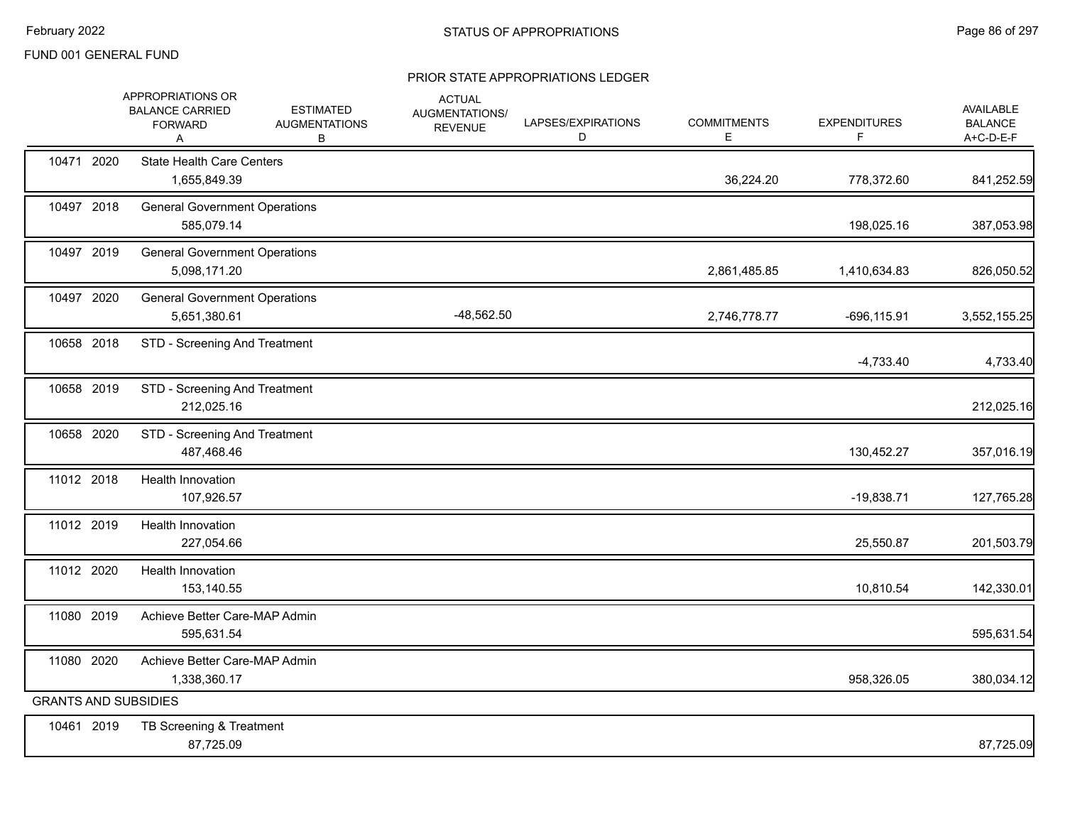FUND 001 GENERAL FUND

## PRIOR STATE APPROPRIATIONS LEDGER

| | | APPROPRIATIONS OR BALANCE CARRIED FORWARD A | ESTIMATED AUGMENTATIONS B | ACTUAL AUGMENTATIONS/ REVENUE | LAPSES/EXPIRATIONS D | COMMITMENTS E | EXPENDITURES F | AVAILABLE BALANCE A+C-D-E-F |
|---|---|---|---|---|---|---|---|---|
| 10471 | 2020 | State Health Care Centers | | | | | | |
| | | 1,655,849.39 | | | | 36,224.20 | 778,372.60 | 841,252.59 |
| 10497 | 2018 | General Government Operations | | | | | | |
| | | 585,079.14 | | | | | 198,025.16 | 387,053.98 |
| 10497 | 2019 | General Government Operations | | | | | | |
| | | 5,098,171.20 | | | | 2,861,485.85 | 1,410,634.83 | 826,050.52 |
| 10497 | 2020 | General Government Operations | | | | | | |
| | | 5,651,380.61 | | -48,562.50 | | 2,746,778.77 | -696,115.91 | 3,552,155.25 |
| 10658 | 2018 | STD - Screening And Treatment | | | | | | |
| | | | | | | | -4,733.40 | 4,733.40 |
| 10658 | 2019 | STD - Screening And Treatment | | | | | | |
| | | 212,025.16 | | | | | | 212,025.16 |
| 10658 | 2020 | STD - Screening And Treatment | | | | | | |
| | | 487,468.46 | | | | | 130,452.27 | 357,016.19 |
| 11012 | 2018 | Health Innovation | | | | | | |
| | | 107,926.57 | | | | | -19,838.71 | 127,765.28 |
| 11012 | 2019 | Health Innovation | | | | | | |
| | | 227,054.66 | | | | | 25,550.87 | 201,503.79 |
| 11012 | 2020 | Health Innovation | | | | | | |
| | | 153,140.55 | | | | | 10,810.54 | 142,330.01 |
| 11080 | 2019 | Achieve Better Care-MAP Admin | | | | | | |
| | | 595,631.54 | | | | | | 595,631.54 |
| 11080 | 2020 | Achieve Better Care-MAP Admin | | | | | | |
| | | 1,338,360.17 | | | | | 958,326.05 | 380,034.12 |
| GRANTS AND SUBSIDIES | | | | | | | | |
| 10461 | 2019 | TB Screening & Treatment | | | | | | |
| | | 87,725.09 | | | | | | 87,725.09 |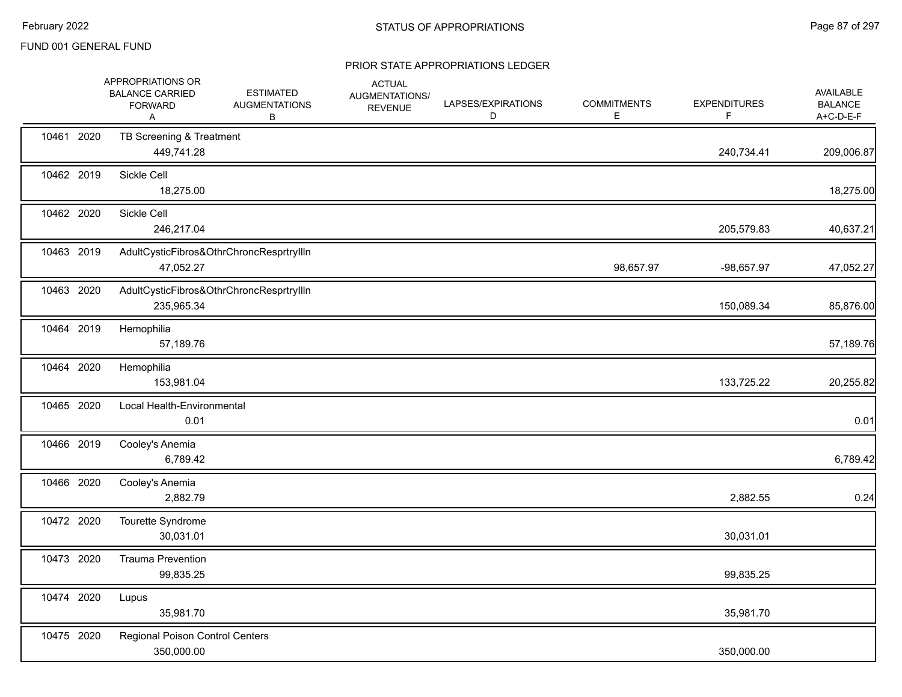FUND 001 GENERAL FUND

## STATUS OF APPROPRIATIONS

### PRIOR STATE APPROPRIATIONS LEDGER

| | | APPROPRIATIONS OR BALANCE CARRIED FORWARD A | ESTIMATED AUGMENTATIONS B | ACTUAL AUGMENTATIONS/ REVENUE | LAPSES/EXPIRATIONS D | COMMITMENTS E | EXPENDITURES F | AVAILABLE BALANCE A+C-D-E-F |
|---|---|---|---|---|---|---|---|---|
| 10461 | 2020 | TB Screening & Treatment | | | | | | |
| | | 449,741.28 | | | | | 240,734.41 | 209,006.87 |
| 10462 | 2019 | Sickle Cell | | | | | | |
| | | 18,275.00 | | | | | | 18,275.00 |
| 10462 | 2020 | Sickle Cell | | | | | | |
| | | 246,217.04 | | | | | 205,579.83 | 40,637.21 |
| 10463 | 2019 | AdultCysticFibros&OthrChroncResprtryIlln | | | | | | |
| | | 47,052.27 | | | | 98,657.97 | -98,657.97 | 47,052.27 |
| 10463 | 2020 | AdultCysticFibros&OthrChroncResprtryIlln | | | | | | |
| | | 235,965.34 | | | | | 150,089.34 | 85,876.00 |
| 10464 | 2019 | Hemophilia | | | | | | |
| | | 57,189.76 | | | | | | 57,189.76 |
| 10464 | 2020 | Hemophilia | | | | | | |
| | | 153,981.04 | | | | | 133,725.22 | 20,255.82 |
| 10465 | 2020 | Local Health-Environmental | | | | | | |
| | | 0.01 | | | | | | 0.01 |
| 10466 | 2019 | Cooley's Anemia | | | | | | |
| | | 6,789.42 | | | | | | 6,789.42 |
| 10466 | 2020 | Cooley's Anemia | | | | | | |
| | | 2,882.79 | | | | | 2,882.55 | 0.24 |
| 10472 | 2020 | Tourette Syndrome | | | | | | |
| | | 30,031.01 | | | | | 30,031.01 | |
| 10473 | 2020 | Trauma Prevention | | | | | | |
| | | 99,835.25 | | | | | 99,835.25 | |
| 10474 | 2020 | Lupus | | | | | | |
| | | 35,981.70 | | | | | 35,981.70 | |
| 10475 | 2020 | Regional Poison Control Centers | | | | | | |
| | | 350,000.00 | | | | | 350,000.00 | |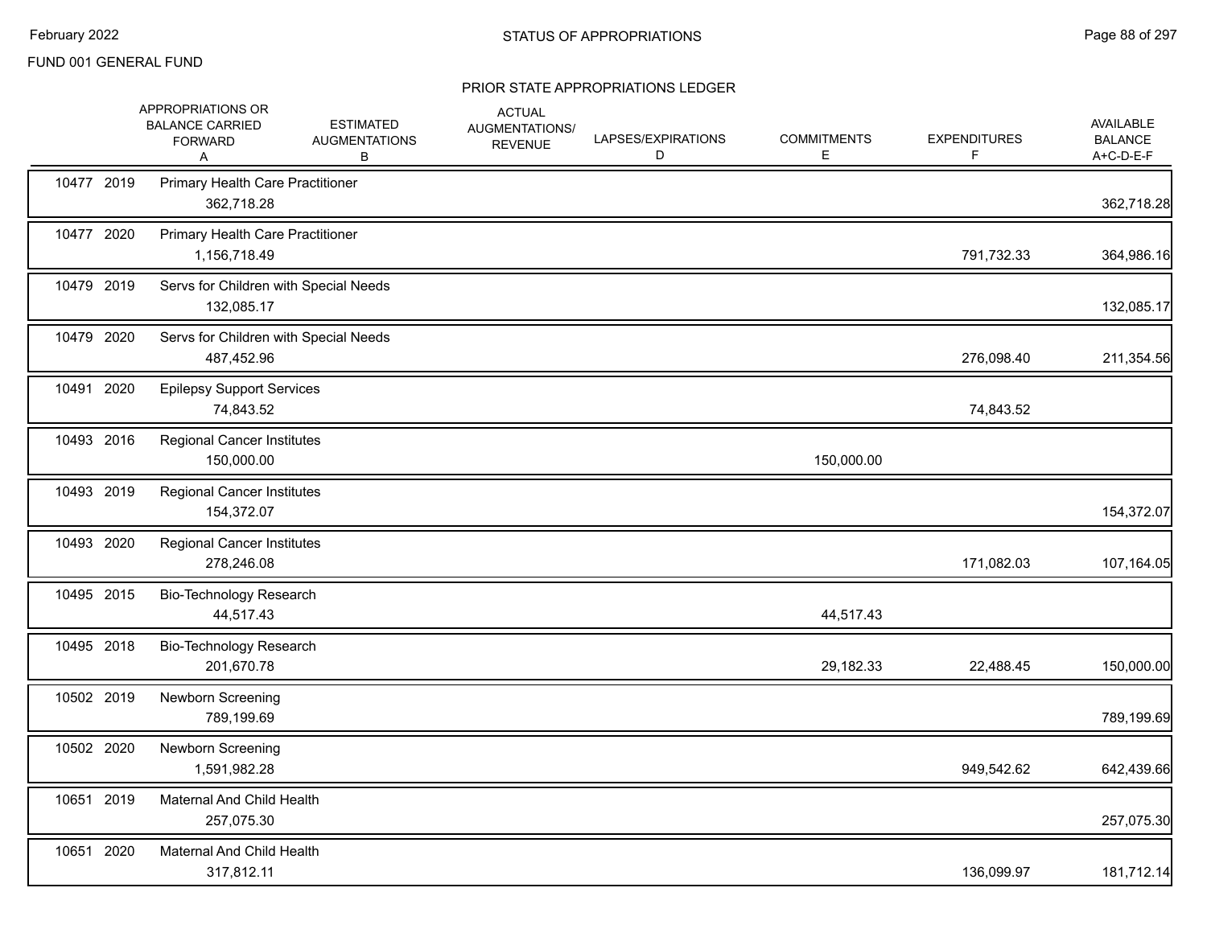FUND 001 GENERAL FUND

## PRIOR STATE APPROPRIATIONS LEDGER

| | | | APPROPRIATIONS OR BALANCE CARRIED FORWARD A | ESTIMATED AUGMENTATIONS B | ACTUAL AUGMENTATIONS/ REVENUE | LAPSES/EXPIRATIONS D | COMMITMENTS E | EXPENDITURES F | AVAILABLE BALANCE A+C-D-E-F |
|---|---|---|---|---|---|---|---|---|---|
| 10477 | 2019 | Primary Health Care Practitioner | 362,718.28 | | | | | | 362,718.28 |
| 10477 | 2020 | Primary Health Care Practitioner | 1,156,718.49 | | | | | 791,732.33 | 364,986.16 |
| 10479 | 2019 | Servs for Children with Special Needs | 132,085.17 | | | | | | 132,085.17 |
| 10479 | 2020 | Servs for Children with Special Needs | 487,452.96 | | | | | 276,098.40 | 211,354.56 |
| 10491 | 2020 | Epilepsy Support Services | 74,843.52 | | | | | 74,843.52 | |
| 10493 | 2016 | Regional Cancer Institutes | 150,000.00 | | | | 150,000.00 | | |
| 10493 | 2019 | Regional Cancer Institutes | 154,372.07 | | | | | | 154,372.07 |
| 10493 | 2020 | Regional Cancer Institutes | 278,246.08 | | | | | 171,082.03 | 107,164.05 |
| 10495 | 2015 | Bio-Technology Research | 44,517.43 | | | | 44,517.43 | | |
| 10495 | 2018 | Bio-Technology Research | 201,670.78 | | | | 29,182.33 | 22,488.45 | 150,000.00 |
| 10502 | 2019 | Newborn Screening | 789,199.69 | | | | | | 789,199.69 |
| 10502 | 2020 | Newborn Screening | 1,591,982.28 | | | | | 949,542.62 | 642,439.66 |
| 10651 | 2019 | Maternal And Child Health | 257,075.30 | | | | | | 257,075.30 |
| 10651 | 2020 | Maternal And Child Health | 317,812.11 | | | | | 136,099.97 | 181,712.14 |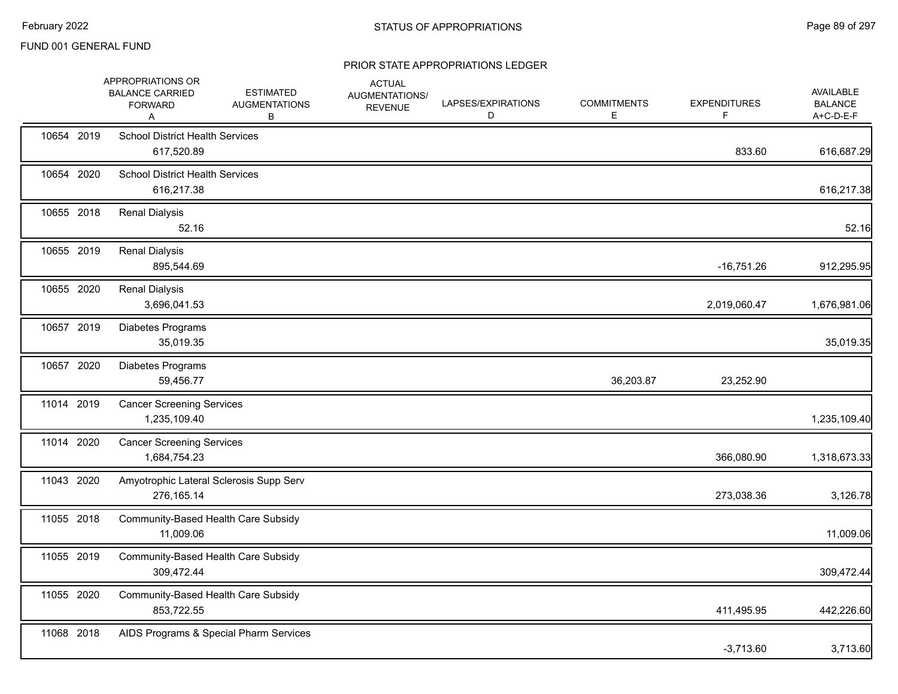FUND 001 GENERAL FUND

## PRIOR STATE APPROPRIATIONS LEDGER

| | | APPROPRIATIONS OR BALANCE CARRIED FORWARD A | ESTIMATED AUGMENTATIONS B | ACTUAL AUGMENTATIONS/ REVENUE | LAPSES/EXPIRATIONS D | COMMITMENTS E | EXPENDITURES F | AVAILABLE BALANCE A+C-D-E-F |
|---|---|---|---|---|---|---|---|---|
| 10654 | 2019 | School District Health Services | | | | | | |
| | | 617,520.89 | | | | | 833.60 | 616,687.29 |
| 10654 | 2020 | School District Health Services | | | | | | |
| | | 616,217.38 | | | | | | 616,217.38 |
| 10655 | 2018 | Renal Dialysis | | | | | | |
| | | 52.16 | | | | | | 52.16 |
| 10655 | 2019 | Renal Dialysis | | | | | | |
| | | 895,544.69 | | | | | -16,751.26 | 912,295.95 |
| 10655 | 2020 | Renal Dialysis | | | | | | |
| | | 3,696,041.53 | | | | | 2,019,060.47 | 1,676,981.06 |
| 10657 | 2019 | Diabetes Programs | | | | | | |
| | | 35,019.35 | | | | | | 35,019.35 |
| 10657 | 2020 | Diabetes Programs | | | | | | |
| | | 59,456.77 | | | | 36,203.87 | 23,252.90 | |
| 11014 | 2019 | Cancer Screening Services | | | | | | |
| | | 1,235,109.40 | | | | | | 1,235,109.40 |
| 11014 | 2020 | Cancer Screening Services | | | | | | |
| | | 1,684,754.23 | | | | | 366,080.90 | 1,318,673.33 |
| 11043 | 2020 | Amyotrophic Lateral Sclerosis Supp Serv | | | | | | |
| | | 276,165.14 | | | | | 273,038.36 | 3,126.78 |
| 11055 | 2018 | Community-Based Health Care Subsidy | | | | | | |
| | | 11,009.06 | | | | | | 11,009.06 |
| 11055 | 2019 | Community-Based Health Care Subsidy | | | | | | |
| | | 309,472.44 | | | | | | 309,472.44 |
| 11055 | 2020 | Community-Based Health Care Subsidy | | | | | | |
| | | 853,722.55 | | | | | 411,495.95 | 442,226.60 |
| 11068 | 2018 | AIDS Programs & Special Pharm Services | | | | | | |
| | | | | | | | -3,713.60 | 3,713.60 |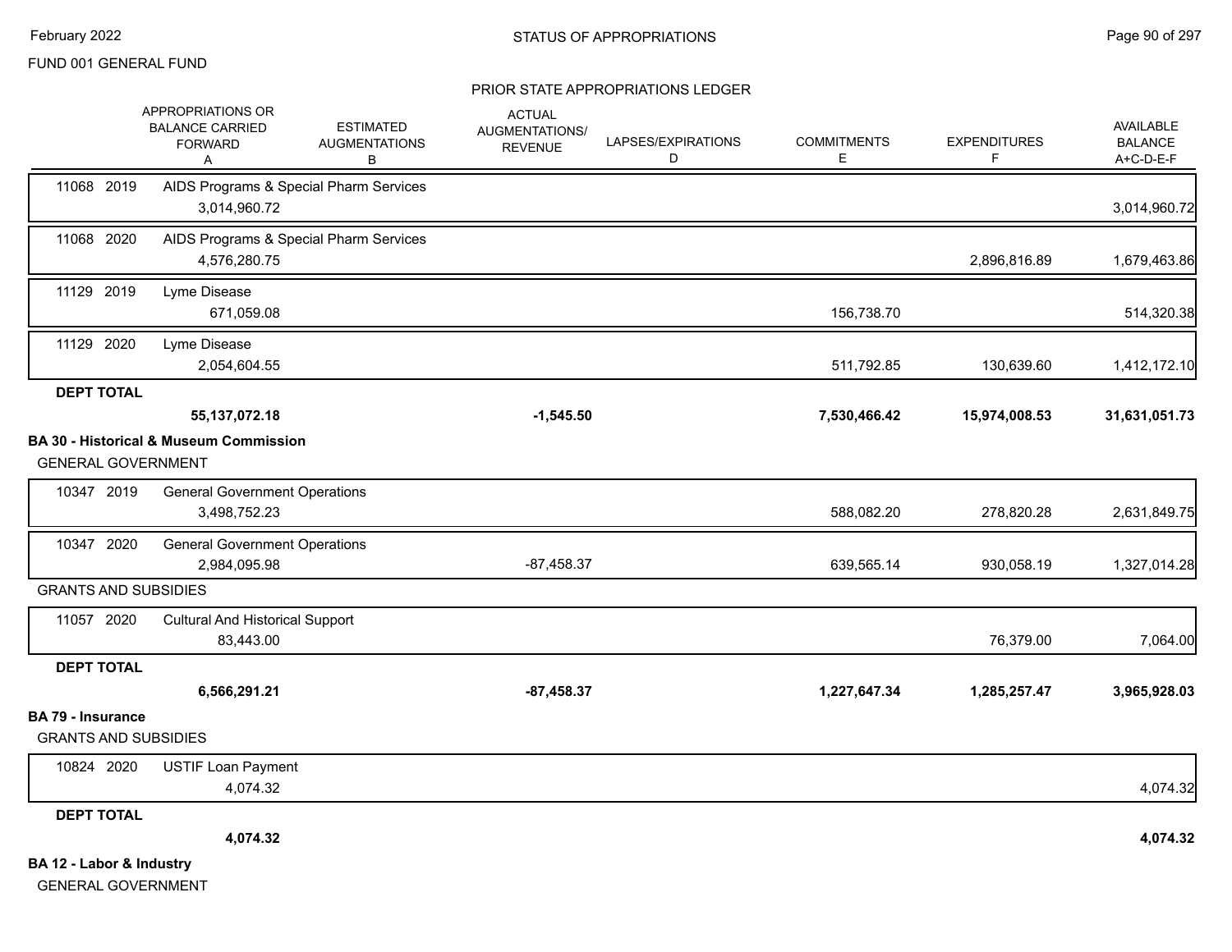FUND 001 GENERAL FUND

STATUS OF APPROPRIATIONS

PRIOR STATE APPROPRIATIONS LEDGER

| | APPROPRIATIONS OR BALANCE CARRIED FORWARD A | ESTIMATED AUGMENTATIONS B | ACTUAL AUGMENTATIONS/ REVENUE | LAPSES/EXPIRATIONS D | COMMITMENTS E | EXPENDITURES F | AVAILABLE BALANCE A+C-D-E-F |
|---|---|---|---|---|---|---|---|
| 11068 2019 AIDS Programs & Special Pharm Services | 3,014,960.72 | | | | | | 3,014,960.72 |
| 11068 2020 AIDS Programs & Special Pharm Services | 4,576,280.75 | | | | | 2,896,816.89 | 1,679,463.86 |
| 11129 2019 Lyme Disease | 671,059.08 | | | | 156,738.70 | | 514,320.38 |
| 11129 2020 Lyme Disease | 2,054,604.55 | | | | 511,792.85 | 130,639.60 | 1,412,172.10 |
| **DEPT TOTAL** | **55,137,072.18** | | **-1,545.50** | | **7,530,466.42** | **15,974,008.53** | **31,631,051.73** |
| **BA 30 - Historical & Museum Commission** | | | | | | | |
| GENERAL GOVERNMENT | | | | | | | |
| 10347 2019 General Government Operations | 3,498,752.23 | | | | 588,082.20 | 278,820.28 | 2,631,849.75 |
| 10347 2020 General Government Operations | 2,984,095.98 | | -87,458.37 | | 639,565.14 | 930,058.19 | 1,327,014.28 |
| GRANTS AND SUBSIDIES | | | | | | | |
| 11057 2020 Cultural And Historical Support | 83,443.00 | | | | | 76,379.00 | 7,064.00 |
| **DEPT TOTAL** | **6,566,291.21** | | **-87,458.37** | | **1,227,647.34** | **1,285,257.47** | **3,965,928.03** |
| **BA 79 - Insurance** | | | | | | | |
| GRANTS AND SUBSIDIES | | | | | | | |
| 10824 2020 USTIF Loan Payment | 4,074.32 | | | | | | 4,074.32 |
| **DEPT TOTAL** | **4,074.32** | | | | | | **4,074.32** |
| **BA 12 - Labor & Industry** | | | | | | | |
| GENERAL GOVERNMENT | | | | | | | |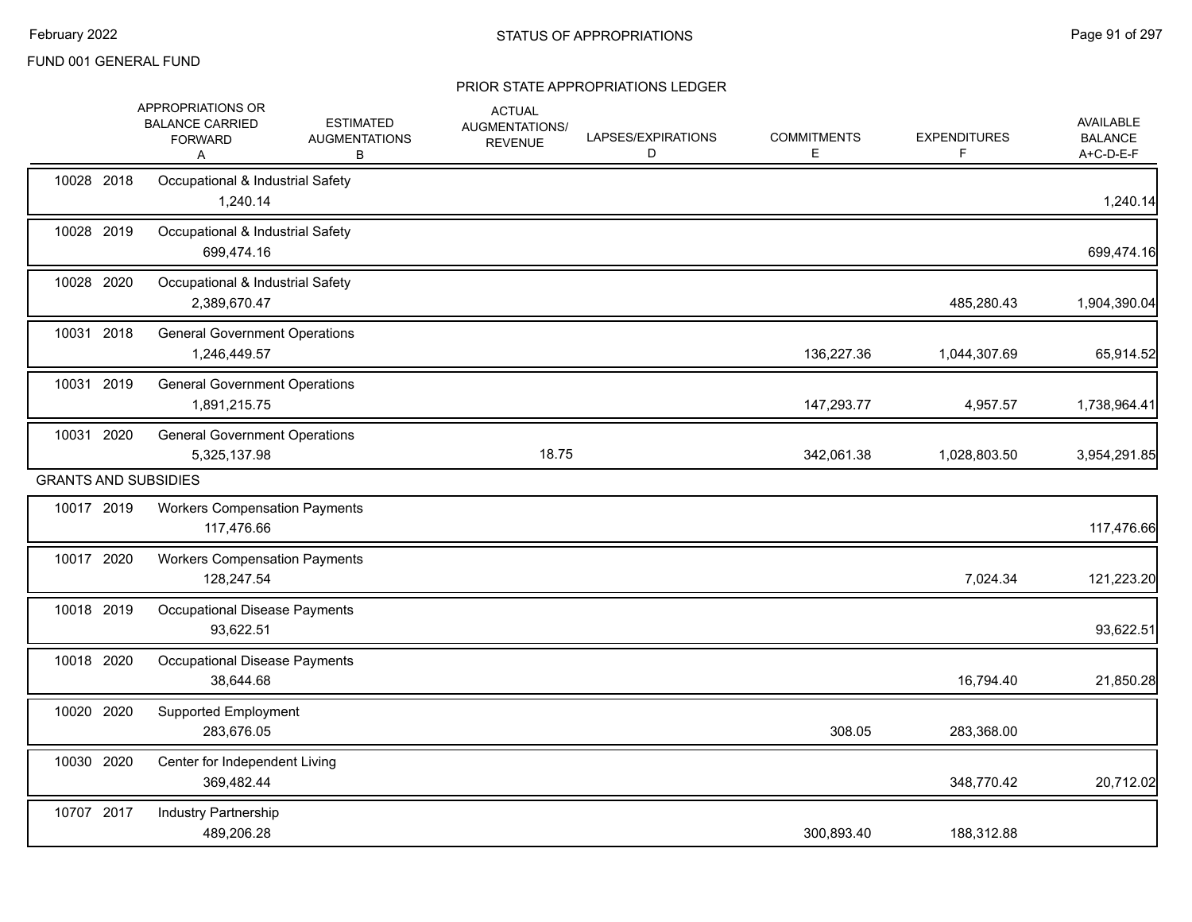FUND 001 GENERAL FUND

## STATUS OF APPROPRIATIONS

### PRIOR STATE APPROPRIATIONS LEDGER

| | | APPROPRIATIONS OR BALANCE CARRIED FORWARD A | ESTIMATED AUGMENTATIONS B | ACTUAL AUGMENTATIONS/ REVENUE | LAPSES/EXPIRATIONS D | COMMITMENTS E | EXPENDITURES F | AVAILABLE BALANCE A+C-D-E-F |
|---|---|---|---|---|---|---|---|---|
| 10028 2018 | Occupational & Industrial Safety | 1,240.14 | | | | | | 1,240.14 |
| 10028 2019 | Occupational & Industrial Safety | 699,474.16 | | | | | | 699,474.16 |
| 10028 2020 | Occupational & Industrial Safety | 2,389,670.47 | | | | | 485,280.43 | 1,904,390.04 |
| 10031 2018 | General Government Operations | 1,246,449.57 | | | | 136,227.36 | 1,044,307.69 | 65,914.52 |
| 10031 2019 | General Government Operations | 1,891,215.75 | | | | 147,293.77 | 4,957.57 | 1,738,964.41 |
| 10031 2020 | General Government Operations | 5,325,137.98 | | 18.75 | | 342,061.38 | 1,028,803.50 | 3,954,291.85 |
| **GRANTS AND SUBSIDIES** | | | | | | | | |
| 10017 2019 | Workers Compensation Payments | 117,476.66 | | | | | | 117,476.66 |
| 10017 2020 | Workers Compensation Payments | 128,247.54 | | | | | 7,024.34 | 121,223.20 |
| 10018 2019 | Occupational Disease Payments | 93,622.51 | | | | | | 93,622.51 |
| 10018 2020 | Occupational Disease Payments | 38,644.68 | | | | | 16,794.40 | 21,850.28 |
| 10020 2020 | Supported Employment | 283,676.05 | | | | 308.05 | 283,368.00 | |
| 10030 2020 | Center for Independent Living | 369,482.44 | | | | | 348,770.42 | 20,712.02 |
| 10707 2017 | Industry Partnership | 489,206.28 | | | | 300,893.40 | 188,312.88 | |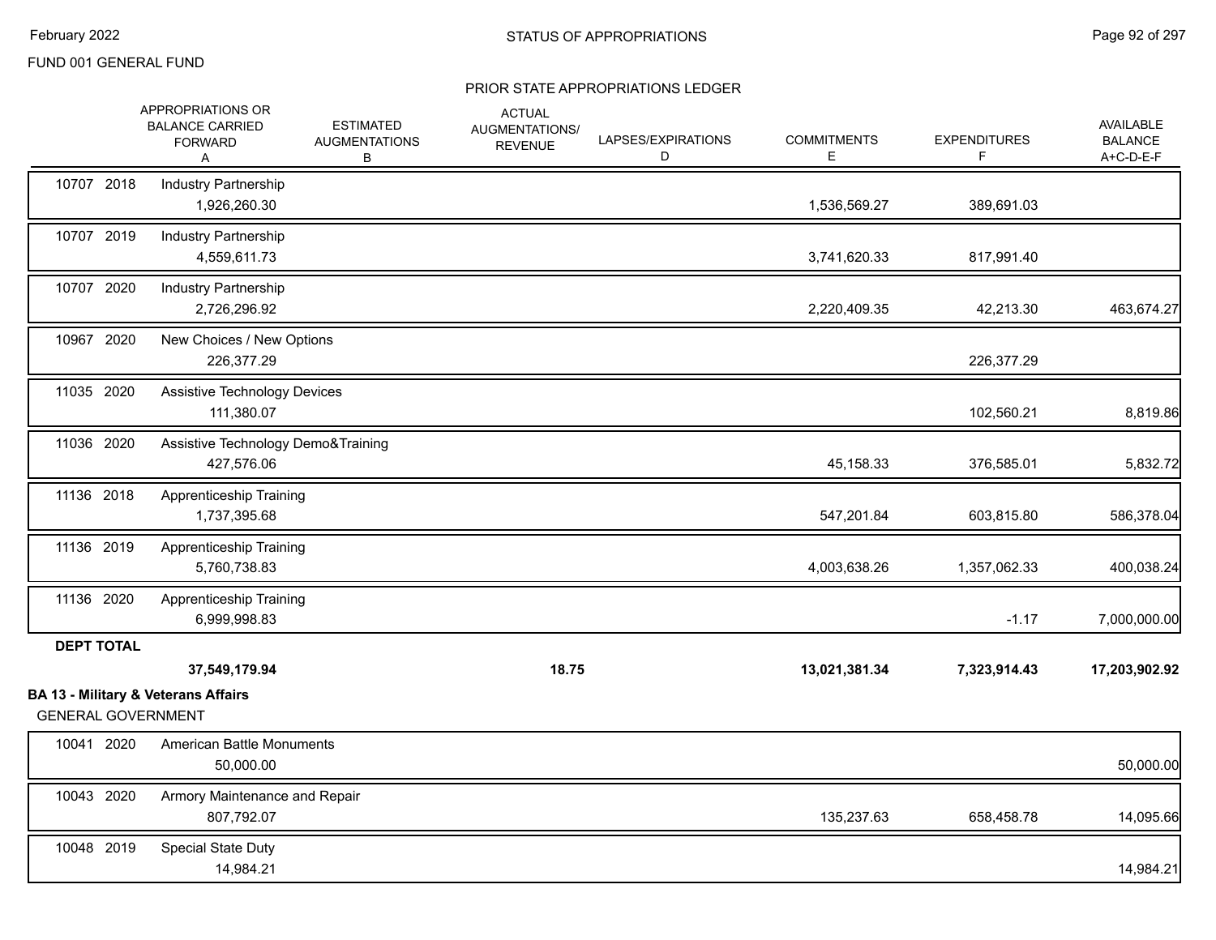FUND 001 GENERAL FUND

## PRIOR STATE APPROPRIATIONS LEDGER

| | | APPROPRIATIONS OR BALANCE CARRIED FORWARD A | ESTIMATED AUGMENTATIONS B | ACTUAL AUGMENTATIONS/ REVENUE | LAPSES/EXPIRATIONS D | COMMITMENTS E | EXPENDITURES F | AVAILABLE BALANCE A+C-D-E-F |
|---|---|---|---|---|---|---|---|---|
| 10707 | 2018 | Industry Partnership | | | | | | |
| | | 1,926,260.30 | | | | 1,536,569.27 | 389,691.03 | |
| 10707 | 2019 | Industry Partnership | | | | | | |
| | | 4,559,611.73 | | | | 3,741,620.33 | 817,991.40 | |
| 10707 | 2020 | Industry Partnership | | | | | | |
| | | 2,726,296.92 | | | | 2,220,409.35 | 42,213.30 | 463,674.27 |
| 10967 | 2020 | New Choices / New Options | | | | | | |
| | | 226,377.29 | | | | | 226,377.29 | |
| 11035 | 2020 | Assistive Technology Devices | | | | | | |
| | | 111,380.07 | | | | | 102,560.21 | 8,819.86 |
| 11036 | 2020 | Assistive Technology Demo&Training | | | | | | |
| | | 427,576.06 | | | | 45,158.33 | 376,585.01 | 5,832.72 |
| 11136 | 2018 | Apprenticeship Training | | | | | | |
| | | 1,737,395.68 | | | | 547,201.84 | 603,815.80 | 586,378.04 |
| 11136 | 2019 | Apprenticeship Training | | | | | | |
| | | 5,760,738.83 | | | | 4,003,638.26 | 1,357,062.33 | 400,038.24 |
| 11136 | 2020 | Apprenticeship Training | | | | | | |
| | | 6,999,998.83 | | | | | -1.17 | 7,000,000.00 |
| **DEPT TOTAL** | | | | | | | | |
| | | **37,549,179.94** | | **18.75** | | **13,021,381.34** | **7,323,914.43** | **17,203,902.92** |

**BA 13 - Military & Veterans Affairs**

GENERAL GOVERNMENT

| | | APPROPRIATIONS OR BALANCE CARRIED FORWARD A | ESTIMATED AUGMENTATIONS B | ACTUAL AUGMENTATIONS/ REVENUE | LAPSES/EXPIRATIONS D | COMMITMENTS E | EXPENDITURES F | AVAILABLE BALANCE A+C-D-E-F |
|---|---|---|---|---|---|---|---|---|
| 10041 | 2020 | American Battle Monuments | | | | | | |
| | | 50,000.00 | | | | | | 50,000.00 |
| 10043 | 2020 | Armory Maintenance and Repair | | | | | | |
| | | 807,792.07 | | | | 135,237.63 | 658,458.78 | 14,095.66 |
| 10048 | 2019 | Special State Duty | | | | | | |
| | | 14,984.21 | | | | | | 14,984.21 |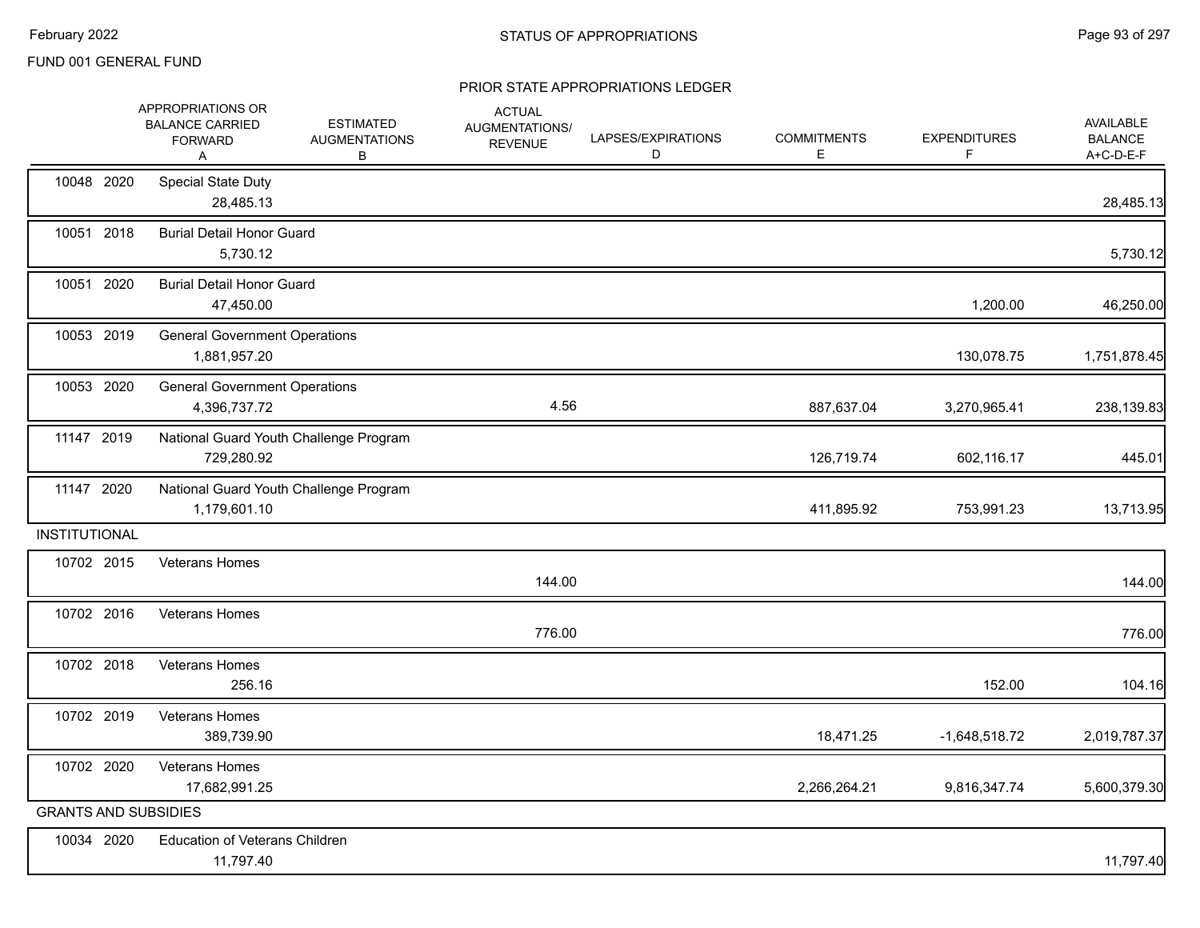FUND 001 GENERAL FUND

## PRIOR STATE APPROPRIATIONS LEDGER

| | APPROPRIATIONS OR BALANCE CARRIED FORWARD A | ESTIMATED AUGMENTATIONS B | ACTUAL AUGMENTATIONS/ REVENUE | LAPSES/EXPIRATIONS D | COMMITMENTS E | EXPENDITURES F | AVAILABLE BALANCE A+C-D-E-F |
|---|---|---|---|---|---|---|---|
| 10048 2020 Special State Duty | 28,485.13 | | | | | | 28,485.13 |
| 10051 2018 Burial Detail Honor Guard | 5,730.12 | | | | | | 5,730.12 |
| 10051 2020 Burial Detail Honor Guard | 47,450.00 | | | | | 1,200.00 | 46,250.00 |
| 10053 2019 General Government Operations | 1,881,957.20 | | | | | 130,078.75 | 1,751,878.45 |
| 10053 2020 General Government Operations | 4,396,737.72 | | 4.56 | | 887,637.04 | 3,270,965.41 | 238,139.83 |
| 11147 2019 National Guard Youth Challenge Program | 729,280.92 | | | | 126,719.74 | 602,116.17 | 445.01 |
| 11147 2020 National Guard Youth Challenge Program | 1,179,601.10 | | | | 411,895.92 | 753,991.23 | 13,713.95 |
| **INSTITUTIONAL** | | | | | | | |
| 10702 2015 Veterans Homes | | | 144.00 | | | | 144.00 |
| 10702 2016 Veterans Homes | | | 776.00 | | | | 776.00 |
| 10702 2018 Veterans Homes | 256.16 | | | | | 152.00 | 104.16 |
| 10702 2019 Veterans Homes | 389,739.90 | | | | 18,471.25 | -1,648,518.72 | 2,019,787.37 |
| 10702 2020 Veterans Homes | 17,682,991.25 | | | | 2,266,264.21 | 9,816,347.74 | 5,600,379.30 |
| **GRANTS AND SUBSIDIES** | | | | | | | |
| 10034 2020 Education of Veterans Children | 11,797.40 | | | | | | 11,797.40 |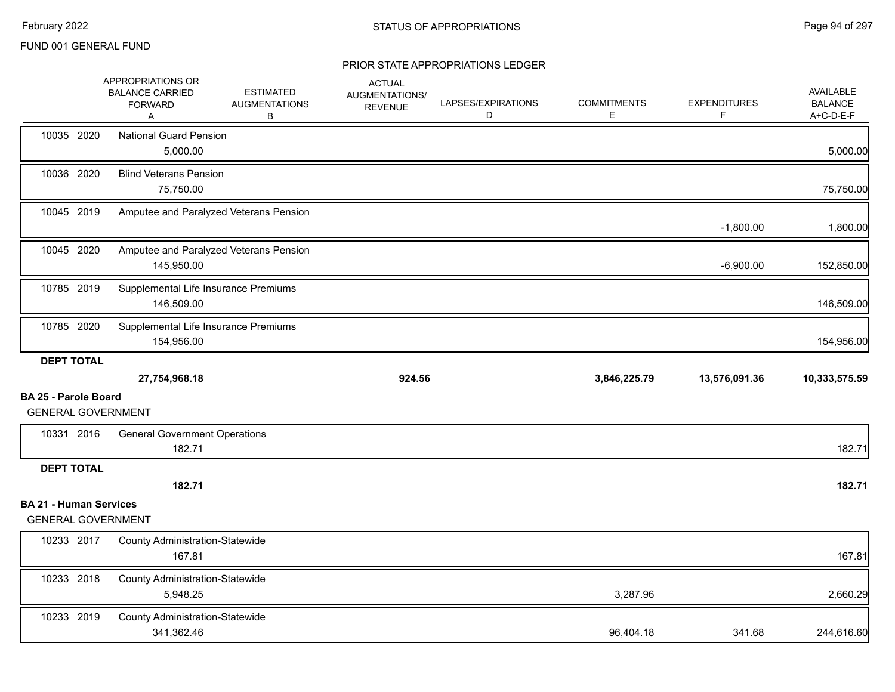FUND 001 GENERAL FUND

PRIOR STATE APPROPRIATIONS LEDGER

| | | APPROPRIATIONS OR BALANCE CARRIED FORWARD A | ESTIMATED AUGMENTATIONS B | ACTUAL AUGMENTATIONS/ REVENUE | LAPSES/EXPIRATIONS D | COMMITMENTS E | EXPENDITURES F | AVAILABLE BALANCE A+C-D-E-F |
|---|---|---|---|---|---|---|---|---|
| 10035 2020 | National Guard Pension | 5,000.00 | | | | | | 5,000.00 |
| 10036 2020 | Blind Veterans Pension | 75,750.00 | | | | | | 75,750.00 |
| 10045 2019 | Amputee and Paralyzed Veterans Pension | | | | | | -1,800.00 | 1,800.00 |
| 10045 2020 | Amputee and Paralyzed Veterans Pension | 145,950.00 | | | | | -6,900.00 | 152,850.00 |
| 10785 2019 | Supplemental Life Insurance Premiums | 146,509.00 | | | | | | 146,509.00 |
| 10785 2020 | Supplemental Life Insurance Premiums | 154,956.00 | | | | | | 154,956.00 |
| **DEPT TOTAL** | | **27,754,968.18** | | **924.56** | | **3,846,225.79** | **13,576,091.36** | **10,333,575.59** |

**BA 25 - Parole Board**

GENERAL GOVERNMENT

| | | A | B | C | D | E | F | A+C-D-E-F |
|---|---|---|---|---|---|---|---|---|
| 10331 2016 | General Government Operations | 182.71 | | | | | | 182.71 |
| **DEPT TOTAL** | | **182.71** | | | | | | **182.71** |

**BA 21 - Human Services**

GENERAL GOVERNMENT

| | | A | B | C | D | E | F | A+C-D-E-F |
|---|---|---|---|---|---|---|---|---|
| 10233 2017 | County Administration-Statewide | 167.81 | | | | | | 167.81 |
| 10233 2018 | County Administration-Statewide | 5,948.25 | | | | 3,287.96 | | 2,660.29 |
| 10233 2019 | County Administration-Statewide | 341,362.46 | | | | 96,404.18 | 341.68 | 244,616.60 |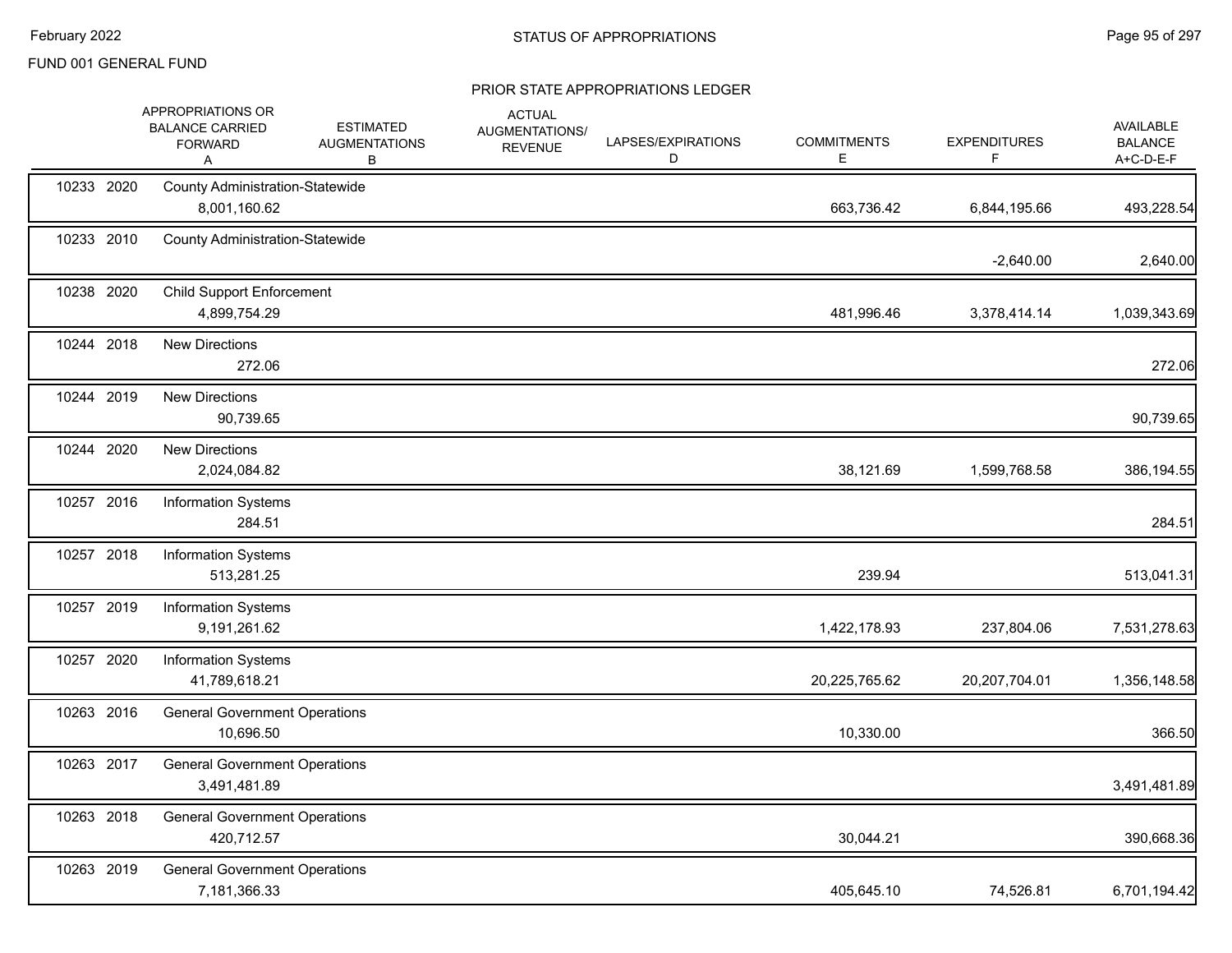FUND 001 GENERAL FUND

## PRIOR STATE APPROPRIATIONS LEDGER

| | | APPROPRIATIONS OR BALANCE CARRIED FORWARD A | ESTIMATED AUGMENTATIONS B | ACTUAL AUGMENTATIONS/ REVENUE | LAPSES/EXPIRATIONS D | COMMITMENTS E | EXPENDITURES F | AVAILABLE BALANCE A+C-D-E-F |
|---|---|---|---|---|---|---|---|---|
| 10233 | 2020 | County Administration-Statewide | | | | | | |
| | | 8,001,160.62 | | | | 663,736.42 | 6,844,195.66 | 493,228.54 |
| 10233 | 2010 | County Administration-Statewide | | | | | | |
| | | | | | | | -2,640.00 | 2,640.00 |
| 10238 | 2020 | Child Support Enforcement | | | | | | |
| | | 4,899,754.29 | | | | 481,996.46 | 3,378,414.14 | 1,039,343.69 |
| 10244 | 2018 | New Directions | | | | | | |
| | | 272.06 | | | | | | 272.06 |
| 10244 | 2019 | New Directions | | | | | | |
| | | 90,739.65 | | | | | | 90,739.65 |
| 10244 | 2020 | New Directions | | | | | | |
| | | 2,024,084.82 | | | | 38,121.69 | 1,599,768.58 | 386,194.55 |
| 10257 | 2016 | Information Systems | | | | | | |
| | | 284.51 | | | | | | 284.51 |
| 10257 | 2018 | Information Systems | | | | | | |
| | | 513,281.25 | | | | 239.94 | | 513,041.31 |
| 10257 | 2019 | Information Systems | | | | | | |
| | | 9,191,261.62 | | | | 1,422,178.93 | 237,804.06 | 7,531,278.63 |
| 10257 | 2020 | Information Systems | | | | | | |
| | | 41,789,618.21 | | | | 20,225,765.62 | 20,207,704.01 | 1,356,148.58 |
| 10263 | 2016 | General Government Operations | | | | | | |
| | | 10,696.50 | | | | 10,330.00 | | 366.50 |
| 10263 | 2017 | General Government Operations | | | | | | |
| | | 3,491,481.89 | | | | | | 3,491,481.89 |
| 10263 | 2018 | General Government Operations | | | | | | |
| | | 420,712.57 | | | | 30,044.21 | | 390,668.36 |
| 10263 | 2019 | General Government Operations | | | | | | |
| | | 7,181,366.33 | | | | 405,645.10 | 74,526.81 | 6,701,194.42 |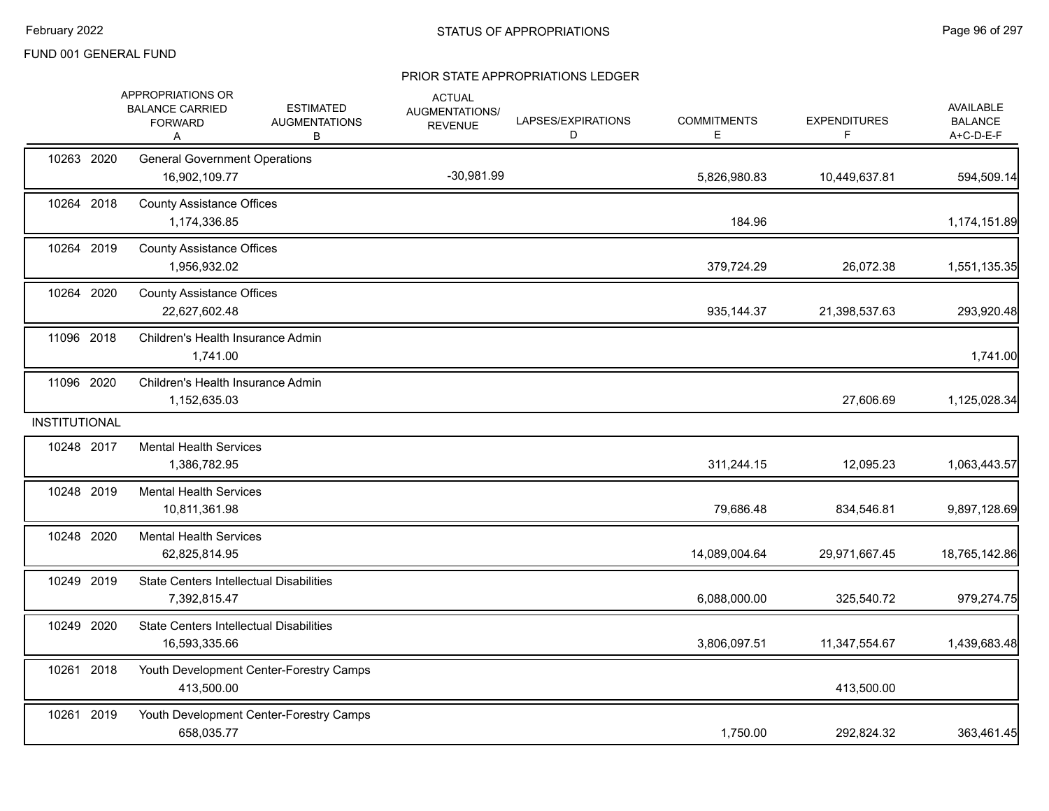FUND 001 GENERAL FUND

## PRIOR STATE APPROPRIATIONS LEDGER

| | APPROPRIATIONS OR BALANCE CARRIED FORWARD A | ESTIMATED AUGMENTATIONS B | ACTUAL AUGMENTATIONS/ REVENUE | LAPSES/EXPIRATIONS D | COMMITMENTS E | EXPENDITURES F | AVAILABLE BALANCE A+C-D-E-F |
|---|---|---|---|---|---|---|---|
| 10263 2020 | General Government Operations | | | | | | |
| | 16,902,109.77 | | -30,981.99 | | 5,826,980.83 | 10,449,637.81 | 594,509.14 |
| 10264 2018 | County Assistance Offices | | | | | | |
| | 1,174,336.85 | | | | 184.96 | | 1,174,151.89 |
| 10264 2019 | County Assistance Offices | | | | | | |
| | 1,956,932.02 | | | | 379,724.29 | 26,072.38 | 1,551,135.35 |
| 10264 2020 | County Assistance Offices | | | | | | |
| | 22,627,602.48 | | | | 935,144.37 | 21,398,537.63 | 293,920.48 |
| 11096 2018 | Children's Health Insurance Admin | | | | | | |
| | 1,741.00 | | | | | | 1,741.00 |
| 11096 2020 | Children's Health Insurance Admin | | | | | | |
| | 1,152,635.03 | | | | | 27,606.69 | 1,125,028.34 |
| INSTITUTIONAL | | | | | | | |
| 10248 2017 | Mental Health Services | | | | | | |
| | 1,386,782.95 | | | | 311,244.15 | 12,095.23 | 1,063,443.57 |
| 10248 2019 | Mental Health Services | | | | | | |
| | 10,811,361.98 | | | | 79,686.48 | 834,546.81 | 9,897,128.69 |
| 10248 2020 | Mental Health Services | | | | | | |
| | 62,825,814.95 | | | | 14,089,004.64 | 29,971,667.45 | 18,765,142.86 |
| 10249 2019 | State Centers Intellectual Disabilities | | | | | | |
| | 7,392,815.47 | | | | 6,088,000.00 | 325,540.72 | 979,274.75 |
| 10249 2020 | State Centers Intellectual Disabilities | | | | | | |
| | 16,593,335.66 | | | | 3,806,097.51 | 11,347,554.67 | 1,439,683.48 |
| 10261 2018 | Youth Development Center-Forestry Camps | | | | | | |
| | 413,500.00 | | | | | 413,500.00 | |
| 10261 2019 | Youth Development Center-Forestry Camps | | | | | | |
| | 658,035.77 | | | | 1,750.00 | 292,824.32 | 363,461.45 |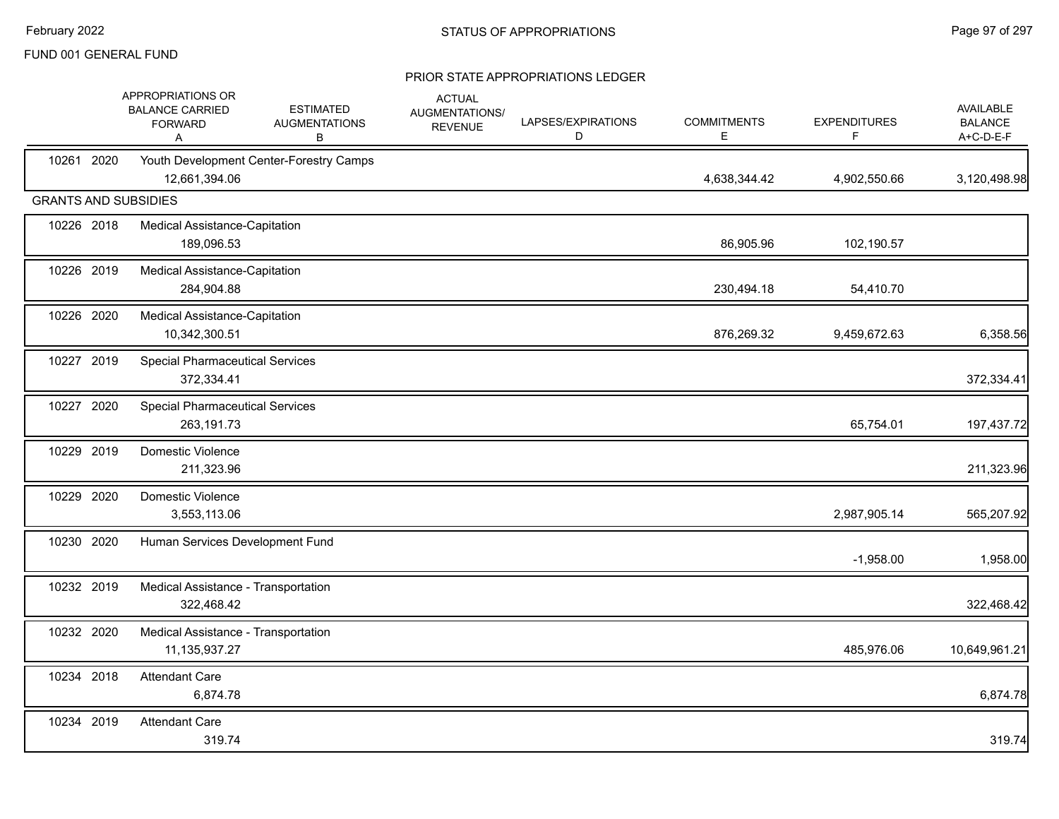FUND 001 GENERAL FUND

# STATUS OF APPROPRIATIONS

## PRIOR STATE APPROPRIATIONS LEDGER

| | | APPROPRIATIONS OR BALANCE CARRIED FORWARD A | ESTIMATED AUGMENTATIONS B | ACTUAL AUGMENTATIONS/ REVENUE | LAPSES/EXPIRATIONS D | COMMITMENTS E | EXPENDITURES F | AVAILABLE BALANCE A+C-D-E-F |
|---|---|---|---|---|---|---|---|---|
| 10261 | 2020 | Youth Development Center-Forestry Camps | | | | | | |
| | | 12,661,394.06 | | | | 4,638,344.42 | 4,902,550.66 | 3,120,498.98 |
| GRANTS AND SUBSIDIES | | | | | | | | |
| 10226 | 2018 | Medical Assistance-Capitation | | | | | | |
| | | 189,096.53 | | | | 86,905.96 | 102,190.57 | |
| 10226 | 2019 | Medical Assistance-Capitation | | | | | | |
| | | 284,904.88 | | | | 230,494.18 | 54,410.70 | |
| 10226 | 2020 | Medical Assistance-Capitation | | | | | | |
| | | 10,342,300.51 | | | | 876,269.32 | 9,459,672.63 | 6,358.56 |
| 10227 | 2019 | Special Pharmaceutical Services | | | | | | |
| | | 372,334.41 | | | | | | 372,334.41 |
| 10227 | 2020 | Special Pharmaceutical Services | | | | | | |
| | | 263,191.73 | | | | | 65,754.01 | 197,437.72 |
| 10229 | 2019 | Domestic Violence | | | | | | |
| | | 211,323.96 | | | | | | 211,323.96 |
| 10229 | 2020 | Domestic Violence | | | | | | |
| | | 3,553,113.06 | | | | | 2,987,905.14 | 565,207.92 |
| 10230 | 2020 | Human Services Development Fund | | | | | | |
| | | | | | | | -1,958.00 | 1,958.00 |
| 10232 | 2019 | Medical Assistance - Transportation | | | | | | |
| | | 322,468.42 | | | | | | 322,468.42 |
| 10232 | 2020 | Medical Assistance - Transportation | | | | | | |
| | | 11,135,937.27 | | | | | 485,976.06 | 10,649,961.21 |
| 10234 | 2018 | Attendant Care | | | | | | |
| | | 6,874.78 | | | | | | 6,874.78 |
| 10234 | 2019 | Attendant Care | | | | | | |
| | | 319.74 | | | | | | 319.74 |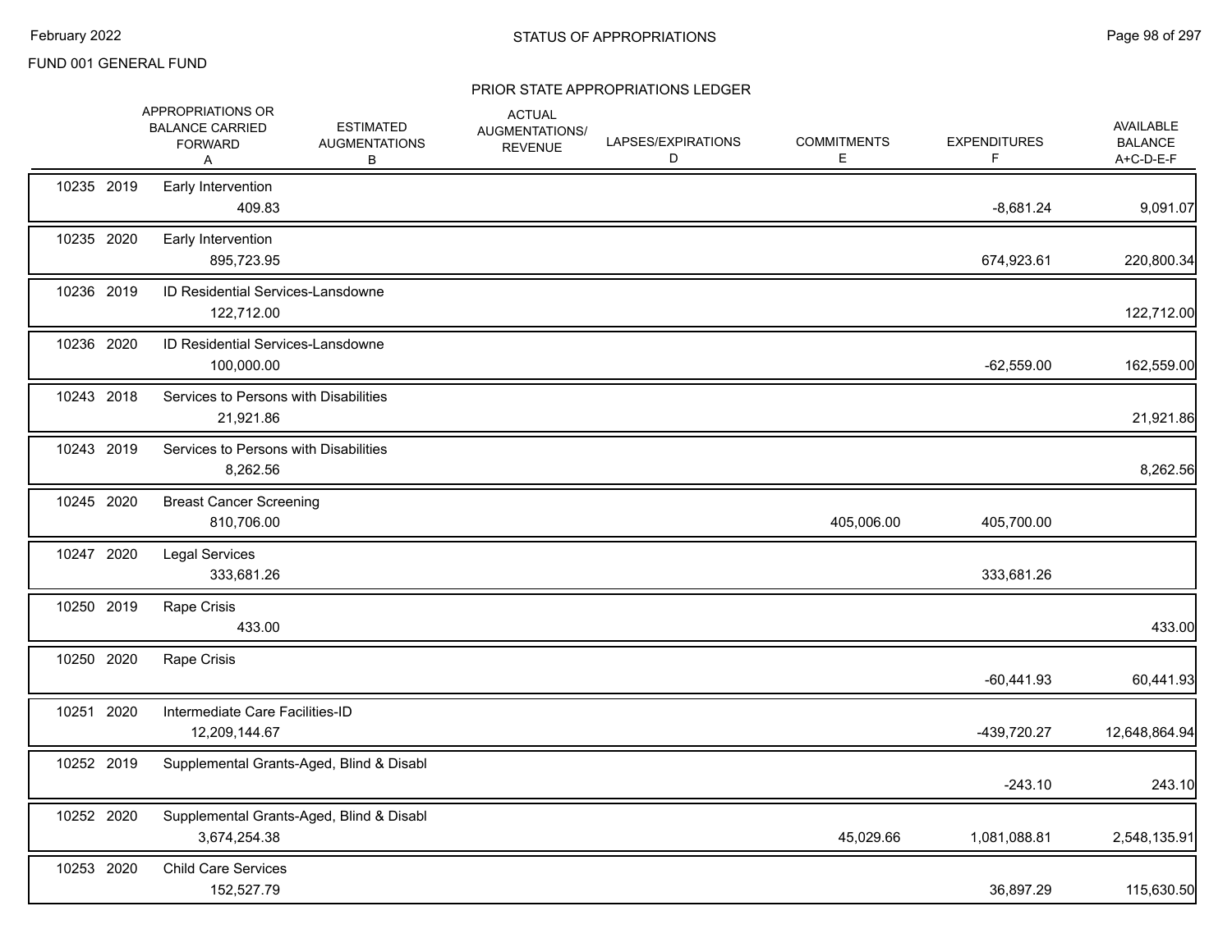FUND 001 GENERAL FUND

## PRIOR STATE APPROPRIATIONS LEDGER

| | | APPROPRIATIONS OR BALANCE CARRIED FORWARD A | ESTIMATED AUGMENTATIONS B | ACTUAL AUGMENTATIONS/ REVENUE | LAPSES/EXPIRATIONS D | COMMITMENTS E | EXPENDITURES F | AVAILABLE BALANCE A+C-D-E-F |
|---|---|---|---|---|---|---|---|---|
| 10235 2019 | Early Intervention | 409.83 | | | | | -8,681.24 | 9,091.07 |
| 10235 2020 | Early Intervention | 895,723.95 | | | | | 674,923.61 | 220,800.34 |
| 10236 2019 | ID Residential Services-Lansdowne | 122,712.00 | | | | | | 122,712.00 |
| 10236 2020 | ID Residential Services-Lansdowne | 100,000.00 | | | | | -62,559.00 | 162,559.00 |
| 10243 2018 | Services to Persons with Disabilities | 21,921.86 | | | | | | 21,921.86 |
| 10243 2019 | Services to Persons with Disabilities | 8,262.56 | | | | | | 8,262.56 |
| 10245 2020 | Breast Cancer Screening | 810,706.00 | | | | 405,006.00 | 405,700.00 | |
| 10247 2020 | Legal Services | 333,681.26 | | | | | 333,681.26 | |
| 10250 2019 | Rape Crisis | 433.00 | | | | | | 433.00 |
| 10250 2020 | Rape Crisis | | | | | | -60,441.93 | 60,441.93 |
| 10251 2020 | Intermediate Care Facilities-ID | 12,209,144.67 | | | | | -439,720.27 | 12,648,864.94 |
| 10252 2019 | Supplemental Grants-Aged, Blind & Disabl | | | | | | -243.10 | 243.10 |
| 10252 2020 | Supplemental Grants-Aged, Blind & Disabl | 3,674,254.38 | | | | 45,029.66 | 1,081,088.81 | 2,548,135.91 |
| 10253 2020 | Child Care Services | 152,527.79 | | | | | 36,897.29 | 115,630.50 |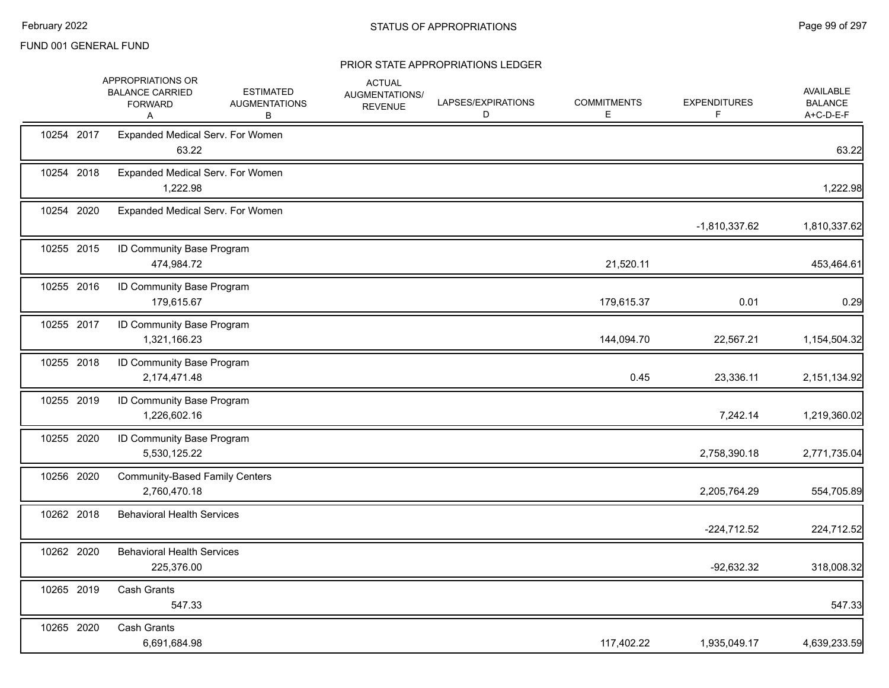FUND 001 GENERAL FUND

## PRIOR STATE APPROPRIATIONS LEDGER

| | | APPROPRIATIONS OR BALANCE CARRIED FORWARD A | ESTIMATED AUGMENTATIONS B | ACTUAL AUGMENTATIONS/ REVENUE | LAPSES/EXPIRATIONS D | COMMITMENTS E | EXPENDITURES F | AVAILABLE BALANCE A+C-D-E-F |
|---|---|---|---|---|---|---|---|---|
| 10254 | 2017 | Expanded Medical Serv. For Women | | | | | | |
| | | 63.22 | | | | | | 63.22 |
| 10254 | 2018 | Expanded Medical Serv. For Women | | | | | | |
| | | 1,222.98 | | | | | | 1,222.98 |
| 10254 | 2020 | Expanded Medical Serv. For Women | | | | | | |
| | | | | | | | -1,810,337.62 | 1,810,337.62 |
| 10255 | 2015 | ID Community Base Program | | | | | | |
| | | 474,984.72 | | | | 21,520.11 | | 453,464.61 |
| 10255 | 2016 | ID Community Base Program | | | | | | |
| | | 179,615.67 | | | | 179,615.37 | 0.01 | 0.29 |
| 10255 | 2017 | ID Community Base Program | | | | | | |
| | | 1,321,166.23 | | | | 144,094.70 | 22,567.21 | 1,154,504.32 |
| 10255 | 2018 | ID Community Base Program | | | | | | |
| | | 2,174,471.48 | | | | 0.45 | 23,336.11 | 2,151,134.92 |
| 10255 | 2019 | ID Community Base Program | | | | | | |
| | | 1,226,602.16 | | | | | 7,242.14 | 1,219,360.02 |
| 10255 | 2020 | ID Community Base Program | | | | | | |
| | | 5,530,125.22 | | | | | 2,758,390.18 | 2,771,735.04 |
| 10256 | 2020 | Community-Based Family Centers | | | | | | |
| | | 2,760,470.18 | | | | | 2,205,764.29 | 554,705.89 |
| 10262 | 2018 | Behavioral Health Services | | | | | | |
| | | | | | | | -224,712.52 | 224,712.52 |
| 10262 | 2020 | Behavioral Health Services | | | | | | |
| | | 225,376.00 | | | | | -92,632.32 | 318,008.32 |
| 10265 | 2019 | Cash Grants | | | | | | |
| | | 547.33 | | | | | | 547.33 |
| 10265 | 2020 | Cash Grants | | | | | | |
| | | 6,691,684.98 | | | | 117,402.22 | 1,935,049.17 | 4,639,233.59 |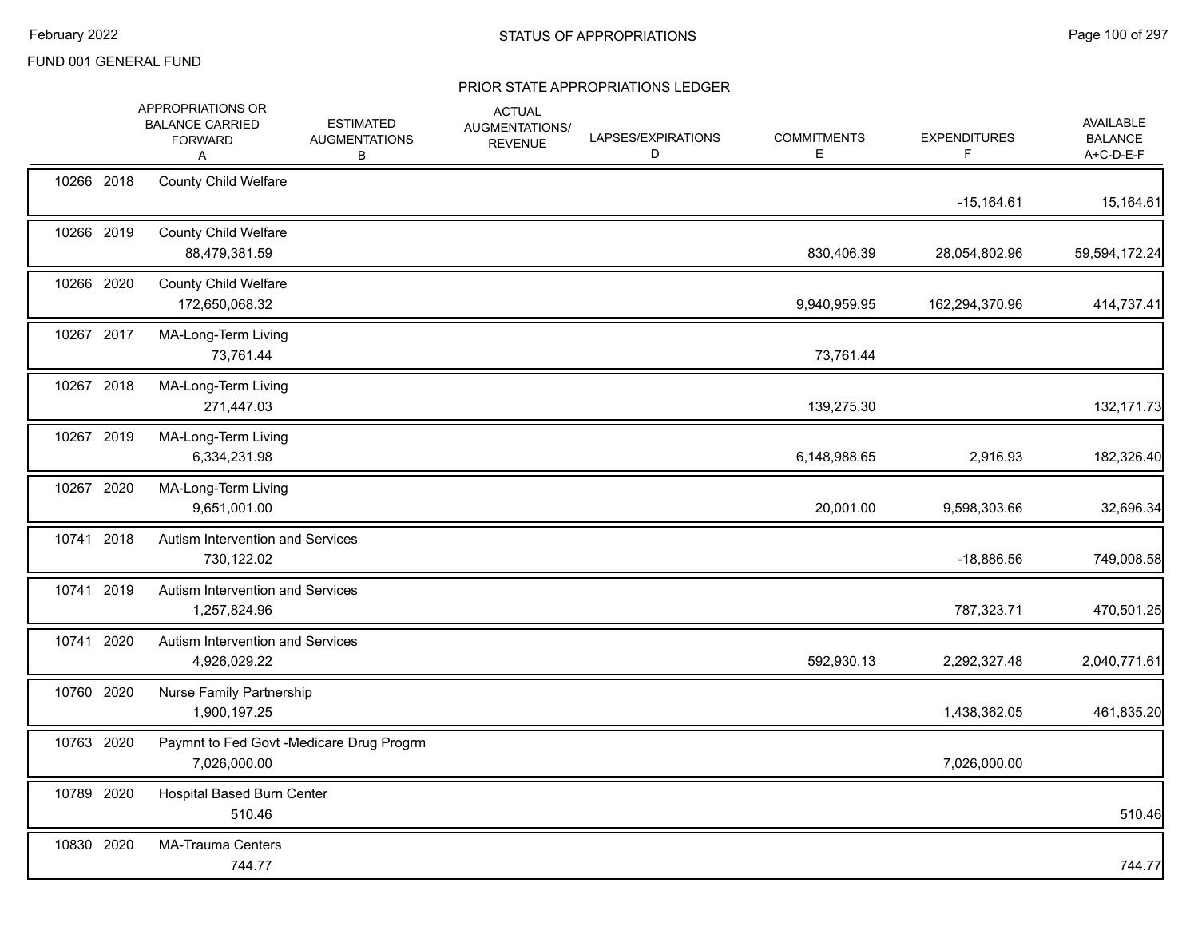FUND 001 GENERAL FUND

## PRIOR STATE APPROPRIATIONS LEDGER

| | | | APPROPRIATIONS OR BALANCE CARRIED FORWARD A | ESTIMATED AUGMENTATIONS B | ACTUAL AUGMENTATIONS/ REVENUE | LAPSES/EXPIRATIONS D | COMMITMENTS E | EXPENDITURES F | AVAILABLE BALANCE A+C-D-E-F |
|---|---|---|---|---|---|---|---|---|---|
| 10266 | 2018 | County Child Welfare | | | | | | -15,164.61 | 15,164.61 |
| 10266 | 2019 | County Child Welfare | 88,479,381.59 | | | | 830,406.39 | 28,054,802.96 | 59,594,172.24 |
| 10266 | 2020 | County Child Welfare | 172,650,068.32 | | | | 9,940,959.95 | 162,294,370.96 | 414,737.41 |
| 10267 | 2017 | MA-Long-Term Living | 73,761.44 | | | | 73,761.44 | | |
| 10267 | 2018 | MA-Long-Term Living | 271,447.03 | | | | 139,275.30 | | 132,171.73 |
| 10267 | 2019 | MA-Long-Term Living | 6,334,231.98 | | | | 6,148,988.65 | 2,916.93 | 182,326.40 |
| 10267 | 2020 | MA-Long-Term Living | 9,651,001.00 | | | | 20,001.00 | 9,598,303.66 | 32,696.34 |
| 10741 | 2018 | Autism Intervention and Services | 730,122.02 | | | | | -18,886.56 | 749,008.58 |
| 10741 | 2019 | Autism Intervention and Services | 1,257,824.96 | | | | | 787,323.71 | 470,501.25 |
| 10741 | 2020 | Autism Intervention and Services | 4,926,029.22 | | | | 592,930.13 | 2,292,327.48 | 2,040,771.61 |
| 10760 | 2020 | Nurse Family Partnership | 1,900,197.25 | | | | | 1,438,362.05 | 461,835.20 |
| 10763 | 2020 | Paymnt to Fed Govt -Medicare Drug Progrm | 7,026,000.00 | | | | | 7,026,000.00 | |
| 10789 | 2020 | Hospital Based Burn Center | 510.46 | | | | | | 510.46 |
| 10830 | 2020 | MA-Trauma Centers | 744.77 | | | | | | 744.77 |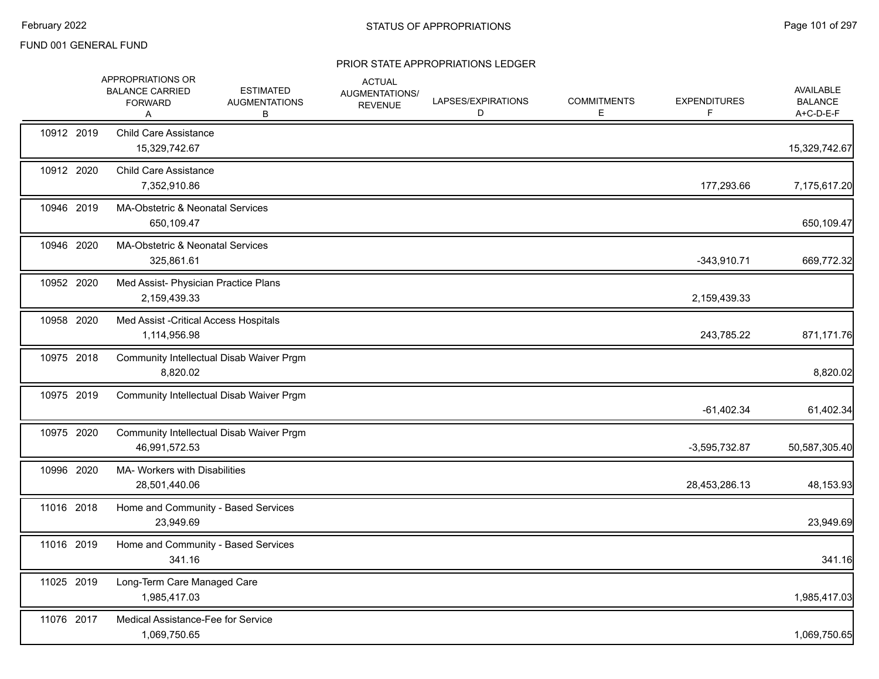FUND 001 GENERAL FUND

## STATUS OF APPROPRIATIONS

### PRIOR STATE APPROPRIATIONS LEDGER

| | | | APPROPRIATIONS OR BALANCE CARRIED FORWARD A | ESTIMATED AUGMENTATIONS B | ACTUAL AUGMENTATIONS/ REVENUE | LAPSES/EXPIRATIONS D | COMMITMENTS E | EXPENDITURES F | AVAILABLE BALANCE A+C-D-E-F |
|---|---|---|---|---|---|---|---|---|---|
| 10912 | 2019 | Child Care Assistance | 15,329,742.67 | | | | | | 15,329,742.67 |
| 10912 | 2020 | Child Care Assistance | 7,352,910.86 | | | | | 177,293.66 | 7,175,617.20 |
| 10946 | 2019 | MA-Obstetric & Neonatal Services | 650,109.47 | | | | | | 650,109.47 |
| 10946 | 2020 | MA-Obstetric & Neonatal Services | 325,861.61 | | | | | -343,910.71 | 669,772.32 |
| 10952 | 2020 | Med Assist- Physician Practice Plans | 2,159,439.33 | | | | | 2,159,439.33 | |
| 10958 | 2020 | Med Assist -Critical Access Hospitals | 1,114,956.98 | | | | | 243,785.22 | 871,171.76 |
| 10975 | 2018 | Community Intellectual Disab Waiver Prgm | 8,820.02 | | | | | | 8,820.02 |
| 10975 | 2019 | Community Intellectual Disab Waiver Prgm | | | | | | -61,402.34 | 61,402.34 |
| 10975 | 2020 | Community Intellectual Disab Waiver Prgm | 46,991,572.53 | | | | | -3,595,732.87 | 50,587,305.40 |
| 10996 | 2020 | MA- Workers with Disabilities | 28,501,440.06 | | | | | 28,453,286.13 | 48,153.93 |
| 11016 | 2018 | Home and Community - Based Services | 23,949.69 | | | | | | 23,949.69 |
| 11016 | 2019 | Home and Community - Based Services | 341.16 | | | | | | 341.16 |
| 11025 | 2019 | Long-Term Care Managed Care | 1,985,417.03 | | | | | | 1,985,417.03 |
| 11076 | 2017 | Medical Assistance-Fee for Service | 1,069,750.65 | | | | | | 1,069,750.65 |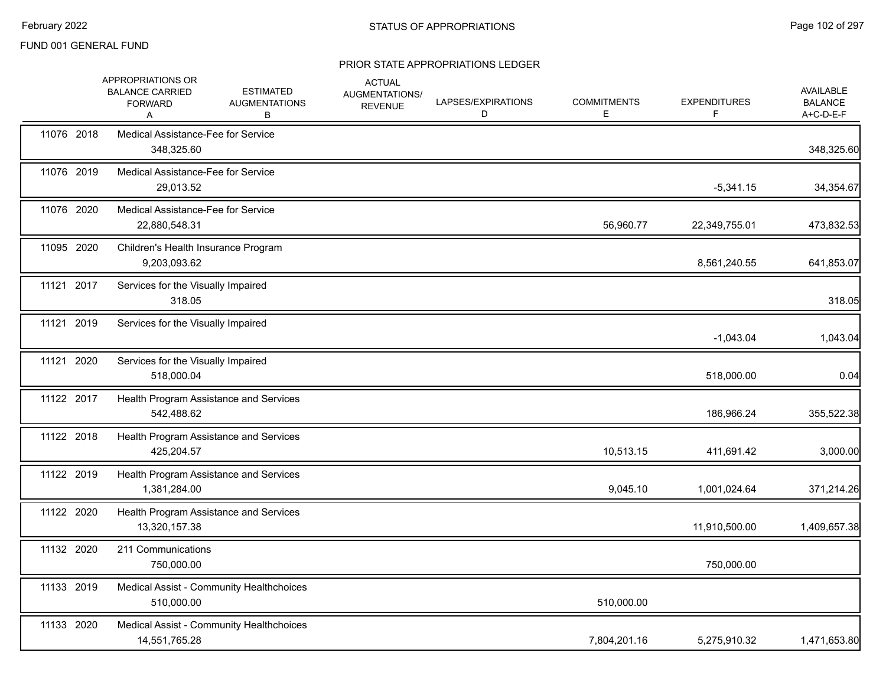FUND 001 GENERAL FUND

# STATUS OF APPROPRIATIONS

## PRIOR STATE APPROPRIATIONS LEDGER

| Appr. | Year | Description | APPROPRIATIONS OR BALANCE CARRIED FORWARD A | ESTIMATED AUGMENTATIONS B | ACTUAL AUGMENTATIONS/ REVENUE | LAPSES/EXPIRATIONS D | COMMITMENTS E | EXPENDITURES F | AVAILABLE BALANCE A+C-D-E-F |
|---|---|---|---|---|---|---|---|---|---|
| 11076 | 2018 | Medical Assistance-Fee for Service | 348,325.60 | | | | | | 348,325.60 |
| 11076 | 2019 | Medical Assistance-Fee for Service | 29,013.52 | | | | | -5,341.15 | 34,354.67 |
| 11076 | 2020 | Medical Assistance-Fee for Service | 22,880,548.31 | | | | 56,960.77 | 22,349,755.01 | 473,832.53 |
| 11095 | 2020 | Children's Health Insurance Program | 9,203,093.62 | | | | | 8,561,240.55 | 641,853.07 |
| 11121 | 2017 | Services for the Visually Impaired | 318.05 | | | | | | 318.05 |
| 11121 | 2019 | Services for the Visually Impaired | | | | | | -1,043.04 | 1,043.04 |
| 11121 | 2020 | Services for the Visually Impaired | 518,000.04 | | | | | 518,000.00 | 0.04 |
| 11122 | 2017 | Health Program Assistance and Services | 542,488.62 | | | | | 186,966.24 | 355,522.38 |
| 11122 | 2018 | Health Program Assistance and Services | 425,204.57 | | | | 10,513.15 | 411,691.42 | 3,000.00 |
| 11122 | 2019 | Health Program Assistance and Services | 1,381,284.00 | | | | 9,045.10 | 1,001,024.64 | 371,214.26 |
| 11122 | 2020 | Health Program Assistance and Services | 13,320,157.38 | | | | | 11,910,500.00 | 1,409,657.38 |
| 11132 | 2020 | 211 Communications | 750,000.00 | | | | | 750,000.00 | |
| 11133 | 2019 | Medical Assist - Community Healthchoices | 510,000.00 | | | | 510,000.00 | | |
| 11133 | 2020 | Medical Assist - Community Healthchoices | 14,551,765.28 | | | | 7,804,201.16 | 5,275,910.32 | 1,471,653.80 |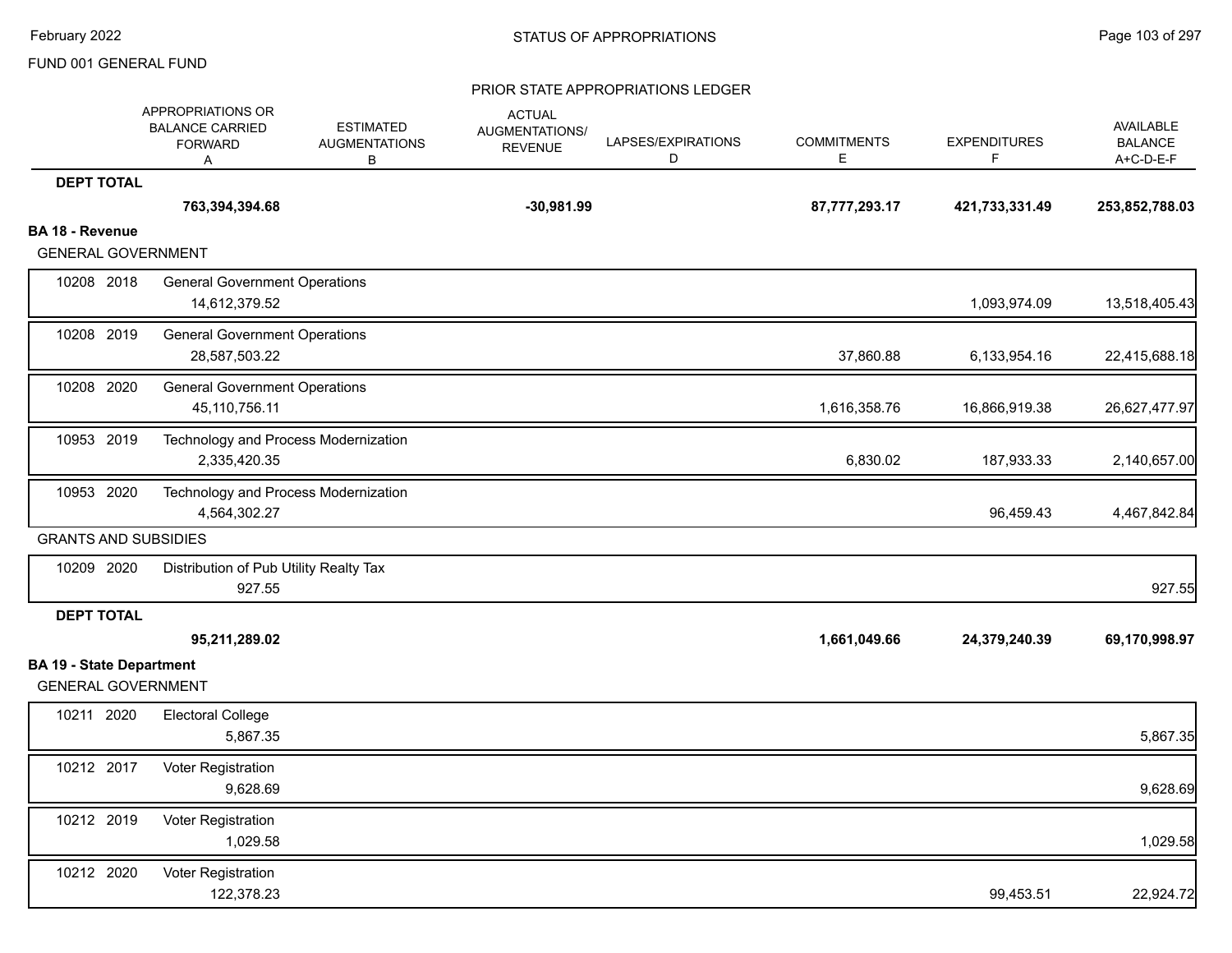FUND 001 GENERAL FUND

PRIOR STATE APPROPRIATIONS LEDGER

| | | APPROPRIATIONS OR BALANCE CARRIED FORWARD A | ESTIMATED AUGMENTATIONS B | ACTUAL AUGMENTATIONS/ REVENUE | LAPSES/EXPIRATIONS D | COMMITMENTS E | EXPENDITURES F | AVAILABLE BALANCE A+C-D-E-F |
|---|---|---|---|---|---|---|---|---|
| **DEPT TOTAL** | | **763,394,394.68** | | **-30,981.99** | | **87,777,293.17** | **421,733,331.49** | **253,852,788.03** |
| **BA 18 - Revenue** | | | | | | | | |
| GENERAL GOVERNMENT | | | | | | | | |
| 10208 2018 | General Government Operations | 14,612,379.52 | | | | | 1,093,974.09 | 13,518,405.43 |
| 10208 2019 | General Government Operations | 28,587,503.22 | | | | 37,860.88 | 6,133,954.16 | 22,415,688.18 |
| 10208 2020 | General Government Operations | 45,110,756.11 | | | | 1,616,358.76 | 16,866,919.38 | 26,627,477.97 |
| 10953 2019 | Technology and Process Modernization | 2,335,420.35 | | | | 6,830.02 | 187,933.33 | 2,140,657.00 |
| 10953 2020 | Technology and Process Modernization | 4,564,302.27 | | | | | 96,459.43 | 4,467,842.84 |
| GRANTS AND SUBSIDIES | | | | | | | | |
| 10209 2020 | Distribution of Pub Utility Realty Tax | 927.55 | | | | | | 927.55 |
| **DEPT TOTAL** | | **95,211,289.02** | | | | **1,661,049.66** | **24,379,240.39** | **69,170,998.97** |
| **BA 19 - State Department** | | | | | | | | |
| GENERAL GOVERNMENT | | | | | | | | |
| 10211 2020 | Electoral College | 5,867.35 | | | | | | 5,867.35 |
| 10212 2017 | Voter Registration | 9,628.69 | | | | | | 9,628.69 |
| 10212 2019 | Voter Registration | 1,029.58 | | | | | | 1,029.58 |
| 10212 2020 | Voter Registration | 122,378.23 | | | | | 99,453.51 | 22,924.72 |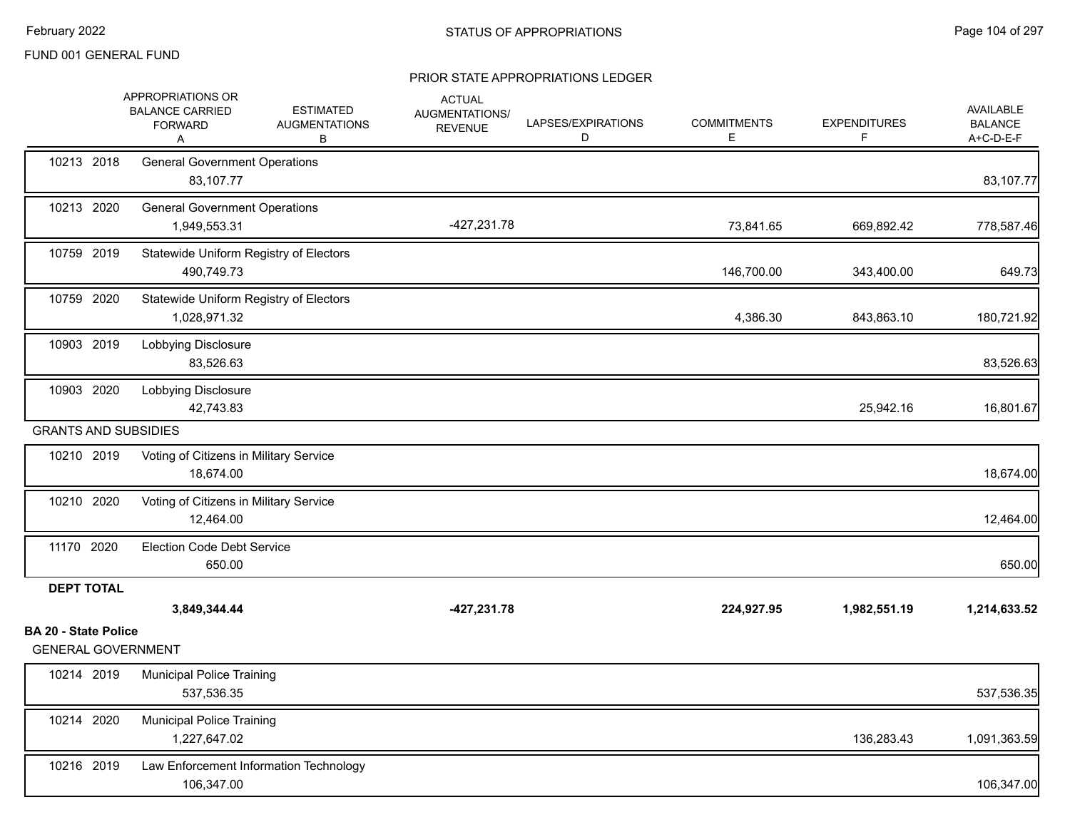FUND 001 GENERAL FUND

PRIOR STATE APPROPRIATIONS LEDGER

| | | APPROPRIATIONS OR BALANCE CARRIED FORWARD A | ESTIMATED AUGMENTATIONS B | ACTUAL AUGMENTATIONS/ REVENUE | LAPSES/EXPIRATIONS D | COMMITMENTS E | EXPENDITURES F | AVAILABLE BALANCE A+C-D-E-F |
|---|---|---|---|---|---|---|---|---|
| 10213 2018 | General Government Operations | 83,107.77 | | | | | | 83,107.77 |
| 10213 2020 | General Government Operations | 1,949,553.31 | | -427,231.78 | | 73,841.65 | 669,892.42 | 778,587.46 |
| 10759 2019 | Statewide Uniform Registry of Electors | 490,749.73 | | | | 146,700.00 | 343,400.00 | 649.73 |
| 10759 2020 | Statewide Uniform Registry of Electors | 1,028,971.32 | | | | 4,386.30 | 843,863.10 | 180,721.92 |
| 10903 2019 | Lobbying Disclosure | 83,526.63 | | | | | | 83,526.63 |
| 10903 2020 | Lobbying Disclosure | 42,743.83 | | | | | 25,942.16 | 16,801.67 |
| GRANTS AND SUBSIDIES | | | | | | | | |
| 10210 2019 | Voting of Citizens in Military Service | 18,674.00 | | | | | | 18,674.00 |
| 10210 2020 | Voting of Citizens in Military Service | 12,464.00 | | | | | | 12,464.00 |
| 11170 2020 | Election Code Debt Service | 650.00 | | | | | | 650.00 |
| **DEPT TOTAL** | | **3,849,344.44** | | **-427,231.78** | | **224,927.95** | **1,982,551.19** | **1,214,633.52** |

**BA 20 - State Police**

GENERAL GOVERNMENT

| | | APPROPRIATIONS OR BALANCE CARRIED FORWARD A | ESTIMATED AUGMENTATIONS B | ACTUAL AUGMENTATIONS/ REVENUE | LAPSES/EXPIRATIONS D | COMMITMENTS E | EXPENDITURES F | AVAILABLE BALANCE A+C-D-E-F |
|---|---|---|---|---|---|---|---|---|
| 10214 2019 | Municipal Police Training | 537,536.35 | | | | | | 537,536.35 |
| 10214 2020 | Municipal Police Training | 1,227,647.02 | | | | | 136,283.43 | 1,091,363.59 |
| 10216 2019 | Law Enforcement Information Technology | 106,347.00 | | | | | | 106,347.00 |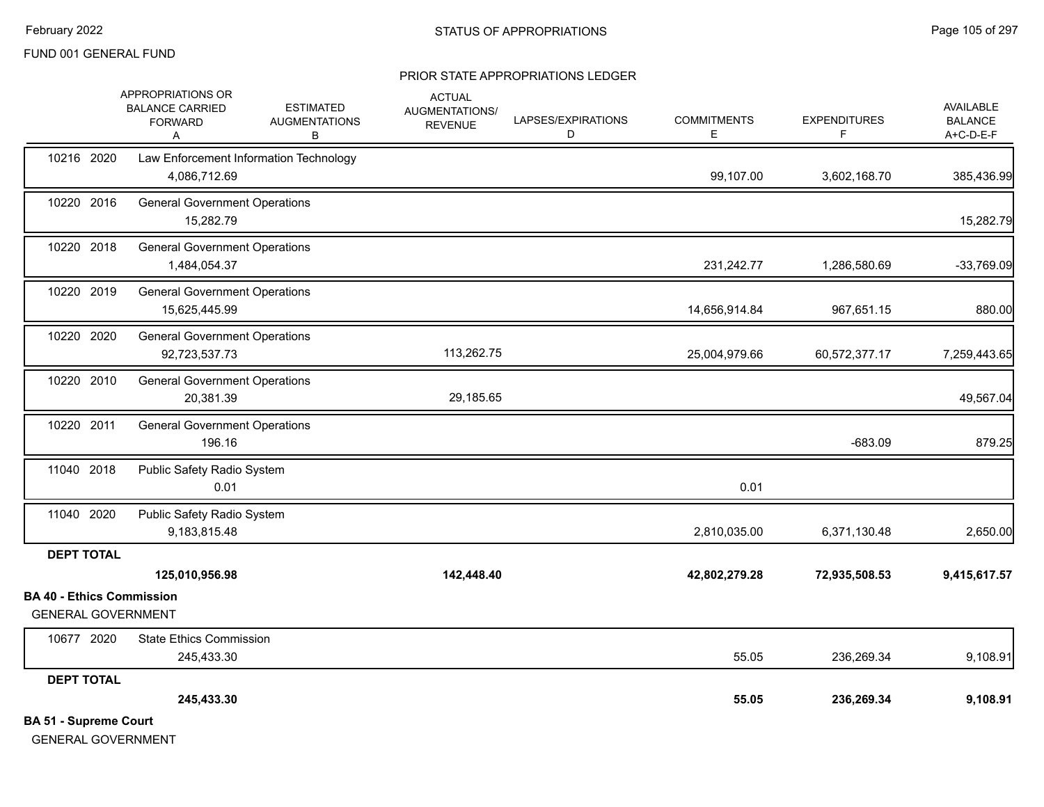FUND 001 GENERAL FUND

PRIOR STATE APPROPRIATIONS LEDGER

| | APPROPRIATIONS OR BALANCE CARRIED FORWARD A | ESTIMATED AUGMENTATIONS B | ACTUAL AUGMENTATIONS/ REVENUE | LAPSES/EXPIRATIONS D | COMMITMENTS E | EXPENDITURES F | AVAILABLE BALANCE A+C-D-E-F |
|---|---|---|---|---|---|---|---|
| 10216 2020 Law Enforcement Information Technology | 4,086,712.69 | | | | 99,107.00 | 3,602,168.70 | 385,436.99 |
| 10220 2016 General Government Operations | 15,282.79 | | | | | | 15,282.79 |
| 10220 2018 General Government Operations | 1,484,054.37 | | | | 231,242.77 | 1,286,580.69 | -33,769.09 |
| 10220 2019 General Government Operations | 15,625,445.99 | | | | 14,656,914.84 | 967,651.15 | 880.00 |
| 10220 2020 General Government Operations | 92,723,537.73 | | 113,262.75 | | 25,004,979.66 | 60,572,377.17 | 7,259,443.65 |
| 10220 2010 General Government Operations | 20,381.39 | | 29,185.65 | | | | 49,567.04 |
| 10220 2011 General Government Operations | 196.16 | | | | | -683.09 | 879.25 |
| 11040 2018 Public Safety Radio System | 0.01 | | | | 0.01 | | |
| 11040 2020 Public Safety Radio System | 9,183,815.48 | | | | 2,810,035.00 | 6,371,130.48 | 2,650.00 |
| **DEPT TOTAL** | **125,010,956.98** | | **142,448.40** | | **42,802,279.28** | **72,935,508.53** | **9,415,617.57** |

**BA 40 - Ethics Commission**

GENERAL GOVERNMENT

| | APPROPRIATIONS OR BALANCE CARRIED FORWARD A | ESTIMATED AUGMENTATIONS B | ACTUAL AUGMENTATIONS/ REVENUE | LAPSES/EXPIRATIONS D | COMMITMENTS E | EXPENDITURES F | AVAILABLE BALANCE A+C-D-E-F |
|---|---|---|---|---|---|---|---|
| 10677 2020 State Ethics Commission | 245,433.30 | | | | 55.05 | 236,269.34 | 9,108.91 |
| **DEPT TOTAL** | **245,433.30** | | | | **55.05** | **236,269.34** | **9,108.91** |

**BA 51 - Supreme Court**

GENERAL GOVERNMENT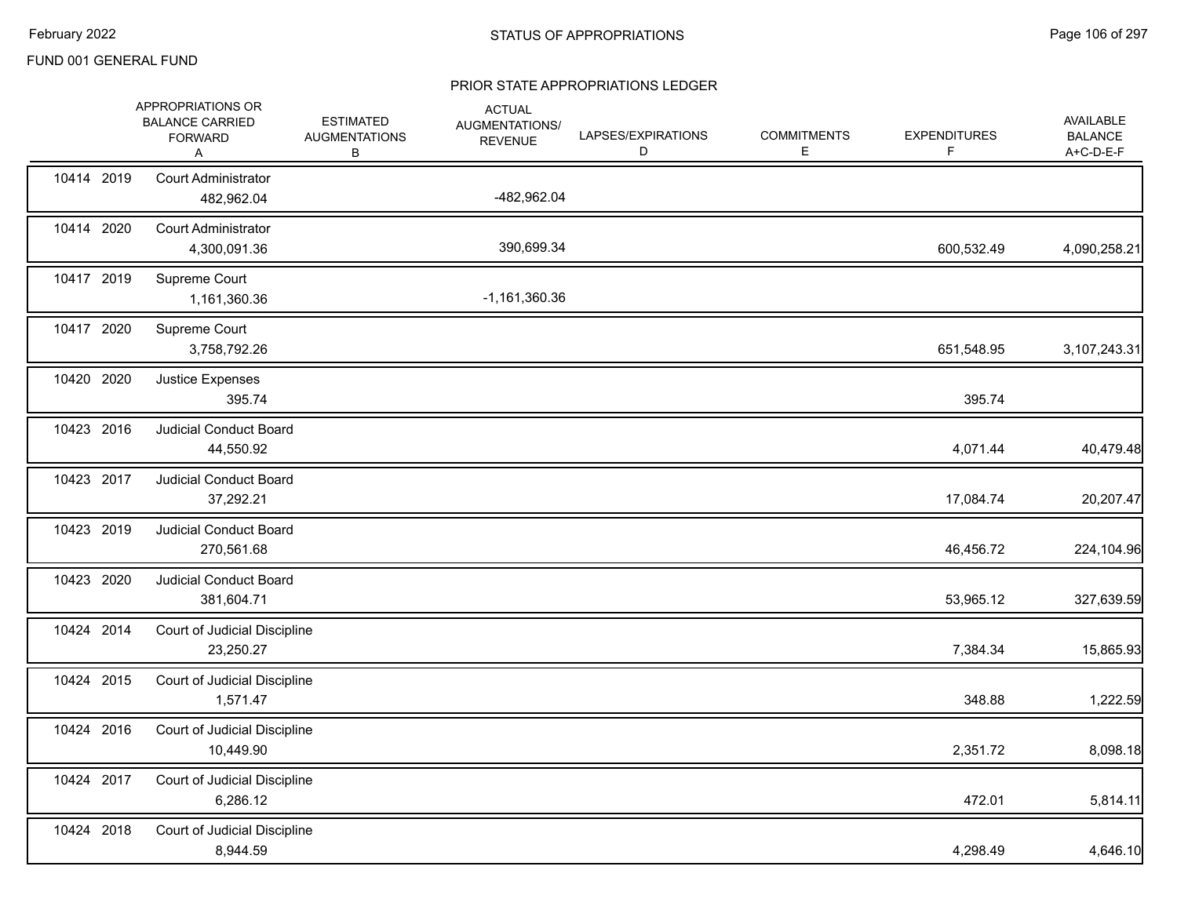FUND 001 GENERAL FUND

## STATUS OF APPROPRIATIONS

### PRIOR STATE APPROPRIATIONS LEDGER

| | | APPROPRIATIONS OR BALANCE CARRIED FORWARD A | ESTIMATED AUGMENTATIONS B | ACTUAL AUGMENTATIONS/ REVENUE | LAPSES/EXPIRATIONS D | COMMITMENTS E | EXPENDITURES F | AVAILABLE BALANCE A+C-D-E-F |
|---|---|---|---|---|---|---|---|---|
| 10414 | 2019 | Court Administrator 482,962.04 | | -482,962.04 | | | | |
| 10414 | 2020 | Court Administrator 4,300,091.36 | | 390,699.34 | | | 600,532.49 | 4,090,258.21 |
| 10417 | 2019 | Supreme Court 1,161,360.36 | | -1,161,360.36 | | | | |
| 10417 | 2020 | Supreme Court 3,758,792.26 | | | | | 651,548.95 | 3,107,243.31 |
| 10420 | 2020 | Justice Expenses 395.74 | | | | | 395.74 | |
| 10423 | 2016 | Judicial Conduct Board 44,550.92 | | | | | 4,071.44 | 40,479.48 |
| 10423 | 2017 | Judicial Conduct Board 37,292.21 | | | | | 17,084.74 | 20,207.47 |
| 10423 | 2019 | Judicial Conduct Board 270,561.68 | | | | | 46,456.72 | 224,104.96 |
| 10423 | 2020 | Judicial Conduct Board 381,604.71 | | | | | 53,965.12 | 327,639.59 |
| 10424 | 2014 | Court of Judicial Discipline 23,250.27 | | | | | 7,384.34 | 15,865.93 |
| 10424 | 2015 | Court of Judicial Discipline 1,571.47 | | | | | 348.88 | 1,222.59 |
| 10424 | 2016 | Court of Judicial Discipline 10,449.90 | | | | | 2,351.72 | 8,098.18 |
| 10424 | 2017 | Court of Judicial Discipline 6,286.12 | | | | | 472.01 | 5,814.11 |
| 10424 | 2018 | Court of Judicial Discipline 8,944.59 | | | | | 4,298.49 | 4,646.10 |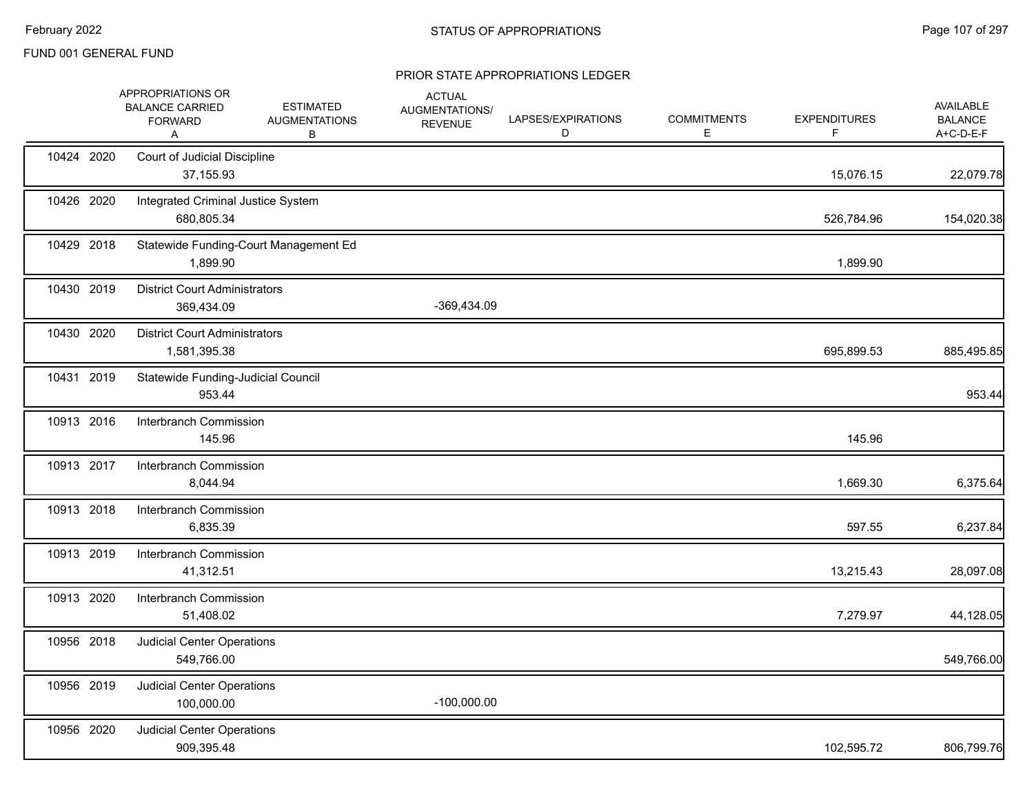FUND 001 GENERAL FUND

## STATUS OF APPROPRIATIONS

### PRIOR STATE APPROPRIATIONS LEDGER

| | | APPROPRIATIONS OR BALANCE CARRIED FORWARD A | ESTIMATED AUGMENTATIONS B | ACTUAL AUGMENTATIONS/ REVENUE C | LAPSES/EXPIRATIONS D | COMMITMENTS E | EXPENDITURES F | AVAILABLE BALANCE A+C-D-E-F |
|---|---|---|---|---|---|---|---|---|
| 10424 | 2020 | Court of Judicial Discipline | | | | | | |
| | | 37,155.93 | | | | | 15,076.15 | 22,079.78 |
| 10426 | 2020 | Integrated Criminal Justice System | | | | | | |
| | | 680,805.34 | | | | | 526,784.96 | 154,020.38 |
| 10429 | 2018 | Statewide Funding-Court Management Ed | | | | | | |
| | | 1,899.90 | | | | | 1,899.90 | |
| 10430 | 2019 | District Court Administrators | | | | | | |
| | | 369,434.09 | | -369,434.09 | | | | |
| 10430 | 2020 | District Court Administrators | | | | | | |
| | | 1,581,395.38 | | | | | 695,899.53 | 885,495.85 |
| 10431 | 2019 | Statewide Funding-Judicial Council | | | | | | |
| | | 953.44 | | | | | | 953.44 |
| 10913 | 2016 | Interbranch Commission | | | | | | |
| | | 145.96 | | | | | 145.96 | |
| 10913 | 2017 | Interbranch Commission | | | | | | |
| | | 8,044.94 | | | | | 1,669.30 | 6,375.64 |
| 10913 | 2018 | Interbranch Commission | | | | | | |
| | | 6,835.39 | | | | | 597.55 | 6,237.84 |
| 10913 | 2019 | Interbranch Commission | | | | | | |
| | | 41,312.51 | | | | | 13,215.43 | 28,097.08 |
| 10913 | 2020 | Interbranch Commission | | | | | | |
| | | 51,408.02 | | | | | 7,279.97 | 44,128.05 |
| 10956 | 2018 | Judicial Center Operations | | | | | | |
| | | 549,766.00 | | | | | | 549,766.00 |
| 10956 | 2019 | Judicial Center Operations | | | | | | |
| | | 100,000.00 | | -100,000.00 | | | | |
| 10956 | 2020 | Judicial Center Operations | | | | | | |
| | | 909,395.48 | | | | | 102,595.72 | 806,799.76 |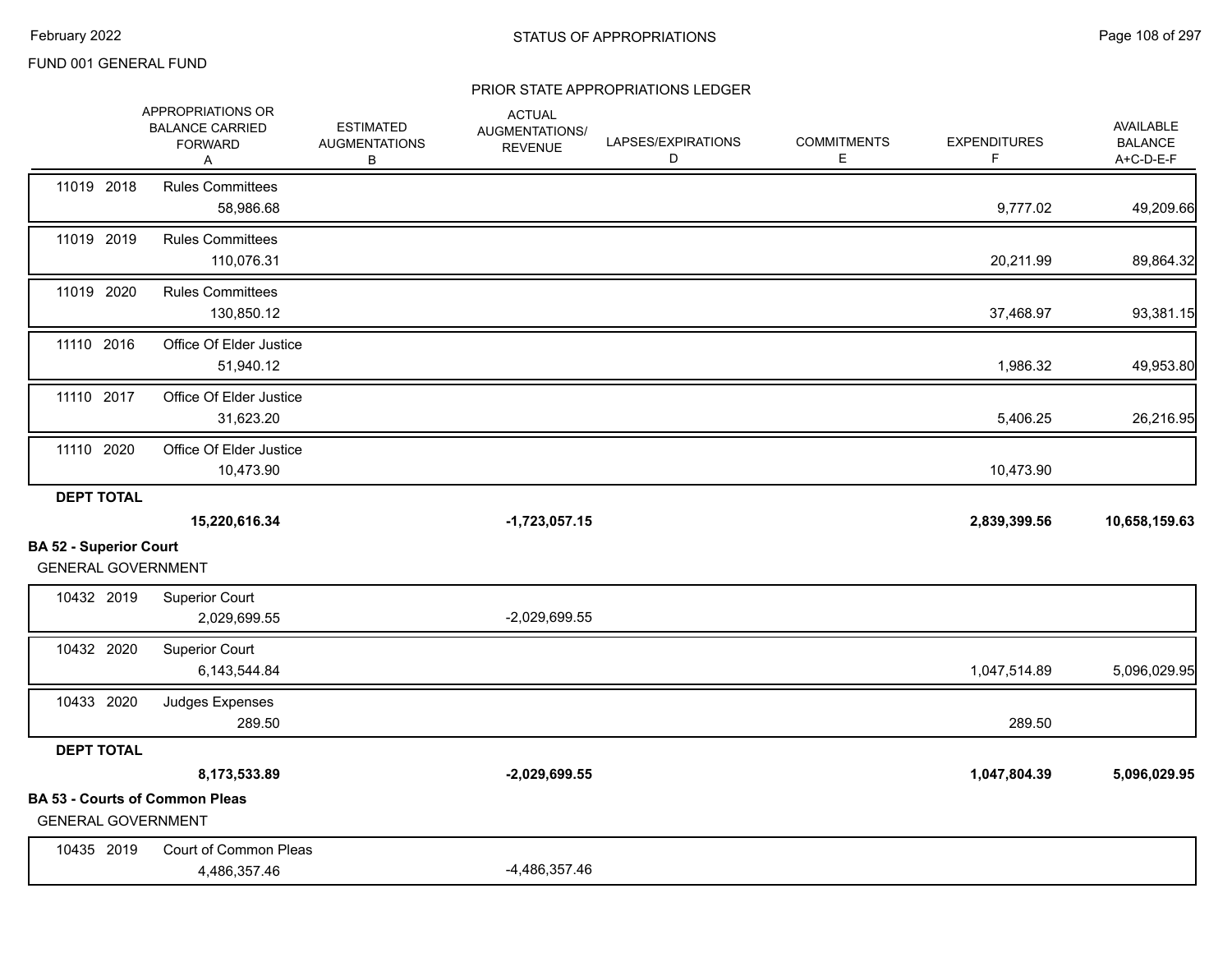## PRIOR STATE APPROPRIATIONS LEDGER

FUND 001 GENERAL FUND

| | | APPROPRIATIONS OR BALANCE CARRIED FORWARD A | ESTIMATED AUGMENTATIONS B | ACTUAL AUGMENTATIONS/ REVENUE | LAPSES/EXPIRATIONS D | COMMITMENTS E | EXPENDITURES F | AVAILABLE BALANCE A+C-D-E-F |
|---|---|---|---|---|---|---|---|---|
| 11019 2018 | Rules Committees | 58,986.68 | | | | | 9,777.02 | 49,209.66 |
| 11019 2019 | Rules Committees | 110,076.31 | | | | | 20,211.99 | 89,864.32 |
| 11019 2020 | Rules Committees | 130,850.12 | | | | | 37,468.97 | 93,381.15 |
| 11110 2016 | Office Of Elder Justice | 51,940.12 | | | | | 1,986.32 | 49,953.80 |
| 11110 2017 | Office Of Elder Justice | 31,623.20 | | | | | 5,406.25 | 26,216.95 |
| 11110 2020 | Office Of Elder Justice | 10,473.90 | | | | | 10,473.90 | |
| **DEPT TOTAL** | | **15,220,616.34** | | **-1,723,057.15** | | | **2,839,399.56** | **10,658,159.63** |

**BA 52 - Superior Court**

GENERAL GOVERNMENT

| | | APPROPRIATIONS OR BALANCE CARRIED FORWARD A | ESTIMATED AUGMENTATIONS B | ACTUAL AUGMENTATIONS/ REVENUE | LAPSES/EXPIRATIONS D | COMMITMENTS E | EXPENDITURES F | AVAILABLE BALANCE A+C-D-E-F |
|---|---|---|---|---|---|---|---|---|
| 10432 2019 | Superior Court | 2,029,699.55 | | -2,029,699.55 | | | | |
| 10432 2020 | Superior Court | 6,143,544.84 | | | | | 1,047,514.89 | 5,096,029.95 |
| 10433 2020 | Judges Expenses | 289.50 | | | | | 289.50 | |
| **DEPT TOTAL** | | **8,173,533.89** | | **-2,029,699.55** | | | **1,047,804.39** | **5,096,029.95** |

**BA 53 - Courts of Common Pleas**

GENERAL GOVERNMENT

| | | APPROPRIATIONS OR BALANCE CARRIED FORWARD A | ESTIMATED AUGMENTATIONS B | ACTUAL AUGMENTATIONS/ REVENUE | LAPSES/EXPIRATIONS D | COMMITMENTS E | EXPENDITURES F | AVAILABLE BALANCE A+C-D-E-F |
|---|---|---|---|---|---|---|---|---|
| 10435 2019 | Court of Common Pleas | 4,486,357.46 | | -4,486,357.46 | | | | |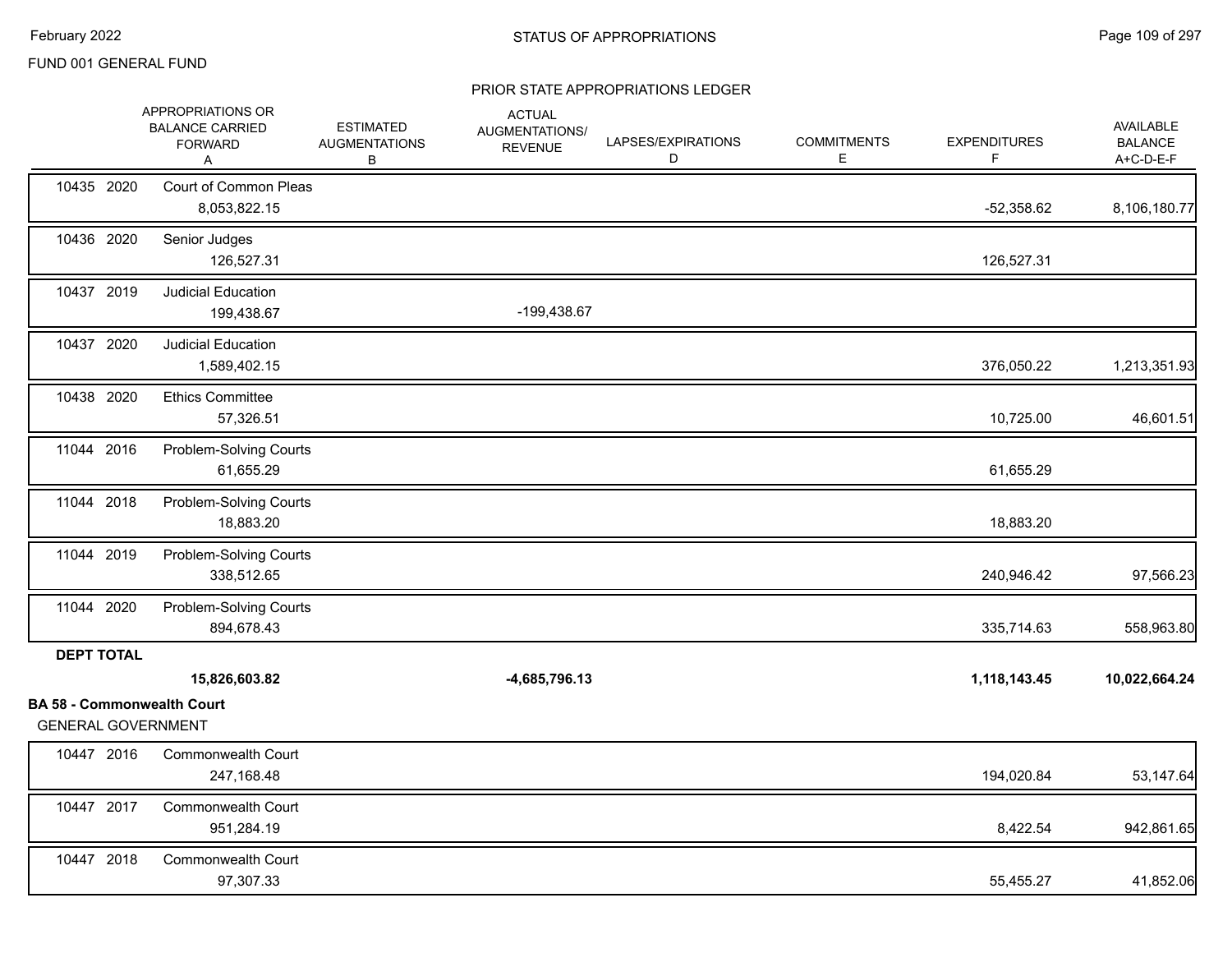FUND 001 GENERAL FUND

STATUS OF APPROPRIATIONS

PRIOR STATE APPROPRIATIONS LEDGER

| | | | APPROPRIATIONS OR BALANCE CARRIED FORWARD A | ESTIMATED AUGMENTATIONS B | ACTUAL AUGMENTATIONS/ REVENUE | LAPSES/EXPIRATIONS D | COMMITMENTS E | EXPENDITURES F | AVAILABLE BALANCE A+C-D-E-F |
|---|---|---|---|---|---|---|---|---|---|
| 10435 | 2020 | Court of Common Pleas | 8,053,822.15 | | | | | -52,358.62 | 8,106,180.77 |
| 10436 | 2020 | Senior Judges | 126,527.31 | | | | | 126,527.31 | |
| 10437 | 2019 | Judicial Education | 199,438.67 | | -199,438.67 | | | | |
| 10437 | 2020 | Judicial Education | 1,589,402.15 | | | | | 376,050.22 | 1,213,351.93 |
| 10438 | 2020 | Ethics Committee | 57,326.51 | | | | | 10,725.00 | 46,601.51 |
| 11044 | 2016 | Problem-Solving Courts | 61,655.29 | | | | | 61,655.29 | |
| 11044 | 2018 | Problem-Solving Courts | 18,883.20 | | | | | 18,883.20 | |
| 11044 | 2019 | Problem-Solving Courts | 338,512.65 | | | | | 240,946.42 | 97,566.23 |
| 11044 | 2020 | Problem-Solving Courts | 894,678.43 | | | | | 335,714.63 | 558,963.80 |
| **DEPT TOTAL** | | | **15,826,603.82** | | **-4,685,796.13** | | | **1,118,143.45** | **10,022,664.24** |

**BA 58 - Commonwealth Court**

GENERAL GOVERNMENT

| | | | APPROPRIATIONS OR BALANCE CARRIED FORWARD A | ESTIMATED AUGMENTATIONS B | ACTUAL AUGMENTATIONS/ REVENUE | LAPSES/EXPIRATIONS D | COMMITMENTS E | EXPENDITURES F | AVAILABLE BALANCE A+C-D-E-F |
|---|---|---|---|---|---|---|---|---|---|
| 10447 | 2016 | Commonwealth Court | 247,168.48 | | | | | 194,020.84 | 53,147.64 |
| 10447 | 2017 | Commonwealth Court | 951,284.19 | | | | | 8,422.54 | 942,861.65 |
| 10447 | 2018 | Commonwealth Court | 97,307.33 | | | | | 55,455.27 | 41,852.06 |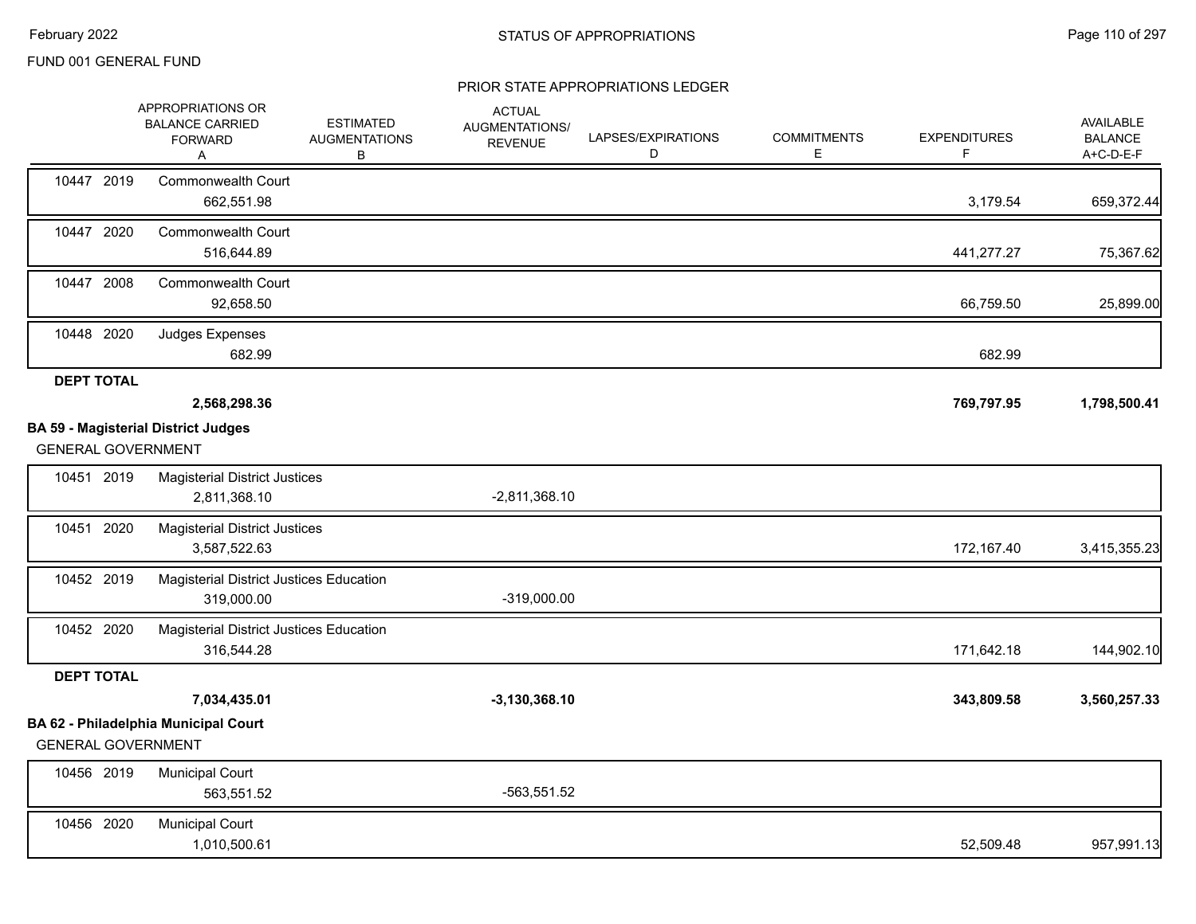FUND 001 GENERAL FUND

## PRIOR STATE APPROPRIATIONS LEDGER

| | | APPROPRIATIONS OR BALANCE CARRIED FORWARD A | ESTIMATED AUGMENTATIONS B | ACTUAL AUGMENTATIONS/ REVENUE | LAPSES/EXPIRATIONS D | COMMITMENTS E | EXPENDITURES F | AVAILABLE BALANCE A+C-D-E-F |
|---|---|---|---|---|---|---|---|---|
| 10447 2019 | Commonwealth Court | 662,551.98 | | | | | 3,179.54 | 659,372.44 |
| 10447 2020 | Commonwealth Court | 516,644.89 | | | | | 441,277.27 | 75,367.62 |
| 10447 2008 | Commonwealth Court | 92,658.50 | | | | | 66,759.50 | 25,899.00 |
| 10448 2020 | Judges Expenses | 682.99 | | | | | 682.99 | |
| **DEPT TOTAL** | | **2,568,298.36** | | | | | **769,797.95** | **1,798,500.41** |

**BA 59 - Magisterial District Judges**

GENERAL GOVERNMENT

| | | APPROPRIATIONS OR BALANCE CARRIED FORWARD A | ESTIMATED AUGMENTATIONS B | ACTUAL AUGMENTATIONS/ REVENUE | LAPSES/EXPIRATIONS D | COMMITMENTS E | EXPENDITURES F | AVAILABLE BALANCE A+C-D-E-F |
|---|---|---|---|---|---|---|---|---|
| 10451 2019 | Magisterial District Justices | 2,811,368.10 | | -2,811,368.10 | | | | |
| 10451 2020 | Magisterial District Justices | 3,587,522.63 | | | | | 172,167.40 | 3,415,355.23 |
| 10452 2019 | Magisterial District Justices Education | 319,000.00 | | -319,000.00 | | | | |
| 10452 2020 | Magisterial District Justices Education | 316,544.28 | | | | | 171,642.18 | 144,902.10 |
| **DEPT TOTAL** | | **7,034,435.01** | | **-3,130,368.10** | | | **343,809.58** | **3,560,257.33** |

**BA 62 - Philadelphia Municipal Court**

GENERAL GOVERNMENT

| | | APPROPRIATIONS OR BALANCE CARRIED FORWARD A | ESTIMATED AUGMENTATIONS B | ACTUAL AUGMENTATIONS/ REVENUE | LAPSES/EXPIRATIONS D | COMMITMENTS E | EXPENDITURES F | AVAILABLE BALANCE A+C-D-E-F |
|---|---|---|---|---|---|---|---|---|
| 10456 2019 | Municipal Court | 563,551.52 | | -563,551.52 | | | | |
| 10456 2020 | Municipal Court | 1,010,500.61 | | | | | 52,509.48 | 957,991.13 |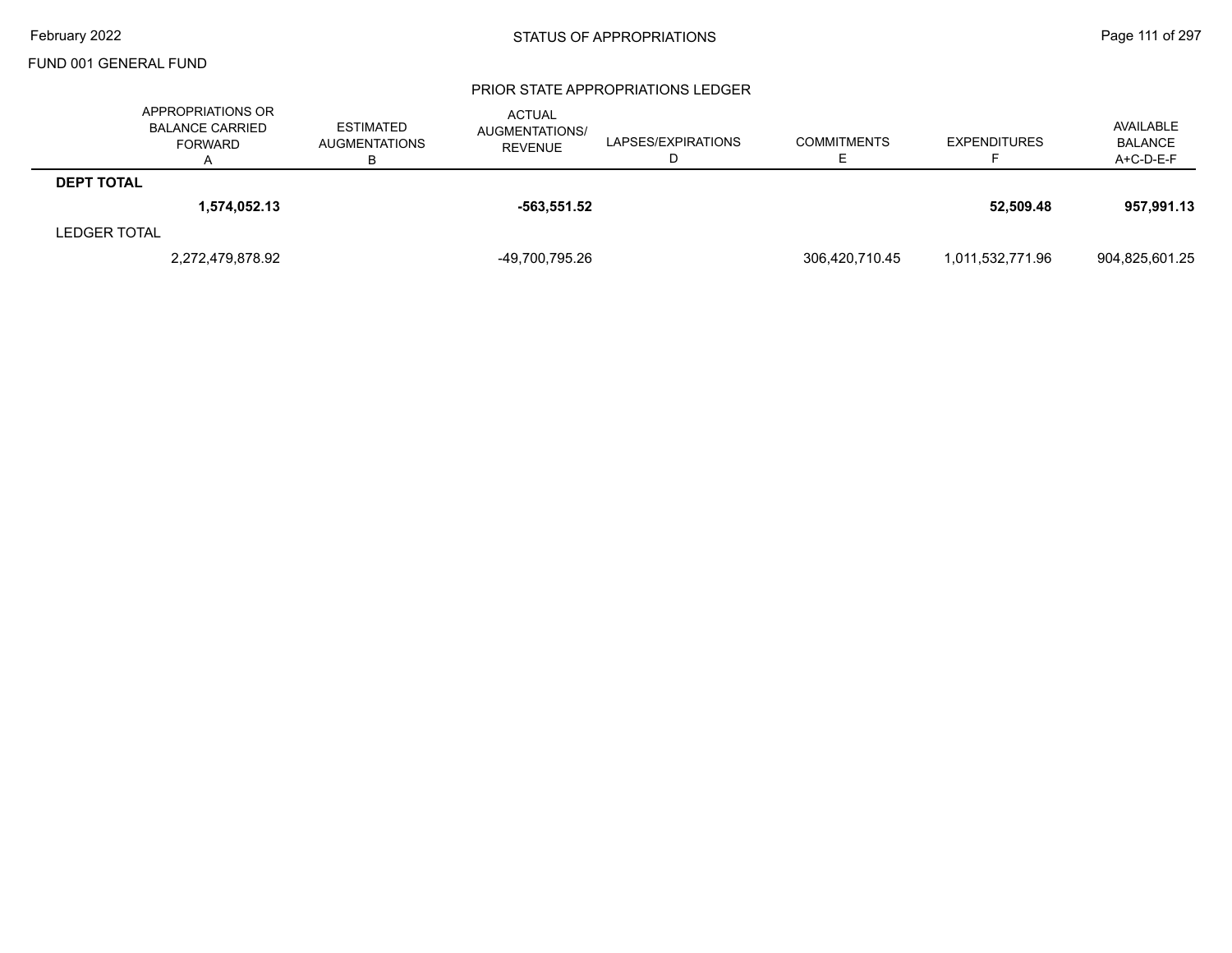FUND 001 GENERAL FUND

STATUS OF APPROPRIATIONS

PRIOR STATE APPROPRIATIONS LEDGER

| | APPROPRIATIONS OR BALANCE CARRIED FORWARD A | ESTIMATED AUGMENTATIONS B | ACTUAL AUGMENTATIONS/ REVENUE | LAPSES/EXPIRATIONS D | COMMITMENTS E | EXPENDITURES F | AVAILABLE BALANCE A+C-D-E-F |
|---|---|---|---|---|---|---|---|
| **DEPT TOTAL** | | | | | | | |
| | **1,574,052.13** | | **-563,551.52** | | | **52,509.48** | **957,991.13** |
| LEDGER TOTAL | | | | | | | |
| | 2,272,479,878.92 | | -49,700,795.26 | | 306,420,710.45 | 1,011,532,771.96 | 904,825,601.25 |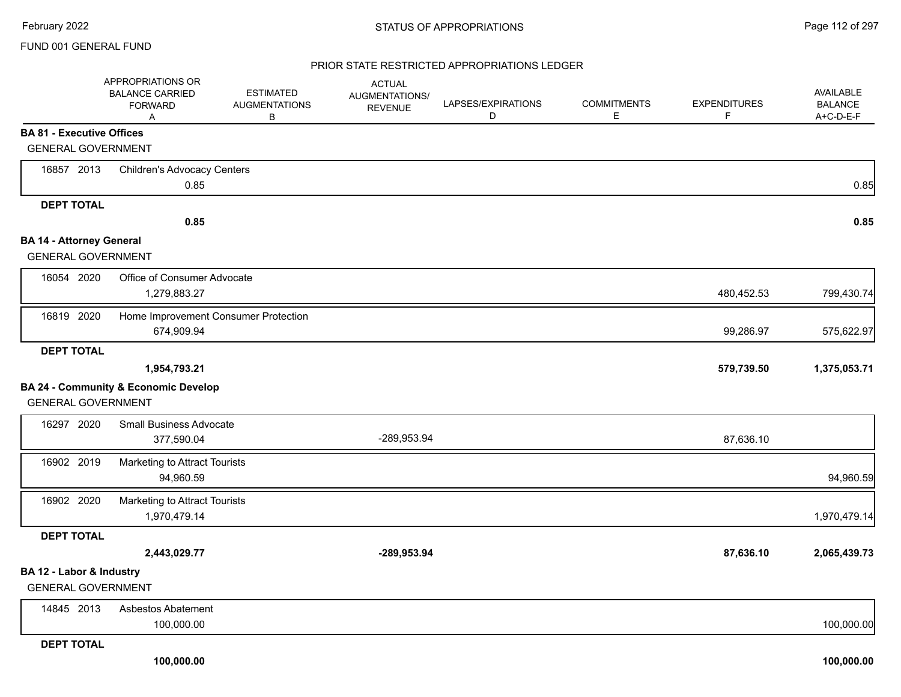FUND 001 GENERAL FUND

## STATUS OF APPROPRIATIONS

### PRIOR STATE RESTRICTED APPROPRIATIONS LEDGER

| | APPROPRIATIONS OR BALANCE CARRIED FORWARD A | ESTIMATED AUGMENTATIONS B | ACTUAL AUGMENTATIONS/ REVENUE | LAPSES/EXPIRATIONS D | COMMITMENTS E | EXPENDITURES F | AVAILABLE BALANCE A+C-D-E-F |
|---|---|---|---|---|---|---|---|
| **BA 81 - Executive Offices** | | | | | | | |
| GENERAL GOVERNMENT | | | | | | | |
| 16857 2013 Children's Advocacy Centers | 0.85 | | | | | | 0.85 |
| **DEPT TOTAL** | **0.85** | | | | | | **0.85** |
| **BA 14 - Attorney General** | | | | | | | |
| GENERAL GOVERNMENT | | | | | | | |
| 16054 2020 Office of Consumer Advocate | 1,279,883.27 | | | | | 480,452.53 | 799,430.74 |
| 16819 2020 Home Improvement Consumer Protection | 674,909.94 | | | | | 99,286.97 | 575,622.97 |
| **DEPT TOTAL** | **1,954,793.21** | | | | | **579,739.50** | **1,375,053.71** |
| **BA 24 - Community & Economic Develop** | | | | | | | |
| GENERAL GOVERNMENT | | | | | | | |
| 16297 2020 Small Business Advocate | 377,590.04 | | -289,953.94 | | | 87,636.10 | |
| 16902 2019 Marketing to Attract Tourists | 94,960.59 | | | | | | 94,960.59 |
| 16902 2020 Marketing to Attract Tourists | 1,970,479.14 | | | | | | 1,970,479.14 |
| **DEPT TOTAL** | **2,443,029.77** | | **-289,953.94** | | | **87,636.10** | **2,065,439.73** |
| **BA 12 - Labor & Industry** | | | | | | | |
| GENERAL GOVERNMENT | | | | | | | |
| 14845 2013 Asbestos Abatement | 100,000.00 | | | | | | 100,000.00 |
| **DEPT TOTAL** | **100,000.00** | | | | | | **100,000.00** |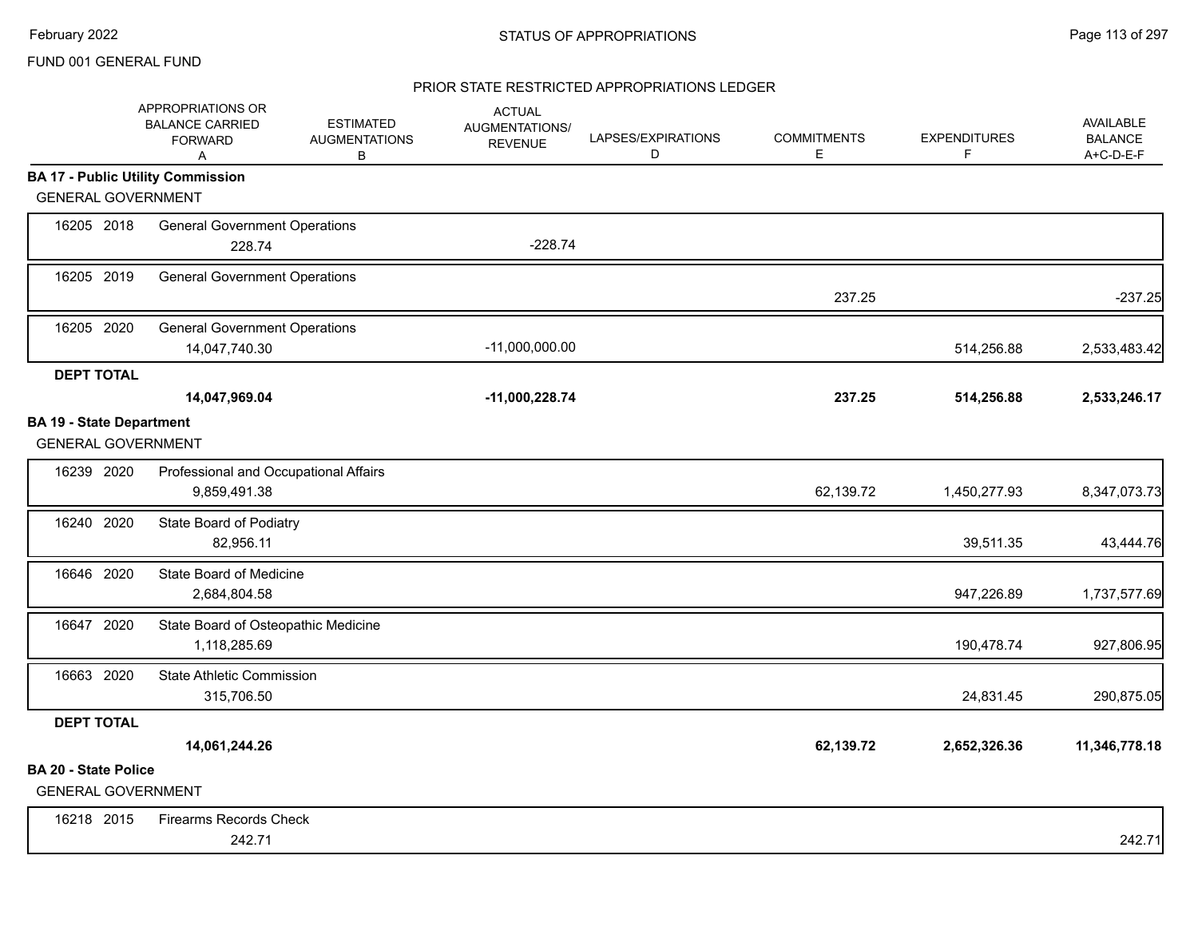FUND 001 GENERAL FUND

## PRIOR STATE RESTRICTED APPROPRIATIONS LEDGER

| | APPROPRIATIONS OR BALANCE CARRIED FORWARD A | ESTIMATED AUGMENTATIONS B | ACTUAL AUGMENTATIONS/ REVENUE | LAPSES/EXPIRATIONS D | COMMITMENTS E | EXPENDITURES F | AVAILABLE BALANCE A+C-D-E-F |
|---|---|---|---|---|---|---|---|
| **BA 17 - Public Utility Commission** | | | | | | | |
| GENERAL GOVERNMENT | | | | | | | |
| 16205 2018 General Government Operations | 228.74 | | -228.74 | | | | |
| 16205 2019 General Government Operations | | | | | 237.25 | | -237.25 |
| 16205 2020 General Government Operations | 14,047,740.30 | | -11,000,000.00 | | | 514,256.88 | 2,533,483.42 |
| **DEPT TOTAL** | **14,047,969.04** | | **-11,000,228.74** | | **237.25** | **514,256.88** | **2,533,246.17** |
| **BA 19 - State Department** | | | | | | | |
| GENERAL GOVERNMENT | | | | | | | |
| 16239 2020 Professional and Occupational Affairs | 9,859,491.38 | | | | 62,139.72 | 1,450,277.93 | 8,347,073.73 |
| 16240 2020 State Board of Podiatry | 82,956.11 | | | | | 39,511.35 | 43,444.76 |
| 16646 2020 State Board of Medicine | 2,684,804.58 | | | | | 947,226.89 | 1,737,577.69 |
| 16647 2020 State Board of Osteopathic Medicine | 1,118,285.69 | | | | | 190,478.74 | 927,806.95 |
| 16663 2020 State Athletic Commission | 315,706.50 | | | | | 24,831.45 | 290,875.05 |
| **DEPT TOTAL** | **14,061,244.26** | | | | **62,139.72** | **2,652,326.36** | **11,346,778.18** |
| **BA 20 - State Police** | | | | | | | |
| GENERAL GOVERNMENT | | | | | | | |
| 16218 2015 Firearms Records Check | 242.71 | | | | | | 242.71 |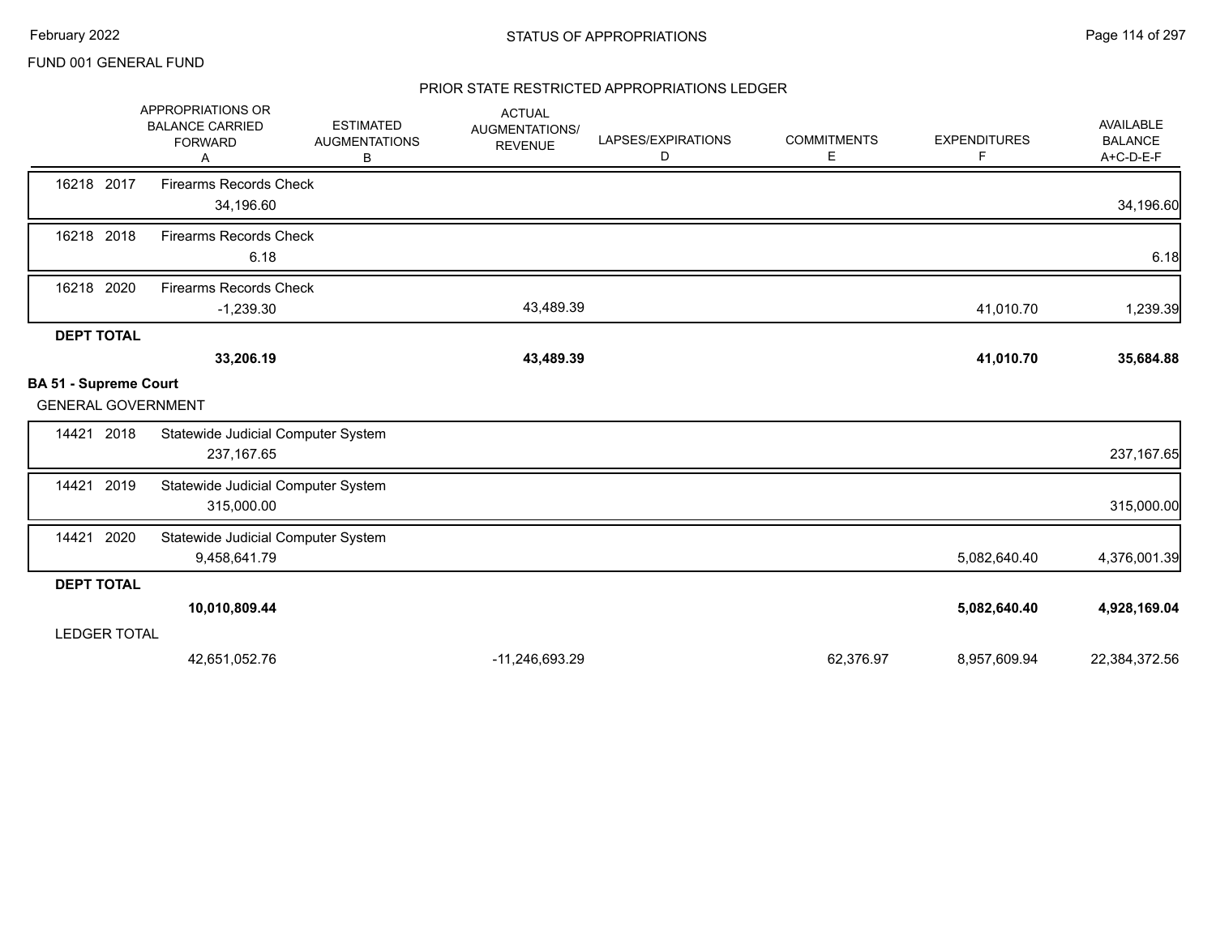FUND 001 GENERAL FUND

## PRIOR STATE RESTRICTED APPROPRIATIONS LEDGER

| | APPROPRIATIONS OR BALANCE CARRIED FORWARD A | ESTIMATED AUGMENTATIONS B | ACTUAL AUGMENTATIONS/ REVENUE | LAPSES/EXPIRATIONS D | COMMITMENTS E | EXPENDITURES F | AVAILABLE BALANCE A+C-D-E-F |
|---|---|---|---|---|---|---|---|
| 16218 2017 | Firearms Records Check | | | | | | |
| | 34,196.60 | | | | | | 34,196.60 |
| 16218 2018 | Firearms Records Check | | | | | | |
| | 6.18 | | | | | | 6.18 |
| 16218 2020 | Firearms Records Check | | | | | | |
| | -1,239.30 | | 43,489.39 | | | 41,010.70 | 1,239.39 |
| **DEPT TOTAL** | | | | | | | |
| | **33,206.19** | | **43,489.39** | | | **41,010.70** | **35,684.88** |
| **BA 51 - Supreme Court** | | | | | | | |
| GENERAL GOVERNMENT | | | | | | | |
| 14421 2018 | Statewide Judicial Computer System | | | | | | |
| | 237,167.65 | | | | | | 237,167.65 |
| 14421 2019 | Statewide Judicial Computer System | | | | | | |
| | 315,000.00 | | | | | | 315,000.00 |
| 14421 2020 | Statewide Judicial Computer System | | | | | | |
| | 9,458,641.79 | | | | | 5,082,640.40 | 4,376,001.39 |
| **DEPT TOTAL** | | | | | | | |
| | **10,010,809.44** | | | | | **5,082,640.40** | **4,928,169.04** |
| LEDGER TOTAL | | | | | | | |
| | 42,651,052.76 | | -11,246,693.29 | | 62,376.97 | 8,957,609.94 | 22,384,372.56 |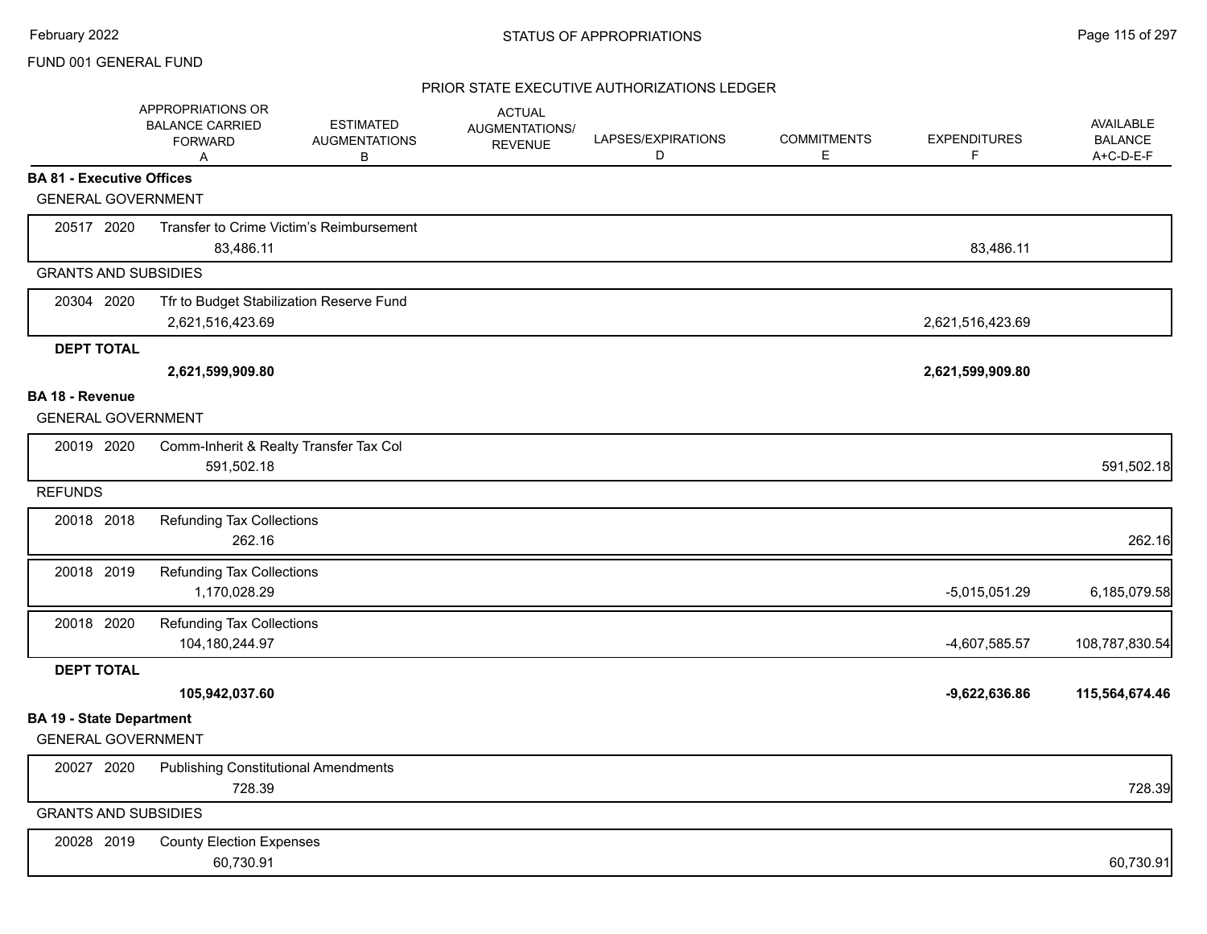FUND 001 GENERAL FUND

## STATUS OF APPROPRIATIONS

### PRIOR STATE EXECUTIVE AUTHORIZATIONS LEDGER

| | APPROPRIATIONS OR BALANCE CARRIED FORWARD A | ESTIMATED AUGMENTATIONS B | ACTUAL AUGMENTATIONS/ REVENUE | LAPSES/EXPIRATIONS D | COMMITMENTS E | EXPENDITURES F | AVAILABLE BALANCE A+C-D-E-F |
|---|---|---|---|---|---|---|---|
| **BA 81 - Executive Offices** | | | | | | | |
| GENERAL GOVERNMENT | | | | | | | |
| 20517 2020 Transfer to Crime Victim's Reimbursement | 83,486.11 | | | | | 83,486.11 | |
| GRANTS AND SUBSIDIES | | | | | | | |
| 20304 2020 Tfr to Budget Stabilization Reserve Fund | 2,621,516,423.69 | | | | | 2,621,516,423.69 | |
| **DEPT TOTAL** | **2,621,599,909.80** | | | | | **2,621,599,909.80** | |
| **BA 18 - Revenue** | | | | | | | |
| GENERAL GOVERNMENT | | | | | | | |
| 20019 2020 Comm-Inherit & Realty Transfer Tax Col | 591,502.18 | | | | | | 591,502.18 |
| REFUNDS | | | | | | | |
| 20018 2018 Refunding Tax Collections | 262.16 | | | | | | 262.16 |
| 20018 2019 Refunding Tax Collections | 1,170,028.29 | | | | | -5,015,051.29 | 6,185,079.58 |
| 20018 2020 Refunding Tax Collections | 104,180,244.97 | | | | | -4,607,585.57 | 108,787,830.54 |
| **DEPT TOTAL** | **105,942,037.60** | | | | | **-9,622,636.86** | **115,564,674.46** |
| **BA 19 - State Department** | | | | | | | |
| GENERAL GOVERNMENT | | | | | | | |
| 20027 2020 Publishing Constitutional Amendments | 728.39 | | | | | | 728.39 |
| GRANTS AND SUBSIDIES | | | | | | | |
| 20028 2019 County Election Expenses | 60,730.91 | | | | | | 60,730.91 |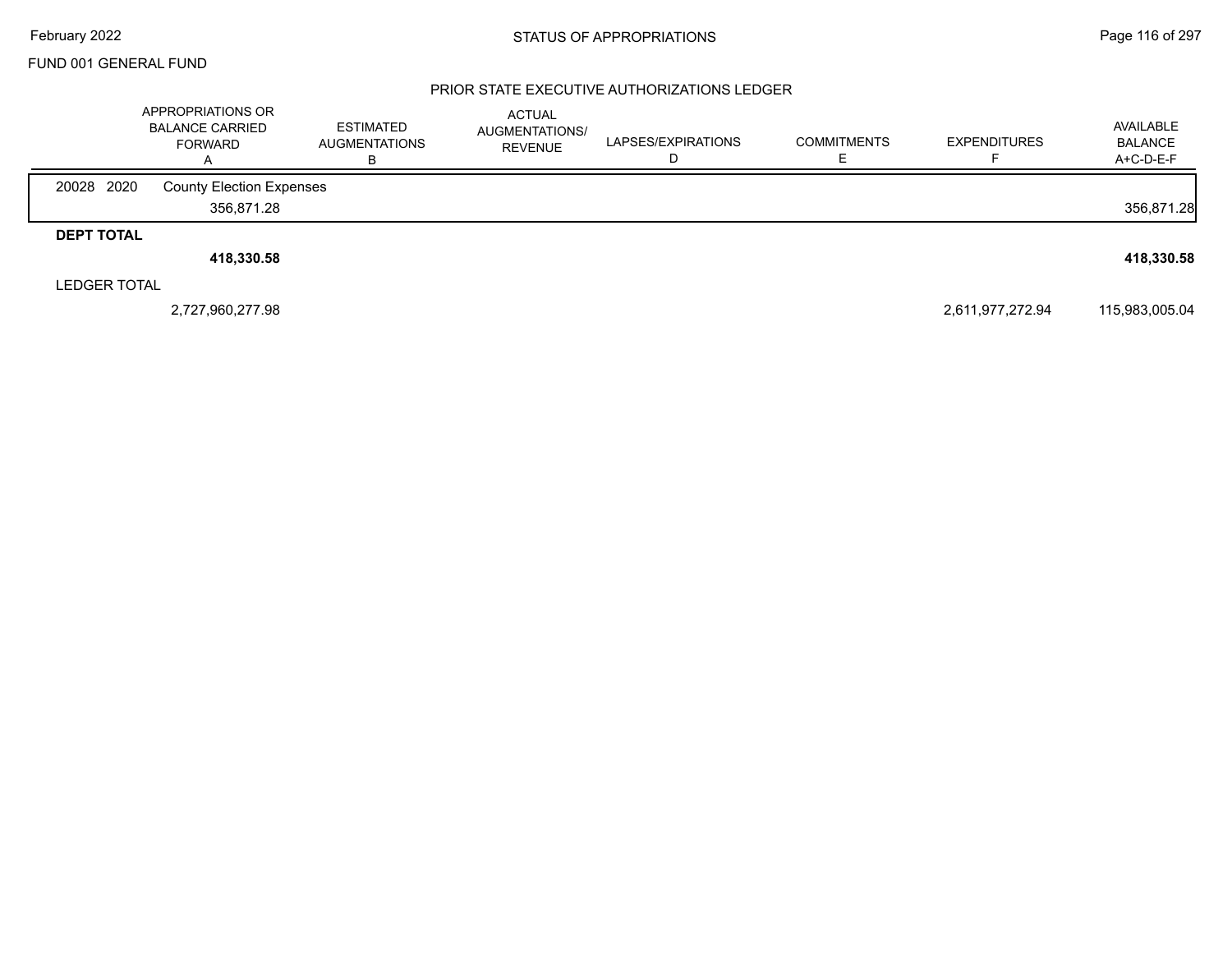FUND 001 GENERAL FUND

## PRIOR STATE EXECUTIVE AUTHORIZATIONS LEDGER

| | APPROPRIATIONS OR BALANCE CARRIED FORWARD A | ESTIMATED AUGMENTATIONS B | ACTUAL AUGMENTATIONS/ REVENUE | LAPSES/EXPIRATIONS D | COMMITMENTS E | EXPENDITURES F | AVAILABLE BALANCE A+C-D-E-F |
|---|---|---|---|---|---|---|---|
| 20028 2020 County Election Expenses | | | | | | | |
| | 356,871.28 | | | | | | 356,871.28 |
| **DEPT TOTAL** | | | | | | | |
| | **418,330.58** | | | | | | **418,330.58** |
| LEDGER TOTAL | | | | | | | |
| | 2,727,960,277.98 | | | | | 2,611,977,272.94 | 115,983,005.04 |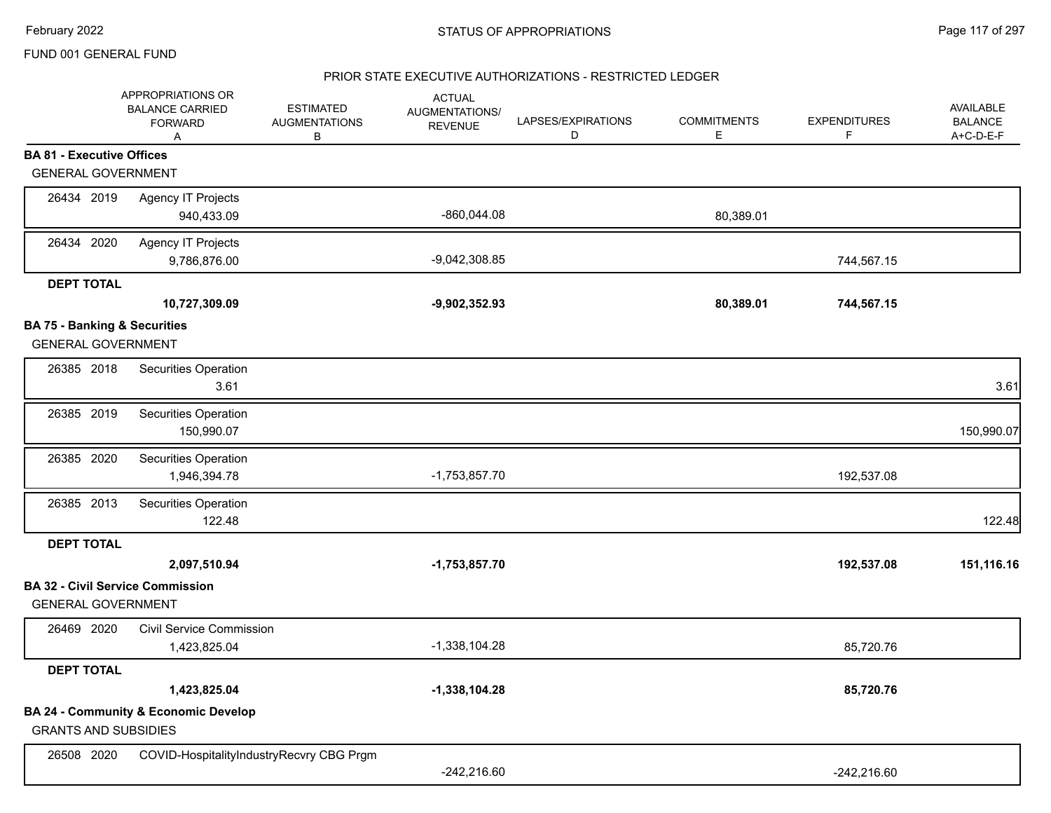FUND 001 GENERAL FUND

## PRIOR STATE EXECUTIVE AUTHORIZATIONS - RESTRICTED LEDGER

| | APPROPRIATIONS OR BALANCE CARRIED FORWARD A | ESTIMATED AUGMENTATIONS B | ACTUAL AUGMENTATIONS/ REVENUE | LAPSES/EXPIRATIONS D | COMMITMENTS E | EXPENDITURES F | AVAILABLE BALANCE A+C-D-E-F |
|---|---|---|---|---|---|---|---|
| **BA 81 - Executive Offices** | | | | | | | |
| GENERAL GOVERNMENT | | | | | | | |
| 26434 2019 Agency IT Projects | 940,433.09 | | -860,044.08 | | 80,389.01 | | |
| 26434 2020 Agency IT Projects | 9,786,876.00 | | -9,042,308.85 | | | 744,567.15 | |
| **DEPT TOTAL** | **10,727,309.09** | | **-9,902,352.93** | | **80,389.01** | **744,567.15** | |
| **BA 75 - Banking & Securities** | | | | | | | |
| GENERAL GOVERNMENT | | | | | | | |
| 26385 2018 Securities Operation | 3.61 | | | | | | 3.61 |
| 26385 2019 Securities Operation | 150,990.07 | | | | | | 150,990.07 |
| 26385 2020 Securities Operation | 1,946,394.78 | | -1,753,857.70 | | | 192,537.08 | |
| 26385 2013 Securities Operation | 122.48 | | | | | | 122.48 |
| **DEPT TOTAL** | **2,097,510.94** | | **-1,753,857.70** | | | **192,537.08** | **151,116.16** |
| **BA 32 - Civil Service Commission** | | | | | | | |
| GENERAL GOVERNMENT | | | | | | | |
| 26469 2020 Civil Service Commission | 1,423,825.04 | | -1,338,104.28 | | | 85,720.76 | |
| **DEPT TOTAL** | **1,423,825.04** | | **-1,338,104.28** | | | **85,720.76** | |
| **BA 24 - Community & Economic Develop** | | | | | | | |
| GRANTS AND SUBSIDIES | | | | | | | |
| 26508 2020 COVID-HospitalityIndustryRecvry CBG Prgm | | | -242,216.60 | | | -242,216.60 | |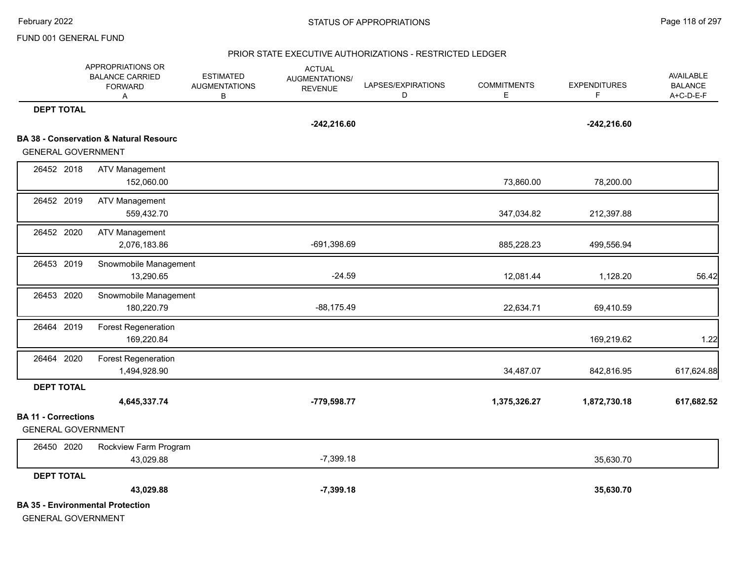PRIOR STATE EXECUTIVE AUTHORIZATIONS - RESTRICTED LEDGER

FUND 001 GENERAL FUND

STATUS OF APPROPRIATIONS

February 2022

| | APPROPRIATIONS OR BALANCE CARRIED FORWARD A | ESTIMATED AUGMENTATIONS B | ACTUAL AUGMENTATIONS/ REVENUE | LAPSES/EXPIRATIONS D | COMMITMENTS E | EXPENDITURES F | AVAILABLE BALANCE A+C-D-E-F |
|---|---|---|---|---|---|---|---|
| **DEPT TOTAL** | | | **-242,216.60** | | | **-242,216.60** | |
| **BA 38 - Conservation & Natural Resourc** | | | | | | | |
| GENERAL GOVERNMENT | | | | | | | |
| 26452 2018 ATV Management | 152,060.00 | | | | 73,860.00 | 78,200.00 | |
| 26452 2019 ATV Management | 559,432.70 | | | | 347,034.82 | 212,397.88 | |
| 26452 2020 ATV Management | 2,076,183.86 | | -691,398.69 | | 885,228.23 | 499,556.94 | |
| 26453 2019 Snowmobile Management | 13,290.65 | | -24.59 | | 12,081.44 | 1,128.20 | 56.42 |
| 26453 2020 Snowmobile Management | 180,220.79 | | -88,175.49 | | 22,634.71 | 69,410.59 | |
| 26464 2019 Forest Regeneration | 169,220.84 | | | | | 169,219.62 | 1.22 |
| 26464 2020 Forest Regeneration | 1,494,928.90 | | | | 34,487.07 | 842,816.95 | 617,624.88 |
| **DEPT TOTAL** | **4,645,337.74** | | **-779,598.77** | | **1,375,326.27** | **1,872,730.18** | **617,682.52** |
| **BA 11 - Corrections** | | | | | | | |
| GENERAL GOVERNMENT | | | | | | | |
| 26450 2020 Rockview Farm Program | 43,029.88 | | -7,399.18 | | | 35,630.70 | |
| **DEPT TOTAL** | **43,029.88** | | **-7,399.18** | | | **35,630.70** | |
| **BA 35 - Environmental Protection** | | | | | | | |
| GENERAL GOVERNMENT | | | | | | | |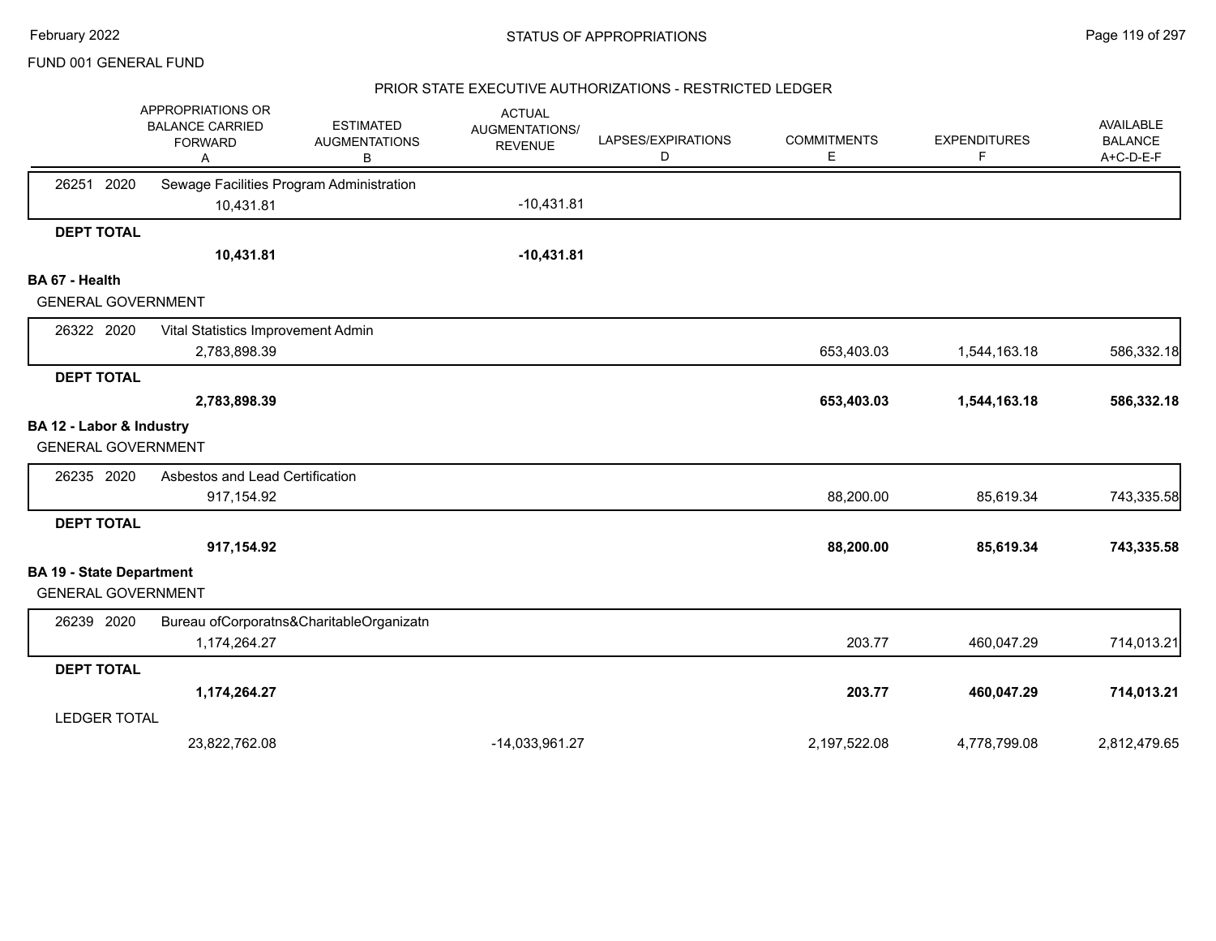## PRIOR STATE EXECUTIVE AUTHORIZATIONS - RESTRICTED LEDGER

FUND 001 GENERAL FUND

| | APPROPRIATIONS OR BALANCE CARRIED FORWARD A | ESTIMATED AUGMENTATIONS B | ACTUAL AUGMENTATIONS/ REVENUE | LAPSES/EXPIRATIONS D | COMMITMENTS E | EXPENDITURES F | AVAILABLE BALANCE A+C-D-E-F |
|---|---|---|---|---|---|---|---|
| 26251 2020 Sewage Facilities Program Administration | | | | | | | |
| | 10,431.81 | | -10,431.81 | | | | |
| **DEPT TOTAL** | **10,431.81** | | **-10,431.81** | | | | |
| **BA 67 - Health** | | | | | | | |
| GENERAL GOVERNMENT | | | | | | | |
| 26322 2020 Vital Statistics Improvement Admin | | | | | | | |
| | 2,783,898.39 | | | | 653,403.03 | 1,544,163.18 | 586,332.18 |
| **DEPT TOTAL** | **2,783,898.39** | | | | **653,403.03** | **1,544,163.18** | **586,332.18** |
| **BA 12 - Labor & Industry** | | | | | | | |
| GENERAL GOVERNMENT | | | | | | | |
| 26235 2020 Asbestos and Lead Certification | | | | | | | |
| | 917,154.92 | | | | 88,200.00 | 85,619.34 | 743,335.58 |
| **DEPT TOTAL** | **917,154.92** | | | | **88,200.00** | **85,619.34** | **743,335.58** |
| **BA 19 - State Department** | | | | | | | |
| GENERAL GOVERNMENT | | | | | | | |
| 26239 2020 Bureau ofCorporatns&CharitableOrganizatn | | | | | | | |
| | 1,174,264.27 | | | | 203.77 | 460,047.29 | 714,013.21 |
| **DEPT TOTAL** | **1,174,264.27** | | | | **203.77** | **460,047.29** | **714,013.21** |
| LEDGER TOTAL | 23,822,762.08 | | -14,033,961.27 | | 2,197,522.08 | 4,778,799.08 | 2,812,479.65 |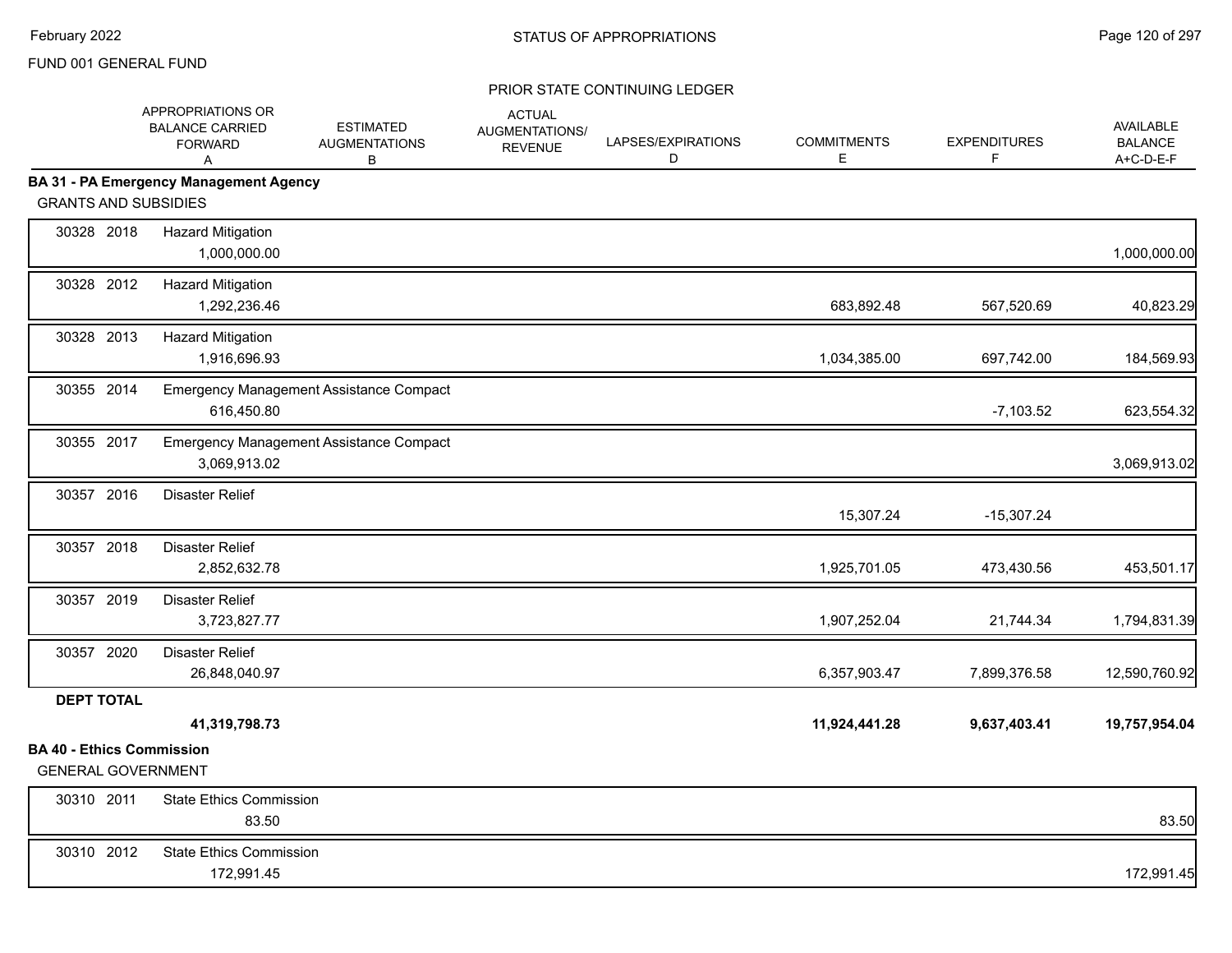FUND 001 GENERAL FUND

STATUS OF APPROPRIATIONS

PRIOR STATE CONTINUING LEDGER

| | APPROPRIATIONS OR BALANCE CARRIED FORWARD A | ESTIMATED AUGMENTATIONS B | ACTUAL AUGMENTATIONS/ REVENUE | LAPSES/EXPIRATIONS D | COMMITMENTS E | EXPENDITURES F | AVAILABLE BALANCE A+C-D-E-F |
|---|---|---|---|---|---|---|---|
| **BA 31 - PA Emergency Management Agency** | | | | | | | |
| GRANTS AND SUBSIDIES | | | | | | | |
| 30328 2018 Hazard Mitigation | 1,000,000.00 | | | | | | 1,000,000.00 |
| 30328 2012 Hazard Mitigation | 1,292,236.46 | | | | 683,892.48 | 567,520.69 | 40,823.29 |
| 30328 2013 Hazard Mitigation | 1,916,696.93 | | | | 1,034,385.00 | 697,742.00 | 184,569.93 |
| 30355 2014 Emergency Management Assistance Compact | 616,450.80 | | | | | -7,103.52 | 623,554.32 |
| 30355 2017 Emergency Management Assistance Compact | 3,069,913.02 | | | | | | 3,069,913.02 |
| 30357 2016 Disaster Relief | | | | | 15,307.24 | -15,307.24 | |
| 30357 2018 Disaster Relief | 2,852,632.78 | | | | 1,925,701.05 | 473,430.56 | 453,501.17 |
| 30357 2019 Disaster Relief | 3,723,827.77 | | | | 1,907,252.04 | 21,744.34 | 1,794,831.39 |
| 30357 2020 Disaster Relief | 26,848,040.97 | | | | 6,357,903.47 | 7,899,376.58 | 12,590,760.92 |
| **DEPT TOTAL** | **41,319,798.73** | | | | **11,924,441.28** | **9,637,403.41** | **19,757,954.04** |
| **BA 40 - Ethics Commission** | | | | | | | |
| GENERAL GOVERNMENT | | | | | | | |
| 30310 2011 State Ethics Commission | 83.50 | | | | | | 83.50 |
| 30310 2012 State Ethics Commission | 172,991.45 | | | | | | 172,991.45 |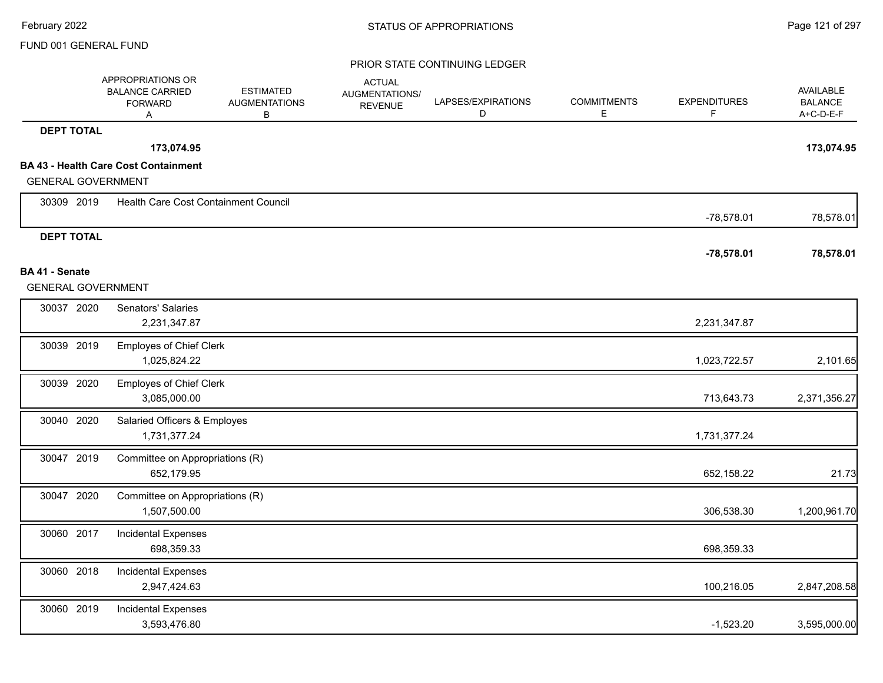FUND 001 GENERAL FUND

PRIOR STATE CONTINUING LEDGER

| | | APPROPRIATIONS OR BALANCE CARRIED FORWARD A | ESTIMATED AUGMENTATIONS B | ACTUAL AUGMENTATIONS/ REVENUE | LAPSES/EXPIRATIONS D | COMMITMENTS E | EXPENDITURES F | AVAILABLE BALANCE A+C-D-E-F |
|---|---|---|---|---|---|---|---|---|
| **DEPT TOTAL** | | **173,074.95** | | | | | | **173,074.95** |
| **BA 43 - Health Care Cost Containment** | | | | | | | | |
| GENERAL GOVERNMENT | | | | | | | | |
| 30309 2019 | Health Care Cost Containment Council | | | | | | -78,578.01 | 78,578.01 |
| **DEPT TOTAL** | | | | | | | **-78,578.01** | **78,578.01** |
| **BA 41 - Senate** | | | | | | | | |
| GENERAL GOVERNMENT | | | | | | | | |
| 30037 2020 | Senators' Salaries | 2,231,347.87 | | | | | 2,231,347.87 | |
| 30039 2019 | Employes of Chief Clerk | 1,025,824.22 | | | | | 1,023,722.57 | 2,101.65 |
| 30039 2020 | Employes of Chief Clerk | 3,085,000.00 | | | | | 713,643.73 | 2,371,356.27 |
| 30040 2020 | Salaried Officers & Employes | 1,731,377.24 | | | | | 1,731,377.24 | |
| 30047 2019 | Committee on Appropriations (R) | 652,179.95 | | | | | 652,158.22 | 21.73 |
| 30047 2020 | Committee on Appropriations (R) | 1,507,500.00 | | | | | 306,538.30 | 1,200,961.70 |
| 30060 2017 | Incidental Expenses | 698,359.33 | | | | | 698,359.33 | |
| 30060 2018 | Incidental Expenses | 2,947,424.63 | | | | | 100,216.05 | 2,847,208.58 |
| 30060 2019 | Incidental Expenses | 3,593,476.80 | | | | | -1,523.20 | 3,595,000.00 |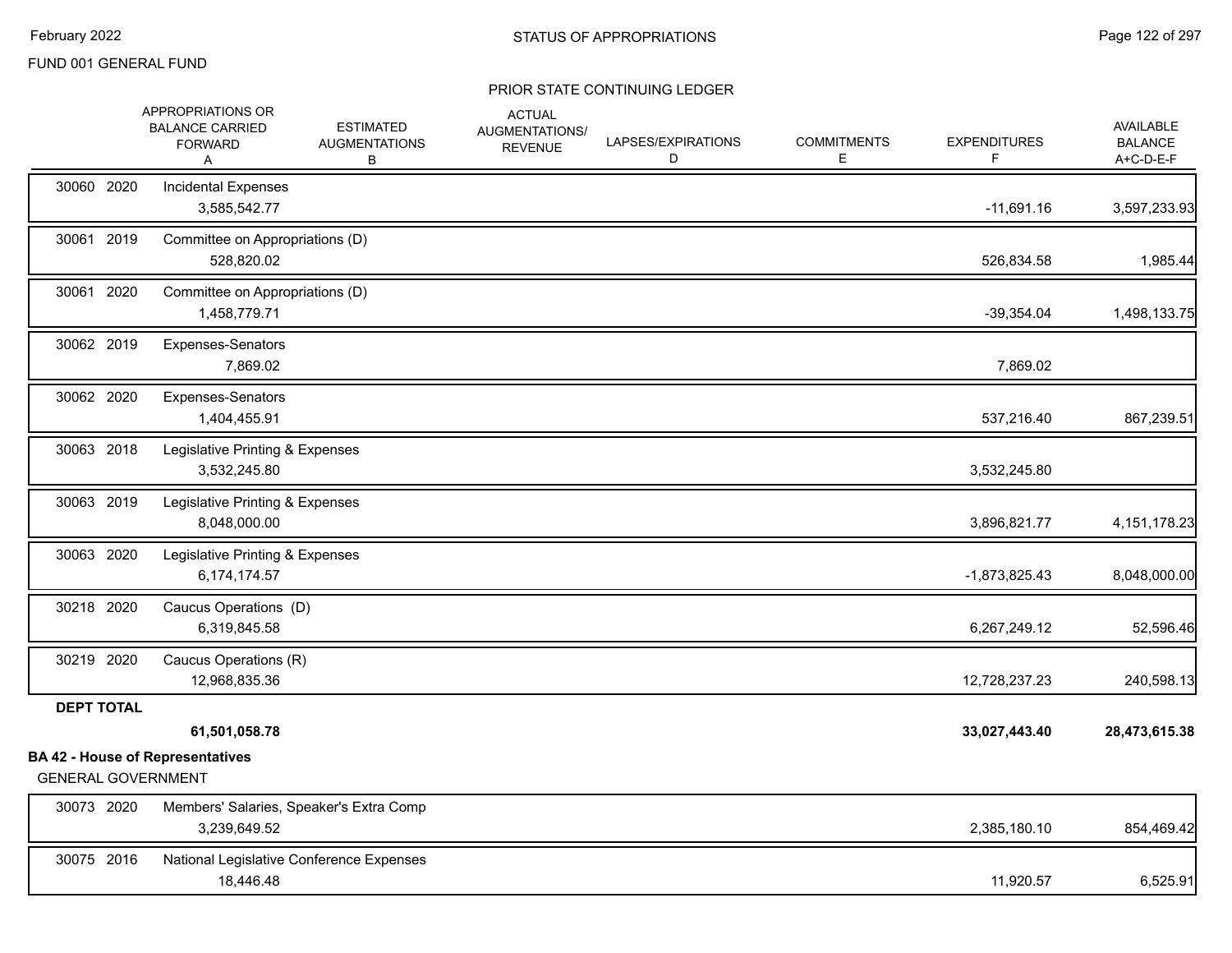FUND 001 GENERAL FUND

STATUS OF APPROPRIATIONS

PRIOR STATE CONTINUING LEDGER

| | | APPROPRIATIONS OR BALANCE CARRIED FORWARD A | ESTIMATED AUGMENTATIONS B | ACTUAL AUGMENTATIONS/ REVENUE | LAPSES/EXPIRATIONS D | COMMITMENTS E | EXPENDITURES F | AVAILABLE BALANCE A+C-D-E-F |
|---|---|---|---|---|---|---|---|---|
| 30060 2020 | Incidental Expenses | 3,585,542.77 | | | | | -11,691.16 | 3,597,233.93 |
| 30061 2019 | Committee on Appropriations (D) | 528,820.02 | | | | | 526,834.58 | 1,985.44 |
| 30061 2020 | Committee on Appropriations (D) | 1,458,779.71 | | | | | -39,354.04 | 1,498,133.75 |
| 30062 2019 | Expenses-Senators | 7,869.02 | | | | | 7,869.02 | |
| 30062 2020 | Expenses-Senators | 1,404,455.91 | | | | | 537,216.40 | 867,239.51 |
| 30063 2018 | Legislative Printing & Expenses | 3,532,245.80 | | | | | 3,532,245.80 | |
| 30063 2019 | Legislative Printing & Expenses | 8,048,000.00 | | | | | 3,896,821.77 | 4,151,178.23 |
| 30063 2020 | Legislative Printing & Expenses | 6,174,174.57 | | | | | -1,873,825.43 | 8,048,000.00 |
| 30218 2020 | Caucus Operations (D) | 6,319,845.58 | | | | | 6,267,249.12 | 52,596.46 |
| 30219 2020 | Caucus Operations (R) | 12,968,835.36 | | | | | 12,728,237.23 | 240,598.13 |
| **DEPT TOTAL** | | **61,501,058.78** | | | | | **33,027,443.40** | **28,473,615.38** |

**BA 42 - House of Representatives**

GENERAL GOVERNMENT

| | | APPROPRIATIONS OR BALANCE CARRIED FORWARD A | ESTIMATED AUGMENTATIONS B | ACTUAL AUGMENTATIONS/ REVENUE | LAPSES/EXPIRATIONS D | COMMITMENTS E | EXPENDITURES F | AVAILABLE BALANCE A+C-D-E-F |
|---|---|---|---|---|---|---|---|---|
| 30073 2020 | Members' Salaries, Speaker's Extra Comp | 3,239,649.52 | | | | | 2,385,180.10 | 854,469.42 |
| 30075 2016 | National Legislative Conference Expenses | 18,446.48 | | | | | 11,920.57 | 6,525.91 |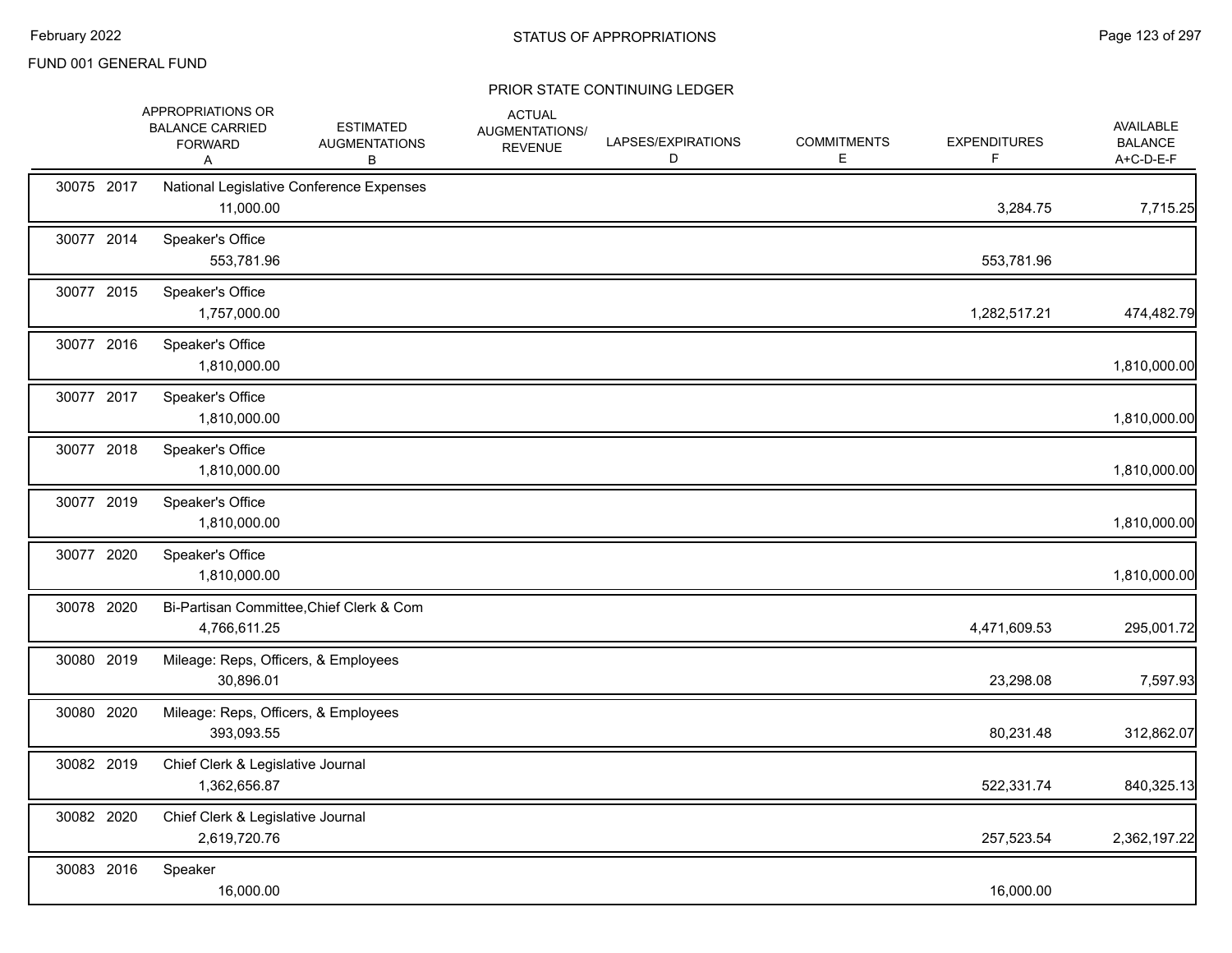FUND 001 GENERAL FUND

## PRIOR STATE CONTINUING LEDGER

| | | | APPROPRIATIONS OR BALANCE CARRIED FORWARD A | ESTIMATED AUGMENTATIONS B | ACTUAL AUGMENTATIONS/ REVENUE | LAPSES/EXPIRATIONS D | COMMITMENTS E | EXPENDITURES F | AVAILABLE BALANCE A+C-D-E-F |
|---|---|---|---|---|---|---|---|---|---|
| 30075 | 2017 | National Legislative Conference Expenses | 11,000.00 | | | | | 3,284.75 | 7,715.25 |
| 30077 | 2014 | Speaker's Office | 553,781.96 | | | | | 553,781.96 | |
| 30077 | 2015 | Speaker's Office | 1,757,000.00 | | | | | 1,282,517.21 | 474,482.79 |
| 30077 | 2016 | Speaker's Office | 1,810,000.00 | | | | | | 1,810,000.00 |
| 30077 | 2017 | Speaker's Office | 1,810,000.00 | | | | | | 1,810,000.00 |
| 30077 | 2018 | Speaker's Office | 1,810,000.00 | | | | | | 1,810,000.00 |
| 30077 | 2019 | Speaker's Office | 1,810,000.00 | | | | | | 1,810,000.00 |
| 30077 | 2020 | Speaker's Office | 1,810,000.00 | | | | | | 1,810,000.00 |
| 30078 | 2020 | Bi-Partisan Committee,Chief Clerk & Com | 4,766,611.25 | | | | | 4,471,609.53 | 295,001.72 |
| 30080 | 2019 | Mileage: Reps, Officers, & Employees | 30,896.01 | | | | | 23,298.08 | 7,597.93 |
| 30080 | 2020 | Mileage: Reps, Officers, & Employees | 393,093.55 | | | | | 80,231.48 | 312,862.07 |
| 30082 | 2019 | Chief Clerk & Legislative Journal | 1,362,656.87 | | | | | 522,331.74 | 840,325.13 |
| 30082 | 2020 | Chief Clerk & Legislative Journal | 2,619,720.76 | | | | | 257,523.54 | 2,362,197.22 |
| 30083 | 2016 | Speaker | 16,000.00 | | | | | 16,000.00 | |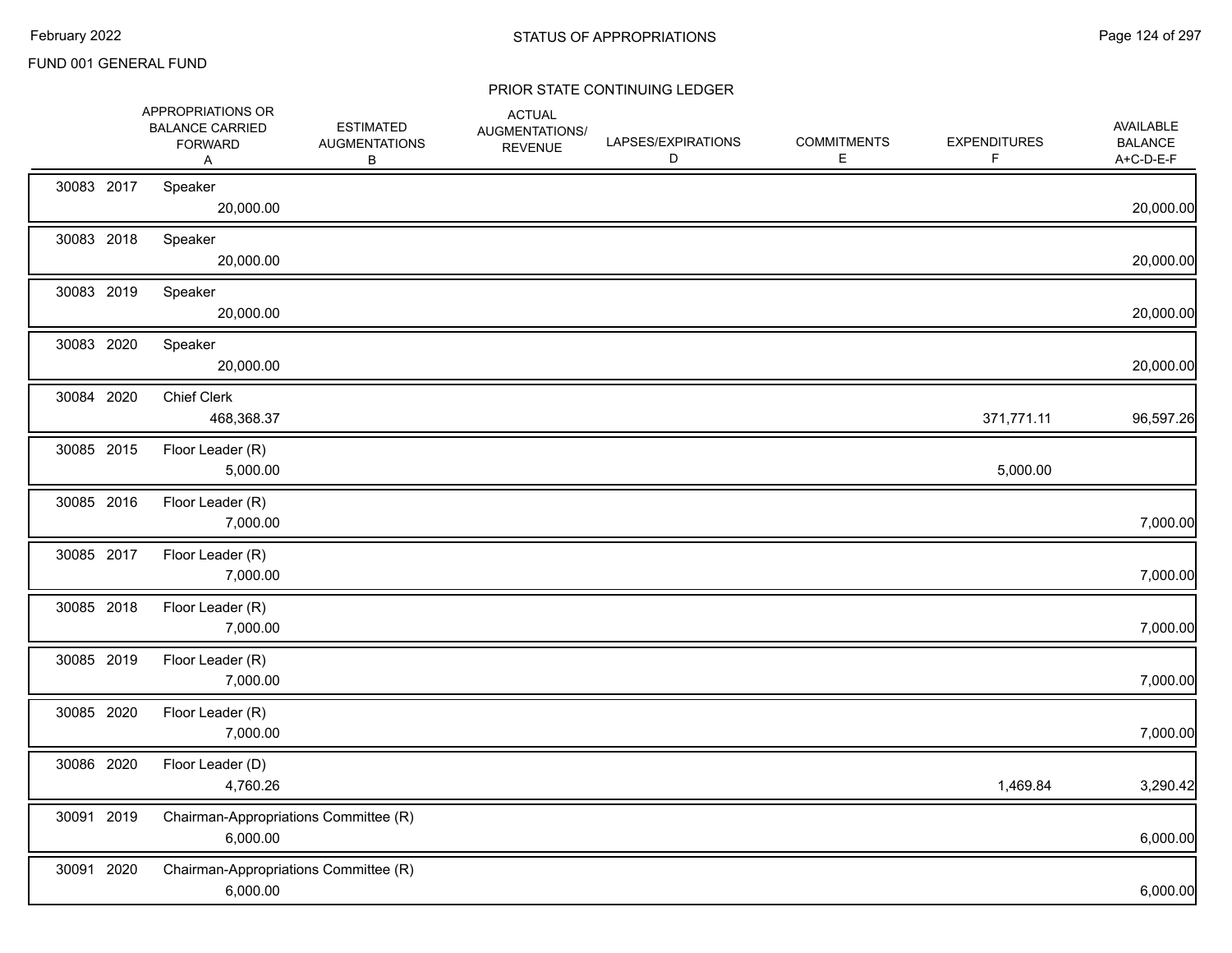FUND 001 GENERAL FUND

## STATUS OF APPROPRIATIONS

### PRIOR STATE CONTINUING LEDGER

| | | | APPROPRIATIONS OR BALANCE CARRIED FORWARD A | ESTIMATED AUGMENTATIONS B | ACTUAL AUGMENTATIONS/ REVENUE | LAPSES/EXPIRATIONS D | COMMITMENTS E | EXPENDITURES F | AVAILABLE BALANCE A+C-D-E-F |
|---|---|---|---|---|---|---|---|---|---|
| 30083 | 2017 | Speaker | 20,000.00 | | | | | | 20,000.00 |
| 30083 | 2018 | Speaker | 20,000.00 | | | | | | 20,000.00 |
| 30083 | 2019 | Speaker | 20,000.00 | | | | | | 20,000.00 |
| 30083 | 2020 | Speaker | 20,000.00 | | | | | | 20,000.00 |
| 30084 | 2020 | Chief Clerk | 468,368.37 | | | | | 371,771.11 | 96,597.26 |
| 30085 | 2015 | Floor Leader (R) | 5,000.00 | | | | | 5,000.00 | |
| 30085 | 2016 | Floor Leader (R) | 7,000.00 | | | | | | 7,000.00 |
| 30085 | 2017 | Floor Leader (R) | 7,000.00 | | | | | | 7,000.00 |
| 30085 | 2018 | Floor Leader (R) | 7,000.00 | | | | | | 7,000.00 |
| 30085 | 2019 | Floor Leader (R) | 7,000.00 | | | | | | 7,000.00 |
| 30085 | 2020 | Floor Leader (R) | 7,000.00 | | | | | | 7,000.00 |
| 30086 | 2020 | Floor Leader (D) | 4,760.26 | | | | | 1,469.84 | 3,290.42 |
| 30091 | 2019 | Chairman-Appropriations Committee (R) | 6,000.00 | | | | | | 6,000.00 |
| 30091 | 2020 | Chairman-Appropriations Committee (R) | 6,000.00 | | | | | | 6,000.00 |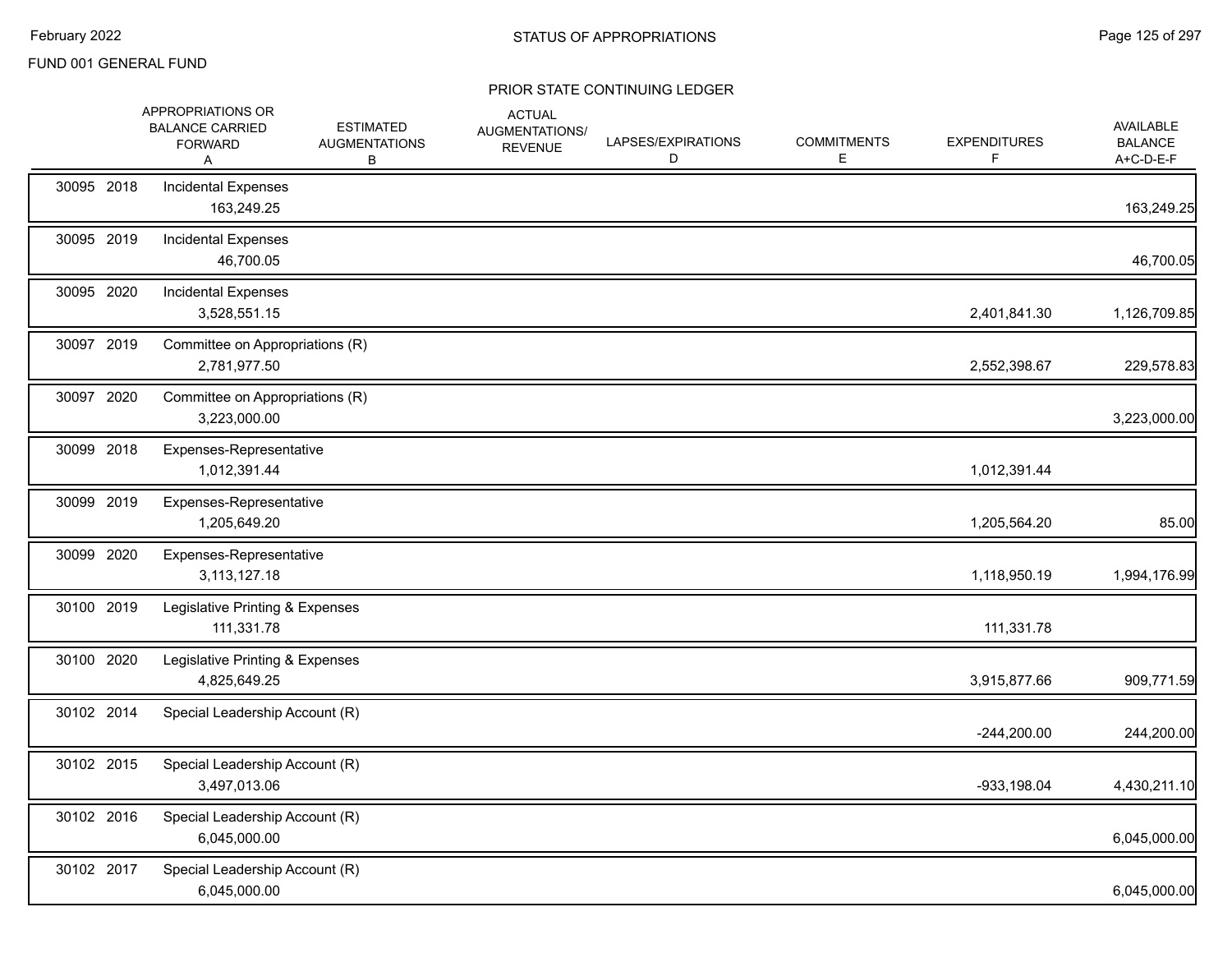FUND 001 GENERAL FUND

STATUS OF APPROPRIATIONS

PRIOR STATE CONTINUING LEDGER

| | | APPROPRIATIONS OR BALANCE CARRIED FORWARD A | ESTIMATED AUGMENTATIONS B | ACTUAL AUGMENTATIONS/ REVENUE | LAPSES/EXPIRATIONS D | COMMITMENTS E | EXPENDITURES F | AVAILABLE BALANCE A+C-D-E-F |
|---|---|---|---|---|---|---|---|---|
| 30095 2018 | Incidental Expenses | 163,249.25 | | | | | | 163,249.25 |
| 30095 2019 | Incidental Expenses | 46,700.05 | | | | | | 46,700.05 |
| 30095 2020 | Incidental Expenses | 3,528,551.15 | | | | | 2,401,841.30 | 1,126,709.85 |
| 30097 2019 | Committee on Appropriations (R) | 2,781,977.50 | | | | | 2,552,398.67 | 229,578.83 |
| 30097 2020 | Committee on Appropriations (R) | 3,223,000.00 | | | | | | 3,223,000.00 |
| 30099 2018 | Expenses-Representative | 1,012,391.44 | | | | | 1,012,391.44 | |
| 30099 2019 | Expenses-Representative | 1,205,649.20 | | | | | 1,205,564.20 | 85.00 |
| 30099 2020 | Expenses-Representative | 3,113,127.18 | | | | | 1,118,950.19 | 1,994,176.99 |
| 30100 2019 | Legislative Printing & Expenses | 111,331.78 | | | | | 111,331.78 | |
| 30100 2020 | Legislative Printing & Expenses | 4,825,649.25 | | | | | 3,915,877.66 | 909,771.59 |
| 30102 2014 | Special Leadership Account (R) | | | | | | -244,200.00 | 244,200.00 |
| 30102 2015 | Special Leadership Account (R) | 3,497,013.06 | | | | | -933,198.04 | 4,430,211.10 |
| 30102 2016 | Special Leadership Account (R) | 6,045,000.00 | | | | | | 6,045,000.00 |
| 30102 2017 | Special Leadership Account (R) | 6,045,000.00 | | | | | | 6,045,000.00 |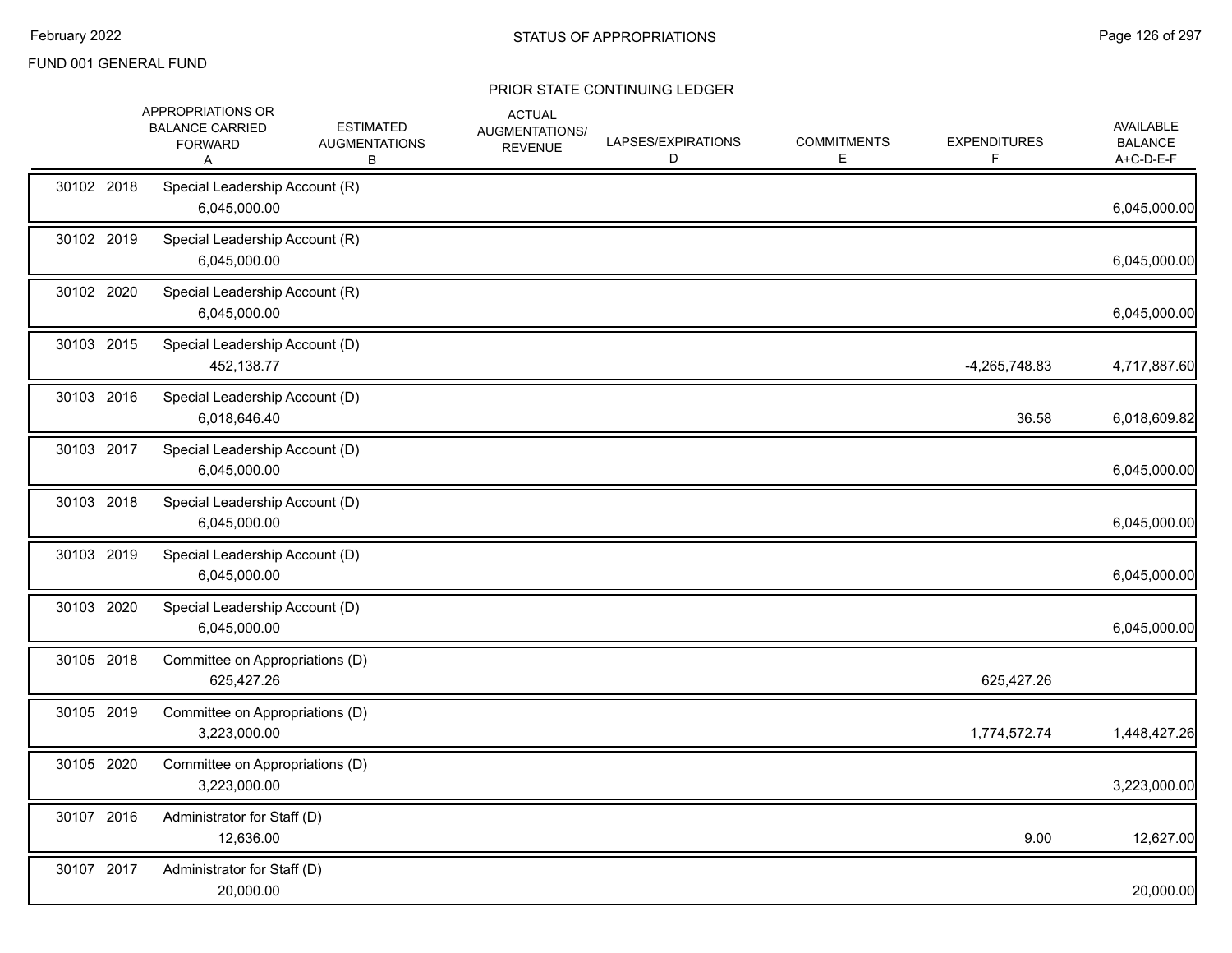FUND 001 GENERAL FUND

## PRIOR STATE CONTINUING LEDGER

| | | APPROPRIATIONS OR BALANCE CARRIED FORWARD A | ESTIMATED AUGMENTATIONS B | ACTUAL AUGMENTATIONS/ REVENUE | LAPSES/EXPIRATIONS D | COMMITMENTS E | EXPENDITURES F | AVAILABLE BALANCE A+C-D-E-F |
|---|---|---|---|---|---|---|---|---|
| 30102 | 2018 | Special Leadership Account (R) | | | | | | |
| | | 6,045,000.00 | | | | | | 6,045,000.00 |
| 30102 | 2019 | Special Leadership Account (R) | | | | | | |
| | | 6,045,000.00 | | | | | | 6,045,000.00 |
| 30102 | 2020 | Special Leadership Account (R) | | | | | | |
| | | 6,045,000.00 | | | | | | 6,045,000.00 |
| 30103 | 2015 | Special Leadership Account (D) | | | | | | |
| | | 452,138.77 | | | | | -4,265,748.83 | 4,717,887.60 |
| 30103 | 2016 | Special Leadership Account (D) | | | | | | |
| | | 6,018,646.40 | | | | | 36.58 | 6,018,609.82 |
| 30103 | 2017 | Special Leadership Account (D) | | | | | | |
| | | 6,045,000.00 | | | | | | 6,045,000.00 |
| 30103 | 2018 | Special Leadership Account (D) | | | | | | |
| | | 6,045,000.00 | | | | | | 6,045,000.00 |
| 30103 | 2019 | Special Leadership Account (D) | | | | | | |
| | | 6,045,000.00 | | | | | | 6,045,000.00 |
| 30103 | 2020 | Special Leadership Account (D) | | | | | | |
| | | 6,045,000.00 | | | | | | 6,045,000.00 |
| 30105 | 2018 | Committee on Appropriations (D) | | | | | | |
| | | 625,427.26 | | | | | 625,427.26 | |
| 30105 | 2019 | Committee on Appropriations (D) | | | | | | |
| | | 3,223,000.00 | | | | | 1,774,572.74 | 1,448,427.26 |
| 30105 | 2020 | Committee on Appropriations (D) | | | | | | |
| | | 3,223,000.00 | | | | | | 3,223,000.00 |
| 30107 | 2016 | Administrator for Staff (D) | | | | | | |
| | | 12,636.00 | | | | | 9.00 | 12,627.00 |
| 30107 | 2017 | Administrator for Staff (D) | | | | | | |
| | | 20,000.00 | | | | | | 20,000.00 |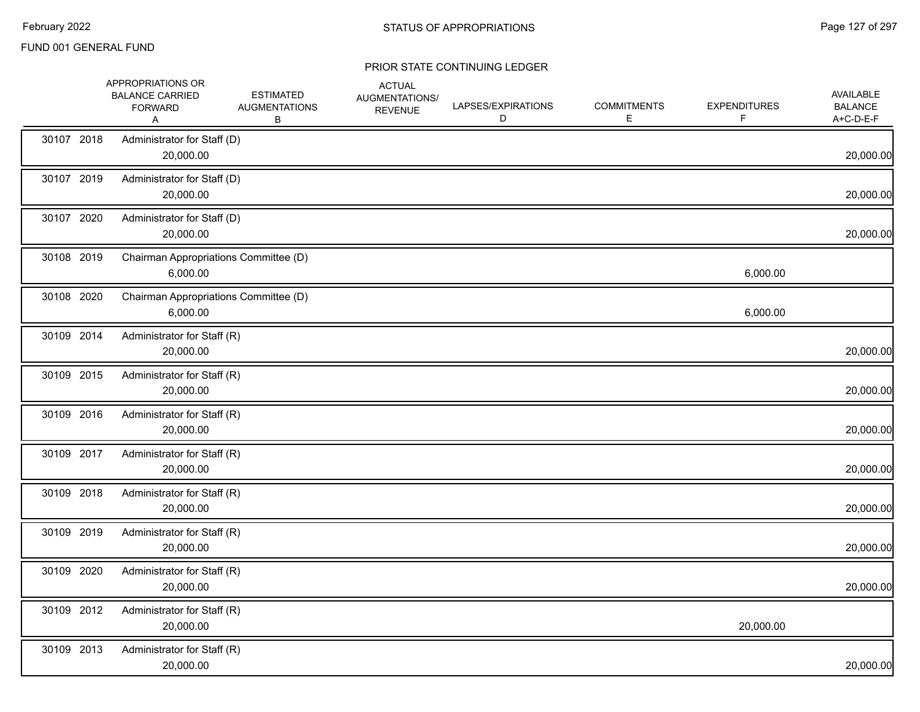FUND 001 GENERAL FUND

## STATUS OF APPROPRIATIONS

### PRIOR STATE CONTINUING LEDGER

| | APPROPRIATIONS OR BALANCE CARRIED FORWARD A | ESTIMATED AUGMENTATIONS B | ACTUAL AUGMENTATIONS/ REVENUE | LAPSES/EXPIRATIONS D | COMMITMENTS E | EXPENDITURES F | AVAILABLE BALANCE A+C-D-E-F |
|---|---|---|---|---|---|---|---|
| 30107 2018 | Administrator for Staff (D) | | | | | | |
| | 20,000.00 | | | | | | 20,000.00 |
| 30107 2019 | Administrator for Staff (D) | | | | | | |
| | 20,000.00 | | | | | | 20,000.00 |
| 30107 2020 | Administrator for Staff (D) | | | | | | |
| | 20,000.00 | | | | | | 20,000.00 |
| 30108 2019 | Chairman Appropriations Committee (D) | | | | | | |
| | 6,000.00 | | | | | 6,000.00 | |
| 30108 2020 | Chairman Appropriations Committee (D) | | | | | | |
| | 6,000.00 | | | | | 6,000.00 | |
| 30109 2014 | Administrator for Staff (R) | | | | | | |
| | 20,000.00 | | | | | | 20,000.00 |
| 30109 2015 | Administrator for Staff (R) | | | | | | |
| | 20,000.00 | | | | | | 20,000.00 |
| 30109 2016 | Administrator for Staff (R) | | | | | | |
| | 20,000.00 | | | | | | 20,000.00 |
| 30109 2017 | Administrator for Staff (R) | | | | | | |
| | 20,000.00 | | | | | | 20,000.00 |
| 30109 2018 | Administrator for Staff (R) | | | | | | |
| | 20,000.00 | | | | | | 20,000.00 |
| 30109 2019 | Administrator for Staff (R) | | | | | | |
| | 20,000.00 | | | | | | 20,000.00 |
| 30109 2020 | Administrator for Staff (R) | | | | | | |
| | 20,000.00 | | | | | | 20,000.00 |
| 30109 2012 | Administrator for Staff (R) | | | | | | |
| | 20,000.00 | | | | | 20,000.00 | |
| 30109 2013 | Administrator for Staff (R) | | | | | | |
| | 20,000.00 | | | | | | 20,000.00 |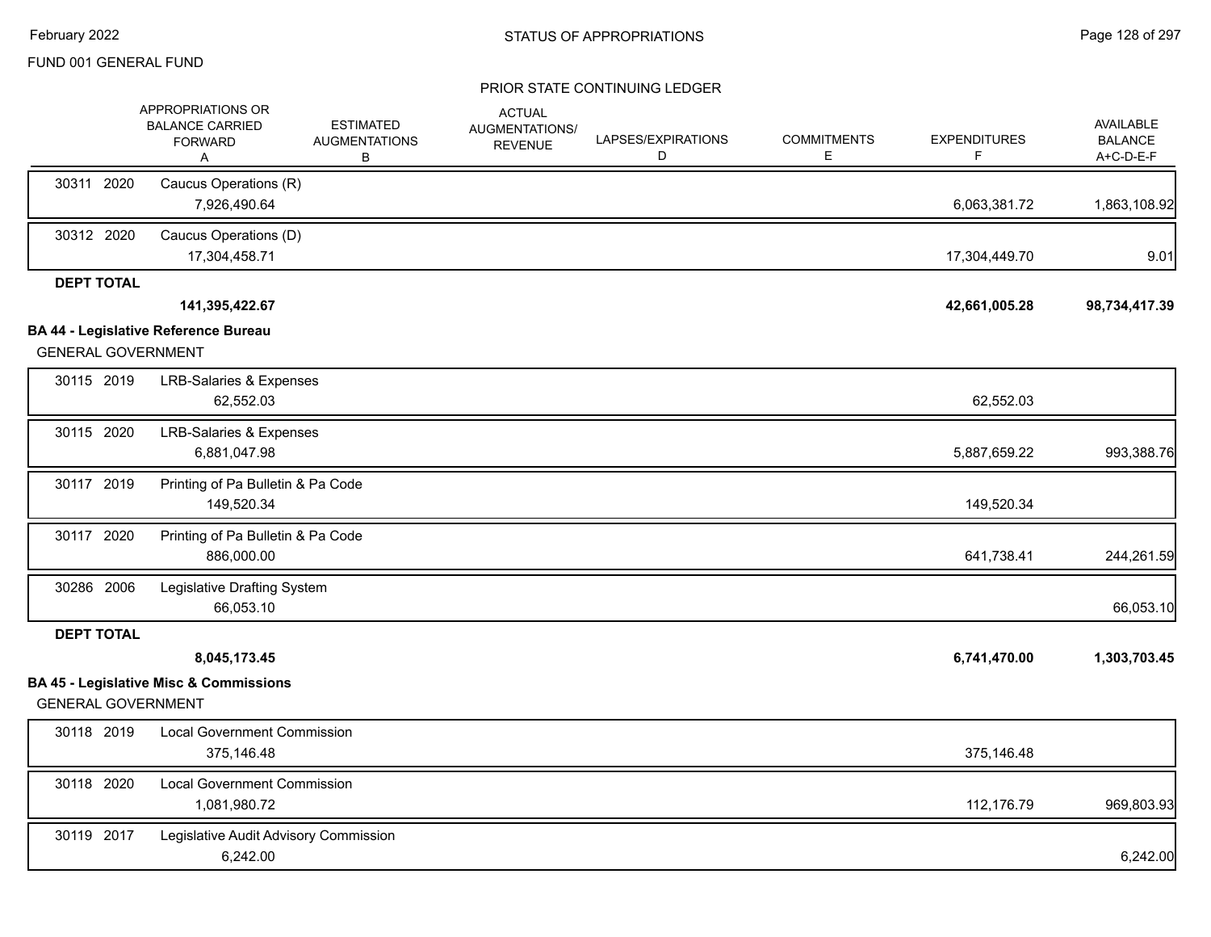FUND 001 GENERAL FUND

PRIOR STATE CONTINUING LEDGER

| | APPROPRIATIONS OR BALANCE CARRIED FORWARD A | ESTIMATED AUGMENTATIONS B | ACTUAL AUGMENTATIONS/ REVENUE | LAPSES/EXPIRATIONS D | COMMITMENTS E | EXPENDITURES F | AVAILABLE BALANCE A+C-D-E-F |
|---|---|---|---|---|---|---|---|
| 30311 2020 | Caucus Operations (R) | | | | | | |
| | 7,926,490.64 | | | | | 6,063,381.72 | 1,863,108.92 |
| 30312 2020 | Caucus Operations (D) | | | | | | |
| | 17,304,458.71 | | | | | 17,304,449.70 | 9.01 |
| **DEPT TOTAL** | | | | | | | |
| | **141,395,422.67** | | | | | **42,661,005.28** | **98,734,417.39** |

**BA 44 - Legislative Reference Bureau**

GENERAL GOVERNMENT

| | APPROPRIATIONS OR BALANCE CARRIED FORWARD A | ESTIMATED AUGMENTATIONS B | ACTUAL AUGMENTATIONS/ REVENUE | LAPSES/EXPIRATIONS D | COMMITMENTS E | EXPENDITURES F | AVAILABLE BALANCE A+C-D-E-F |
|---|---|---|---|---|---|---|---|
| 30115 2019 | LRB-Salaries & Expenses | | | | | | |
| | 62,552.03 | | | | | 62,552.03 | |
| 30115 2020 | LRB-Salaries & Expenses | | | | | | |
| | 6,881,047.98 | | | | | 5,887,659.22 | 993,388.76 |
| 30117 2019 | Printing of Pa Bulletin & Pa Code | | | | | | |
| | 149,520.34 | | | | | 149,520.34 | |
| 30117 2020 | Printing of Pa Bulletin & Pa Code | | | | | | |
| | 886,000.00 | | | | | 641,738.41 | 244,261.59 |
| 30286 2006 | Legislative Drafting System | | | | | | |
| | 66,053.10 | | | | | | 66,053.10 |
| **DEPT TOTAL** | | | | | | | |
| | **8,045,173.45** | | | | | **6,741,470.00** | **1,303,703.45** |

**BA 45 - Legislative Misc & Commissions**

GENERAL GOVERNMENT

| | APPROPRIATIONS OR BALANCE CARRIED FORWARD A | ESTIMATED AUGMENTATIONS B | ACTUAL AUGMENTATIONS/ REVENUE | LAPSES/EXPIRATIONS D | COMMITMENTS E | EXPENDITURES F | AVAILABLE BALANCE A+C-D-E-F |
|---|---|---|---|---|---|---|---|
| 30118 2019 | Local Government Commission | | | | | | |
| | 375,146.48 | | | | | 375,146.48 | |
| 30118 2020 | Local Government Commission | | | | | | |
| | 1,081,980.72 | | | | | 112,176.79 | 969,803.93 |
| 30119 2017 | Legislative Audit Advisory Commission | | | | | | |
| | 6,242.00 | | | | | | 6,242.00 |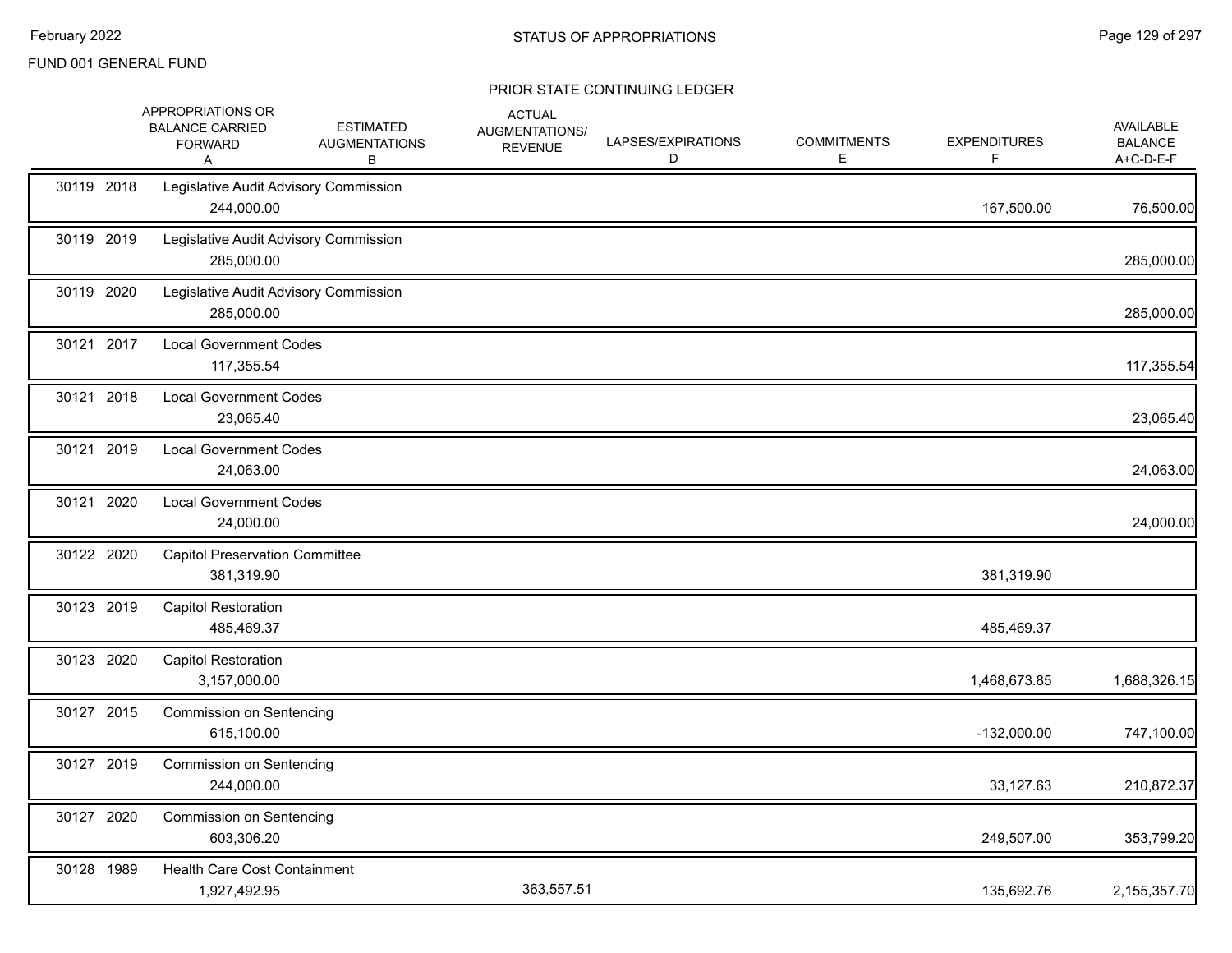FUND 001 GENERAL FUND

## PRIOR STATE CONTINUING LEDGER

| | APPROPRIATIONS OR BALANCE CARRIED FORWARD A | ESTIMATED AUGMENTATIONS B | ACTUAL AUGMENTATIONS/ REVENUE | LAPSES/EXPIRATIONS D | COMMITMENTS E | EXPENDITURES F | AVAILABLE BALANCE A+C-D-E-F |
|---|---|---|---|---|---|---|---|
| 30119 2018 | Legislative Audit Advisory Commission | | | | | | |
| | 244,000.00 | | | | | 167,500.00 | 76,500.00 |
| 30119 2019 | Legislative Audit Advisory Commission | | | | | | |
| | 285,000.00 | | | | | | 285,000.00 |
| 30119 2020 | Legislative Audit Advisory Commission | | | | | | |
| | 285,000.00 | | | | | | 285,000.00 |
| 30121 2017 | Local Government Codes | | | | | | |
| | 117,355.54 | | | | | | 117,355.54 |
| 30121 2018 | Local Government Codes | | | | | | |
| | 23,065.40 | | | | | | 23,065.40 |
| 30121 2019 | Local Government Codes | | | | | | |
| | 24,063.00 | | | | | | 24,063.00 |
| 30121 2020 | Local Government Codes | | | | | | |
| | 24,000.00 | | | | | | 24,000.00 |
| 30122 2020 | Capitol Preservation Committee | | | | | | |
| | 381,319.90 | | | | | 381,319.90 | |
| 30123 2019 | Capitol Restoration | | | | | | |
| | 485,469.37 | | | | | 485,469.37 | |
| 30123 2020 | Capitol Restoration | | | | | | |
| | 3,157,000.00 | | | | | 1,468,673.85 | 1,688,326.15 |
| 30127 2015 | Commission on Sentencing | | | | | | |
| | 615,100.00 | | | | | -132,000.00 | 747,100.00 |
| 30127 2019 | Commission on Sentencing | | | | | | |
| | 244,000.00 | | | | | 33,127.63 | 210,872.37 |
| 30127 2020 | Commission on Sentencing | | | | | | |
| | 603,306.20 | | | | | 249,507.00 | 353,799.20 |
| 30128 1989 | Health Care Cost Containment | | | | | | |
| | 1,927,492.95 | | 363,557.51 | | | 135,692.76 | 2,155,357.70 |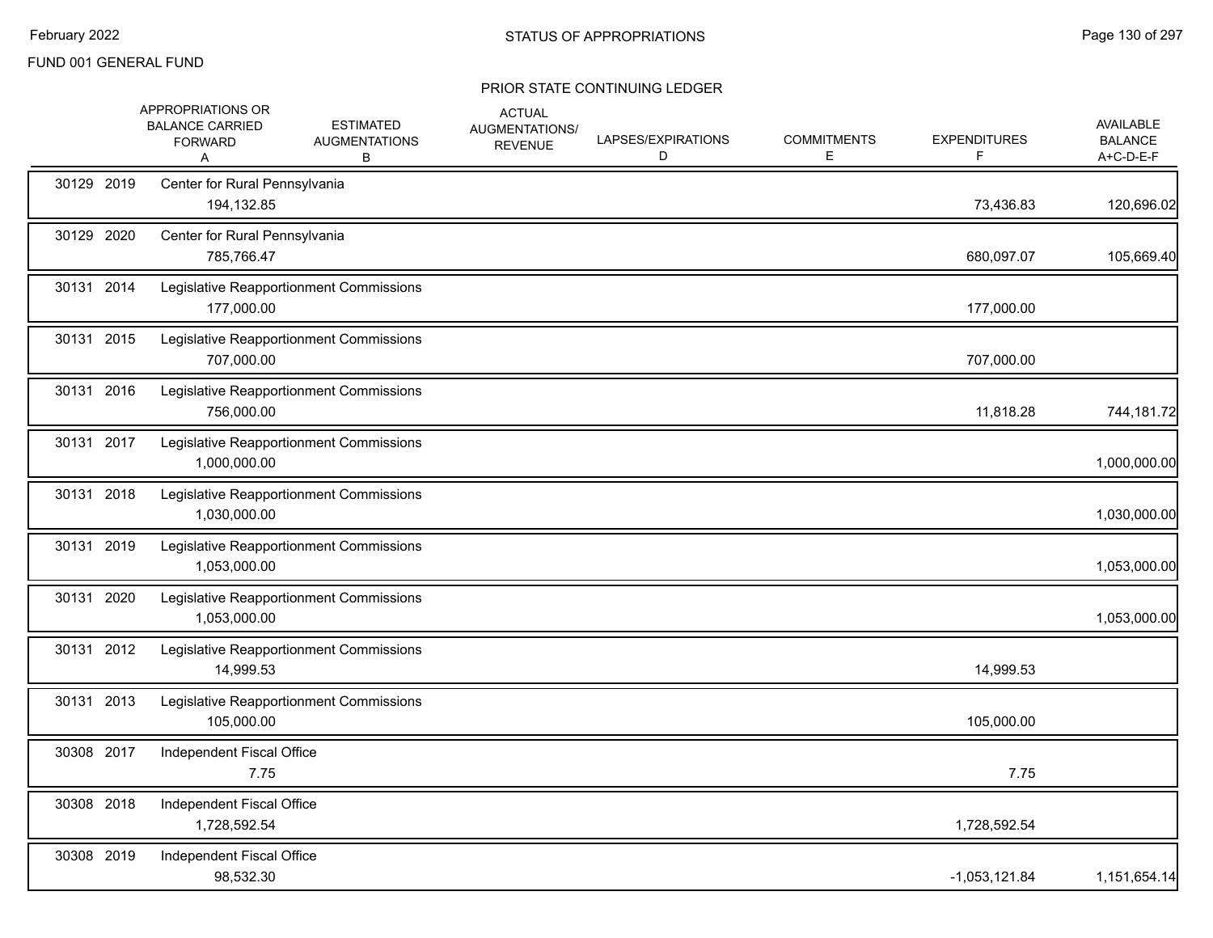FUND 001 GENERAL FUND

## STATUS OF APPROPRIATIONS

### PRIOR STATE CONTINUING LEDGER

| | | APPROPRIATIONS OR BALANCE CARRIED FORWARD A | ESTIMATED AUGMENTATIONS B | ACTUAL AUGMENTATIONS/ REVENUE | LAPSES/EXPIRATIONS D | COMMITMENTS E | EXPENDITURES F | AVAILABLE BALANCE A+C-D-E-F |
|---|---|---|---|---|---|---|---|---|
| 30129 | 2019 | Center for Rural Pennsylvania | | | | | | |
| | | 194,132.85 | | | | | 73,436.83 | 120,696.02 |
| 30129 | 2020 | Center for Rural Pennsylvania | | | | | | |
| | | 785,766.47 | | | | | 680,097.07 | 105,669.40 |
| 30131 | 2014 | Legislative Reapportionment Commissions | | | | | | |
| | | 177,000.00 | | | | | 177,000.00 | |
| 30131 | 2015 | Legislative Reapportionment Commissions | | | | | | |
| | | 707,000.00 | | | | | 707,000.00 | |
| 30131 | 2016 | Legislative Reapportionment Commissions | | | | | | |
| | | 756,000.00 | | | | | 11,818.28 | 744,181.72 |
| 30131 | 2017 | Legislative Reapportionment Commissions | | | | | | |
| | | 1,000,000.00 | | | | | | 1,000,000.00 |
| 30131 | 2018 | Legislative Reapportionment Commissions | | | | | | |
| | | 1,030,000.00 | | | | | | 1,030,000.00 |
| 30131 | 2019 | Legislative Reapportionment Commissions | | | | | | |
| | | 1,053,000.00 | | | | | | 1,053,000.00 |
| 30131 | 2020 | Legislative Reapportionment Commissions | | | | | | |
| | | 1,053,000.00 | | | | | | 1,053,000.00 |
| 30131 | 2012 | Legislative Reapportionment Commissions | | | | | | |
| | | 14,999.53 | | | | | 14,999.53 | |
| 30131 | 2013 | Legislative Reapportionment Commissions | | | | | | |
| | | 105,000.00 | | | | | 105,000.00 | |
| 30308 | 2017 | Independent Fiscal Office | | | | | | |
| | | 7.75 | | | | | 7.75 | |
| 30308 | 2018 | Independent Fiscal Office | | | | | | |
| | | 1,728,592.54 | | | | | 1,728,592.54 | |
| 30308 | 2019 | Independent Fiscal Office | | | | | | |
| | | 98,532.30 | | | | | -1,053,121.84 | 1,151,654.14 |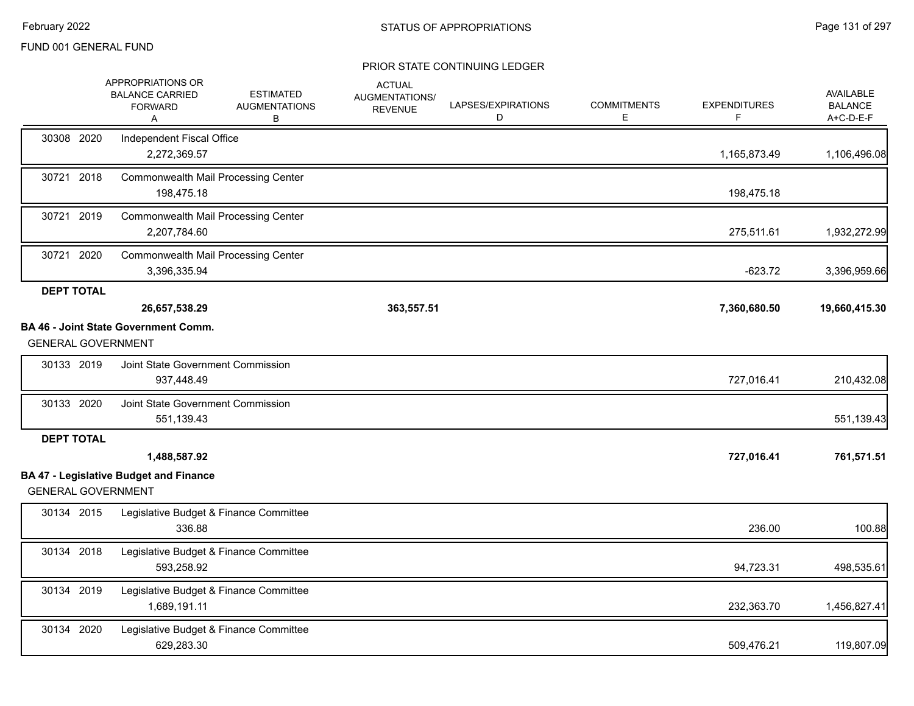STATUS OF APPROPRIATIONS

FUND 001 GENERAL FUND

PRIOR STATE CONTINUING LEDGER

| | APPROPRIATIONS OR BALANCE CARRIED FORWARD A | ESTIMATED AUGMENTATIONS B | ACTUAL AUGMENTATIONS/ REVENUE | LAPSES/EXPIRATIONS D | COMMITMENTS E | EXPENDITURES F | AVAILABLE BALANCE A+C-D-E-F |
|---|---|---|---|---|---|---|---|
| 30308 2020 | Independent Fiscal Office | | | | | | |
| | 2,272,369.57 | | | | | 1,165,873.49 | 1,106,496.08 |
| 30721 2018 | Commonwealth Mail Processing Center | | | | | | |
| | 198,475.18 | | | | | 198,475.18 | |
| 30721 2019 | Commonwealth Mail Processing Center | | | | | | |
| | 2,207,784.60 | | | | | 275,511.61 | 1,932,272.99 |
| 30721 2020 | Commonwealth Mail Processing Center | | | | | | |
| | 3,396,335.94 | | | | | -623.72 | 3,396,959.66 |
| **DEPT TOTAL** | | | | | | | |
| | **26,657,538.29** | | **363,557.51** | | | **7,360,680.50** | **19,660,415.30** |

**BA 46 - Joint State Government Comm.**

GENERAL GOVERNMENT

| | APPROPRIATIONS OR BALANCE CARRIED FORWARD A | ESTIMATED AUGMENTATIONS B | ACTUAL AUGMENTATIONS/ REVENUE | LAPSES/EXPIRATIONS D | COMMITMENTS E | EXPENDITURES F | AVAILABLE BALANCE A+C-D-E-F |
|---|---|---|---|---|---|---|---|
| 30133 2019 | Joint State Government Commission | | | | | | |
| | 937,448.49 | | | | | 727,016.41 | 210,432.08 |
| 30133 2020 | Joint State Government Commission | | | | | | |
| | 551,139.43 | | | | | | 551,139.43 |
| **DEPT TOTAL** | | | | | | | |
| | **1,488,587.92** | | | | | **727,016.41** | **761,571.51** |

**BA 47 - Legislative Budget and Finance**

GENERAL GOVERNMENT

| | APPROPRIATIONS OR BALANCE CARRIED FORWARD A | ESTIMATED AUGMENTATIONS B | ACTUAL AUGMENTATIONS/ REVENUE | LAPSES/EXPIRATIONS D | COMMITMENTS E | EXPENDITURES F | AVAILABLE BALANCE A+C-D-E-F |
|---|---|---|---|---|---|---|---|
| 30134 2015 | Legislative Budget & Finance Committee | | | | | | |
| | 336.88 | | | | | 236.00 | 100.88 |
| 30134 2018 | Legislative Budget & Finance Committee | | | | | | |
| | 593,258.92 | | | | | 94,723.31 | 498,535.61 |
| 30134 2019 | Legislative Budget & Finance Committee | | | | | | |
| | 1,689,191.11 | | | | | 232,363.70 | 1,456,827.41 |
| 30134 2020 | Legislative Budget & Finance Committee | | | | | | |
| | 629,283.30 | | | | | 509,476.21 | 119,807.09 |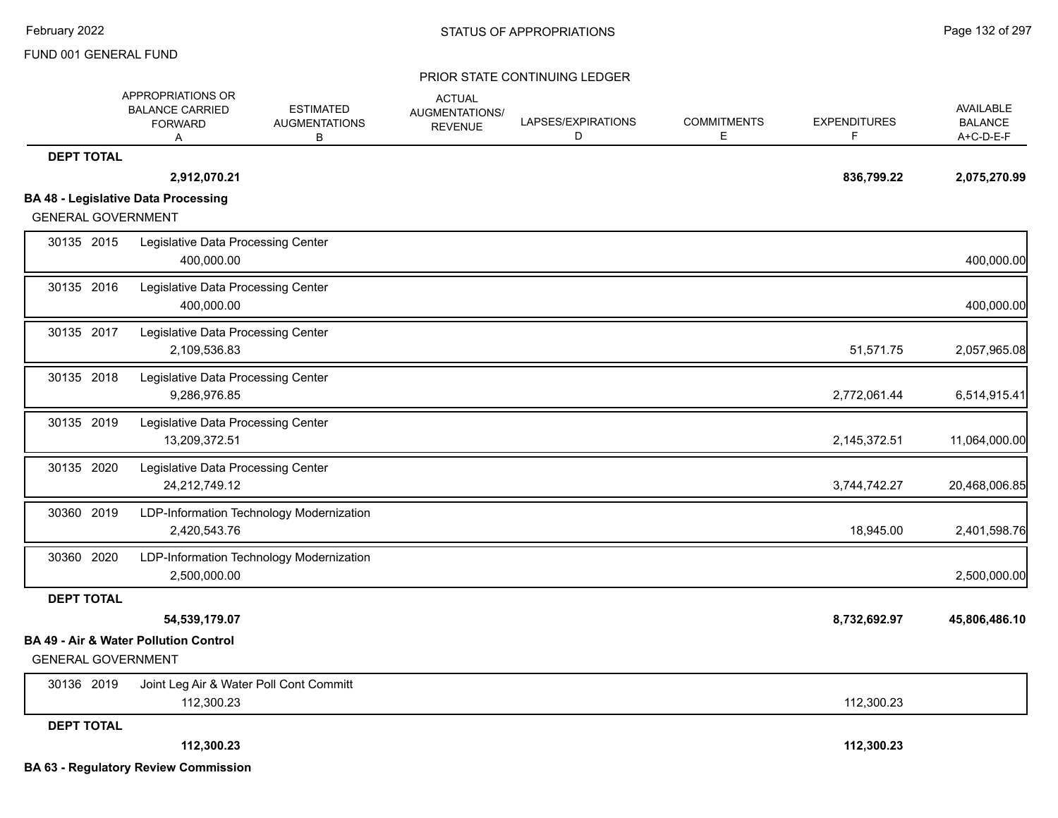FUND 001 GENERAL FUND

PRIOR STATE CONTINUING LEDGER

| | APPROPRIATIONS OR BALANCE CARRIED FORWARD A | ESTIMATED AUGMENTATIONS B | ACTUAL AUGMENTATIONS/ REVENUE | LAPSES/EXPIRATIONS D | COMMITMENTS E | EXPENDITURES F | AVAILABLE BALANCE A+C-D-E-F |
|---|---|---|---|---|---|---|---|
| **DEPT TOTAL** | **2,912,070.21** | | | | | **836,799.22** | **2,075,270.99** |
| **BA 48 - Legislative Data Processing** | | | | | | | |
| GENERAL GOVERNMENT | | | | | | | |
| 30135 2015 Legislative Data Processing Center | 400,000.00 | | | | | | 400,000.00 |
| 30135 2016 Legislative Data Processing Center | 400,000.00 | | | | | | 400,000.00 |
| 30135 2017 Legislative Data Processing Center | 2,109,536.83 | | | | | 51,571.75 | 2,057,965.08 |
| 30135 2018 Legislative Data Processing Center | 9,286,976.85 | | | | | 2,772,061.44 | 6,514,915.41 |
| 30135 2019 Legislative Data Processing Center | 13,209,372.51 | | | | | 2,145,372.51 | 11,064,000.00 |
| 30135 2020 Legislative Data Processing Center | 24,212,749.12 | | | | | 3,744,742.27 | 20,468,006.85 |
| 30360 2019 LDP-Information Technology Modernization | 2,420,543.76 | | | | | 18,945.00 | 2,401,598.76 |
| 30360 2020 LDP-Information Technology Modernization | 2,500,000.00 | | | | | | 2,500,000.00 |
| **DEPT TOTAL** | **54,539,179.07** | | | | | **8,732,692.97** | **45,806,486.10** |
| **BA 49 - Air & Water Pollution Control** | | | | | | | |
| GENERAL GOVERNMENT | | | | | | | |
| 30136 2019 Joint Leg Air & Water Poll Cont Committ | 112,300.23 | | | | | 112,300.23 | |
| **DEPT TOTAL** | **112,300.23** | | | | | **112,300.23** | |

**BA 63 - Regulatory Review Commission**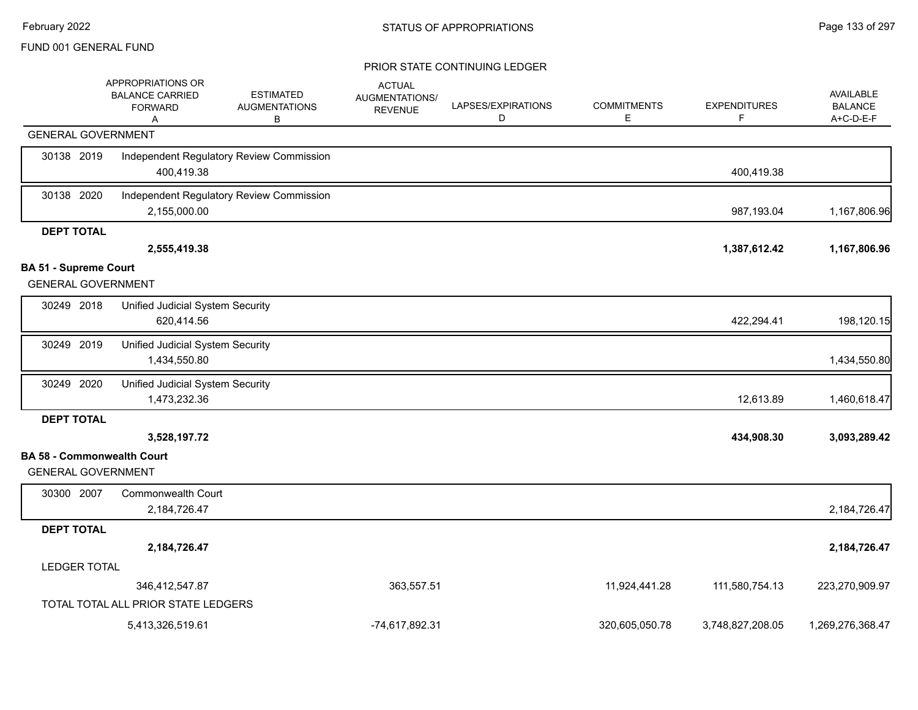FUND 001 GENERAL FUND

STATUS OF APPROPRIATIONS

PRIOR STATE CONTINUING LEDGER

| | APPROPRIATIONS OR BALANCE CARRIED FORWARD A | ESTIMATED AUGMENTATIONS B | ACTUAL AUGMENTATIONS/ REVENUE | LAPSES/EXPIRATIONS D | COMMITMENTS E | EXPENDITURES F | AVAILABLE BALANCE A+C-D-E-F |
|---|---|---|---|---|---|---|---|
| GENERAL GOVERNMENT | | | | | | | |
| 30138 2019 Independent Regulatory Review Commission | 400,419.38 | | | | | 400,419.38 | |
| 30138 2020 Independent Regulatory Review Commission | 2,155,000.00 | | | | | 987,193.04 | 1,167,806.96 |
| **DEPT TOTAL** | **2,555,419.38** | | | | | **1,387,612.42** | **1,167,806.96** |
| **BA 51 - Supreme Court** | | | | | | | |
| GENERAL GOVERNMENT | | | | | | | |
| 30249 2018 Unified Judicial System Security | 620,414.56 | | | | | 422,294.41 | 198,120.15 |
| 30249 2019 Unified Judicial System Security | 1,434,550.80 | | | | | | 1,434,550.80 |
| 30249 2020 Unified Judicial System Security | 1,473,232.36 | | | | | 12,613.89 | 1,460,618.47 |
| **DEPT TOTAL** | **3,528,197.72** | | | | | **434,908.30** | **3,093,289.42** |
| **BA 58 - Commonwealth Court** | | | | | | | |
| GENERAL GOVERNMENT | | | | | | | |
| 30300 2007 Commonwealth Court | 2,184,726.47 | | | | | | 2,184,726.47 |
| **DEPT TOTAL** | **2,184,726.47** | | | | | | **2,184,726.47** |
| LEDGER TOTAL | 346,412,547.87 | | 363,557.51 | | 11,924,441.28 | 111,580,754.13 | 223,270,909.97 |
| TOTAL TOTAL ALL PRIOR STATE LEDGERS | 5,413,326,519.61 | | -74,617,892.31 | | 320,605,050.78 | 3,748,827,208.05 | 1,269,276,368.47 |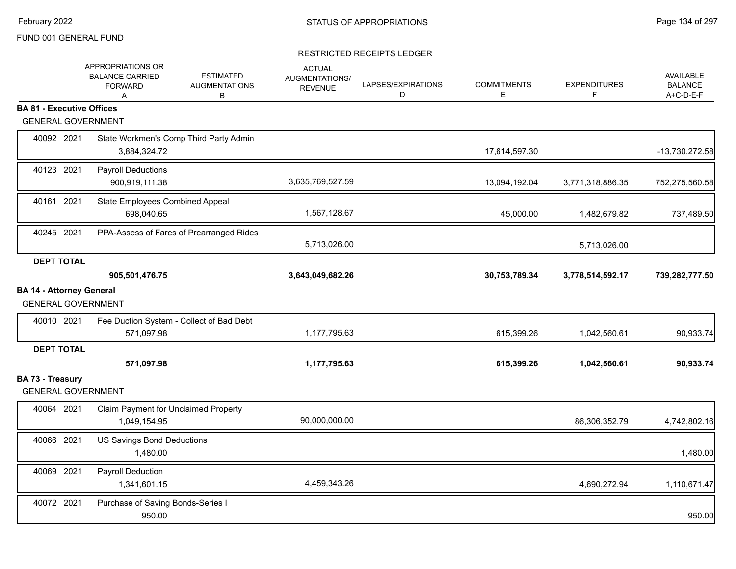FUND 001 GENERAL FUND

## STATUS OF APPROPRIATIONS

### RESTRICTED RECEIPTS LEDGER

| | | APPROPRIATIONS OR BALANCE CARRIED FORWARD A | ESTIMATED AUGMENTATIONS B | ACTUAL AUGMENTATIONS/ REVENUE | LAPSES/EXPIRATIONS D | COMMITMENTS E | EXPENDITURES F | AVAILABLE BALANCE A+C-D-E-F |
|---|---|---|---|---|---|---|---|---|
| **BA 81 - Executive Offices** | | | | | | | | |
| GENERAL GOVERNMENT | | | | | | | | |
| 40092 2021 | State Workmen's Comp Third Party Admin | 3,884,324.72 | | | | 17,614,597.30 | | -13,730,272.58 |
| 40123 2021 | Payroll Deductions | 900,919,111.38 | | 3,635,769,527.59 | | 13,094,192.04 | 3,771,318,886.35 | 752,275,560.58 |
| 40161 2021 | State Employees Combined Appeal | 698,040.65 | | 1,567,128.67 | | 45,000.00 | 1,482,679.82 | 737,489.50 |
| 40245 2021 | PPA-Assess of Fares of Prearranged Rides | | | 5,713,026.00 | | | 5,713,026.00 | |
| **DEPT TOTAL** | | **905,501,476.75** | | **3,643,049,682.26** | | **30,753,789.34** | **3,778,514,592.17** | **739,282,777.50** |
| **BA 14 - Attorney General** | | | | | | | | |
| GENERAL GOVERNMENT | | | | | | | | |
| 40010 2021 | Fee Duction System - Collect of Bad Debt | 571,097.98 | | 1,177,795.63 | | 615,399.26 | 1,042,560.61 | 90,933.74 |
| **DEPT TOTAL** | | **571,097.98** | | **1,177,795.63** | | **615,399.26** | **1,042,560.61** | **90,933.74** |
| **BA 73 - Treasury** | | | | | | | | |
| GENERAL GOVERNMENT | | | | | | | | |
| 40064 2021 | Claim Payment for Unclaimed Property | 1,049,154.95 | | 90,000,000.00 | | | 86,306,352.79 | 4,742,802.16 |
| 40066 2021 | US Savings Bond Deductions | 1,480.00 | | | | | | 1,480.00 |
| 40069 2021 | Payroll Deduction | 1,341,601.15 | | 4,459,343.26 | | | 4,690,272.94 | 1,110,671.47 |
| 40072 2021 | Purchase of Saving Bonds-Series I | 950.00 | | | | | | 950.00 |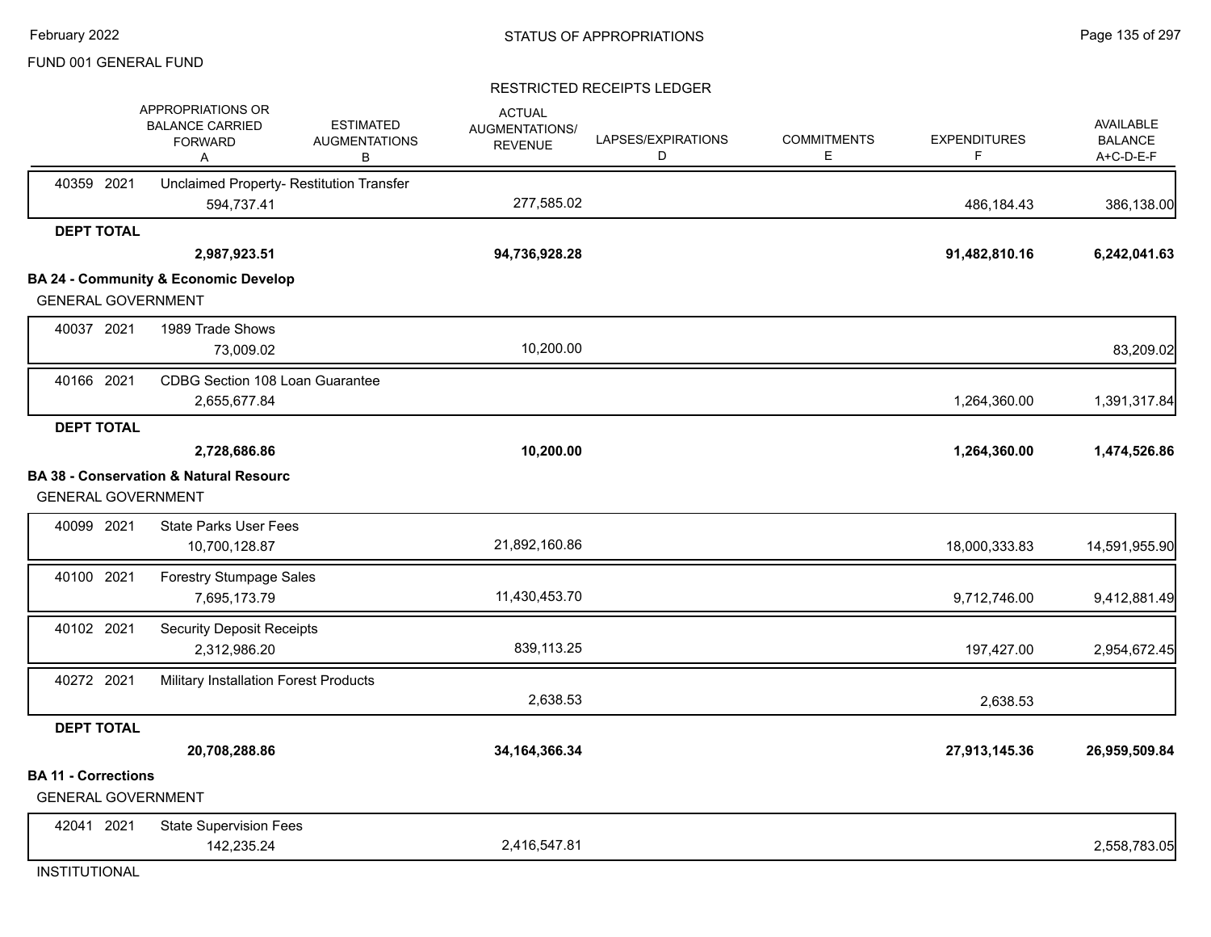FUND 001 GENERAL FUND

STATUS OF APPROPRIATIONS

RESTRICTED RECEIPTS LEDGER

| | APPROPRIATIONS OR BALANCE CARRIED FORWARD A | ESTIMATED AUGMENTATIONS B | ACTUAL AUGMENTATIONS/ REVENUE C | LAPSES/EXPIRATIONS D | COMMITMENTS E | EXPENDITURES F | AVAILABLE BALANCE A+C-D-E-F |
|---|---|---|---|---|---|---|---|
| 40359 2021 Unclaimed Property- Restitution Transfer | 594,737.41 | | 277,585.02 | | | 486,184.43 | 386,138.00 |
| **DEPT TOTAL** | **2,987,923.51** | | **94,736,928.28** | | | **91,482,810.16** | **6,242,041.63** |
| **BA 24 - Community & Economic Develop** | | | | | | | |
| GENERAL GOVERNMENT | | | | | | | |
| 40037 2021 1989 Trade Shows | 73,009.02 | | 10,200.00 | | | | 83,209.02 |
| 40166 2021 CDBG Section 108 Loan Guarantee | 2,655,677.84 | | | | | 1,264,360.00 | 1,391,317.84 |
| **DEPT TOTAL** | **2,728,686.86** | | **10,200.00** | | | **1,264,360.00** | **1,474,526.86** |
| **BA 38 - Conservation & Natural Resourc** | | | | | | | |
| GENERAL GOVERNMENT | | | | | | | |
| 40099 2021 State Parks User Fees | 10,700,128.87 | | 21,892,160.86 | | | 18,000,333.83 | 14,591,955.90 |
| 40100 2021 Forestry Stumpage Sales | 7,695,173.79 | | 11,430,453.70 | | | 9,712,746.00 | 9,412,881.49 |
| 40102 2021 Security Deposit Receipts | 2,312,986.20 | | 839,113.25 | | | 197,427.00 | 2,954,672.45 |
| 40272 2021 Military Installation Forest Products | | | 2,638.53 | | | 2,638.53 | |
| **DEPT TOTAL** | **20,708,288.86** | | **34,164,366.34** | | | **27,913,145.36** | **26,959,509.84** |
| **BA 11 - Corrections** | | | | | | | |
| GENERAL GOVERNMENT | | | | | | | |
| 42041 2021 State Supervision Fees | 142,235.24 | | 2,416,547.81 | | | | 2,558,783.05 |
| INSTITUTIONAL | | | | | | | |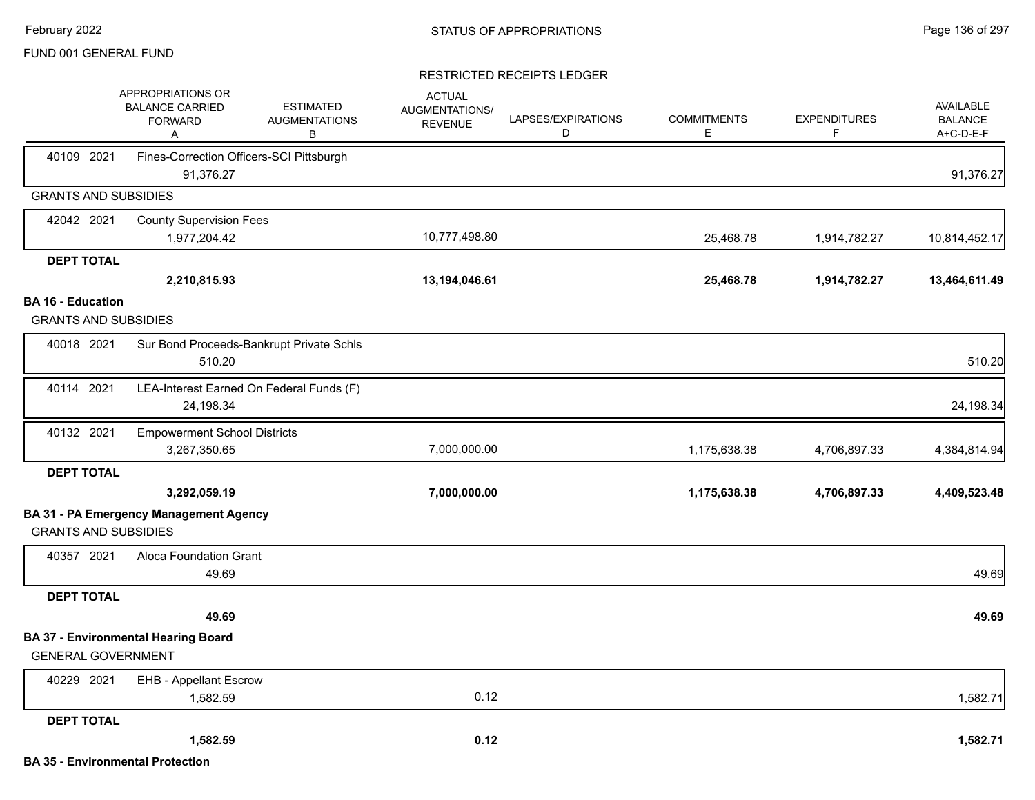FUND 001 GENERAL FUND

STATUS OF APPROPRIATIONS

RESTRICTED RECEIPTS LEDGER

| | APPROPRIATIONS OR BALANCE CARRIED FORWARD A | ESTIMATED AUGMENTATIONS B | ACTUAL AUGMENTATIONS/ REVENUE | LAPSES/EXPIRATIONS D | COMMITMENTS E | EXPENDITURES F | AVAILABLE BALANCE A+C-D-E-F |
|---|---|---|---|---|---|---|---|
| 40109 2021 Fines-Correction Officers-SCI Pittsburgh | 91,376.27 | | | | | | 91,376.27 |
| GRANTS AND SUBSIDIES | | | | | | | |
| 42042 2021 County Supervision Fees | 1,977,204.42 | | 10,777,498.80 | | 25,468.78 | 1,914,782.27 | 10,814,452.17 |
| **DEPT TOTAL** | **2,210,815.93** | | **13,194,046.61** | | **25,468.78** | **1,914,782.27** | **13,464,611.49** |
| **BA 16 - Education** | | | | | | | |
| GRANTS AND SUBSIDIES | | | | | | | |
| 40018 2021 Sur Bond Proceeds-Bankrupt Private Schls | 510.20 | | | | | | 510.20 |
| 40114 2021 LEA-Interest Earned On Federal Funds (F) | 24,198.34 | | | | | | 24,198.34 |
| 40132 2021 Empowerment School Districts | 3,267,350.65 | | 7,000,000.00 | | 1,175,638.38 | 4,706,897.33 | 4,384,814.94 |
| **DEPT TOTAL** | **3,292,059.19** | | **7,000,000.00** | | **1,175,638.38** | **4,706,897.33** | **4,409,523.48** |
| **BA 31 - PA Emergency Management Agency** | | | | | | | |
| GRANTS AND SUBSIDIES | | | | | | | |
| 40357 2021 Aloca Foundation Grant | 49.69 | | | | | | 49.69 |
| **DEPT TOTAL** | **49.69** | | | | | | **49.69** |
| **BA 37 - Environmental Hearing Board** | | | | | | | |
| GENERAL GOVERNMENT | | | | | | | |
| 40229 2021 EHB - Appellant Escrow | 1,582.59 | | 0.12 | | | | 1,582.71 |
| **DEPT TOTAL** | **1,582.59** | | **0.12** | | | | **1,582.71** |
| **BA 35 - Environmental Protection** | | | | | | | |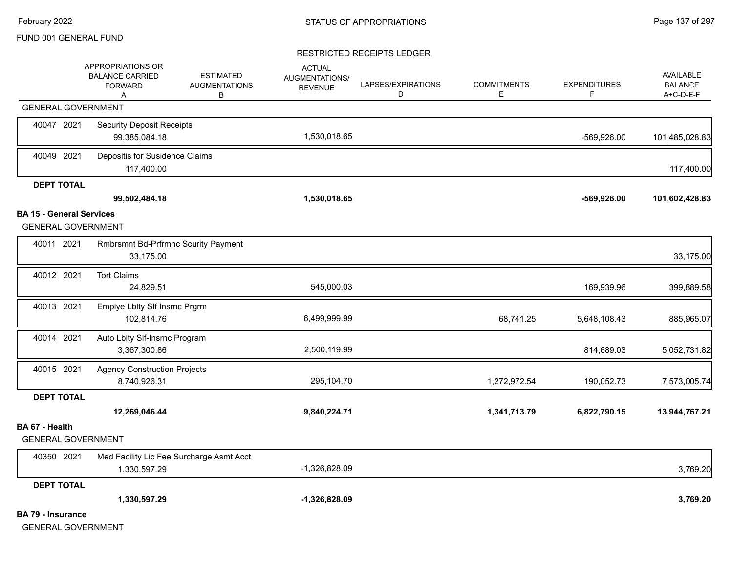FUND 001 GENERAL FUND

RESTRICTED RECEIPTS LEDGER

| | APPROPRIATIONS OR BALANCE CARRIED FORWARD A | ESTIMATED AUGMENTATIONS B | ACTUAL AUGMENTATIONS/ REVENUE | LAPSES/EXPIRATIONS D | COMMITMENTS E | EXPENDITURES F | AVAILABLE BALANCE A+C-D-E-F |
|---|---|---|---|---|---|---|---|
| GENERAL GOVERNMENT | | | | | | | |
| 40047 2021 Security Deposit Receipts | 99,385,084.18 | | 1,530,018.65 | | | -569,926.00 | 101,485,028.83 |
| 40049 2021 Depositis for Susidence Claims | 117,400.00 | | | | | | 117,400.00 |
| **DEPT TOTAL** | **99,502,484.18** | | **1,530,018.65** | | | **-569,926.00** | **101,602,428.83** |

**BA 15 - General Services**

| | APPROPRIATIONS OR BALANCE CARRIED FORWARD A | ESTIMATED AUGMENTATIONS B | ACTUAL AUGMENTATIONS/ REVENUE | LAPSES/EXPIRATIONS D | COMMITMENTS E | EXPENDITURES F | AVAILABLE BALANCE A+C-D-E-F |
|---|---|---|---|---|---|---|---|
| GENERAL GOVERNMENT | | | | | | | |
| 40011 2021 Rmbrsmnt Bd-Prfrmnc Scurity Payment | 33,175.00 | | | | | | 33,175.00 |
| 40012 2021 Tort Claims | 24,829.51 | | 545,000.03 | | | 169,939.96 | 399,889.58 |
| 40013 2021 Emplye Lblty Slf Insrnc Prgrm | 102,814.76 | | 6,499,999.99 | | 68,741.25 | 5,648,108.43 | 885,965.07 |
| 40014 2021 Auto Lblty Slf-Insrnc Program | 3,367,300.86 | | 2,500,119.99 | | | 814,689.03 | 5,052,731.82 |
| 40015 2021 Agency Construction Projects | 8,740,926.31 | | 295,104.70 | | 1,272,972.54 | 190,052.73 | 7,573,005.74 |
| **DEPT TOTAL** | **12,269,046.44** | | **9,840,224.71** | | **1,341,713.79** | **6,822,790.15** | **13,944,767.21** |

**BA 67 - Health**

| | APPROPRIATIONS OR BALANCE CARRIED FORWARD A | ESTIMATED AUGMENTATIONS B | ACTUAL AUGMENTATIONS/ REVENUE | LAPSES/EXPIRATIONS D | COMMITMENTS E | EXPENDITURES F | AVAILABLE BALANCE A+C-D-E-F |
|---|---|---|---|---|---|---|---|
| GENERAL GOVERNMENT | | | | | | | |
| 40350 2021 Med Facility Lic Fee Surcharge Asmt Acct | 1,330,597.29 | | -1,326,828.09 | | | | 3,769.20 |
| **DEPT TOTAL** | **1,330,597.29** | | **-1,326,828.09** | | | | **3,769.20** |

**BA 79 - Insurance**

GENERAL GOVERNMENT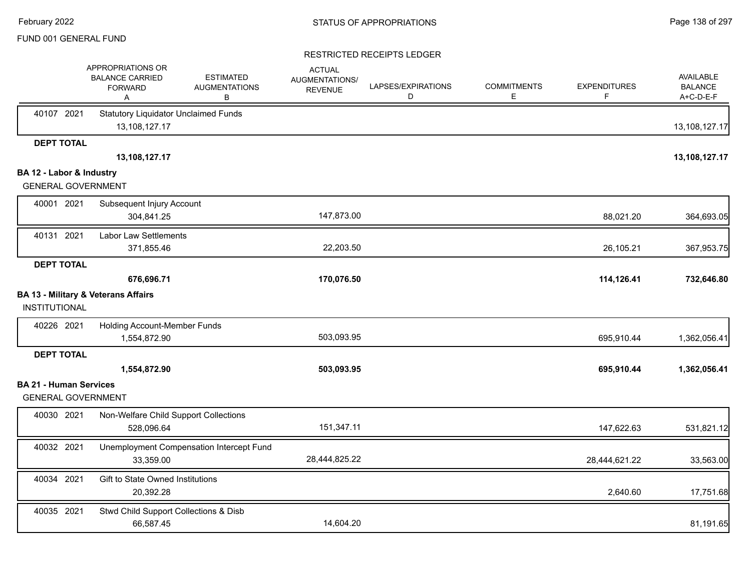FUND 001 GENERAL FUND

## STATUS OF APPROPRIATIONS

### RESTRICTED RECEIPTS LEDGER

| | APPROPRIATIONS OR BALANCE CARRIED FORWARD A | ESTIMATED AUGMENTATIONS B | ACTUAL AUGMENTATIONS/ REVENUE | LAPSES/EXPIRATIONS D | COMMITMENTS E | EXPENDITURES F | AVAILABLE BALANCE A+C-D-E-F |
|---|---|---|---|---|---|---|---|
| 40107 2021 Statutory Liquidator Unclaimed Funds | 13,108,127.17 | | | | | | 13,108,127.17 |
| **DEPT TOTAL** | **13,108,127.17** | | | | | | **13,108,127.17** |
| **BA 12 - Labor & Industry** | | | | | | | |
| GENERAL GOVERNMENT | | | | | | | |
| 40001 2021 Subsequent Injury Account | 304,841.25 | | 147,873.00 | | | 88,021.20 | 364,693.05 |
| 40131 2021 Labor Law Settlements | 371,855.46 | | 22,203.50 | | | 26,105.21 | 367,953.75 |
| **DEPT TOTAL** | **676,696.71** | | **170,076.50** | | | **114,126.41** | **732,646.80** |
| **BA 13 - Military & Veterans Affairs** | | | | | | | |
| INSTITUTIONAL | | | | | | | |
| 40226 2021 Holding Account-Member Funds | 1,554,872.90 | | 503,093.95 | | | 695,910.44 | 1,362,056.41 |
| **DEPT TOTAL** | **1,554,872.90** | | **503,093.95** | | | **695,910.44** | **1,362,056.41** |
| **BA 21 - Human Services** | | | | | | | |
| GENERAL GOVERNMENT | | | | | | | |
| 40030 2021 Non-Welfare Child Support Collections | 528,096.64 | | 151,347.11 | | | 147,622.63 | 531,821.12 |
| 40032 2021 Unemployment Compensation Intercept Fund | 33,359.00 | | 28,444,825.22 | | | 28,444,621.22 | 33,563.00 |
| 40034 2021 Gift to State Owned Institutions | 20,392.28 | | | | | 2,640.60 | 17,751.68 |
| 40035 2021 Stwd Child Support Collections & Disb | 66,587.45 | | 14,604.20 | | | | 81,191.65 |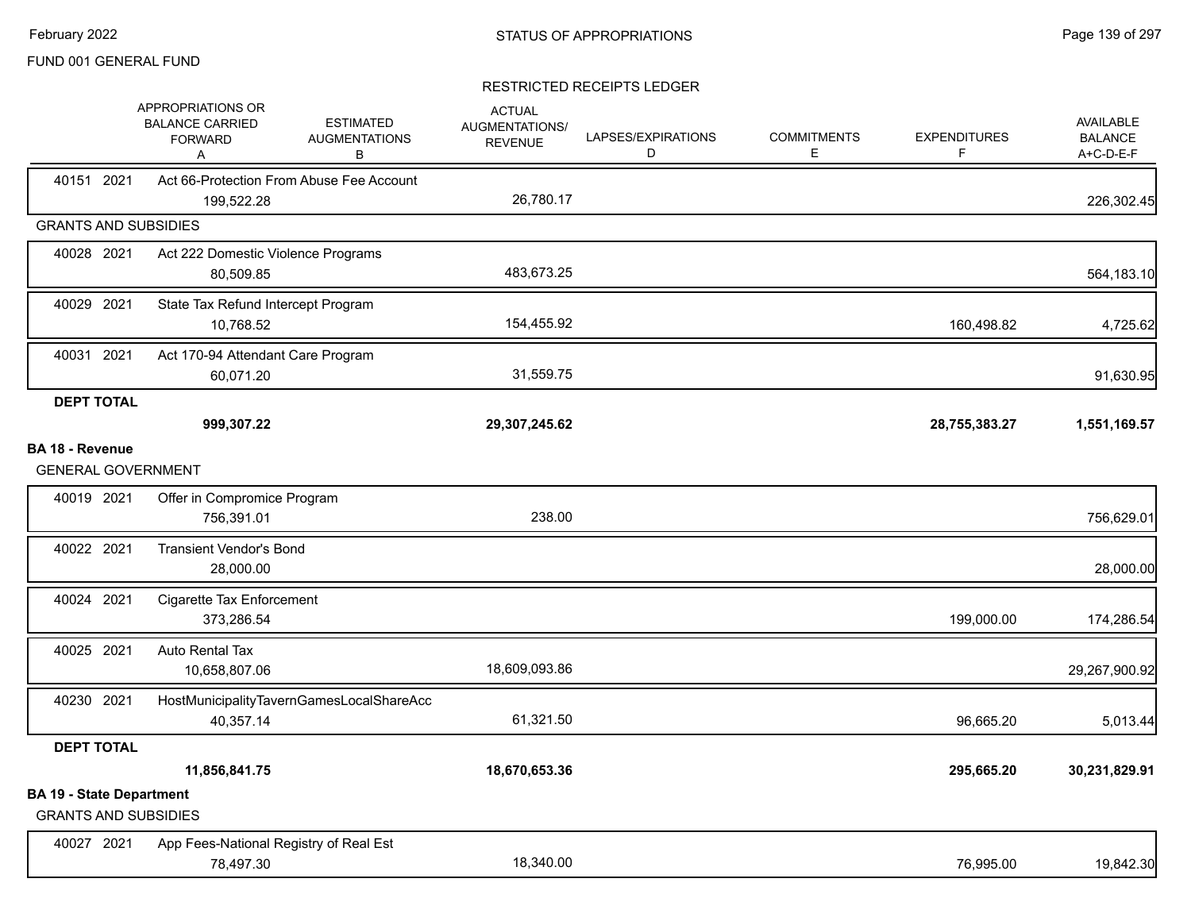FUND 001 GENERAL FUND

RESTRICTED RECEIPTS LEDGER

| | APPROPRIATIONS OR BALANCE CARRIED FORWARD A | ESTIMATED AUGMENTATIONS B | ACTUAL AUGMENTATIONS/ REVENUE | LAPSES/EXPIRATIONS D | COMMITMENTS E | EXPENDITURES F | AVAILABLE BALANCE A+C-D-E-F |
|---|---|---|---|---|---|---|---|
| 40151 2021 Act 66-Protection From Abuse Fee Account | 199,522.28 | | 26,780.17 | | | | 226,302.45 |
| **GRANTS AND SUBSIDIES** | | | | | | | |
| 40028 2021 Act 222 Domestic Violence Programs | 80,509.85 | | 483,673.25 | | | | 564,183.10 |
| 40029 2021 State Tax Refund Intercept Program | 10,768.52 | | 154,455.92 | | | 160,498.82 | 4,725.62 |
| 40031 2021 Act 170-94 Attendant Care Program | 60,071.20 | | 31,559.75 | | | | 91,630.95 |
| **DEPT TOTAL** | **999,307.22** | | **29,307,245.62** | | | **28,755,383.27** | **1,551,169.57** |
| **BA 18 - Revenue** | | | | | | | |
| **GENERAL GOVERNMENT** | | | | | | | |
| 40019 2021 Offer in Compromice Program | 756,391.01 | | 238.00 | | | | 756,629.01 |
| 40022 2021 Transient Vendor's Bond | 28,000.00 | | | | | | 28,000.00 |
| 40024 2021 Cigarette Tax Enforcement | 373,286.54 | | | | | 199,000.00 | 174,286.54 |
| 40025 2021 Auto Rental Tax | 10,658,807.06 | | 18,609,093.86 | | | | 29,267,900.92 |
| 40230 2021 HostMunicipalityTavernGamesLocalShareAcc | 40,357.14 | | 61,321.50 | | | 96,665.20 | 5,013.44 |
| **DEPT TOTAL** | **11,856,841.75** | | **18,670,653.36** | | | **295,665.20** | **30,231,829.91** |
| **BA 19 - State Department** | | | | | | | |
| **GRANTS AND SUBSIDIES** | | | | | | | |
| 40027 2021 App Fees-National Registry of Real Est | 78,497.30 | | 18,340.00 | | | 76,995.00 | 19,842.30 |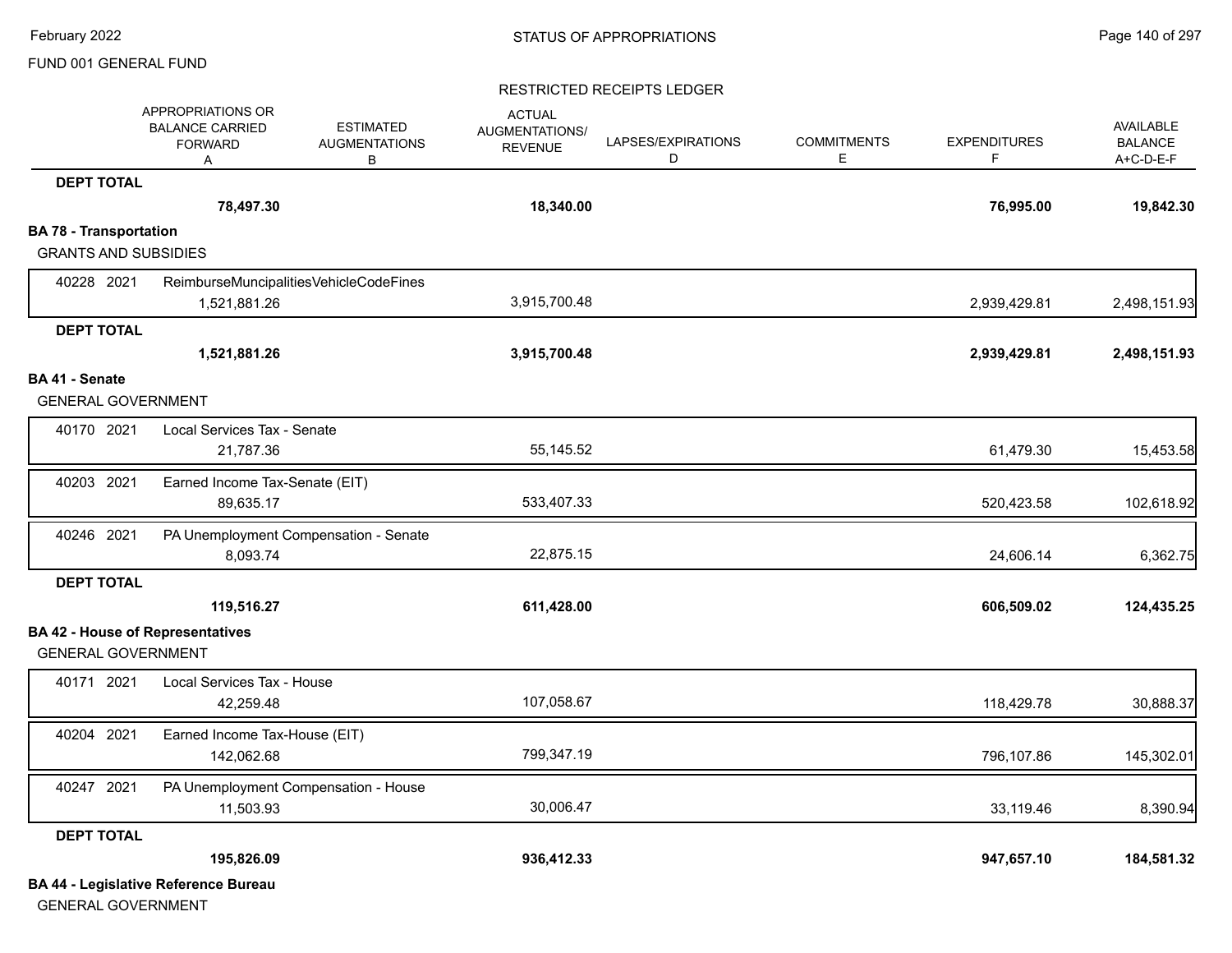FUND 001 GENERAL FUND

RESTRICTED RECEIPTS LEDGER

| | APPROPRIATIONS OR BALANCE CARRIED FORWARD A | ESTIMATED AUGMENTATIONS B | ACTUAL AUGMENTATIONS/ REVENUE | LAPSES/EXPIRATIONS D | COMMITMENTS E | EXPENDITURES F | AVAILABLE BALANCE A+C-D-E-F |
|---|---|---|---|---|---|---|---|
| **DEPT TOTAL** | | | | | | | |
| | **78,497.30** | | **18,340.00** | | | **76,995.00** | **19,842.30** |
| **BA 78 - Transportation** | | | | | | | |
| GRANTS AND SUBSIDIES | | | | | | | |
| 40228 2021 ReimburseMuncipalitiesVehicleCodeFines | 1,521,881.26 | | 3,915,700.48 | | | 2,939,429.81 | 2,498,151.93 |
| **DEPT TOTAL** | | | | | | | |
| | **1,521,881.26** | | **3,915,700.48** | | | **2,939,429.81** | **2,498,151.93** |
| **BA 41 - Senate** | | | | | | | |
| GENERAL GOVERNMENT | | | | | | | |
| 40170 2021 Local Services Tax - Senate | 21,787.36 | | 55,145.52 | | | 61,479.30 | 15,453.58 |
| 40203 2021 Earned Income Tax-Senate (EIT) | 89,635.17 | | 533,407.33 | | | 520,423.58 | 102,618.92 |
| 40246 2021 PA Unemployment Compensation - Senate | 8,093.74 | | 22,875.15 | | | 24,606.14 | 6,362.75 |
| **DEPT TOTAL** | | | | | | | |
| | **119,516.27** | | **611,428.00** | | | **606,509.02** | **124,435.25** |
| **BA 42 - House of Representatives** | | | | | | | |
| GENERAL GOVERNMENT | | | | | | | |
| 40171 2021 Local Services Tax - House | 42,259.48 | | 107,058.67 | | | 118,429.78 | 30,888.37 |
| 40204 2021 Earned Income Tax-House (EIT) | 142,062.68 | | 799,347.19 | | | 796,107.86 | 145,302.01 |
| 40247 2021 PA Unemployment Compensation - House | 11,503.93 | | 30,006.47 | | | 33,119.46 | 8,390.94 |
| **DEPT TOTAL** | | | | | | | |
| | **195,826.09** | | **936,412.33** | | | **947,657.10** | **184,581.32** |
| **BA 44 - Legislative Reference Bureau** | | | | | | | |
| GENERAL GOVERNMENT | | | | | | | |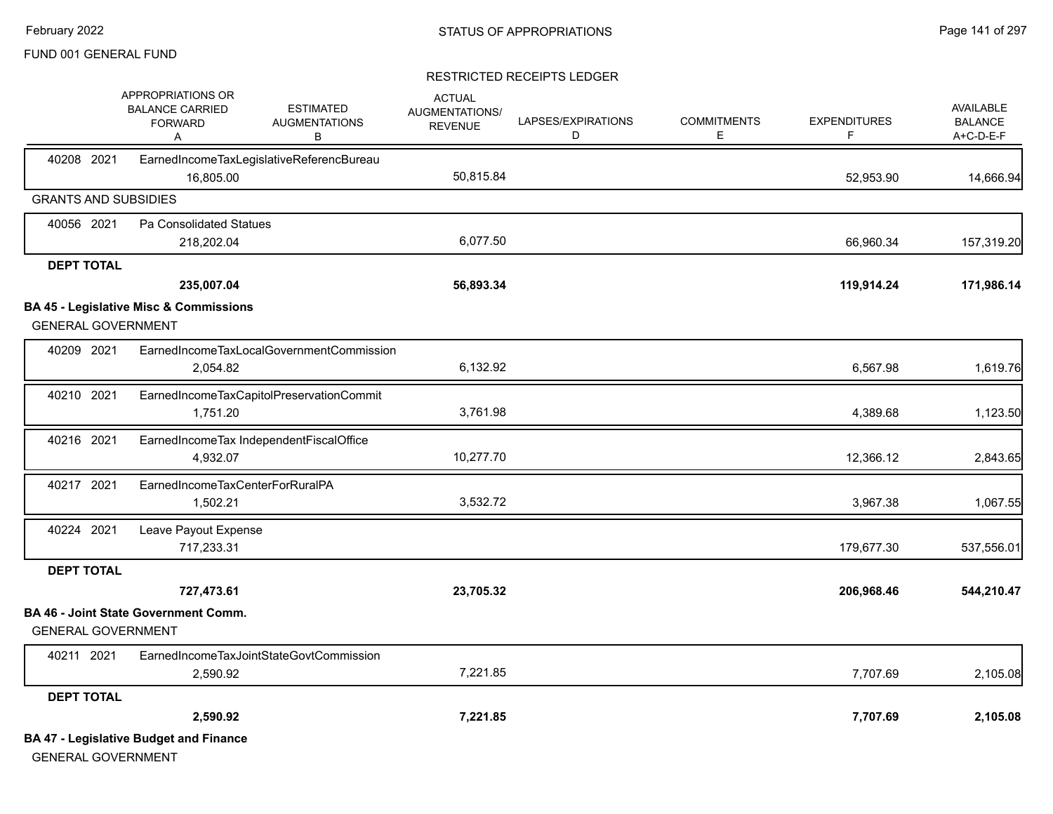FUND 001 GENERAL FUND

## STATUS OF APPROPRIATIONS

### RESTRICTED RECEIPTS LEDGER

| | APPROPRIATIONS OR BALANCE CARRIED FORWARD A | ESTIMATED AUGMENTATIONS B | ACTUAL AUGMENTATIONS/ REVENUE | LAPSES/EXPIRATIONS D | COMMITMENTS E | EXPENDITURES F | AVAILABLE BALANCE A+C-D-E-F |
|---|---|---|---|---|---|---|---|
| 40208 2021 EarnedIncomeTaxLegislativeReferencBureau | 16,805.00 | | 50,815.84 | | | 52,953.90 | 14,666.94 |
| **GRANTS AND SUBSIDIES** | | | | | | | |
| 40056 2021 Pa Consolidated Statues | 218,202.04 | | 6,077.50 | | | 66,960.34 | 157,319.20 |
| **DEPT TOTAL** | **235,007.04** | | **56,893.34** | | | **119,914.24** | **171,986.14** |
| **BA 45 - Legislative Misc & Commissions** | | | | | | | |
| GENERAL GOVERNMENT | | | | | | | |
| 40209 2021 EarnedIncomeTaxLocalGovernmentCommission | 2,054.82 | | 6,132.92 | | | 6,567.98 | 1,619.76 |
| 40210 2021 EarnedIncomeTaxCapitolPreservationCommit | 1,751.20 | | 3,761.98 | | | 4,389.68 | 1,123.50 |
| 40216 2021 EarnedIncomeTax IndependentFiscalOffice | 4,932.07 | | 10,277.70 | | | 12,366.12 | 2,843.65 |
| 40217 2021 EarnedIncomeTaxCenterForRuralPA | 1,502.21 | | 3,532.72 | | | 3,967.38 | 1,067.55 |
| 40224 2021 Leave Payout Expense | 717,233.31 | | | | | 179,677.30 | 537,556.01 |
| **DEPT TOTAL** | **727,473.61** | | **23,705.32** | | | **206,968.46** | **544,210.47** |
| **BA 46 - Joint State Government Comm.** | | | | | | | |
| GENERAL GOVERNMENT | | | | | | | |
| 40211 2021 EarnedIncomeTaxJointStateGovtCommission | 2,590.92 | | 7,221.85 | | | 7,707.69 | 2,105.08 |
| **DEPT TOTAL** | **2,590.92** | | **7,221.85** | | | **7,707.69** | **2,105.08** |
| **BA 47 - Legislative Budget and Finance** | | | | | | | |
| GENERAL GOVERNMENT | | | | | | | |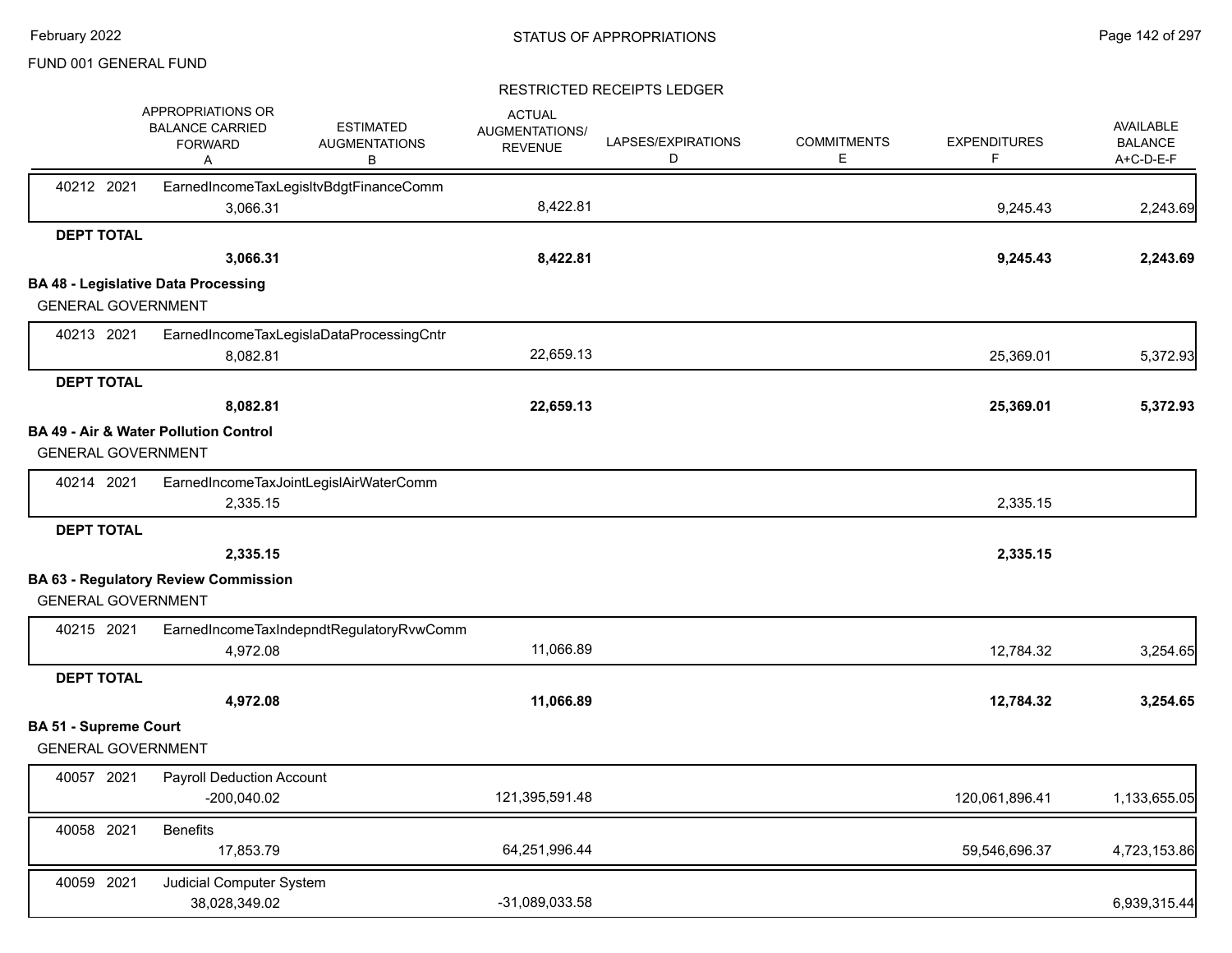FUND 001 GENERAL FUND

RESTRICTED RECEIPTS LEDGER

| | APPROPRIATIONS OR BALANCE CARRIED FORWARD A | ESTIMATED AUGMENTATIONS B | ACTUAL AUGMENTATIONS/ REVENUE | LAPSES/EXPIRATIONS D | COMMITMENTS E | EXPENDITURES F | AVAILABLE BALANCE A+C-D-E-F |
|---|---|---|---|---|---|---|---|
| 40212 2021 EarnedIncomeTaxLegisltvBdgtFinanceComm | 3,066.31 | | 8,422.81 | | | 9,245.43 | 2,243.69 |
| **DEPT TOTAL** | **3,066.31** | | **8,422.81** | | | **9,245.43** | **2,243.69** |
| **BA 48 - Legislative Data Processing** | | | | | | | |
| GENERAL GOVERNMENT | | | | | | | |
| 40213 2021 EarnedIncomeTaxLegislaDataProcessingCntr | 8,082.81 | | 22,659.13 | | | 25,369.01 | 5,372.93 |
| **DEPT TOTAL** | **8,082.81** | | **22,659.13** | | | **25,369.01** | **5,372.93** |
| **BA 49 - Air & Water Pollution Control** | | | | | | | |
| GENERAL GOVERNMENT | | | | | | | |
| 40214 2021 EarnedIncomeTaxJointLegislAirWaterComm | 2,335.15 | | | | | 2,335.15 | |
| **DEPT TOTAL** | **2,335.15** | | | | | **2,335.15** | |
| **BA 63 - Regulatory Review Commission** | | | | | | | |
| GENERAL GOVERNMENT | | | | | | | |
| 40215 2021 EarnedIncomeTaxIndepndtRegulatoryRvwComm | 4,972.08 | | 11,066.89 | | | 12,784.32 | 3,254.65 |
| **DEPT TOTAL** | **4,972.08** | | **11,066.89** | | | **12,784.32** | **3,254.65** |
| **BA 51 - Supreme Court** | | | | | | | |
| GENERAL GOVERNMENT | | | | | | | |
| 40057 2021 Payroll Deduction Account | -200,040.02 | | 121,395,591.48 | | | 120,061,896.41 | 1,133,655.05 |
| 40058 2021 Benefits | 17,853.79 | | 64,251,996.44 | | | 59,546,696.37 | 4,723,153.86 |
| 40059 2021 Judicial Computer System | 38,028,349.02 | | -31,089,033.58 | | | | 6,939,315.44 |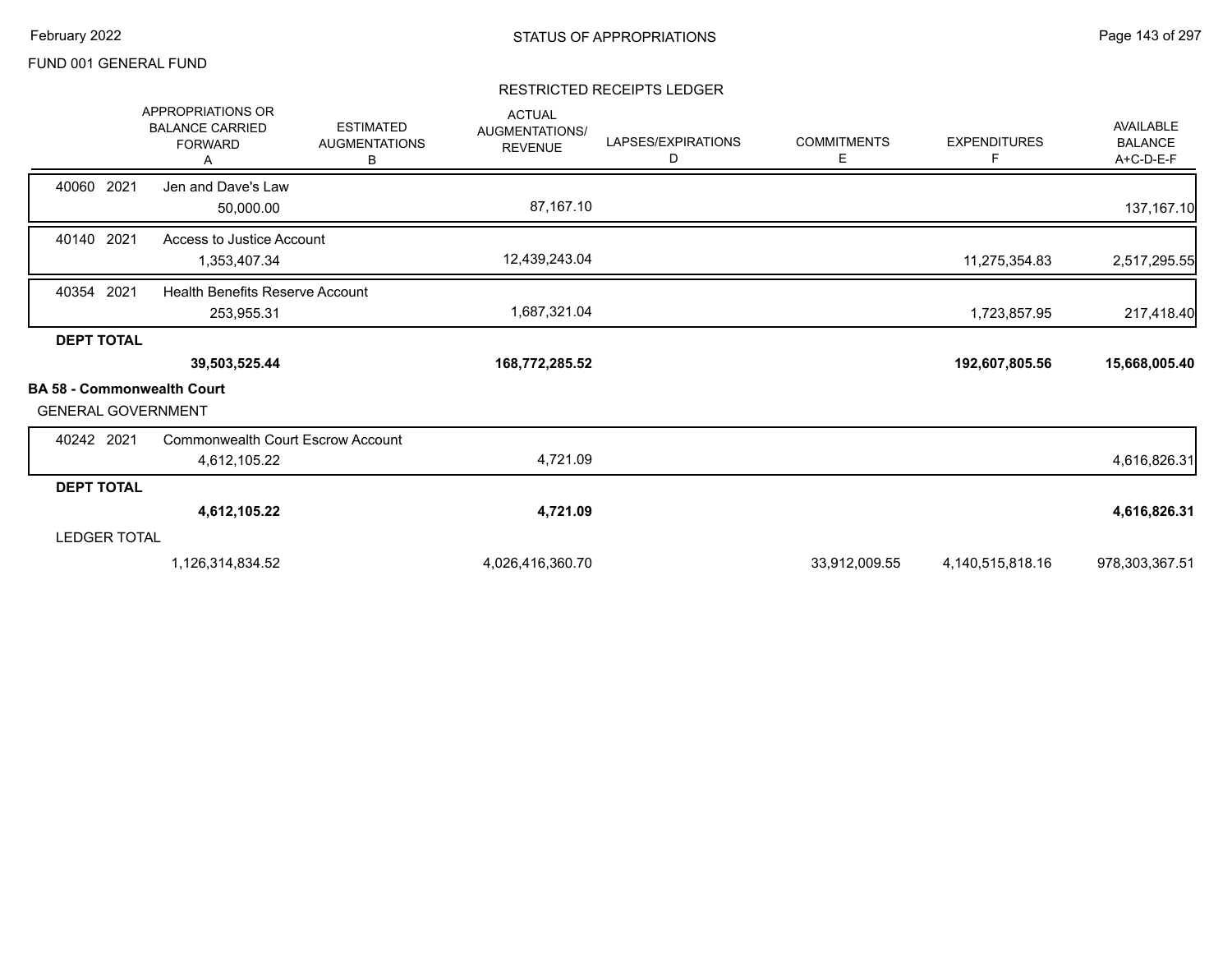FUND 001 GENERAL FUND

## RESTRICTED RECEIPTS LEDGER

| | APPROPRIATIONS OR BALANCE CARRIED FORWARD A | ESTIMATED AUGMENTATIONS B | ACTUAL AUGMENTATIONS/ REVENUE | LAPSES/EXPIRATIONS D | COMMITMENTS E | EXPENDITURES F | AVAILABLE BALANCE A+C-D-E-F |
|---|---|---|---|---|---|---|---|
| 40060 2021 Jen and Dave's Law | 50,000.00 | | 87,167.10 | | | | 137,167.10 |
| 40140 2021 Access to Justice Account | 1,353,407.34 | | 12,439,243.04 | | | 11,275,354.83 | 2,517,295.55 |
| 40354 2021 Health Benefits Reserve Account | 253,955.31 | | 1,687,321.04 | | | 1,723,857.95 | 217,418.40 |
| **DEPT TOTAL** | **39,503,525.44** | | **168,772,285.52** | | | **192,607,805.56** | **15,668,005.40** |
| **BA 58 - Commonwealth Court** | | | | | | | |
| GENERAL GOVERNMENT | | | | | | | |
| 40242 2021 Commonwealth Court Escrow Account | 4,612,105.22 | | 4,721.09 | | | | 4,616,826.31 |
| **DEPT TOTAL** | **4,612,105.22** | | **4,721.09** | | | | **4,616,826.31** |
| LEDGER TOTAL | 1,126,314,834.52 | | 4,026,416,360.70 | | 33,912,009.55 | 4,140,515,818.16 | 978,303,367.51 |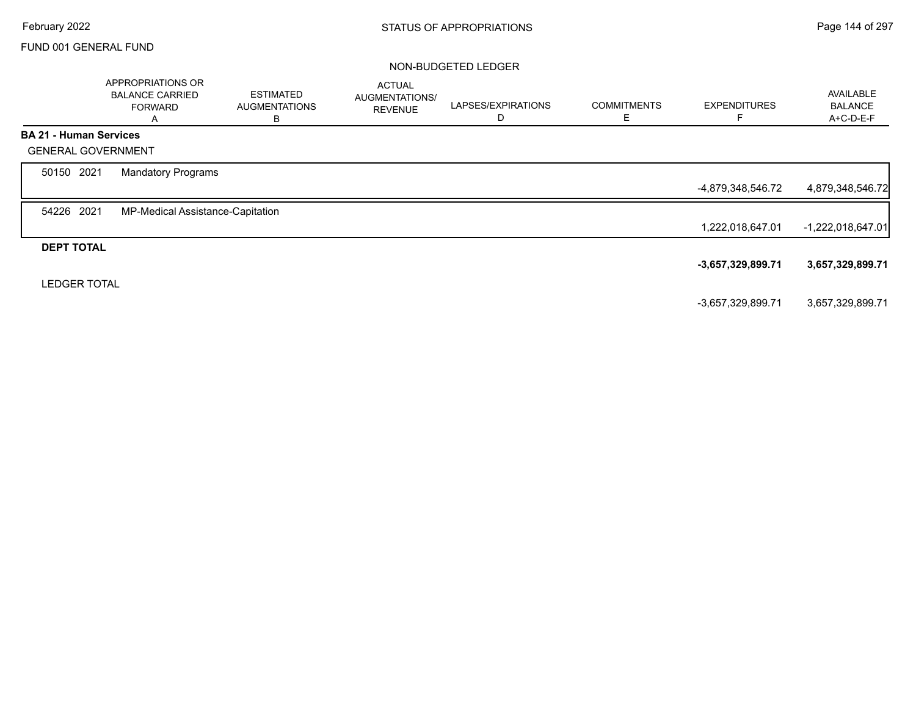FUND 001 GENERAL FUND

STATUS OF APPROPRIATIONS

NON-BUDGETED LEDGER

| | APPROPRIATIONS OR BALANCE CARRIED FORWARD A | ESTIMATED AUGMENTATIONS B | ACTUAL AUGMENTATIONS/ REVENUE | LAPSES/EXPIRATIONS D | COMMITMENTS E | EXPENDITURES F | AVAILABLE BALANCE A+C-D-E-F |
|---|---|---|---|---|---|---|---|
| **BA 21 - Human Services** | | | | | | | |
| GENERAL GOVERNMENT | | | | | | | |
| 50150 2021 Mandatory Programs | | | | | | -4,879,348,546.72 | 4,879,348,546.72 |
| 54226 2021 MP-Medical Assistance-Capitation | | | | | | 1,222,018,647.01 | -1,222,018,647.01 |
| **DEPT TOTAL** | | | | | | **-3,657,329,899.71** | **3,657,329,899.71** |
| LEDGER TOTAL | | | | | | -3,657,329,899.71 | 3,657,329,899.71 |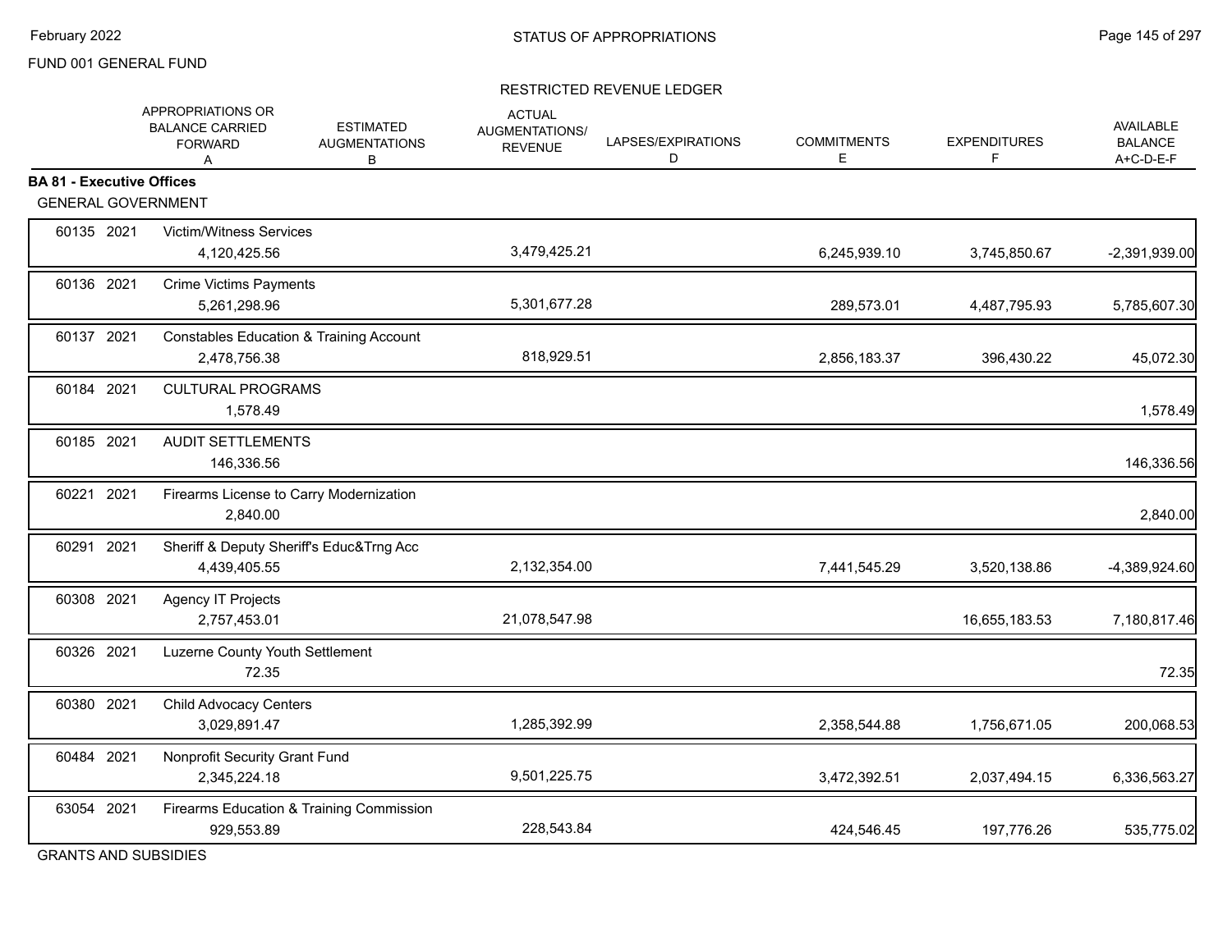FUND 001 GENERAL FUND

RESTRICTED REVENUE LEDGER

| | | APPROPRIATIONS OR BALANCE CARRIED FORWARD A | ESTIMATED AUGMENTATIONS B | ACTUAL AUGMENTATIONS/ REVENUE | LAPSES/EXPIRATIONS D | COMMITMENTS E | EXPENDITURES F | AVAILABLE BALANCE A+C-D-E-F |
|---|---|---|---|---|---|---|---|---|
| **BA 81 - Executive Offices** | | | | | | | | |
| GENERAL GOVERNMENT | | | | | | | | |
| 60135 2021 | Victim/Witness Services | 4,120,425.56 | | 3,479,425.21 | | 6,245,939.10 | 3,745,850.67 | -2,391,939.00 |
| 60136 2021 | Crime Victims Payments | 5,261,298.96 | | 5,301,677.28 | | 289,573.01 | 4,487,795.93 | 5,785,607.30 |
| 60137 2021 | Constables Education & Training Account | 2,478,756.38 | | 818,929.51 | | 2,856,183.37 | 396,430.22 | 45,072.30 |
| 60184 2021 | CULTURAL PROGRAMS | 1,578.49 | | | | | | 1,578.49 |
| 60185 2021 | AUDIT SETTLEMENTS | 146,336.56 | | | | | | 146,336.56 |
| 60221 2021 | Firearms License to Carry Modernization | 2,840.00 | | | | | | 2,840.00 |
| 60291 2021 | Sheriff & Deputy Sheriff's Educ&Trng Acc | 4,439,405.55 | | 2,132,354.00 | | 7,441,545.29 | 3,520,138.86 | -4,389,924.60 |
| 60308 2021 | Agency IT Projects | 2,757,453.01 | | 21,078,547.98 | | | 16,655,183.53 | 7,180,817.46 |
| 60326 2021 | Luzerne County Youth Settlement | 72.35 | | | | | | 72.35 |
| 60380 2021 | Child Advocacy Centers | 3,029,891.47 | | 1,285,392.99 | | 2,358,544.88 | 1,756,671.05 | 200,068.53 |
| 60484 2021 | Nonprofit Security Grant Fund | 2,345,224.18 | | 9,501,225.75 | | 3,472,392.51 | 2,037,494.15 | 6,336,563.27 |
| 63054 2021 | Firearms Education & Training Commission | 929,553.89 | | 228,543.84 | | 424,546.45 | 197,776.26 | 535,775.02 |

GRANTS AND SUBSIDIES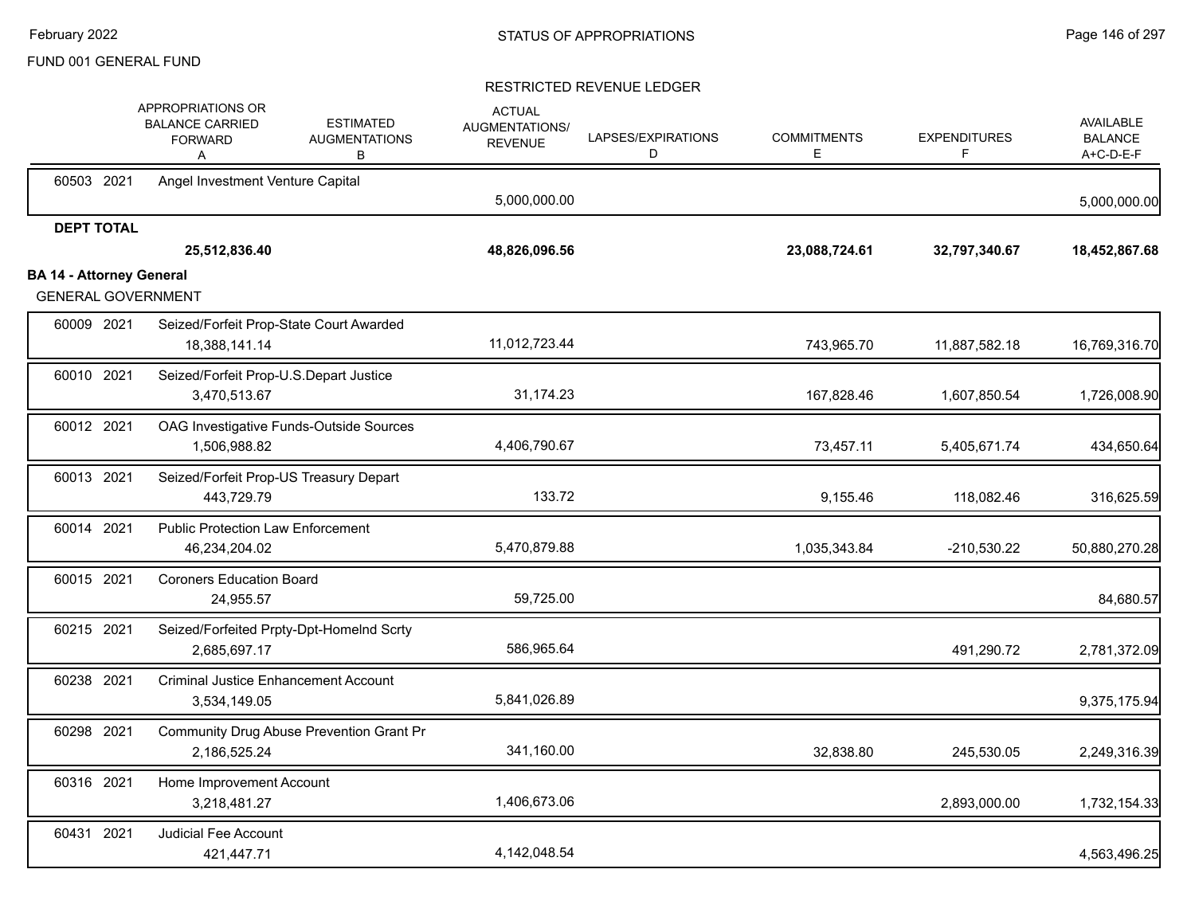FUND 001 GENERAL FUND

## RESTRICTED REVENUE LEDGER

| | | APPROPRIATIONS OR BALANCE CARRIED FORWARD A | ESTIMATED AUGMENTATIONS B | ACTUAL AUGMENTATIONS/ REVENUE | LAPSES/EXPIRATIONS D | COMMITMENTS E | EXPENDITURES F | AVAILABLE BALANCE A+C-D-E-F |
|---|---|---|---|---|---|---|---|---|
| 60503 2021 | Angel Investment Venture Capital | | | 5,000,000.00 | | | | 5,000,000.00 |
| **DEPT TOTAL** | | **25,512,836.40** | | **48,826,096.56** | | **23,088,724.61** | **32,797,340.67** | **18,452,867.68** |

**BA 14 - Attorney General**

GENERAL GOVERNMENT

| | | APPROPRIATIONS OR BALANCE CARRIED FORWARD A | ESTIMATED AUGMENTATIONS B | ACTUAL AUGMENTATIONS/ REVENUE | LAPSES/EXPIRATIONS D | COMMITMENTS E | EXPENDITURES F | AVAILABLE BALANCE A+C-D-E-F |
|---|---|---|---|---|---|---|---|---|
| 60009 2021 | Seized/Forfeit Prop-State Court Awarded | 18,388,141.14 | | 11,012,723.44 | | 743,965.70 | 11,887,582.18 | 16,769,316.70 |
| 60010 2021 | Seized/Forfeit Prop-U.S.Depart Justice | 3,470,513.67 | | 31,174.23 | | 167,828.46 | 1,607,850.54 | 1,726,008.90 |
| 60012 2021 | OAG Investigative Funds-Outside Sources | 1,506,988.82 | | 4,406,790.67 | | 73,457.11 | 5,405,671.74 | 434,650.64 |
| 60013 2021 | Seized/Forfeit Prop-US Treasury Depart | 443,729.79 | | 133.72 | | 9,155.46 | 118,082.46 | 316,625.59 |
| 60014 2021 | Public Protection Law Enforcement | 46,234,204.02 | | 5,470,879.88 | | 1,035,343.84 | -210,530.22 | 50,880,270.28 |
| 60015 2021 | Coroners Education Board | 24,955.57 | | 59,725.00 | | | | 84,680.57 |
| 60215 2021 | Seized/Forfeited Prpty-Dpt-Homelnd Scrty | 2,685,697.17 | | 586,965.64 | | | 491,290.72 | 2,781,372.09 |
| 60238 2021 | Criminal Justice Enhancement Account | 3,534,149.05 | | 5,841,026.89 | | | | 9,375,175.94 |
| 60298 2021 | Community Drug Abuse Prevention Grant Pr | 2,186,525.24 | | 341,160.00 | | 32,838.80 | 245,530.05 | 2,249,316.39 |
| 60316 2021 | Home Improvement Account | 3,218,481.27 | | 1,406,673.06 | | | 2,893,000.00 | 1,732,154.33 |
| 60431 2021 | Judicial Fee Account | 421,447.71 | | 4,142,048.54 | | | | 4,563,496.25 |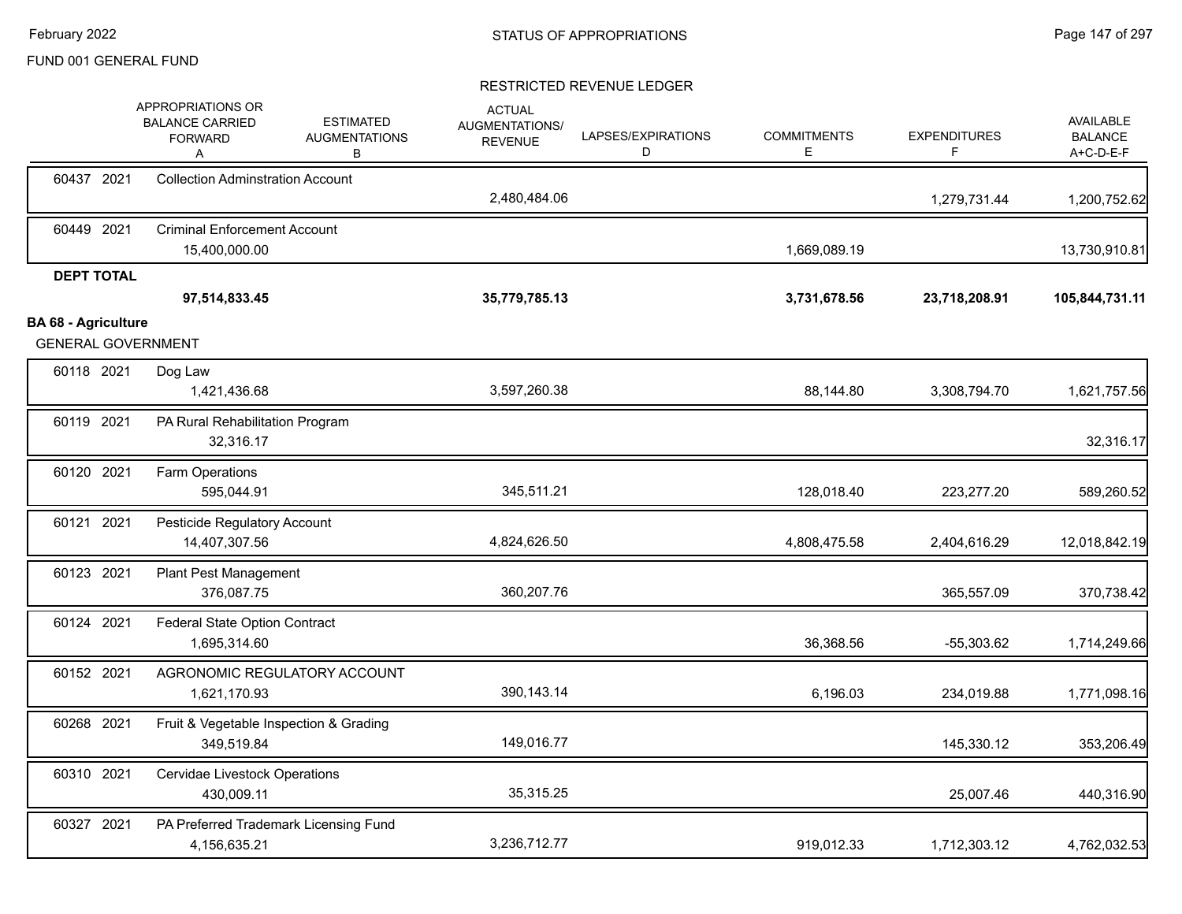FUND 001 GENERAL FUND

RESTRICTED REVENUE LEDGER

| | | APPROPRIATIONS OR BALANCE CARRIED FORWARD A | ESTIMATED AUGMENTATIONS B | ACTUAL AUGMENTATIONS/ REVENUE | LAPSES/EXPIRATIONS D | COMMITMENTS E | EXPENDITURES F | AVAILABLE BALANCE A+C-D-E-F |
|---|---|---|---|---|---|---|---|---|
| 60437 2021 | Collection Adminstration Account | | | 2,480,484.06 | | | 1,279,731.44 | 1,200,752.62 |
| 60449 2021 | Criminal Enforcement Account | 15,400,000.00 | | | | 1,669,089.19 | | 13,730,910.81 |
| **DEPT TOTAL** | | **97,514,833.45** | | **35,779,785.13** | | **3,731,678.56** | **23,718,208.91** | **105,844,731.11** |

**BA 68 - Agriculture**

GENERAL GOVERNMENT

| | | APPROPRIATIONS OR BALANCE CARRIED FORWARD A | ESTIMATED AUGMENTATIONS B | ACTUAL AUGMENTATIONS/ REVENUE | LAPSES/EXPIRATIONS D | COMMITMENTS E | EXPENDITURES F | AVAILABLE BALANCE A+C-D-E-F |
|---|---|---|---|---|---|---|---|---|
| 60118 2021 | Dog Law | 1,421,436.68 | | 3,597,260.38 | | 88,144.80 | 3,308,794.70 | 1,621,757.56 |
| 60119 2021 | PA Rural Rehabilitation Program | 32,316.17 | | | | | | 32,316.17 |
| 60120 2021 | Farm Operations | 595,044.91 | | 345,511.21 | | 128,018.40 | 223,277.20 | 589,260.52 |
| 60121 2021 | Pesticide Regulatory Account | 14,407,307.56 | | 4,824,626.50 | | 4,808,475.58 | 2,404,616.29 | 12,018,842.19 |
| 60123 2021 | Plant Pest Management | 376,087.75 | | 360,207.76 | | | 365,557.09 | 370,738.42 |
| 60124 2021 | Federal State Option Contract | 1,695,314.60 | | | | 36,368.56 | -55,303.62 | 1,714,249.66 |
| 60152 2021 | AGRONOMIC REGULATORY ACCOUNT | 1,621,170.93 | | 390,143.14 | | 6,196.03 | 234,019.88 | 1,771,098.16 |
| 60268 2021 | Fruit & Vegetable Inspection & Grading | 349,519.84 | | 149,016.77 | | | 145,330.12 | 353,206.49 |
| 60310 2021 | Cervidae Livestock Operations | 430,009.11 | | 35,315.25 | | | 25,007.46 | 440,316.90 |
| 60327 2021 | PA Preferred Trademark Licensing Fund | 4,156,635.21 | | 3,236,712.77 | | 919,012.33 | 1,712,303.12 | 4,762,032.53 |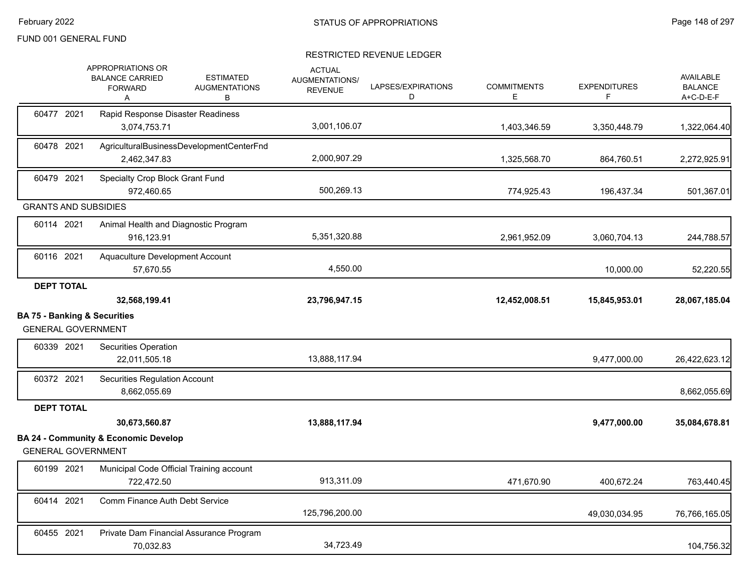FUND 001 GENERAL FUND

RESTRICTED REVENUE LEDGER

| | APPROPRIATIONS OR BALANCE CARRIED FORWARD A | ESTIMATED AUGMENTATIONS B | ACTUAL AUGMENTATIONS/ REVENUE | LAPSES/EXPIRATIONS D | COMMITMENTS E | EXPENDITURES F | AVAILABLE BALANCE A+C-D-E-F |
|---|---|---|---|---|---|---|---|
| 60477 2021 Rapid Response Disaster Readiness | 3,074,753.71 | | 3,001,106.07 | | 1,403,346.59 | 3,350,448.79 | 1,322,064.40 |
| 60478 2021 AgriculturalBusinessDevelopmentCenterFnd | 2,462,347.83 | | 2,000,907.29 | | 1,325,568.70 | 864,760.51 | 2,272,925.91 |
| 60479 2021 Specialty Crop Block Grant Fund | 972,460.65 | | 500,269.13 | | 774,925.43 | 196,437.34 | 501,367.01 |
| GRANTS AND SUBSIDIES | | | | | | | |
| 60114 2021 Animal Health and Diagnostic Program | 916,123.91 | | 5,351,320.88 | | 2,961,952.09 | 3,060,704.13 | 244,788.57 |
| 60116 2021 Aquaculture Development Account | 57,670.55 | | 4,550.00 | | | 10,000.00 | 52,220.55 |
| **DEPT TOTAL** | **32,568,199.41** | | **23,796,947.15** | | **12,452,008.51** | **15,845,953.01** | **28,067,185.04** |

## BA 75 - Banking & Securities

GENERAL GOVERNMENT

| | APPROPRIATIONS OR BALANCE CARRIED FORWARD A | ESTIMATED AUGMENTATIONS B | ACTUAL AUGMENTATIONS/ REVENUE | LAPSES/EXPIRATIONS D | COMMITMENTS E | EXPENDITURES F | AVAILABLE BALANCE A+C-D-E-F |
|---|---|---|---|---|---|---|---|
| 60339 2021 Securities Operation | 22,011,505.18 | | 13,888,117.94 | | | 9,477,000.00 | 26,422,623.12 |
| 60372 2021 Securities Regulation Account | 8,662,055.69 | | | | | | 8,662,055.69 |
| **DEPT TOTAL** | **30,673,560.87** | | **13,888,117.94** | | | **9,477,000.00** | **35,084,678.81** |

## BA 24 - Community & Economic Develop

GENERAL GOVERNMENT

| | APPROPRIATIONS OR BALANCE CARRIED FORWARD A | ESTIMATED AUGMENTATIONS B | ACTUAL AUGMENTATIONS/ REVENUE | LAPSES/EXPIRATIONS D | COMMITMENTS E | EXPENDITURES F | AVAILABLE BALANCE A+C-D-E-F |
|---|---|---|---|---|---|---|---|
| 60199 2021 Municipal Code Official Training account | 722,472.50 | | 913,311.09 | | 471,670.90 | 400,672.24 | 763,440.45 |
| 60414 2021 Comm Finance Auth Debt Service | | | 125,796,200.00 | | | 49,030,034.95 | 76,766,165.05 |
| 60455 2021 Private Dam Financial Assurance Program | 70,032.83 | | 34,723.49 | | | | 104,756.32 |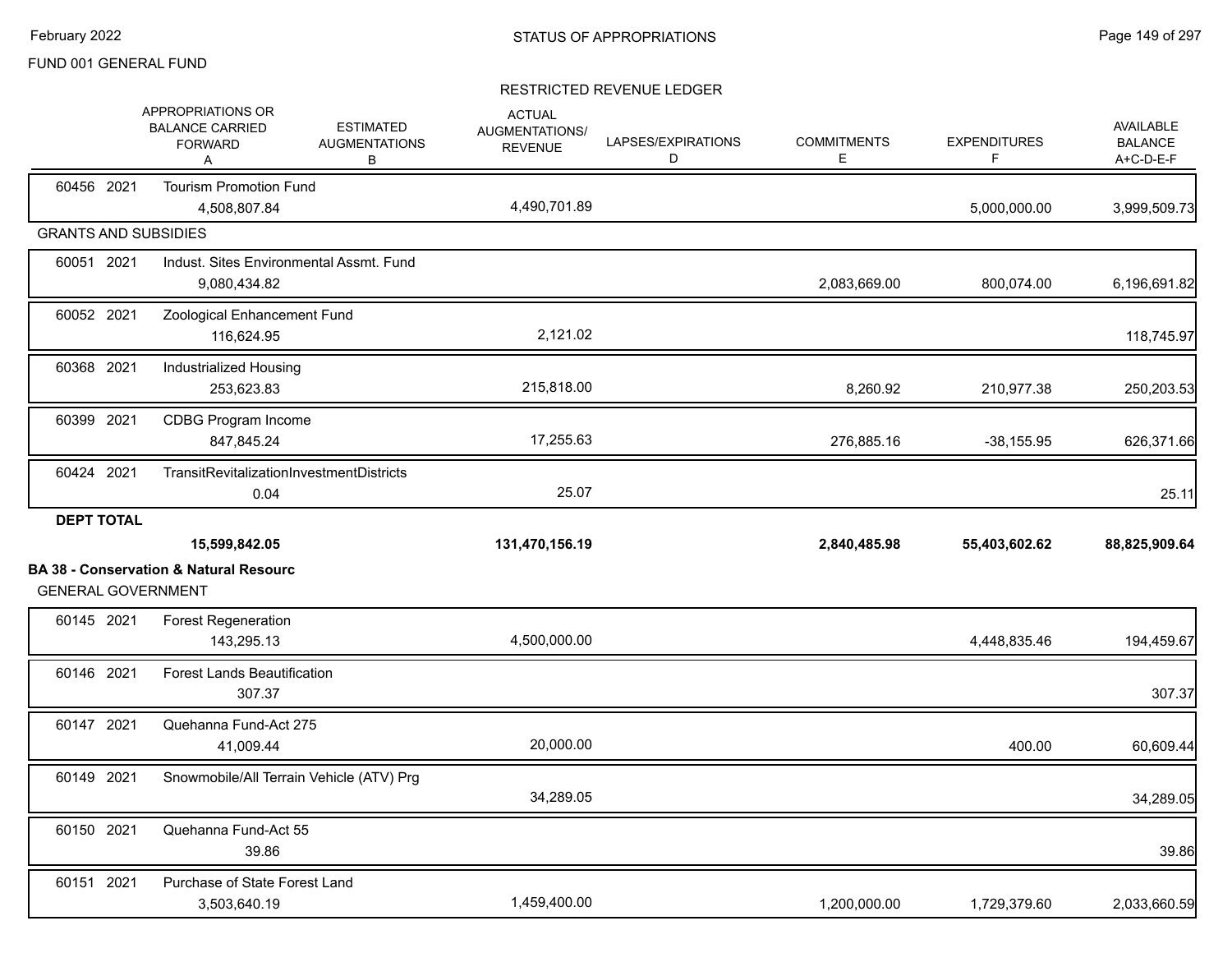FUND 001 GENERAL FUND

## RESTRICTED REVENUE LEDGER

| | APPROPRIATIONS OR BALANCE CARRIED FORWARD A | ESTIMATED AUGMENTATIONS B | ACTUAL AUGMENTATIONS/ REVENUE | LAPSES/EXPIRATIONS D | COMMITMENTS E | EXPENDITURES F | AVAILABLE BALANCE A+C-D-E-F |
|---|---|---|---|---|---|---|---|
| 60456 2021 Tourism Promotion Fund | 4,508,807.84 | | 4,490,701.89 | | | 5,000,000.00 | 3,999,509.73 |
| **GRANTS AND SUBSIDIES** | | | | | | | |
| 60051 2021 Indust. Sites Environmental Assmt. Fund | 9,080,434.82 | | | | 2,083,669.00 | 800,074.00 | 6,196,691.82 |
| 60052 2021 Zoological Enhancement Fund | 116,624.95 | | 2,121.02 | | | | 118,745.97 |
| 60368 2021 Industrialized Housing | 253,623.83 | | 215,818.00 | | 8,260.92 | 210,977.38 | 250,203.53 |
| 60399 2021 CDBG Program Income | 847,845.24 | | 17,255.63 | | 276,885.16 | -38,155.95 | 626,371.66 |
| 60424 2021 TransitRevitalizationInvestmentDistricts | 0.04 | | 25.07 | | | | 25.11 |
| **DEPT TOTAL** | **15,599,842.05** | | **131,470,156.19** | | **2,840,485.98** | **55,403,602.62** | **88,825,909.64** |

**BA 38 - Conservation & Natural Resourc**

GENERAL GOVERNMENT

| | APPROPRIATIONS OR BALANCE CARRIED FORWARD A | ESTIMATED AUGMENTATIONS B | ACTUAL AUGMENTATIONS/ REVENUE | LAPSES/EXPIRATIONS D | COMMITMENTS E | EXPENDITURES F | AVAILABLE BALANCE A+C-D-E-F |
|---|---|---|---|---|---|---|---|
| 60145 2021 Forest Regeneration | 143,295.13 | | 4,500,000.00 | | | 4,448,835.46 | 194,459.67 |
| 60146 2021 Forest Lands Beautification | 307.37 | | | | | | 307.37 |
| 60147 2021 Quehanna Fund-Act 275 | 41,009.44 | | 20,000.00 | | | 400.00 | 60,609.44 |
| 60149 2021 Snowmobile/All Terrain Vehicle (ATV) Prg | | | 34,289.05 | | | | 34,289.05 |
| 60150 2021 Quehanna Fund-Act 55 | 39.86 | | | | | | 39.86 |
| 60151 2021 Purchase of State Forest Land | 3,503,640.19 | | 1,459,400.00 | | 1,200,000.00 | 1,729,379.60 | 2,033,660.59 |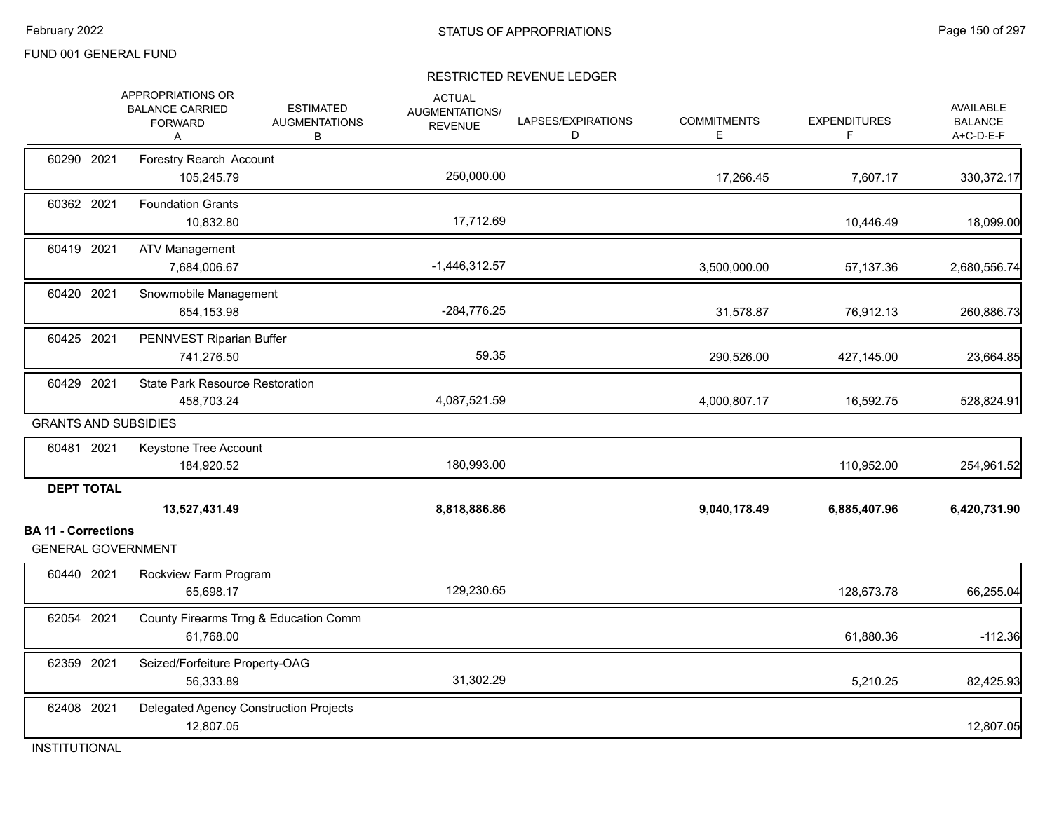FUND 001 GENERAL FUND

STATUS OF APPROPRIATIONS

RESTRICTED REVENUE LEDGER

| | APPROPRIATIONS OR BALANCE CARRIED FORWARD A | ESTIMATED AUGMENTATIONS B | ACTUAL AUGMENTATIONS/ REVENUE | LAPSES/EXPIRATIONS D | COMMITMENTS E | EXPENDITURES F | AVAILABLE BALANCE A+C-D-E-F |
|---|---|---|---|---|---|---|---|
| 60290 2021 Forestry Rearch Account | 105,245.79 | | 250,000.00 | | 17,266.45 | 7,607.17 | 330,372.17 |
| 60362 2021 Foundation Grants | 10,832.80 | | 17,712.69 | | | 10,446.49 | 18,099.00 |
| 60419 2021 ATV Management | 7,684,006.67 | | -1,446,312.57 | | 3,500,000.00 | 57,137.36 | 2,680,556.74 |
| 60420 2021 Snowmobile Management | 654,153.98 | | -284,776.25 | | 31,578.87 | 76,912.13 | 260,886.73 |
| 60425 2021 PENNVEST Riparian Buffer | 741,276.50 | | 59.35 | | 290,526.00 | 427,145.00 | 23,664.85 |
| 60429 2021 State Park Resource Restoration | 458,703.24 | | 4,087,521.59 | | 4,000,807.17 | 16,592.75 | 528,824.91 |
| GRANTS AND SUBSIDIES | | | | | | | |
| 60481 2021 Keystone Tree Account | 184,920.52 | | 180,993.00 | | | 110,952.00 | 254,961.52 |
| **DEPT TOTAL** | **13,527,431.49** | | **8,818,886.86** | | **9,040,178.49** | **6,885,407.96** | **6,420,731.90** |
| **BA 11 - Corrections** | | | | | | | |
| GENERAL GOVERNMENT | | | | | | | |
| 60440 2021 Rockview Farm Program | 65,698.17 | | 129,230.65 | | | 128,673.78 | 66,255.04 |
| 62054 2021 County Firearms Trng & Education Comm | 61,768.00 | | | | | 61,880.36 | -112.36 |
| 62359 2021 Seized/Forfeiture Property-OAG | 56,333.89 | | 31,302.29 | | | 5,210.25 | 82,425.93 |
| 62408 2021 Delegated Agency Construction Projects | 12,807.05 | | | | | | 12,807.05 |
| INSTITUTIONAL | | | | | | | |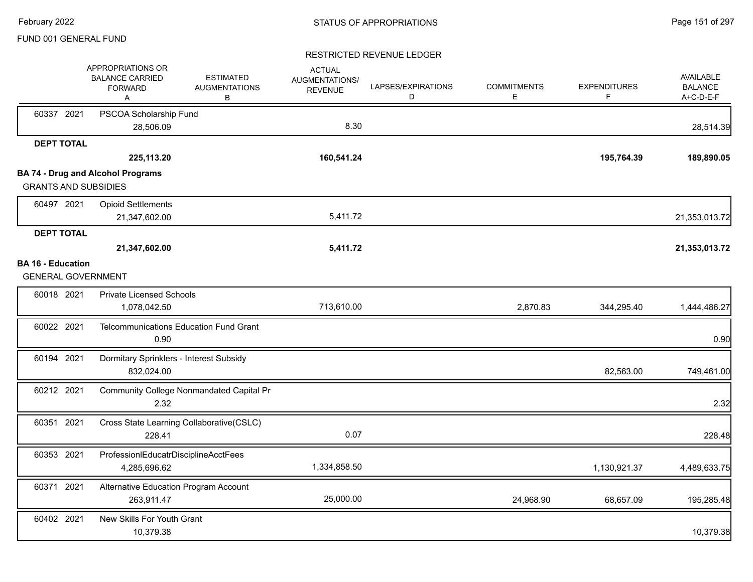FUND 001 GENERAL FUND

RESTRICTED REVENUE LEDGER

| | APPROPRIATIONS OR BALANCE CARRIED FORWARD A | ESTIMATED AUGMENTATIONS B | ACTUAL AUGMENTATIONS/ REVENUE | LAPSES/EXPIRATIONS D | COMMITMENTS E | EXPENDITURES F | AVAILABLE BALANCE A+C-D-E-F |
|---|---|---|---|---|---|---|---|
| 60337 2021 PSCOA Scholarship Fund | 28,506.09 | | 8.30 | | | | 28,514.39 |
| **DEPT TOTAL** | **225,113.20** | | **160,541.24** | | | **195,764.39** | **189,890.05** |
| **BA 74 - Drug and Alcohol Programs** | | | | | | | |
| GRANTS AND SUBSIDIES | | | | | | | |
| 60497 2021 Opioid Settlements | 21,347,602.00 | | 5,411.72 | | | | 21,353,013.72 |
| **DEPT TOTAL** | **21,347,602.00** | | **5,411.72** | | | | **21,353,013.72** |
| **BA 16 - Education** | | | | | | | |
| GENERAL GOVERNMENT | | | | | | | |
| 60018 2021 Private Licensed Schools | 1,078,042.50 | | 713,610.00 | | 2,870.83 | 344,295.40 | 1,444,486.27 |
| 60022 2021 Telcommunications Education Fund Grant | 0.90 | | | | | | 0.90 |
| 60194 2021 Dormitary Sprinklers - Interest Subsidy | 832,024.00 | | | | | 82,563.00 | 749,461.00 |
| 60212 2021 Community College Nonmandated Capital Pr | 2.32 | | | | | | 2.32 |
| 60351 2021 Cross State Learning Collaborative(CSLC) | 228.41 | | 0.07 | | | | 228.48 |
| 60353 2021 ProfessionlEducatrDisciplineAcctFees | 4,285,696.62 | | 1,334,858.50 | | | 1,130,921.37 | 4,489,633.75 |
| 60371 2021 Alternative Education Program Account | 263,911.47 | | 25,000.00 | | 24,968.90 | 68,657.09 | 195,285.48 |
| 60402 2021 New Skills For Youth Grant | 10,379.38 | | | | | | 10,379.38 |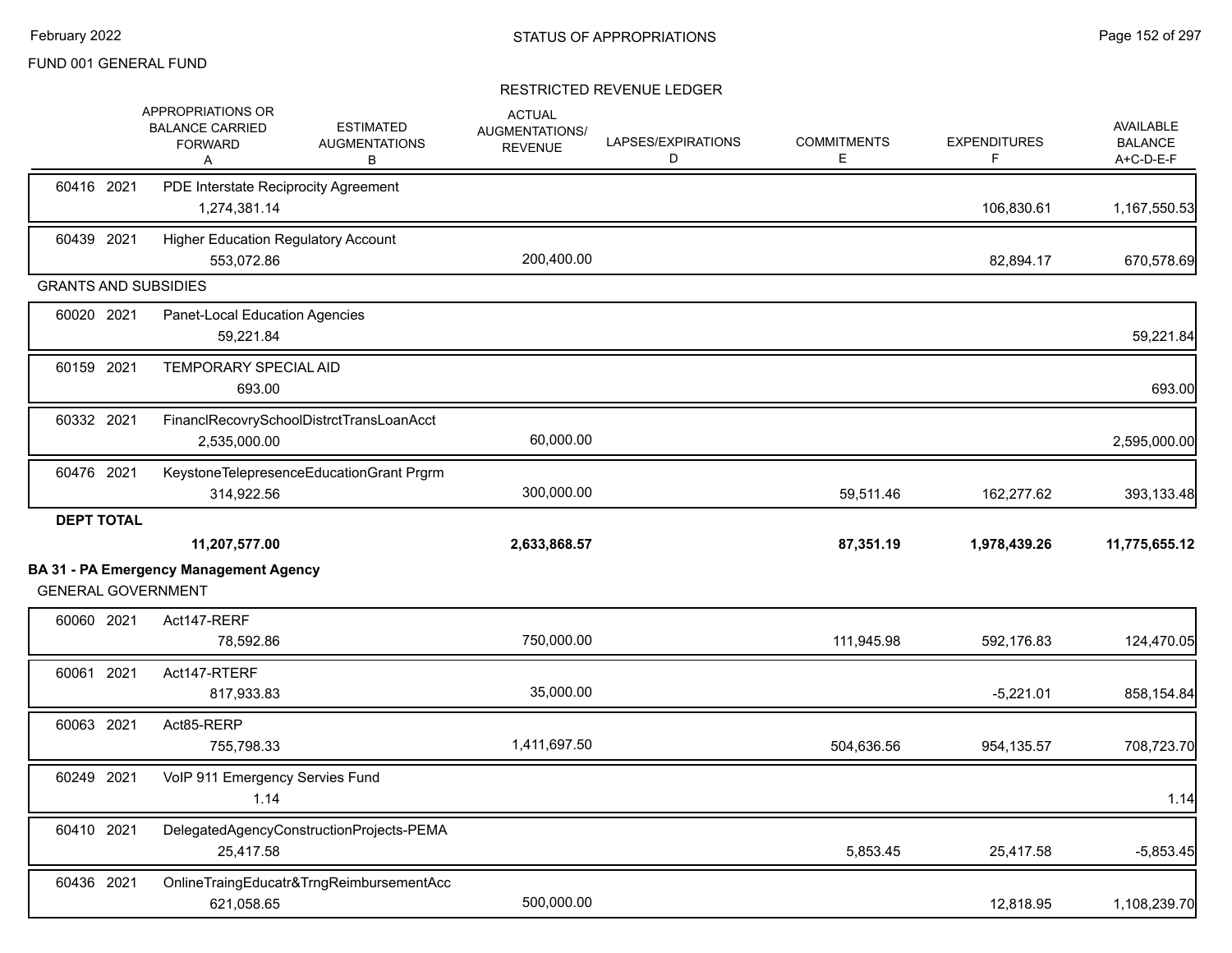FUND 001 GENERAL FUND

## STATUS OF APPROPRIATIONS

### RESTRICTED REVENUE LEDGER

| | APPROPRIATIONS OR BALANCE CARRIED FORWARD A | ESTIMATED AUGMENTATIONS B | ACTUAL AUGMENTATIONS/ REVENUE | LAPSES/EXPIRATIONS D | COMMITMENTS E | EXPENDITURES F | AVAILABLE BALANCE A+C-D-E-F |
|---|---|---|---|---|---|---|---|
| 60416 2021 PDE Interstate Reciprocity Agreement | 1,274,381.14 | | | | | 106,830.61 | 1,167,550.53 |
| 60439 2021 Higher Education Regulatory Account | 553,072.86 | | 200,400.00 | | | 82,894.17 | 670,578.69 |
| **GRANTS AND SUBSIDIES** | | | | | | | |
| 60020 2021 Panet-Local Education Agencies | 59,221.84 | | | | | | 59,221.84 |
| 60159 2021 TEMPORARY SPECIAL AID | 693.00 | | | | | | 693.00 |
| 60332 2021 FinanclRecovrySchoolDistrctTransLoanAcct | 2,535,000.00 | | 60,000.00 | | | | 2,595,000.00 |
| 60476 2021 KeystoneTelepresenceEducationGrant Prgrm | 314,922.56 | | 300,000.00 | | 59,511.46 | 162,277.62 | 393,133.48 |
| **DEPT TOTAL** | **11,207,577.00** | | **2,633,868.57** | | **87,351.19** | **1,978,439.26** | **11,775,655.12** |

**BA 31 - PA Emergency Management Agency**

GENERAL GOVERNMENT

| | APPROPRIATIONS OR BALANCE CARRIED FORWARD A | ESTIMATED AUGMENTATIONS B | ACTUAL AUGMENTATIONS/ REVENUE | LAPSES/EXPIRATIONS D | COMMITMENTS E | EXPENDITURES F | AVAILABLE BALANCE A+C-D-E-F |
|---|---|---|---|---|---|---|---|
| 60060 2021 Act147-RERF | 78,592.86 | | 750,000.00 | | 111,945.98 | 592,176.83 | 124,470.05 |
| 60061 2021 Act147-RTERF | 817,933.83 | | 35,000.00 | | | -5,221.01 | 858,154.84 |
| 60063 2021 Act85-RERP | 755,798.33 | | 1,411,697.50 | | 504,636.56 | 954,135.57 | 708,723.70 |
| 60249 2021 VoIP 911 Emergency Servies Fund | 1.14 | | | | | | 1.14 |
| 60410 2021 DelegatedAgencyConstructionProjects-PEMA | 25,417.58 | | | | 5,853.45 | 25,417.58 | -5,853.45 |
| 60436 2021 OnlineTraingEducatr&TrngReimbursementAcc | 621,058.65 | | 500,000.00 | | | 12,818.95 | 1,108,239.70 |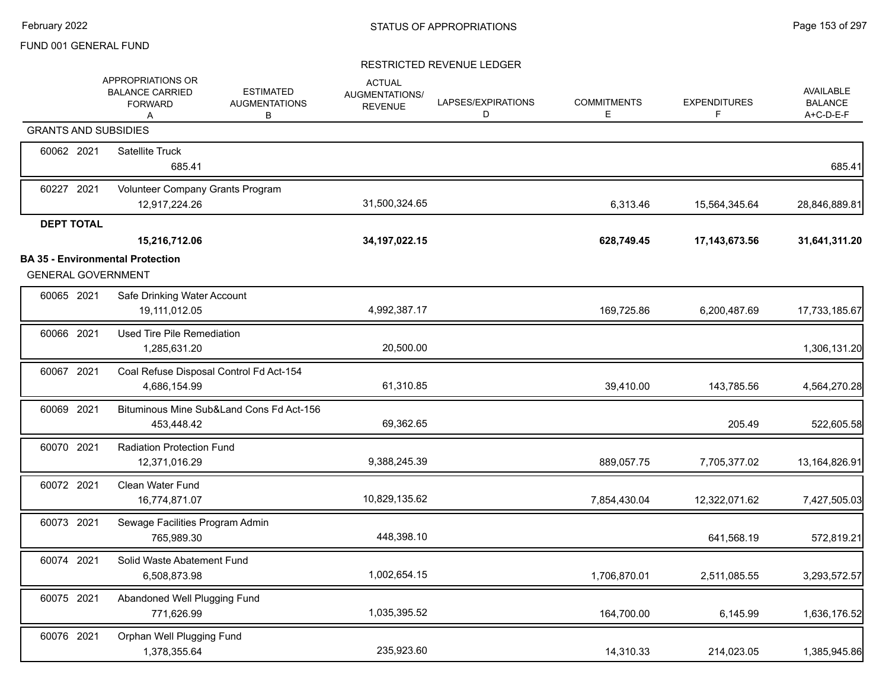FUND 001 GENERAL FUND

## STATUS OF APPROPRIATIONS

### RESTRICTED REVENUE LEDGER

| | | APPROPRIATIONS OR BALANCE CARRIED FORWARD A | ESTIMATED AUGMENTATIONS B | ACTUAL AUGMENTATIONS/ REVENUE | LAPSES/EXPIRATIONS D | COMMITMENTS E | EXPENDITURES F | AVAILABLE BALANCE A+C-D-E-F |
|---|---|---|---|---|---|---|---|---|
| **GRANTS AND SUBSIDIES** | | | | | | | | |
| 60062 | 2021 | Satellite Truck | | | | | | |
| | | 685.41 | | | | | | 685.41 |
| 60227 | 2021 | Volunteer Company Grants Program | | | | | | |
| | | 12,917,224.26 | | 31,500,324.65 | | 6,313.46 | 15,564,345.64 | 28,846,889.81 |
| **DEPT TOTAL** | | | | | | | | |
| | | **15,216,712.06** | | **34,197,022.15** | | **628,749.45** | **17,143,673.56** | **31,641,311.20** |
| **BA 35 - Environmental Protection** | | | | | | | | |
| GENERAL GOVERNMENT | | | | | | | | |
| 60065 | 2021 | Safe Drinking Water Account | | | | | | |
| | | 19,111,012.05 | | 4,992,387.17 | | 169,725.86 | 6,200,487.69 | 17,733,185.67 |
| 60066 | 2021 | Used Tire Pile Remediation | | | | | | |
| | | 1,285,631.20 | | 20,500.00 | | | | 1,306,131.20 |
| 60067 | 2021 | Coal Refuse Disposal Control Fd Act-154 | | | | | | |
| | | 4,686,154.99 | | 61,310.85 | | 39,410.00 | 143,785.56 | 4,564,270.28 |
| 60069 | 2021 | Bituminous Mine Sub&Land Cons Fd Act-156 | | | | | | |
| | | 453,448.42 | | 69,362.65 | | | 205.49 | 522,605.58 |
| 60070 | 2021 | Radiation Protection Fund | | | | | | |
| | | 12,371,016.29 | | 9,388,245.39 | | 889,057.75 | 7,705,377.02 | 13,164,826.91 |
| 60072 | 2021 | Clean Water Fund | | | | | | |
| | | 16,774,871.07 | | 10,829,135.62 | | 7,854,430.04 | 12,322,071.62 | 7,427,505.03 |
| 60073 | 2021 | Sewage Facilities Program Admin | | | | | | |
| | | 765,989.30 | | 448,398.10 | | | 641,568.19 | 572,819.21 |
| 60074 | 2021 | Solid Waste Abatement Fund | | | | | | |
| | | 6,508,873.98 | | 1,002,654.15 | | 1,706,870.01 | 2,511,085.55 | 3,293,572.57 |
| 60075 | 2021 | Abandoned Well Plugging Fund | | | | | | |
| | | 771,626.99 | | 1,035,395.52 | | 164,700.00 | 6,145.99 | 1,636,176.52 |
| 60076 | 2021 | Orphan Well Plugging Fund | | | | | | |
| | | 1,378,355.64 | | 235,923.60 | | 14,310.33 | 214,023.05 | 1,385,945.86 |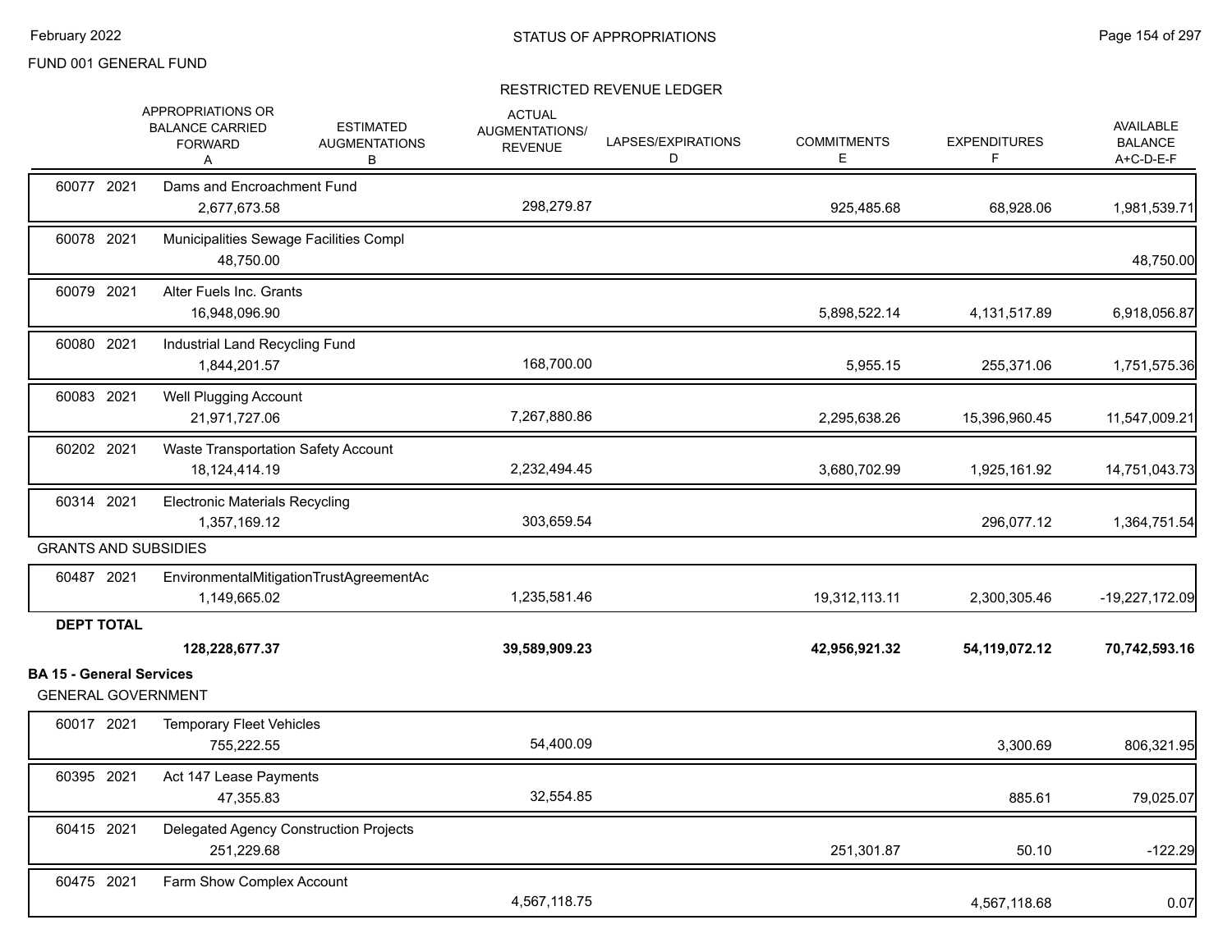FUND 001 GENERAL FUND

## RESTRICTED REVENUE LEDGER

| | | APPROPRIATIONS OR BALANCE CARRIED FORWARD A | ESTIMATED AUGMENTATIONS B | ACTUAL AUGMENTATIONS/ REVENUE C | LAPSES/EXPIRATIONS D | COMMITMENTS E | EXPENDITURES F | AVAILABLE BALANCE A+C-D-E-F |
|---|---|---|---|---|---|---|---|---|
| 60077 2021 | Dams and Encroachment Fund | 2,677,673.58 | | 298,279.87 | | 925,485.68 | 68,928.06 | 1,981,539.71 |
| 60078 2021 | Municipalities Sewage Facilities Compl | 48,750.00 | | | | | | 48,750.00 |
| 60079 2021 | Alter Fuels Inc. Grants | 16,948,096.90 | | | | 5,898,522.14 | 4,131,517.89 | 6,918,056.87 |
| 60080 2021 | Industrial Land Recycling Fund | 1,844,201.57 | | 168,700.00 | | 5,955.15 | 255,371.06 | 1,751,575.36 |
| 60083 2021 | Well Plugging Account | 21,971,727.06 | | 7,267,880.86 | | 2,295,638.26 | 15,396,960.45 | 11,547,009.21 |
| 60202 2021 | Waste Transportation Safety Account | 18,124,414.19 | | 2,232,494.45 | | 3,680,702.99 | 1,925,161.92 | 14,751,043.73 |
| 60314 2021 | Electronic Materials Recycling | 1,357,169.12 | | 303,659.54 | | | 296,077.12 | 1,364,751.54 |
| GRANTS AND SUBSIDIES | | | | | | | | |
| 60487 2021 | EnvironmentalMitigationTrustAgreementAc | 1,149,665.02 | | 1,235,581.46 | | 19,312,113.11 | 2,300,305.46 | -19,227,172.09 |
| **DEPT TOTAL** | | **128,228,677.37** | | **39,589,909.23** | | **42,956,921.32** | **54,119,072.12** | **70,742,593.16** |
| **BA 15 - General Services** | | | | | | | | |
| GENERAL GOVERNMENT | | | | | | | | |
| 60017 2021 | Temporary Fleet Vehicles | 755,222.55 | | 54,400.09 | | | 3,300.69 | 806,321.95 |
| 60395 2021 | Act 147 Lease Payments | 47,355.83 | | 32,554.85 | | | 885.61 | 79,025.07 |
| 60415 2021 | Delegated Agency Construction Projects | 251,229.68 | | | | 251,301.87 | 50.10 | -122.29 |
| 60475 2021 | Farm Show Complex Account | | | 4,567,118.75 | | | 4,567,118.68 | 0.07 |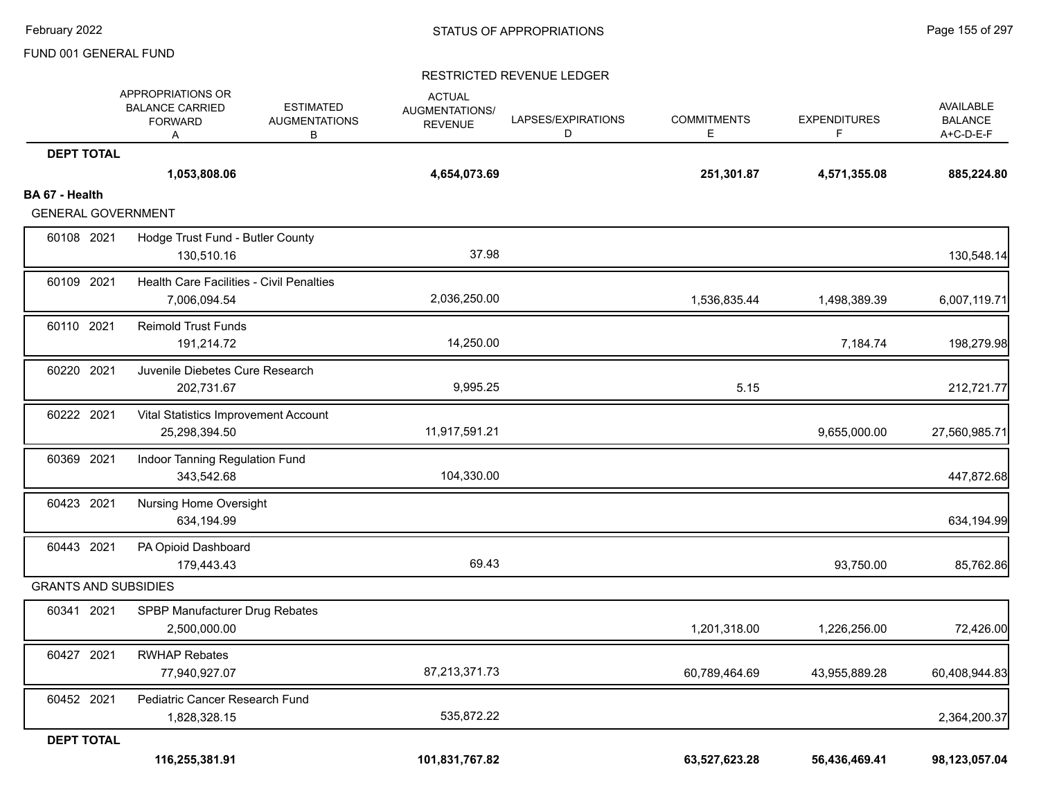FUND 001 GENERAL FUND

RESTRICTED REVENUE LEDGER

| | APPROPRIATIONS OR BALANCE CARRIED FORWARD A | ESTIMATED AUGMENTATIONS B | ACTUAL AUGMENTATIONS/ REVENUE | LAPSES/EXPIRATIONS D | COMMITMENTS E | EXPENDITURES F | AVAILABLE BALANCE A+C-D-E-F |
|---|---|---|---|---|---|---|---|
| **DEPT TOTAL** | **1,053,808.06** | | **4,654,073.69** | | **251,301.87** | **4,571,355.08** | **885,224.80** |
| **BA 67 - Health** | | | | | | | |
| GENERAL GOVERNMENT | | | | | | | |
| 60108 2021 Hodge Trust Fund - Butler County | 130,510.16 | | 37.98 | | | | 130,548.14 |
| 60109 2021 Health Care Facilities - Civil Penalties | 7,006,094.54 | | 2,036,250.00 | | 1,536,835.44 | 1,498,389.39 | 6,007,119.71 |
| 60110 2021 Reimold Trust Funds | 191,214.72 | | 14,250.00 | | | 7,184.74 | 198,279.98 |
| 60220 2021 Juvenile Diebetes Cure Research | 202,731.67 | | 9,995.25 | | 5.15 | | 212,721.77 |
| 60222 2021 Vital Statistics Improvement Account | 25,298,394.50 | | 11,917,591.21 | | | 9,655,000.00 | 27,560,985.71 |
| 60369 2021 Indoor Tanning Regulation Fund | 343,542.68 | | 104,330.00 | | | | 447,872.68 |
| 60423 2021 Nursing Home Oversight | 634,194.99 | | | | | | 634,194.99 |
| 60443 2021 PA Opioid Dashboard | 179,443.43 | | 69.43 | | | 93,750.00 | 85,762.86 |
| GRANTS AND SUBSIDIES | | | | | | | |
| 60341 2021 SPBP Manufacturer Drug Rebates | 2,500,000.00 | | | | 1,201,318.00 | 1,226,256.00 | 72,426.00 |
| 60427 2021 RWHAP Rebates | 77,940,927.07 | | 87,213,371.73 | | 60,789,464.69 | 43,955,889.28 | 60,408,944.83 |
| 60452 2021 Pediatric Cancer Research Fund | 1,828,328.15 | | 535,872.22 | | | | 2,364,200.37 |
| **DEPT TOTAL** | **116,255,381.91** | | **101,831,767.82** | | **63,527,623.28** | **56,436,469.41** | **98,123,057.04** |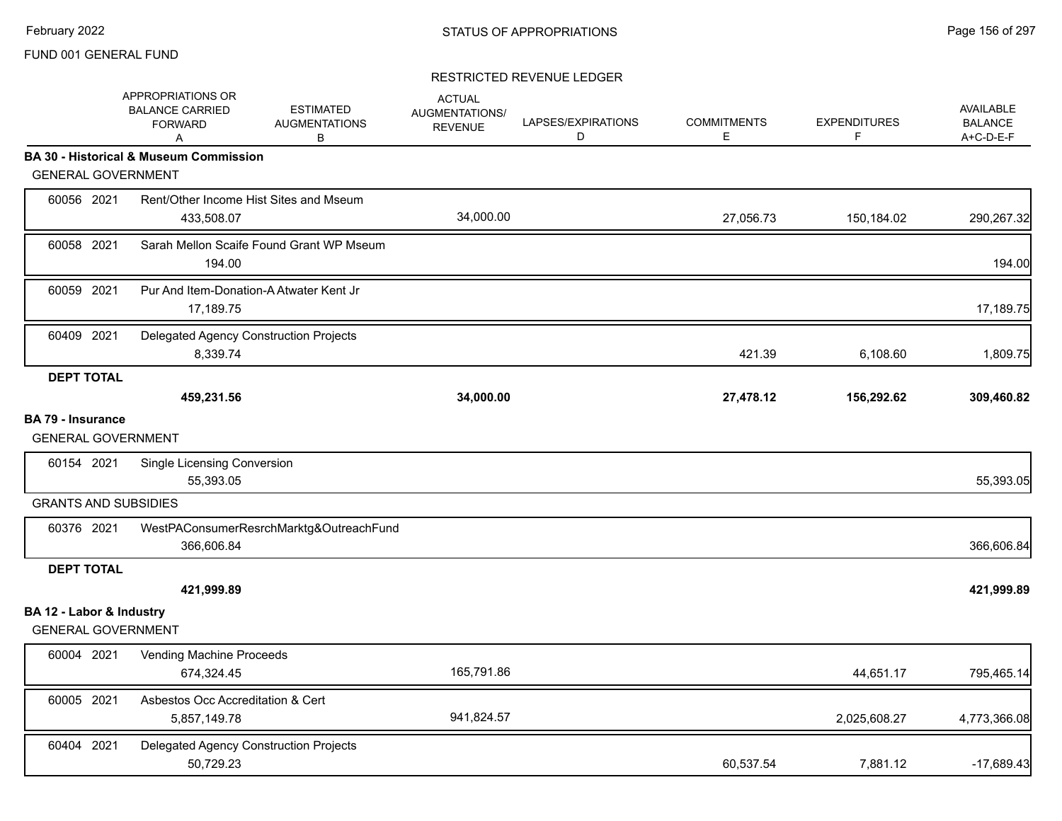FUND 001 GENERAL FUND

STATUS OF APPROPRIATIONS

RESTRICTED REVENUE LEDGER

| | APPROPRIATIONS OR BALANCE CARRIED FORWARD A | ESTIMATED AUGMENTATIONS B | ACTUAL AUGMENTATIONS/ REVENUE | LAPSES/EXPIRATIONS D | COMMITMENTS E | EXPENDITURES F | AVAILABLE BALANCE A+C-D-E-F |
|---|---|---|---|---|---|---|---|
| **BA 30 - Historical & Museum Commission** | | | | | | | |
| GENERAL GOVERNMENT | | | | | | | |
| 60056 2021 Rent/Other Income Hist Sites and Mseum | 433,508.07 | | 34,000.00 | | 27,056.73 | 150,184.02 | 290,267.32 |
| 60058 2021 Sarah Mellon Scaife Found Grant WP Mseum | 194.00 | | | | | | 194.00 |
| 60059 2021 Pur And Item-Donation-A Atwater Kent Jr | 17,189.75 | | | | | | 17,189.75 |
| 60409 2021 Delegated Agency Construction Projects | 8,339.74 | | | | 421.39 | 6,108.60 | 1,809.75 |
| **DEPT TOTAL** | **459,231.56** | | **34,000.00** | | **27,478.12** | **156,292.62** | **309,460.82** |
| **BA 79 - Insurance** | | | | | | | |
| GENERAL GOVERNMENT | | | | | | | |
| 60154 2021 Single Licensing Conversion | 55,393.05 | | | | | | 55,393.05 |
| GRANTS AND SUBSIDIES | | | | | | | |
| 60376 2021 WestPAConsumerResrchMarktg&OutreachFund | 366,606.84 | | | | | | 366,606.84 |
| **DEPT TOTAL** | **421,999.89** | | | | | | **421,999.89** |
| **BA 12 - Labor & Industry** | | | | | | | |
| GENERAL GOVERNMENT | | | | | | | |
| 60004 2021 Vending Machine Proceeds | 674,324.45 | | 165,791.86 | | | 44,651.17 | 795,465.14 |
| 60005 2021 Asbestos Occ Accreditation & Cert | 5,857,149.78 | | 941,824.57 | | | 2,025,608.27 | 4,773,366.08 |
| 60404 2021 Delegated Agency Construction Projects | 50,729.23 | | | | 60,537.54 | 7,881.12 | -17,689.43 |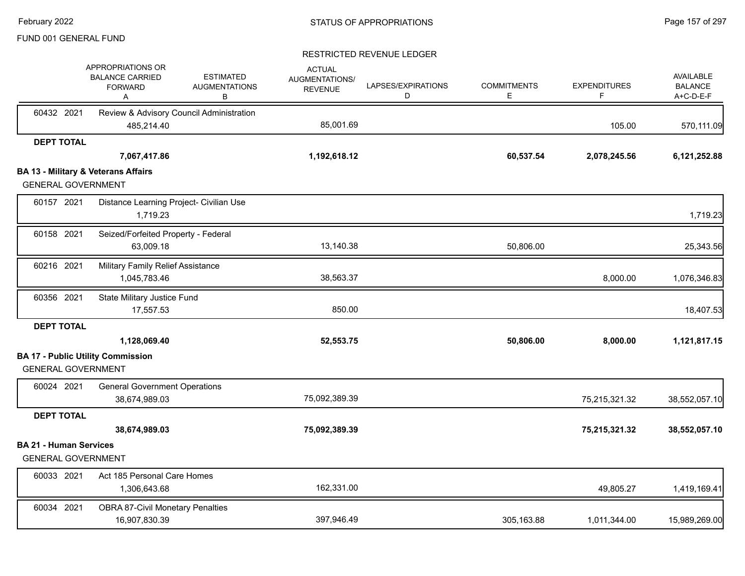FUND 001 GENERAL FUND

STATUS OF APPROPRIATIONS

RESTRICTED REVENUE LEDGER

| | APPROPRIATIONS OR BALANCE CARRIED FORWARD A | ESTIMATED AUGMENTATIONS B | ACTUAL AUGMENTATIONS/ REVENUE | LAPSES/EXPIRATIONS D | COMMITMENTS E | EXPENDITURES F | AVAILABLE BALANCE A+C-D-E-F |
|---|---|---|---|---|---|---|---|
| 60432 2021 Review & Advisory Council Administration | 485,214.40 | | 85,001.69 | | | 105.00 | 570,111.09 |
| **DEPT TOTAL** | **7,067,417.86** | | **1,192,618.12** | | **60,537.54** | **2,078,245.56** | **6,121,252.88** |
| **BA 13 - Military & Veterans Affairs** | | | | | | | |
| GENERAL GOVERNMENT | | | | | | | |
| 60157 2021 Distance Learning Project- Civilian Use | 1,719.23 | | | | | | 1,719.23 |
| 60158 2021 Seized/Forfeited Property - Federal | 63,009.18 | | 13,140.38 | | 50,806.00 | | 25,343.56 |
| 60216 2021 Military Family Relief Assistance | 1,045,783.46 | | 38,563.37 | | | 8,000.00 | 1,076,346.83 |
| 60356 2021 State Military Justice Fund | 17,557.53 | | 850.00 | | | | 18,407.53 |
| **DEPT TOTAL** | **1,128,069.40** | | **52,553.75** | | **50,806.00** | **8,000.00** | **1,121,817.15** |
| **BA 17 - Public Utility Commission** | | | | | | | |
| GENERAL GOVERNMENT | | | | | | | |
| 60024 2021 General Government Operations | 38,674,989.03 | | 75,092,389.39 | | | 75,215,321.32 | 38,552,057.10 |
| **DEPT TOTAL** | **38,674,989.03** | | **75,092,389.39** | | | **75,215,321.32** | **38,552,057.10** |
| **BA 21 - Human Services** | | | | | | | |
| GENERAL GOVERNMENT | | | | | | | |
| 60033 2021 Act 185 Personal Care Homes | 1,306,643.68 | | 162,331.00 | | | 49,805.27 | 1,419,169.41 |
| 60034 2021 OBRA 87-Civil Monetary Penalties | 16,907,830.39 | | 397,946.49 | | 305,163.88 | 1,011,344.00 | 15,989,269.00 |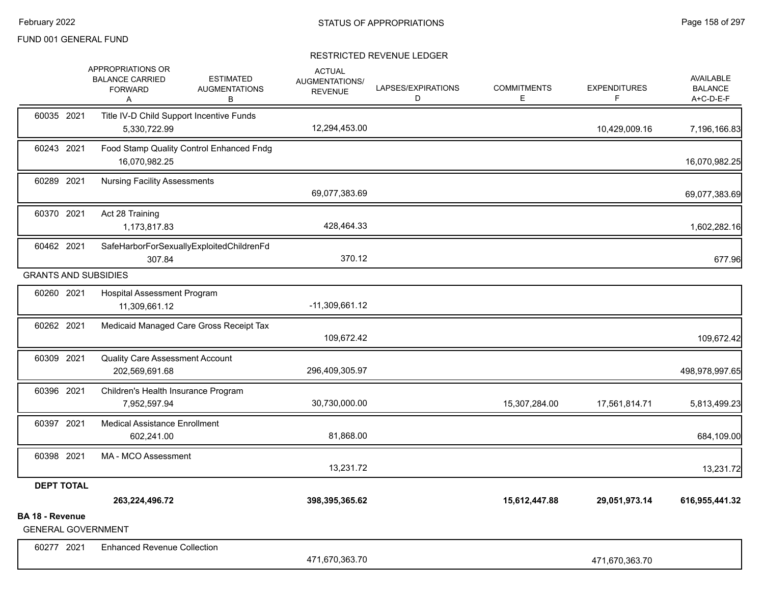FUND 001 GENERAL FUND

RESTRICTED REVENUE LEDGER

| | APPROPRIATIONS OR BALANCE CARRIED FORWARD A | ESTIMATED AUGMENTATIONS B | ACTUAL AUGMENTATIONS/ REVENUE | LAPSES/EXPIRATIONS D | COMMITMENTS E | EXPENDITURES F | AVAILABLE BALANCE A+C-D-E-F |
|---|---|---|---|---|---|---|---|
| 60035 2021 Title IV-D Child Support Incentive Funds | 5,330,722.99 | | 12,294,453.00 | | | 10,429,009.16 | 7,196,166.83 |
| 60243 2021 Food Stamp Quality Control Enhanced Fndg | 16,070,982.25 | | | | | | 16,070,982.25 |
| 60289 2021 Nursing Facility Assessments | | | 69,077,383.69 | | | | 69,077,383.69 |
| 60370 2021 Act 28 Training | 1,173,817.83 | | 428,464.33 | | | | 1,602,282.16 |
| 60462 2021 SafeHarborForSexuallyExploitedChildrenFd | 307.84 | | 370.12 | | | | 677.96 |
| **GRANTS AND SUBSIDIES** | | | | | | | |
| 60260 2021 Hospital Assessment Program | 11,309,661.12 | | -11,309,661.12 | | | | |
| 60262 2021 Medicaid Managed Care Gross Receipt Tax | | | 109,672.42 | | | | 109,672.42 |
| 60309 2021 Quality Care Assessment Account | 202,569,691.68 | | 296,409,305.97 | | | | 498,978,997.65 |
| 60396 2021 Children's Health Insurance Program | 7,952,597.94 | | 30,730,000.00 | | 15,307,284.00 | 17,561,814.71 | 5,813,499.23 |
| 60397 2021 Medical Assistance Enrollment | 602,241.00 | | 81,868.00 | | | | 684,109.00 |
| 60398 2021 MA - MCO Assessment | | | 13,231.72 | | | | 13,231.72 |
| **DEPT TOTAL** | **263,224,496.72** | | **398,395,365.62** | | **15,612,447.88** | **29,051,973.14** | **616,955,441.32** |

**BA 18 - Revenue**

GENERAL GOVERNMENT

| | APPROPRIATIONS OR BALANCE CARRIED FORWARD A | ESTIMATED AUGMENTATIONS B | ACTUAL AUGMENTATIONS/ REVENUE | LAPSES/EXPIRATIONS D | COMMITMENTS E | EXPENDITURES F | AVAILABLE BALANCE A+C-D-E-F |
|---|---|---|---|---|---|---|---|
| 60277 2021 Enhanced Revenue Collection | | | 471,670,363.70 | | | 471,670,363.70 | |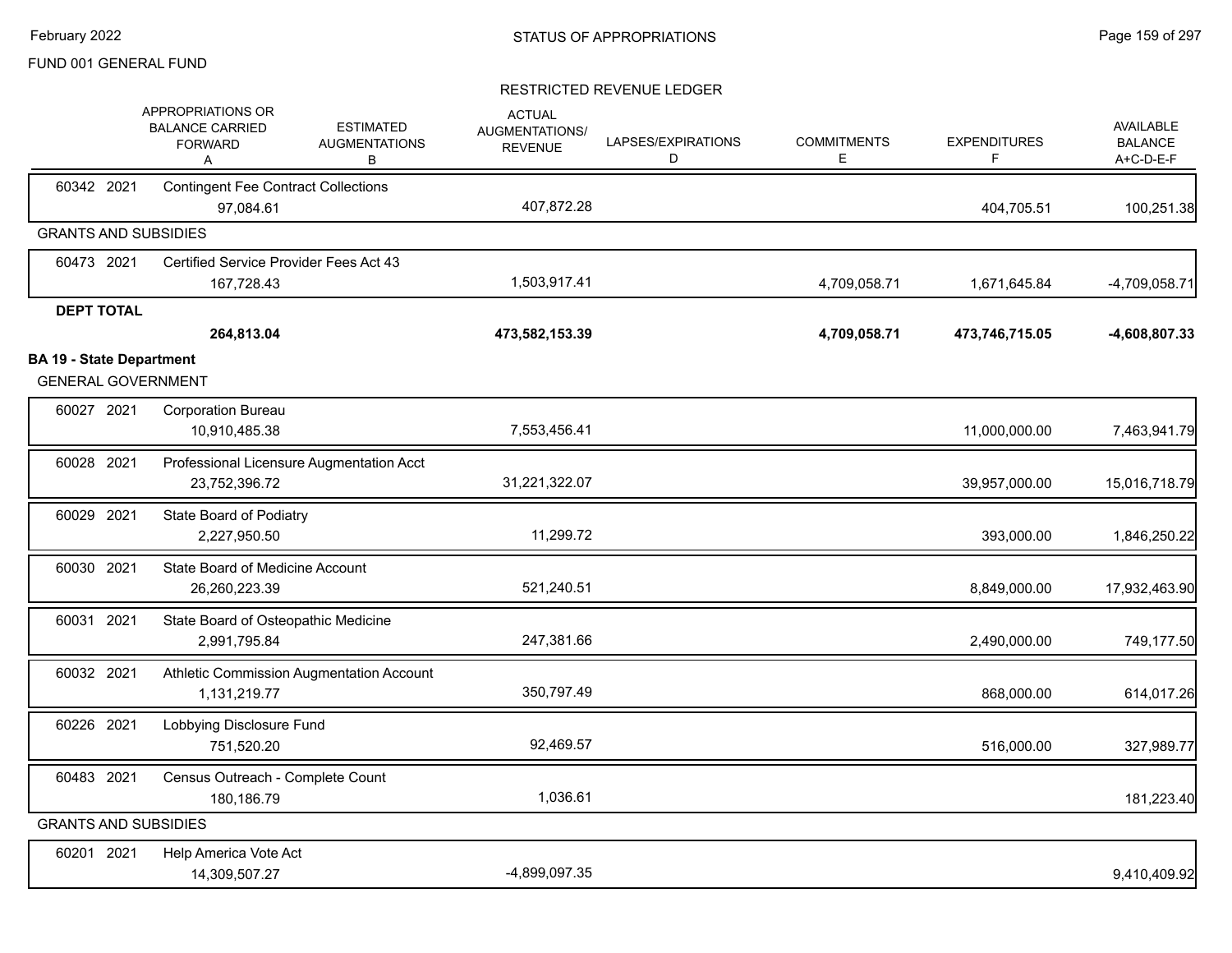FUND 001 GENERAL FUND

RESTRICTED REVENUE LEDGER

| | APPROPRIATIONS OR BALANCE CARRIED FORWARD A | ESTIMATED AUGMENTATIONS B | ACTUAL AUGMENTATIONS/ REVENUE | LAPSES/EXPIRATIONS D | COMMITMENTS E | EXPENDITURES F | AVAILABLE BALANCE A+C-D-E-F |
|---|---|---|---|---|---|---|---|
| 60342 2021 Contingent Fee Contract Collections | 97,084.61 | | 407,872.28 | | | 404,705.51 | 100,251.38 |
| **GRANTS AND SUBSIDIES** | | | | | | | |
| 60473 2021 Certified Service Provider Fees Act 43 | 167,728.43 | | 1,503,917.41 | | 4,709,058.71 | 1,671,645.84 | -4,709,058.71 |
| **DEPT TOTAL** | **264,813.04** | | **473,582,153.39** | | **4,709,058.71** | **473,746,715.05** | **-4,608,807.33** |

**BA 19 - State Department**

| | APPROPRIATIONS OR BALANCE CARRIED FORWARD A | ESTIMATED AUGMENTATIONS B | ACTUAL AUGMENTATIONS/ REVENUE | LAPSES/EXPIRATIONS D | COMMITMENTS E | EXPENDITURES F | AVAILABLE BALANCE A+C-D-E-F |
|---|---|---|---|---|---|---|---|
| **GENERAL GOVERNMENT** | | | | | | | |
| 60027 2021 Corporation Bureau | 10,910,485.38 | | 7,553,456.41 | | | 11,000,000.00 | 7,463,941.79 |
| 60028 2021 Professional Licensure Augmentation Acct | 23,752,396.72 | | 31,221,322.07 | | | 39,957,000.00 | 15,016,718.79 |
| 60029 2021 State Board of Podiatry | 2,227,950.50 | | 11,299.72 | | | 393,000.00 | 1,846,250.22 |
| 60030 2021 State Board of Medicine Account | 26,260,223.39 | | 521,240.51 | | | 8,849,000.00 | 17,932,463.90 |
| 60031 2021 State Board of Osteopathic Medicine | 2,991,795.84 | | 247,381.66 | | | 2,490,000.00 | 749,177.50 |
| 60032 2021 Athletic Commission Augmentation Account | 1,131,219.77 | | 350,797.49 | | | 868,000.00 | 614,017.26 |
| 60226 2021 Lobbying Disclosure Fund | 751,520.20 | | 92,469.57 | | | 516,000.00 | 327,989.77 |
| 60483 2021 Census Outreach - Complete Count | 180,186.79 | | 1,036.61 | | | | 181,223.40 |
| **GRANTS AND SUBSIDIES** | | | | | | | |
| 60201 2021 Help America Vote Act | 14,309,507.27 | | -4,899,097.35 | | | | 9,410,409.92 |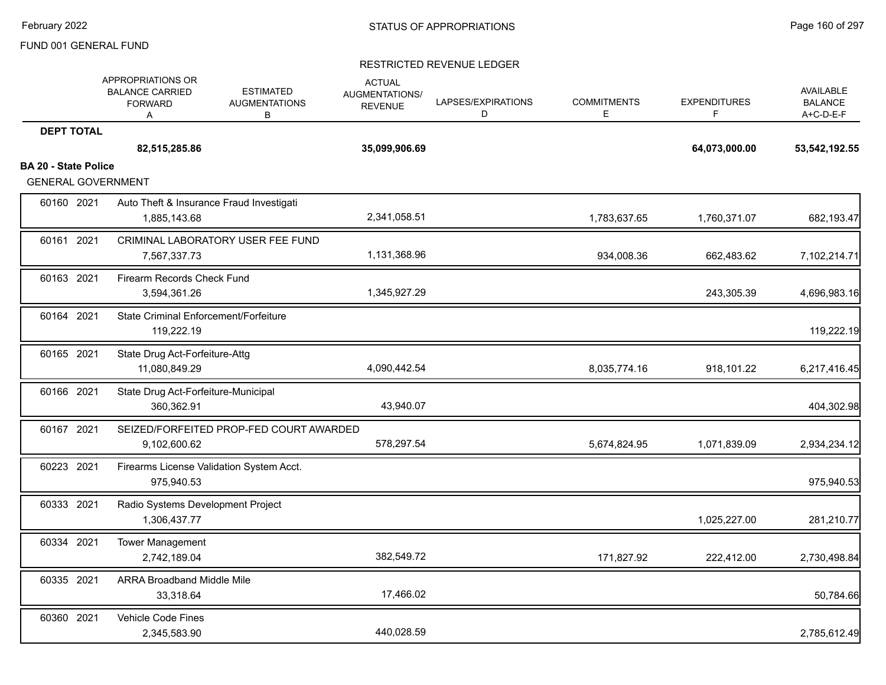FUND 001 GENERAL FUND

RESTRICTED REVENUE LEDGER

| | | APPROPRIATIONS OR BALANCE CARRIED FORWARD A | ESTIMATED AUGMENTATIONS B | ACTUAL AUGMENTATIONS/ REVENUE | LAPSES/EXPIRATIONS D | COMMITMENTS E | EXPENDITURES F | AVAILABLE BALANCE A+C-D-E-F |
|---|---|---|---|---|---|---|---|---|
| **DEPT TOTAL** | | **82,515,285.86** | | **35,099,906.69** | | | **64,073,000.00** | **53,542,192.55** |
| **BA 20 - State Police** | | | | | | | | |
| GENERAL GOVERNMENT | | | | | | | | |
| 60160 2021 | Auto Theft & Insurance Fraud Investigati | 1,885,143.68 | | 2,341,058.51 | | 1,783,637.65 | 1,760,371.07 | 682,193.47 |
| 60161 2021 | CRIMINAL LABORATORY USER FEE FUND | 7,567,337.73 | | 1,131,368.96 | | 934,008.36 | 662,483.62 | 7,102,214.71 |
| 60163 2021 | Firearm Records Check Fund | 3,594,361.26 | | 1,345,927.29 | | | 243,305.39 | 4,696,983.16 |
| 60164 2021 | State Criminal Enforcement/Forfeiture | 119,222.19 | | | | | | 119,222.19 |
| 60165 2021 | State Drug Act-Forfeiture-Attg | 11,080,849.29 | | 4,090,442.54 | | 8,035,774.16 | 918,101.22 | 6,217,416.45 |
| 60166 2021 | State Drug Act-Forfeiture-Municipal | 360,362.91 | | 43,940.07 | | | | 404,302.98 |
| 60167 2021 | SEIZED/FORFEITED PROP-FED COURT AWARDED | 9,102,600.62 | | 578,297.54 | | 5,674,824.95 | 1,071,839.09 | 2,934,234.12 |
| 60223 2021 | Firearms License Validation System Acct. | 975,940.53 | | | | | | 975,940.53 |
| 60333 2021 | Radio Systems Development Project | 1,306,437.77 | | | | | 1,025,227.00 | 281,210.77 |
| 60334 2021 | Tower Management | 2,742,189.04 | | 382,549.72 | | 171,827.92 | 222,412.00 | 2,730,498.84 |
| 60335 2021 | ARRA Broadband Middle Mile | 33,318.64 | | 17,466.02 | | | | 50,784.66 |
| 60360 2021 | Vehicle Code Fines | 2,345,583.90 | | 440,028.59 | | | | 2,785,612.49 |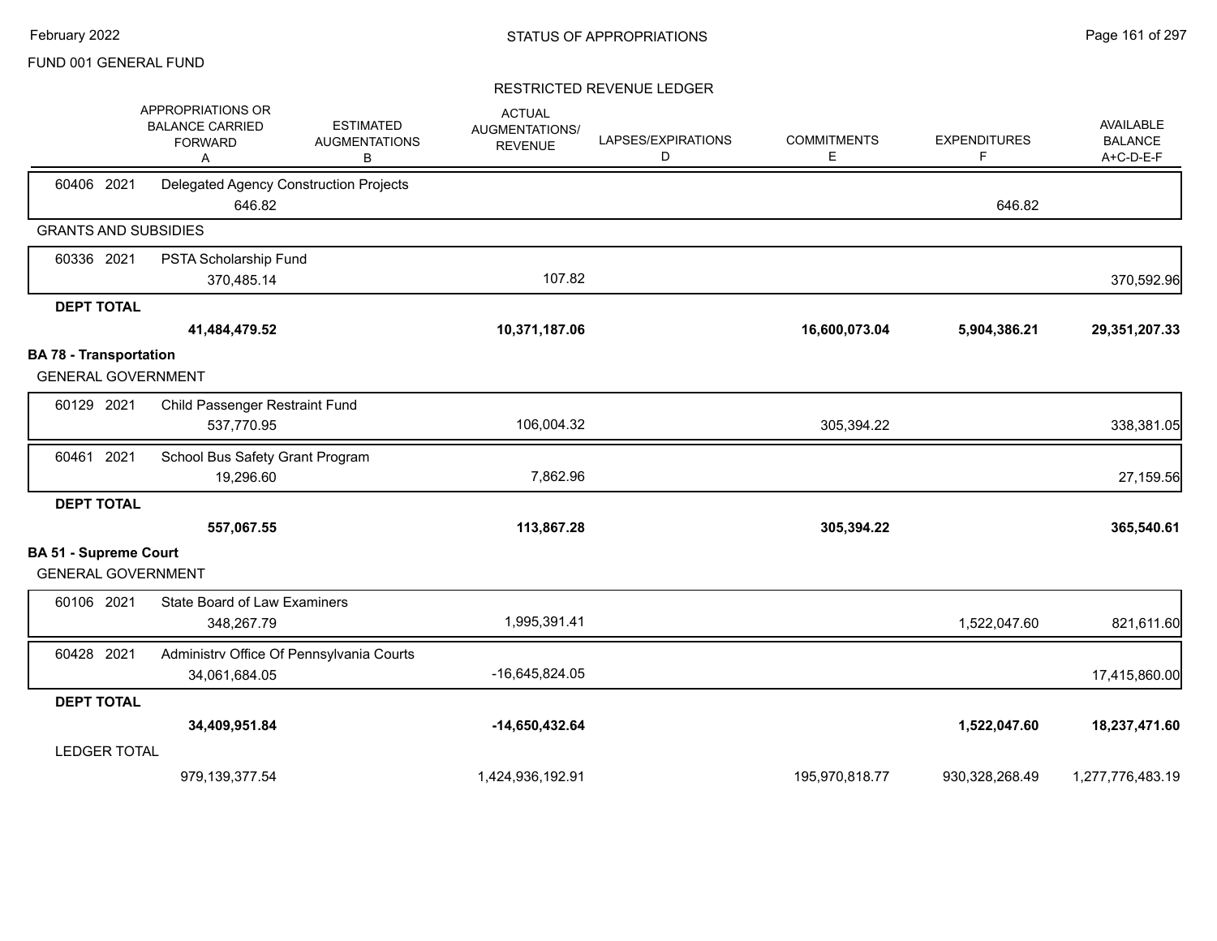FUND 001 GENERAL FUND

RESTRICTED REVENUE LEDGER

| | APPROPRIATIONS OR BALANCE CARRIED FORWARD A | ESTIMATED AUGMENTATIONS B | ACTUAL AUGMENTATIONS/ REVENUE | LAPSES/EXPIRATIONS D | COMMITMENTS E | EXPENDITURES F | AVAILABLE BALANCE A+C-D-E-F |
|---|---|---|---|---|---|---|---|
| 60406 2021 | Delegated Agency Construction Projects | | | | | | |
| | 646.82 | | | | | 646.82 | |
| **GRANTS AND SUBSIDIES** | | | | | | | |
| 60336 2021 | PSTA Scholarship Fund | | | | | | |
| | 370,485.14 | | 107.82 | | | | 370,592.96 |
| **DEPT TOTAL** | | | | | | | |
| | **41,484,479.52** | | **10,371,187.06** | | **16,600,073.04** | **5,904,386.21** | **29,351,207.33** |
| **BA 78 - Transportation** | | | | | | | |
| GENERAL GOVERNMENT | | | | | | | |
| 60129 2021 | Child Passenger Restraint Fund | | | | | | |
| | 537,770.95 | | 106,004.32 | | 305,394.22 | | 338,381.05 |
| 60461 2021 | School Bus Safety Grant Program | | | | | | |
| | 19,296.60 | | 7,862.96 | | | | 27,159.56 |
| **DEPT TOTAL** | | | | | | | |
| | **557,067.55** | | **113,867.28** | | **305,394.22** | | **365,540.61** |
| **BA 51 - Supreme Court** | | | | | | | |
| GENERAL GOVERNMENT | | | | | | | |
| 60106 2021 | State Board of Law Examiners | | | | | | |
| | 348,267.79 | | 1,995,391.41 | | | 1,522,047.60 | 821,611.60 |
| 60428 2021 | Administrv Office Of Pennsylvania Courts | | | | | | |
| | 34,061,684.05 | | -16,645,824.05 | | | | 17,415,860.00 |
| **DEPT TOTAL** | | | | | | | |
| | **34,409,951.84** | | **-14,650,432.64** | | | **1,522,047.60** | **18,237,471.60** |
| LEDGER TOTAL | | | | | | | |
| | 979,139,377.54 | | 1,424,936,192.91 | | 195,970,818.77 | 930,328,268.49 | 1,277,776,483.19 |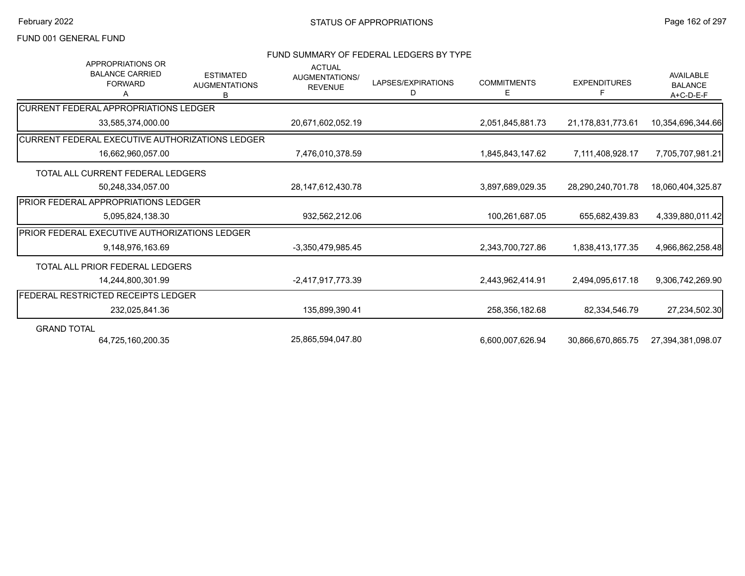FUND 001 GENERAL FUND

## FUND SUMMARY OF FEDERAL LEDGERS BY TYPE

| APPROPRIATIONS OR BALANCE CARRIED FORWARD A | ESTIMATED AUGMENTATIONS B | ACTUAL AUGMENTATIONS/ REVENUE | LAPSES/EXPIRATIONS D | COMMITMENTS E | EXPENDITURES F | AVAILABLE BALANCE A+C-D-E-F |
|---|---|---|---|---|---|---|
| **CURRENT FEDERAL APPROPRIATIONS LEDGER** | | | | | | |
| 33,585,374,000.00 | | 20,671,602,052.19 | | 2,051,845,881.73 | 21,178,831,773.61 | 10,354,696,344.66 |
| **CURRENT FEDERAL EXECUTIVE AUTHORIZATIONS LEDGER** | | | | | | |
| 16,662,960,057.00 | | 7,476,010,378.59 | | 1,845,843,147.62 | 7,111,408,928.17 | 7,705,707,981.21 |
| TOTAL ALL CURRENT FEDERAL LEDGERS | | | | | | |
| 50,248,334,057.00 | | 28,147,612,430.78 | | 3,897,689,029.35 | 28,290,240,701.78 | 18,060,404,325.87 |
| **PRIOR FEDERAL APPROPRIATIONS LEDGER** | | | | | | |
| 5,095,824,138.30 | | 932,562,212.06 | | 100,261,687.05 | 655,682,439.83 | 4,339,880,011.42 |
| **PRIOR FEDERAL EXECUTIVE AUTHORIZATIONS LEDGER** | | | | | | |
| 9,148,976,163.69 | | -3,350,479,985.45 | | 2,343,700,727.86 | 1,838,413,177.35 | 4,966,862,258.48 |
| TOTAL ALL PRIOR FEDERAL LEDGERS | | | | | | |
| 14,244,800,301.99 | | -2,417,917,773.39 | | 2,443,962,414.91 | 2,494,095,617.18 | 9,306,742,269.90 |
| **FEDERAL RESTRICTED RECEIPTS LEDGER** | | | | | | |
| 232,025,841.36 | | 135,899,390.41 | | 258,356,182.68 | 82,334,546.79 | 27,234,502.30 |
| GRAND TOTAL | | | | | | |
| 64,725,160,200.35 | | 25,865,594,047.80 | | 6,600,007,626.94 | 30,866,670,865.75 | 27,394,381,098.07 |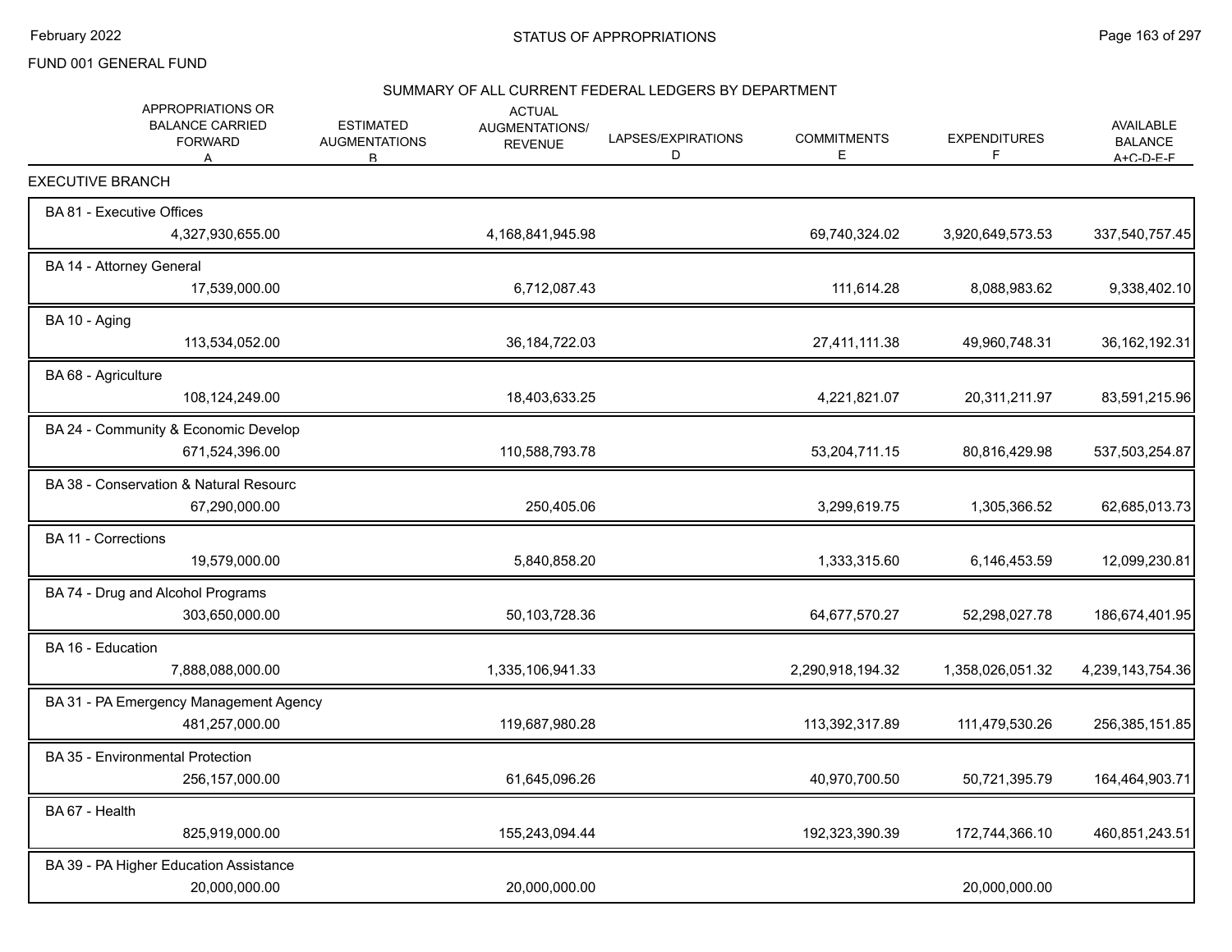FUND 001 GENERAL FUND

## SUMMARY OF ALL CURRENT FEDERAL LEDGERS BY DEPARTMENT

| | APPROPRIATIONS OR BALANCE CARRIED FORWARD A | ESTIMATED AUGMENTATIONS B | ACTUAL AUGMENTATIONS/ REVENUE | LAPSES/EXPIRATIONS D | COMMITMENTS E | EXPENDITURES F | AVAILABLE BALANCE A+C-D-E-F |
|---|---|---|---|---|---|---|---|
| **EXECUTIVE BRANCH** | | | | | | | |
| BA 81 - Executive Offices | 4,327,930,655.00 | | 4,168,841,945.98 | | 69,740,324.02 | 3,920,649,573.53 | 337,540,757.45 |
| BA 14 - Attorney General | 17,539,000.00 | | 6,712,087.43 | | 111,614.28 | 8,088,983.62 | 9,338,402.10 |
| BA 10 - Aging | 113,534,052.00 | | 36,184,722.03 | | 27,411,111.38 | 49,960,748.31 | 36,162,192.31 |
| BA 68 - Agriculture | 108,124,249.00 | | 18,403,633.25 | | 4,221,821.07 | 20,311,211.97 | 83,591,215.96 |
| BA 24 - Community & Economic Develop | 671,524,396.00 | | 110,588,793.78 | | 53,204,711.15 | 80,816,429.98 | 537,503,254.87 |
| BA 38 - Conservation & Natural Resourc | 67,290,000.00 | | 250,405.06 | | 3,299,619.75 | 1,305,366.52 | 62,685,013.73 |
| BA 11 - Corrections | 19,579,000.00 | | 5,840,858.20 | | 1,333,315.60 | 6,146,453.59 | 12,099,230.81 |
| BA 74 - Drug and Alcohol Programs | 303,650,000.00 | | 50,103,728.36 | | 64,677,570.27 | 52,298,027.78 | 186,674,401.95 |
| BA 16 - Education | 7,888,088,000.00 | | 1,335,106,941.33 | | 2,290,918,194.32 | 1,358,026,051.32 | 4,239,143,754.36 |
| BA 31 - PA Emergency Management Agency | 481,257,000.00 | | 119,687,980.28 | | 113,392,317.89 | 111,479,530.26 | 256,385,151.85 |
| BA 35 - Environmental Protection | 256,157,000.00 | | 61,645,096.26 | | 40,970,700.50 | 50,721,395.79 | 164,464,903.71 |
| BA 67 - Health | 825,919,000.00 | | 155,243,094.44 | | 192,323,390.39 | 172,744,366.10 | 460,851,243.51 |
| BA 39 - PA Higher Education Assistance | 20,000,000.00 | | 20,000,000.00 | | | 20,000,000.00 | |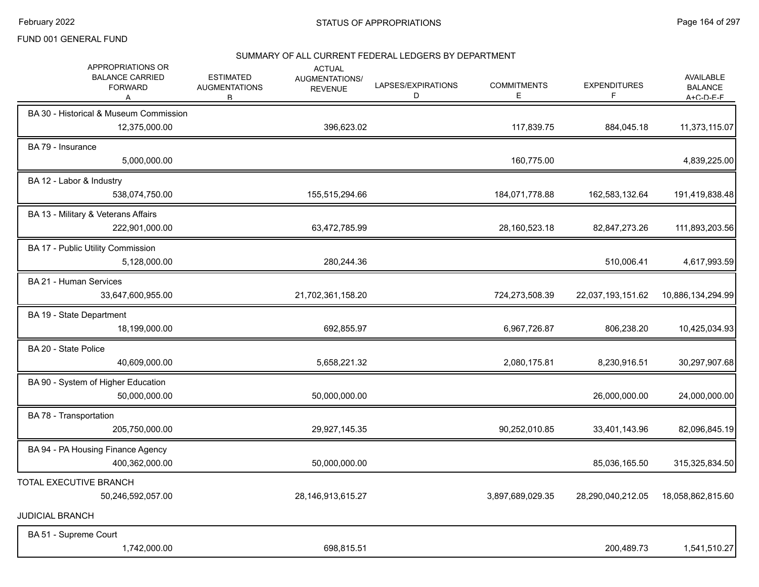FUND 001 GENERAL FUND

## SUMMARY OF ALL CURRENT FEDERAL LEDGERS BY DEPARTMENT

| APPROPRIATIONS OR BALANCE CARRIED FORWARD A | ESTIMATED AUGMENTATIONS B | ACTUAL AUGMENTATIONS/ REVENUE | LAPSES/EXPIRATIONS D | COMMITMENTS E | EXPENDITURES F | AVAILABLE BALANCE A+C-D-E-F |
|---|---|---|---|---|---|---|
| **BA 30 - Historical & Museum Commission** | | | | | | |
| 12,375,000.00 | | 396,623.02 | | 117,839.75 | 884,045.18 | 11,373,115.07 |
| **BA 79 - Insurance** | | | | | | |
| 5,000,000.00 | | | | 160,775.00 | | 4,839,225.00 |
| **BA 12 - Labor & Industry** | | | | | | |
| 538,074,750.00 | | 155,515,294.66 | | 184,071,778.88 | 162,583,132.64 | 191,419,838.48 |
| **BA 13 - Military & Veterans Affairs** | | | | | | |
| 222,901,000.00 | | 63,472,785.99 | | 28,160,523.18 | 82,847,273.26 | 111,893,203.56 |
| **BA 17 - Public Utility Commission** | | | | | | |
| 5,128,000.00 | | 280,244.36 | | | 510,006.41 | 4,617,993.59 |
| **BA 21 - Human Services** | | | | | | |
| 33,647,600,955.00 | | 21,702,361,158.20 | | 724,273,508.39 | 22,037,193,151.62 | 10,886,134,294.99 |
| **BA 19 - State Department** | | | | | | |
| 18,199,000.00 | | 692,855.97 | | 6,967,726.87 | 806,238.20 | 10,425,034.93 |
| **BA 20 - State Police** | | | | | | |
| 40,609,000.00 | | 5,658,221.32 | | 2,080,175.81 | 8,230,916.51 | 30,297,907.68 |
| **BA 90 - System of Higher Education** | | | | | | |
| 50,000,000.00 | | 50,000,000.00 | | | 26,000,000.00 | 24,000,000.00 |
| **BA 78 - Transportation** | | | | | | |
| 205,750,000.00 | | 29,927,145.35 | | 90,252,010.85 | 33,401,143.96 | 82,096,845.19 |
| **BA 94 - PA Housing Finance Agency** | | | | | | |
| 400,362,000.00 | | 50,000,000.00 | | | 85,036,165.50 | 315,325,834.50 |
| **TOTAL EXECUTIVE BRANCH** | | | | | | |
| 50,246,592,057.00 | | 28,146,913,615.27 | | 3,897,689,029.35 | 28,290,040,212.05 | 18,058,862,815.60 |
| **JUDICIAL BRANCH** | | | | | | |
| **BA 51 - Supreme Court** | | | | | | |
| 1,742,000.00 | | 698,815.51 | | | 200,489.73 | 1,541,510.27 |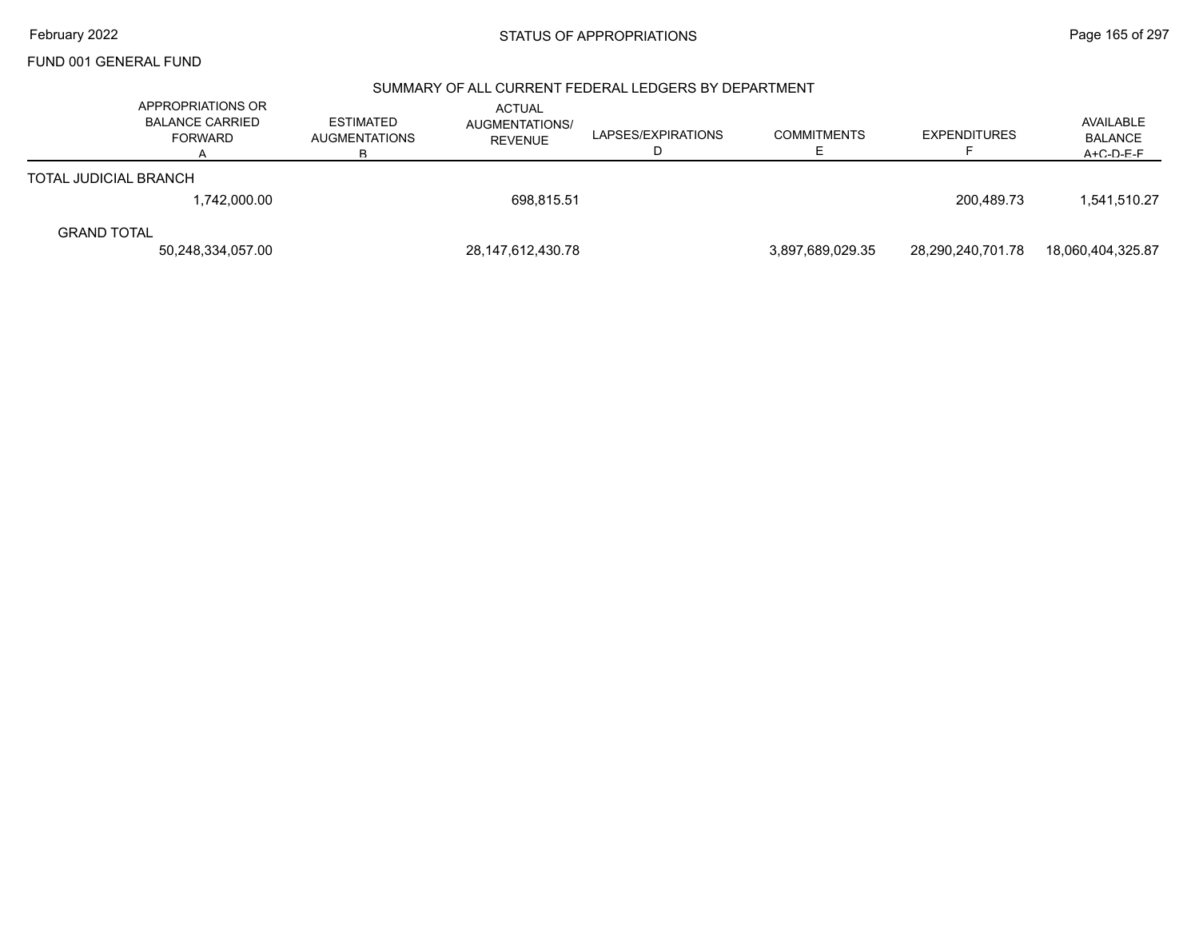FUND 001 GENERAL FUND

STATUS OF APPROPRIATIONS

## SUMMARY OF ALL CURRENT FEDERAL LEDGERS BY DEPARTMENT

| | APPROPRIATIONS OR BALANCE CARRIED FORWARD A | ESTIMATED AUGMENTATIONS B | ACTUAL AUGMENTATIONS/ REVENUE | LAPSES/EXPIRATIONS D | COMMITMENTS E | EXPENDITURES F | AVAILABLE BALANCE A+C-D-E-F |
|---|---|---|---|---|---|---|---|
| TOTAL JUDICIAL BRANCH | 1,742,000.00 | | 698,815.51 | | | 200,489.73 | 1,541,510.27 |
| GRAND TOTAL | 50,248,334,057.00 | | 28,147,612,430.78 | | 3,897,689,029.35 | 28,290,240,701.78 | 18,060,404,325.87 |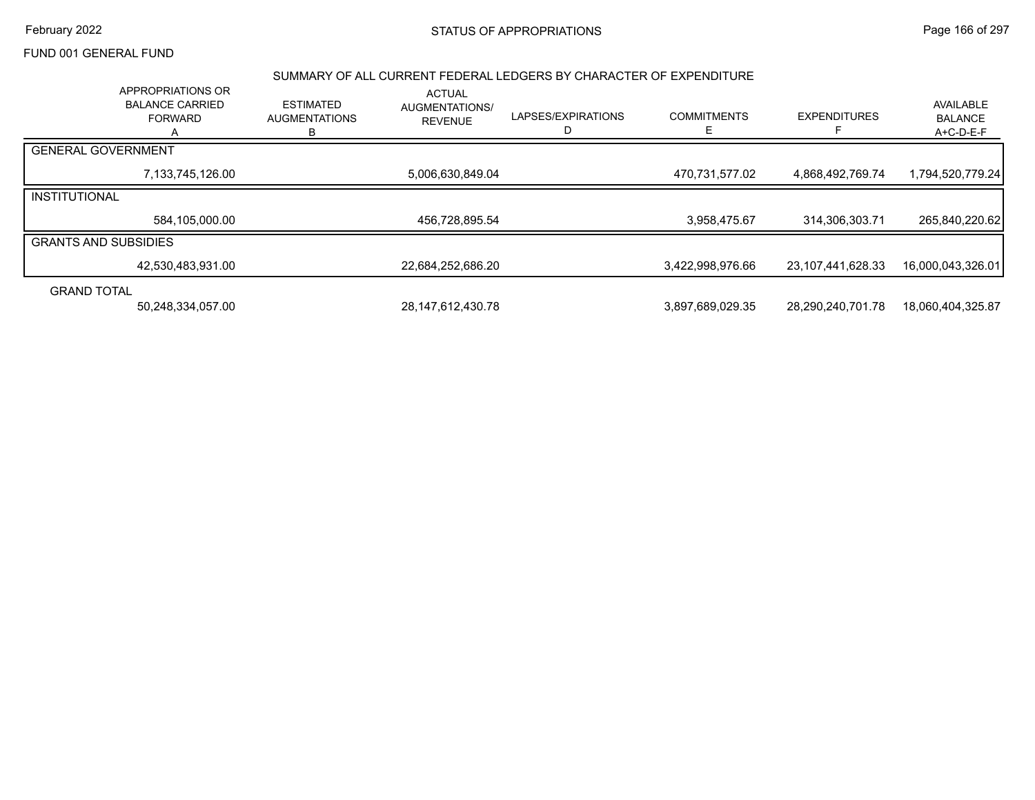FUND 001 GENERAL FUND

## SUMMARY OF ALL CURRENT FEDERAL LEDGERS BY CHARACTER OF EXPENDITURE

| | APPROPRIATIONS OR BALANCE CARRIED FORWARD A | ESTIMATED AUGMENTATIONS B | ACTUAL AUGMENTATIONS/ REVENUE | LAPSES/EXPIRATIONS D | COMMITMENTS E | EXPENDITURES F | AVAILABLE BALANCE A+C-D-E-F |
|---|---|---|---|---|---|---|---|
| GENERAL GOVERNMENT | | | | | | | |
| | 7,133,745,126.00 | | 5,006,630,849.04 | | 470,731,577.02 | 4,868,492,769.74 | 1,794,520,779.24 |
| INSTITUTIONAL | | | | | | | |
| | 584,105,000.00 | | 456,728,895.54 | | 3,958,475.67 | 314,306,303.71 | 265,840,220.62 |
| GRANTS AND SUBSIDIES | | | | | | | |
| | 42,530,483,931.00 | | 22,684,252,686.20 | | 3,422,998,976.66 | 23,107,441,628.33 | 16,000,043,326.01 |
| GRAND TOTAL | | | | | | | |
| | 50,248,334,057.00 | | 28,147,612,430.78 | | 3,897,689,029.35 | 28,290,240,701.78 | 18,060,404,325.87 |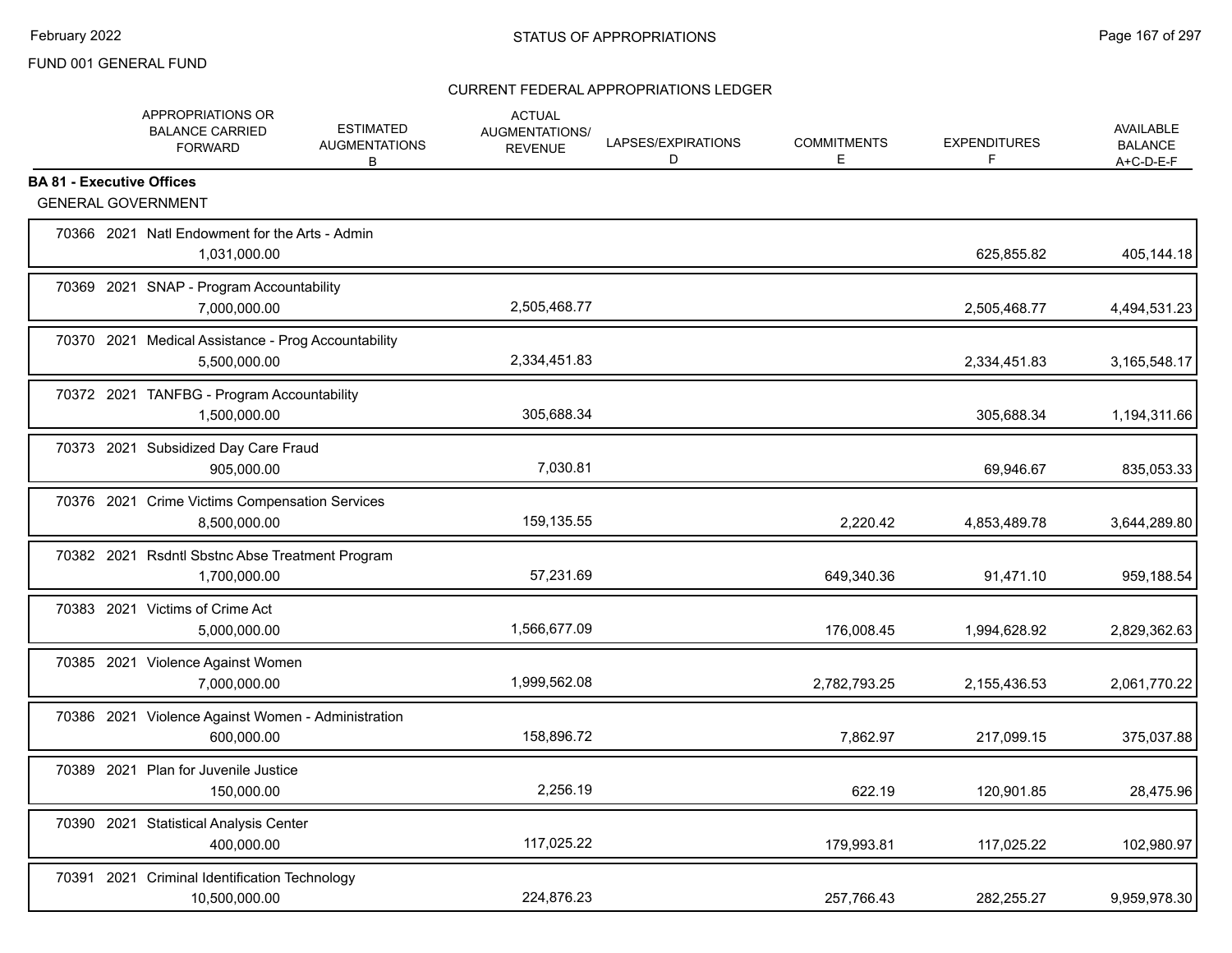FUND 001 GENERAL FUND

CURRENT FEDERAL APPROPRIATIONS LEDGER

| | APPROPRIATIONS OR BALANCE CARRIED FORWARD | ESTIMATED AUGMENTATIONS B | ACTUAL AUGMENTATIONS/ REVENUE | LAPSES/EXPIRATIONS D | COMMITMENTS E | EXPENDITURES F | AVAILABLE BALANCE A+C-D-E-F |
|---|---|---|---|---|---|---|---|
| **BA 81 - Executive Offices** | | | | | | | |
| GENERAL GOVERNMENT | | | | | | | |
| 70366 2021 Natl Endowment for the Arts - Admin | 1,031,000.00 | | | | | 625,855.82 | 405,144.18 |
| 70369 2021 SNAP - Program Accountability | 7,000,000.00 | | 2,505,468.77 | | | 2,505,468.77 | 4,494,531.23 |
| 70370 2021 Medical Assistance - Prog Accountability | 5,500,000.00 | | 2,334,451.83 | | | 2,334,451.83 | 3,165,548.17 |
| 70372 2021 TANFBG - Program Accountability | 1,500,000.00 | | 305,688.34 | | | 305,688.34 | 1,194,311.66 |
| 70373 2021 Subsidized Day Care Fraud | 905,000.00 | | 7,030.81 | | | 69,946.67 | 835,053.33 |
| 70376 2021 Crime Victims Compensation Services | 8,500,000.00 | | 159,135.55 | | 2,220.42 | 4,853,489.78 | 3,644,289.80 |
| 70382 2021 Rsdntl Sbstnc Abse Treatment Program | 1,700,000.00 | | 57,231.69 | | 649,340.36 | 91,471.10 | 959,188.54 |
| 70383 2021 Victims of Crime Act | 5,000,000.00 | | 1,566,677.09 | | 176,008.45 | 1,994,628.92 | 2,829,362.63 |
| 70385 2021 Violence Against Women | 7,000,000.00 | | 1,999,562.08 | | 2,782,793.25 | 2,155,436.53 | 2,061,770.22 |
| 70386 2021 Violence Against Women - Administration | 600,000.00 | | 158,896.72 | | 7,862.97 | 217,099.15 | 375,037.88 |
| 70389 2021 Plan for Juvenile Justice | 150,000.00 | | 2,256.19 | | 622.19 | 120,901.85 | 28,475.96 |
| 70390 2021 Statistical Analysis Center | 400,000.00 | | 117,025.22 | | 179,993.81 | 117,025.22 | 102,980.97 |
| 70391 2021 Criminal Identification Technology | 10,500,000.00 | | 224,876.23 | | 257,766.43 | 282,255.27 | 9,959,978.30 |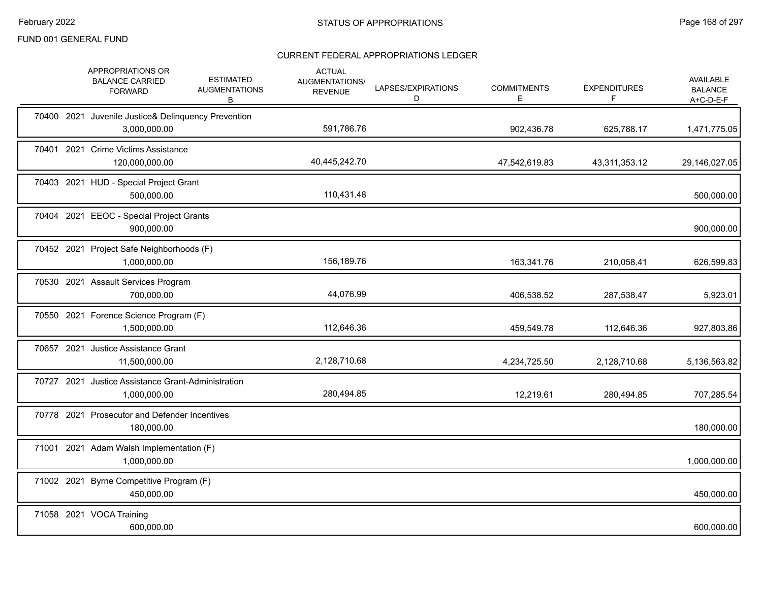## STATUS OF APPROPRIATIONS

FUND 001 GENERAL FUND

### CURRENT FEDERAL APPROPRIATIONS LEDGER

| | APPROPRIATIONS OR BALANCE CARRIED FORWARD | ESTIMATED AUGMENTATIONS B | ACTUAL AUGMENTATIONS/ REVENUE | LAPSES/EXPIRATIONS D | COMMITMENTS E | EXPENDITURES F | AVAILABLE BALANCE A+C-D-E-F |
|---|---|---|---|---|---|---|---|
| 70400 2021 Juvenile Justice& Delinquency Prevention | 3,000,000.00 | | 591,786.76 | | 902,436.78 | 625,788.17 | 1,471,775.05 |
| 70401 2021 Crime Victims Assistance | 120,000,000.00 | | 40,445,242.70 | | 47,542,619.83 | 43,311,353.12 | 29,146,027.05 |
| 70403 2021 HUD - Special Project Grant | 500,000.00 | | 110,431.48 | | | | 500,000.00 |
| 70404 2021 EEOC - Special Project Grants | 900,000.00 | | | | | | 900,000.00 |
| 70452 2021 Project Safe Neighborhoods (F) | 1,000,000.00 | | 156,189.76 | | 163,341.76 | 210,058.41 | 626,599.83 |
| 70530 2021 Assault Services Program | 700,000.00 | | 44,076.99 | | 406,538.52 | 287,538.47 | 5,923.01 |
| 70550 2021 Forence Science Program (F) | 1,500,000.00 | | 112,646.36 | | 459,549.78 | 112,646.36 | 927,803.86 |
| 70657 2021 Justice Assistance Grant | 11,500,000.00 | | 2,128,710.68 | | 4,234,725.50 | 2,128,710.68 | 5,136,563.82 |
| 70727 2021 Justice Assistance Grant-Administration | 1,000,000.00 | | 280,494.85 | | 12,219.61 | 280,494.85 | 707,285.54 |
| 70778 2021 Prosecutor and Defender Incentives | 180,000.00 | | | | | | 180,000.00 |
| 71001 2021 Adam Walsh Implementation (F) | 1,000,000.00 | | | | | | 1,000,000.00 |
| 71002 2021 Byrne Competitive Program (F) | 450,000.00 | | | | | | 450,000.00 |
| 71058 2021 VOCA Training | 600,000.00 | | | | | | 600,000.00 |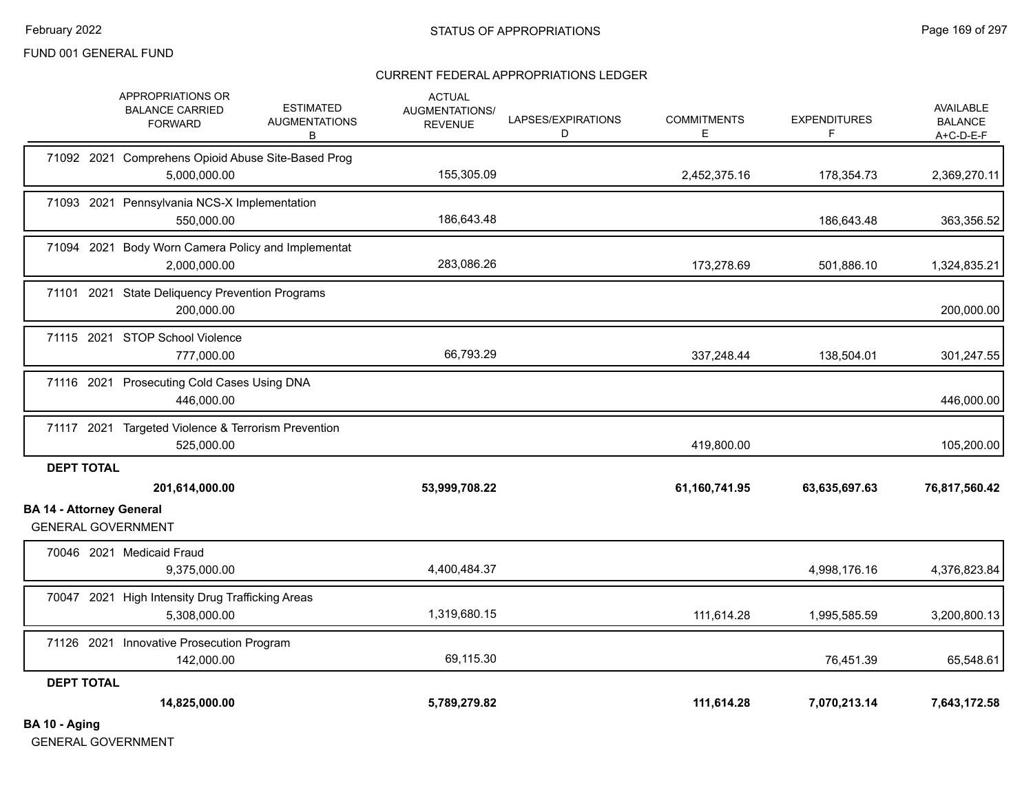FUND 001 GENERAL FUND

## STATUS OF APPROPRIATIONS

### CURRENT FEDERAL APPROPRIATIONS LEDGER

| | APPROPRIATIONS OR BALANCE CARRIED FORWARD | ESTIMATED AUGMENTATIONS B | ACTUAL AUGMENTATIONS/ REVENUE | LAPSES/EXPIRATIONS D | COMMITMENTS E | EXPENDITURES F | AVAILABLE BALANCE A+C-D-E-F |
|---|---|---|---|---|---|---|---|
| 71092 2021 Comprehens Opioid Abuse Site-Based Prog | 5,000,000.00 | | 155,305.09 | | 2,452,375.16 | 178,354.73 | 2,369,270.11 |
| 71093 2021 Pennsylvania NCS-X Implementation | 550,000.00 | | 186,643.48 | | | 186,643.48 | 363,356.52 |
| 71094 2021 Body Worn Camera Policy and Implementat | 2,000,000.00 | | 283,086.26 | | 173,278.69 | 501,886.10 | 1,324,835.21 |
| 71101 2021 State Deliquency Prevention Programs | 200,000.00 | | | | | | 200,000.00 |
| 71115 2021 STOP School Violence | 777,000.00 | | 66,793.29 | | 337,248.44 | 138,504.01 | 301,247.55 |
| 71116 2021 Prosecuting Cold Cases Using DNA | 446,000.00 | | | | | | 446,000.00 |
| 71117 2021 Targeted Violence & Terrorism Prevention | 525,000.00 | | | | 419,800.00 | | 105,200.00 |
| **DEPT TOTAL** | **201,614,000.00** | | **53,999,708.22** | | **61,160,741.95** | **63,635,697.63** | **76,817,560.42** |

**BA 14 - Attorney General**

GENERAL GOVERNMENT

| | APPROPRIATIONS OR BALANCE CARRIED FORWARD | ESTIMATED AUGMENTATIONS B | ACTUAL AUGMENTATIONS/ REVENUE | LAPSES/EXPIRATIONS D | COMMITMENTS E | EXPENDITURES F | AVAILABLE BALANCE A+C-D-E-F |
|---|---|---|---|---|---|---|---|
| 70046 2021 Medicaid Fraud | 9,375,000.00 | | 4,400,484.37 | | | 4,998,176.16 | 4,376,823.84 |
| 70047 2021 High Intensity Drug Trafficking Areas | 5,308,000.00 | | 1,319,680.15 | | 111,614.28 | 1,995,585.59 | 3,200,800.13 |
| 71126 2021 Innovative Prosecution Program | 142,000.00 | | 69,115.30 | | | 76,451.39 | 65,548.61 |
| **DEPT TOTAL** | **14,825,000.00** | | **5,789,279.82** | | **111,614.28** | **7,070,213.14** | **7,643,172.58** |

**BA 10 - Aging**

GENERAL GOVERNMENT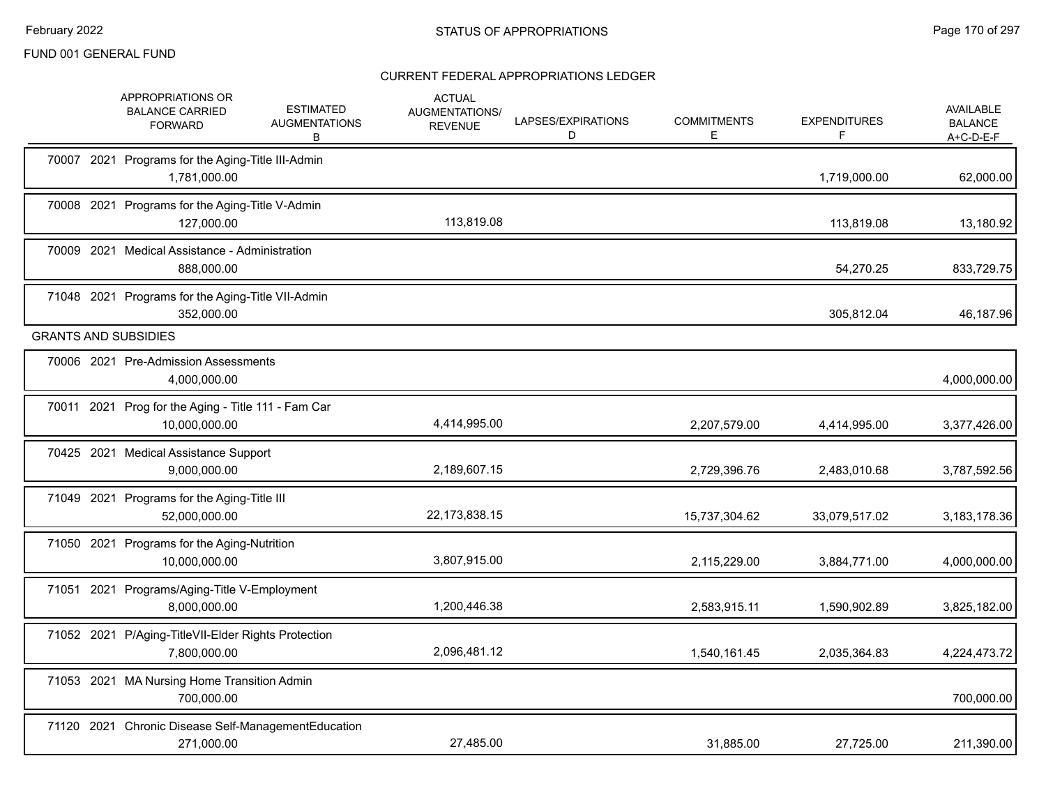FUND 001 GENERAL FUND

## CURRENT FEDERAL APPROPRIATIONS LEDGER

| | APPROPRIATIONS OR BALANCE CARRIED FORWARD | ESTIMATED AUGMENTATIONS B | ACTUAL AUGMENTATIONS/ REVENUE | LAPSES/EXPIRATIONS D | COMMITMENTS E | EXPENDITURES F | AVAILABLE BALANCE A+C-D-E-F |
|---|---|---|---|---|---|---|---|
| 70007 2021 Programs for the Aging-Title III-Admin | 1,781,000.00 | | | | | 1,719,000.00 | 62,000.00 |
| 70008 2021 Programs for the Aging-Title V-Admin | 127,000.00 | | 113,819.08 | | | 113,819.08 | 13,180.92 |
| 70009 2021 Medical Assistance - Administration | 888,000.00 | | | | | 54,270.25 | 833,729.75 |
| 71048 2021 Programs for the Aging-Title VII-Admin | 352,000.00 | | | | | 305,812.04 | 46,187.96 |
| **GRANTS AND SUBSIDIES** | | | | | | | |
| 70006 2021 Pre-Admission Assessments | 4,000,000.00 | | | | | | 4,000,000.00 |
| 70011 2021 Prog for the Aging - Title 111 - Fam Car | 10,000,000.00 | | 4,414,995.00 | | 2,207,579.00 | 4,414,995.00 | 3,377,426.00 |
| 70425 2021 Medical Assistance Support | 9,000,000.00 | | 2,189,607.15 | | 2,729,396.76 | 2,483,010.68 | 3,787,592.56 |
| 71049 2021 Programs for the Aging-Title III | 52,000,000.00 | | 22,173,838.15 | | 15,737,304.62 | 33,079,517.02 | 3,183,178.36 |
| 71050 2021 Programs for the Aging-Nutrition | 10,000,000.00 | | 3,807,915.00 | | 2,115,229.00 | 3,884,771.00 | 4,000,000.00 |
| 71051 2021 Programs/Aging-Title V-Employment | 8,000,000.00 | | 1,200,446.38 | | 2,583,915.11 | 1,590,902.89 | 3,825,182.00 |
| 71052 2021 P/Aging-TitleVII-Elder Rights Protection | 7,800,000.00 | | 2,096,481.12 | | 1,540,161.45 | 2,035,364.83 | 4,224,473.72 |
| 71053 2021 MA Nursing Home Transition Admin | 700,000.00 | | | | | | 700,000.00 |
| 71120 2021 Chronic Disease Self-ManagementEducation | 271,000.00 | | 27,485.00 | | 31,885.00 | 27,725.00 | 211,390.00 |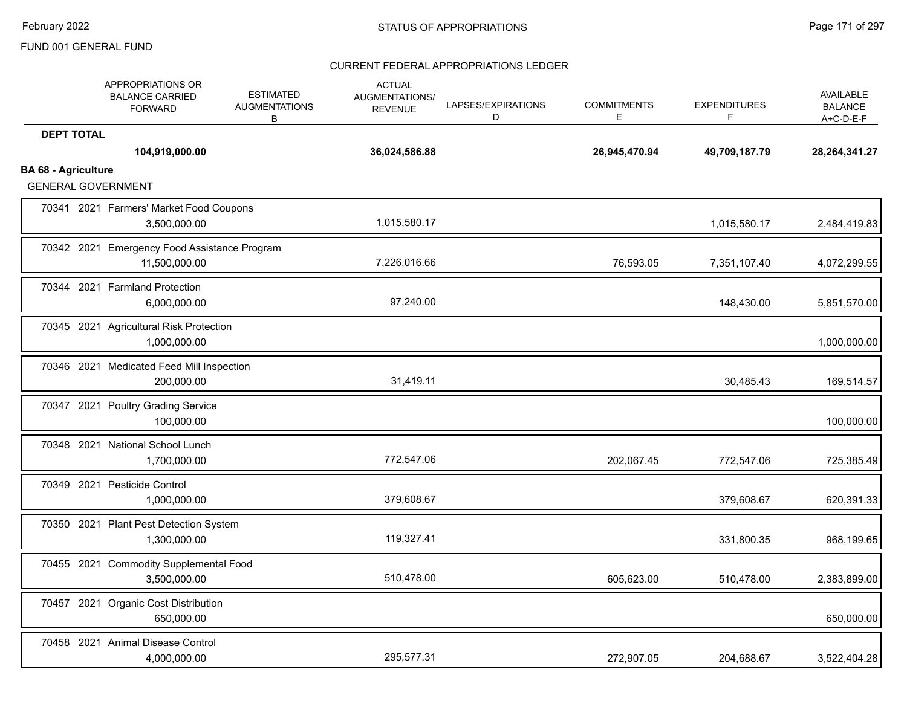FUND 001 GENERAL FUND

STATUS OF APPROPRIATIONS

CURRENT FEDERAL APPROPRIATIONS LEDGER

| | APPROPRIATIONS OR BALANCE CARRIED FORWARD | ESTIMATED AUGMENTATIONS B | ACTUAL AUGMENTATIONS/ REVENUE | LAPSES/EXPIRATIONS D | COMMITMENTS E | EXPENDITURES F | AVAILABLE BALANCE A+C-D-E-F |
|---|---|---|---|---|---|---|---|
| **DEPT TOTAL** | **104,919,000.00** | | **36,024,586.88** | | **26,945,470.94** | **49,709,187.79** | **28,264,341.27** |
| **BA 68 - Agriculture** | | | | | | | |
| GENERAL GOVERNMENT | | | | | | | |
| 70341 2021 Farmers' Market Food Coupons | 3,500,000.00 | | 1,015,580.17 | | | 1,015,580.17 | 2,484,419.83 |
| 70342 2021 Emergency Food Assistance Program | 11,500,000.00 | | 7,226,016.66 | | 76,593.05 | 7,351,107.40 | 4,072,299.55 |
| 70344 2021 Farmland Protection | 6,000,000.00 | | 97,240.00 | | | 148,430.00 | 5,851,570.00 |
| 70345 2021 Agricultural Risk Protection | 1,000,000.00 | | | | | | 1,000,000.00 |
| 70346 2021 Medicated Feed Mill Inspection | 200,000.00 | | 31,419.11 | | | 30,485.43 | 169,514.57 |
| 70347 2021 Poultry Grading Service | 100,000.00 | | | | | | 100,000.00 |
| 70348 2021 National School Lunch | 1,700,000.00 | | 772,547.06 | | 202,067.45 | 772,547.06 | 725,385.49 |
| 70349 2021 Pesticide Control | 1,000,000.00 | | 379,608.67 | | | 379,608.67 | 620,391.33 |
| 70350 2021 Plant Pest Detection System | 1,300,000.00 | | 119,327.41 | | | 331,800.35 | 968,199.65 |
| 70455 2021 Commodity Supplemental Food | 3,500,000.00 | | 510,478.00 | | 605,623.00 | 510,478.00 | 2,383,899.00 |
| 70457 2021 Organic Cost Distribution | 650,000.00 | | | | | | 650,000.00 |
| 70458 2021 Animal Disease Control | 4,000,000.00 | | 295,577.31 | | 272,907.05 | 204,688.67 | 3,522,404.28 |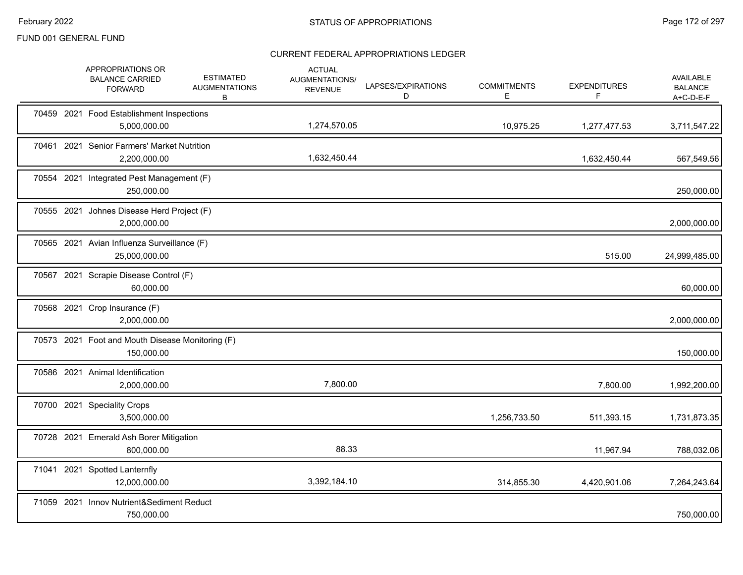FUND 001 GENERAL FUND

## CURRENT FEDERAL APPROPRIATIONS LEDGER

| | APPROPRIATIONS OR BALANCE CARRIED FORWARD | ESTIMATED AUGMENTATIONS B | ACTUAL AUGMENTATIONS/ REVENUE | LAPSES/EXPIRATIONS D | COMMITMENTS E | EXPENDITURES F | AVAILABLE BALANCE A+C-D-E-F |
|---|---|---|---|---|---|---|---|
| 70459 2021 Food Establishment Inspections | 5,000,000.00 | | 1,274,570.05 | | 10,975.25 | 1,277,477.53 | 3,711,547.22 |
| 70461 2021 Senior Farmers' Market Nutrition | 2,200,000.00 | | 1,632,450.44 | | | 1,632,450.44 | 567,549.56 |
| 70554 2021 Integrated Pest Management (F) | 250,000.00 | | | | | | 250,000.00 |
| 70555 2021 Johnes Disease Herd Project (F) | 2,000,000.00 | | | | | | 2,000,000.00 |
| 70565 2021 Avian Influenza Surveillance (F) | 25,000,000.00 | | | | | 515.00 | 24,999,485.00 |
| 70567 2021 Scrapie Disease Control (F) | 60,000.00 | | | | | | 60,000.00 |
| 70568 2021 Crop Insurance (F) | 2,000,000.00 | | | | | | 2,000,000.00 |
| 70573 2021 Foot and Mouth Disease Monitoring (F) | 150,000.00 | | | | | | 150,000.00 |
| 70586 2021 Animal Identification | 2,000,000.00 | | 7,800.00 | | | 7,800.00 | 1,992,200.00 |
| 70700 2021 Speciality Crops | 3,500,000.00 | | | | 1,256,733.50 | 511,393.15 | 1,731,873.35 |
| 70728 2021 Emerald Ash Borer Mitigation | 800,000.00 | | 88.33 | | | 11,967.94 | 788,032.06 |
| 71041 2021 Spotted Lanternfly | 12,000,000.00 | | 3,392,184.10 | | 314,855.30 | 4,420,901.06 | 7,264,243.64 |
| 71059 2021 Innov Nutrient&Sediment Reduct | 750,000.00 | | | | | | 750,000.00 |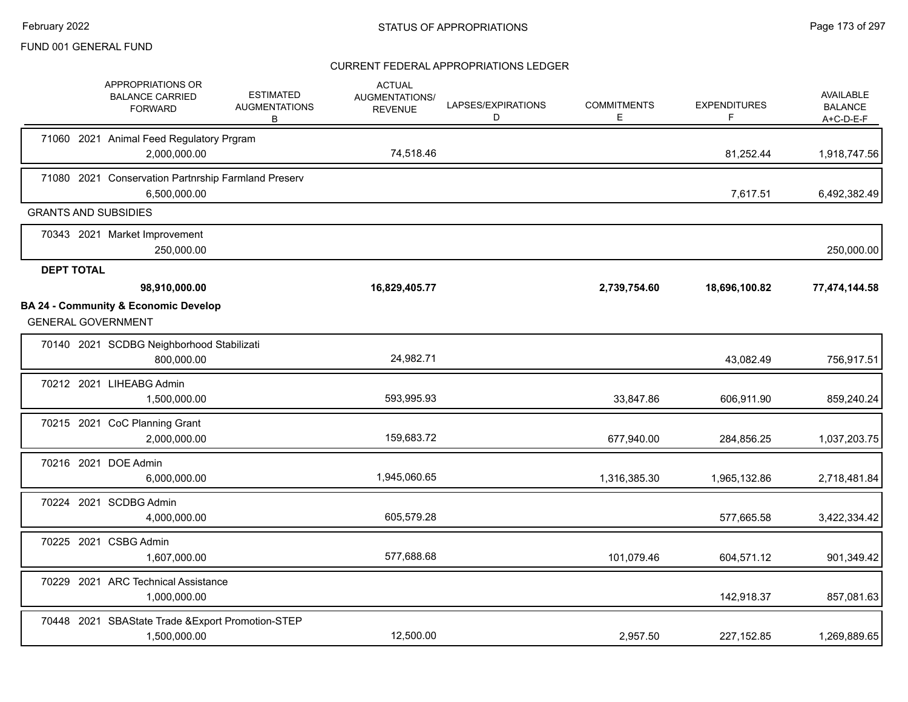FUND 001 GENERAL FUND

CURRENT FEDERAL APPROPRIATIONS LEDGER

| | APPROPRIATIONS OR BALANCE CARRIED FORWARD | ESTIMATED AUGMENTATIONS B | ACTUAL AUGMENTATIONS/ REVENUE | LAPSES/EXPIRATIONS D | COMMITMENTS E | EXPENDITURES F | AVAILABLE BALANCE A+C-D-E-F |
|---|---|---|---|---|---|---|---|
| 71060 2021 Animal Feed Regulatory Prgram | 2,000,000.00 | | 74,518.46 | | | 81,252.44 | 1,918,747.56 |
| 71080 2021 Conservation Partnrship Farmland Preserv | 6,500,000.00 | | | | | 7,617.51 | 6,492,382.49 |
| **GRANTS AND SUBSIDIES** | | | | | | | |
| 70343 2021 Market Improvement | 250,000.00 | | | | | | 250,000.00 |
| **DEPT TOTAL** | **98,910,000.00** | | **16,829,405.77** | | **2,739,754.60** | **18,696,100.82** | **77,474,144.58** |

**BA 24 - Community & Economic Develop**

GENERAL GOVERNMENT

| | APPROPRIATIONS OR BALANCE CARRIED FORWARD | ESTIMATED AUGMENTATIONS B | ACTUAL AUGMENTATIONS/ REVENUE | LAPSES/EXPIRATIONS D | COMMITMENTS E | EXPENDITURES F | AVAILABLE BALANCE A+C-D-E-F |
|---|---|---|---|---|---|---|---|
| 70140 2021 SCDBG Neighborhood Stabilizati | 800,000.00 | | 24,982.71 | | | 43,082.49 | 756,917.51 |
| 70212 2021 LIHEABG Admin | 1,500,000.00 | | 593,995.93 | | 33,847.86 | 606,911.90 | 859,240.24 |
| 70215 2021 CoC Planning Grant | 2,000,000.00 | | 159,683.72 | | 677,940.00 | 284,856.25 | 1,037,203.75 |
| 70216 2021 DOE Admin | 6,000,000.00 | | 1,945,060.65 | | 1,316,385.30 | 1,965,132.86 | 2,718,481.84 |
| 70224 2021 SCDBG Admin | 4,000,000.00 | | 605,579.28 | | | 577,665.58 | 3,422,334.42 |
| 70225 2021 CSBG Admin | 1,607,000.00 | | 577,688.68 | | 101,079.46 | 604,571.12 | 901,349.42 |
| 70229 2021 ARC Technical Assistance | 1,000,000.00 | | | | | 142,918.37 | 857,081.63 |
| 70448 2021 SBAState Trade &Export Promotion-STEP | 1,500,000.00 | | 12,500.00 | | 2,957.50 | 227,152.85 | 1,269,889.65 |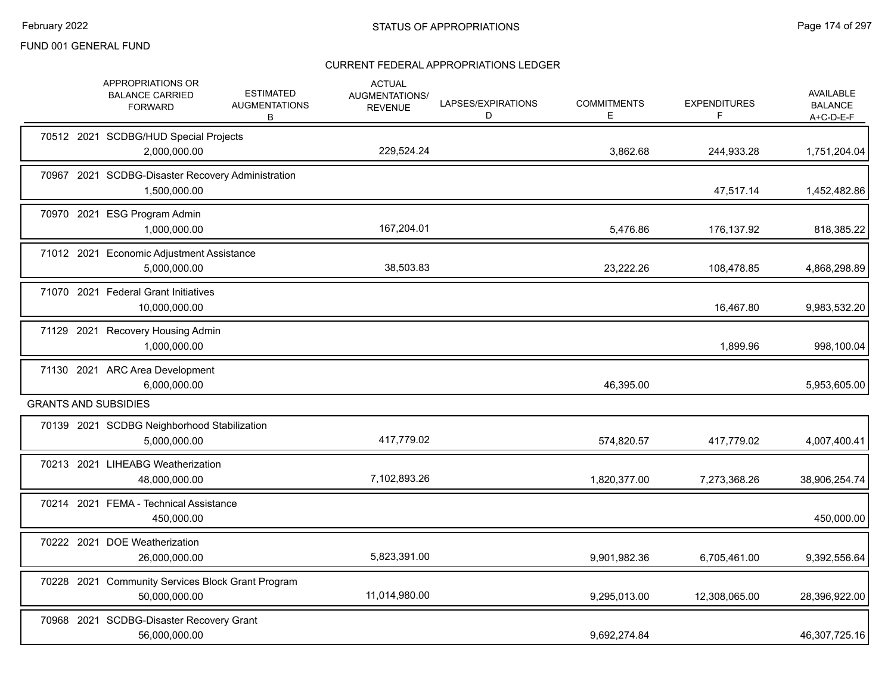FUND 001 GENERAL FUND

## CURRENT FEDERAL APPROPRIATIONS LEDGER

| | APPROPRIATIONS OR BALANCE CARRIED FORWARD | ESTIMATED AUGMENTATIONS B | ACTUAL AUGMENTATIONS/ REVENUE | LAPSES/EXPIRATIONS D | COMMITMENTS E | EXPENDITURES F | AVAILABLE BALANCE A+C-D-E-F |
|---|---|---|---|---|---|---|---|
| 70512 2021 SCDBG/HUD Special Projects | 2,000,000.00 | | 229,524.24 | | 3,862.68 | 244,933.28 | 1,751,204.04 |
| 70967 2021 SCDBG-Disaster Recovery Administration | 1,500,000.00 | | | | | 47,517.14 | 1,452,482.86 |
| 70970 2021 ESG Program Admin | 1,000,000.00 | | 167,204.01 | | 5,476.86 | 176,137.92 | 818,385.22 |
| 71012 2021 Economic Adjustment Assistance | 5,000,000.00 | | 38,503.83 | | 23,222.26 | 108,478.85 | 4,868,298.89 |
| 71070 2021 Federal Grant Initiatives | 10,000,000.00 | | | | | 16,467.80 | 9,983,532.20 |
| 71129 2021 Recovery Housing Admin | 1,000,000.00 | | | | | 1,899.96 | 998,100.04 |
| 71130 2021 ARC Area Development | 6,000,000.00 | | | | 46,395.00 | | 5,953,605.00 |
| **GRANTS AND SUBSIDIES** | | | | | | | |
| 70139 2021 SCDBG Neighborhood Stabilization | 5,000,000.00 | | 417,779.02 | | 574,820.57 | 417,779.02 | 4,007,400.41 |
| 70213 2021 LIHEABG Weatherization | 48,000,000.00 | | 7,102,893.26 | | 1,820,377.00 | 7,273,368.26 | 38,906,254.74 |
| 70214 2021 FEMA - Technical Assistance | 450,000.00 | | | | | | 450,000.00 |
| 70222 2021 DOE Weatherization | 26,000,000.00 | | 5,823,391.00 | | 9,901,982.36 | 6,705,461.00 | 9,392,556.64 |
| 70228 2021 Community Services Block Grant Program | 50,000,000.00 | | 11,014,980.00 | | 9,295,013.00 | 12,308,065.00 | 28,396,922.00 |
| 70968 2021 SCDBG-Disaster Recovery Grant | 56,000,000.00 | | | | 9,692,274.84 | | 46,307,725.16 |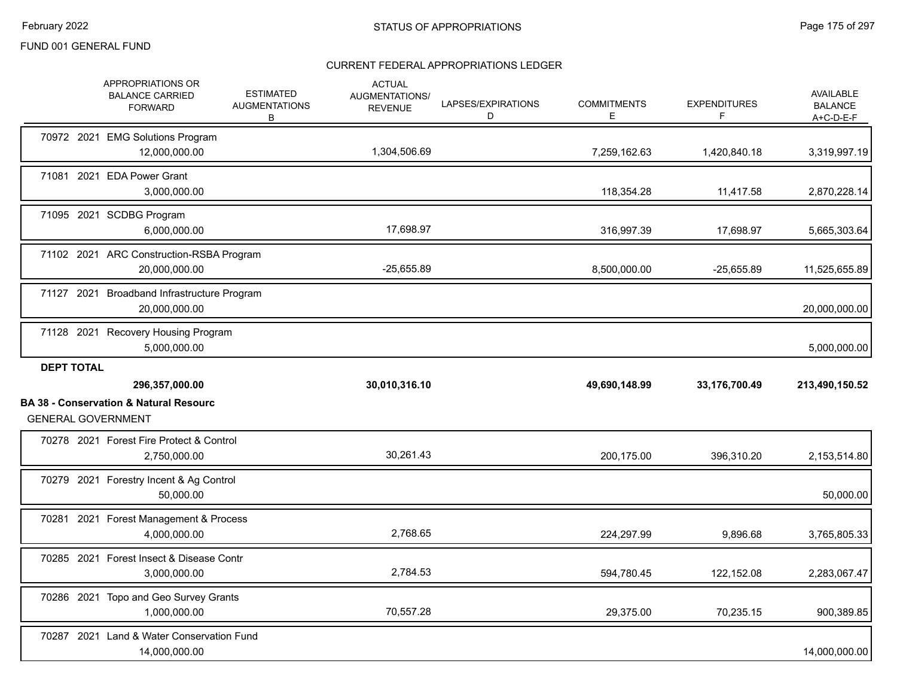FUND 001 GENERAL FUND

CURRENT FEDERAL APPROPRIATIONS LEDGER

| | APPROPRIATIONS OR BALANCE CARRIED FORWARD | ESTIMATED AUGMENTATIONS B | ACTUAL AUGMENTATIONS/ REVENUE | LAPSES/EXPIRATIONS D | COMMITMENTS E | EXPENDITURES F | AVAILABLE BALANCE A+C-D-E-F |
|---|---|---|---|---|---|---|---|
| 70972 2021 EMG Solutions Program | 12,000,000.00 | | 1,304,506.69 | | 7,259,162.63 | 1,420,840.18 | 3,319,997.19 |
| 71081 2021 EDA Power Grant | 3,000,000.00 | | | | 118,354.28 | 11,417.58 | 2,870,228.14 |
| 71095 2021 SCDBG Program | 6,000,000.00 | | 17,698.97 | | 316,997.39 | 17,698.97 | 5,665,303.64 |
| 71102 2021 ARC Construction-RSBA Program | 20,000,000.00 | | -25,655.89 | | 8,500,000.00 | -25,655.89 | 11,525,655.89 |
| 71127 2021 Broadband Infrastructure Program | 20,000,000.00 | | | | | | 20,000,000.00 |
| 71128 2021 Recovery Housing Program | 5,000,000.00 | | | | | | 5,000,000.00 |
| **DEPT TOTAL** | **296,357,000.00** | | **30,010,316.10** | | **49,690,148.99** | **33,176,700.49** | **213,490,150.52** |
| **BA 38 - Conservation & Natural Resourc** | | | | | | | |
| GENERAL GOVERNMENT | | | | | | | |
| 70278 2021 Forest Fire Protect & Control | 2,750,000.00 | | 30,261.43 | | 200,175.00 | 396,310.20 | 2,153,514.80 |
| 70279 2021 Forestry Incent & Ag Control | 50,000.00 | | | | | | 50,000.00 |
| 70281 2021 Forest Management & Process | 4,000,000.00 | | 2,768.65 | | 224,297.99 | 9,896.68 | 3,765,805.33 |
| 70285 2021 Forest Insect & Disease Contr | 3,000,000.00 | | 2,784.53 | | 594,780.45 | 122,152.08 | 2,283,067.47 |
| 70286 2021 Topo and Geo Survey Grants | 1,000,000.00 | | 70,557.28 | | 29,375.00 | 70,235.15 | 900,389.85 |
| 70287 2021 Land & Water Conservation Fund | 14,000,000.00 | | | | | | 14,000,000.00 |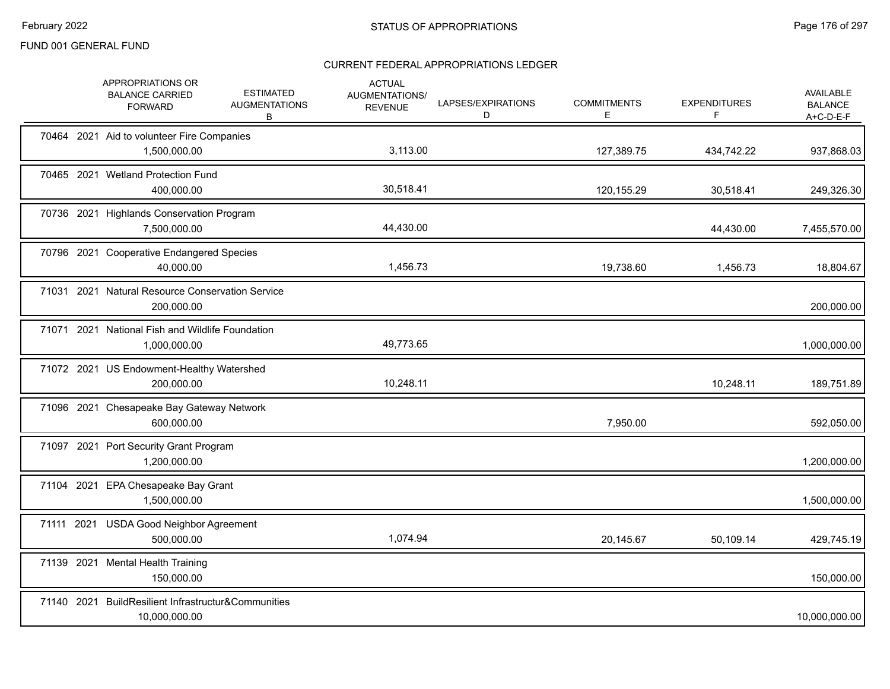FUND 001 GENERAL FUND

## STATUS OF APPROPRIATIONS

### CURRENT FEDERAL APPROPRIATIONS LEDGER

| | APPROPRIATIONS OR BALANCE CARRIED FORWARD | ESTIMATED AUGMENTATIONS B | ACTUAL AUGMENTATIONS/ REVENUE | LAPSES/EXPIRATIONS D | COMMITMENTS E | EXPENDITURES F | AVAILABLE BALANCE A+C-D-E-F |
|---|---|---|---|---|---|---|---|
| 70464 2021 Aid to volunteer Fire Companies | 1,500,000.00 | | 3,113.00 | | 127,389.75 | 434,742.22 | 937,868.03 |
| 70465 2021 Wetland Protection Fund | 400,000.00 | | 30,518.41 | | 120,155.29 | 30,518.41 | 249,326.30 |
| 70736 2021 Highlands Conservation Program | 7,500,000.00 | | 44,430.00 | | | 44,430.00 | 7,455,570.00 |
| 70796 2021 Cooperative Endangered Species | 40,000.00 | | 1,456.73 | | 19,738.60 | 1,456.73 | 18,804.67 |
| 71031 2021 Natural Resource Conservation Service | 200,000.00 | | | | | | 200,000.00 |
| 71071 2021 National Fish and Wildlife Foundation | 1,000,000.00 | | 49,773.65 | | | | 1,000,000.00 |
| 71072 2021 US Endowment-Healthy Watershed | 200,000.00 | | 10,248.11 | | | 10,248.11 | 189,751.89 |
| 71096 2021 Chesapeake Bay Gateway Network | 600,000.00 | | | | 7,950.00 | | 592,050.00 |
| 71097 2021 Port Security Grant Program | 1,200,000.00 | | | | | | 1,200,000.00 |
| 71104 2021 EPA Chesapeake Bay Grant | 1,500,000.00 | | | | | | 1,500,000.00 |
| 71111 2021 USDA Good Neighbor Agreement | 500,000.00 | | 1,074.94 | | 20,145.67 | 50,109.14 | 429,745.19 |
| 71139 2021 Mental Health Training | 150,000.00 | | | | | | 150,000.00 |
| 71140 2021 BuildResilient Infrastructur&Communities | 10,000,000.00 | | | | | | 10,000,000.00 |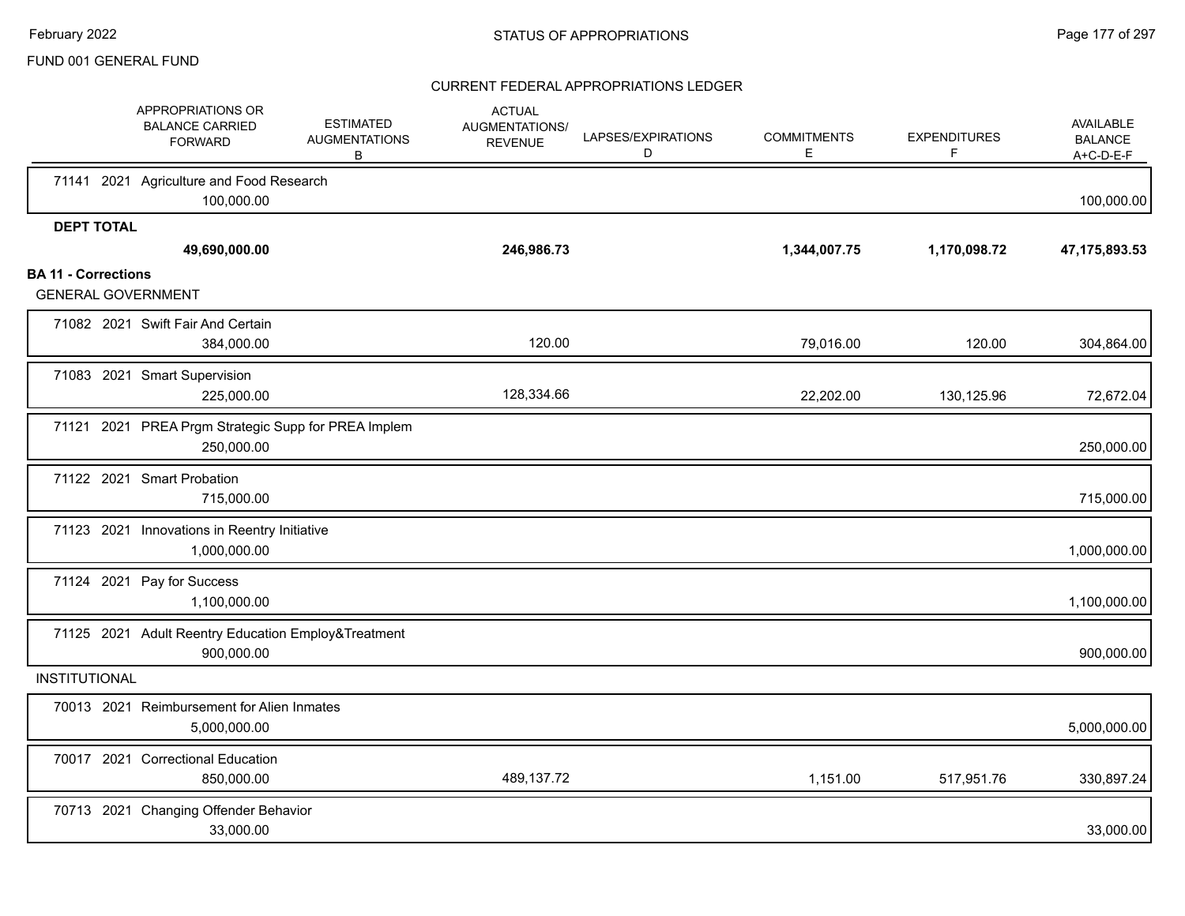FUND 001 GENERAL FUND

CURRENT FEDERAL APPROPRIATIONS LEDGER

| | APPROPRIATIONS OR BALANCE CARRIED FORWARD | ESTIMATED AUGMENTATIONS B | ACTUAL AUGMENTATIONS/ REVENUE | LAPSES/EXPIRATIONS D | COMMITMENTS E | EXPENDITURES F | AVAILABLE BALANCE A+C-D-E-F |
|---|---|---|---|---|---|---|---|
| 71141 2021 Agriculture and Food Research | 100,000.00 | | | | | | 100,000.00 |
| **DEPT TOTAL** | **49,690,000.00** | | **246,986.73** | | **1,344,007.75** | **1,170,098.72** | **47,175,893.53** |
| **BA 11 - Corrections** | | | | | | | |
| GENERAL GOVERNMENT | | | | | | | |
| 71082 2021 Swift Fair And Certain | 384,000.00 | | 120.00 | | 79,016.00 | 120.00 | 304,864.00 |
| 71083 2021 Smart Supervision | 225,000.00 | | 128,334.66 | | 22,202.00 | 130,125.96 | 72,672.04 |
| 71121 2021 PREA Prgm Strategic Supp for PREA Implem | 250,000.00 | | | | | | 250,000.00 |
| 71122 2021 Smart Probation | 715,000.00 | | | | | | 715,000.00 |
| 71123 2021 Innovations in Reentry Initiative | 1,000,000.00 | | | | | | 1,000,000.00 |
| 71124 2021 Pay for Success | 1,100,000.00 | | | | | | 1,100,000.00 |
| 71125 2021 Adult Reentry Education Employ&Treatment | 900,000.00 | | | | | | 900,000.00 |
| INSTITUTIONAL | | | | | | | |
| 70013 2021 Reimbursement for Alien Inmates | 5,000,000.00 | | | | | | 5,000,000.00 |
| 70017 2021 Correctional Education | 850,000.00 | | 489,137.72 | | 1,151.00 | 517,951.76 | 330,897.24 |
| 70713 2021 Changing Offender Behavior | 33,000.00 | | | | | | 33,000.00 |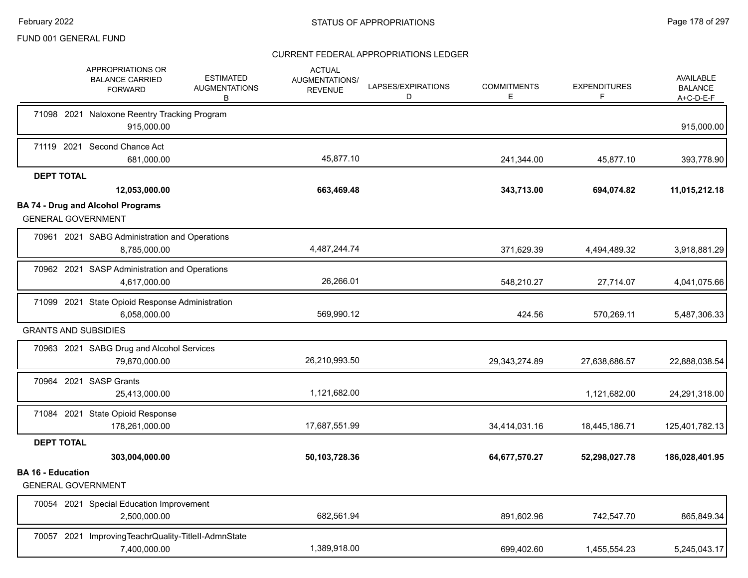FUND 001 GENERAL FUND

## CURRENT FEDERAL APPROPRIATIONS LEDGER

| | APPROPRIATIONS OR BALANCE CARRIED FORWARD | ESTIMATED AUGMENTATIONS B | ACTUAL AUGMENTATIONS/ REVENUE | LAPSES/EXPIRATIONS D | COMMITMENTS E | EXPENDITURES F | AVAILABLE BALANCE A+C-D-E-F |
|---|---|---|---|---|---|---|---|
| 71098 2021 Naloxone Reentry Tracking Program | 915,000.00 | | | | | | 915,000.00 |
| 71119 2021 Second Chance Act | 681,000.00 | | 45,877.10 | | 241,344.00 | 45,877.10 | 393,778.90 |
| **DEPT TOTAL** | **12,053,000.00** | | **663,469.48** | | **343,713.00** | **694,074.82** | **11,015,212.18** |
| **BA 74 - Drug and Alcohol Programs** | | | | | | | |
| GENERAL GOVERNMENT | | | | | | | |
| 70961 2021 SABG Administration and Operations | 8,785,000.00 | | 4,487,244.74 | | 371,629.39 | 4,494,489.32 | 3,918,881.29 |
| 70962 2021 SASP Administration and Operations | 4,617,000.00 | | 26,266.01 | | 548,210.27 | 27,714.07 | 4,041,075.66 |
| 71099 2021 State Opioid Response Administration | 6,058,000.00 | | 569,990.12 | | 424.56 | 570,269.11 | 5,487,306.33 |
| GRANTS AND SUBSIDIES | | | | | | | |
| 70963 2021 SABG Drug and Alcohol Services | 79,870,000.00 | | 26,210,993.50 | | 29,343,274.89 | 27,638,686.57 | 22,888,038.54 |
| 70964 2021 SASP Grants | 25,413,000.00 | | 1,121,682.00 | | | 1,121,682.00 | 24,291,318.00 |
| 71084 2021 State Opioid Response | 178,261,000.00 | | 17,687,551.99 | | 34,414,031.16 | 18,445,186.71 | 125,401,782.13 |
| **DEPT TOTAL** | **303,004,000.00** | | **50,103,728.36** | | **64,677,570.27** | **52,298,027.78** | **186,028,401.95** |
| **BA 16 - Education** | | | | | | | |
| GENERAL GOVERNMENT | | | | | | | |
| 70054 2021 Special Education Improvement | 2,500,000.00 | | 682,561.94 | | 891,602.96 | 742,547.70 | 865,849.34 |
| 70057 2021 ImprovingTeachrQuality-TitleII-AdmnState | 7,400,000.00 | | 1,389,918.00 | | 699,402.60 | 1,455,554.23 | 5,245,043.17 |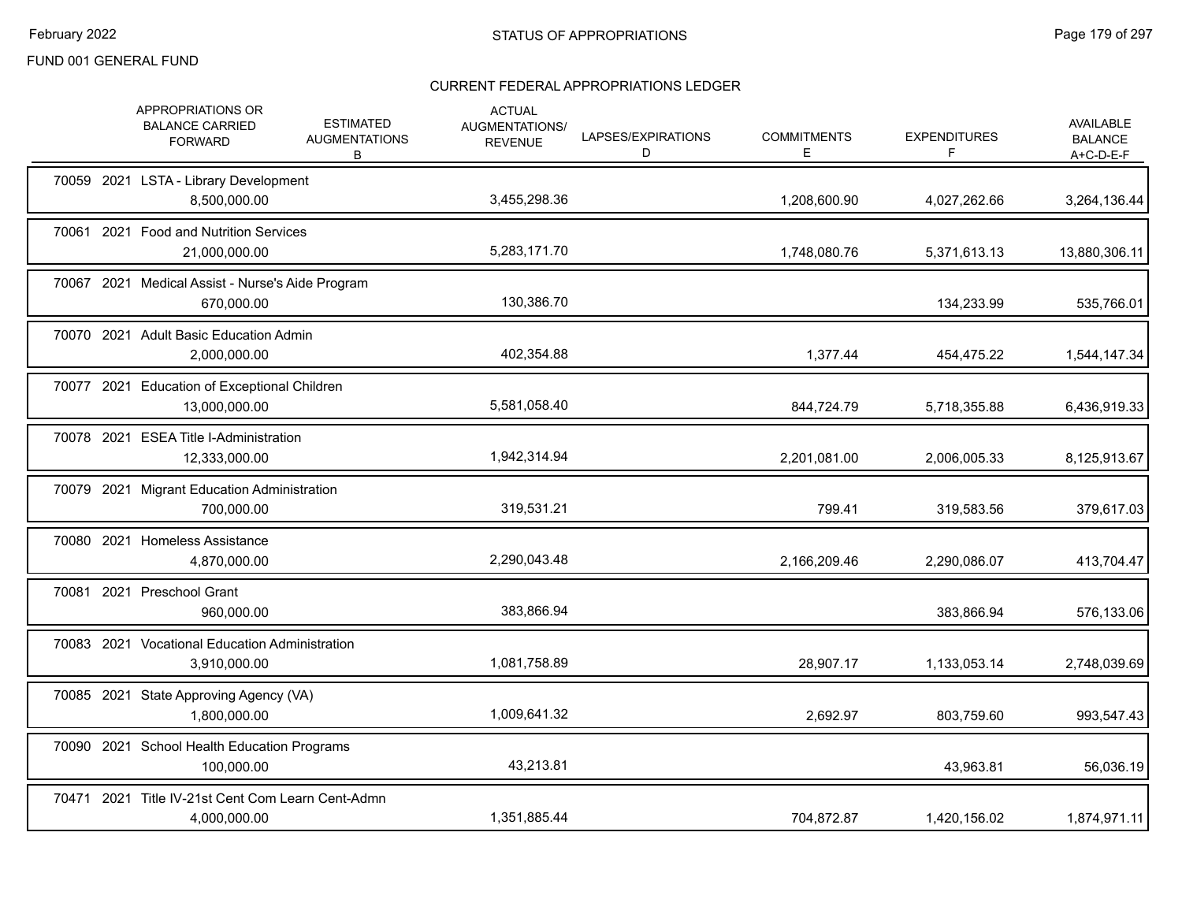FUND 001 GENERAL FUND

## CURRENT FEDERAL APPROPRIATIONS LEDGER

| | APPROPRIATIONS OR BALANCE CARRIED FORWARD | ESTIMATED AUGMENTATIONS B | ACTUAL AUGMENTATIONS/ REVENUE | LAPSES/EXPIRATIONS D | COMMITMENTS E | EXPENDITURES F | AVAILABLE BALANCE A+C-D-E-F |
|---|---|---|---|---|---|---|---|
| 70059 2021 LSTA - Library Development | 8,500,000.00 | | 3,455,298.36 | | 1,208,600.90 | 4,027,262.66 | 3,264,136.44 |
| 70061 2021 Food and Nutrition Services | 21,000,000.00 | | 5,283,171.70 | | 1,748,080.76 | 5,371,613.13 | 13,880,306.11 |
| 70067 2021 Medical Assist - Nurse's Aide Program | 670,000.00 | | 130,386.70 | | | 134,233.99 | 535,766.01 |
| 70070 2021 Adult Basic Education Admin | 2,000,000.00 | | 402,354.88 | | 1,377.44 | 454,475.22 | 1,544,147.34 |
| 70077 2021 Education of Exceptional Children | 13,000,000.00 | | 5,581,058.40 | | 844,724.79 | 5,718,355.88 | 6,436,919.33 |
| 70078 2021 ESEA Title I-Administration | 12,333,000.00 | | 1,942,314.94 | | 2,201,081.00 | 2,006,005.33 | 8,125,913.67 |
| 70079 2021 Migrant Education Administration | 700,000.00 | | 319,531.21 | | 799.41 | 319,583.56 | 379,617.03 |
| 70080 2021 Homeless Assistance | 4,870,000.00 | | 2,290,043.48 | | 2,166,209.46 | 2,290,086.07 | 413,704.47 |
| 70081 2021 Preschool Grant | 960,000.00 | | 383,866.94 | | | 383,866.94 | 576,133.06 |
| 70083 2021 Vocational Education Administration | 3,910,000.00 | | 1,081,758.89 | | 28,907.17 | 1,133,053.14 | 2,748,039.69 |
| 70085 2021 State Approving Agency (VA) | 1,800,000.00 | | 1,009,641.32 | | 2,692.97 | 803,759.60 | 993,547.43 |
| 70090 2021 School Health Education Programs | 100,000.00 | | 43,213.81 | | | 43,963.81 | 56,036.19 |
| 70471 2021 Title IV-21st Cent Com Learn Cent-Admn | 4,000,000.00 | | 1,351,885.44 | | 704,872.87 | 1,420,156.02 | 1,874,971.11 |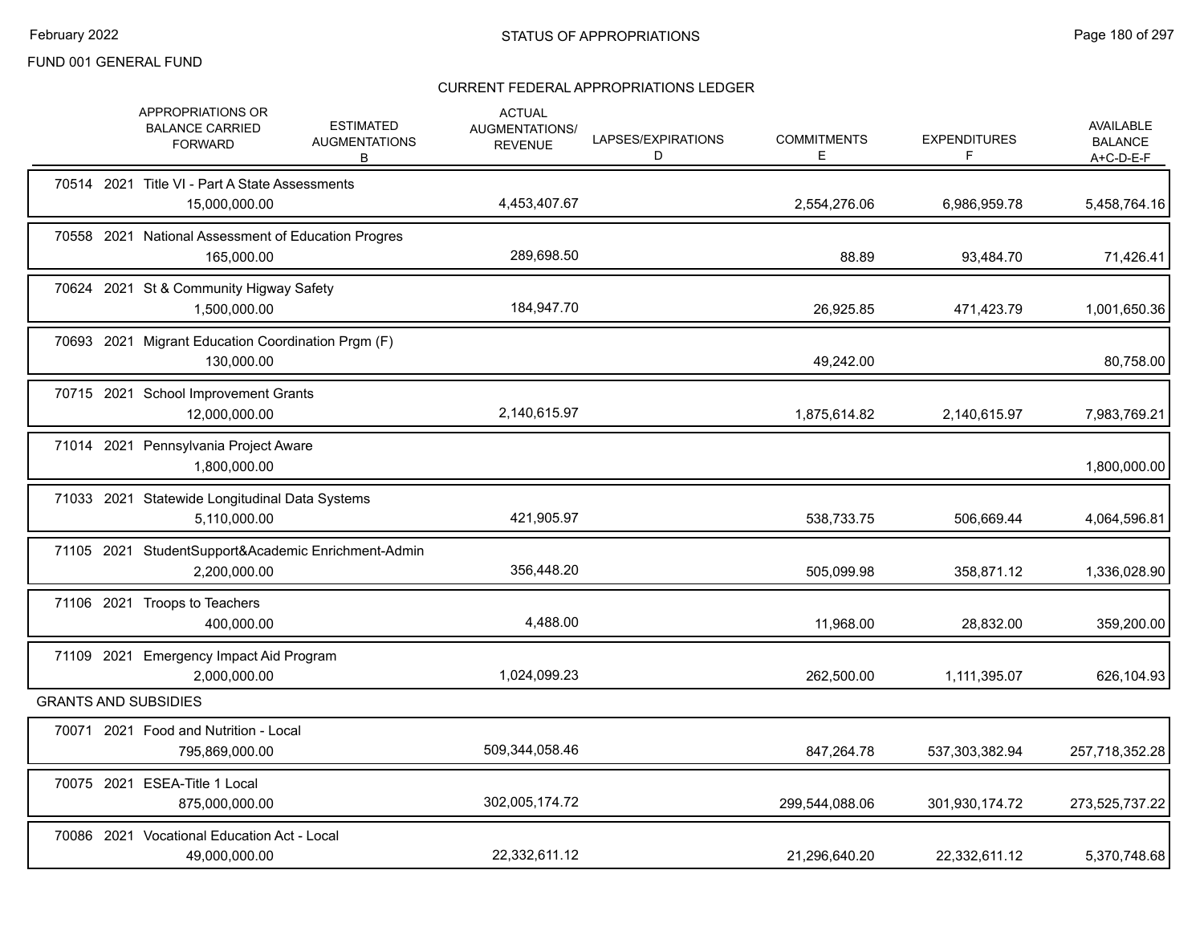FUND 001 GENERAL FUND

## CURRENT FEDERAL APPROPRIATIONS LEDGER

| | APPROPRIATIONS OR BALANCE CARRIED FORWARD | ESTIMATED AUGMENTATIONS B | ACTUAL AUGMENTATIONS/ REVENUE | LAPSES/EXPIRATIONS D | COMMITMENTS E | EXPENDITURES F | AVAILABLE BALANCE A+C-D-E-F |
|---|---|---|---|---|---|---|---|
| 70514 2021 Title VI - Part A State Assessments | 15,000,000.00 | | 4,453,407.67 | | 2,554,276.06 | 6,986,959.78 | 5,458,764.16 |
| 70558 2021 National Assessment of Education Progres | 165,000.00 | | 289,698.50 | | 88.89 | 93,484.70 | 71,426.41 |
| 70624 2021 St & Community Higway Safety | 1,500,000.00 | | 184,947.70 | | 26,925.85 | 471,423.79 | 1,001,650.36 |
| 70693 2021 Migrant Education Coordination Prgm (F) | 130,000.00 | | | | 49,242.00 | | 80,758.00 |
| 70715 2021 School Improvement Grants | 12,000,000.00 | | 2,140,615.97 | | 1,875,614.82 | 2,140,615.97 | 7,983,769.21 |
| 71014 2021 Pennsylvania Project Aware | 1,800,000.00 | | | | | | 1,800,000.00 |
| 71033 2021 Statewide Longitudinal Data Systems | 5,110,000.00 | | 421,905.97 | | 538,733.75 | 506,669.44 | 4,064,596.81 |
| 71105 2021 StudentSupport&Academic Enrichment-Admin | 2,200,000.00 | | 356,448.20 | | 505,099.98 | 358,871.12 | 1,336,028.90 |
| 71106 2021 Troops to Teachers | 400,000.00 | | 4,488.00 | | 11,968.00 | 28,832.00 | 359,200.00 |
| 71109 2021 Emergency Impact Aid Program | 2,000,000.00 | | 1,024,099.23 | | 262,500.00 | 1,111,395.07 | 626,104.93 |
| **GRANTS AND SUBSIDIES** | | | | | | | |
| 70071 2021 Food and Nutrition - Local | 795,869,000.00 | | 509,344,058.46 | | 847,264.78 | 537,303,382.94 | 257,718,352.28 |
| 70075 2021 ESEA-Title 1 Local | 875,000,000.00 | | 302,005,174.72 | | 299,544,088.06 | 301,930,174.72 | 273,525,737.22 |
| 70086 2021 Vocational Education Act - Local | 49,000,000.00 | | 22,332,611.12 | | 21,296,640.20 | 22,332,611.12 | 5,370,748.68 |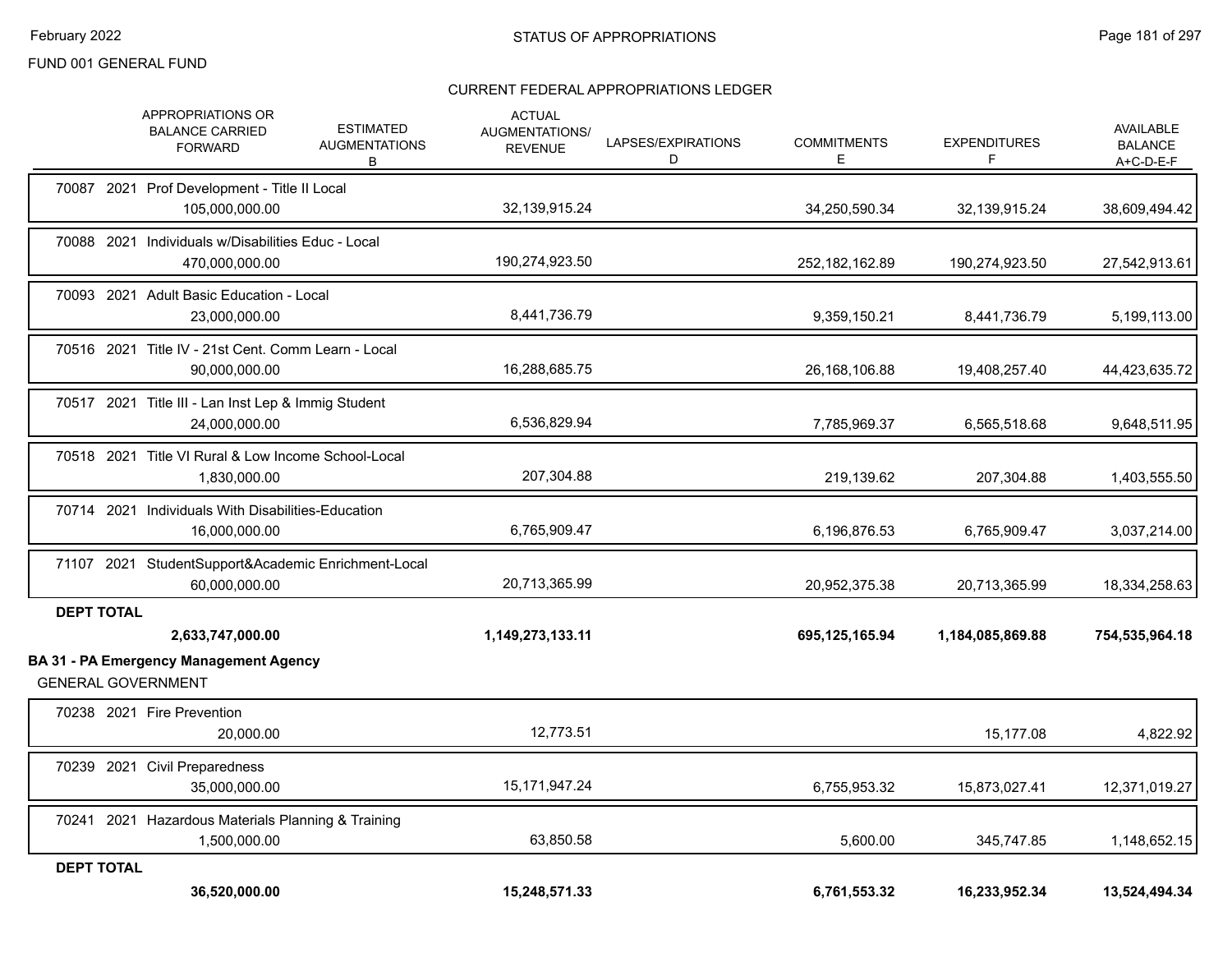FUND 001 GENERAL FUND

CURRENT FEDERAL APPROPRIATIONS LEDGER

| | APPROPRIATIONS OR BALANCE CARRIED FORWARD | ESTIMATED AUGMENTATIONS B | ACTUAL AUGMENTATIONS/ REVENUE | LAPSES/EXPIRATIONS D | COMMITMENTS E | EXPENDITURES F | AVAILABLE BALANCE A+C-D-E-F |
|---|---|---|---|---|---|---|---|
| 70087 2021 Prof Development - Title II Local | 105,000,000.00 | | 32,139,915.24 | | 34,250,590.34 | 32,139,915.24 | 38,609,494.42 |
| 70088 2021 Individuals w/Disabilities Educ - Local | 470,000,000.00 | | 190,274,923.50 | | 252,182,162.89 | 190,274,923.50 | 27,542,913.61 |
| 70093 2021 Adult Basic Education - Local | 23,000,000.00 | | 8,441,736.79 | | 9,359,150.21 | 8,441,736.79 | 5,199,113.00 |
| 70516 2021 Title IV - 21st Cent. Comm Learn - Local | 90,000,000.00 | | 16,288,685.75 | | 26,168,106.88 | 19,408,257.40 | 44,423,635.72 |
| 70517 2021 Title III - Lan Inst Lep & Immig Student | 24,000,000.00 | | 6,536,829.94 | | 7,785,969.37 | 6,565,518.68 | 9,648,511.95 |
| 70518 2021 Title VI Rural & Low Income School-Local | 1,830,000.00 | | 207,304.88 | | 219,139.62 | 207,304.88 | 1,403,555.50 |
| 70714 2021 Individuals With Disabilities-Education | 16,000,000.00 | | 6,765,909.47 | | 6,196,876.53 | 6,765,909.47 | 3,037,214.00 |
| 71107 2021 StudentSupport&Academic Enrichment-Local | 60,000,000.00 | | 20,713,365.99 | | 20,952,375.38 | 20,713,365.99 | 18,334,258.63 |
| **DEPT TOTAL** | **2,633,747,000.00** | | **1,149,273,133.11** | | **695,125,165.94** | **1,184,085,869.88** | **754,535,964.18** |

**BA 31 - PA Emergency Management Agency**

GENERAL GOVERNMENT

| | APPROPRIATIONS OR BALANCE CARRIED FORWARD | ESTIMATED AUGMENTATIONS B | ACTUAL AUGMENTATIONS/ REVENUE | LAPSES/EXPIRATIONS D | COMMITMENTS E | EXPENDITURES F | AVAILABLE BALANCE A+C-D-E-F |
|---|---|---|---|---|---|---|---|
| 70238 2021 Fire Prevention | 20,000.00 | | 12,773.51 | | | 15,177.08 | 4,822.92 |
| 70239 2021 Civil Preparedness | 35,000,000.00 | | 15,171,947.24 | | 6,755,953.32 | 15,873,027.41 | 12,371,019.27 |
| 70241 2021 Hazardous Materials Planning & Training | 1,500,000.00 | | 63,850.58 | | 5,600.00 | 345,747.85 | 1,148,652.15 |
| **DEPT TOTAL** | **36,520,000.00** | | **15,248,571.33** | | **6,761,553.32** | **16,233,952.34** | **13,524,494.34** |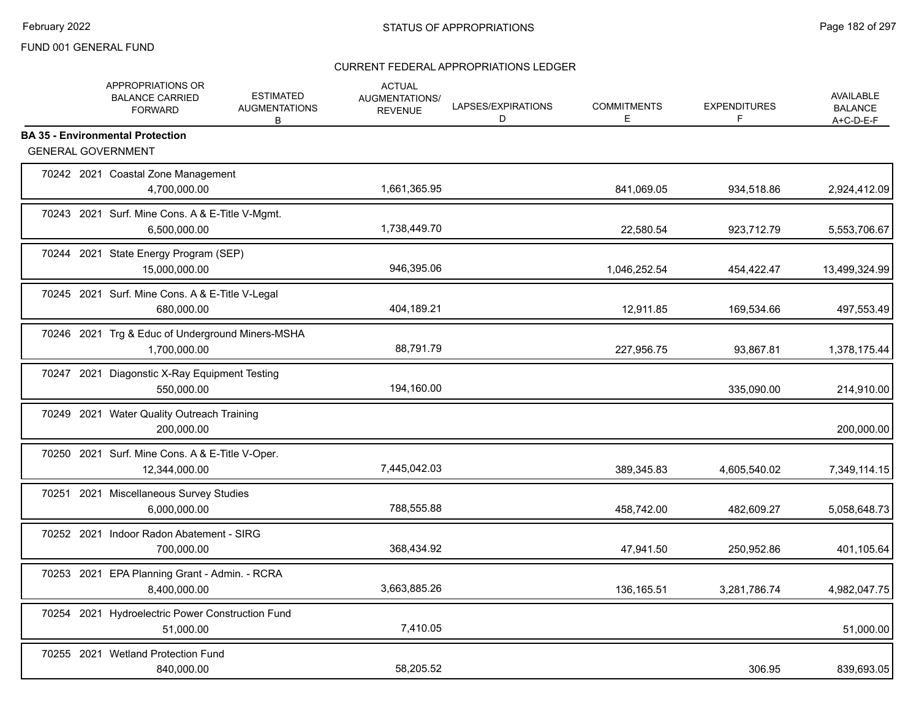FUND 001 GENERAL FUND

CURRENT FEDERAL APPROPRIATIONS LEDGER

| | APPROPRIATIONS OR BALANCE CARRIED FORWARD | ESTIMATED AUGMENTATIONS B | ACTUAL AUGMENTATIONS/ REVENUE | LAPSES/EXPIRATIONS D | COMMITMENTS E | EXPENDITURES F | AVAILABLE BALANCE A+C-D-E-F |
|---|---|---|---|---|---|---|---|
| **BA 35 - Environmental Protection** | | | | | | | |
| GENERAL GOVERNMENT | | | | | | | |
| 70242 2021 Coastal Zone Management | 4,700,000.00 | | 1,661,365.95 | | 841,069.05 | 934,518.86 | 2,924,412.09 |
| 70243 2021 Surf. Mine Cons. A & E-Title V-Mgmt. | 6,500,000.00 | | 1,738,449.70 | | 22,580.54 | 923,712.79 | 5,553,706.67 |
| 70244 2021 State Energy Program (SEP) | 15,000,000.00 | | 946,395.06 | | 1,046,252.54 | 454,422.47 | 13,499,324.99 |
| 70245 2021 Surf. Mine Cons. A & E-Title V-Legal | 680,000.00 | | 404,189.21 | | 12,911.85 | 169,534.66 | 497,553.49 |
| 70246 2021 Trg & Educ of Underground Miners-MSHA | 1,700,000.00 | | 88,791.79 | | 227,956.75 | 93,867.81 | 1,378,175.44 |
| 70247 2021 Diagonstic X-Ray Equipment Testing | 550,000.00 | | 194,160.00 | | | 335,090.00 | 214,910.00 |
| 70249 2021 Water Quality Outreach Training | 200,000.00 | | | | | | 200,000.00 |
| 70250 2021 Surf. Mine Cons. A & E-Title V-Oper. | 12,344,000.00 | | 7,445,042.03 | | 389,345.83 | 4,605,540.02 | 7,349,114.15 |
| 70251 2021 Miscellaneous Survey Studies | 6,000,000.00 | | 788,555.88 | | 458,742.00 | 482,609.27 | 5,058,648.73 |
| 70252 2021 Indoor Radon Abatement - SIRG | 700,000.00 | | 368,434.92 | | 47,941.50 | 250,952.86 | 401,105.64 |
| 70253 2021 EPA Planning Grant - Admin. - RCRA | 8,400,000.00 | | 3,663,885.26 | | 136,165.51 | 3,281,786.74 | 4,982,047.75 |
| 70254 2021 Hydroelectric Power Construction Fund | 51,000.00 | | 7,410.05 | | | | 51,000.00 |
| 70255 2021 Wetland Protection Fund | 840,000.00 | | 58,205.52 | | | 306.95 | 839,693.05 |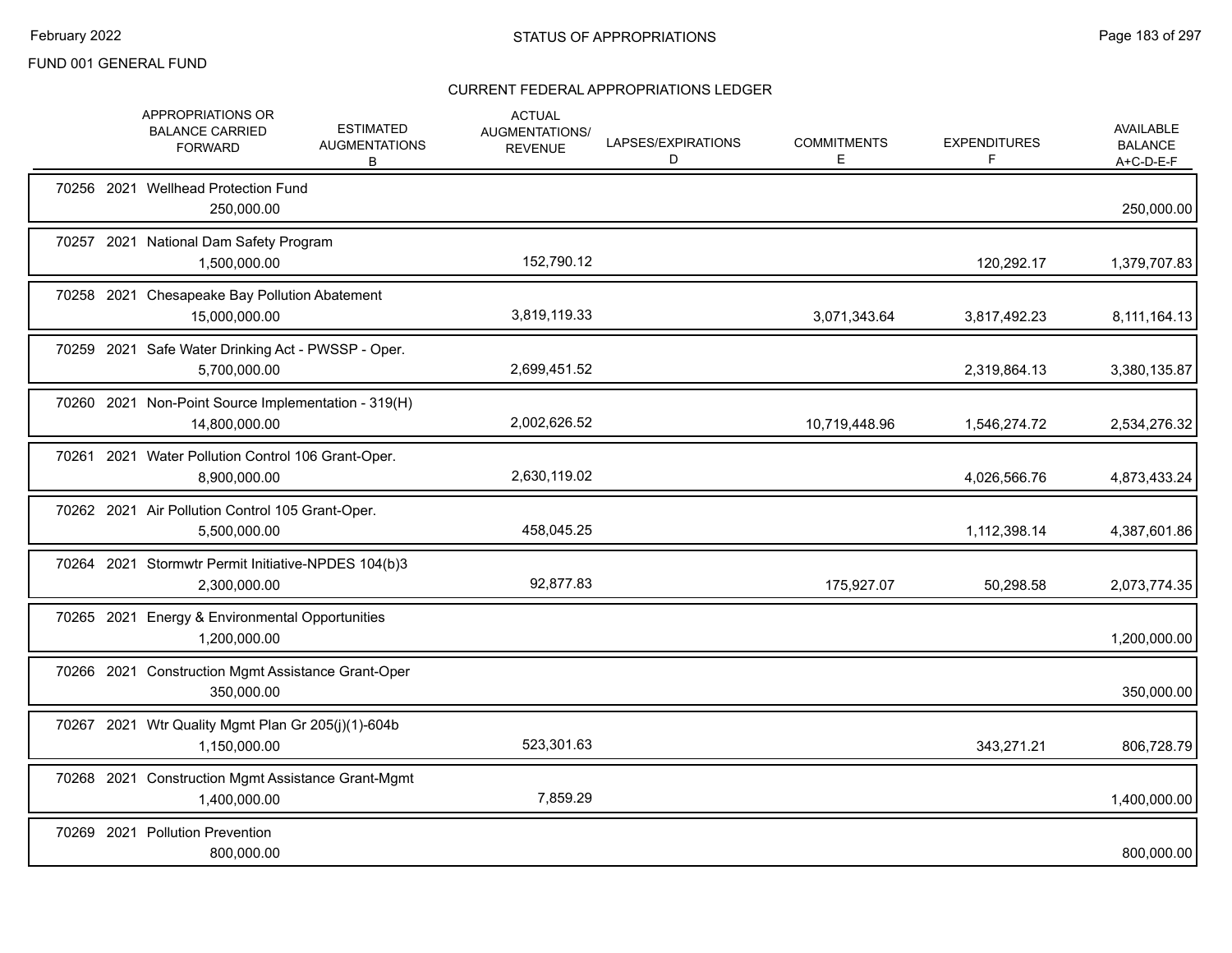FUND 001 GENERAL FUND

## CURRENT FEDERAL APPROPRIATIONS LEDGER

| | APPROPRIATIONS OR BALANCE CARRIED FORWARD | ESTIMATED AUGMENTATIONS B | ACTUAL AUGMENTATIONS/ REVENUE | LAPSES/EXPIRATIONS D | COMMITMENTS E | EXPENDITURES F | AVAILABLE BALANCE A+C-D-E-F |
|---|---|---|---|---|---|---|---|
| 70256 2021 Wellhead Protection Fund | 250,000.00 | | | | | | 250,000.00 |
| 70257 2021 National Dam Safety Program | 1,500,000.00 | | 152,790.12 | | | 120,292.17 | 1,379,707.83 |
| 70258 2021 Chesapeake Bay Pollution Abatement | 15,000,000.00 | | 3,819,119.33 | | 3,071,343.64 | 3,817,492.23 | 8,111,164.13 |
| 70259 2021 Safe Water Drinking Act - PWSSP - Oper. | 5,700,000.00 | | 2,699,451.52 | | | 2,319,864.13 | 3,380,135.87 |
| 70260 2021 Non-Point Source Implementation - 319(H) | 14,800,000.00 | | 2,002,626.52 | | 10,719,448.96 | 1,546,274.72 | 2,534,276.32 |
| 70261 2021 Water Pollution Control 106 Grant-Oper. | 8,900,000.00 | | 2,630,119.02 | | | 4,026,566.76 | 4,873,433.24 |
| 70262 2021 Air Pollution Control 105 Grant-Oper. | 5,500,000.00 | | 458,045.25 | | | 1,112,398.14 | 4,387,601.86 |
| 70264 2021 Stormwtr Permit Initiative-NPDES 104(b)3 | 2,300,000.00 | | 92,877.83 | | 175,927.07 | 50,298.58 | 2,073,774.35 |
| 70265 2021 Energy & Environmental Opportunities | 1,200,000.00 | | | | | | 1,200,000.00 |
| 70266 2021 Construction Mgmt Assistance Grant-Oper | 350,000.00 | | | | | | 350,000.00 |
| 70267 2021 Wtr Quality Mgmt Plan Gr 205(j)(1)-604b | 1,150,000.00 | | 523,301.63 | | | 343,271.21 | 806,728.79 |
| 70268 2021 Construction Mgmt Assistance Grant-Mgmt | 1,400,000.00 | | 7,859.29 | | | | 1,400,000.00 |
| 70269 2021 Pollution Prevention | 800,000.00 | | | | | | 800,000.00 |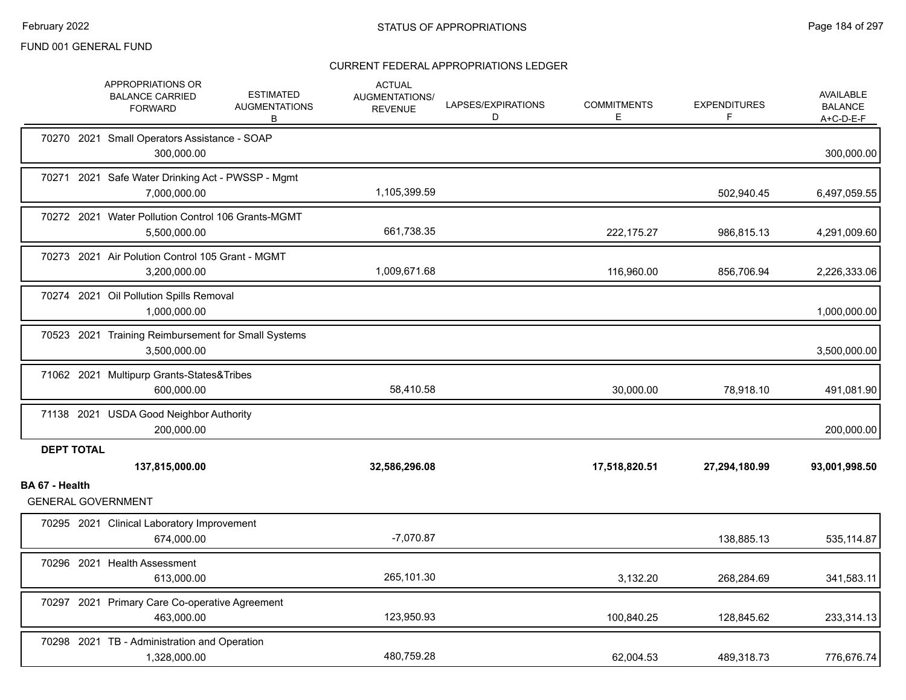FUND 001 GENERAL FUND

CURRENT FEDERAL APPROPRIATIONS LEDGER

| | APPROPRIATIONS OR BALANCE CARRIED FORWARD | ESTIMATED AUGMENTATIONS B | ACTUAL AUGMENTATIONS/ REVENUE | LAPSES/EXPIRATIONS D | COMMITMENTS E | EXPENDITURES F | AVAILABLE BALANCE A+C-D-E-F |
|---|---|---|---|---|---|---|---|
| 70270 2021 Small Operators Assistance - SOAP | 300,000.00 | | | | | | 300,000.00 |
| 70271 2021 Safe Water Drinking Act - PWSSP - Mgmt | 7,000,000.00 | | 1,105,399.59 | | | 502,940.45 | 6,497,059.55 |
| 70272 2021 Water Pollution Control 106 Grants-MGMT | 5,500,000.00 | | 661,738.35 | | 222,175.27 | 986,815.13 | 4,291,009.60 |
| 70273 2021 Air Polution Control 105 Grant - MGMT | 3,200,000.00 | | 1,009,671.68 | | 116,960.00 | 856,706.94 | 2,226,333.06 |
| 70274 2021 Oil Pollution Spills Removal | 1,000,000.00 | | | | | | 1,000,000.00 |
| 70523 2021 Training Reimbursement for Small Systems | 3,500,000.00 | | | | | | 3,500,000.00 |
| 71062 2021 Multipurp Grants-States&Tribes | 600,000.00 | | 58,410.58 | | 30,000.00 | 78,918.10 | 491,081.90 |
| 71138 2021 USDA Good Neighbor Authority | 200,000.00 | | | | | | 200,000.00 |
| **DEPT TOTAL** | **137,815,000.00** | | **32,586,296.08** | | **17,518,820.51** | **27,294,180.99** | **93,001,998.50** |

**BA 67 - Health**

GENERAL GOVERNMENT

| | APPROPRIATIONS OR BALANCE CARRIED FORWARD | ESTIMATED AUGMENTATIONS B | ACTUAL AUGMENTATIONS/ REVENUE | LAPSES/EXPIRATIONS D | COMMITMENTS E | EXPENDITURES F | AVAILABLE BALANCE A+C-D-E-F |
|---|---|---|---|---|---|---|---|
| 70295 2021 Clinical Laboratory Improvement | 674,000.00 | | -7,070.87 | | | 138,885.13 | 535,114.87 |
| 70296 2021 Health Assessment | 613,000.00 | | 265,101.30 | | 3,132.20 | 268,284.69 | 341,583.11 |
| 70297 2021 Primary Care Co-operative Agreement | 463,000.00 | | 123,950.93 | | 100,840.25 | 128,845.62 | 233,314.13 |
| 70298 2021 TB - Administration and Operation | 1,328,000.00 | | 480,759.28 | | 62,004.53 | 489,318.73 | 776,676.74 |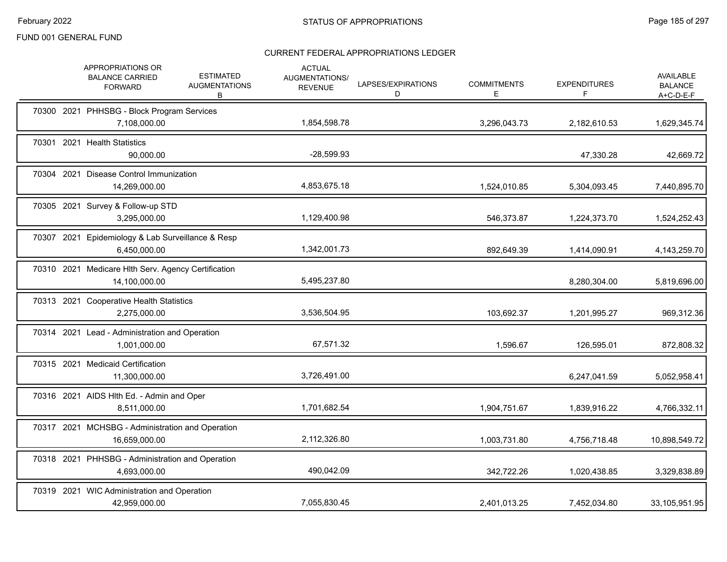FUND 001 GENERAL FUND

## CURRENT FEDERAL APPROPRIATIONS LEDGER

| | APPROPRIATIONS OR BALANCE CARRIED FORWARD | ESTIMATED AUGMENTATIONS B | ACTUAL AUGMENTATIONS/ REVENUE | LAPSES/EXPIRATIONS D | COMMITMENTS E | EXPENDITURES F | AVAILABLE BALANCE A+C-D-E-F |
|---|---|---|---|---|---|---|---|
| 70300 2021 PHHSBG - Block Program Services | 7,108,000.00 | | 1,854,598.78 | | 3,296,043.73 | 2,182,610.53 | 1,629,345.74 |
| 70301 2021 Health Statistics | 90,000.00 | | -28,599.93 | | | 47,330.28 | 42,669.72 |
| 70304 2021 Disease Control Immunization | 14,269,000.00 | | 4,853,675.18 | | 1,524,010.85 | 5,304,093.45 | 7,440,895.70 |
| 70305 2021 Survey & Follow-up STD | 3,295,000.00 | | 1,129,400.98 | | 546,373.87 | 1,224,373.70 | 1,524,252.43 |
| 70307 2021 Epidemiology & Lab Surveillance & Resp | 6,450,000.00 | | 1,342,001.73 | | 892,649.39 | 1,414,090.91 | 4,143,259.70 |
| 70310 2021 Medicare Hlth Serv. Agency Certification | 14,100,000.00 | | 5,495,237.80 | | | 8,280,304.00 | 5,819,696.00 |
| 70313 2021 Cooperative Health Statistics | 2,275,000.00 | | 3,536,504.95 | | 103,692.37 | 1,201,995.27 | 969,312.36 |
| 70314 2021 Lead - Administration and Operation | 1,001,000.00 | | 67,571.32 | | 1,596.67 | 126,595.01 | 872,808.32 |
| 70315 2021 Medicaid Certification | 11,300,000.00 | | 3,726,491.00 | | | 6,247,041.59 | 5,052,958.41 |
| 70316 2021 AIDS Hlth Ed. - Admin and Oper | 8,511,000.00 | | 1,701,682.54 | | 1,904,751.67 | 1,839,916.22 | 4,766,332.11 |
| 70317 2021 MCHSBG - Administration and Operation | 16,659,000.00 | | 2,112,326.80 | | 1,003,731.80 | 4,756,718.48 | 10,898,549.72 |
| 70318 2021 PHHSBG - Administration and Operation | 4,693,000.00 | | 490,042.09 | | 342,722.26 | 1,020,438.85 | 3,329,838.89 |
| 70319 2021 WIC Administration and Operation | 42,959,000.00 | | 7,055,830.45 | | 2,401,013.25 | 7,452,034.80 | 33,105,951.95 |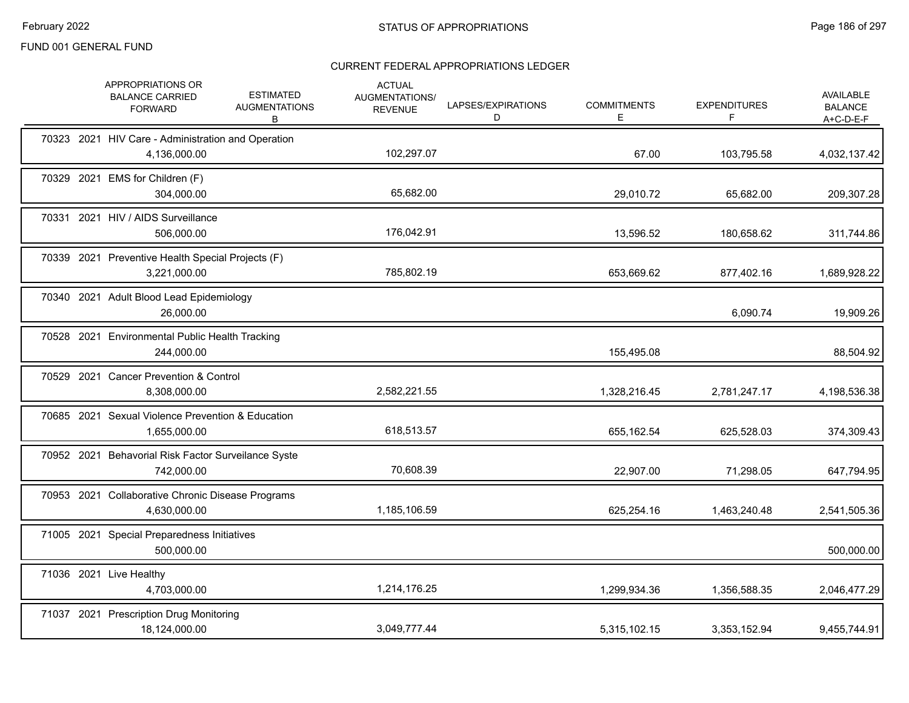FUND 001 GENERAL FUND

## STATUS OF APPROPRIATIONS

### CURRENT FEDERAL APPROPRIATIONS LEDGER

| | APPROPRIATIONS OR BALANCE CARRIED FORWARD | ESTIMATED AUGMENTATIONS B | ACTUAL AUGMENTATIONS/ REVENUE | LAPSES/EXPIRATIONS D | COMMITMENTS E | EXPENDITURES F | AVAILABLE BALANCE A+C-D-E-F |
|---|---|---|---|---|---|---|---|
| 70323 2021 HIV Care - Administration and Operation | 4,136,000.00 | | 102,297.07 | | 67.00 | 103,795.58 | 4,032,137.42 |
| 70329 2021 EMS for Children (F) | 304,000.00 | | 65,682.00 | | 29,010.72 | 65,682.00 | 209,307.28 |
| 70331 2021 HIV / AIDS Surveillance | 506,000.00 | | 176,042.91 | | 13,596.52 | 180,658.62 | 311,744.86 |
| 70339 2021 Preventive Health Special Projects (F) | 3,221,000.00 | | 785,802.19 | | 653,669.62 | 877,402.16 | 1,689,928.22 |
| 70340 2021 Adult Blood Lead Epidemiology | 26,000.00 | | | | | 6,090.74 | 19,909.26 |
| 70528 2021 Environmental Public Health Tracking | 244,000.00 | | | | 155,495.08 | | 88,504.92 |
| 70529 2021 Cancer Prevention & Control | 8,308,000.00 | | 2,582,221.55 | | 1,328,216.45 | 2,781,247.17 | 4,198,536.38 |
| 70685 2021 Sexual Violence Prevention & Education | 1,655,000.00 | | 618,513.57 | | 655,162.54 | 625,528.03 | 374,309.43 |
| 70952 2021 Behavorial Risk Factor Surveilance Syste | 742,000.00 | | 70,608.39 | | 22,907.00 | 71,298.05 | 647,794.95 |
| 70953 2021 Collaborative Chronic Disease Programs | 4,630,000.00 | | 1,185,106.59 | | 625,254.16 | 1,463,240.48 | 2,541,505.36 |
| 71005 2021 Special Preparedness Initiatives | 500,000.00 | | | | | | 500,000.00 |
| 71036 2021 Live Healthy | 4,703,000.00 | | 1,214,176.25 | | 1,299,934.36 | 1,356,588.35 | 2,046,477.29 |
| 71037 2021 Prescription Drug Monitoring | 18,124,000.00 | | 3,049,777.44 | | 5,315,102.15 | 3,353,152.94 | 9,455,744.91 |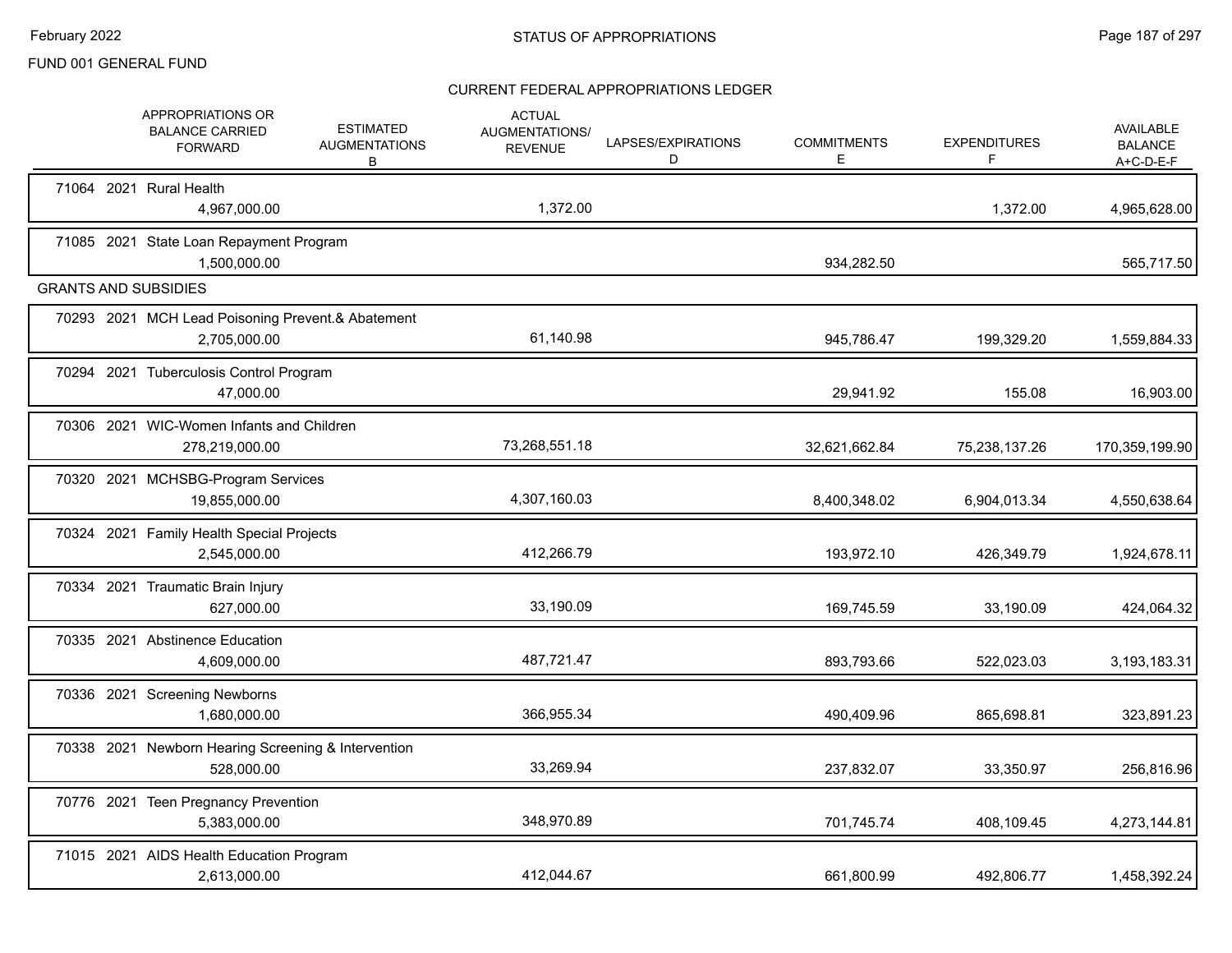FUND 001 GENERAL FUND

## CURRENT FEDERAL APPROPRIATIONS LEDGER

| | APPROPRIATIONS OR BALANCE CARRIED FORWARD | ESTIMATED AUGMENTATIONS B | ACTUAL AUGMENTATIONS/ REVENUE | LAPSES/EXPIRATIONS D | COMMITMENTS E | EXPENDITURES F | AVAILABLE BALANCE A+C-D-E-F |
|---|---|---|---|---|---|---|---|
| 71064 2021 Rural Health | 4,967,000.00 | | 1,372.00 | | | 1,372.00 | 4,965,628.00 |
| 71085 2021 State Loan Repayment Program | 1,500,000.00 | | | | 934,282.50 | | 565,717.50 |
| **GRANTS AND SUBSIDIES** | | | | | | | |
| 70293 2021 MCH Lead Poisoning Prevent.& Abatement | 2,705,000.00 | | 61,140.98 | | 945,786.47 | 199,329.20 | 1,559,884.33 |
| 70294 2021 Tuberculosis Control Program | 47,000.00 | | | | 29,941.92 | 155.08 | 16,903.00 |
| 70306 2021 WIC-Women Infants and Children | 278,219,000.00 | | 73,268,551.18 | | 32,621,662.84 | 75,238,137.26 | 170,359,199.90 |
| 70320 2021 MCHSBG-Program Services | 19,855,000.00 | | 4,307,160.03 | | 8,400,348.02 | 6,904,013.34 | 4,550,638.64 |
| 70324 2021 Family Health Special Projects | 2,545,000.00 | | 412,266.79 | | 193,972.10 | 426,349.79 | 1,924,678.11 |
| 70334 2021 Traumatic Brain Injury | 627,000.00 | | 33,190.09 | | 169,745.59 | 33,190.09 | 424,064.32 |
| 70335 2021 Abstinence Education | 4,609,000.00 | | 487,721.47 | | 893,793.66 | 522,023.03 | 3,193,183.31 |
| 70336 2021 Screening Newborns | 1,680,000.00 | | 366,955.34 | | 490,409.96 | 865,698.81 | 323,891.23 |
| 70338 2021 Newborn Hearing Screening & Intervention | 528,000.00 | | 33,269.94 | | 237,832.07 | 33,350.97 | 256,816.96 |
| 70776 2021 Teen Pregnancy Prevention | 5,383,000.00 | | 348,970.89 | | 701,745.74 | 408,109.45 | 4,273,144.81 |
| 71015 2021 AIDS Health Education Program | 2,613,000.00 | | 412,044.67 | | 661,800.99 | 492,806.77 | 1,458,392.24 |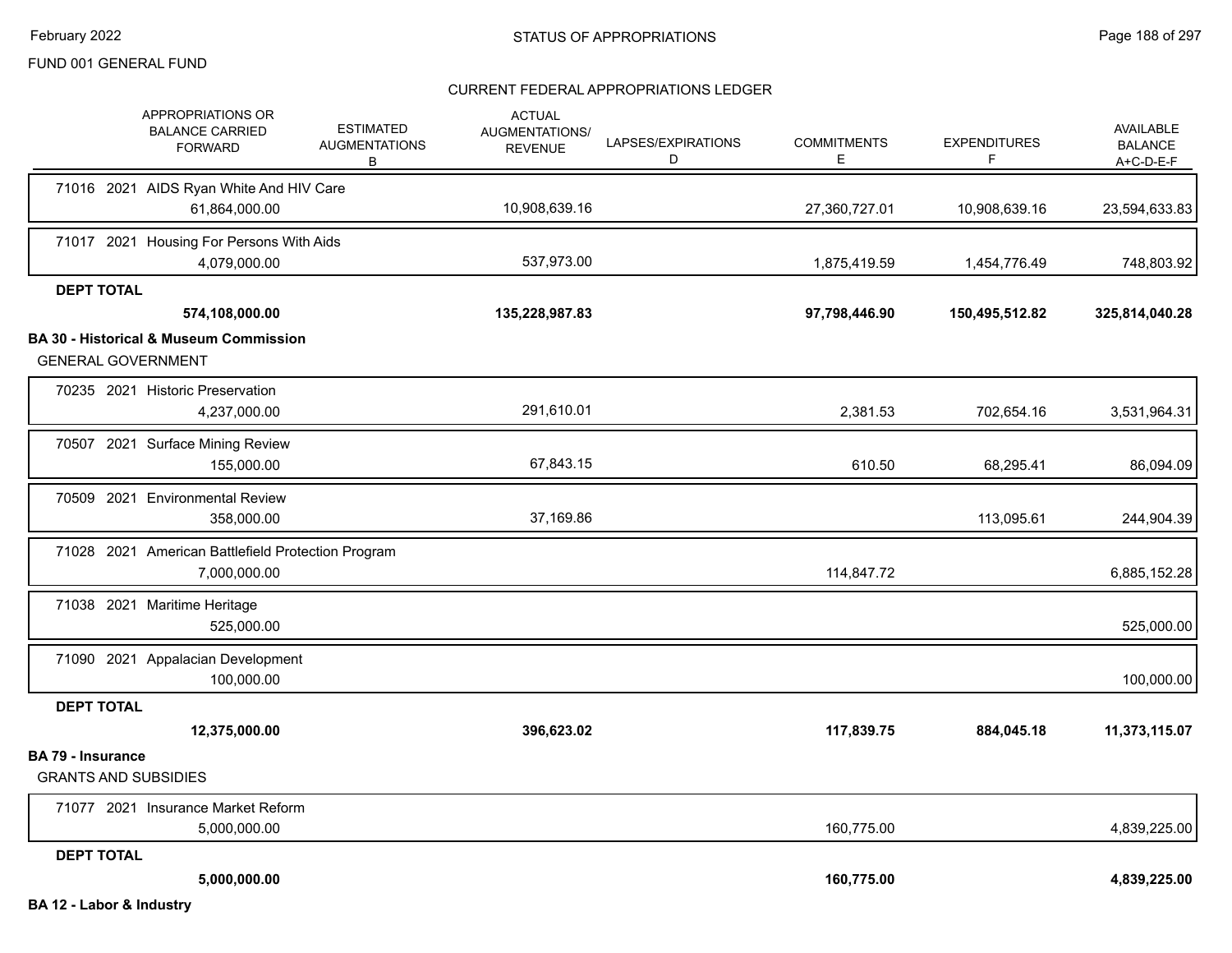FUND 001 GENERAL FUND

## STATUS OF APPROPRIATIONS

### CURRENT FEDERAL APPROPRIATIONS LEDGER

| APPROPRIATIONS OR BALANCE CARRIED FORWARD | ESTIMATED AUGMENTATIONS B | ACTUAL AUGMENTATIONS/ REVENUE | LAPSES/EXPIRATIONS D | COMMITMENTS E | EXPENDITURES F | AVAILABLE BALANCE A+C-D-E-F |
|---|---|---|---|---|---|---|
| 71016 2021 AIDS Ryan White And HIV Care | | | | | | |
| 61,864,000.00 | | 10,908,639.16 | | 27,360,727.01 | 10,908,639.16 | 23,594,633.83 |
| 71017 2021 Housing For Persons With Aids | | | | | | |
| 4,079,000.00 | | 537,973.00 | | 1,875,419.59 | 1,454,776.49 | 748,803.92 |
| **DEPT TOTAL** | | | | | | |
| **574,108,000.00** | | **135,228,987.83** | | **97,798,446.90** | **150,495,512.82** | **325,814,040.28** |
| **BA 30 - Historical & Museum Commission** | | | | | | |
| GENERAL GOVERNMENT | | | | | | |
| 70235 2021 Historic Preservation | | | | | | |
| 4,237,000.00 | | 291,610.01 | | 2,381.53 | 702,654.16 | 3,531,964.31 |
| 70507 2021 Surface Mining Review | | | | | | |
| 155,000.00 | | 67,843.15 | | 610.50 | 68,295.41 | 86,094.09 |
| 70509 2021 Environmental Review | | | | | | |
| 358,000.00 | | 37,169.86 | | | 113,095.61 | 244,904.39 |
| 71028 2021 American Battlefield Protection Program | | | | | | |
| 7,000,000.00 | | | | 114,847.72 | | 6,885,152.28 |
| 71038 2021 Maritime Heritage | | | | | | |
| 525,000.00 | | | | | | 525,000.00 |
| 71090 2021 Appalacian Development | | | | | | |
| 100,000.00 | | | | | | 100,000.00 |
| **DEPT TOTAL** | | | | | | |
| **12,375,000.00** | | **396,623.02** | | **117,839.75** | **884,045.18** | **11,373,115.07** |
| **BA 79 - Insurance** | | | | | | |
| GRANTS AND SUBSIDIES | | | | | | |
| 71077 2021 Insurance Market Reform | | | | | | |
| 5,000,000.00 | | | | 160,775.00 | | 4,839,225.00 |
| **DEPT TOTAL** | | | | | | |
| **5,000,000.00** | | | | **160,775.00** | | **4,839,225.00** |

**BA 12 - Labor & Industry**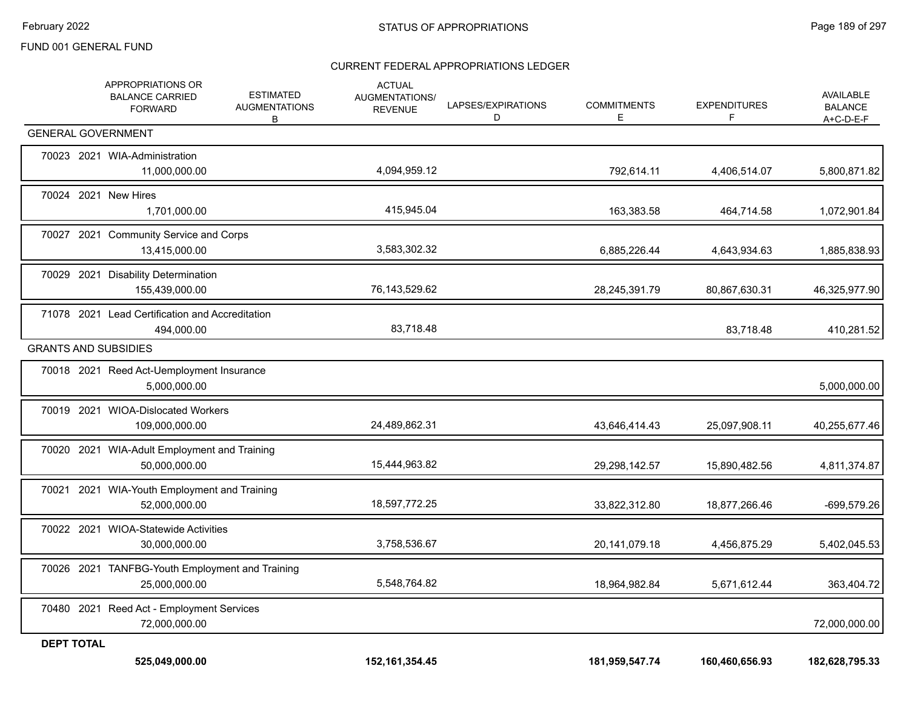FUND 001 GENERAL FUND

## CURRENT FEDERAL APPROPRIATIONS LEDGER

| | APPROPRIATIONS OR BALANCE CARRIED FORWARD | ESTIMATED AUGMENTATIONS B | ACTUAL AUGMENTATIONS/ REVENUE | LAPSES/EXPIRATIONS D | COMMITMENTS E | EXPENDITURES F | AVAILABLE BALANCE A+C-D-E-F |
|---|---|---|---|---|---|---|---|
| **GENERAL GOVERNMENT** | | | | | | | |
| 70023 2021 WIA-Administration | 11,000,000.00 | | 4,094,959.12 | | 792,614.11 | 4,406,514.07 | 5,800,871.82 |
| 70024 2021 New Hires | 1,701,000.00 | | 415,945.04 | | 163,383.58 | 464,714.58 | 1,072,901.84 |
| 70027 2021 Community Service and Corps | 13,415,000.00 | | 3,583,302.32 | | 6,885,226.44 | 4,643,934.63 | 1,885,838.93 |
| 70029 2021 Disability Determination | 155,439,000.00 | | 76,143,529.62 | | 28,245,391.79 | 80,867,630.31 | 46,325,977.90 |
| 71078 2021 Lead Certification and Accreditation | 494,000.00 | | 83,718.48 | | | 83,718.48 | 410,281.52 |
| **GRANTS AND SUBSIDIES** | | | | | | | |
| 70018 2021 Reed Act-Uemployment Insurance | 5,000,000.00 | | | | | | 5,000,000.00 |
| 70019 2021 WIOA-Dislocated Workers | 109,000,000.00 | | 24,489,862.31 | | 43,646,414.43 | 25,097,908.11 | 40,255,677.46 |
| 70020 2021 WIA-Adult Employment and Training | 50,000,000.00 | | 15,444,963.82 | | 29,298,142.57 | 15,890,482.56 | 4,811,374.87 |
| 70021 2021 WIA-Youth Employment and Training | 52,000,000.00 | | 18,597,772.25 | | 33,822,312.80 | 18,877,266.46 | -699,579.26 |
| 70022 2021 WIOA-Statewide Activities | 30,000,000.00 | | 3,758,536.67 | | 20,141,079.18 | 4,456,875.29 | 5,402,045.53 |
| 70026 2021 TANFBG-Youth Employment and Training | 25,000,000.00 | | 5,548,764.82 | | 18,964,982.84 | 5,671,612.44 | 363,404.72 |
| 70480 2021 Reed Act - Employment Services | 72,000,000.00 | | | | | | 72,000,000.00 |
| **DEPT TOTAL** | **525,049,000.00** | | **152,161,354.45** | | **181,959,547.74** | **160,460,656.93** | **182,628,795.33** |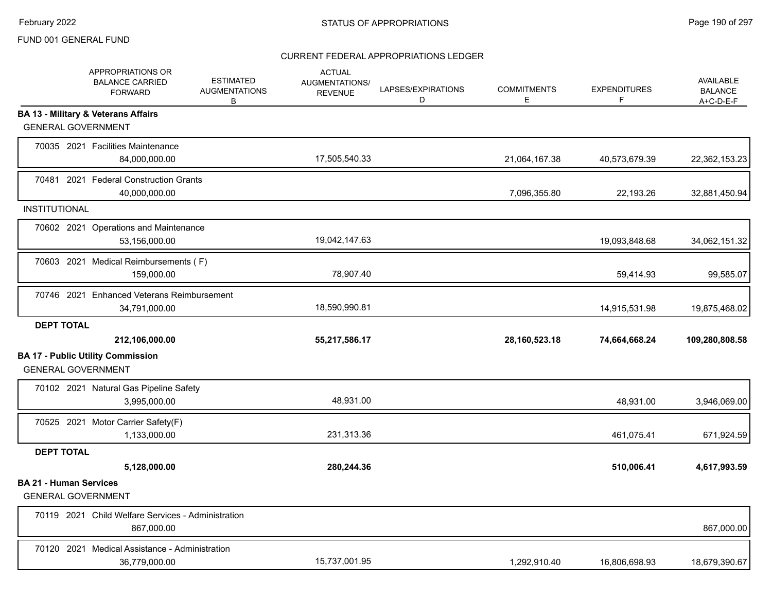FUND 001 GENERAL FUND

## STATUS OF APPROPRIATIONS

### CURRENT FEDERAL APPROPRIATIONS LEDGER

| | APPROPRIATIONS OR BALANCE CARRIED FORWARD | ESTIMATED AUGMENTATIONS B | ACTUAL AUGMENTATIONS/ REVENUE | LAPSES/EXPIRATIONS D | COMMITMENTS E | EXPENDITURES F | AVAILABLE BALANCE A+C-D-E-F |
|---|---|---|---|---|---|---|---|
| **BA 13 - Military & Veterans Affairs** | | | | | | | |
| GENERAL GOVERNMENT | | | | | | | |
| 70035 2021 Facilities Maintenance | 84,000,000.00 | | 17,505,540.33 | | 21,064,167.38 | 40,573,679.39 | 22,362,153.23 |
| 70481 2021 Federal Construction Grants | 40,000,000.00 | | | | 7,096,355.80 | 22,193.26 | 32,881,450.94 |
| INSTITUTIONAL | | | | | | | |
| 70602 2021 Operations and Maintenance | 53,156,000.00 | | 19,042,147.63 | | | 19,093,848.68 | 34,062,151.32 |
| 70603 2021 Medical Reimbursements ( F) | 159,000.00 | | 78,907.40 | | | 59,414.93 | 99,585.07 |
| 70746 2021 Enhanced Veterans Reimbursement | 34,791,000.00 | | 18,590,990.81 | | | 14,915,531.98 | 19,875,468.02 |
| **DEPT TOTAL** | **212,106,000.00** | | **55,217,586.17** | | **28,160,523.18** | **74,664,668.24** | **109,280,808.58** |
| **BA 17 - Public Utility Commission** | | | | | | | |
| GENERAL GOVERNMENT | | | | | | | |
| 70102 2021 Natural Gas Pipeline Safety | 3,995,000.00 | | 48,931.00 | | | 48,931.00 | 3,946,069.00 |
| 70525 2021 Motor Carrier Safety(F) | 1,133,000.00 | | 231,313.36 | | | 461,075.41 | 671,924.59 |
| **DEPT TOTAL** | **5,128,000.00** | | **280,244.36** | | | **510,006.41** | **4,617,993.59** |
| **BA 21 - Human Services** | | | | | | | |
| GENERAL GOVERNMENT | | | | | | | |
| 70119 2021 Child Welfare Services - Administration | 867,000.00 | | | | | | 867,000.00 |
| 70120 2021 Medical Assistance - Administration | 36,779,000.00 | | 15,737,001.95 | | 1,292,910.40 | 16,806,698.93 | 18,679,390.67 |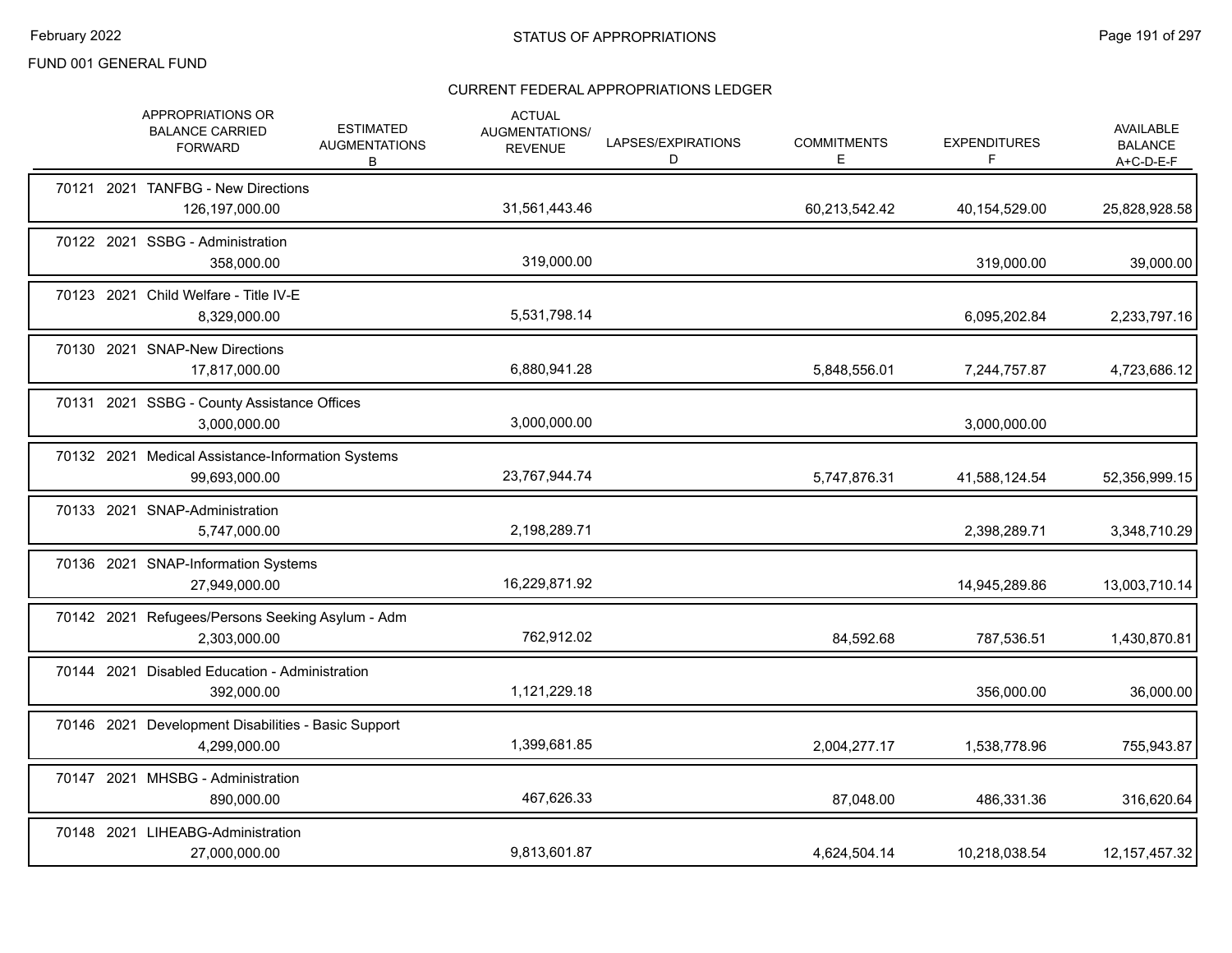FUND 001 GENERAL FUND

## CURRENT FEDERAL APPROPRIATIONS LEDGER

| | APPROPRIATIONS OR BALANCE CARRIED FORWARD | ESTIMATED AUGMENTATIONS B | ACTUAL AUGMENTATIONS/ REVENUE | LAPSES/EXPIRATIONS D | COMMITMENTS E | EXPENDITURES F | AVAILABLE BALANCE A+C-D-E-F |
|---|---|---|---|---|---|---|---|
| 70121 2021 TANFBG - New Directions | 126,197,000.00 | | 31,561,443.46 | | 60,213,542.42 | 40,154,529.00 | 25,828,928.58 |
| 70122 2021 SSBG - Administration | 358,000.00 | | 319,000.00 | | | 319,000.00 | 39,000.00 |
| 70123 2021 Child Welfare - Title IV-E | 8,329,000.00 | | 5,531,798.14 | | | 6,095,202.84 | 2,233,797.16 |
| 70130 2021 SNAP-New Directions | 17,817,000.00 | | 6,880,941.28 | | 5,848,556.01 | 7,244,757.87 | 4,723,686.12 |
| 70131 2021 SSBG - County Assistance Offices | 3,000,000.00 | | 3,000,000.00 | | | 3,000,000.00 | |
| 70132 2021 Medical Assistance-Information Systems | 99,693,000.00 | | 23,767,944.74 | | 5,747,876.31 | 41,588,124.54 | 52,356,999.15 |
| 70133 2021 SNAP-Administration | 5,747,000.00 | | 2,198,289.71 | | | 2,398,289.71 | 3,348,710.29 |
| 70136 2021 SNAP-Information Systems | 27,949,000.00 | | 16,229,871.92 | | | 14,945,289.86 | 13,003,710.14 |
| 70142 2021 Refugees/Persons Seeking Asylum - Adm | 2,303,000.00 | | 762,912.02 | | 84,592.68 | 787,536.51 | 1,430,870.81 |
| 70144 2021 Disabled Education - Administration | 392,000.00 | | 1,121,229.18 | | | 356,000.00 | 36,000.00 |
| 70146 2021 Development Disabilities - Basic Support | 4,299,000.00 | | 1,399,681.85 | | 2,004,277.17 | 1,538,778.96 | 755,943.87 |
| 70147 2021 MHSBG - Administration | 890,000.00 | | 467,626.33 | | 87,048.00 | 486,331.36 | 316,620.64 |
| 70148 2021 LIHEABG-Administration | 27,000,000.00 | | 9,813,601.87 | | 4,624,504.14 | 10,218,038.54 | 12,157,457.32 |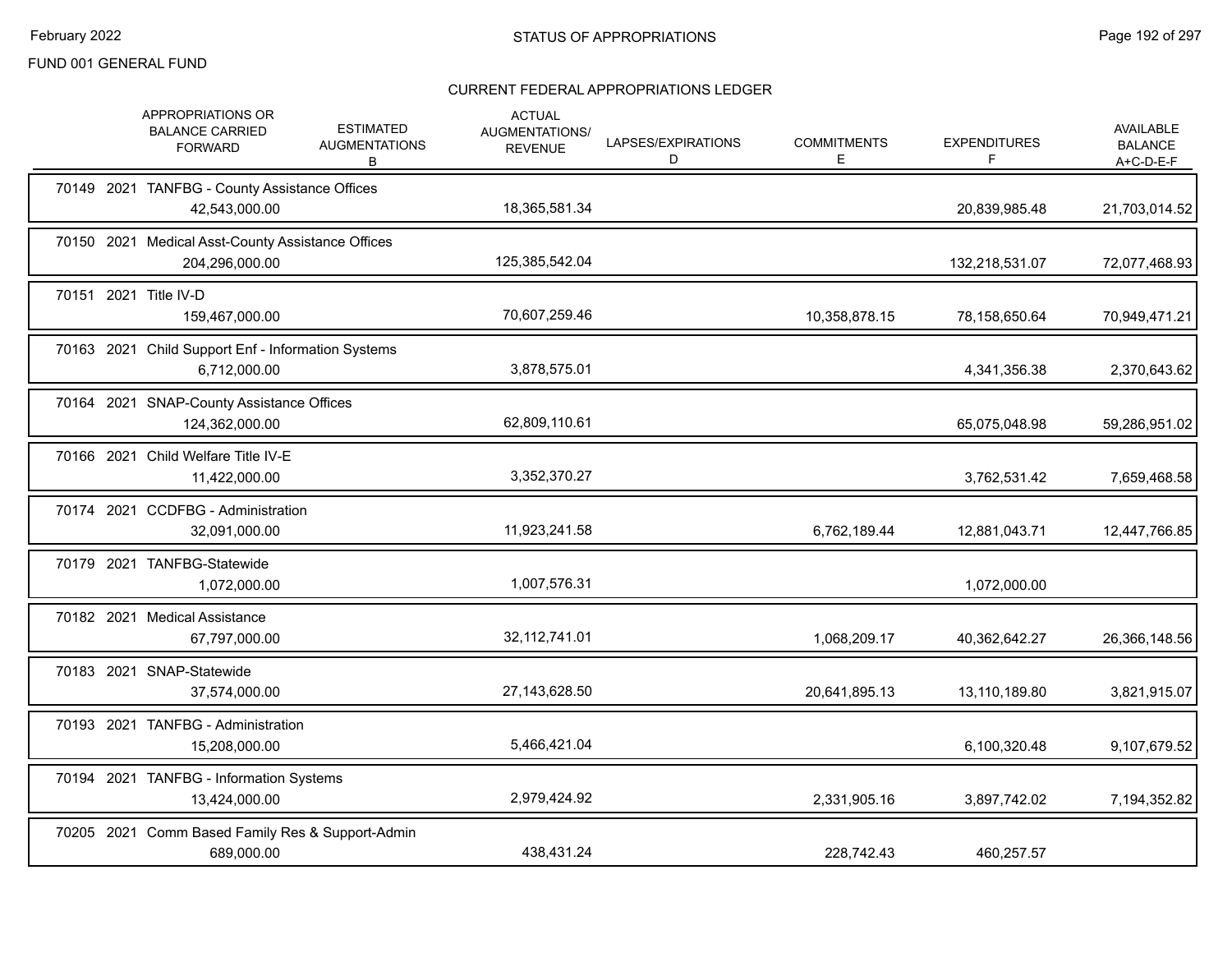FUND 001 GENERAL FUND

## CURRENT FEDERAL APPROPRIATIONS LEDGER

| | APPROPRIATIONS OR BALANCE CARRIED FORWARD | ESTIMATED AUGMENTATIONS B | ACTUAL AUGMENTATIONS/ REVENUE | LAPSES/EXPIRATIONS D | COMMITMENTS E | EXPENDITURES F | AVAILABLE BALANCE A+C-D-E-F |
|---|---|---|---|---|---|---|---|
| 70149 2021 TANFBG - County Assistance Offices | 42,543,000.00 | | 18,365,581.34 | | | 20,839,985.48 | 21,703,014.52 |
| 70150 2021 Medical Asst-County Assistance Offices | 204,296,000.00 | | 125,385,542.04 | | | 132,218,531.07 | 72,077,468.93 |
| 70151 2021 Title IV-D | 159,467,000.00 | | 70,607,259.46 | | 10,358,878.15 | 78,158,650.64 | 70,949,471.21 |
| 70163 2021 Child Support Enf - Information Systems | 6,712,000.00 | | 3,878,575.01 | | | 4,341,356.38 | 2,370,643.62 |
| 70164 2021 SNAP-County Assistance Offices | 124,362,000.00 | | 62,809,110.61 | | | 65,075,048.98 | 59,286,951.02 |
| 70166 2021 Child Welfare Title IV-E | 11,422,000.00 | | 3,352,370.27 | | | 3,762,531.42 | 7,659,468.58 |
| 70174 2021 CCDFBG - Administration | 32,091,000.00 | | 11,923,241.58 | | 6,762,189.44 | 12,881,043.71 | 12,447,766.85 |
| 70179 2021 TANFBG-Statewide | 1,072,000.00 | | 1,007,576.31 | | | 1,072,000.00 | |
| 70182 2021 Medical Assistance | 67,797,000.00 | | 32,112,741.01 | | 1,068,209.17 | 40,362,642.27 | 26,366,148.56 |
| 70183 2021 SNAP-Statewide | 37,574,000.00 | | 27,143,628.50 | | 20,641,895.13 | 13,110,189.80 | 3,821,915.07 |
| 70193 2021 TANFBG - Administration | 15,208,000.00 | | 5,466,421.04 | | | 6,100,320.48 | 9,107,679.52 |
| 70194 2021 TANFBG - Information Systems | 13,424,000.00 | | 2,979,424.92 | | 2,331,905.16 | 3,897,742.02 | 7,194,352.82 |
| 70205 2021 Comm Based Family Res & Support-Admin | 689,000.00 | | 438,431.24 | | 228,742.43 | 460,257.57 | |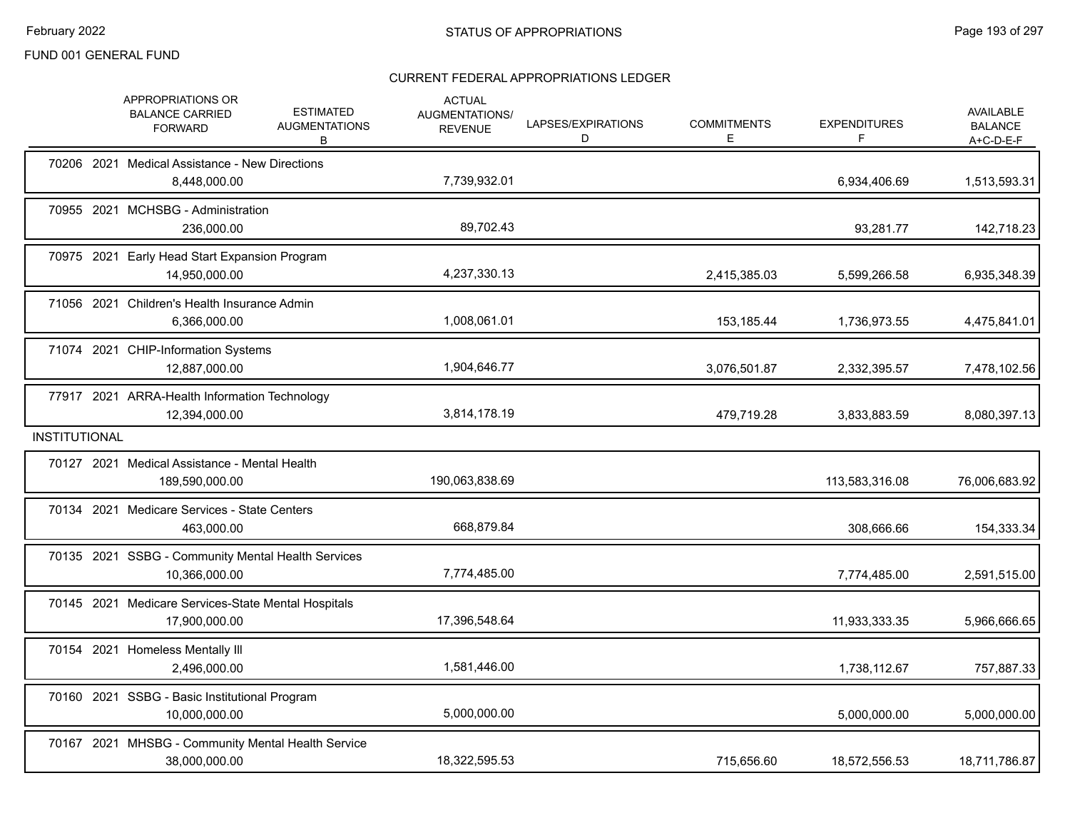## STATUS OF APPROPRIATIONS

FUND 001 GENERAL FUND

### CURRENT FEDERAL APPROPRIATIONS LEDGER

| | APPROPRIATIONS OR BALANCE CARRIED FORWARD | ESTIMATED AUGMENTATIONS B | ACTUAL AUGMENTATIONS/ REVENUE | LAPSES/EXPIRATIONS D | COMMITMENTS E | EXPENDITURES F | AVAILABLE BALANCE A+C-D-E-F |
|---|---|---|---|---|---|---|---|
| 70206 2021 Medical Assistance - New Directions | 8,448,000.00 | | 7,739,932.01 | | | 6,934,406.69 | 1,513,593.31 |
| 70955 2021 MCHSBG - Administration | 236,000.00 | | 89,702.43 | | | 93,281.77 | 142,718.23 |
| 70975 2021 Early Head Start Expansion Program | 14,950,000.00 | | 4,237,330.13 | | 2,415,385.03 | 5,599,266.58 | 6,935,348.39 |
| 71056 2021 Children's Health Insurance Admin | 6,366,000.00 | | 1,008,061.01 | | 153,185.44 | 1,736,973.55 | 4,475,841.01 |
| 71074 2021 CHIP-Information Systems | 12,887,000.00 | | 1,904,646.77 | | 3,076,501.87 | 2,332,395.57 | 7,478,102.56 |
| 77917 2021 ARRA-Health Information Technology | 12,394,000.00 | | 3,814,178.19 | | 479,719.28 | 3,833,883.59 | 8,080,397.13 |
| **INSTITUTIONAL** | | | | | | | |
| 70127 2021 Medical Assistance - Mental Health | 189,590,000.00 | | 190,063,838.69 | | | 113,583,316.08 | 76,006,683.92 |
| 70134 2021 Medicare Services - State Centers | 463,000.00 | | 668,879.84 | | | 308,666.66 | 154,333.34 |
| 70135 2021 SSBG - Community Mental Health Services | 10,366,000.00 | | 7,774,485.00 | | | 7,774,485.00 | 2,591,515.00 |
| 70145 2021 Medicare Services-State Mental Hospitals | 17,900,000.00 | | 17,396,548.64 | | | 11,933,333.35 | 5,966,666.65 |
| 70154 2021 Homeless Mentally Ill | 2,496,000.00 | | 1,581,446.00 | | | 1,738,112.67 | 757,887.33 |
| 70160 2021 SSBG - Basic Institutional Program | 10,000,000.00 | | 5,000,000.00 | | | 5,000,000.00 | 5,000,000.00 |
| 70167 2021 MHSBG - Community Mental Health Service | 38,000,000.00 | | 18,322,595.53 | | 715,656.60 | 18,572,556.53 | 18,711,786.87 |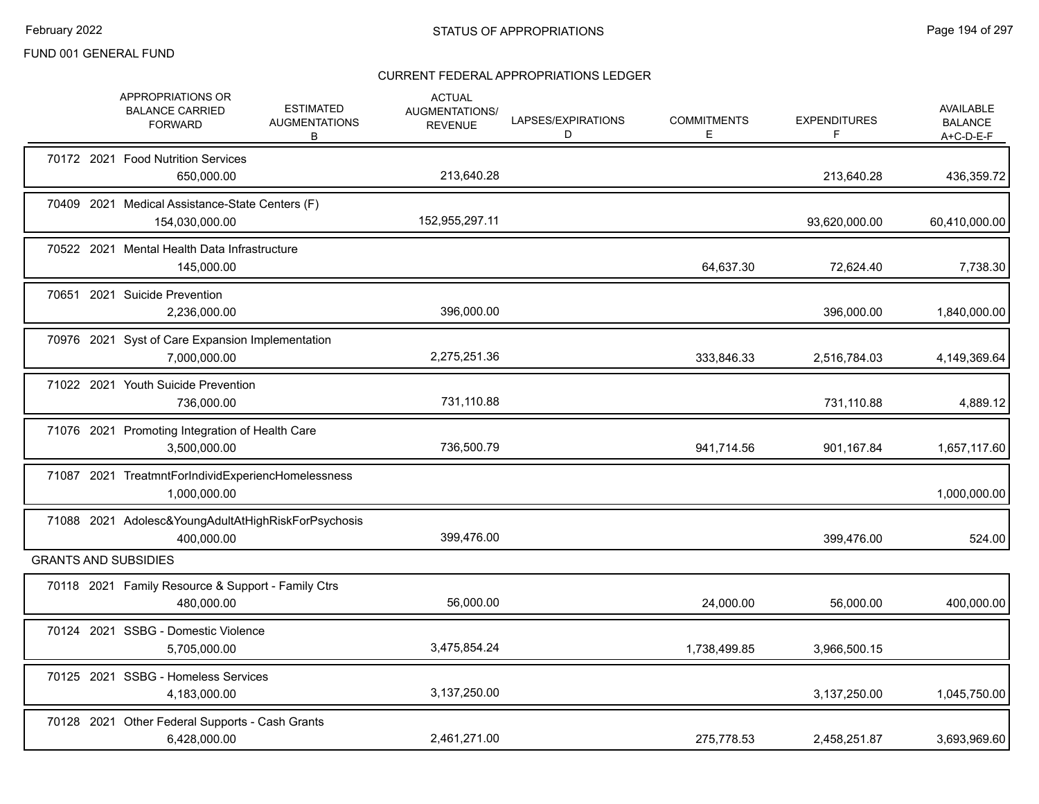FUND 001 GENERAL FUND

# STATUS OF APPROPRIATIONS

## CURRENT FEDERAL APPROPRIATIONS LEDGER

| | APPROPRIATIONS OR BALANCE CARRIED FORWARD | ESTIMATED AUGMENTATIONS B | ACTUAL AUGMENTATIONS/ REVENUE | LAPSES/EXPIRATIONS D | COMMITMENTS E | EXPENDITURES F | AVAILABLE BALANCE A+C-D-E-F |
|---|---|---|---|---|---|---|---|
| 70172 2021 Food Nutrition Services | 650,000.00 | | 213,640.28 | | | 213,640.28 | 436,359.72 |
| 70409 2021 Medical Assistance-State Centers (F) | 154,030,000.00 | | 152,955,297.11 | | | 93,620,000.00 | 60,410,000.00 |
| 70522 2021 Mental Health Data Infrastructure | 145,000.00 | | | | 64,637.30 | 72,624.40 | 7,738.30 |
| 70651 2021 Suicide Prevention | 2,236,000.00 | | 396,000.00 | | | 396,000.00 | 1,840,000.00 |
| 70976 2021 Syst of Care Expansion Implementation | 7,000,000.00 | | 2,275,251.36 | | 333,846.33 | 2,516,784.03 | 4,149,369.64 |
| 71022 2021 Youth Suicide Prevention | 736,000.00 | | 731,110.88 | | | 731,110.88 | 4,889.12 |
| 71076 2021 Promoting Integration of Health Care | 3,500,000.00 | | 736,500.79 | | 941,714.56 | 901,167.84 | 1,657,117.60 |
| 71087 2021 TreatmntForIndividExperiencHomelessness | 1,000,000.00 | | | | | | 1,000,000.00 |
| 71088 2021 Adolesc&YoungAdultAtHighRiskForPsychosis | 400,000.00 | | 399,476.00 | | | 399,476.00 | 524.00 |
| **GRANTS AND SUBSIDIES** | | | | | | | |
| 70118 2021 Family Resource & Support - Family Ctrs | 480,000.00 | | 56,000.00 | | 24,000.00 | 56,000.00 | 400,000.00 |
| 70124 2021 SSBG - Domestic Violence | 5,705,000.00 | | 3,475,854.24 | | 1,738,499.85 | 3,966,500.15 | |
| 70125 2021 SSBG - Homeless Services | 4,183,000.00 | | 3,137,250.00 | | | 3,137,250.00 | 1,045,750.00 |
| 70128 2021 Other Federal Supports - Cash Grants | 6,428,000.00 | | 2,461,271.00 | | 275,778.53 | 2,458,251.87 | 3,693,969.60 |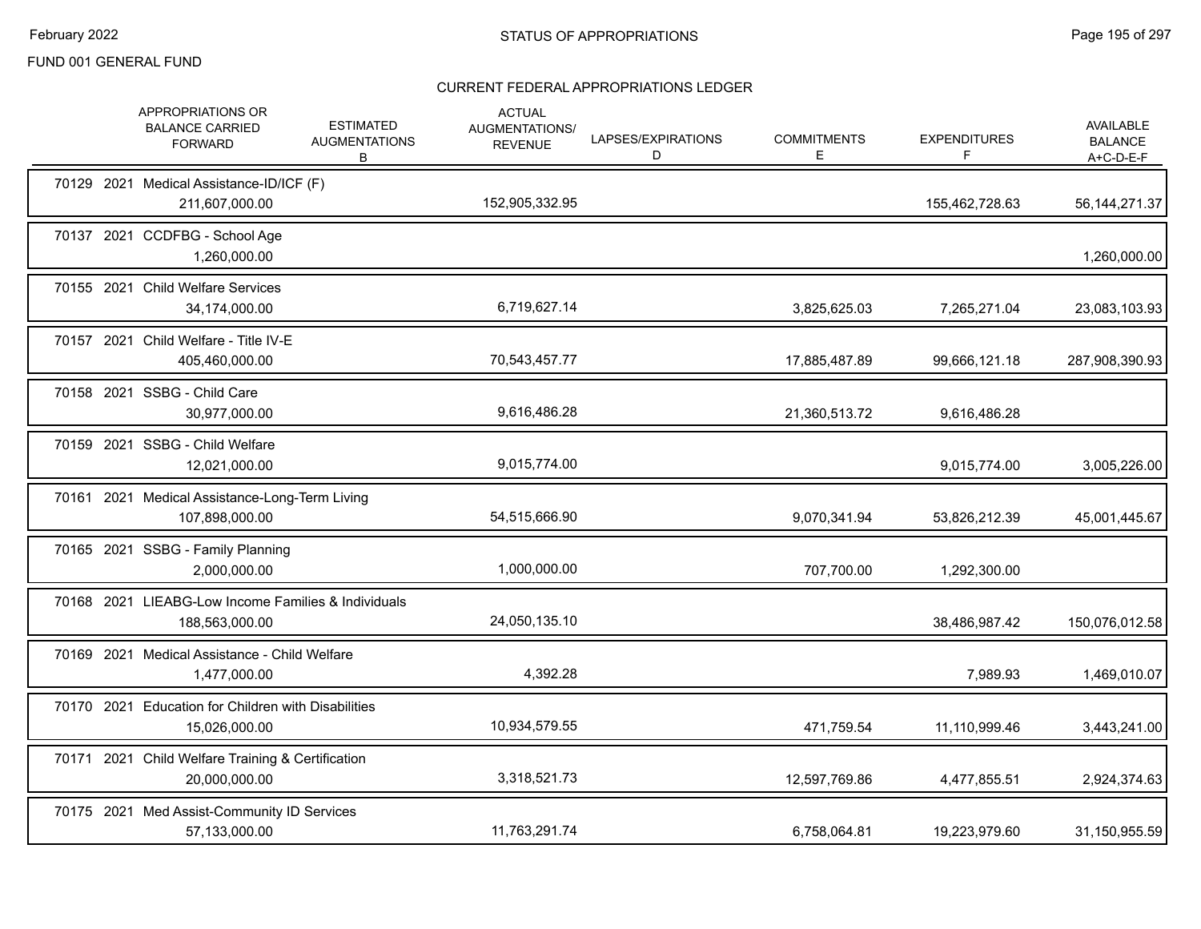FUND 001 GENERAL FUND

## CURRENT FEDERAL APPROPRIATIONS LEDGER

| | APPROPRIATIONS OR BALANCE CARRIED FORWARD | ESTIMATED AUGMENTATIONS B | ACTUAL AUGMENTATIONS/ REVENUE | LAPSES/EXPIRATIONS D | COMMITMENTS E | EXPENDITURES F | AVAILABLE BALANCE A+C-D-E-F |
|---|---|---|---|---|---|---|---|
| 70129 2021 Medical Assistance-ID/ICF (F) | 211,607,000.00 | | 152,905,332.95 | | | 155,462,728.63 | 56,144,271.37 |
| 70137 2021 CCDFBG - School Age | 1,260,000.00 | | | | | | 1,260,000.00 |
| 70155 2021 Child Welfare Services | 34,174,000.00 | | 6,719,627.14 | | 3,825,625.03 | 7,265,271.04 | 23,083,103.93 |
| 70157 2021 Child Welfare - Title IV-E | 405,460,000.00 | | 70,543,457.77 | | 17,885,487.89 | 99,666,121.18 | 287,908,390.93 |
| 70158 2021 SSBG - Child Care | 30,977,000.00 | | 9,616,486.28 | | 21,360,513.72 | 9,616,486.28 | |
| 70159 2021 SSBG - Child Welfare | 12,021,000.00 | | 9,015,774.00 | | | 9,015,774.00 | 3,005,226.00 |
| 70161 2021 Medical Assistance-Long-Term Living | 107,898,000.00 | | 54,515,666.90 | | 9,070,341.94 | 53,826,212.39 | 45,001,445.67 |
| 70165 2021 SSBG - Family Planning | 2,000,000.00 | | 1,000,000.00 | | 707,700.00 | 1,292,300.00 | |
| 70168 2021 LIEABG-Low Income Families & Individuals | 188,563,000.00 | | 24,050,135.10 | | | 38,486,987.42 | 150,076,012.58 |
| 70169 2021 Medical Assistance - Child Welfare | 1,477,000.00 | | 4,392.28 | | | 7,989.93 | 1,469,010.07 |
| 70170 2021 Education for Children with Disabilities | 15,026,000.00 | | 10,934,579.55 | | 471,759.54 | 11,110,999.46 | 3,443,241.00 |
| 70171 2021 Child Welfare Training & Certification | 20,000,000.00 | | 3,318,521.73 | | 12,597,769.86 | 4,477,855.51 | 2,924,374.63 |
| 70175 2021 Med Assist-Community ID Services | 57,133,000.00 | | 11,763,291.74 | | 6,758,064.81 | 19,223,979.60 | 31,150,955.59 |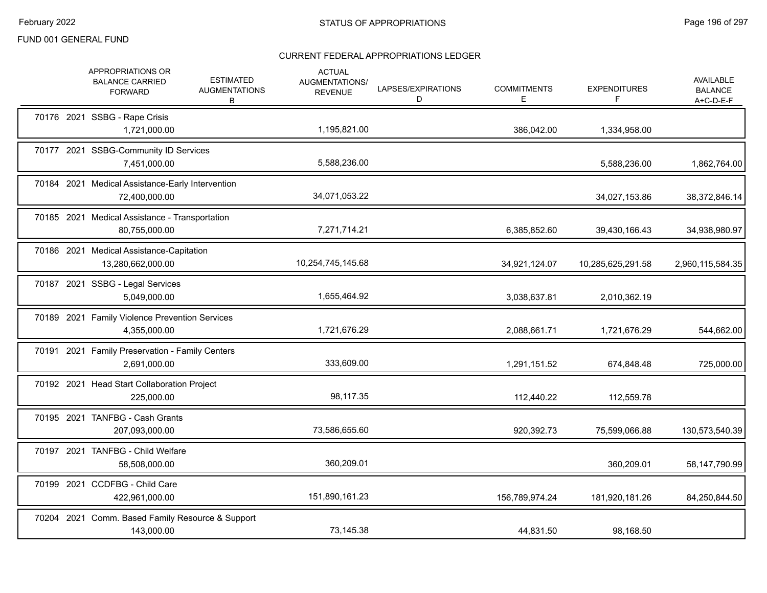FUND 001 GENERAL FUND

STATUS OF APPROPRIATIONS

## CURRENT FEDERAL APPROPRIATIONS LEDGER

| | APPROPRIATIONS OR BALANCE CARRIED FORWARD | ESTIMATED AUGMENTATIONS B | ACTUAL AUGMENTATIONS/ REVENUE | LAPSES/EXPIRATIONS D | COMMITMENTS E | EXPENDITURES F | AVAILABLE BALANCE A+C-D-E-F |
|---|---|---|---|---|---|---|---|
| 70176 2021 SSBG - Rape Crisis | 1,721,000.00 | | 1,195,821.00 | | 386,042.00 | 1,334,958.00 | |
| 70177 2021 SSBG-Community ID Services | 7,451,000.00 | | 5,588,236.00 | | | 5,588,236.00 | 1,862,764.00 |
| 70184 2021 Medical Assistance-Early Intervention | 72,400,000.00 | | 34,071,053.22 | | | 34,027,153.86 | 38,372,846.14 |
| 70185 2021 Medical Assistance - Transportation | 80,755,000.00 | | 7,271,714.21 | | 6,385,852.60 | 39,430,166.43 | 34,938,980.97 |
| 70186 2021 Medical Assistance-Capitation | 13,280,662,000.00 | | 10,254,745,145.68 | | 34,921,124.07 | 10,285,625,291.58 | 2,960,115,584.35 |
| 70187 2021 SSBG - Legal Services | 5,049,000.00 | | 1,655,464.92 | | 3,038,637.81 | 2,010,362.19 | |
| 70189 2021 Family Violence Prevention Services | 4,355,000.00 | | 1,721,676.29 | | 2,088,661.71 | 1,721,676.29 | 544,662.00 |
| 70191 2021 Family Preservation - Family Centers | 2,691,000.00 | | 333,609.00 | | 1,291,151.52 | 674,848.48 | 725,000.00 |
| 70192 2021 Head Start Collaboration Project | 225,000.00 | | 98,117.35 | | 112,440.22 | 112,559.78 | |
| 70195 2021 TANFBG - Cash Grants | 207,093,000.00 | | 73,586,655.60 | | 920,392.73 | 75,599,066.88 | 130,573,540.39 |
| 70197 2021 TANFBG - Child Welfare | 58,508,000.00 | | 360,209.01 | | | 360,209.01 | 58,147,790.99 |
| 70199 2021 CCDFBG - Child Care | 422,961,000.00 | | 151,890,161.23 | | 156,789,974.24 | 181,920,181.26 | 84,250,844.50 |
| 70204 2021 Comm. Based Family Resource & Support | 143,000.00 | | 73,145.38 | | 44,831.50 | 98,168.50 | |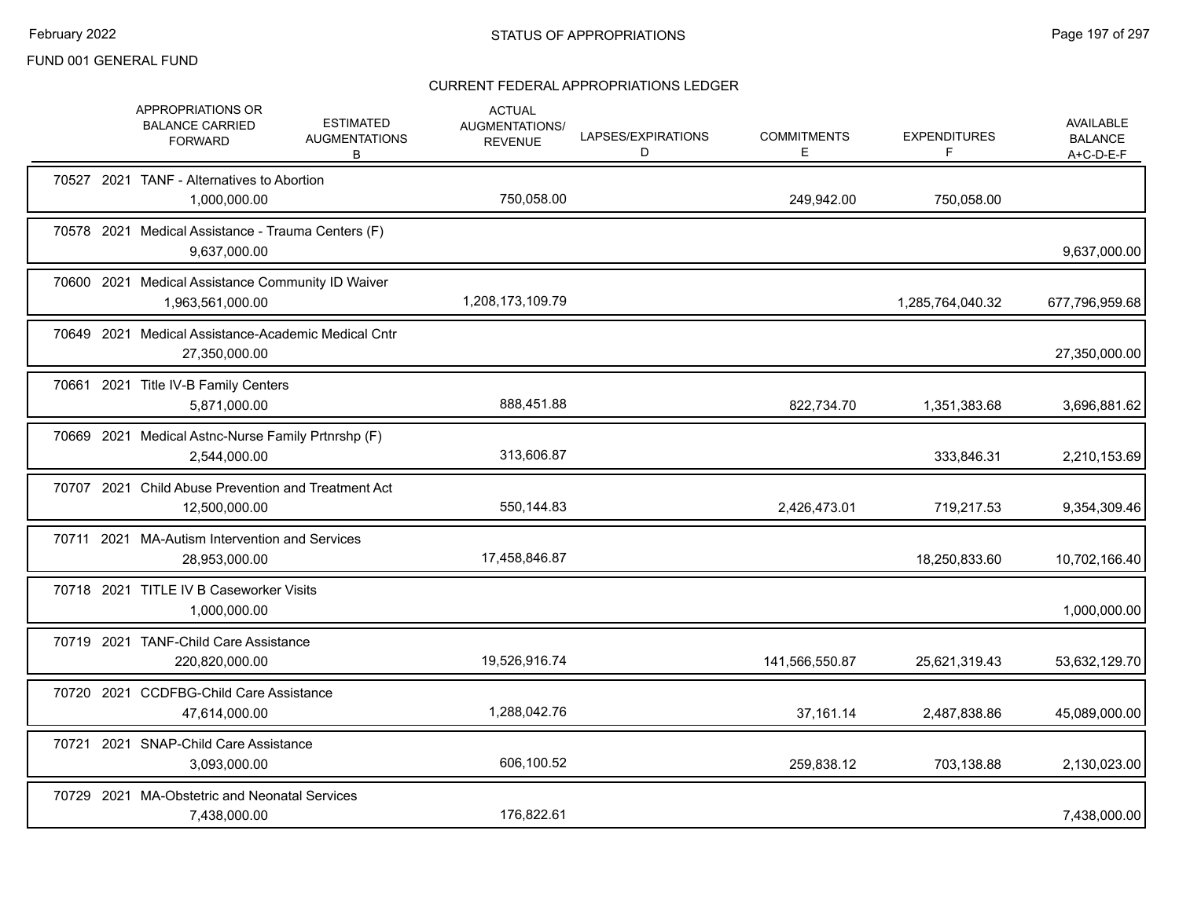# STATUS OF APPROPRIATIONS

FUND 001 GENERAL FUND

## CURRENT FEDERAL APPROPRIATIONS LEDGER

| | APPROPRIATIONS OR BALANCE CARRIED FORWARD | ESTIMATED AUGMENTATIONS B | ACTUAL AUGMENTATIONS/ REVENUE | LAPSES/EXPIRATIONS D | COMMITMENTS E | EXPENDITURES F | AVAILABLE BALANCE A+C-D-E-F |
|---|---|---|---|---|---|---|---|
| 70527 2021 TANF - Alternatives to Abortion | 1,000,000.00 | | 750,058.00 | | 249,942.00 | 750,058.00 | |
| 70578 2021 Medical Assistance - Trauma Centers (F) | 9,637,000.00 | | | | | | 9,637,000.00 |
| 70600 2021 Medical Assistance Community ID Waiver | 1,963,561,000.00 | | 1,208,173,109.79 | | | 1,285,764,040.32 | 677,796,959.68 |
| 70649 2021 Medical Assistance-Academic Medical Cntr | 27,350,000.00 | | | | | | 27,350,000.00 |
| 70661 2021 Title IV-B Family Centers | 5,871,000.00 | | 888,451.88 | | 822,734.70 | 1,351,383.68 | 3,696,881.62 |
| 70669 2021 Medical Astnc-Nurse Family Prtnrshp (F) | 2,544,000.00 | | 313,606.87 | | | 333,846.31 | 2,210,153.69 |
| 70707 2021 Child Abuse Prevention and Treatment Act | 12,500,000.00 | | 550,144.83 | | 2,426,473.01 | 719,217.53 | 9,354,309.46 |
| 70711 2021 MA-Autism Intervention and Services | 28,953,000.00 | | 17,458,846.87 | | | 18,250,833.60 | 10,702,166.40 |
| 70718 2021 TITLE IV B Caseworker Visits | 1,000,000.00 | | | | | | 1,000,000.00 |
| 70719 2021 TANF-Child Care Assistance | 220,820,000.00 | | 19,526,916.74 | | 141,566,550.87 | 25,621,319.43 | 53,632,129.70 |
| 70720 2021 CCDFBG-Child Care Assistance | 47,614,000.00 | | 1,288,042.76 | | 37,161.14 | 2,487,838.86 | 45,089,000.00 |
| 70721 2021 SNAP-Child Care Assistance | 3,093,000.00 | | 606,100.52 | | 259,838.12 | 703,138.88 | 2,130,023.00 |
| 70729 2021 MA-Obstetric and Neonatal Services | 7,438,000.00 | | 176,822.61 | | | | 7,438,000.00 |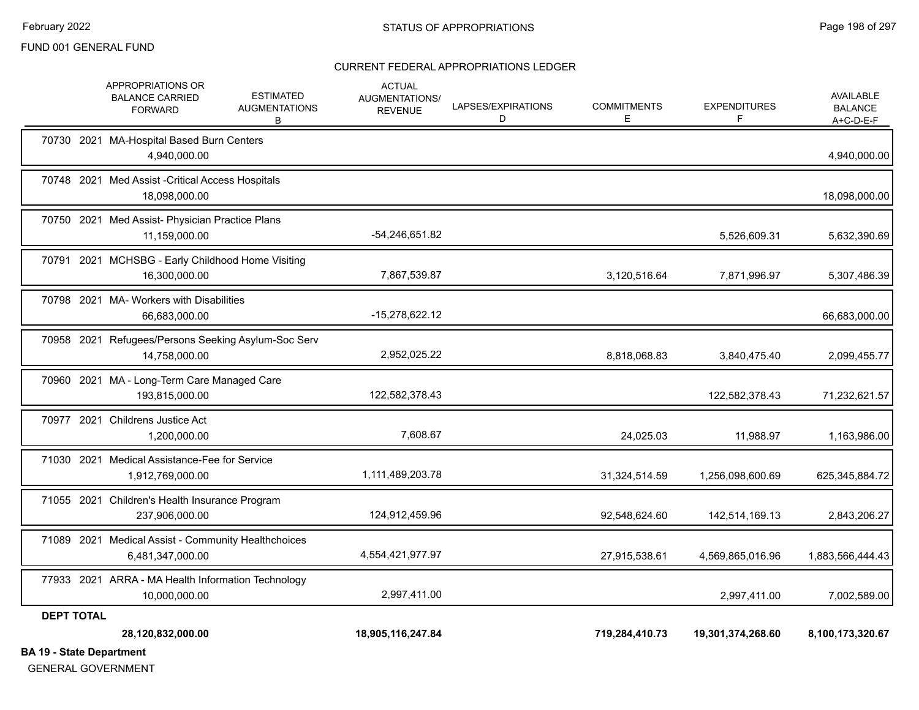FUND 001 GENERAL FUND

CURRENT FEDERAL APPROPRIATIONS LEDGER

| | APPROPRIATIONS OR BALANCE CARRIED FORWARD | ESTIMATED AUGMENTATIONS B | ACTUAL AUGMENTATIONS/ REVENUE | LAPSES/EXPIRATIONS D | COMMITMENTS E | EXPENDITURES F | AVAILABLE BALANCE A+C-D-E-F |
|---|---|---|---|---|---|---|---|
| 70730 2021 MA-Hospital Based Burn Centers | 4,940,000.00 | | | | | | 4,940,000.00 |
| 70748 2021 Med Assist -Critical Access Hospitals | 18,098,000.00 | | | | | | 18,098,000.00 |
| 70750 2021 Med Assist- Physician Practice Plans | 11,159,000.00 | | -54,246,651.82 | | | 5,526,609.31 | 5,632,390.69 |
| 70791 2021 MCHSBG - Early Childhood Home Visiting | 16,300,000.00 | | 7,867,539.87 | | 3,120,516.64 | 7,871,996.97 | 5,307,486.39 |
| 70798 2021 MA- Workers with Disabilities | 66,683,000.00 | | -15,278,622.12 | | | | 66,683,000.00 |
| 70958 2021 Refugees/Persons Seeking Asylum-Soc Serv | 14,758,000.00 | | 2,952,025.22 | | 8,818,068.83 | 3,840,475.40 | 2,099,455.77 |
| 70960 2021 MA - Long-Term Care Managed Care | 193,815,000.00 | | 122,582,378.43 | | | 122,582,378.43 | 71,232,621.57 |
| 70977 2021 Childrens Justice Act | 1,200,000.00 | | 7,608.67 | | 24,025.03 | 11,988.97 | 1,163,986.00 |
| 71030 2021 Medical Assistance-Fee for Service | 1,912,769,000.00 | | 1,111,489,203.78 | | 31,324,514.59 | 1,256,098,600.69 | 625,345,884.72 |
| 71055 2021 Children's Health Insurance Program | 237,906,000.00 | | 124,912,459.96 | | 92,548,624.60 | 142,514,169.13 | 2,843,206.27 |
| 71089 2021 Medical Assist - Community Healthchoices | 6,481,347,000.00 | | 4,554,421,977.97 | | 27,915,538.61 | 4,569,865,016.96 | 1,883,566,444.43 |
| 77933 2021 ARRA - MA Health Information Technology | 10,000,000.00 | | 2,997,411.00 | | | 2,997,411.00 | 7,002,589.00 |
| **DEPT TOTAL** | **28,120,832,000.00** | | **18,905,116,247.84** | | **719,284,410.73** | **19,301,374,268.60** | **8,100,173,320.67** |

**BA 19 - State Department**

GENERAL GOVERNMENT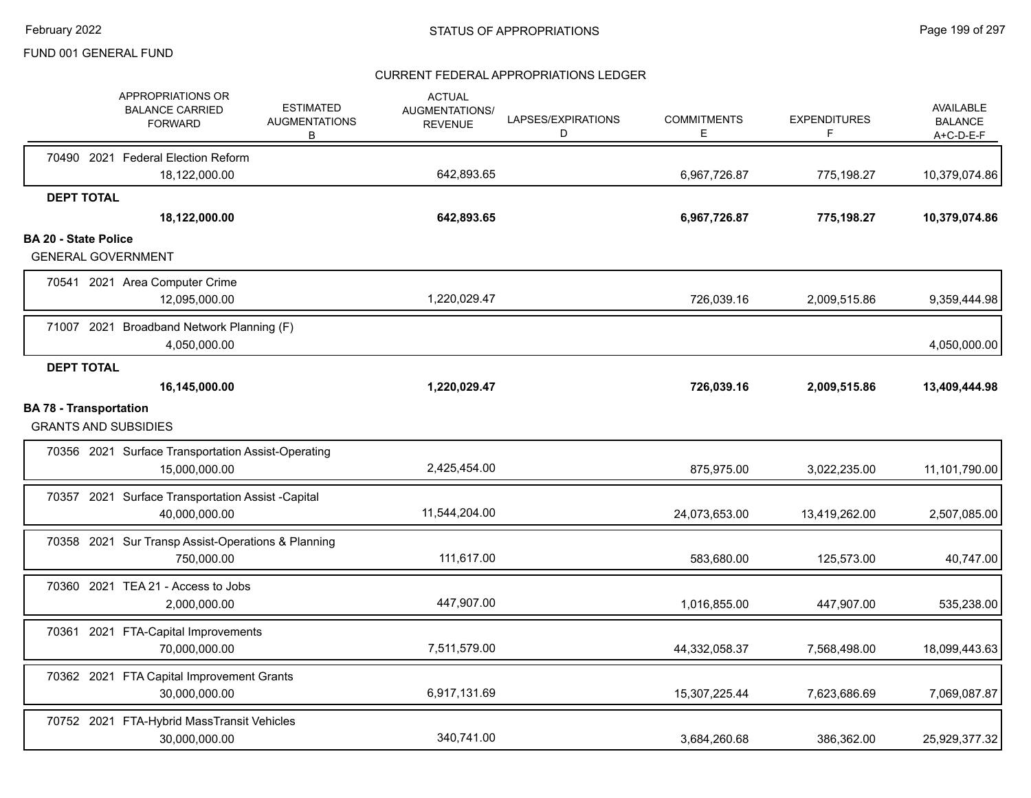# STATUS OF APPROPRIATIONS

FUND 001 GENERAL FUND

## CURRENT FEDERAL APPROPRIATIONS LEDGER

| | APPROPRIATIONS OR BALANCE CARRIED FORWARD | ESTIMATED AUGMENTATIONS B | ACTUAL AUGMENTATIONS/ REVENUE | LAPSES/EXPIRATIONS D | COMMITMENTS E | EXPENDITURES F | AVAILABLE BALANCE A+C-D-E-F |
|---|---|---|---|---|---|---|---|
| 70490 2021 Federal Election Reform | 18,122,000.00 | | 642,893.65 | | 6,967,726.87 | 775,198.27 | 10,379,074.86 |
| **DEPT TOTAL** | **18,122,000.00** | | **642,893.65** | | **6,967,726.87** | **775,198.27** | **10,379,074.86** |
| **BA 20 - State Police** | | | | | | | |
| GENERAL GOVERNMENT | | | | | | | |
| 70541 2021 Area Computer Crime | 12,095,000.00 | | 1,220,029.47 | | 726,039.16 | 2,009,515.86 | 9,359,444.98 |
| 71007 2021 Broadband Network Planning (F) | 4,050,000.00 | | | | | | 4,050,000.00 |
| **DEPT TOTAL** | **16,145,000.00** | | **1,220,029.47** | | **726,039.16** | **2,009,515.86** | **13,409,444.98** |
| **BA 78 - Transportation** | | | | | | | |
| GRANTS AND SUBSIDIES | | | | | | | |
| 70356 2021 Surface Transportation Assist-Operating | 15,000,000.00 | | 2,425,454.00 | | 875,975.00 | 3,022,235.00 | 11,101,790.00 |
| 70357 2021 Surface Transportation Assist -Capital | 40,000,000.00 | | 11,544,204.00 | | 24,073,653.00 | 13,419,262.00 | 2,507,085.00 |
| 70358 2021 Sur Transp Assist-Operations & Planning | 750,000.00 | | 111,617.00 | | 583,680.00 | 125,573.00 | 40,747.00 |
| 70360 2021 TEA 21 - Access to Jobs | 2,000,000.00 | | 447,907.00 | | 1,016,855.00 | 447,907.00 | 535,238.00 |
| 70361 2021 FTA-Capital Improvements | 70,000,000.00 | | 7,511,579.00 | | 44,332,058.37 | 7,568,498.00 | 18,099,443.63 |
| 70362 2021 FTA Capital Improvement Grants | 30,000,000.00 | | 6,917,131.69 | | 15,307,225.44 | 7,623,686.69 | 7,069,087.87 |
| 70752 2021 FTA-Hybrid MassTransit Vehicles | 30,000,000.00 | | 340,741.00 | | 3,684,260.68 | 386,362.00 | 25,929,377.32 |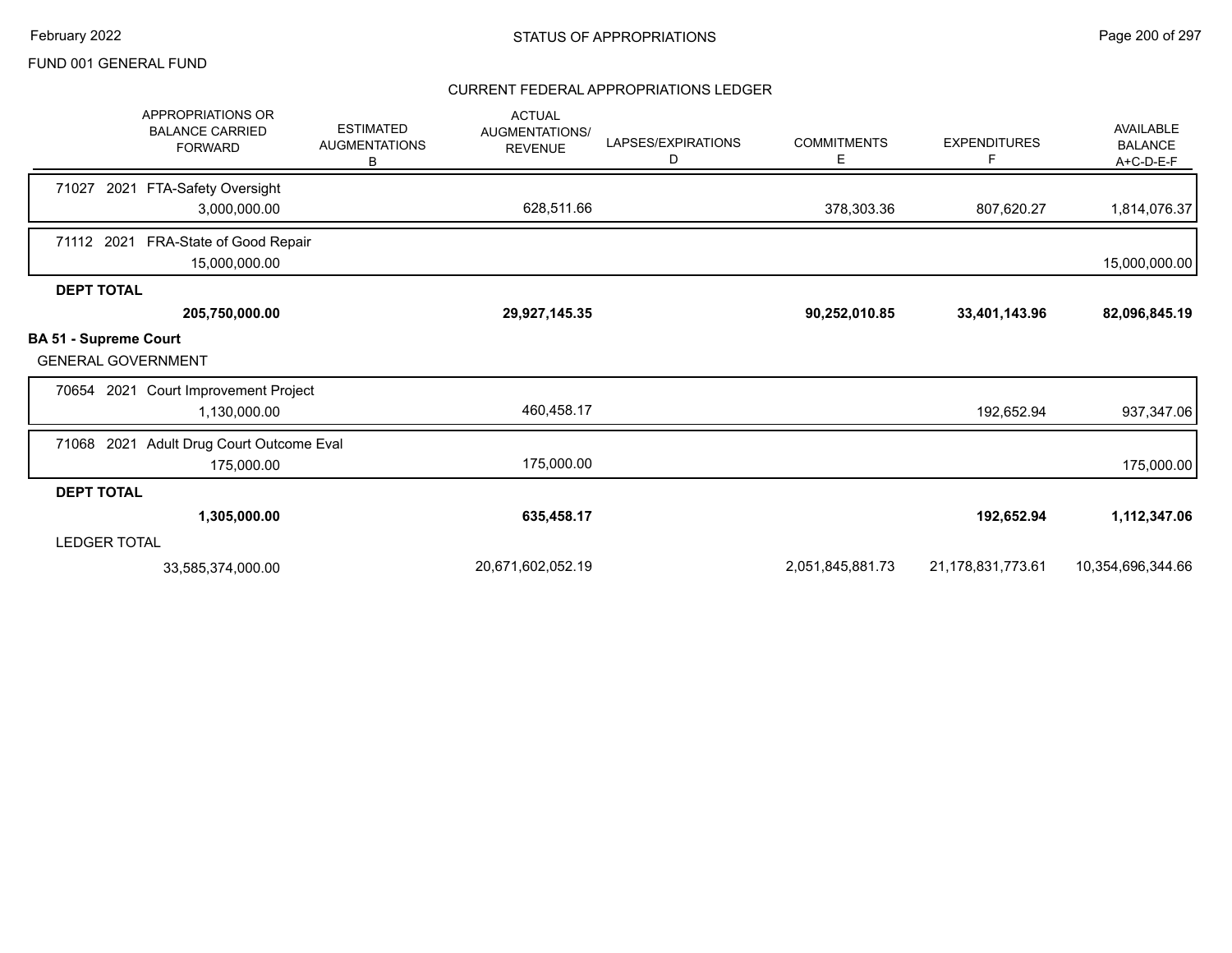FUND 001 GENERAL FUND

## CURRENT FEDERAL APPROPRIATIONS LEDGER

| APPROPRIATIONS OR BALANCE CARRIED FORWARD | ESTIMATED AUGMENTATIONS B | ACTUAL AUGMENTATIONS/ REVENUE | LAPSES/EXPIRATIONS D | COMMITMENTS E | EXPENDITURES F | AVAILABLE BALANCE A+C-D-E-F |
|---|---|---|---|---|---|---|
| 71027 2021 FTA-Safety Oversight | | | | | | |
| 3,000,000.00 | | 628,511.66 | | 378,303.36 | 807,620.27 | 1,814,076.37 |
| 71112 2021 FRA-State of Good Repair | | | | | | |
| 15,000,000.00 | | | | | | 15,000,000.00 |
| **DEPT TOTAL** | | | | | | |
| **205,750,000.00** | | **29,927,145.35** | | **90,252,010.85** | **33,401,143.96** | **82,096,845.19** |
| **BA 51 - Supreme Court** | | | | | | |
| GENERAL GOVERNMENT | | | | | | |
| 70654 2021 Court Improvement Project | | | | | | |
| 1,130,000.00 | | 460,458.17 | | | 192,652.94 | 937,347.06 |
| 71068 2021 Adult Drug Court Outcome Eval | | | | | | |
| 175,000.00 | | 175,000.00 | | | | 175,000.00 |
| **DEPT TOTAL** | | | | | | |
| **1,305,000.00** | | **635,458.17** | | | **192,652.94** | **1,112,347.06** |
| LEDGER TOTAL | | | | | | |
| 33,585,374,000.00 | | 20,671,602,052.19 | | 2,051,845,881.73 | 21,178,831,773.61 | 10,354,696,344.66 |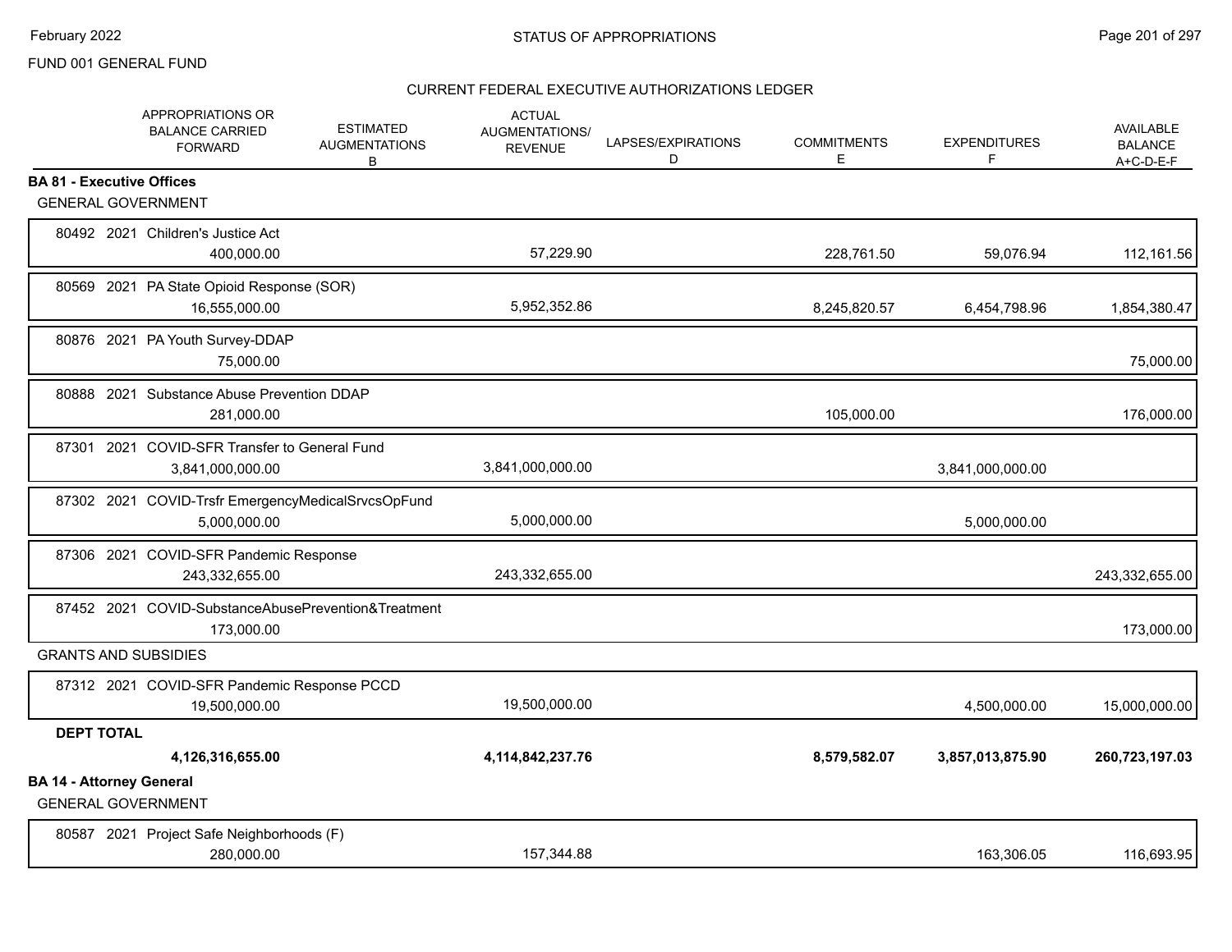FUND 001 GENERAL FUND

## CURRENT FEDERAL EXECUTIVE AUTHORIZATIONS LEDGER

| | APPROPRIATIONS OR BALANCE CARRIED FORWARD | ESTIMATED AUGMENTATIONS B | ACTUAL AUGMENTATIONS/ REVENUE | LAPSES/EXPIRATIONS D | COMMITMENTS E | EXPENDITURES F | AVAILABLE BALANCE A+C-D-E-F |
|---|---|---|---|---|---|---|---|
| **BA 81 - Executive Offices** | | | | | | | |
| GENERAL GOVERNMENT | | | | | | | |
| 80492 2021 Children's Justice Act | 400,000.00 | | 57,229.90 | | 228,761.50 | 59,076.94 | 112,161.56 |
| 80569 2021 PA State Opioid Response (SOR) | 16,555,000.00 | | 5,952,352.86 | | 8,245,820.57 | 6,454,798.96 | 1,854,380.47 |
| 80876 2021 PA Youth Survey-DDAP | 75,000.00 | | | | | | 75,000.00 |
| 80888 2021 Substance Abuse Prevention DDAP | 281,000.00 | | | | 105,000.00 | | 176,000.00 |
| 87301 2021 COVID-SFR Transfer to General Fund | 3,841,000,000.00 | | 3,841,000,000.00 | | | 3,841,000,000.00 | |
| 87302 2021 COVID-Trsfr EmergencyMedicalSrvcsOpFund | 5,000,000.00 | | 5,000,000.00 | | | 5,000,000.00 | |
| 87306 2021 COVID-SFR Pandemic Response | 243,332,655.00 | | 243,332,655.00 | | | | 243,332,655.00 |
| 87452 2021 COVID-SubstanceAbusePrevention&Treatment | 173,000.00 | | | | | | 173,000.00 |
| GRANTS AND SUBSIDIES | | | | | | | |
| 87312 2021 COVID-SFR Pandemic Response PCCD | 19,500,000.00 | | 19,500,000.00 | | | 4,500,000.00 | 15,000,000.00 |
| **DEPT TOTAL** | **4,126,316,655.00** | | **4,114,842,237.76** | | **8,579,582.07** | **3,857,013,875.90** | **260,723,197.03** |
| **BA 14 - Attorney General** | | | | | | | |
| GENERAL GOVERNMENT | | | | | | | |
| 80587 2021 Project Safe Neighborhoods (F) | 280,000.00 | | 157,344.88 | | | 163,306.05 | 116,693.95 |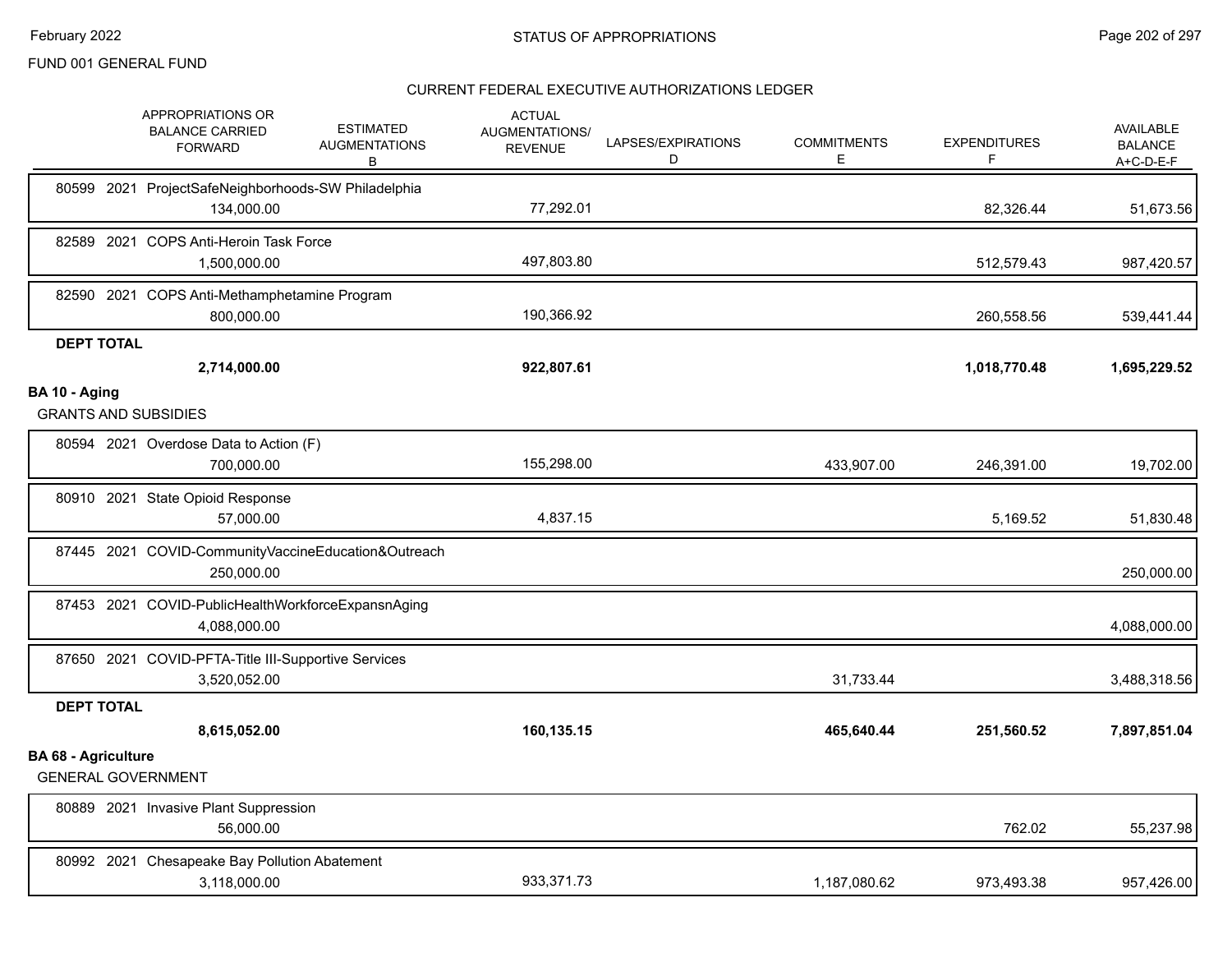# STATUS OF APPROPRIATIONS

FUND 001 GENERAL FUND

## CURRENT FEDERAL EXECUTIVE AUTHORIZATIONS LEDGER

| APPROPRIATIONS OR BALANCE CARRIED FORWARD | ESTIMATED AUGMENTATIONS B | ACTUAL AUGMENTATIONS/ REVENUE | LAPSES/EXPIRATIONS D | COMMITMENTS E | EXPENDITURES F | AVAILABLE BALANCE A+C-D-E-F |
|---|---|---|---|---|---|---|
| 80599 2021 ProjectSafeNeighborhoods-SW Philadelphia | | | | | | |
| 134,000.00 | | 77,292.01 | | | 82,326.44 | 51,673.56 |
| 82589 2021 COPS Anti-Heroin Task Force | | | | | | |
| 1,500,000.00 | | 497,803.80 | | | 512,579.43 | 987,420.57 |
| 82590 2021 COPS Anti-Methamphetamine Program | | | | | | |
| 800,000.00 | | 190,366.92 | | | 260,558.56 | 539,441.44 |
| **DEPT TOTAL** | | | | | | |
| **2,714,000.00** | | **922,807.61** | | | **1,018,770.48** | **1,695,229.52** |

**BA 10 - Aging**

GRANTS AND SUBSIDIES

| APPROPRIATIONS OR BALANCE CARRIED FORWARD | ESTIMATED AUGMENTATIONS B | ACTUAL AUGMENTATIONS/ REVENUE | LAPSES/EXPIRATIONS D | COMMITMENTS E | EXPENDITURES F | AVAILABLE BALANCE A+C-D-E-F |
|---|---|---|---|---|---|---|
| 80594 2021 Overdose Data to Action (F) | | | | | | |
| 700,000.00 | | 155,298.00 | | 433,907.00 | 246,391.00 | 19,702.00 |
| 80910 2021 State Opioid Response | | | | | | |
| 57,000.00 | | 4,837.15 | | | 5,169.52 | 51,830.48 |
| 87445 2021 COVID-CommunityVaccineEducation&Outreach | | | | | | |
| 250,000.00 | | | | | | 250,000.00 |
| 87453 2021 COVID-PublicHealthWorkforceExpansnAging | | | | | | |
| 4,088,000.00 | | | | | | 4,088,000.00 |
| 87650 2021 COVID-PFTA-Title III-Supportive Services | | | | | | |
| 3,520,052.00 | | | | 31,733.44 | | 3,488,318.56 |
| **DEPT TOTAL** | | | | | | |
| **8,615,052.00** | | **160,135.15** | | **465,640.44** | **251,560.52** | **7,897,851.04** |

**BA 68 - Agriculture**

GENERAL GOVERNMENT

| APPROPRIATIONS OR BALANCE CARRIED FORWARD | ESTIMATED AUGMENTATIONS B | ACTUAL AUGMENTATIONS/ REVENUE | LAPSES/EXPIRATIONS D | COMMITMENTS E | EXPENDITURES F | AVAILABLE BALANCE A+C-D-E-F |
|---|---|---|---|---|---|---|
| 80889 2021 Invasive Plant Suppression | | | | | | |
| 56,000.00 | | | | | 762.02 | 55,237.98 |
| 80992 2021 Chesapeake Bay Pollution Abatement | | | | | | |
| 3,118,000.00 | | 933,371.73 | | 1,187,080.62 | 973,493.38 | 957,426.00 |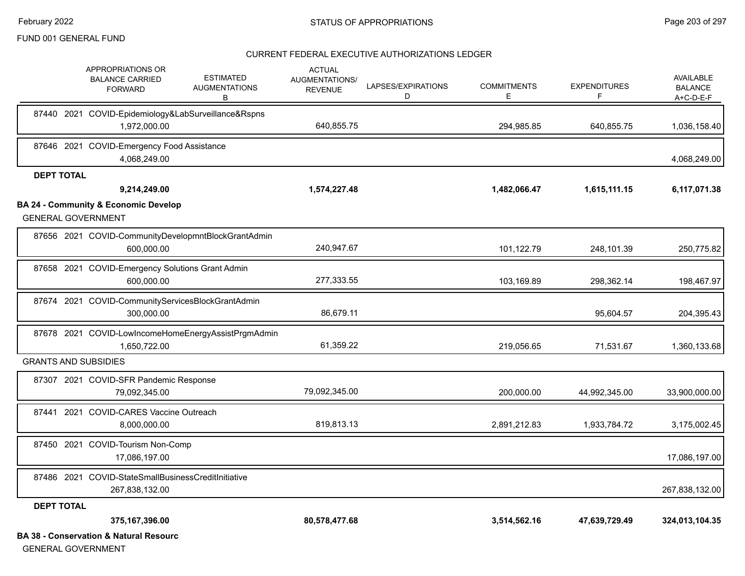FUND 001 GENERAL FUND

CURRENT FEDERAL EXECUTIVE AUTHORIZATIONS LEDGER

| | APPROPRIATIONS OR BALANCE CARRIED FORWARD | ESTIMATED AUGMENTATIONS B | ACTUAL AUGMENTATIONS/ REVENUE | LAPSES/EXPIRATIONS D | COMMITMENTS E | EXPENDITURES F | AVAILABLE BALANCE A+C-D-E-F |
|---|---|---|---|---|---|---|---|
| 87440 2021 COVID-Epidemiology&LabSurveillance&Rspns | 1,972,000.00 | | 640,855.75 | | 294,985.85 | 640,855.75 | 1,036,158.40 |
| 87646 2021 COVID-Emergency Food Assistance | 4,068,249.00 | | | | | | 4,068,249.00 |
| **DEPT TOTAL** | **9,214,249.00** | | **1,574,227.48** | | **1,482,066.47** | **1,615,111.15** | **6,117,071.38** |
| **BA 24 - Community & Economic Develop** | | | | | | | |
| GENERAL GOVERNMENT | | | | | | | |
| 87656 2021 COVID-CommunityDevelopmntBlockGrantAdmin | 600,000.00 | | 240,947.67 | | 101,122.79 | 248,101.39 | 250,775.82 |
| 87658 2021 COVID-Emergency Solutions Grant Admin | 600,000.00 | | 277,333.55 | | 103,169.89 | 298,362.14 | 198,467.97 |
| 87674 2021 COVID-CommunityServicesBlockGrantAdmin | 300,000.00 | | 86,679.11 | | | 95,604.57 | 204,395.43 |
| 87678 2021 COVID-LowIncomeHomeEnergyAssistPrgmAdmin | 1,650,722.00 | | 61,359.22 | | 219,056.65 | 71,531.67 | 1,360,133.68 |
| GRANTS AND SUBSIDIES | | | | | | | |
| 87307 2021 COVID-SFR Pandemic Response | 79,092,345.00 | | 79,092,345.00 | | 200,000.00 | 44,992,345.00 | 33,900,000.00 |
| 87441 2021 COVID-CARES Vaccine Outreach | 8,000,000.00 | | 819,813.13 | | 2,891,212.83 | 1,933,784.72 | 3,175,002.45 |
| 87450 2021 COVID-Tourism Non-Comp | 17,086,197.00 | | | | | | 17,086,197.00 |
| 87486 2021 COVID-StateSmallBusinessCreditInitiative | 267,838,132.00 | | | | | | 267,838,132.00 |
| **DEPT TOTAL** | **375,167,396.00** | | **80,578,477.68** | | **3,514,562.16** | **47,639,729.49** | **324,013,104.35** |

**BA 38 - Conservation & Natural Resourc**

GENERAL GOVERNMENT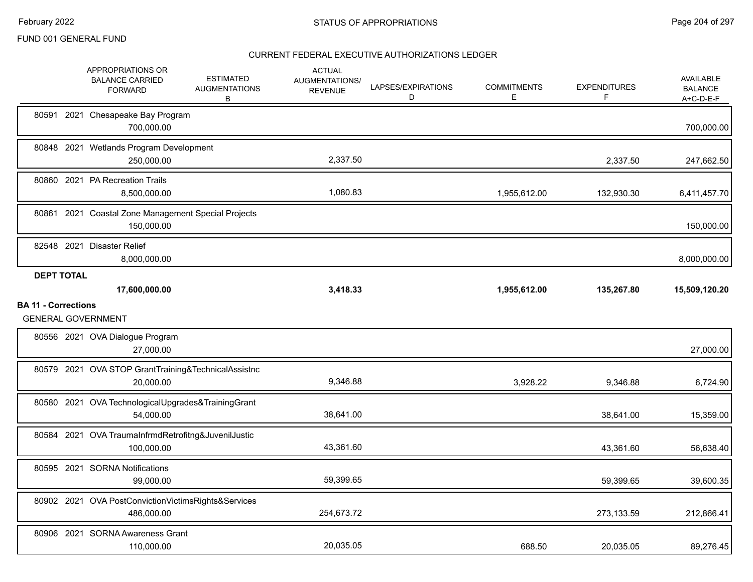FUND 001 GENERAL FUND

CURRENT FEDERAL EXECUTIVE AUTHORIZATIONS LEDGER

| | APPROPRIATIONS OR BALANCE CARRIED FORWARD | ESTIMATED AUGMENTATIONS B | ACTUAL AUGMENTATIONS/ REVENUE | LAPSES/EXPIRATIONS D | COMMITMENTS E | EXPENDITURES F | AVAILABLE BALANCE A+C-D-E-F |
|---|---|---|---|---|---|---|---|
| 80591 2021 Chesapeake Bay Program | 700,000.00 | | | | | | 700,000.00 |
| 80848 2021 Wetlands Program Development | 250,000.00 | | 2,337.50 | | | 2,337.50 | 247,662.50 |
| 80860 2021 PA Recreation Trails | 8,500,000.00 | | 1,080.83 | | 1,955,612.00 | 132,930.30 | 6,411,457.70 |
| 80861 2021 Coastal Zone Management Special Projects | 150,000.00 | | | | | | 150,000.00 |
| 82548 2021 Disaster Relief | 8,000,000.00 | | | | | | 8,000,000.00 |
| **DEPT TOTAL** | **17,600,000.00** | | **3,418.33** | | **1,955,612.00** | **135,267.80** | **15,509,120.20** |

**BA 11 - Corrections**

GENERAL GOVERNMENT

| | APPROPRIATIONS OR BALANCE CARRIED FORWARD | ESTIMATED AUGMENTATIONS B | ACTUAL AUGMENTATIONS/ REVENUE | LAPSES/EXPIRATIONS D | COMMITMENTS E | EXPENDITURES F | AVAILABLE BALANCE A+C-D-E-F |
|---|---|---|---|---|---|---|---|
| 80556 2021 OVA Dialogue Program | 27,000.00 | | | | | | 27,000.00 |
| 80579 2021 OVA STOP GrantTraining&TechnicalAssistnc | 20,000.00 | | 9,346.88 | | 3,928.22 | 9,346.88 | 6,724.90 |
| 80580 2021 OVA TechnologicalUpgrades&TrainingGrant | 54,000.00 | | 38,641.00 | | | 38,641.00 | 15,359.00 |
| 80584 2021 OVA TraumaInfrmdRetrofitng&JuvenilJustic | 100,000.00 | | 43,361.60 | | | 43,361.60 | 56,638.40 |
| 80595 2021 SORNA Notifications | 99,000.00 | | 59,399.65 | | | 59,399.65 | 39,600.35 |
| 80902 2021 OVA PostConvictionVictimsRights&Services | 486,000.00 | | 254,673.72 | | | 273,133.59 | 212,866.41 |
| 80906 2021 SORNA Awareness Grant | 110,000.00 | | 20,035.05 | | 688.50 | 20,035.05 | 89,276.45 |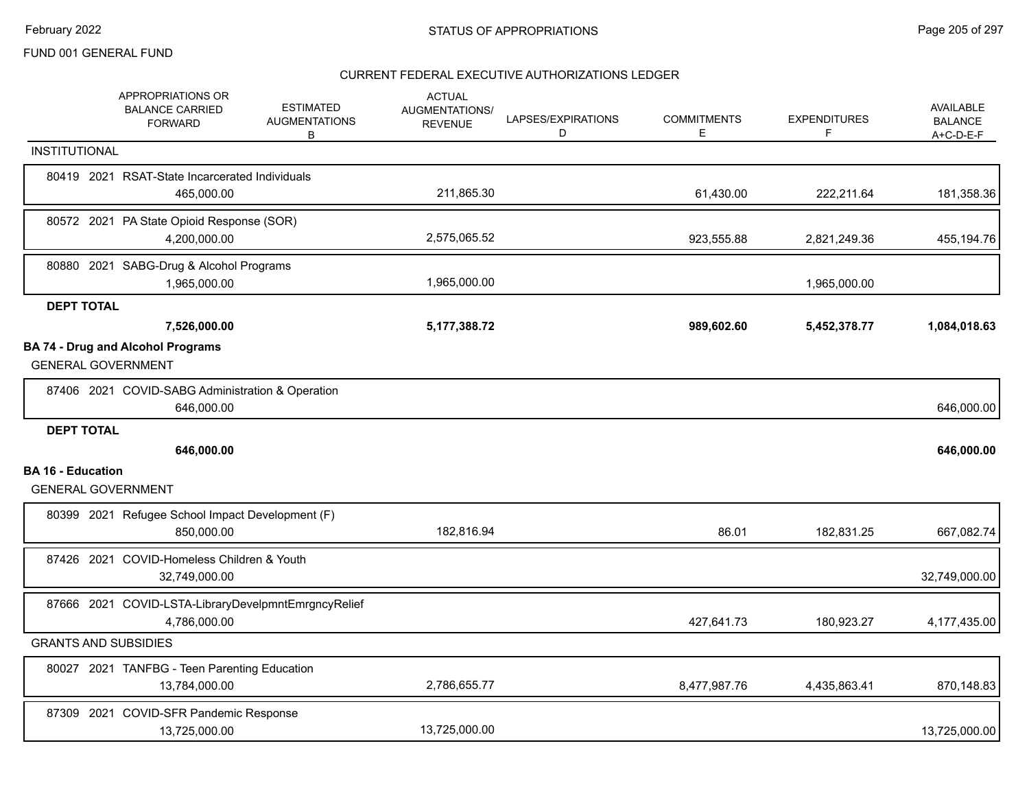FUND 001 GENERAL FUND

STATUS OF APPROPRIATIONS

CURRENT FEDERAL EXECUTIVE AUTHORIZATIONS LEDGER

| | APPROPRIATIONS OR BALANCE CARRIED FORWARD | ESTIMATED AUGMENTATIONS B | ACTUAL AUGMENTATIONS/ REVENUE | LAPSES/EXPIRATIONS D | COMMITMENTS E | EXPENDITURES F | AVAILABLE BALANCE A+C-D-E-F |
|---|---|---|---|---|---|---|---|
| **INSTITUTIONAL** | | | | | | | |
| 80419 2021 RSAT-State Incarcerated Individuals | 465,000.00 | | 211,865.30 | | 61,430.00 | 222,211.64 | 181,358.36 |
| 80572 2021 PA State Opioid Response (SOR) | 4,200,000.00 | | 2,575,065.52 | | 923,555.88 | 2,821,249.36 | 455,194.76 |
| 80880 2021 SABG-Drug & Alcohol Programs | 1,965,000.00 | | 1,965,000.00 | | | 1,965,000.00 | |
| **DEPT TOTAL** | **7,526,000.00** | | **5,177,388.72** | | **989,602.60** | **5,452,378.77** | **1,084,018.63** |
| **BA 74 - Drug and Alcohol Programs** | | | | | | | |
| GENERAL GOVERNMENT | | | | | | | |
| 87406 2021 COVID-SABG Administration & Operation | 646,000.00 | | | | | | 646,000.00 |
| **DEPT TOTAL** | **646,000.00** | | | | | | **646,000.00** |
| **BA 16 - Education** | | | | | | | |
| GENERAL GOVERNMENT | | | | | | | |
| 80399 2021 Refugee School Impact Development (F) | 850,000.00 | | 182,816.94 | | 86.01 | 182,831.25 | 667,082.74 |
| 87426 2021 COVID-Homeless Children & Youth | 32,749,000.00 | | | | | | 32,749,000.00 |
| 87666 2021 COVID-LSTA-LibraryDevelpmntEmrgncyRelief | 4,786,000.00 | | | | 427,641.73 | 180,923.27 | 4,177,435.00 |
| GRANTS AND SUBSIDIES | | | | | | | |
| 80027 2021 TANFBG - Teen Parenting Education | 13,784,000.00 | | 2,786,655.77 | | 8,477,987.76 | 4,435,863.41 | 870,148.83 |
| 87309 2021 COVID-SFR Pandemic Response | 13,725,000.00 | | 13,725,000.00 | | | | 13,725,000.00 |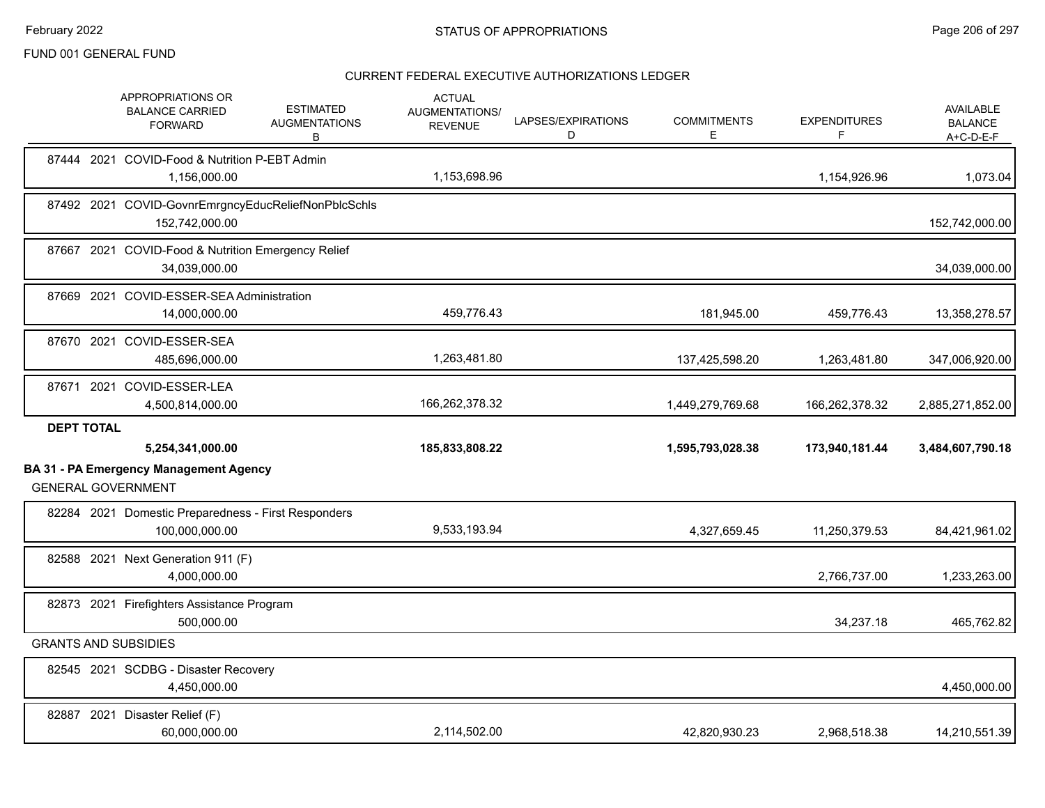FUND 001 GENERAL FUND

## CURRENT FEDERAL EXECUTIVE AUTHORIZATIONS LEDGER

| | APPROPRIATIONS OR BALANCE CARRIED FORWARD | ESTIMATED AUGMENTATIONS B | ACTUAL AUGMENTATIONS/ REVENUE | LAPSES/EXPIRATIONS D | COMMITMENTS E | EXPENDITURES F | AVAILABLE BALANCE A+C-D-E-F |
|---|---|---|---|---|---|---|---|
| 87444 2021 COVID-Food & Nutrition P-EBT Admin | 1,156,000.00 | | 1,153,698.96 | | | 1,154,926.96 | 1,073.04 |
| 87492 2021 COVID-GovnrEmrgncyEducReliefNonPblcSchls | 152,742,000.00 | | | | | | 152,742,000.00 |
| 87667 2021 COVID-Food & Nutrition Emergency Relief | 34,039,000.00 | | | | | | 34,039,000.00 |
| 87669 2021 COVID-ESSER-SEA Administration | 14,000,000.00 | | 459,776.43 | | 181,945.00 | 459,776.43 | 13,358,278.57 |
| 87670 2021 COVID-ESSER-SEA | 485,696,000.00 | | 1,263,481.80 | | 137,425,598.20 | 1,263,481.80 | 347,006,920.00 |
| 87671 2021 COVID-ESSER-LEA | 4,500,814,000.00 | | 166,262,378.32 | | 1,449,279,769.68 | 166,262,378.32 | 2,885,271,852.00 |
| **DEPT TOTAL** | **5,254,341,000.00** | | **185,833,808.22** | | **1,595,793,028.38** | **173,940,181.44** | **3,484,607,790.18** |

### BA 31 - PA Emergency Management Agency

GENERAL GOVERNMENT

| | APPROPRIATIONS OR BALANCE CARRIED FORWARD | ESTIMATED AUGMENTATIONS B | ACTUAL AUGMENTATIONS/ REVENUE | LAPSES/EXPIRATIONS D | COMMITMENTS E | EXPENDITURES F | AVAILABLE BALANCE A+C-D-E-F |
|---|---|---|---|---|---|---|---|
| 82284 2021 Domestic Preparedness - First Responders | 100,000,000.00 | | 9,533,193.94 | | 4,327,659.45 | 11,250,379.53 | 84,421,961.02 |
| 82588 2021 Next Generation 911 (F) | 4,000,000.00 | | | | | 2,766,737.00 | 1,233,263.00 |
| 82873 2021 Firefighters Assistance Program | 500,000.00 | | | | | 34,237.18 | 465,762.82 |

GRANTS AND SUBSIDIES

| | APPROPRIATIONS OR BALANCE CARRIED FORWARD | ESTIMATED AUGMENTATIONS B | ACTUAL AUGMENTATIONS/ REVENUE | LAPSES/EXPIRATIONS D | COMMITMENTS E | EXPENDITURES F | AVAILABLE BALANCE A+C-D-E-F |
|---|---|---|---|---|---|---|---|
| 82545 2021 SCDBG - Disaster Recovery | 4,450,000.00 | | | | | | 4,450,000.00 |
| 82887 2021 Disaster Relief (F) | 60,000,000.00 | | 2,114,502.00 | | 42,820,930.23 | 2,968,518.38 | 14,210,551.39 |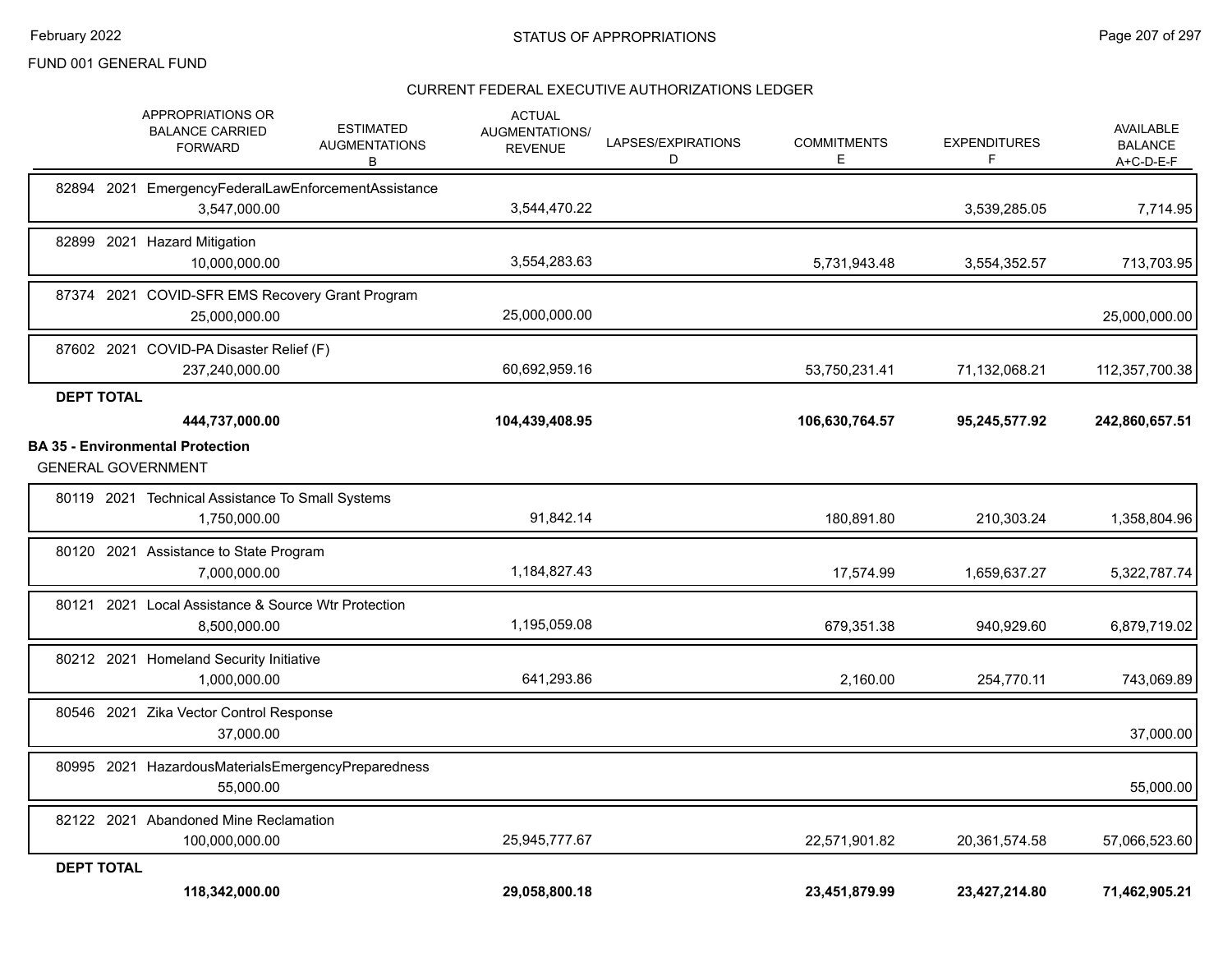FUND 001 GENERAL FUND

CURRENT FEDERAL EXECUTIVE AUTHORIZATIONS LEDGER

| | APPROPRIATIONS OR BALANCE CARRIED FORWARD | ESTIMATED AUGMENTATIONS B | ACTUAL AUGMENTATIONS/ REVENUE | LAPSES/EXPIRATIONS D | COMMITMENTS E | EXPENDITURES F | AVAILABLE BALANCE A+C-D-E-F |
|---|---|---|---|---|---|---|---|
| 82894 2021 EmergencyFederalLawEnforcementAssistance | 3,547,000.00 | | 3,544,470.22 | | | 3,539,285.05 | 7,714.95 |
| 82899 2021 Hazard Mitigation | 10,000,000.00 | | 3,554,283.63 | | 5,731,943.48 | 3,554,352.57 | 713,703.95 |
| 87374 2021 COVID-SFR EMS Recovery Grant Program | 25,000,000.00 | | 25,000,000.00 | | | | 25,000,000.00 |
| 87602 2021 COVID-PA Disaster Relief (F) | 237,240,000.00 | | 60,692,959.16 | | 53,750,231.41 | 71,132,068.21 | 112,357,700.38 |
| **DEPT TOTAL** | **444,737,000.00** | | **104,439,408.95** | | **106,630,764.57** | **95,245,577.92** | **242,860,657.51** |

**BA 35 - Environmental Protection**

GENERAL GOVERNMENT

| | APPROPRIATIONS OR BALANCE CARRIED FORWARD | ESTIMATED AUGMENTATIONS B | ACTUAL AUGMENTATIONS/ REVENUE | LAPSES/EXPIRATIONS D | COMMITMENTS E | EXPENDITURES F | AVAILABLE BALANCE A+C-D-E-F |
|---|---|---|---|---|---|---|---|
| 80119 2021 Technical Assistance To Small Systems | 1,750,000.00 | | 91,842.14 | | 180,891.80 | 210,303.24 | 1,358,804.96 |
| 80120 2021 Assistance to State Program | 7,000,000.00 | | 1,184,827.43 | | 17,574.99 | 1,659,637.27 | 5,322,787.74 |
| 80121 2021 Local Assistance & Source Wtr Protection | 8,500,000.00 | | 1,195,059.08 | | 679,351.38 | 940,929.60 | 6,879,719.02 |
| 80212 2021 Homeland Security Initiative | 1,000,000.00 | | 641,293.86 | | 2,160.00 | 254,770.11 | 743,069.89 |
| 80546 2021 Zika Vector Control Response | 37,000.00 | | | | | | 37,000.00 |
| 80995 2021 HazardousMaterialsEmergencyPreparedness | 55,000.00 | | | | | | 55,000.00 |
| 82122 2021 Abandoned Mine Reclamation | 100,000,000.00 | | 25,945,777.67 | | 22,571,901.82 | 20,361,574.58 | 57,066,523.60 |
| **DEPT TOTAL** | **118,342,000.00** | | **29,058,800.18** | | **23,451,879.99** | **23,427,214.80** | **71,462,905.21** |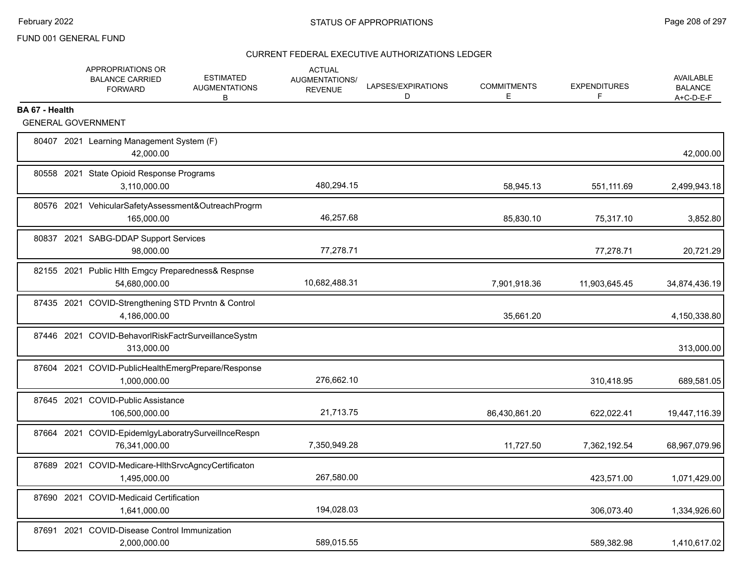FUND 001 GENERAL FUND

CURRENT FEDERAL EXECUTIVE AUTHORIZATIONS LEDGER

| | APPROPRIATIONS OR BALANCE CARRIED FORWARD | ESTIMATED AUGMENTATIONS B | ACTUAL AUGMENTATIONS/ REVENUE | LAPSES/EXPIRATIONS D | COMMITMENTS E | EXPENDITURES F | AVAILABLE BALANCE A+C-D-E-F |
|---|---|---|---|---|---|---|---|
| **BA 67 - Health** | | | | | | | |
| GENERAL GOVERNMENT | | | | | | | |
| 80407 2021 Learning Management System (F) | 42,000.00 | | | | | | 42,000.00 |
| 80558 2021 State Opioid Response Programs | 3,110,000.00 | | 480,294.15 | | 58,945.13 | 551,111.69 | 2,499,943.18 |
| 80576 2021 VehicularSafetyAssessment&OutreachProgrm | 165,000.00 | | 46,257.68 | | 85,830.10 | 75,317.10 | 3,852.80 |
| 80837 2021 SABG-DDAP Support Services | 98,000.00 | | 77,278.71 | | | 77,278.71 | 20,721.29 |
| 82155 2021 Public Hlth Emgcy Preparedness& Respnse | 54,680,000.00 | | 10,682,488.31 | | 7,901,918.36 | 11,903,645.45 | 34,874,436.19 |
| 87435 2021 COVID-Strengthening STD Prvntn & Control | 4,186,000.00 | | | | 35,661.20 | | 4,150,338.80 |
| 87446 2021 COVID-BehavorlRiskFactrSurveillanceSystm | 313,000.00 | | | | | | 313,000.00 |
| 87604 2021 COVID-PublicHealthEmergPrepare/Response | 1,000,000.00 | | 276,662.10 | | | 310,418.95 | 689,581.05 |
| 87645 2021 COVID-Public Assistance | 106,500,000.00 | | 21,713.75 | | 86,430,861.20 | 622,022.41 | 19,447,116.39 |
| 87664 2021 COVID-EpidemlgyLaboratrySurveillnceRespn | 76,341,000.00 | | 7,350,949.28 | | 11,727.50 | 7,362,192.54 | 68,967,079.96 |
| 87689 2021 COVID-Medicare-HlthSrvcAgncyCertificaton | 1,495,000.00 | | 267,580.00 | | | 423,571.00 | 1,071,429.00 |
| 87690 2021 COVID-Medicaid Certification | 1,641,000.00 | | 194,028.03 | | | 306,073.40 | 1,334,926.60 |
| 87691 2021 COVID-Disease Control Immunization | 2,000,000.00 | | 589,015.55 | | | 589,382.98 | 1,410,617.02 |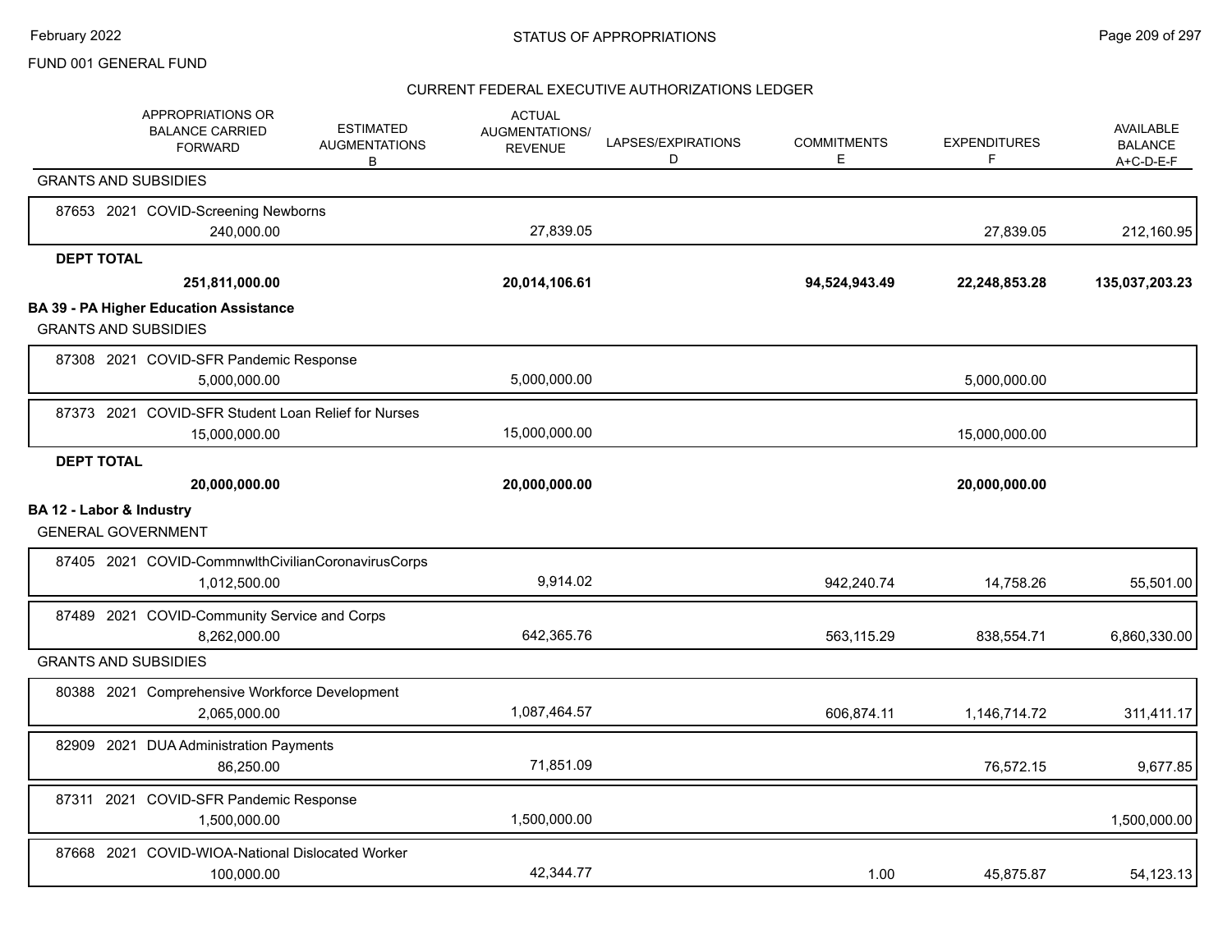FUND 001 GENERAL FUND

STATUS OF APPROPRIATIONS

CURRENT FEDERAL EXECUTIVE AUTHORIZATIONS LEDGER

| APPROPRIATIONS OR BALANCE CARRIED FORWARD | ESTIMATED AUGMENTATIONS B | ACTUAL AUGMENTATIONS/ REVENUE | LAPSES/EXPIRATIONS D | COMMITMENTS E | EXPENDITURES F | AVAILABLE BALANCE A+C-D-E-F |
|---|---|---|---|---|---|---|
| **GRANTS AND SUBSIDIES** | | | | | | |
| 87653 2021 COVID-Screening Newborns | | | | | | |
| 240,000.00 | | 27,839.05 | | | 27,839.05 | 212,160.95 |
| **DEPT TOTAL** | | | | | | |
| **251,811,000.00** | | **20,014,106.61** | | **94,524,943.49** | **22,248,853.28** | **135,037,203.23** |
| **BA 39 - PA Higher Education Assistance** | | | | | | |
| **GRANTS AND SUBSIDIES** | | | | | | |
| 87308 2021 COVID-SFR Pandemic Response | | | | | | |
| 5,000,000.00 | | 5,000,000.00 | | | 5,000,000.00 | |
| 87373 2021 COVID-SFR Student Loan Relief for Nurses | | | | | | |
| 15,000,000.00 | | 15,000,000.00 | | | 15,000,000.00 | |
| **DEPT TOTAL** | | | | | | |
| **20,000,000.00** | | **20,000,000.00** | | | **20,000,000.00** | |
| **BA 12 - Labor & Industry** | | | | | | |
| **GENERAL GOVERNMENT** | | | | | | |
| 87405 2021 COVID-CommnwlthCivilianCoronavirusCorps | | | | | | |
| 1,012,500.00 | | 9,914.02 | | 942,240.74 | 14,758.26 | 55,501.00 |
| 87489 2021 COVID-Community Service and Corps | | | | | | |
| 8,262,000.00 | | 642,365.76 | | 563,115.29 | 838,554.71 | 6,860,330.00 |
| **GRANTS AND SUBSIDIES** | | | | | | |
| 80388 2021 Comprehensive Workforce Development | | | | | | |
| 2,065,000.00 | | 1,087,464.57 | | 606,874.11 | 1,146,714.72 | 311,411.17 |
| 82909 2021 DUA Administration Payments | | | | | | |
| 86,250.00 | | 71,851.09 | | | 76,572.15 | 9,677.85 |
| 87311 2021 COVID-SFR Pandemic Response | | | | | | |
| 1,500,000.00 | | 1,500,000.00 | | | | 1,500,000.00 |
| 87668 2021 COVID-WIOA-National Dislocated Worker | | | | | | |
| 100,000.00 | | 42,344.77 | | 1.00 | 45,875.87 | 54,123.13 |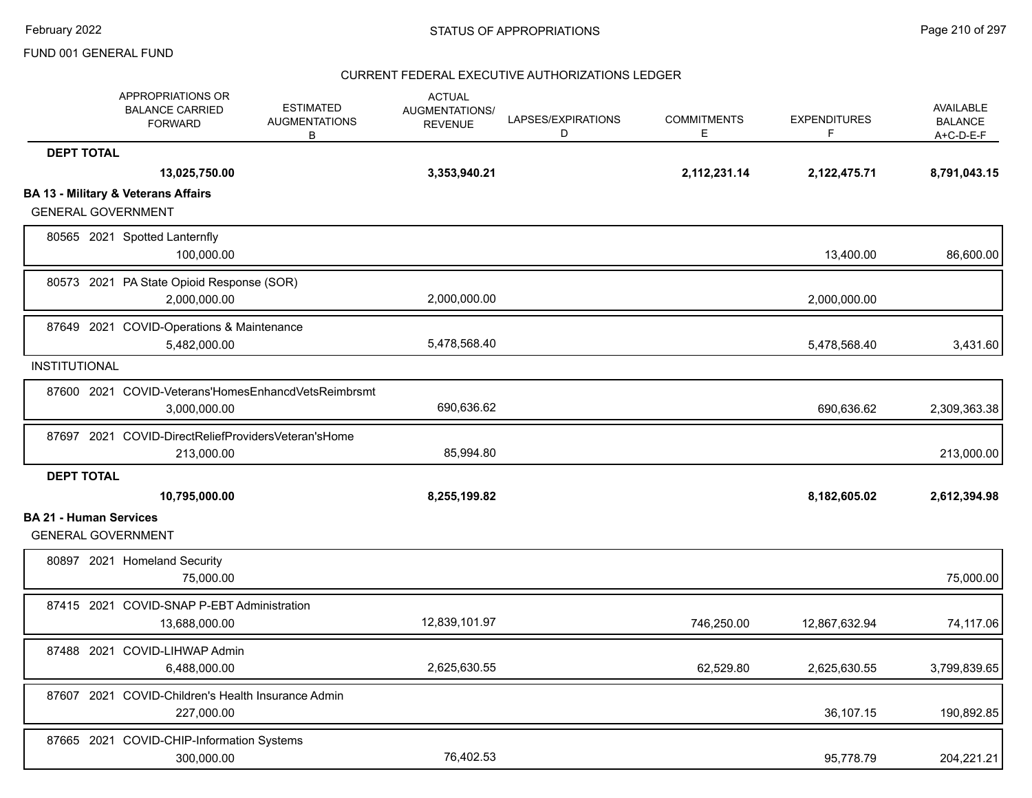FUND 001 GENERAL FUND

STATUS OF APPROPRIATIONS

CURRENT FEDERAL EXECUTIVE AUTHORIZATIONS LEDGER

| | APPROPRIATIONS OR BALANCE CARRIED FORWARD | ESTIMATED AUGMENTATIONS B | ACTUAL AUGMENTATIONS/ REVENUE | LAPSES/EXPIRATIONS D | COMMITMENTS E | EXPENDITURES F | AVAILABLE BALANCE A+C-D-E-F |
|---|---|---|---|---|---|---|---|
| **DEPT TOTAL** | **13,025,750.00** | | **3,353,940.21** | | **2,112,231.14** | **2,122,475.71** | **8,791,043.15** |
| **BA 13 - Military & Veterans Affairs** | | | | | | | |
| GENERAL GOVERNMENT | | | | | | | |
| 80565 2021 Spotted Lanternfly | 100,000.00 | | | | | 13,400.00 | 86,600.00 |
| 80573 2021 PA State Opioid Response (SOR) | 2,000,000.00 | | 2,000,000.00 | | | 2,000,000.00 | |
| 87649 2021 COVID-Operations & Maintenance | 5,482,000.00 | | 5,478,568.40 | | | 5,478,568.40 | 3,431.60 |
| INSTITUTIONAL | | | | | | | |
| 87600 2021 COVID-Veterans'HomesEnhancdVetsReimbrsmt | 3,000,000.00 | | 690,636.62 | | | 690,636.62 | 2,309,363.38 |
| 87697 2021 COVID-DirectReliefProvidersVeteran'sHome | 213,000.00 | | 85,994.80 | | | | 213,000.00 |
| **DEPT TOTAL** | **10,795,000.00** | | **8,255,199.82** | | | **8,182,605.02** | **2,612,394.98** |
| **BA 21 - Human Services** | | | | | | | |
| GENERAL GOVERNMENT | | | | | | | |
| 80897 2021 Homeland Security | 75,000.00 | | | | | | 75,000.00 |
| 87415 2021 COVID-SNAP P-EBT Administration | 13,688,000.00 | | 12,839,101.97 | | 746,250.00 | 12,867,632.94 | 74,117.06 |
| 87488 2021 COVID-LIHWAP Admin | 6,488,000.00 | | 2,625,630.55 | | 62,529.80 | 2,625,630.55 | 3,799,839.65 |
| 87607 2021 COVID-Children's Health Insurance Admin | 227,000.00 | | | | | 36,107.15 | 190,892.85 |
| 87665 2021 COVID-CHIP-Information Systems | 300,000.00 | | 76,402.53 | | | 95,778.79 | 204,221.21 |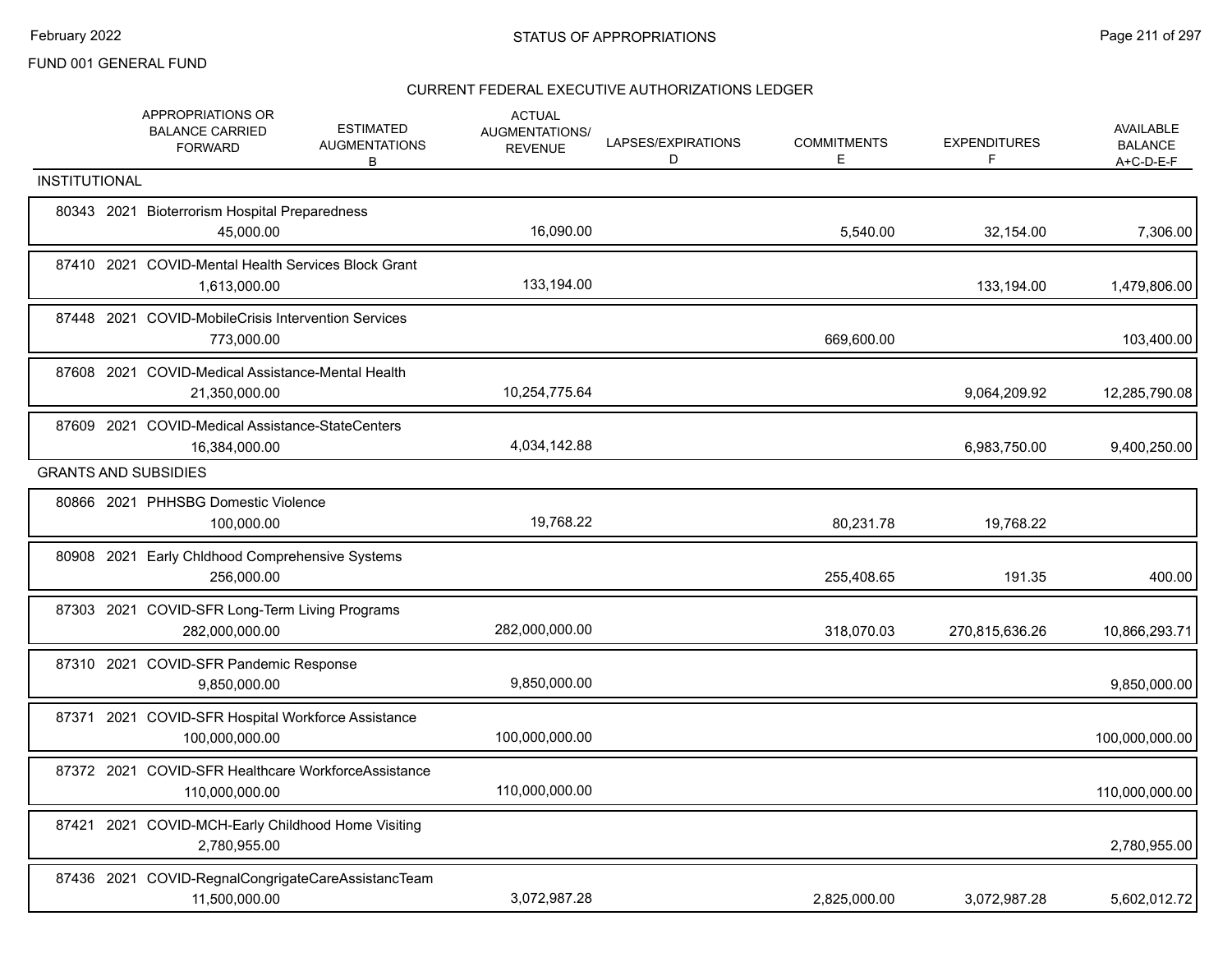FUND 001 GENERAL FUND

## CURRENT FEDERAL EXECUTIVE AUTHORIZATIONS LEDGER

| | APPROPRIATIONS OR BALANCE CARRIED FORWARD | ESTIMATED AUGMENTATIONS B | ACTUAL AUGMENTATIONS/ REVENUE | LAPSES/EXPIRATIONS D | COMMITMENTS E | EXPENDITURES F | AVAILABLE BALANCE A+C-D-E-F |
|---|---|---|---|---|---|---|---|
| **INSTITUTIONAL** | | | | | | | |
| 80343 2021 Bioterrorism Hospital Preparedness | 45,000.00 | | 16,090.00 | | 5,540.00 | 32,154.00 | 7,306.00 |
| 87410 2021 COVID-Mental Health Services Block Grant | 1,613,000.00 | | 133,194.00 | | | 133,194.00 | 1,479,806.00 |
| 87448 2021 COVID-MobileCrisis Intervention Services | 773,000.00 | | | | 669,600.00 | | 103,400.00 |
| 87608 2021 COVID-Medical Assistance-Mental Health | 21,350,000.00 | | 10,254,775.64 | | | 9,064,209.92 | 12,285,790.08 |
| 87609 2021 COVID-Medical Assistance-StateCenters | 16,384,000.00 | | 4,034,142.88 | | | 6,983,750.00 | 9,400,250.00 |
| **GRANTS AND SUBSIDIES** | | | | | | | |
| 80866 2021 PHHSBG Domestic Violence | 100,000.00 | | 19,768.22 | | 80,231.78 | 19,768.22 | |
| 80908 2021 Early Chldhood Comprehensive Systems | 256,000.00 | | | | 255,408.65 | 191.35 | 400.00 |
| 87303 2021 COVID-SFR Long-Term Living Programs | 282,000,000.00 | | 282,000,000.00 | | 318,070.03 | 270,815,636.26 | 10,866,293.71 |
| 87310 2021 COVID-SFR Pandemic Response | 9,850,000.00 | | 9,850,000.00 | | | | 9,850,000.00 |
| 87371 2021 COVID-SFR Hospital Workforce Assistance | 100,000,000.00 | | 100,000,000.00 | | | | 100,000,000.00 |
| 87372 2021 COVID-SFR Healthcare WorkforceAssistance | 110,000,000.00 | | 110,000,000.00 | | | | 110,000,000.00 |
| 87421 2021 COVID-MCH-Early Childhood Home Visiting | 2,780,955.00 | | | | | | 2,780,955.00 |
| 87436 2021 COVID-RegnalCongrigateCareAssistancTeam | 11,500,000.00 | | 3,072,987.28 | | 2,825,000.00 | 3,072,987.28 | 5,602,012.72 |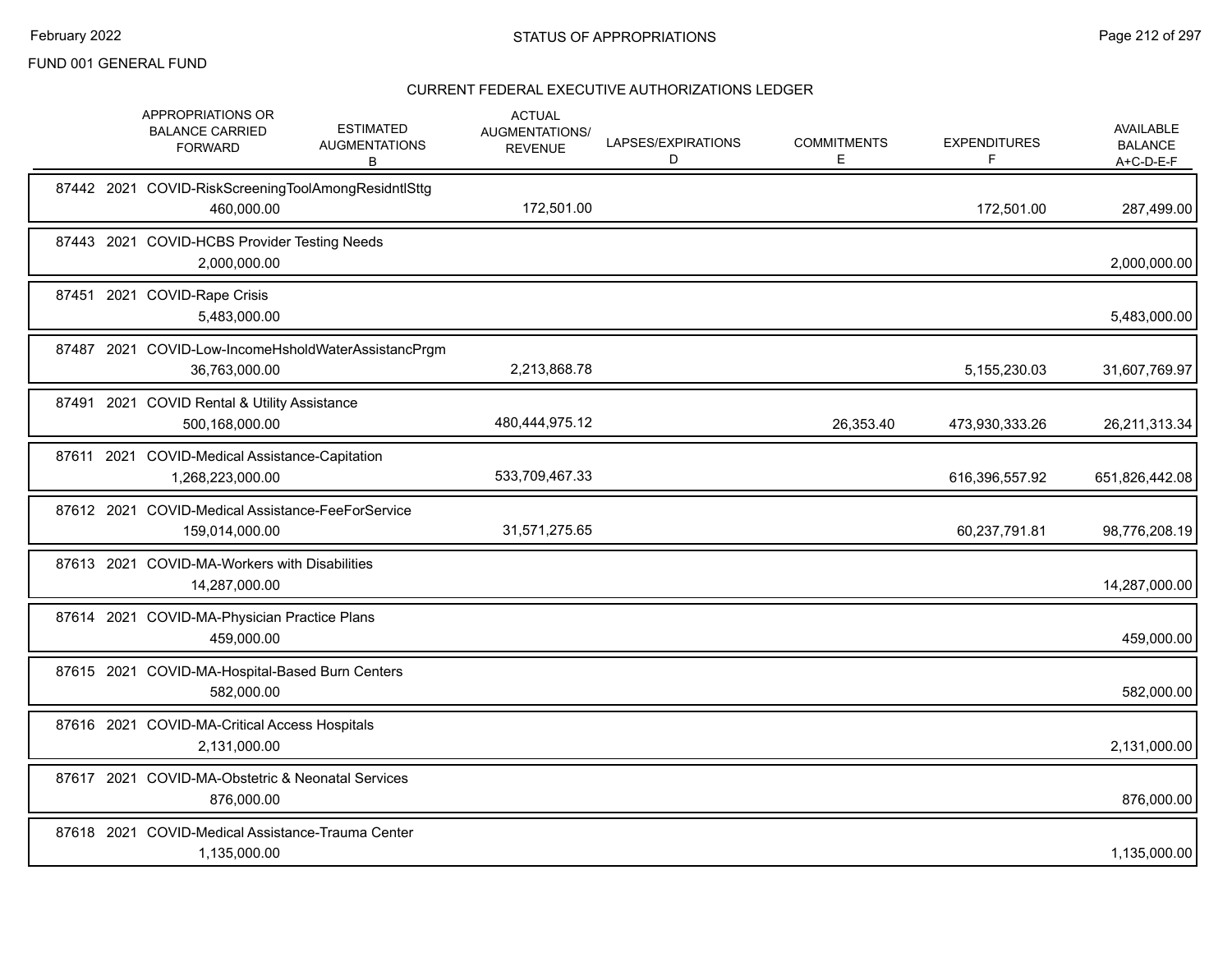FUND 001 GENERAL FUND

## STATUS OF APPROPRIATIONS

### CURRENT FEDERAL EXECUTIVE AUTHORIZATIONS LEDGER

| | APPROPRIATIONS OR BALANCE CARRIED FORWARD | ESTIMATED AUGMENTATIONS B | ACTUAL AUGMENTATIONS/ REVENUE | LAPSES/EXPIRATIONS D | COMMITMENTS E | EXPENDITURES F | AVAILABLE BALANCE A+C-D-E-F |
|---|---|---|---|---|---|---|---|
| 87442 2021 COVID-RiskScreeningToolAmongResidntlSttg | 460,000.00 | | 172,501.00 | | | 172,501.00 | 287,499.00 |
| 87443 2021 COVID-HCBS Provider Testing Needs | 2,000,000.00 | | | | | | 2,000,000.00 |
| 87451 2021 COVID-Rape Crisis | 5,483,000.00 | | | | | | 5,483,000.00 |
| 87487 2021 COVID-Low-IncomeHsholdWaterAssistancPrgm | 36,763,000.00 | | 2,213,868.78 | | | 5,155,230.03 | 31,607,769.97 |
| 87491 2021 COVID Rental & Utility Assistance | 500,168,000.00 | | 480,444,975.12 | | 26,353.40 | 473,930,333.26 | 26,211,313.34 |
| 87611 2021 COVID-Medical Assistance-Capitation | 1,268,223,000.00 | | 533,709,467.33 | | | 616,396,557.92 | 651,826,442.08 |
| 87612 2021 COVID-Medical Assistance-FeeForService | 159,014,000.00 | | 31,571,275.65 | | | 60,237,791.81 | 98,776,208.19 |
| 87613 2021 COVID-MA-Workers with Disabilities | 14,287,000.00 | | | | | | 14,287,000.00 |
| 87614 2021 COVID-MA-Physician Practice Plans | 459,000.00 | | | | | | 459,000.00 |
| 87615 2021 COVID-MA-Hospital-Based Burn Centers | 582,000.00 | | | | | | 582,000.00 |
| 87616 2021 COVID-MA-Critical Access Hospitals | 2,131,000.00 | | | | | | 2,131,000.00 |
| 87617 2021 COVID-MA-Obstetric & Neonatal Services | 876,000.00 | | | | | | 876,000.00 |
| 87618 2021 COVID-Medical Assistance-Trauma Center | 1,135,000.00 | | | | | | 1,135,000.00 |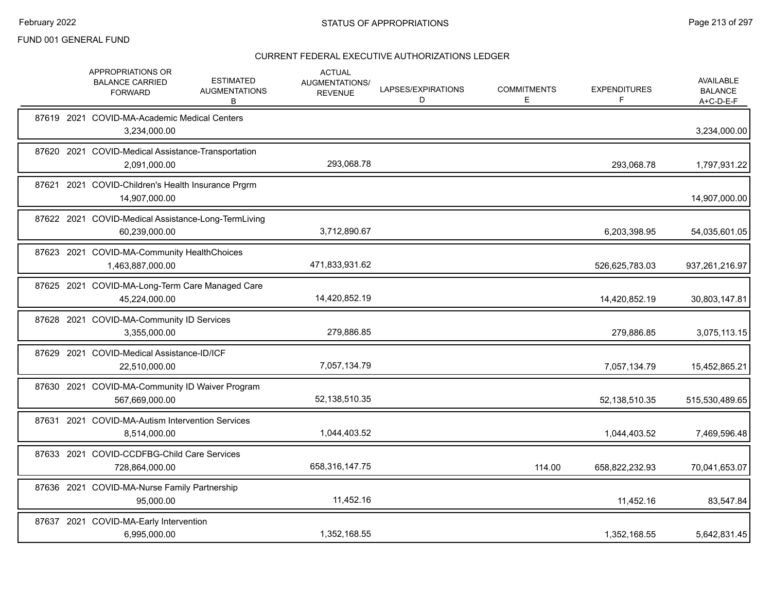FUND 001 GENERAL FUND

## STATUS OF APPROPRIATIONS

### CURRENT FEDERAL EXECUTIVE AUTHORIZATIONS LEDGER

| | APPROPRIATIONS OR BALANCE CARRIED FORWARD | ESTIMATED AUGMENTATIONS B | ACTUAL AUGMENTATIONS/ REVENUE | LAPSES/EXPIRATIONS D | COMMITMENTS E | EXPENDITURES F | AVAILABLE BALANCE A+C-D-E-F |
|---|---|---|---|---|---|---|---|
| 87619 2021 COVID-MA-Academic Medical Centers | 3,234,000.00 | | | | | | 3,234,000.00 |
| 87620 2021 COVID-Medical Assistance-Transportation | 2,091,000.00 | | 293,068.78 | | | 293,068.78 | 1,797,931.22 |
| 87621 2021 COVID-Children's Health Insurance Prgrm | 14,907,000.00 | | | | | | 14,907,000.00 |
| 87622 2021 COVID-Medical Assistance-Long-TermLiving | 60,239,000.00 | | 3,712,890.67 | | | 6,203,398.95 | 54,035,601.05 |
| 87623 2021 COVID-MA-Community HealthChoices | 1,463,887,000.00 | | 471,833,931.62 | | | 526,625,783.03 | 937,261,216.97 |
| 87625 2021 COVID-MA-Long-Term Care Managed Care | 45,224,000.00 | | 14,420,852.19 | | | 14,420,852.19 | 30,803,147.81 |
| 87628 2021 COVID-MA-Community ID Services | 3,355,000.00 | | 279,886.85 | | | 279,886.85 | 3,075,113.15 |
| 87629 2021 COVID-Medical Assistance-ID/ICF | 22,510,000.00 | | 7,057,134.79 | | | 7,057,134.79 | 15,452,865.21 |
| 87630 2021 COVID-MA-Community ID Waiver Program | 567,669,000.00 | | 52,138,510.35 | | | 52,138,510.35 | 515,530,489.65 |
| 87631 2021 COVID-MA-Autism Intervention Services | 8,514,000.00 | | 1,044,403.52 | | | 1,044,403.52 | 7,469,596.48 |
| 87633 2021 COVID-CCDFBG-Child Care Services | 728,864,000.00 | | 658,316,147.75 | | 114.00 | 658,822,232.93 | 70,041,653.07 |
| 87636 2021 COVID-MA-Nurse Family Partnership | 95,000.00 | | 11,452.16 | | | 11,452.16 | 83,547.84 |
| 87637 2021 COVID-MA-Early Intervention | 6,995,000.00 | | 1,352,168.55 | | | 1,352,168.55 | 5,642,831.45 |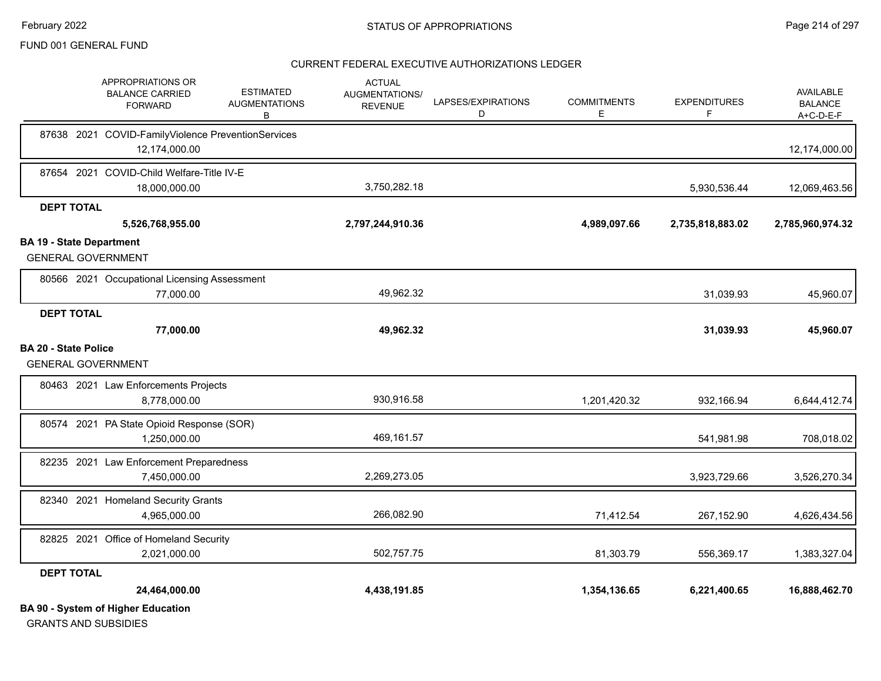FUND 001 GENERAL FUND

## CURRENT FEDERAL EXECUTIVE AUTHORIZATIONS LEDGER

| APPROPRIATIONS OR BALANCE CARRIED FORWARD | ESTIMATED AUGMENTATIONS B | ACTUAL AUGMENTATIONS/ REVENUE | LAPSES/EXPIRATIONS D | COMMITMENTS E | EXPENDITURES F | AVAILABLE BALANCE A+C-D-E-F |
|---|---|---|---|---|---|---|
| 87638 2021 COVID-FamilyViolence PreventionServices | | | | | | |
| 12,174,000.00 | | | | | | 12,174,000.00 |
| 87654 2021 COVID-Child Welfare-Title IV-E | | | | | | |
| 18,000,000.00 | | 3,750,282.18 | | | 5,930,536.44 | 12,069,463.56 |
| **DEPT TOTAL** | | | | | | |
| **5,526,768,955.00** | | **2,797,244,910.36** | | **4,989,097.66** | **2,735,818,883.02** | **2,785,960,974.32** |

**BA 19 - State Department**

GENERAL GOVERNMENT

| APPROPRIATIONS OR BALANCE CARRIED FORWARD | ESTIMATED AUGMENTATIONS B | ACTUAL AUGMENTATIONS/ REVENUE | LAPSES/EXPIRATIONS D | COMMITMENTS E | EXPENDITURES F | AVAILABLE BALANCE A+C-D-E-F |
|---|---|---|---|---|---|---|
| 80566 2021 Occupational Licensing Assessment | | | | | | |
| 77,000.00 | | 49,962.32 | | | 31,039.93 | 45,960.07 |
| **DEPT TOTAL** | | | | | | |
| **77,000.00** | | **49,962.32** | | | **31,039.93** | **45,960.07** |

**BA 20 - State Police**

GENERAL GOVERNMENT

| APPROPRIATIONS OR BALANCE CARRIED FORWARD | ESTIMATED AUGMENTATIONS B | ACTUAL AUGMENTATIONS/ REVENUE | LAPSES/EXPIRATIONS D | COMMITMENTS E | EXPENDITURES F | AVAILABLE BALANCE A+C-D-E-F |
|---|---|---|---|---|---|---|
| 80463 2021 Law Enforcements Projects | | | | | | |
| 8,778,000.00 | | 930,916.58 | | 1,201,420.32 | 932,166.94 | 6,644,412.74 |
| 80574 2021 PA State Opioid Response (SOR) | | | | | | |
| 1,250,000.00 | | 469,161.57 | | | 541,981.98 | 708,018.02 |
| 82235 2021 Law Enforcement Preparedness | | | | | | |
| 7,450,000.00 | | 2,269,273.05 | | | 3,923,729.66 | 3,526,270.34 |
| 82340 2021 Homeland Security Grants | | | | | | |
| 4,965,000.00 | | 266,082.90 | | 71,412.54 | 267,152.90 | 4,626,434.56 |
| 82825 2021 Office of Homeland Security | | | | | | |
| 2,021,000.00 | | 502,757.75 | | 81,303.79 | 556,369.17 | 1,383,327.04 |
| **DEPT TOTAL** | | | | | | |
| **24,464,000.00** | | **4,438,191.85** | | **1,354,136.65** | **6,221,400.65** | **16,888,462.70** |

**BA 90 - System of Higher Education**

GRANTS AND SUBSIDIES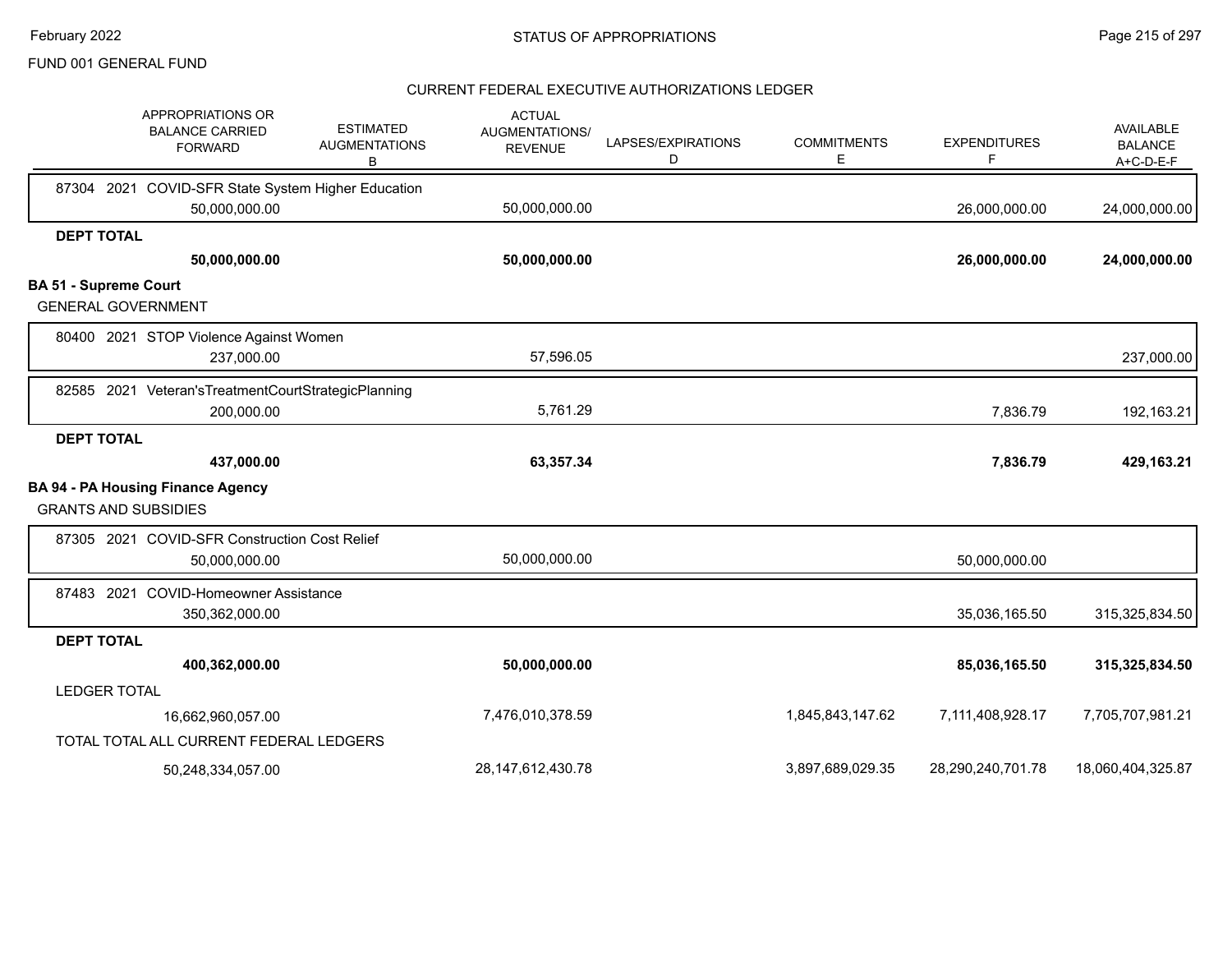FUND 001 GENERAL FUND

## STATUS OF APPROPRIATIONS

### CURRENT FEDERAL EXECUTIVE AUTHORIZATIONS LEDGER

| APPROPRIATIONS OR BALANCE CARRIED FORWARD | ESTIMATED AUGMENTATIONS B | ACTUAL AUGMENTATIONS/ REVENUE | LAPSES/EXPIRATIONS D | COMMITMENTS E | EXPENDITURES F | AVAILABLE BALANCE A+C-D-E-F |
|---|---|---|---|---|---|---|
| 87304 2021 COVID-SFR State System Higher Education | | | | | | |
| 50,000,000.00 | | 50,000,000.00 | | | 26,000,000.00 | 24,000,000.00 |
| **DEPT TOTAL** | | | | | | |
| **50,000,000.00** | | **50,000,000.00** | | | **26,000,000.00** | **24,000,000.00** |
| **BA 51 - Supreme Court** | | | | | | |
| GENERAL GOVERNMENT | | | | | | |
| 80400 2021 STOP Violence Against Women | | | | | | |
| 237,000.00 | | 57,596.05 | | | | 237,000.00 |
| 82585 2021 Veteran'sTreatmentCourtStrategicPlanning | | | | | | |
| 200,000.00 | | 5,761.29 | | | 7,836.79 | 192,163.21 |
| **DEPT TOTAL** | | | | | | |
| **437,000.00** | | **63,357.34** | | | **7,836.79** | **429,163.21** |
| **BA 94 - PA Housing Finance Agency** | | | | | | |
| GRANTS AND SUBSIDIES | | | | | | |
| 87305 2021 COVID-SFR Construction Cost Relief | | | | | | |
| 50,000,000.00 | | 50,000,000.00 | | | 50,000,000.00 | |
| 87483 2021 COVID-Homeowner Assistance | | | | | | |
| 350,362,000.00 | | | | | 35,036,165.50 | 315,325,834.50 |
| **DEPT TOTAL** | | | | | | |
| **400,362,000.00** | | **50,000,000.00** | | | **85,036,165.50** | **315,325,834.50** |
| LEDGER TOTAL | | | | | | |
| 16,662,960,057.00 | | 7,476,010,378.59 | | 1,845,843,147.62 | 7,111,408,928.17 | 7,705,707,981.21 |
| TOTAL TOTAL ALL CURRENT FEDERAL LEDGERS | | | | | | |
| 50,248,334,057.00 | | 28,147,612,430.78 | | 3,897,689,029.35 | 28,290,240,701.78 | 18,060,404,325.87 |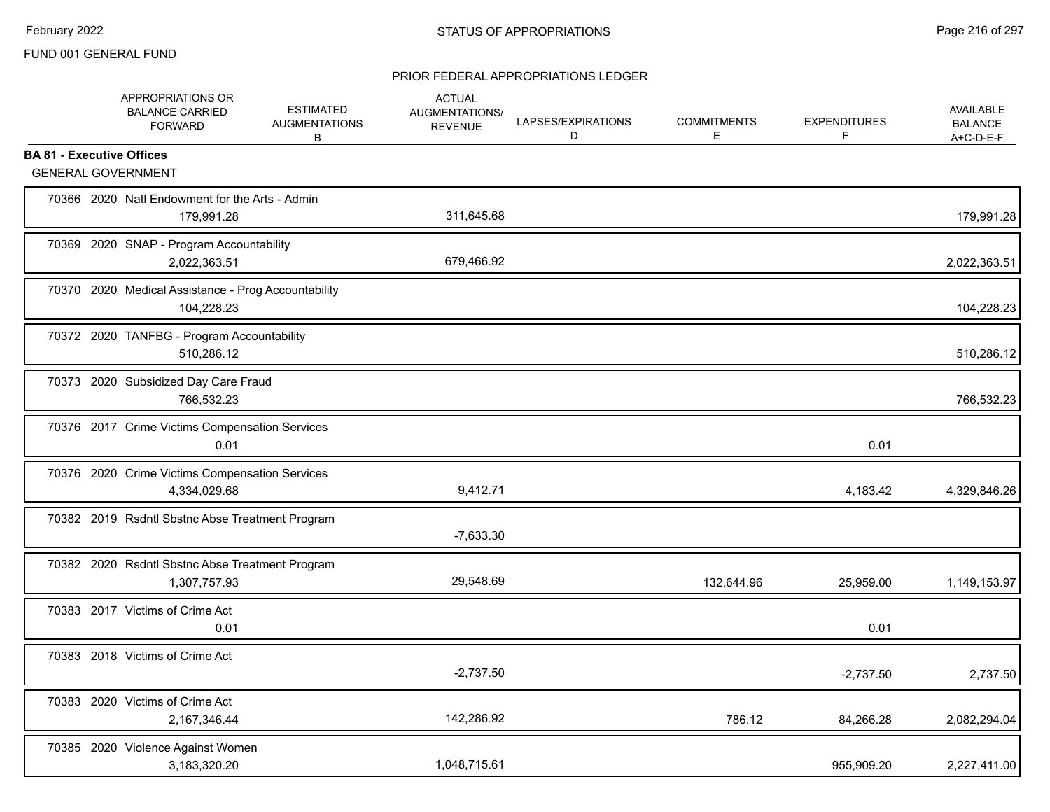FUND 001 GENERAL FUND

PRIOR FEDERAL APPROPRIATIONS LEDGER

| | APPROPRIATIONS OR BALANCE CARRIED FORWARD | ESTIMATED AUGMENTATIONS B | ACTUAL AUGMENTATIONS/ REVENUE | LAPSES/EXPIRATIONS D | COMMITMENTS E | EXPENDITURES F | AVAILABLE BALANCE A+C-D-E-F |
|---|---|---|---|---|---|---|---|
| **BA 81 - Executive Offices** | | | | | | | |
| GENERAL GOVERNMENT | | | | | | | |
| 70366 2020 Natl Endowment for the Arts - Admin | 179,991.28 | | 311,645.68 | | | | 179,991.28 |
| 70369 2020 SNAP - Program Accountability | 2,022,363.51 | | 679,466.92 | | | | 2,022,363.51 |
| 70370 2020 Medical Assistance - Prog Accountability | 104,228.23 | | | | | | 104,228.23 |
| 70372 2020 TANFBG - Program Accountability | 510,286.12 | | | | | | 510,286.12 |
| 70373 2020 Subsidized Day Care Fraud | 766,532.23 | | | | | | 766,532.23 |
| 70376 2017 Crime Victims Compensation Services | 0.01 | | | | | 0.01 | |
| 70376 2020 Crime Victims Compensation Services | 4,334,029.68 | | 9,412.71 | | | 4,183.42 | 4,329,846.26 |
| 70382 2019 Rsdntl Sbstnc Abse Treatment Program | | | -7,633.30 | | | | |
| 70382 2020 Rsdntl Sbstnc Abse Treatment Program | 1,307,757.93 | | 29,548.69 | | 132,644.96 | 25,959.00 | 1,149,153.97 |
| 70383 2017 Victims of Crime Act | 0.01 | | | | | 0.01 | |
| 70383 2018 Victims of Crime Act | | | -2,737.50 | | | -2,737.50 | 2,737.50 |
| 70383 2020 Victims of Crime Act | 2,167,346.44 | | 142,286.92 | | 786.12 | 84,266.28 | 2,082,294.04 |
| 70385 2020 Violence Against Women | 3,183,320.20 | | 1,048,715.61 | | | 955,909.20 | 2,227,411.00 |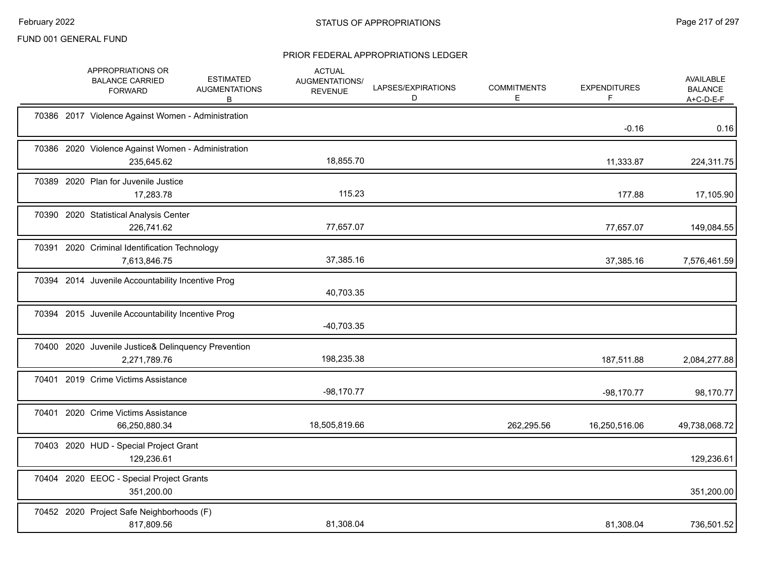FUND 001 GENERAL FUND

STATUS OF APPROPRIATIONS

PRIOR FEDERAL APPROPRIATIONS LEDGER

| | APPROPRIATIONS OR BALANCE CARRIED FORWARD | ESTIMATED AUGMENTATIONS B | ACTUAL AUGMENTATIONS/ REVENUE | LAPSES/EXPIRATIONS D | COMMITMENTS E | EXPENDITURES F | AVAILABLE BALANCE A+C-D-E-F |
|---|---|---|---|---|---|---|---|
| 70386 2017 Violence Against Women - Administration | | | | | | -0.16 | 0.16 |
| 70386 2020 Violence Against Women - Administration | 235,645.62 | | 18,855.70 | | | 11,333.87 | 224,311.75 |
| 70389 2020 Plan for Juvenile Justice | 17,283.78 | | 115.23 | | | 177.88 | 17,105.90 |
| 70390 2020 Statistical Analysis Center | 226,741.62 | | 77,657.07 | | | 77,657.07 | 149,084.55 |
| 70391 2020 Criminal Identification Technology | 7,613,846.75 | | 37,385.16 | | | 37,385.16 | 7,576,461.59 |
| 70394 2014 Juvenile Accountability Incentive Prog | | | 40,703.35 | | | | |
| 70394 2015 Juvenile Accountability Incentive Prog | | | -40,703.35 | | | | |
| 70400 2020 Juvenile Justice& Delinquency Prevention | 2,271,789.76 | | 198,235.38 | | | 187,511.88 | 2,084,277.88 |
| 70401 2019 Crime Victims Assistance | | | -98,170.77 | | | -98,170.77 | 98,170.77 |
| 70401 2020 Crime Victims Assistance | 66,250,880.34 | | 18,505,819.66 | | 262,295.56 | 16,250,516.06 | 49,738,068.72 |
| 70403 2020 HUD - Special Project Grant | 129,236.61 | | | | | | 129,236.61 |
| 70404 2020 EEOC - Special Project Grants | 351,200.00 | | | | | | 351,200.00 |
| 70452 2020 Project Safe Neighborhoods (F) | 817,809.56 | | 81,308.04 | | | 81,308.04 | 736,501.52 |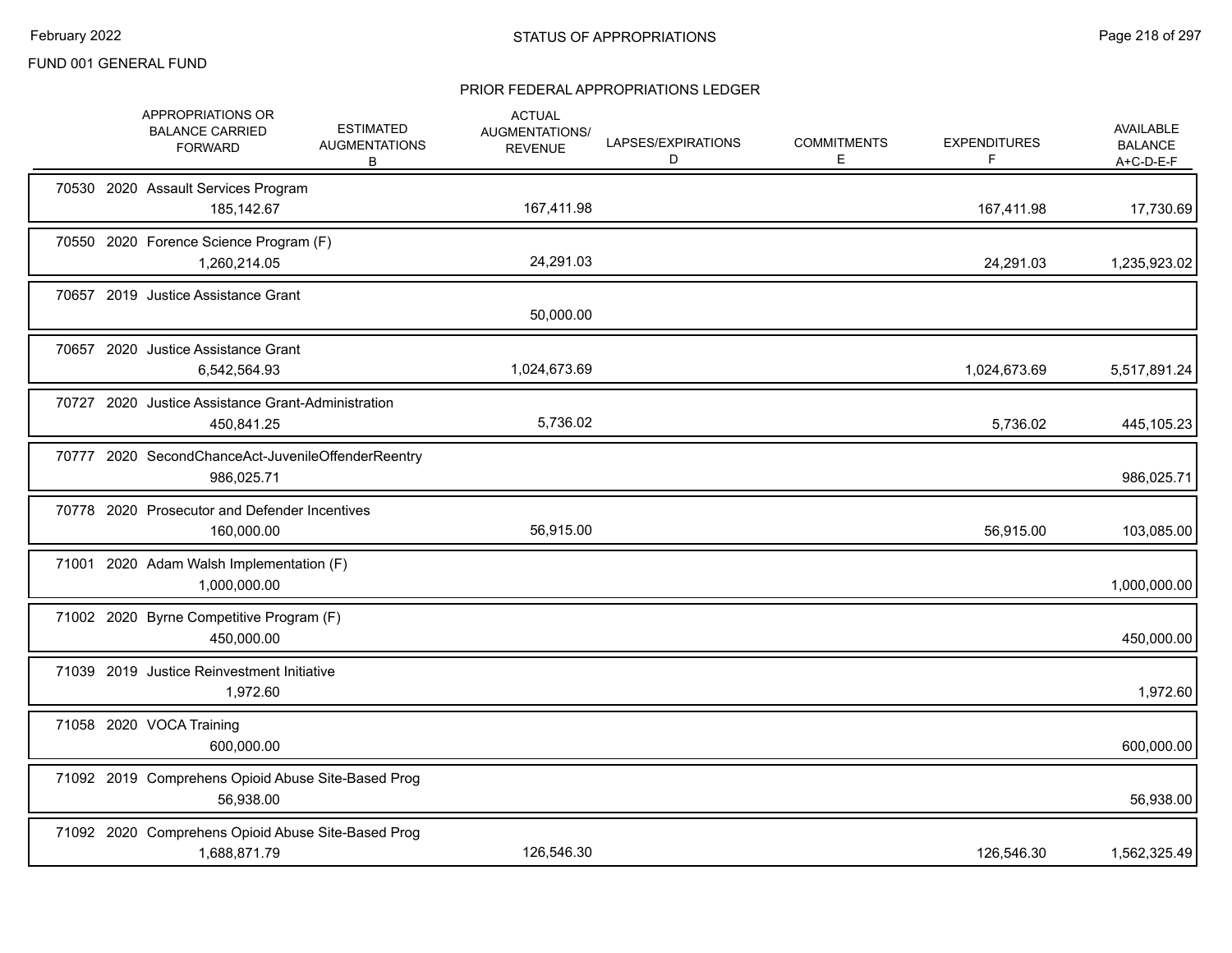FUND 001 GENERAL FUND

## PRIOR FEDERAL APPROPRIATIONS LEDGER

| | APPROPRIATIONS OR BALANCE CARRIED FORWARD | ESTIMATED AUGMENTATIONS B | ACTUAL AUGMENTATIONS/ REVENUE | LAPSES/EXPIRATIONS D | COMMITMENTS E | EXPENDITURES F | AVAILABLE BALANCE A+C-D-E-F |
|---|---|---|---|---|---|---|---|
| 70530 2020 Assault Services Program | 185,142.67 | | 167,411.98 | | | 167,411.98 | 17,730.69 |
| 70550 2020 Forence Science Program (F) | 1,260,214.05 | | 24,291.03 | | | 24,291.03 | 1,235,923.02 |
| 70657 2019 Justice Assistance Grant | | | 50,000.00 | | | | |
| 70657 2020 Justice Assistance Grant | 6,542,564.93 | | 1,024,673.69 | | | 1,024,673.69 | 5,517,891.24 |
| 70727 2020 Justice Assistance Grant-Administration | 450,841.25 | | 5,736.02 | | | 5,736.02 | 445,105.23 |
| 70777 2020 SecondChanceAct-JuvenileOffenderReentry | 986,025.71 | | | | | | 986,025.71 |
| 70778 2020 Prosecutor and Defender Incentives | 160,000.00 | | 56,915.00 | | | 56,915.00 | 103,085.00 |
| 71001 2020 Adam Walsh Implementation (F) | 1,000,000.00 | | | | | | 1,000,000.00 |
| 71002 2020 Byrne Competitive Program (F) | 450,000.00 | | | | | | 450,000.00 |
| 71039 2019 Justice Reinvestment Initiative | 1,972.60 | | | | | | 1,972.60 |
| 71058 2020 VOCA Training | 600,000.00 | | | | | | 600,000.00 |
| 71092 2019 Comprehens Opioid Abuse Site-Based Prog | 56,938.00 | | | | | | 56,938.00 |
| 71092 2020 Comprehens Opioid Abuse Site-Based Prog | 1,688,871.79 | | 126,546.30 | | | 126,546.30 | 1,562,325.49 |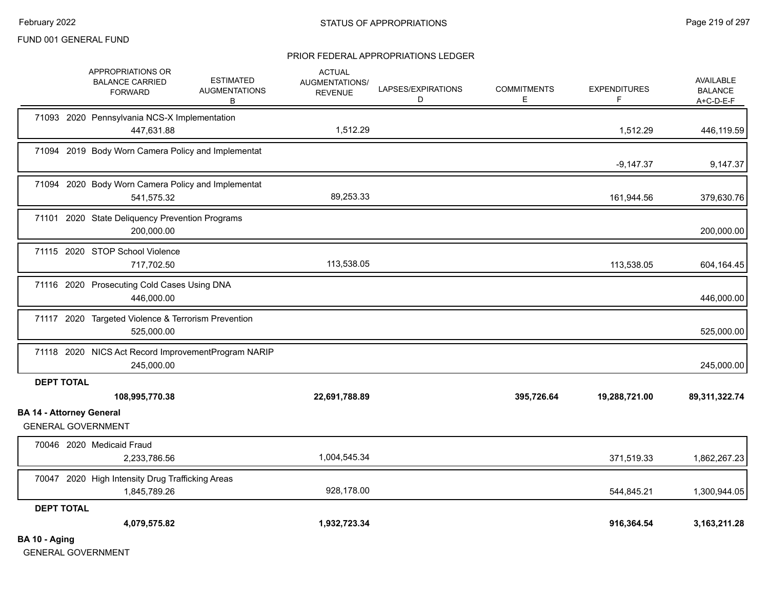FUND 001 GENERAL FUND

PRIOR FEDERAL APPROPRIATIONS LEDGER

| | APPROPRIATIONS OR BALANCE CARRIED FORWARD | ESTIMATED AUGMENTATIONS B | ACTUAL AUGMENTATIONS/ REVENUE | LAPSES/EXPIRATIONS D | COMMITMENTS E | EXPENDITURES F | AVAILABLE BALANCE A+C-D-E-F |
|---|---|---|---|---|---|---|---|
| 71093 2020 Pennsylvania NCS-X Implementation | 447,631.88 | | 1,512.29 | | | 1,512.29 | 446,119.59 |
| 71094 2019 Body Worn Camera Policy and Implementat | | | | | | -9,147.37 | 9,147.37 |
| 71094 2020 Body Worn Camera Policy and Implementat | 541,575.32 | | 89,253.33 | | | 161,944.56 | 379,630.76 |
| 71101 2020 State Deliquency Prevention Programs | 200,000.00 | | | | | | 200,000.00 |
| 71115 2020 STOP School Violence | 717,702.50 | | 113,538.05 | | | 113,538.05 | 604,164.45 |
| 71116 2020 Prosecuting Cold Cases Using DNA | 446,000.00 | | | | | | 446,000.00 |
| 71117 2020 Targeted Violence & Terrorism Prevention | 525,000.00 | | | | | | 525,000.00 |
| 71118 2020 NICS Act Record ImprovementProgram NARIP | 245,000.00 | | | | | | 245,000.00 |
| **DEPT TOTAL** | **108,995,770.38** | | **22,691,788.89** | | **395,726.64** | **19,288,721.00** | **89,311,322.74** |

**BA 14 - Attorney General**

GENERAL GOVERNMENT

| | APPROPRIATIONS OR BALANCE CARRIED FORWARD | ESTIMATED AUGMENTATIONS B | ACTUAL AUGMENTATIONS/ REVENUE | LAPSES/EXPIRATIONS D | COMMITMENTS E | EXPENDITURES F | AVAILABLE BALANCE A+C-D-E-F |
|---|---|---|---|---|---|---|---|
| 70046 2020 Medicaid Fraud | 2,233,786.56 | | 1,004,545.34 | | | 371,519.33 | 1,862,267.23 |
| 70047 2020 High Intensity Drug Trafficking Areas | 1,845,789.26 | | 928,178.00 | | | 544,845.21 | 1,300,944.05 |
| **DEPT TOTAL** | **4,079,575.82** | | **1,932,723.34** | | | **916,364.54** | **3,163,211.28** |

**BA 10 - Aging**

GENERAL GOVERNMENT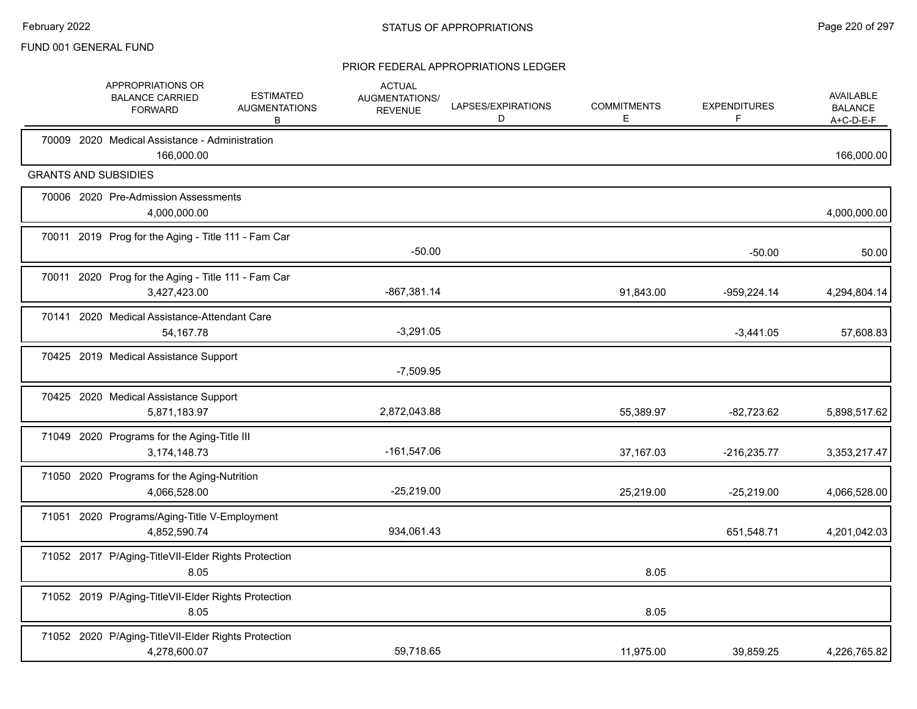STATUS OF APPROPRIATIONS

FUND 001 GENERAL FUND

PRIOR FEDERAL APPROPRIATIONS LEDGER

| | APPROPRIATIONS OR BALANCE CARRIED FORWARD | ESTIMATED AUGMENTATIONS B | ACTUAL AUGMENTATIONS/ REVENUE | LAPSES/EXPIRATIONS D | COMMITMENTS E | EXPENDITURES F | AVAILABLE BALANCE A+C-D-E-F |
|---|---|---|---|---|---|---|---|
| 70009 2020 Medical Assistance - Administration | 166,000.00 | | | | | | 166,000.00 |
| **GRANTS AND SUBSIDIES** | | | | | | | |
| 70006 2020 Pre-Admission Assessments | 4,000,000.00 | | | | | | 4,000,000.00 |
| 70011 2019 Prog for the Aging - Title 111 - Fam Car | | | -50.00 | | | -50.00 | 50.00 |
| 70011 2020 Prog for the Aging - Title 111 - Fam Car | 3,427,423.00 | | -867,381.14 | | 91,843.00 | -959,224.14 | 4,294,804.14 |
| 70141 2020 Medical Assistance-Attendant Care | 54,167.78 | | -3,291.05 | | | -3,441.05 | 57,608.83 |
| 70425 2019 Medical Assistance Support | | | -7,509.95 | | | | |
| 70425 2020 Medical Assistance Support | 5,871,183.97 | | 2,872,043.88 | | 55,389.97 | -82,723.62 | 5,898,517.62 |
| 71049 2020 Programs for the Aging-Title III | 3,174,148.73 | | -161,547.06 | | 37,167.03 | -216,235.77 | 3,353,217.47 |
| 71050 2020 Programs for the Aging-Nutrition | 4,066,528.00 | | -25,219.00 | | 25,219.00 | -25,219.00 | 4,066,528.00 |
| 71051 2020 Programs/Aging-Title V-Employment | 4,852,590.74 | | 934,061.43 | | | 651,548.71 | 4,201,042.03 |
| 71052 2017 P/Aging-TitleVII-Elder Rights Protection | 8.05 | | | | 8.05 | | |
| 71052 2019 P/Aging-TitleVII-Elder Rights Protection | 8.05 | | | | 8.05 | | |
| 71052 2020 P/Aging-TitleVII-Elder Rights Protection | 4,278,600.07 | | 59,718.65 | | 11,975.00 | 39,859.25 | 4,226,765.82 |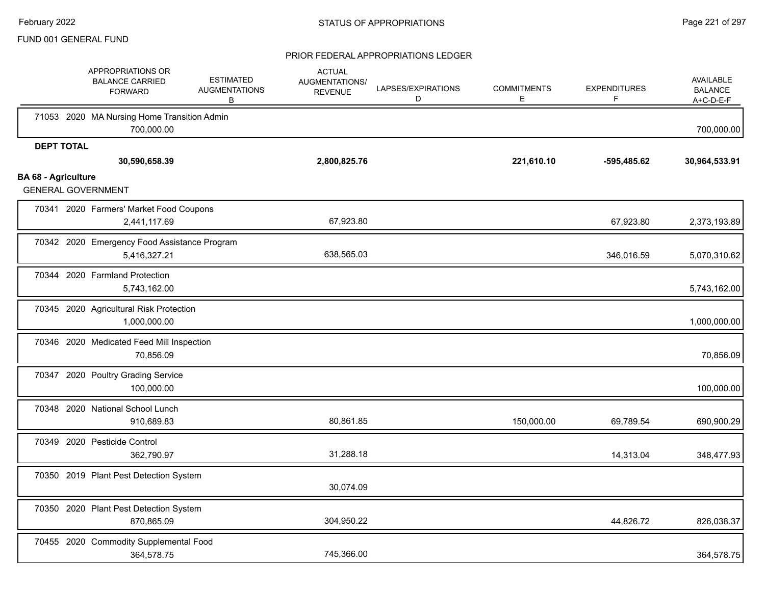FUND 001 GENERAL FUND

## PRIOR FEDERAL APPROPRIATIONS LEDGER

| | APPROPRIATIONS OR BALANCE CARRIED FORWARD | ESTIMATED AUGMENTATIONS B | ACTUAL AUGMENTATIONS/ REVENUE | LAPSES/EXPIRATIONS D | COMMITMENTS E | EXPENDITURES F | AVAILABLE BALANCE A+C-D-E-F |
|---|---|---|---|---|---|---|---|
| 71053 2020 MA Nursing Home Transition Admin | 700,000.00 | | | | | | 700,000.00 |
| **DEPT TOTAL** | **30,590,658.39** | | **2,800,825.76** | | **221,610.10** | **-595,485.62** | **30,964,533.91** |
| **BA 68 - Agriculture** | | | | | | | |
| GENERAL GOVERNMENT | | | | | | | |
| 70341 2020 Farmers' Market Food Coupons | 2,441,117.69 | | 67,923.80 | | | 67,923.80 | 2,373,193.89 |
| 70342 2020 Emergency Food Assistance Program | 5,416,327.21 | | 638,565.03 | | | 346,016.59 | 5,070,310.62 |
| 70344 2020 Farmland Protection | 5,743,162.00 | | | | | | 5,743,162.00 |
| 70345 2020 Agricultural Risk Protection | 1,000,000.00 | | | | | | 1,000,000.00 |
| 70346 2020 Medicated Feed Mill Inspection | 70,856.09 | | | | | | 70,856.09 |
| 70347 2020 Poultry Grading Service | 100,000.00 | | | | | | 100,000.00 |
| 70348 2020 National School Lunch | 910,689.83 | | 80,861.85 | | 150,000.00 | 69,789.54 | 690,900.29 |
| 70349 2020 Pesticide Control | 362,790.97 | | 31,288.18 | | | 14,313.04 | 348,477.93 |
| 70350 2019 Plant Pest Detection System | | | 30,074.09 | | | | |
| 70350 2020 Plant Pest Detection System | 870,865.09 | | 304,950.22 | | | 44,826.72 | 826,038.37 |
| 70455 2020 Commodity Supplemental Food | 364,578.75 | | 745,366.00 | | | | 364,578.75 |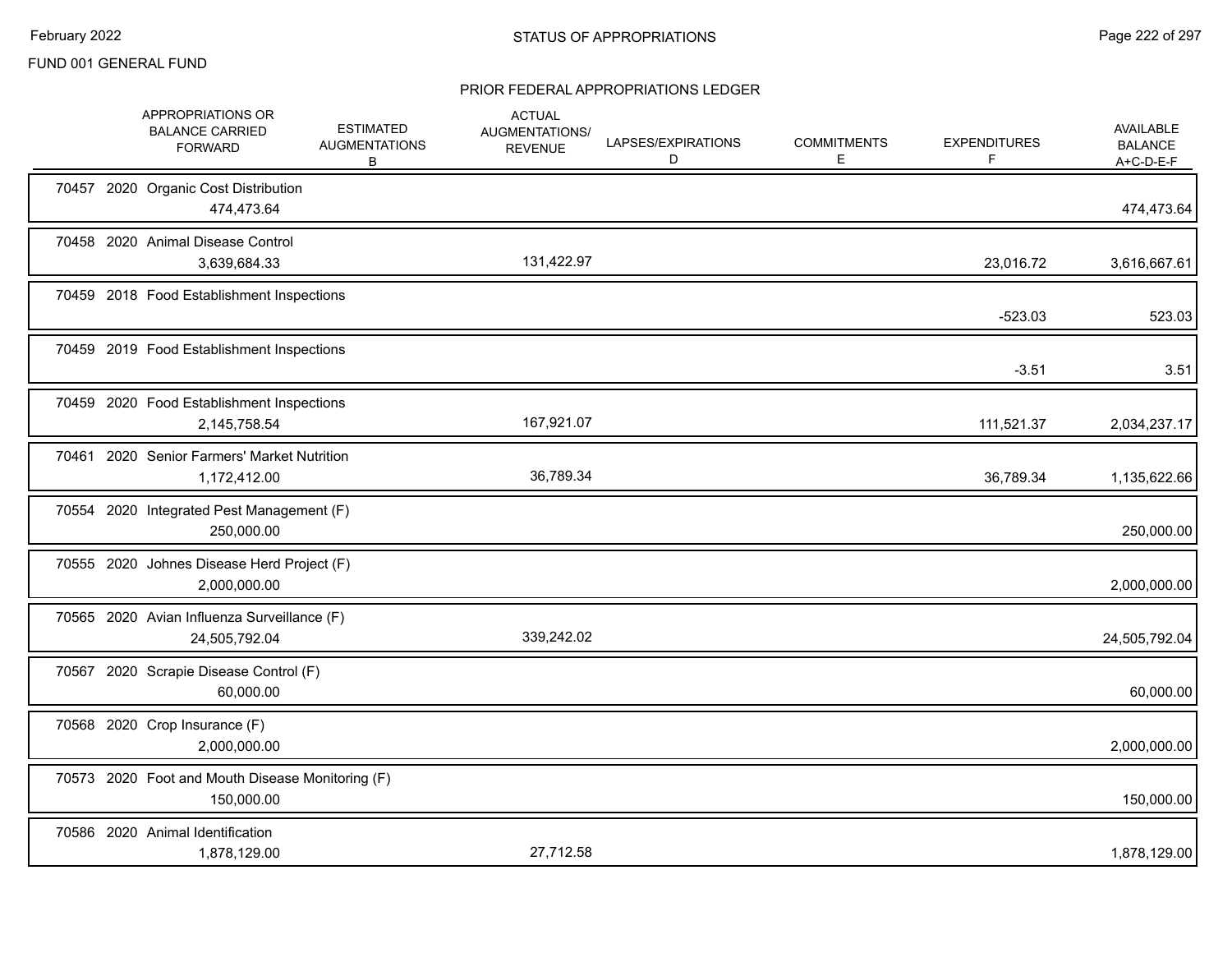FUND 001 GENERAL FUND

## STATUS OF APPROPRIATIONS

### PRIOR FEDERAL APPROPRIATIONS LEDGER

| | APPROPRIATIONS OR BALANCE CARRIED FORWARD | ESTIMATED AUGMENTATIONS B | ACTUAL AUGMENTATIONS/ REVENUE | LAPSES/EXPIRATIONS D | COMMITMENTS E | EXPENDITURES F | AVAILABLE BALANCE A+C-D-E-F |
|---|---|---|---|---|---|---|---|
| 70457 2020 Organic Cost Distribution | 474,473.64 | | | | | | 474,473.64 |
| 70458 2020 Animal Disease Control | 3,639,684.33 | | 131,422.97 | | | 23,016.72 | 3,616,667.61 |
| 70459 2018 Food Establishment Inspections | | | | | | -523.03 | 523.03 |
| 70459 2019 Food Establishment Inspections | | | | | | -3.51 | 3.51 |
| 70459 2020 Food Establishment Inspections | 2,145,758.54 | | 167,921.07 | | | 111,521.37 | 2,034,237.17 |
| 70461 2020 Senior Farmers' Market Nutrition | 1,172,412.00 | | 36,789.34 | | | 36,789.34 | 1,135,622.66 |
| 70554 2020 Integrated Pest Management (F) | 250,000.00 | | | | | | 250,000.00 |
| 70555 2020 Johnes Disease Herd Project (F) | 2,000,000.00 | | | | | | 2,000,000.00 |
| 70565 2020 Avian Influenza Surveillance (F) | 24,505,792.04 | | 339,242.02 | | | | 24,505,792.04 |
| 70567 2020 Scrapie Disease Control (F) | 60,000.00 | | | | | | 60,000.00 |
| 70568 2020 Crop Insurance (F) | 2,000,000.00 | | | | | | 2,000,000.00 |
| 70573 2020 Foot and Mouth Disease Monitoring (F) | 150,000.00 | | | | | | 150,000.00 |
| 70586 2020 Animal Identification | 1,878,129.00 | | 27,712.58 | | | | 1,878,129.00 |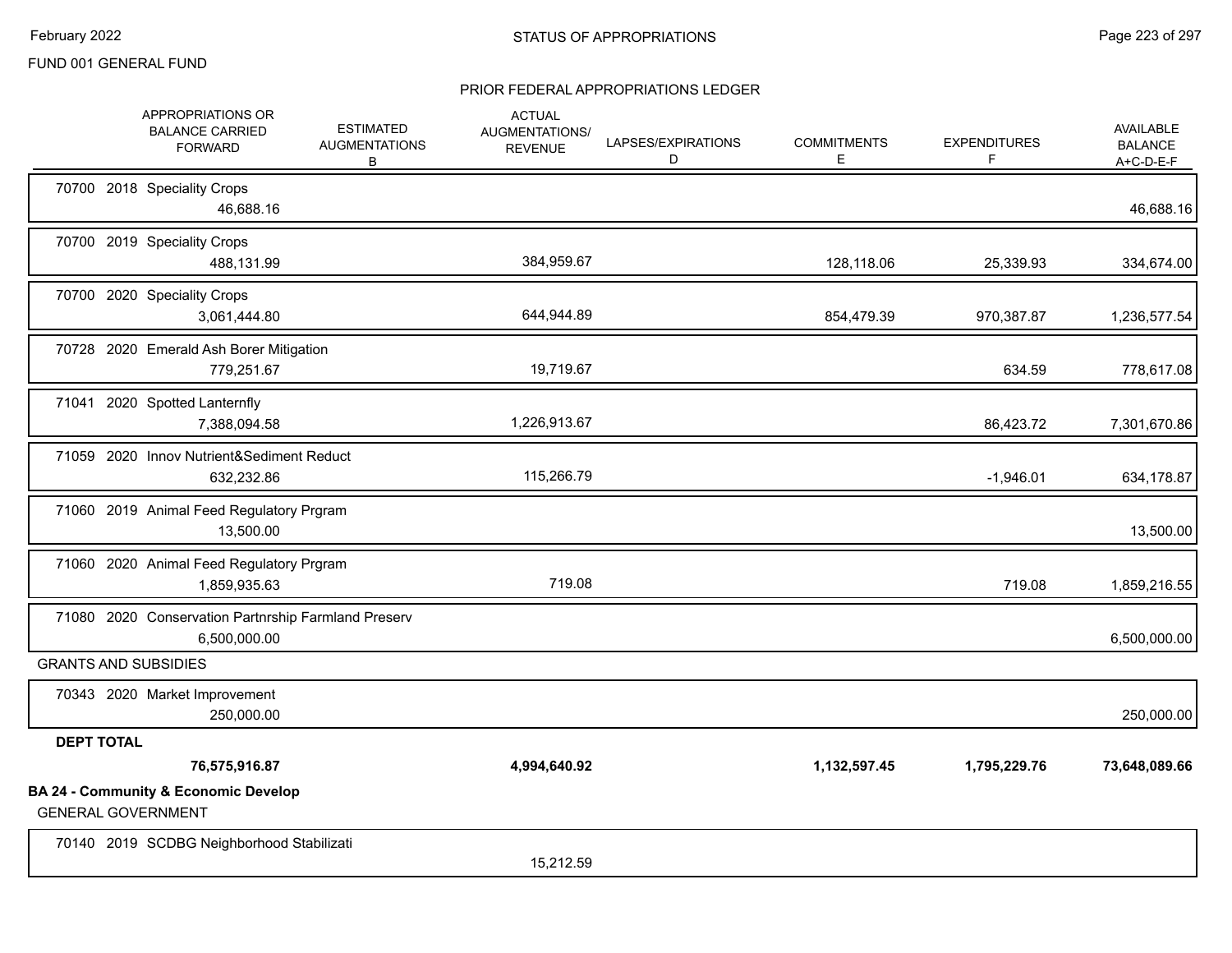FUND 001 GENERAL FUND

## PRIOR FEDERAL APPROPRIATIONS LEDGER

| | APPROPRIATIONS OR BALANCE CARRIED FORWARD | ESTIMATED AUGMENTATIONS B | ACTUAL AUGMENTATIONS/ REVENUE | LAPSES/EXPIRATIONS D | COMMITMENTS E | EXPENDITURES F | AVAILABLE BALANCE A+C-D-E-F |
|---|---|---|---|---|---|---|---|
| 70700 2018 Speciality Crops | 46,688.16 | | | | | | 46,688.16 |
| 70700 2019 Speciality Crops | 488,131.99 | | 384,959.67 | | 128,118.06 | 25,339.93 | 334,674.00 |
| 70700 2020 Speciality Crops | 3,061,444.80 | | 644,944.89 | | 854,479.39 | 970,387.87 | 1,236,577.54 |
| 70728 2020 Emerald Ash Borer Mitigation | 779,251.67 | | 19,719.67 | | | 634.59 | 778,617.08 |
| 71041 2020 Spotted Lanternfly | 7,388,094.58 | | 1,226,913.67 | | | 86,423.72 | 7,301,670.86 |
| 71059 2020 Innov Nutrient&Sediment Reduct | 632,232.86 | | 115,266.79 | | | -1,946.01 | 634,178.87 |
| 71060 2019 Animal Feed Regulatory Prgram | 13,500.00 | | | | | | 13,500.00 |
| 71060 2020 Animal Feed Regulatory Prgram | 1,859,935.63 | | 719.08 | | | 719.08 | 1,859,216.55 |
| 71080 2020 Conservation Partnrship Farmland Preserv | 6,500,000.00 | | | | | | 6,500,000.00 |
| **GRANTS AND SUBSIDIES** | | | | | | | |
| 70343 2020 Market Improvement | 250,000.00 | | | | | | 250,000.00 |
| **DEPT TOTAL** | **76,575,916.87** | | **4,994,640.92** | | **1,132,597.45** | **1,795,229.76** | **73,648,089.66** |

**BA 24 - Community & Economic Develop**

GENERAL GOVERNMENT

| | APPROPRIATIONS OR BALANCE CARRIED FORWARD | ESTIMATED AUGMENTATIONS B | ACTUAL AUGMENTATIONS/ REVENUE | LAPSES/EXPIRATIONS D | COMMITMENTS E | EXPENDITURES F | AVAILABLE BALANCE A+C-D-E-F |
|---|---|---|---|---|---|---|---|
| 70140 2019 SCDBG Neighborhood Stabilizati | | | 15,212.59 | | | | |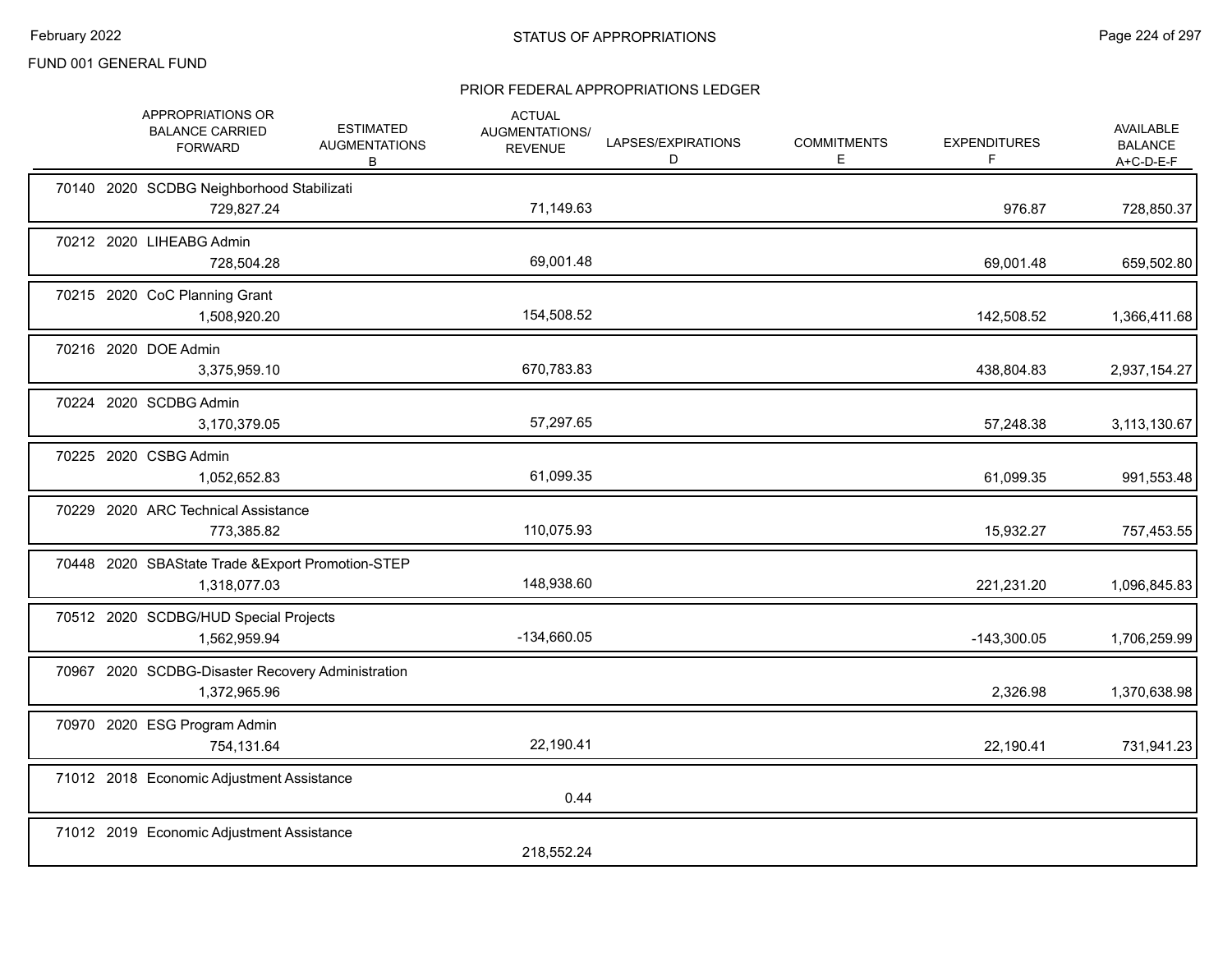FUND 001 GENERAL FUND

## PRIOR FEDERAL APPROPRIATIONS LEDGER

| | APPROPRIATIONS OR BALANCE CARRIED FORWARD | ESTIMATED AUGMENTATIONS B | ACTUAL AUGMENTATIONS/ REVENUE | LAPSES/EXPIRATIONS D | COMMITMENTS E | EXPENDITURES F | AVAILABLE BALANCE A+C-D-E-F |
|---|---|---|---|---|---|---|---|
| 70140 2020 SCDBG Neighborhood Stabilizati | 729,827.24 | | 71,149.63 | | | 976.87 | 728,850.37 |
| 70212 2020 LIHEABG Admin | 728,504.28 | | 69,001.48 | | | 69,001.48 | 659,502.80 |
| 70215 2020 CoC Planning Grant | 1,508,920.20 | | 154,508.52 | | | 142,508.52 | 1,366,411.68 |
| 70216 2020 DOE Admin | 3,375,959.10 | | 670,783.83 | | | 438,804.83 | 2,937,154.27 |
| 70224 2020 SCDBG Admin | 3,170,379.05 | | 57,297.65 | | | 57,248.38 | 3,113,130.67 |
| 70225 2020 CSBG Admin | 1,052,652.83 | | 61,099.35 | | | 61,099.35 | 991,553.48 |
| 70229 2020 ARC Technical Assistance | 773,385.82 | | 110,075.93 | | | 15,932.27 | 757,453.55 |
| 70448 2020 SBAState Trade &Export Promotion-STEP | 1,318,077.03 | | 148,938.60 | | | 221,231.20 | 1,096,845.83 |
| 70512 2020 SCDBG/HUD Special Projects | 1,562,959.94 | | -134,660.05 | | | -143,300.05 | 1,706,259.99 |
| 70967 2020 SCDBG-Disaster Recovery Administration | 1,372,965.96 | | | | | 2,326.98 | 1,370,638.98 |
| 70970 2020 ESG Program Admin | 754,131.64 | | 22,190.41 | | | 22,190.41 | 731,941.23 |
| 71012 2018 Economic Adjustment Assistance | | | 0.44 | | | | |
| 71012 2019 Economic Adjustment Assistance | | | 218,552.24 | | | | |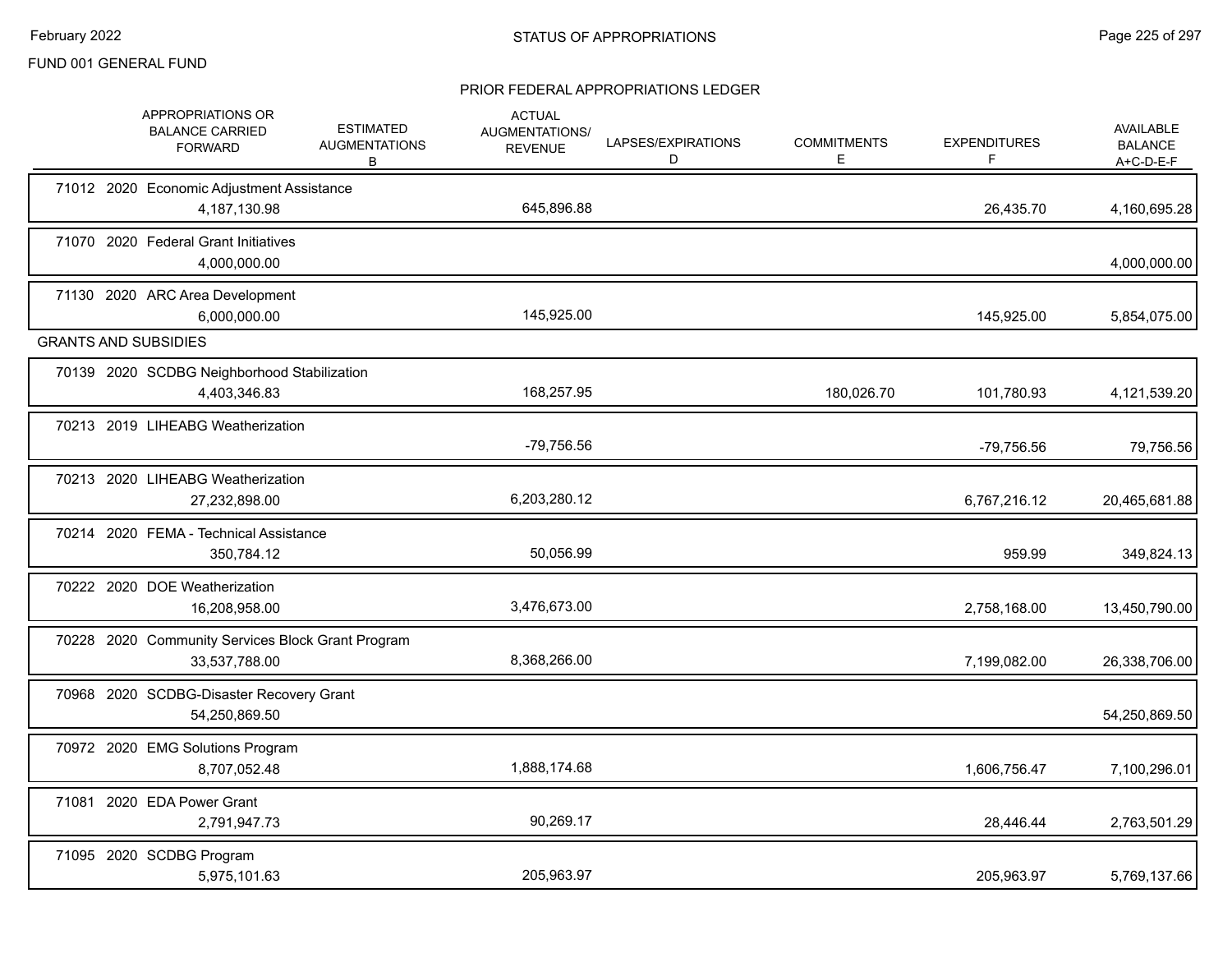FUND 001 GENERAL FUND

## PRIOR FEDERAL APPROPRIATIONS LEDGER

| | APPROPRIATIONS OR BALANCE CARRIED FORWARD | ESTIMATED AUGMENTATIONS B | ACTUAL AUGMENTATIONS/ REVENUE | LAPSES/EXPIRATIONS D | COMMITMENTS E | EXPENDITURES F | AVAILABLE BALANCE A+C-D-E-F |
|---|---|---|---|---|---|---|---|
| 71012 2020 Economic Adjustment Assistance | 4,187,130.98 | | 645,896.88 | | | 26,435.70 | 4,160,695.28 |
| 71070 2020 Federal Grant Initiatives | 4,000,000.00 | | | | | | 4,000,000.00 |
| 71130 2020 ARC Area Development | 6,000,000.00 | | 145,925.00 | | | 145,925.00 | 5,854,075.00 |
| **GRANTS AND SUBSIDIES** | | | | | | | |
| 70139 2020 SCDBG Neighborhood Stabilization | 4,403,346.83 | | 168,257.95 | | 180,026.70 | 101,780.93 | 4,121,539.20 |
| 70213 2019 LIHEABG Weatherization | | | -79,756.56 | | | -79,756.56 | 79,756.56 |
| 70213 2020 LIHEABG Weatherization | 27,232,898.00 | | 6,203,280.12 | | | 6,767,216.12 | 20,465,681.88 |
| 70214 2020 FEMA - Technical Assistance | 350,784.12 | | 50,056.99 | | | 959.99 | 349,824.13 |
| 70222 2020 DOE Weatherization | 16,208,958.00 | | 3,476,673.00 | | | 2,758,168.00 | 13,450,790.00 |
| 70228 2020 Community Services Block Grant Program | 33,537,788.00 | | 8,368,266.00 | | | 7,199,082.00 | 26,338,706.00 |
| 70968 2020 SCDBG-Disaster Recovery Grant | 54,250,869.50 | | | | | | 54,250,869.50 |
| 70972 2020 EMG Solutions Program | 8,707,052.48 | | 1,888,174.68 | | | 1,606,756.47 | 7,100,296.01 |
| 71081 2020 EDA Power Grant | 2,791,947.73 | | 90,269.17 | | | 28,446.44 | 2,763,501.29 |
| 71095 2020 SCDBG Program | 5,975,101.63 | | 205,963.97 | | | 205,963.97 | 5,769,137.66 |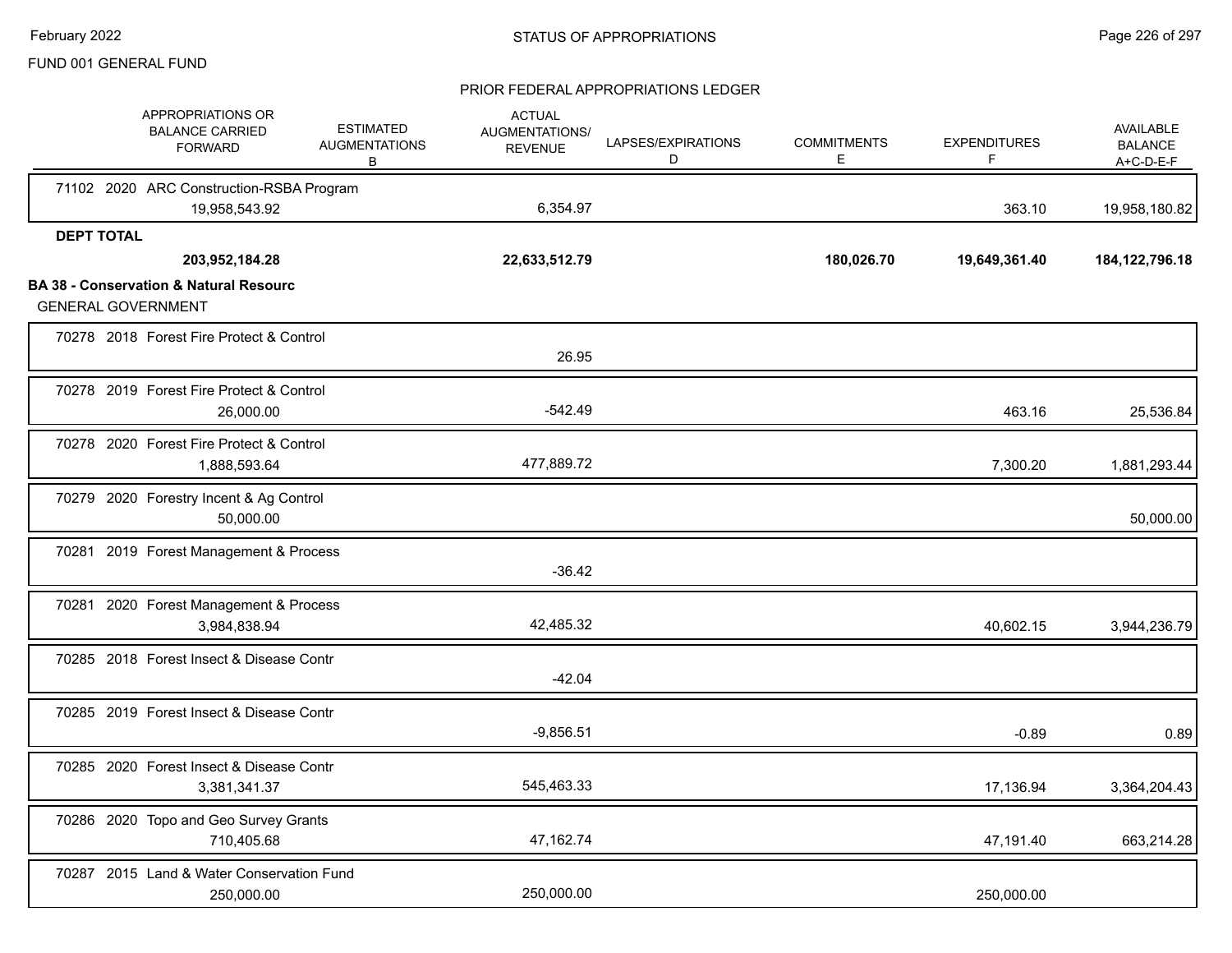FUND 001 GENERAL FUND

PRIOR FEDERAL APPROPRIATIONS LEDGER

| APPROPRIATIONS OR BALANCE CARRIED FORWARD | ESTIMATED AUGMENTATIONS B | ACTUAL AUGMENTATIONS/ REVENUE | LAPSES/EXPIRATIONS D | COMMITMENTS E | EXPENDITURES F | AVAILABLE BALANCE A+C-D-E-F |
|---|---|---|---|---|---|---|
| 71102 2020 ARC Construction-RSBA Program | | | | | | |
| 19,958,543.92 | | 6,354.97 | | | 363.10 | 19,958,180.82 |
| **DEPT TOTAL** | | | | | | |
| **203,952,184.28** | | **22,633,512.79** | | **180,026.70** | **19,649,361.40** | **184,122,796.18** |

**BA 38 - Conservation & Natural Resourc**

GENERAL GOVERNMENT

| APPROPRIATIONS OR BALANCE CARRIED FORWARD | ESTIMATED AUGMENTATIONS B | ACTUAL AUGMENTATIONS/ REVENUE | LAPSES/EXPIRATIONS D | COMMITMENTS E | EXPENDITURES F | AVAILABLE BALANCE A+C-D-E-F |
|---|---|---|---|---|---|---|
| 70278 2018 Forest Fire Protect & Control | | | | | | |
| | | 26.95 | | | | |
| 70278 2019 Forest Fire Protect & Control | | | | | | |
| 26,000.00 | | -542.49 | | | 463.16 | 25,536.84 |
| 70278 2020 Forest Fire Protect & Control | | | | | | |
| 1,888,593.64 | | 477,889.72 | | | 7,300.20 | 1,881,293.44 |
| 70279 2020 Forestry Incent & Ag Control | | | | | | |
| 50,000.00 | | | | | | 50,000.00 |
| 70281 2019 Forest Management & Process | | | | | | |
| | | -36.42 | | | | |
| 70281 2020 Forest Management & Process | | | | | | |
| 3,984,838.94 | | 42,485.32 | | | 40,602.15 | 3,944,236.79 |
| 70285 2018 Forest Insect & Disease Contr | | | | | | |
| | | -42.04 | | | | |
| 70285 2019 Forest Insect & Disease Contr | | | | | | |
| | | -9,856.51 | | | -0.89 | 0.89 |
| 70285 2020 Forest Insect & Disease Contr | | | | | | |
| 3,381,341.37 | | 545,463.33 | | | 17,136.94 | 3,364,204.43 |
| 70286 2020 Topo and Geo Survey Grants | | | | | | |
| 710,405.68 | | 47,162.74 | | | 47,191.40 | 663,214.28 |
| 70287 2015 Land & Water Conservation Fund | | | | | | |
| 250,000.00 | | 250,000.00 | | | 250,000.00 | |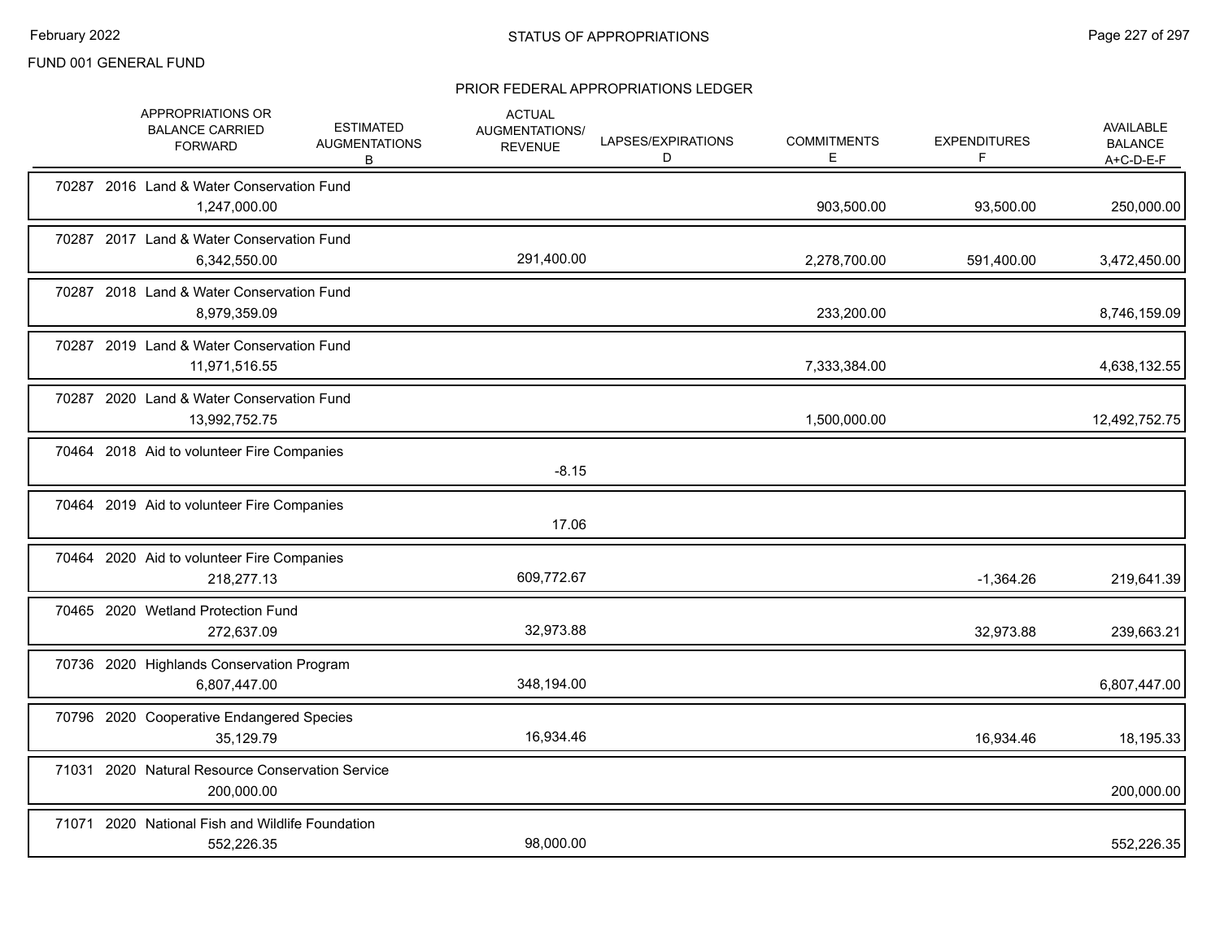FUND 001 GENERAL FUND

## STATUS OF APPROPRIATIONS

### PRIOR FEDERAL APPROPRIATIONS LEDGER

| | APPROPRIATIONS OR BALANCE CARRIED FORWARD | ESTIMATED AUGMENTATIONS B | ACTUAL AUGMENTATIONS/ REVENUE | LAPSES/EXPIRATIONS D | COMMITMENTS E | EXPENDITURES F | AVAILABLE BALANCE A+C-D-E-F |
|---|---|---|---|---|---|---|---|
| 70287 2016 Land & Water Conservation Fund | 1,247,000.00 | | | | 903,500.00 | 93,500.00 | 250,000.00 |
| 70287 2017 Land & Water Conservation Fund | 6,342,550.00 | | 291,400.00 | | 2,278,700.00 | 591,400.00 | 3,472,450.00 |
| 70287 2018 Land & Water Conservation Fund | 8,979,359.09 | | | | 233,200.00 | | 8,746,159.09 |
| 70287 2019 Land & Water Conservation Fund | 11,971,516.55 | | | | 7,333,384.00 | | 4,638,132.55 |
| 70287 2020 Land & Water Conservation Fund | 13,992,752.75 | | | | 1,500,000.00 | | 12,492,752.75 |
| 70464 2018 Aid to volunteer Fire Companies | | | -8.15 | | | | |
| 70464 2019 Aid to volunteer Fire Companies | | | 17.06 | | | | |
| 70464 2020 Aid to volunteer Fire Companies | 218,277.13 | | 609,772.67 | | | -1,364.26 | 219,641.39 |
| 70465 2020 Wetland Protection Fund | 272,637.09 | | 32,973.88 | | | 32,973.88 | 239,663.21 |
| 70736 2020 Highlands Conservation Program | 6,807,447.00 | | 348,194.00 | | | | 6,807,447.00 |
| 70796 2020 Cooperative Endangered Species | 35,129.79 | | 16,934.46 | | | 16,934.46 | 18,195.33 |
| 71031 2020 Natural Resource Conservation Service | 200,000.00 | | | | | | 200,000.00 |
| 71071 2020 National Fish and Wildlife Foundation | 552,226.35 | | 98,000.00 | | | | 552,226.35 |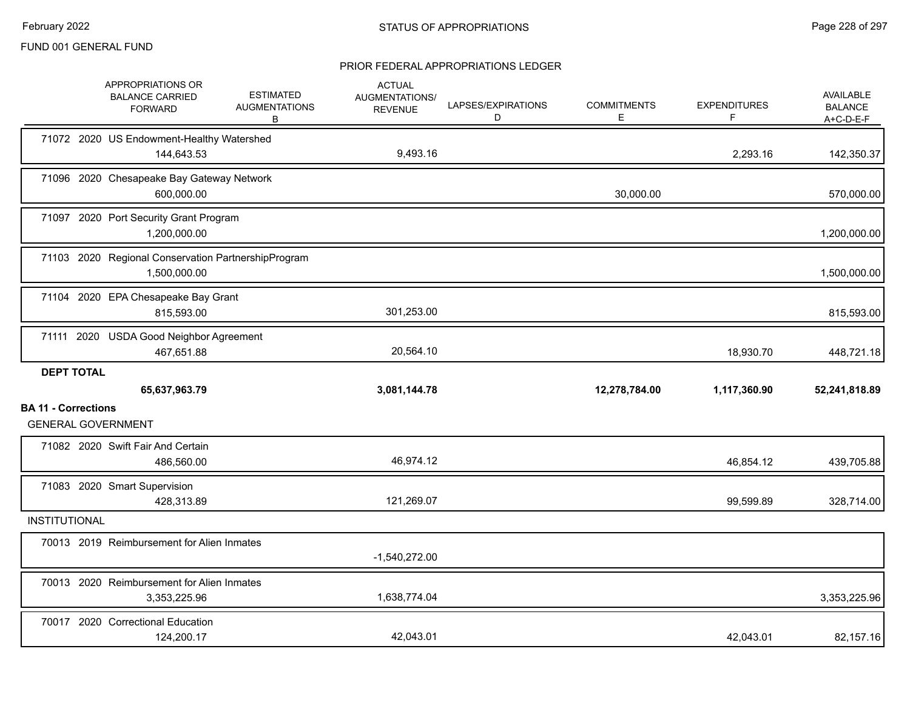FUND 001 GENERAL FUND

## STATUS OF APPROPRIATIONS

### PRIOR FEDERAL APPROPRIATIONS LEDGER

| | APPROPRIATIONS OR BALANCE CARRIED FORWARD | ESTIMATED AUGMENTATIONS B | ACTUAL AUGMENTATIONS/ REVENUE | LAPSES/EXPIRATIONS D | COMMITMENTS E | EXPENDITURES F | AVAILABLE BALANCE A+C-D-E-F |
|---|---|---|---|---|---|---|---|
| 71072 2020 US Endowment-Healthy Watershed | 144,643.53 | | 9,493.16 | | | 2,293.16 | 142,350.37 |
| 71096 2020 Chesapeake Bay Gateway Network | 600,000.00 | | | | 30,000.00 | | 570,000.00 |
| 71097 2020 Port Security Grant Program | 1,200,000.00 | | | | | | 1,200,000.00 |
| 71103 2020 Regional Conservation PartnershipProgram | 1,500,000.00 | | | | | | 1,500,000.00 |
| 71104 2020 EPA Chesapeake Bay Grant | 815,593.00 | | 301,253.00 | | | | 815,593.00 |
| 71111 2020 USDA Good Neighbor Agreement | 467,651.88 | | 20,564.10 | | | 18,930.70 | 448,721.18 |
| **DEPT TOTAL** | **65,637,963.79** | | **3,081,144.78** | | **12,278,784.00** | **1,117,360.90** | **52,241,818.89** |
| **BA 11 - Corrections** | | | | | | | |
| GENERAL GOVERNMENT | | | | | | | |
| 71082 2020 Swift Fair And Certain | 486,560.00 | | 46,974.12 | | | 46,854.12 | 439,705.88 |
| 71083 2020 Smart Supervision | 428,313.89 | | 121,269.07 | | | 99,599.89 | 328,714.00 |
| INSTITUTIONAL | | | | | | | |
| 70013 2019 Reimbursement for Alien Inmates | | | -1,540,272.00 | | | | |
| 70013 2020 Reimbursement for Alien Inmates | 3,353,225.96 | | 1,638,774.04 | | | | 3,353,225.96 |
| 70017 2020 Correctional Education | 124,200.17 | | 42,043.01 | | | 42,043.01 | 82,157.16 |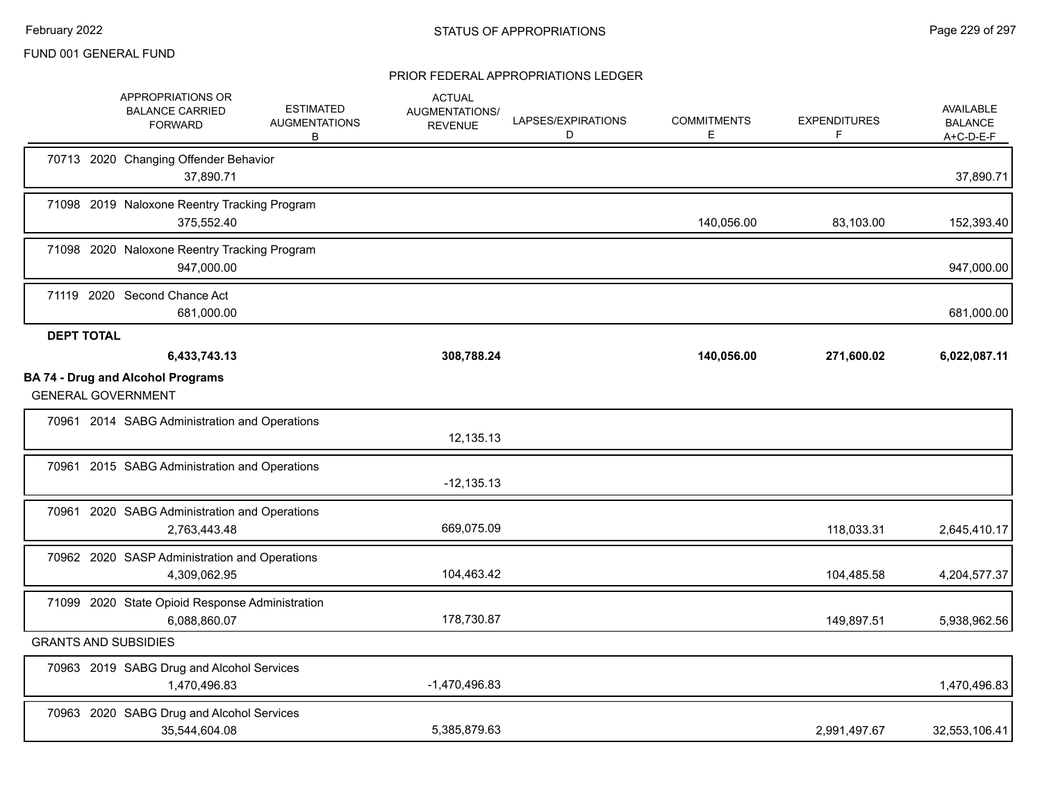## STATUS OF APPROPRIATIONS

FUND 001 GENERAL FUND

### PRIOR FEDERAL APPROPRIATIONS LEDGER

| | APPROPRIATIONS OR BALANCE CARRIED FORWARD | ESTIMATED AUGMENTATIONS B | ACTUAL AUGMENTATIONS/ REVENUE | LAPSES/EXPIRATIONS D | COMMITMENTS E | EXPENDITURES F | AVAILABLE BALANCE A+C-D-E-F |
|---|---|---|---|---|---|---|---|
| 70713 2020 Changing Offender Behavior | 37,890.71 | | | | | | 37,890.71 |
| 71098 2019 Naloxone Reentry Tracking Program | 375,552.40 | | | | 140,056.00 | 83,103.00 | 152,393.40 |
| 71098 2020 Naloxone Reentry Tracking Program | 947,000.00 | | | | | | 947,000.00 |
| 71119 2020 Second Chance Act | 681,000.00 | | | | | | 681,000.00 |
| **DEPT TOTAL** | **6,433,743.13** | | **308,788.24** | | **140,056.00** | **271,600.02** | **6,022,087.11** |
| **BA 74 - Drug and Alcohol Programs** | | | | | | | |
| GENERAL GOVERNMENT | | | | | | | |
| 70961 2014 SABG Administration and Operations | | | 12,135.13 | | | | |
| 70961 2015 SABG Administration and Operations | | | -12,135.13 | | | | |
| 70961 2020 SABG Administration and Operations | 2,763,443.48 | | 669,075.09 | | | 118,033.31 | 2,645,410.17 |
| 70962 2020 SASP Administration and Operations | 4,309,062.95 | | 104,463.42 | | | 104,485.58 | 4,204,577.37 |
| 71099 2020 State Opioid Response Administration | 6,088,860.07 | | 178,730.87 | | | 149,897.51 | 5,938,962.56 |
| GRANTS AND SUBSIDIES | | | | | | | |
| 70963 2019 SABG Drug and Alcohol Services | 1,470,496.83 | | -1,470,496.83 | | | | 1,470,496.83 |
| 70963 2020 SABG Drug and Alcohol Services | 35,544,604.08 | | 5,385,879.63 | | | 2,991,497.67 | 32,553,106.41 |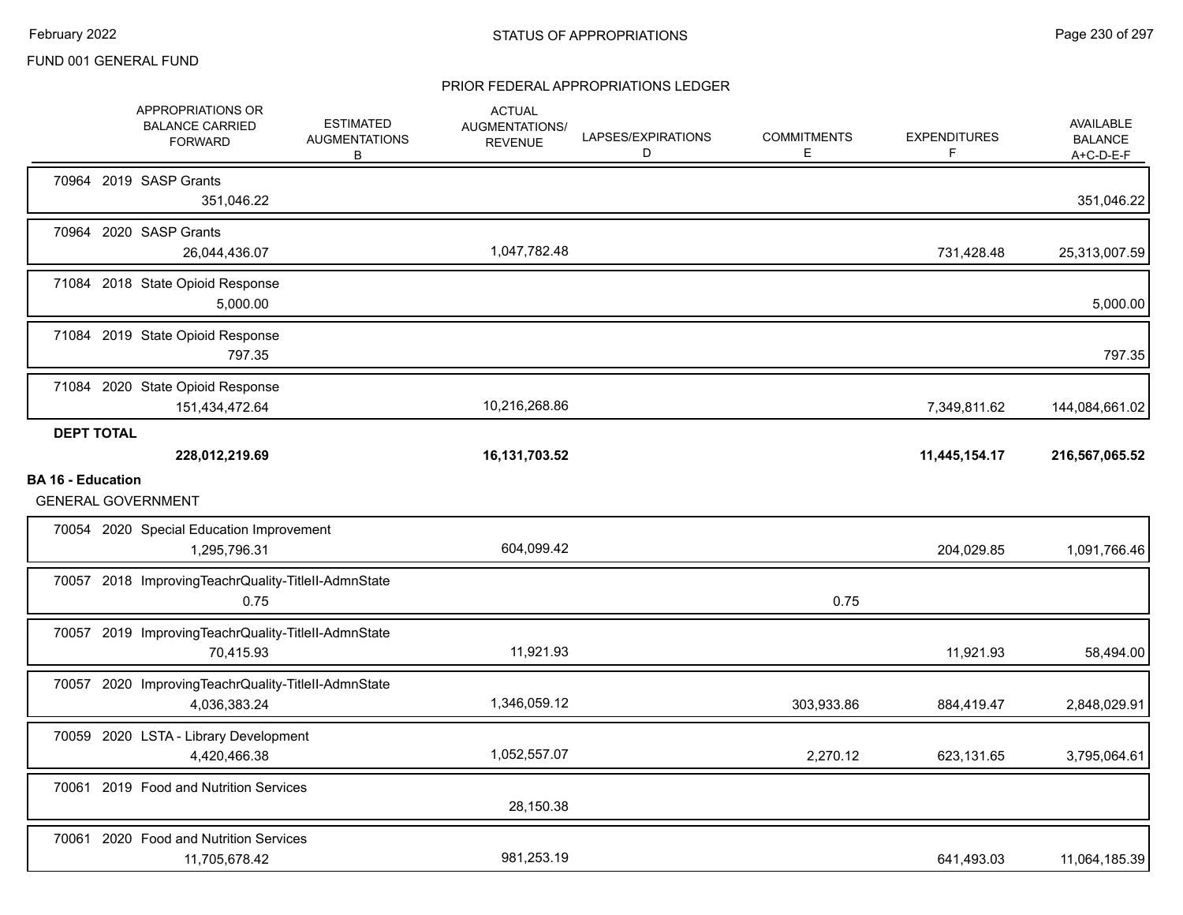FUND 001 GENERAL FUND

## PRIOR FEDERAL APPROPRIATIONS LEDGER

| | APPROPRIATIONS OR BALANCE CARRIED FORWARD | ESTIMATED AUGMENTATIONS B | ACTUAL AUGMENTATIONS/ REVENUE | LAPSES/EXPIRATIONS D | COMMITMENTS E | EXPENDITURES F | AVAILABLE BALANCE A+C-D-E-F |
|---|---|---|---|---|---|---|---|
| 70964 2019 SASP Grants | 351,046.22 | | | | | | 351,046.22 |
| 70964 2020 SASP Grants | 26,044,436.07 | | 1,047,782.48 | | | 731,428.48 | 25,313,007.59 |
| 71084 2018 State Opioid Response | 5,000.00 | | | | | | 5,000.00 |
| 71084 2019 State Opioid Response | 797.35 | | | | | | 797.35 |
| 71084 2020 State Opioid Response | 151,434,472.64 | | 10,216,268.86 | | | 7,349,811.62 | 144,084,661.02 |
| **DEPT TOTAL** | **228,012,219.69** | | **16,131,703.52** | | | **11,445,154.17** | **216,567,065.52** |

**BA 16 - Education**

GENERAL GOVERNMENT

| | APPROPRIATIONS OR BALANCE CARRIED FORWARD | ESTIMATED AUGMENTATIONS B | ACTUAL AUGMENTATIONS/ REVENUE | LAPSES/EXPIRATIONS D | COMMITMENTS E | EXPENDITURES F | AVAILABLE BALANCE A+C-D-E-F |
|---|---|---|---|---|---|---|---|
| 70054 2020 Special Education Improvement | 1,295,796.31 | | 604,099.42 | | | 204,029.85 | 1,091,766.46 |
| 70057 2018 ImprovingTeachrQuality-TitleII-AdmnState | 0.75 | | | | 0.75 | | |
| 70057 2019 ImprovingTeachrQuality-TitleII-AdmnState | 70,415.93 | | 11,921.93 | | | 11,921.93 | 58,494.00 |
| 70057 2020 ImprovingTeachrQuality-TitleII-AdmnState | 4,036,383.24 | | 1,346,059.12 | | 303,933.86 | 884,419.47 | 2,848,029.91 |
| 70059 2020 LSTA - Library Development | 4,420,466.38 | | 1,052,557.07 | | 2,270.12 | 623,131.65 | 3,795,064.61 |
| 70061 2019 Food and Nutrition Services | | | 28,150.38 | | | | |
| 70061 2020 Food and Nutrition Services | 11,705,678.42 | | 981,253.19 | | | 641,493.03 | 11,064,185.39 |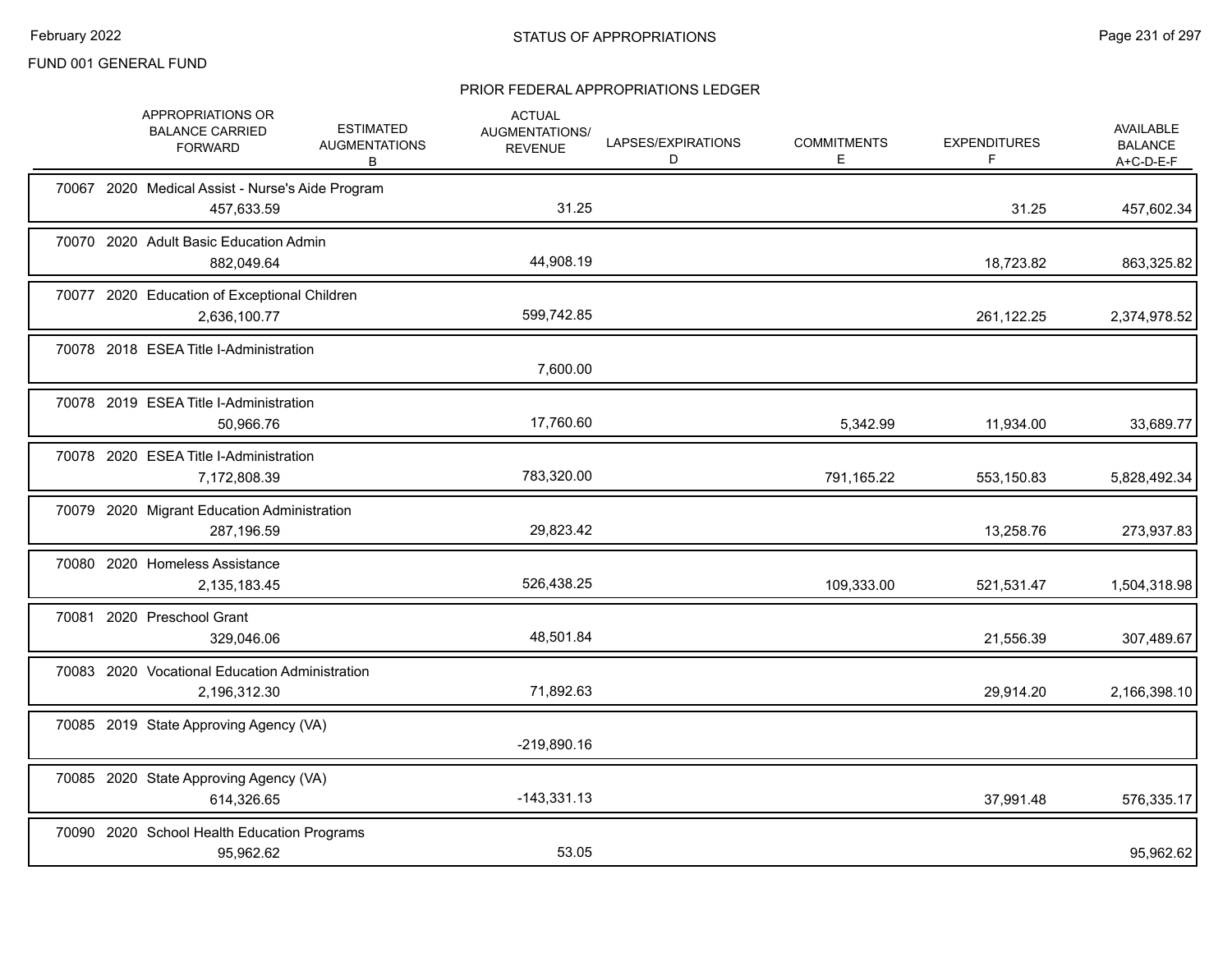FUND 001 GENERAL FUND

## PRIOR FEDERAL APPROPRIATIONS LEDGER

| | APPROPRIATIONS OR BALANCE CARRIED FORWARD | ESTIMATED AUGMENTATIONS B | ACTUAL AUGMENTATIONS/ REVENUE | LAPSES/EXPIRATIONS D | COMMITMENTS E | EXPENDITURES F | AVAILABLE BALANCE A+C-D-E-F |
|---|---|---|---|---|---|---|---|
| 70067 2020 Medical Assist - Nurse's Aide Program | 457,633.59 | | 31.25 | | | 31.25 | 457,602.34 |
| 70070 2020 Adult Basic Education Admin | 882,049.64 | | 44,908.19 | | | 18,723.82 | 863,325.82 |
| 70077 2020 Education of Exceptional Children | 2,636,100.77 | | 599,742.85 | | | 261,122.25 | 2,374,978.52 |
| 70078 2018 ESEA Title I-Administration | | | 7,600.00 | | | | |
| 70078 2019 ESEA Title I-Administration | 50,966.76 | | 17,760.60 | | 5,342.99 | 11,934.00 | 33,689.77 |
| 70078 2020 ESEA Title I-Administration | 7,172,808.39 | | 783,320.00 | | 791,165.22 | 553,150.83 | 5,828,492.34 |
| 70079 2020 Migrant Education Administration | 287,196.59 | | 29,823.42 | | | 13,258.76 | 273,937.83 |
| 70080 2020 Homeless Assistance | 2,135,183.45 | | 526,438.25 | | 109,333.00 | 521,531.47 | 1,504,318.98 |
| 70081 2020 Preschool Grant | 329,046.06 | | 48,501.84 | | | 21,556.39 | 307,489.67 |
| 70083 2020 Vocational Education Administration | 2,196,312.30 | | 71,892.63 | | | 29,914.20 | 2,166,398.10 |
| 70085 2019 State Approving Agency (VA) | | | -219,890.16 | | | | |
| 70085 2020 State Approving Agency (VA) | 614,326.65 | | -143,331.13 | | | 37,991.48 | 576,335.17 |
| 70090 2020 School Health Education Programs | 95,962.62 | | 53.05 | | | | 95,962.62 |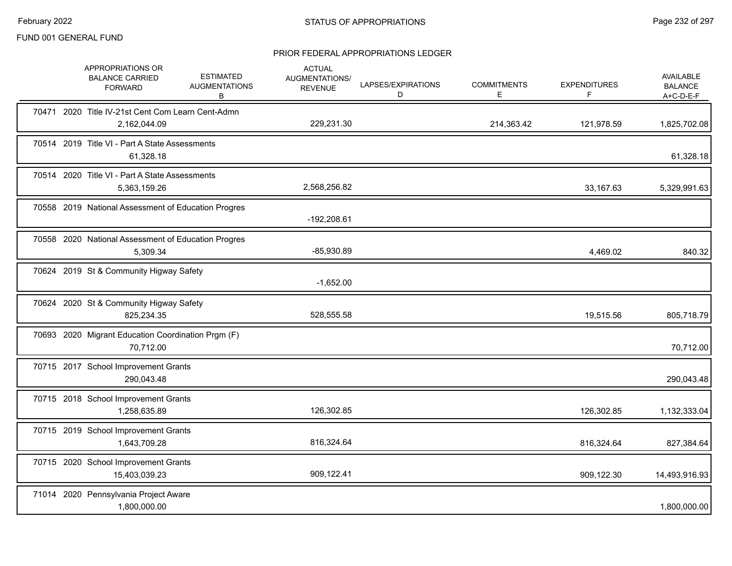FUND 001 GENERAL FUND

## PRIOR FEDERAL APPROPRIATIONS LEDGER

| | APPROPRIATIONS OR BALANCE CARRIED FORWARD | ESTIMATED AUGMENTATIONS B | ACTUAL AUGMENTATIONS/ REVENUE | LAPSES/EXPIRATIONS D | COMMITMENTS E | EXPENDITURES F | AVAILABLE BALANCE A+C-D-E-F |
|---|---|---|---|---|---|---|---|
| 70471 2020 Title IV-21st Cent Com Learn Cent-Admn | 2,162,044.09 | | 229,231.30 | | 214,363.42 | 121,978.59 | 1,825,702.08 |
| 70514 2019 Title VI - Part A State Assessments | 61,328.18 | | | | | | 61,328.18 |
| 70514 2020 Title VI - Part A State Assessments | 5,363,159.26 | | 2,568,256.82 | | | 33,167.63 | 5,329,991.63 |
| 70558 2019 National Assessment of Education Progres | | | -192,208.61 | | | | |
| 70558 2020 National Assessment of Education Progres | 5,309.34 | | -85,930.89 | | | 4,469.02 | 840.32 |
| 70624 2019 St & Community Higway Safety | | | -1,652.00 | | | | |
| 70624 2020 St & Community Higway Safety | 825,234.35 | | 528,555.58 | | | 19,515.56 | 805,718.79 |
| 70693 2020 Migrant Education Coordination Prgm (F) | 70,712.00 | | | | | | 70,712.00 |
| 70715 2017 School Improvement Grants | 290,043.48 | | | | | | 290,043.48 |
| 70715 2018 School Improvement Grants | 1,258,635.89 | | 126,302.85 | | | 126,302.85 | 1,132,333.04 |
| 70715 2019 School Improvement Grants | 1,643,709.28 | | 816,324.64 | | | 816,324.64 | 827,384.64 |
| 70715 2020 School Improvement Grants | 15,403,039.23 | | 909,122.41 | | | 909,122.30 | 14,493,916.93 |
| 71014 2020 Pennsylvania Project Aware | 1,800,000.00 | | | | | | 1,800,000.00 |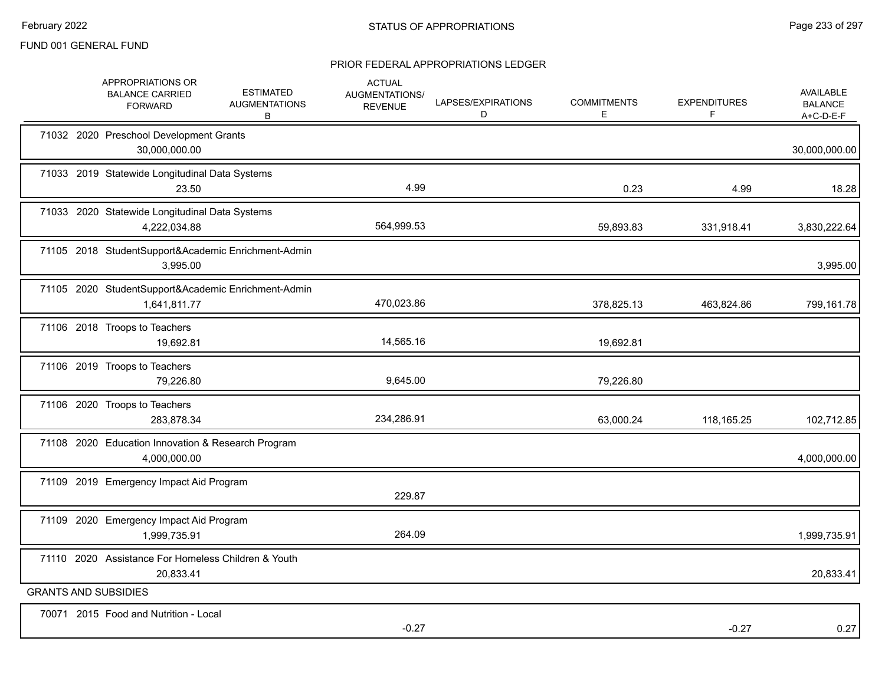FUND 001 GENERAL FUND

## PRIOR FEDERAL APPROPRIATIONS LEDGER

| | APPROPRIATIONS OR BALANCE CARRIED FORWARD | ESTIMATED AUGMENTATIONS B | ACTUAL AUGMENTATIONS/ REVENUE | LAPSES/EXPIRATIONS D | COMMITMENTS E | EXPENDITURES F | AVAILABLE BALANCE A+C-D-E-F |
|---|---|---|---|---|---|---|---|
| 71032 2020 Preschool Development Grants | 30,000,000.00 | | | | | | 30,000,000.00 |
| 71033 2019 Statewide Longitudinal Data Systems | 23.50 | | 4.99 | | 0.23 | 4.99 | 18.28 |
| 71033 2020 Statewide Longitudinal Data Systems | 4,222,034.88 | | 564,999.53 | | 59,893.83 | 331,918.41 | 3,830,222.64 |
| 71105 2018 StudentSupport&Academic Enrichment-Admin | 3,995.00 | | | | | | 3,995.00 |
| 71105 2020 StudentSupport&Academic Enrichment-Admin | 1,641,811.77 | | 470,023.86 | | 378,825.13 | 463,824.86 | 799,161.78 |
| 71106 2018 Troops to Teachers | 19,692.81 | | 14,565.16 | | 19,692.81 | | |
| 71106 2019 Troops to Teachers | 79,226.80 | | 9,645.00 | | 79,226.80 | | |
| 71106 2020 Troops to Teachers | 283,878.34 | | 234,286.91 | | 63,000.24 | 118,165.25 | 102,712.85 |
| 71108 2020 Education Innovation & Research Program | 4,000,000.00 | | | | | | 4,000,000.00 |
| 71109 2019 Emergency Impact Aid Program | | | 229.87 | | | | |
| 71109 2020 Emergency Impact Aid Program | 1,999,735.91 | | 264.09 | | | | 1,999,735.91 |
| 71110 2020 Assistance For Homeless Children & Youth | 20,833.41 | | | | | | 20,833.41 |
| **GRANTS AND SUBSIDIES** | | | | | | | |
| 70071 2015 Food and Nutrition - Local | | | -0.27 | | | -0.27 | 0.27 |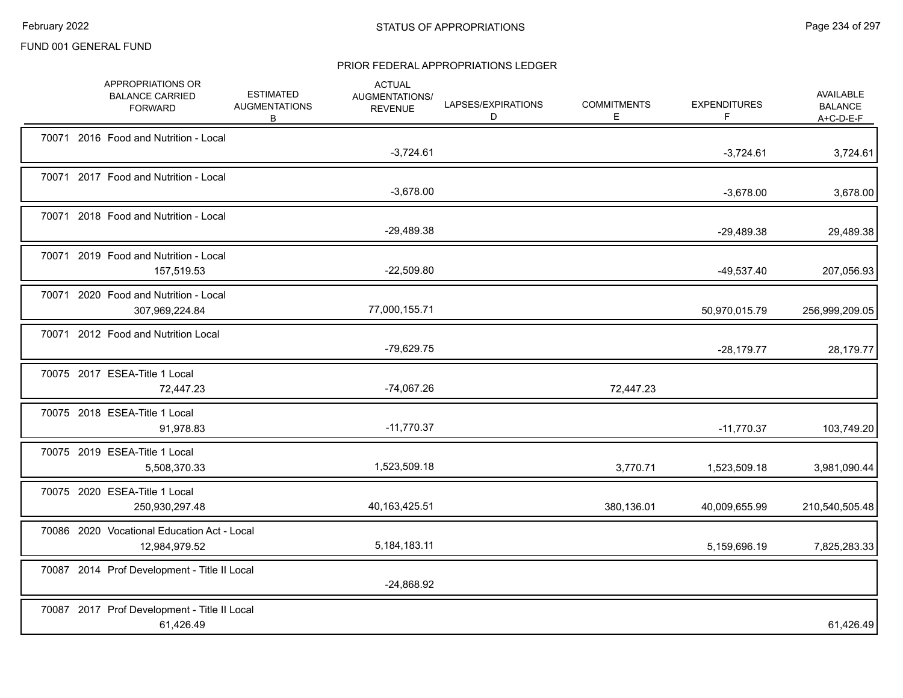FUND 001 GENERAL FUND

# STATUS OF APPROPRIATIONS

## PRIOR FEDERAL APPROPRIATIONS LEDGER

| | APPROPRIATIONS OR BALANCE CARRIED FORWARD | ESTIMATED AUGMENTATIONS B | ACTUAL AUGMENTATIONS/ REVENUE | LAPSES/EXPIRATIONS D | COMMITMENTS E | EXPENDITURES F | AVAILABLE BALANCE A+C-D-E-F |
|---|---|---|---|---|---|---|---|
| 70071 2016 Food and Nutrition - Local | | | -3,724.61 | | | -3,724.61 | 3,724.61 |
| 70071 2017 Food and Nutrition - Local | | | -3,678.00 | | | -3,678.00 | 3,678.00 |
| 70071 2018 Food and Nutrition - Local | | | -29,489.38 | | | -29,489.38 | 29,489.38 |
| 70071 2019 Food and Nutrition - Local | 157,519.53 | | -22,509.80 | | | -49,537.40 | 207,056.93 |
| 70071 2020 Food and Nutrition - Local | 307,969,224.84 | | 77,000,155.71 | | | 50,970,015.79 | 256,999,209.05 |
| 70071 2012 Food and Nutrition Local | | | -79,629.75 | | | -28,179.77 | 28,179.77 |
| 70075 2017 ESEA-Title 1 Local | 72,447.23 | | -74,067.26 | | 72,447.23 | | |
| 70075 2018 ESEA-Title 1 Local | 91,978.83 | | -11,770.37 | | | -11,770.37 | 103,749.20 |
| 70075 2019 ESEA-Title 1 Local | 5,508,370.33 | | 1,523,509.18 | | 3,770.71 | 1,523,509.18 | 3,981,090.44 |
| 70075 2020 ESEA-Title 1 Local | 250,930,297.48 | | 40,163,425.51 | | 380,136.01 | 40,009,655.99 | 210,540,505.48 |
| 70086 2020 Vocational Education Act - Local | 12,984,979.52 | | 5,184,183.11 | | | 5,159,696.19 | 7,825,283.33 |
| 70087 2014 Prof Development - Title II Local | | | -24,868.92 | | | | |
| 70087 2017 Prof Development - Title II Local | 61,426.49 | | | | | | 61,426.49 |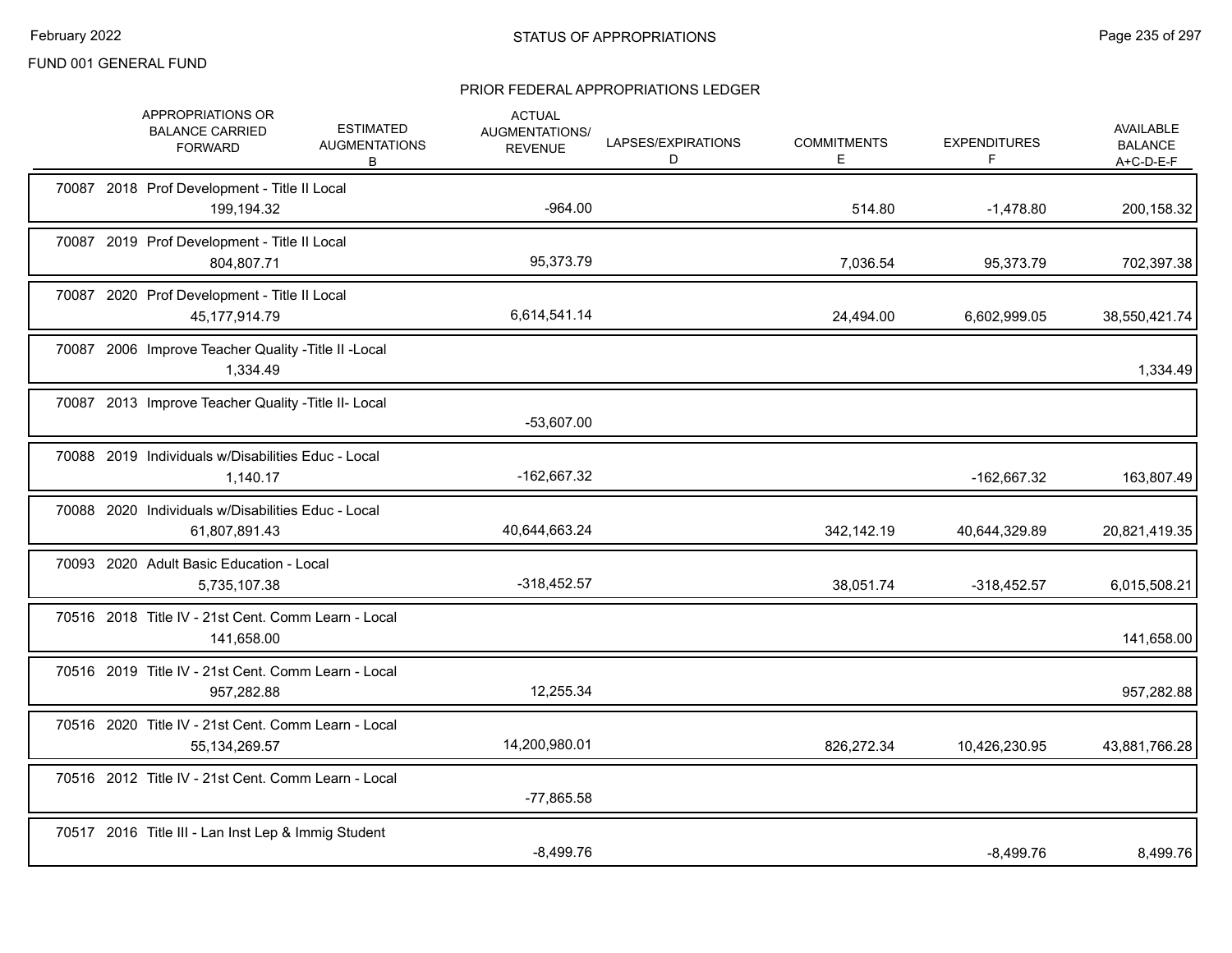FUND 001 GENERAL FUND

## STATUS OF APPROPRIATIONS

### PRIOR FEDERAL APPROPRIATIONS LEDGER

| | APPROPRIATIONS OR BALANCE CARRIED FORWARD | ESTIMATED AUGMENTATIONS B | ACTUAL AUGMENTATIONS/ REVENUE | LAPSES/EXPIRATIONS D | COMMITMENTS E | EXPENDITURES F | AVAILABLE BALANCE A+C-D-E-F |
|---|---|---|---|---|---|---|---|
| 70087 2018 Prof Development - Title II Local | 199,194.32 | | -964.00 | | 514.80 | -1,478.80 | 200,158.32 |
| 70087 2019 Prof Development - Title II Local | 804,807.71 | | 95,373.79 | | 7,036.54 | 95,373.79 | 702,397.38 |
| 70087 2020 Prof Development - Title II Local | 45,177,914.79 | | 6,614,541.14 | | 24,494.00 | 6,602,999.05 | 38,550,421.74 |
| 70087 2006 Improve Teacher Quality -Title II -Local | 1,334.49 | | | | | | 1,334.49 |
| 70087 2013 Improve Teacher Quality -Title II- Local | | | -53,607.00 | | | | |
| 70088 2019 Individuals w/Disabilities Educ - Local | 1,140.17 | | -162,667.32 | | | -162,667.32 | 163,807.49 |
| 70088 2020 Individuals w/Disabilities Educ - Local | 61,807,891.43 | | 40,644,663.24 | | 342,142.19 | 40,644,329.89 | 20,821,419.35 |
| 70093 2020 Adult Basic Education - Local | 5,735,107.38 | | -318,452.57 | | 38,051.74 | -318,452.57 | 6,015,508.21 |
| 70516 2018 Title IV - 21st Cent. Comm Learn - Local | 141,658.00 | | | | | | 141,658.00 |
| 70516 2019 Title IV - 21st Cent. Comm Learn - Local | 957,282.88 | | 12,255.34 | | | | 957,282.88 |
| 70516 2020 Title IV - 21st Cent. Comm Learn - Local | 55,134,269.57 | | 14,200,980.01 | | 826,272.34 | 10,426,230.95 | 43,881,766.28 |
| 70516 2012 Title IV - 21st Cent. Comm Learn - Local | | | -77,865.58 | | | | |
| 70517 2016 Title III - Lan Inst Lep & Immig Student | | | -8,499.76 | | | -8,499.76 | 8,499.76 |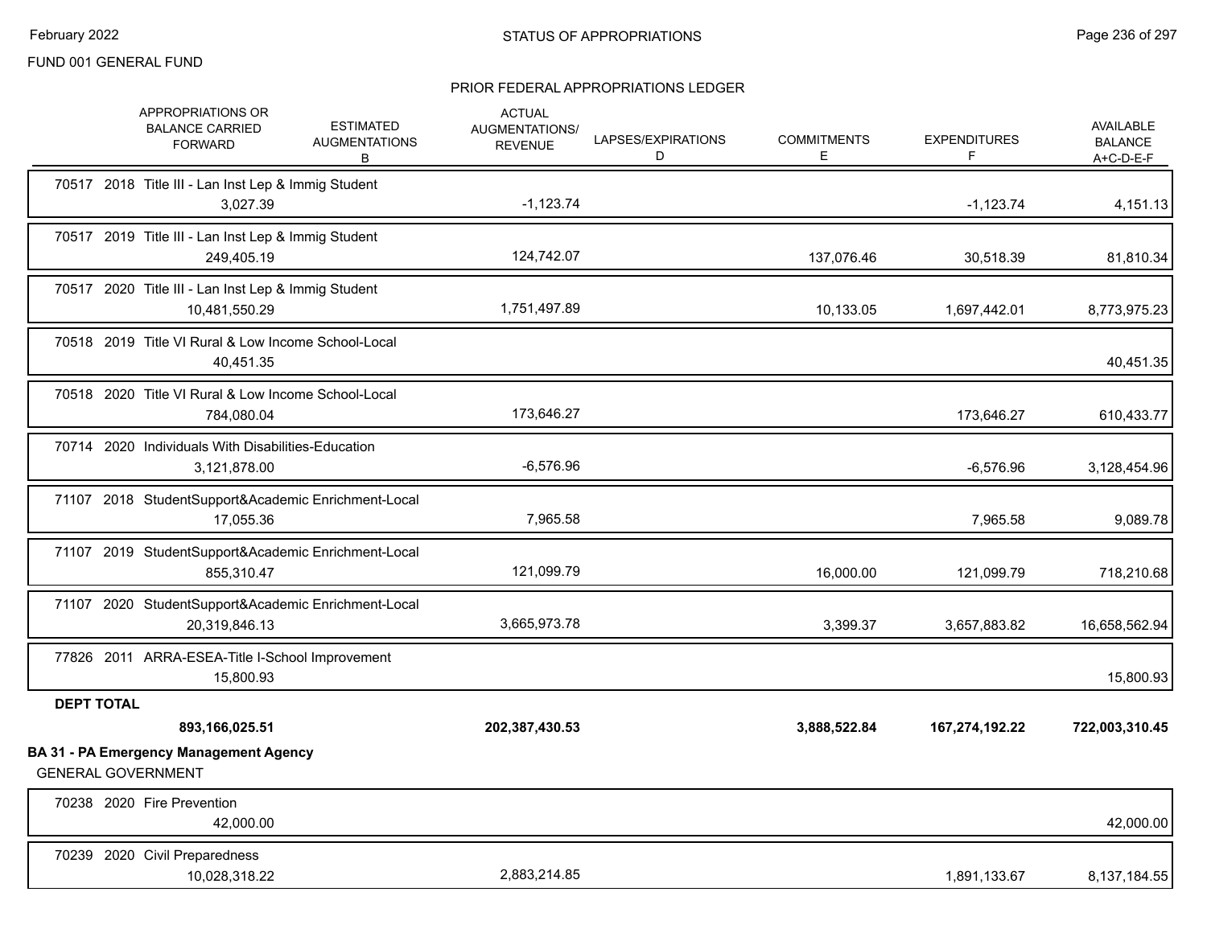FUND 001 GENERAL FUND

## PRIOR FEDERAL APPROPRIATIONS LEDGER

| | APPROPRIATIONS OR BALANCE CARRIED FORWARD | ESTIMATED AUGMENTATIONS B | ACTUAL AUGMENTATIONS/ REVENUE | LAPSES/EXPIRATIONS D | COMMITMENTS E | EXPENDITURES F | AVAILABLE BALANCE A+C-D-E-F |
|---|---|---|---|---|---|---|---|
| 70517 2018 Title III - Lan Inst Lep & Immig Student | 3,027.39 | | -1,123.74 | | | -1,123.74 | 4,151.13 |
| 70517 2019 Title III - Lan Inst Lep & Immig Student | 249,405.19 | | 124,742.07 | | 137,076.46 | 30,518.39 | 81,810.34 |
| 70517 2020 Title III - Lan Inst Lep & Immig Student | 10,481,550.29 | | 1,751,497.89 | | 10,133.05 | 1,697,442.01 | 8,773,975.23 |
| 70518 2019 Title VI Rural & Low Income School-Local | 40,451.35 | | | | | | 40,451.35 |
| 70518 2020 Title VI Rural & Low Income School-Local | 784,080.04 | | 173,646.27 | | | 173,646.27 | 610,433.77 |
| 70714 2020 Individuals With Disabilities-Education | 3,121,878.00 | | -6,576.96 | | | -6,576.96 | 3,128,454.96 |
| 71107 2018 StudentSupport&Academic Enrichment-Local | 17,055.36 | | 7,965.58 | | | 7,965.58 | 9,089.78 |
| 71107 2019 StudentSupport&Academic Enrichment-Local | 855,310.47 | | 121,099.79 | | 16,000.00 | 121,099.79 | 718,210.68 |
| 71107 2020 StudentSupport&Academic Enrichment-Local | 20,319,846.13 | | 3,665,973.78 | | 3,399.37 | 3,657,883.82 | 16,658,562.94 |
| 77826 2011 ARRA-ESEA-Title I-School Improvement | 15,800.93 | | | | | | 15,800.93 |
| **DEPT TOTAL** | **893,166,025.51** | | **202,387,430.53** | | **3,888,522.84** | **167,274,192.22** | **722,003,310.45** |

**BA 31 - PA Emergency Management Agency**

GENERAL GOVERNMENT

| | APPROPRIATIONS OR BALANCE CARRIED FORWARD | ESTIMATED AUGMENTATIONS B | ACTUAL AUGMENTATIONS/ REVENUE | LAPSES/EXPIRATIONS D | COMMITMENTS E | EXPENDITURES F | AVAILABLE BALANCE A+C-D-E-F |
|---|---|---|---|---|---|---|---|
| 70238 2020 Fire Prevention | 42,000.00 | | | | | | 42,000.00 |
| 70239 2020 Civil Preparedness | 10,028,318.22 | | 2,883,214.85 | | | 1,891,133.67 | 8,137,184.55 |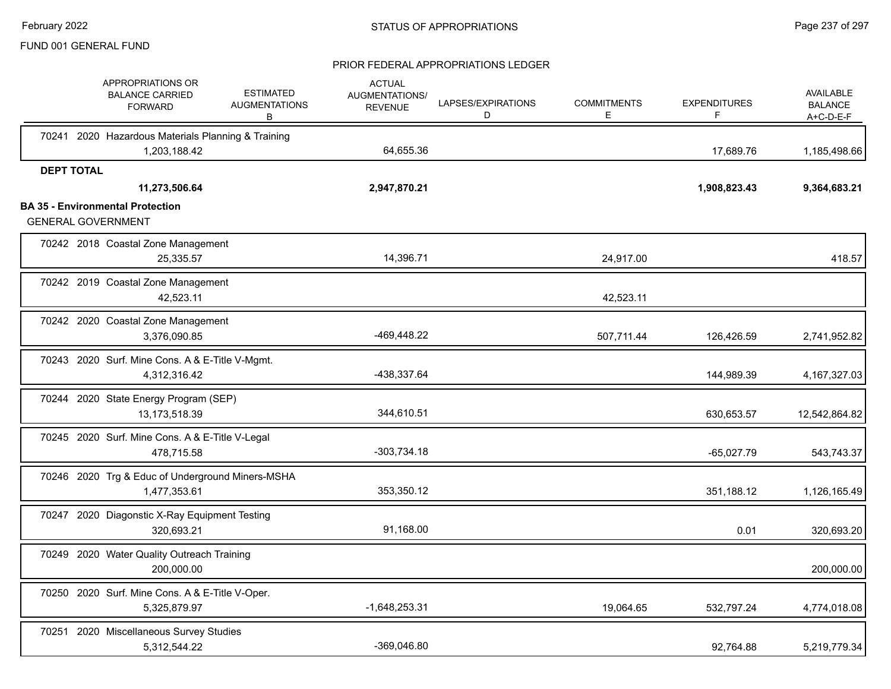FUND 001 GENERAL FUND

PRIOR FEDERAL APPROPRIATIONS LEDGER

| | APPROPRIATIONS OR BALANCE CARRIED FORWARD | ESTIMATED AUGMENTATIONS B | ACTUAL AUGMENTATIONS/ REVENUE | LAPSES/EXPIRATIONS D | COMMITMENTS E | EXPENDITURES F | AVAILABLE BALANCE A+C-D-E-F |
|---|---|---|---|---|---|---|---|
| 70241 2020 Hazardous Materials Planning & Training | 1,203,188.42 | | 64,655.36 | | | 17,689.76 | 1,185,498.66 |
| **DEPT TOTAL** | **11,273,506.64** | | **2,947,870.21** | | | **1,908,823.43** | **9,364,683.21** |

**BA 35 - Environmental Protection**

GENERAL GOVERNMENT

| | APPROPRIATIONS OR BALANCE CARRIED FORWARD | ESTIMATED AUGMENTATIONS B | ACTUAL AUGMENTATIONS/ REVENUE | LAPSES/EXPIRATIONS D | COMMITMENTS E | EXPENDITURES F | AVAILABLE BALANCE A+C-D-E-F |
|---|---|---|---|---|---|---|---|
| 70242 2018 Coastal Zone Management | 25,335.57 | | 14,396.71 | | 24,917.00 | | 418.57 |
| 70242 2019 Coastal Zone Management | 42,523.11 | | | | 42,523.11 | | |
| 70242 2020 Coastal Zone Management | 3,376,090.85 | | -469,448.22 | | 507,711.44 | 126,426.59 | 2,741,952.82 |
| 70243 2020 Surf. Mine Cons. A & E-Title V-Mgmt. | 4,312,316.42 | | -438,337.64 | | | 144,989.39 | 4,167,327.03 |
| 70244 2020 State Energy Program (SEP) | 13,173,518.39 | | 344,610.51 | | | 630,653.57 | 12,542,864.82 |
| 70245 2020 Surf. Mine Cons. A & E-Title V-Legal | 478,715.58 | | -303,734.18 | | | -65,027.79 | 543,743.37 |
| 70246 2020 Trg & Educ of Underground Miners-MSHA | 1,477,353.61 | | 353,350.12 | | | 351,188.12 | 1,126,165.49 |
| 70247 2020 Diagonstic X-Ray Equipment Testing | 320,693.21 | | 91,168.00 | | | 0.01 | 320,693.20 |
| 70249 2020 Water Quality Outreach Training | 200,000.00 | | | | | | 200,000.00 |
| 70250 2020 Surf. Mine Cons. A & E-Title V-Oper. | 5,325,879.97 | | -1,648,253.31 | | 19,064.65 | 532,797.24 | 4,774,018.08 |
| 70251 2020 Miscellaneous Survey Studies | 5,312,544.22 | | -369,046.80 | | | 92,764.88 | 5,219,779.34 |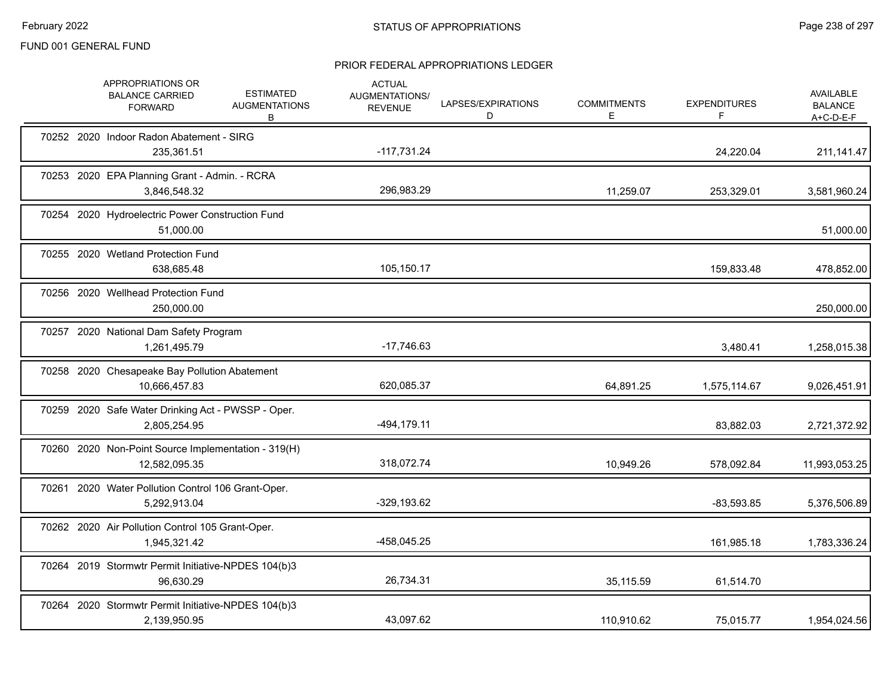FUND 001 GENERAL FUND

## STATUS OF APPROPRIATIONS

### PRIOR FEDERAL APPROPRIATIONS LEDGER

| | APPROPRIATIONS OR BALANCE CARRIED FORWARD | ESTIMATED AUGMENTATIONS B | ACTUAL AUGMENTATIONS/ REVENUE | LAPSES/EXPIRATIONS D | COMMITMENTS E | EXPENDITURES F | AVAILABLE BALANCE A+C-D-E-F |
|---|---|---|---|---|---|---|---|
| 70252 2020 Indoor Radon Abatement - SIRG | 235,361.51 | | -117,731.24 | | | 24,220.04 | 211,141.47 |
| 70253 2020 EPA Planning Grant - Admin. - RCRA | 3,846,548.32 | | 296,983.29 | | 11,259.07 | 253,329.01 | 3,581,960.24 |
| 70254 2020 Hydroelectric Power Construction Fund | 51,000.00 | | | | | | 51,000.00 |
| 70255 2020 Wetland Protection Fund | 638,685.48 | | 105,150.17 | | | 159,833.48 | 478,852.00 |
| 70256 2020 Wellhead Protection Fund | 250,000.00 | | | | | | 250,000.00 |
| 70257 2020 National Dam Safety Program | 1,261,495.79 | | -17,746.63 | | | 3,480.41 | 1,258,015.38 |
| 70258 2020 Chesapeake Bay Pollution Abatement | 10,666,457.83 | | 620,085.37 | | 64,891.25 | 1,575,114.67 | 9,026,451.91 |
| 70259 2020 Safe Water Drinking Act - PWSSP - Oper. | 2,805,254.95 | | -494,179.11 | | | 83,882.03 | 2,721,372.92 |
| 70260 2020 Non-Point Source Implementation - 319(H) | 12,582,095.35 | | 318,072.74 | | 10,949.26 | 578,092.84 | 11,993,053.25 |
| 70261 2020 Water Pollution Control 106 Grant-Oper. | 5,292,913.04 | | -329,193.62 | | | -83,593.85 | 5,376,506.89 |
| 70262 2020 Air Pollution Control 105 Grant-Oper. | 1,945,321.42 | | -458,045.25 | | | 161,985.18 | 1,783,336.24 |
| 70264 2019 Stormwtr Permit Initiative-NPDES 104(b)3 | 96,630.29 | | 26,734.31 | | 35,115.59 | 61,514.70 | |
| 70264 2020 Stormwtr Permit Initiative-NPDES 104(b)3 | 2,139,950.95 | | 43,097.62 | | 110,910.62 | 75,015.77 | 1,954,024.56 |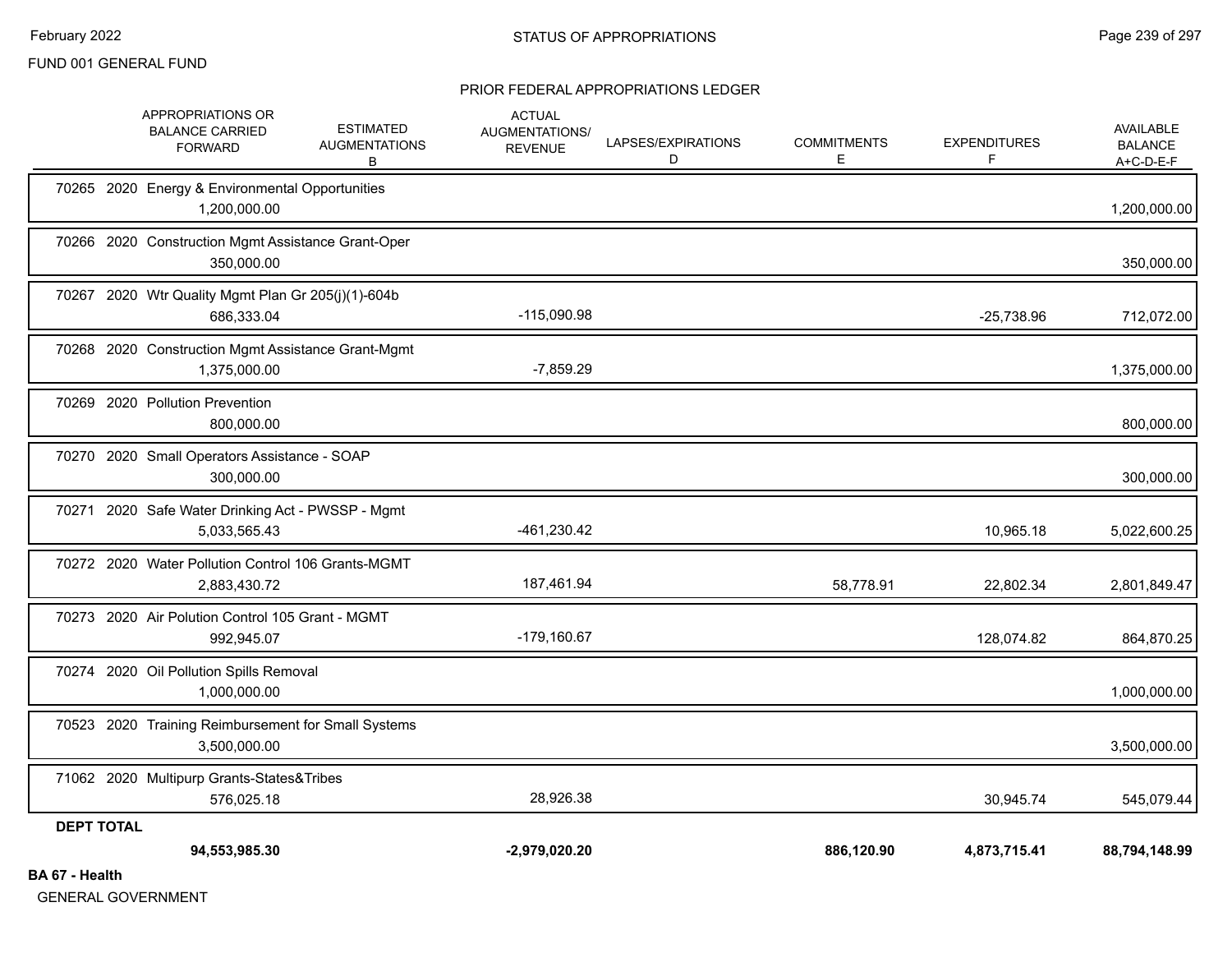FUND 001 GENERAL FUND

PRIOR FEDERAL APPROPRIATIONS LEDGER

| | APPROPRIATIONS OR BALANCE CARRIED FORWARD | ESTIMATED AUGMENTATIONS B | ACTUAL AUGMENTATIONS/ REVENUE | LAPSES/EXPIRATIONS D | COMMITMENTS E | EXPENDITURES F | AVAILABLE BALANCE A+C-D-E-F |
|---|---|---|---|---|---|---|---|
| 70265 2020 Energy & Environmental Opportunities | 1,200,000.00 | | | | | | 1,200,000.00 |
| 70266 2020 Construction Mgmt Assistance Grant-Oper | 350,000.00 | | | | | | 350,000.00 |
| 70267 2020 Wtr Quality Mgmt Plan Gr 205(j)(1)-604b | 686,333.04 | | -115,090.98 | | | -25,738.96 | 712,072.00 |
| 70268 2020 Construction Mgmt Assistance Grant-Mgmt | 1,375,000.00 | | -7,859.29 | | | | 1,375,000.00 |
| 70269 2020 Pollution Prevention | 800,000.00 | | | | | | 800,000.00 |
| 70270 2020 Small Operators Assistance - SOAP | 300,000.00 | | | | | | 300,000.00 |
| 70271 2020 Safe Water Drinking Act - PWSSP - Mgmt | 5,033,565.43 | | -461,230.42 | | | 10,965.18 | 5,022,600.25 |
| 70272 2020 Water Pollution Control 106 Grants-MGMT | 2,883,430.72 | | 187,461.94 | | 58,778.91 | 22,802.34 | 2,801,849.47 |
| 70273 2020 Air Polution Control 105 Grant - MGMT | 992,945.07 | | -179,160.67 | | | 128,074.82 | 864,870.25 |
| 70274 2020 Oil Pollution Spills Removal | 1,000,000.00 | | | | | | 1,000,000.00 |
| 70523 2020 Training Reimbursement for Small Systems | 3,500,000.00 | | | | | | 3,500,000.00 |
| 71062 2020 Multipurp Grants-States&Tribes | 576,025.18 | | 28,926.38 | | | 30,945.74 | 545,079.44 |
| **DEPT TOTAL** | **94,553,985.30** | | **-2,979,020.20** | | **886,120.90** | **4,873,715.41** | **88,794,148.99** |

**BA 67 - Health**

GENERAL GOVERNMENT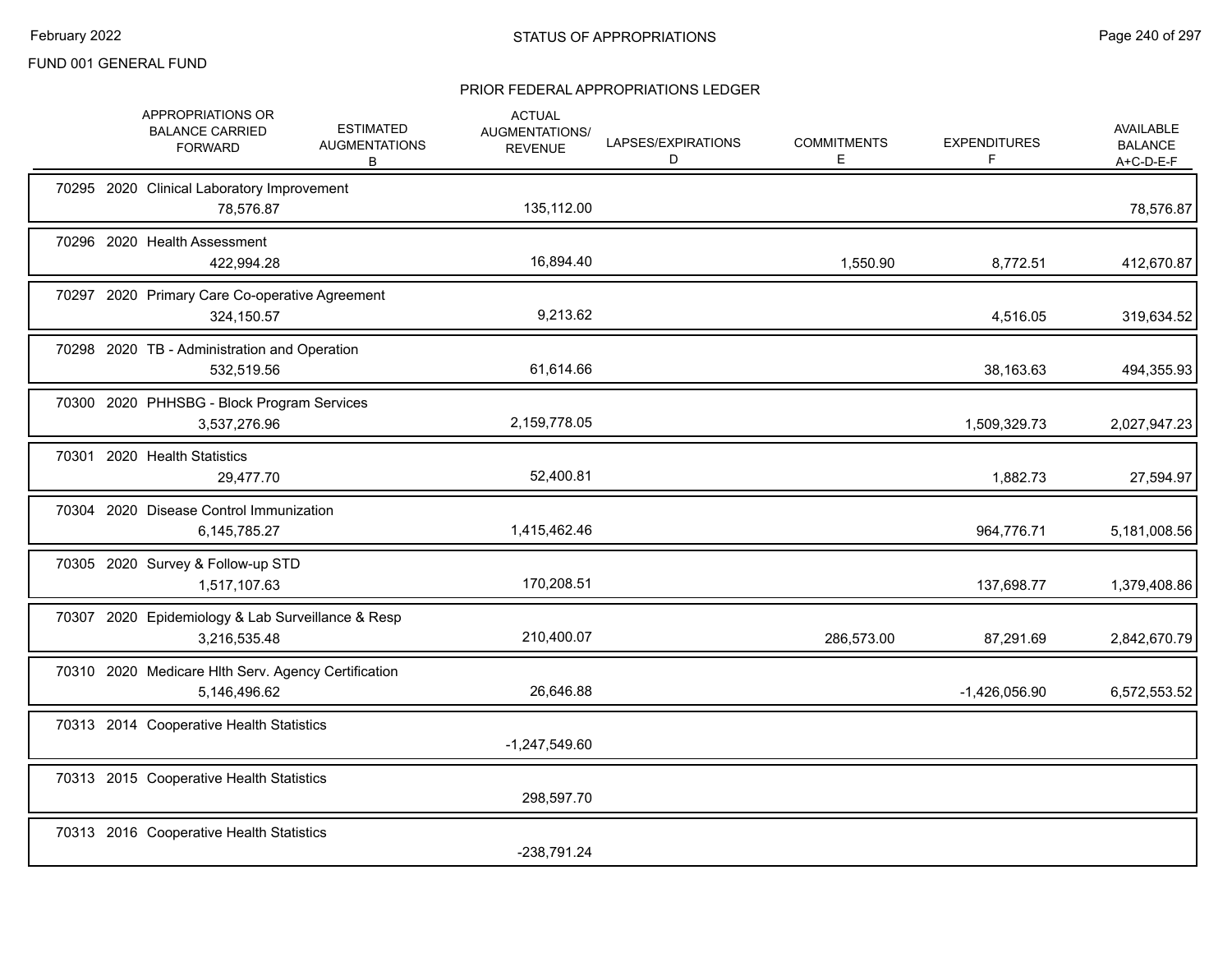FUND 001 GENERAL FUND

## STATUS OF APPROPRIATIONS

### PRIOR FEDERAL APPROPRIATIONS LEDGER

| | APPROPRIATIONS OR BALANCE CARRIED FORWARD | ESTIMATED AUGMENTATIONS B | ACTUAL AUGMENTATIONS/ REVENUE | LAPSES/EXPIRATIONS D | COMMITMENTS E | EXPENDITURES F | AVAILABLE BALANCE A+C-D-E-F |
|---|---|---|---|---|---|---|---|
| 70295 2020 Clinical Laboratory Improvement | 78,576.87 | | 135,112.00 | | | | 78,576.87 |
| 70296 2020 Health Assessment | 422,994.28 | | 16,894.40 | | 1,550.90 | 8,772.51 | 412,670.87 |
| 70297 2020 Primary Care Co-operative Agreement | 324,150.57 | | 9,213.62 | | | 4,516.05 | 319,634.52 |
| 70298 2020 TB - Administration and Operation | 532,519.56 | | 61,614.66 | | | 38,163.63 | 494,355.93 |
| 70300 2020 PHHSBG - Block Program Services | 3,537,276.96 | | 2,159,778.05 | | | 1,509,329.73 | 2,027,947.23 |
| 70301 2020 Health Statistics | 29,477.70 | | 52,400.81 | | | 1,882.73 | 27,594.97 |
| 70304 2020 Disease Control Immunization | 6,145,785.27 | | 1,415,462.46 | | | 964,776.71 | 5,181,008.56 |
| 70305 2020 Survey & Follow-up STD | 1,517,107.63 | | 170,208.51 | | | 137,698.77 | 1,379,408.86 |
| 70307 2020 Epidemiology & Lab Surveillance & Resp | 3,216,535.48 | | 210,400.07 | | 286,573.00 | 87,291.69 | 2,842,670.79 |
| 70310 2020 Medicare Hlth Serv. Agency Certification | 5,146,496.62 | | 26,646.88 | | | -1,426,056.90 | 6,572,553.52 |
| 70313 2014 Cooperative Health Statistics | | | -1,247,549.60 | | | | |
| 70313 2015 Cooperative Health Statistics | | | 298,597.70 | | | | |
| 70313 2016 Cooperative Health Statistics | | | -238,791.24 | | | | |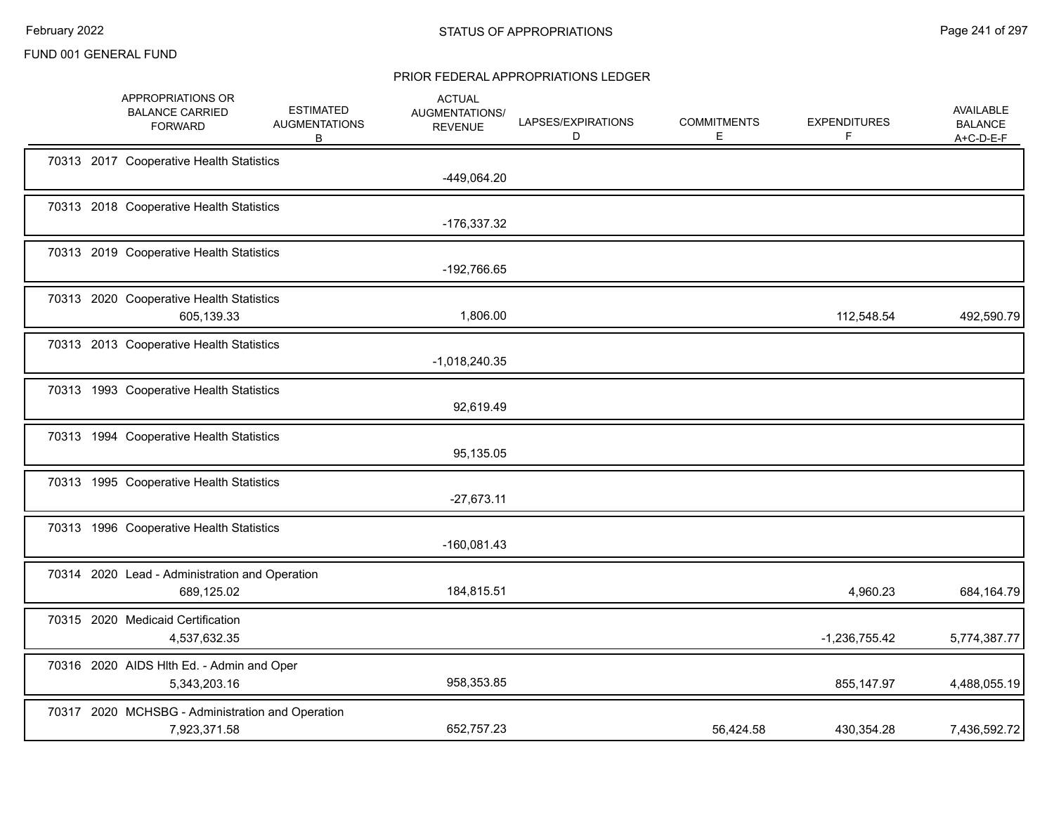FUND 001 GENERAL FUND

PRIOR FEDERAL APPROPRIATIONS LEDGER

| | APPROPRIATIONS OR BALANCE CARRIED FORWARD | ESTIMATED AUGMENTATIONS B | ACTUAL AUGMENTATIONS/ REVENUE | LAPSES/EXPIRATIONS D | COMMITMENTS E | EXPENDITURES F | AVAILABLE BALANCE A+C-D-E-F |
|---|---|---|---|---|---|---|---|
| 70313 2017 Cooperative Health Statistics | | | -449,064.20 | | | | |
| 70313 2018 Cooperative Health Statistics | | | -176,337.32 | | | | |
| 70313 2019 Cooperative Health Statistics | | | -192,766.65 | | | | |
| 70313 2020 Cooperative Health Statistics | 605,139.33 | | 1,806.00 | | | 112,548.54 | 492,590.79 |
| 70313 2013 Cooperative Health Statistics | | | -1,018,240.35 | | | | |
| 70313 1993 Cooperative Health Statistics | | | 92,619.49 | | | | |
| 70313 1994 Cooperative Health Statistics | | | 95,135.05 | | | | |
| 70313 1995 Cooperative Health Statistics | | | -27,673.11 | | | | |
| 70313 1996 Cooperative Health Statistics | | | -160,081.43 | | | | |
| 70314 2020 Lead - Administration and Operation | 689,125.02 | | 184,815.51 | | | 4,960.23 | 684,164.79 |
| 70315 2020 Medicaid Certification | 4,537,632.35 | | | | | -1,236,755.42 | 5,774,387.77 |
| 70316 2020 AIDS Hlth Ed. - Admin and Oper | 5,343,203.16 | | 958,353.85 | | | 855,147.97 | 4,488,055.19 |
| 70317 2020 MCHSBG - Administration and Operation | 7,923,371.58 | | 652,757.23 | | 56,424.58 | 430,354.28 | 7,436,592.72 |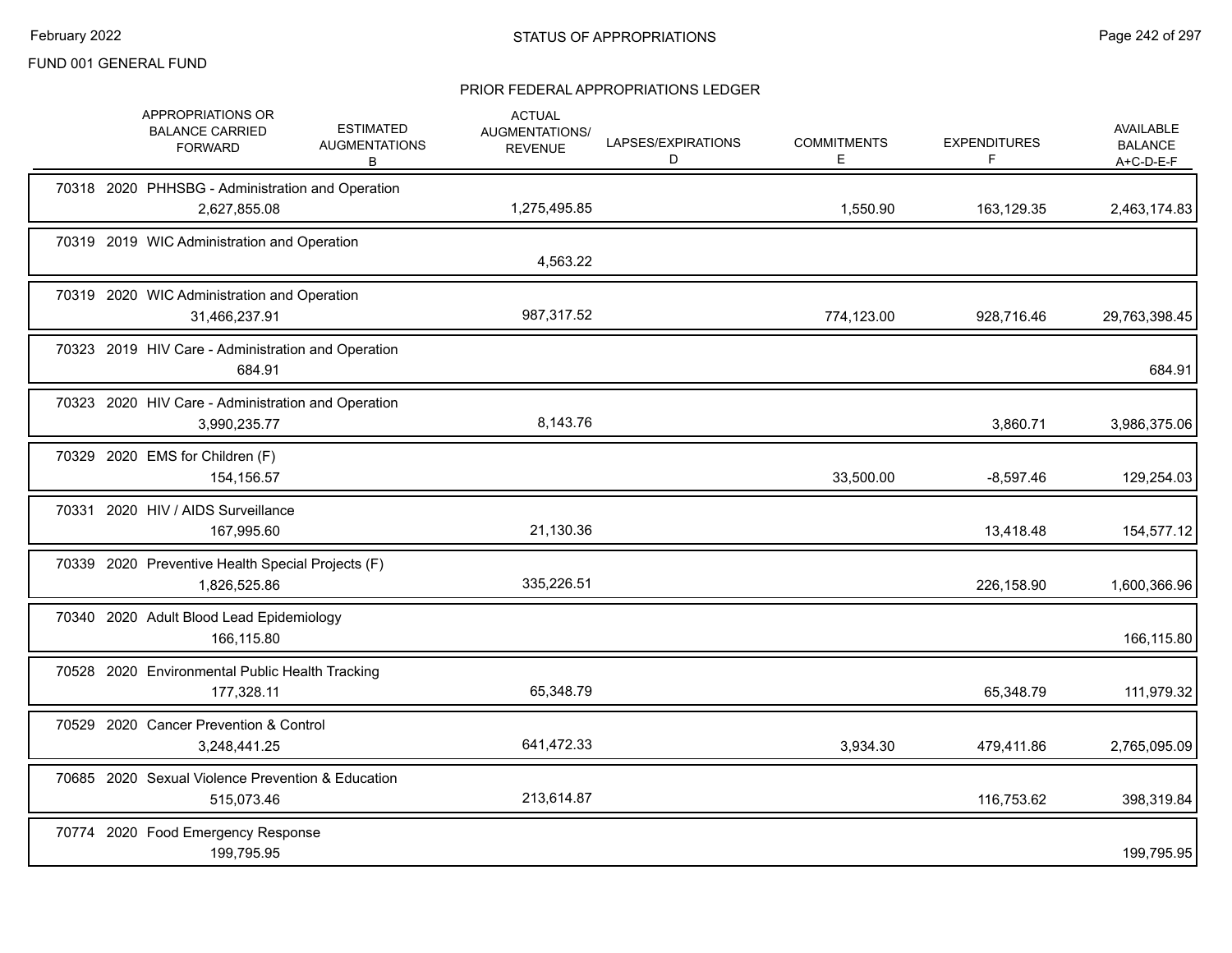FUND 001 GENERAL FUND

## PRIOR FEDERAL APPROPRIATIONS LEDGER

| | APPROPRIATIONS OR BALANCE CARRIED FORWARD | ESTIMATED AUGMENTATIONS B | ACTUAL AUGMENTATIONS/ REVENUE | LAPSES/EXPIRATIONS D | COMMITMENTS E | EXPENDITURES F | AVAILABLE BALANCE A+C-D-E-F |
|---|---|---|---|---|---|---|---|
| 70318 2020 PHHSBG - Administration and Operation | 2,627,855.08 | | 1,275,495.85 | | 1,550.90 | 163,129.35 | 2,463,174.83 |
| 70319 2019 WIC Administration and Operation | | | 4,563.22 | | | | |
| 70319 2020 WIC Administration and Operation | 31,466,237.91 | | 987,317.52 | | 774,123.00 | 928,716.46 | 29,763,398.45 |
| 70323 2019 HIV Care - Administration and Operation | 684.91 | | | | | | 684.91 |
| 70323 2020 HIV Care - Administration and Operation | 3,990,235.77 | | 8,143.76 | | | 3,860.71 | 3,986,375.06 |
| 70329 2020 EMS for Children (F) | 154,156.57 | | | | 33,500.00 | -8,597.46 | 129,254.03 |
| 70331 2020 HIV / AIDS Surveillance | 167,995.60 | | 21,130.36 | | | 13,418.48 | 154,577.12 |
| 70339 2020 Preventive Health Special Projects (F) | 1,826,525.86 | | 335,226.51 | | | 226,158.90 | 1,600,366.96 |
| 70340 2020 Adult Blood Lead Epidemiology | 166,115.80 | | | | | | 166,115.80 |
| 70528 2020 Environmental Public Health Tracking | 177,328.11 | | 65,348.79 | | | 65,348.79 | 111,979.32 |
| 70529 2020 Cancer Prevention & Control | 3,248,441.25 | | 641,472.33 | | 3,934.30 | 479,411.86 | 2,765,095.09 |
| 70685 2020 Sexual Violence Prevention & Education | 515,073.46 | | 213,614.87 | | | 116,753.62 | 398,319.84 |
| 70774 2020 Food Emergency Response | 199,795.95 | | | | | | 199,795.95 |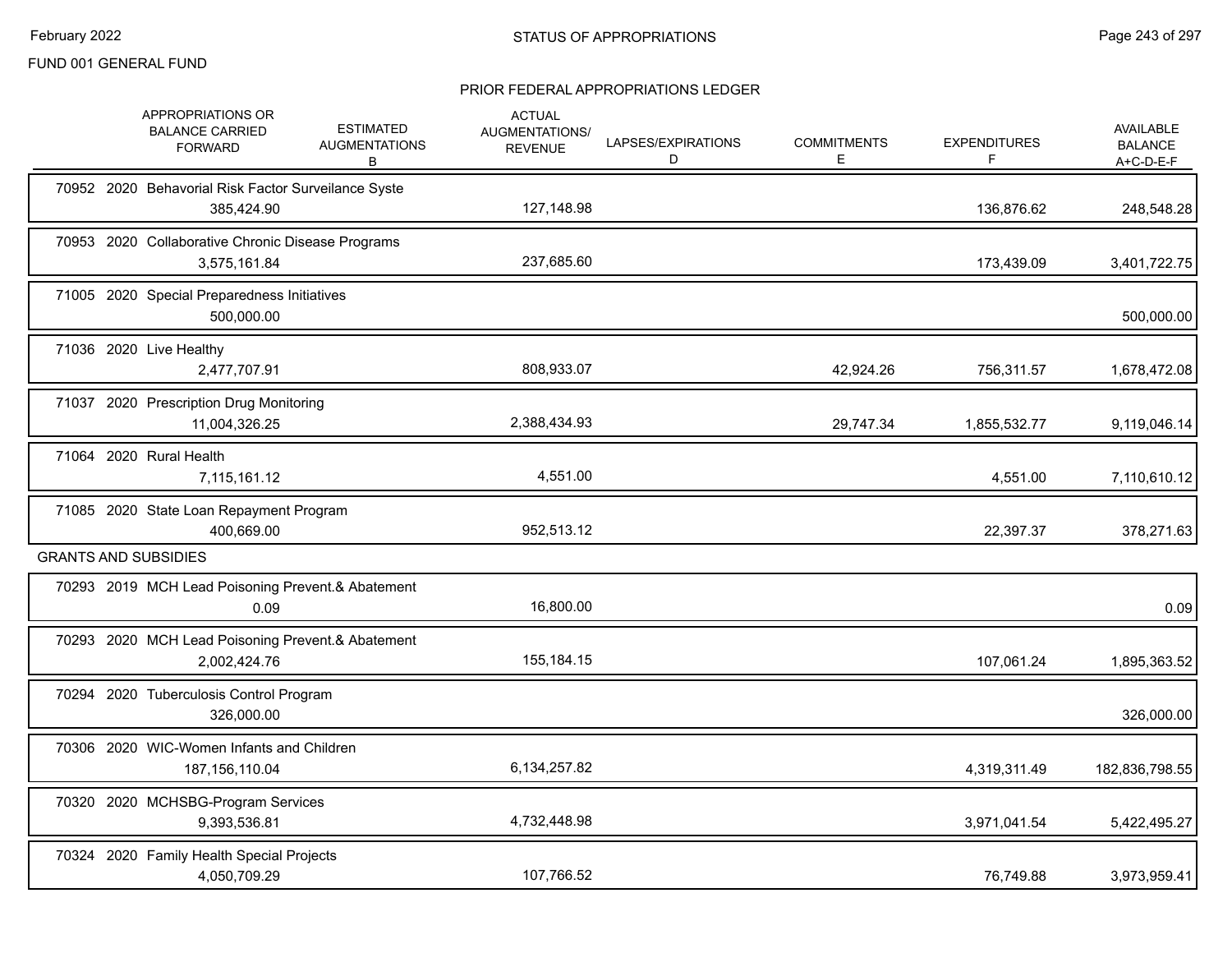FUND 001 GENERAL FUND

## PRIOR FEDERAL APPROPRIATIONS LEDGER

| | APPROPRIATIONS OR BALANCE CARRIED FORWARD | ESTIMATED AUGMENTATIONS B | ACTUAL AUGMENTATIONS/ REVENUE | LAPSES/EXPIRATIONS D | COMMITMENTS E | EXPENDITURES F | AVAILABLE BALANCE A+C-D-E-F |
|---|---|---|---|---|---|---|---|
| 70952 2020 Behavorial Risk Factor Surveilance Syste | 385,424.90 | | 127,148.98 | | | 136,876.62 | 248,548.28 |
| 70953 2020 Collaborative Chronic Disease Programs | 3,575,161.84 | | 237,685.60 | | | 173,439.09 | 3,401,722.75 |
| 71005 2020 Special Preparedness Initiatives | 500,000.00 | | | | | | 500,000.00 |
| 71036 2020 Live Healthy | 2,477,707.91 | | 808,933.07 | | 42,924.26 | 756,311.57 | 1,678,472.08 |
| 71037 2020 Prescription Drug Monitoring | 11,004,326.25 | | 2,388,434.93 | | 29,747.34 | 1,855,532.77 | 9,119,046.14 |
| 71064 2020 Rural Health | 7,115,161.12 | | 4,551.00 | | | 4,551.00 | 7,110,610.12 |
| 71085 2020 State Loan Repayment Program | 400,669.00 | | 952,513.12 | | | 22,397.37 | 378,271.63 |
| **GRANTS AND SUBSIDIES** | | | | | | | |
| 70293 2019 MCH Lead Poisoning Prevent.& Abatement | 0.09 | | 16,800.00 | | | | 0.09 |
| 70293 2020 MCH Lead Poisoning Prevent.& Abatement | 2,002,424.76 | | 155,184.15 | | | 107,061.24 | 1,895,363.52 |
| 70294 2020 Tuberculosis Control Program | 326,000.00 | | | | | | 326,000.00 |
| 70306 2020 WIC-Women Infants and Children | 187,156,110.04 | | 6,134,257.82 | | | 4,319,311.49 | 182,836,798.55 |
| 70320 2020 MCHSBG-Program Services | 9,393,536.81 | | 4,732,448.98 | | | 3,971,041.54 | 5,422,495.27 |
| 70324 2020 Family Health Special Projects | 4,050,709.29 | | 107,766.52 | | | 76,749.88 | 3,973,959.41 |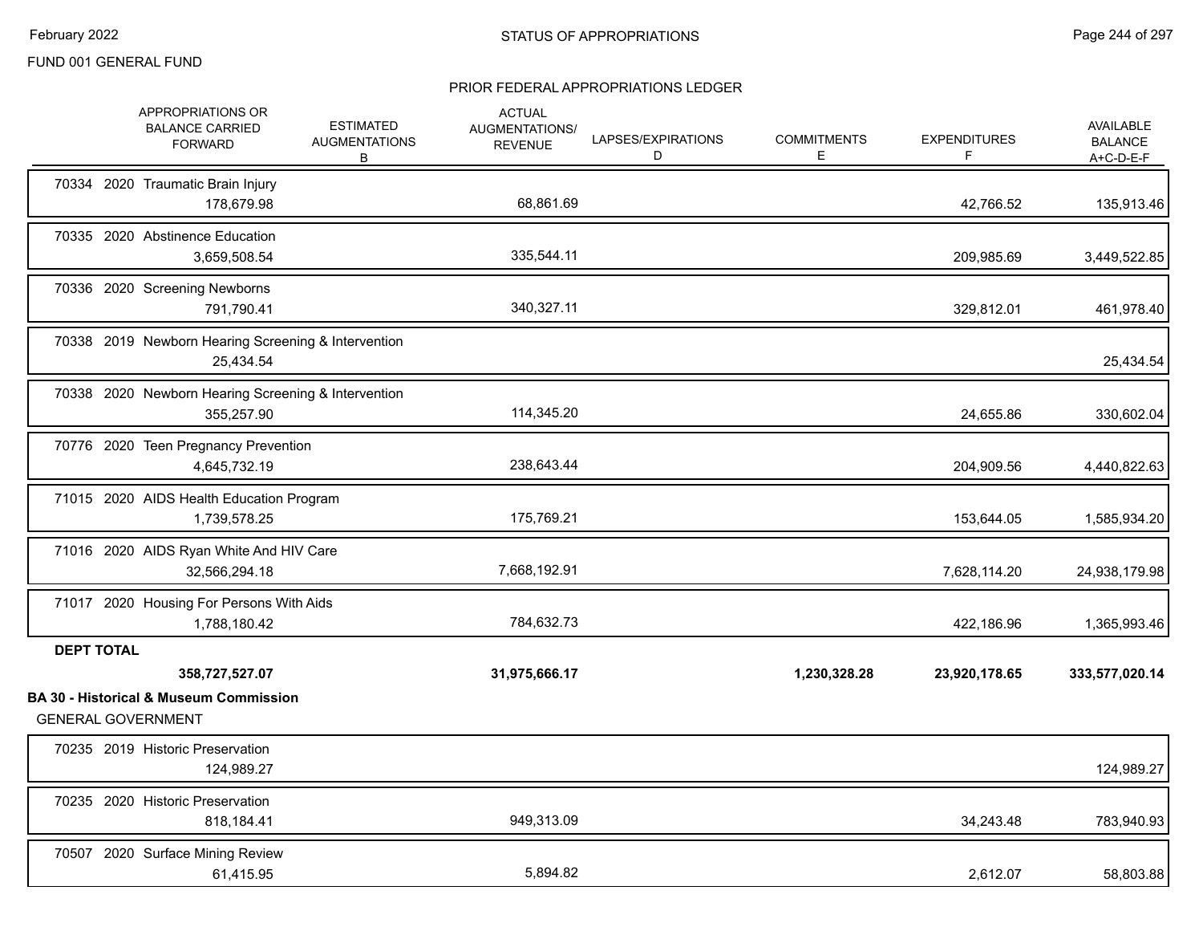FUND 001 GENERAL FUND

STATUS OF APPROPRIATIONS

PRIOR FEDERAL APPROPRIATIONS LEDGER

| | APPROPRIATIONS OR BALANCE CARRIED FORWARD | ESTIMATED AUGMENTATIONS B | ACTUAL AUGMENTATIONS/ REVENUE | LAPSES/EXPIRATIONS D | COMMITMENTS E | EXPENDITURES F | AVAILABLE BALANCE A+C-D-E-F |
|---|---|---|---|---|---|---|---|
| 70334 2020 Traumatic Brain Injury | 178,679.98 | | 68,861.69 | | | 42,766.52 | 135,913.46 |
| 70335 2020 Abstinence Education | 3,659,508.54 | | 335,544.11 | | | 209,985.69 | 3,449,522.85 |
| 70336 2020 Screening Newborns | 791,790.41 | | 340,327.11 | | | 329,812.01 | 461,978.40 |
| 70338 2019 Newborn Hearing Screening & Intervention | 25,434.54 | | | | | | 25,434.54 |
| 70338 2020 Newborn Hearing Screening & Intervention | 355,257.90 | | 114,345.20 | | | 24,655.86 | 330,602.04 |
| 70776 2020 Teen Pregnancy Prevention | 4,645,732.19 | | 238,643.44 | | | 204,909.56 | 4,440,822.63 |
| 71015 2020 AIDS Health Education Program | 1,739,578.25 | | 175,769.21 | | | 153,644.05 | 1,585,934.20 |
| 71016 2020 AIDS Ryan White And HIV Care | 32,566,294.18 | | 7,668,192.91 | | | 7,628,114.20 | 24,938,179.98 |
| 71017 2020 Housing For Persons With Aids | 1,788,180.42 | | 784,632.73 | | | 422,186.96 | 1,365,993.46 |
| **DEPT TOTAL** | **358,727,527.07** | | **31,975,666.17** | | **1,230,328.28** | **23,920,178.65** | **333,577,020.14** |

**BA 30 - Historical & Museum Commission**

GENERAL GOVERNMENT

| | APPROPRIATIONS OR BALANCE CARRIED FORWARD | ESTIMATED AUGMENTATIONS B | ACTUAL AUGMENTATIONS/ REVENUE | LAPSES/EXPIRATIONS D | COMMITMENTS E | EXPENDITURES F | AVAILABLE BALANCE A+C-D-E-F |
|---|---|---|---|---|---|---|---|
| 70235 2019 Historic Preservation | 124,989.27 | | | | | | 124,989.27 |
| 70235 2020 Historic Preservation | 818,184.41 | | 949,313.09 | | | 34,243.48 | 783,940.93 |
| 70507 2020 Surface Mining Review | 61,415.95 | | 5,894.82 | | | 2,612.07 | 58,803.88 |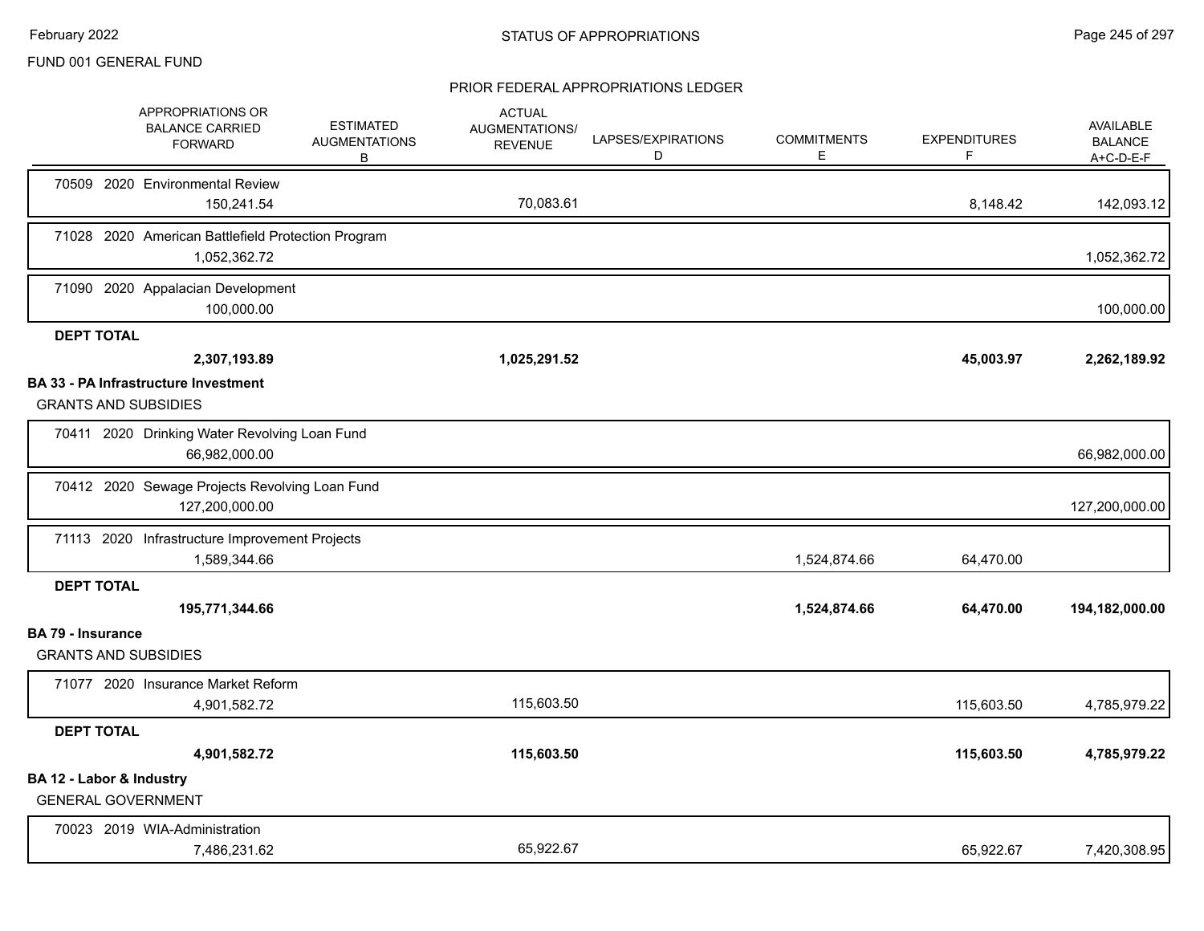FUND 001 GENERAL FUND

## PRIOR FEDERAL APPROPRIATIONS LEDGER

| | APPROPRIATIONS OR BALANCE CARRIED FORWARD | ESTIMATED AUGMENTATIONS B | ACTUAL AUGMENTATIONS/ REVENUE | LAPSES/EXPIRATIONS D | COMMITMENTS E | EXPENDITURES F | AVAILABLE BALANCE A+C-D-E-F |
|---|---|---|---|---|---|---|---|
| 70509 2020 Environmental Review | 150,241.54 | | 70,083.61 | | | 8,148.42 | 142,093.12 |
| 71028 2020 American Battlefield Protection Program | 1,052,362.72 | | | | | | 1,052,362.72 |
| 71090 2020 Appalacian Development | 100,000.00 | | | | | | 100,000.00 |
| **DEPT TOTAL** | **2,307,193.89** | | **1,025,291.52** | | | **45,003.97** | **2,262,189.92** |
| **BA 33 - PA Infrastructure Investment** | | | | | | | |
| GRANTS AND SUBSIDIES | | | | | | | |
| 70411 2020 Drinking Water Revolving Loan Fund | 66,982,000.00 | | | | | | 66,982,000.00 |
| 70412 2020 Sewage Projects Revolving Loan Fund | 127,200,000.00 | | | | | | 127,200,000.00 |
| 71113 2020 Infrastructure Improvement Projects | 1,589,344.66 | | | | 1,524,874.66 | 64,470.00 | |
| **DEPT TOTAL** | **195,771,344.66** | | | | **1,524,874.66** | **64,470.00** | **194,182,000.00** |
| **BA 79 - Insurance** | | | | | | | |
| GRANTS AND SUBSIDIES | | | | | | | |
| 71077 2020 Insurance Market Reform | 4,901,582.72 | | 115,603.50 | | | 115,603.50 | 4,785,979.22 |
| **DEPT TOTAL** | **4,901,582.72** | | **115,603.50** | | | **115,603.50** | **4,785,979.22** |
| **BA 12 - Labor & Industry** | | | | | | | |
| GENERAL GOVERNMENT | | | | | | | |
| 70023 2019 WIA-Administration | 7,486,231.62 | | 65,922.67 | | | 65,922.67 | 7,420,308.95 |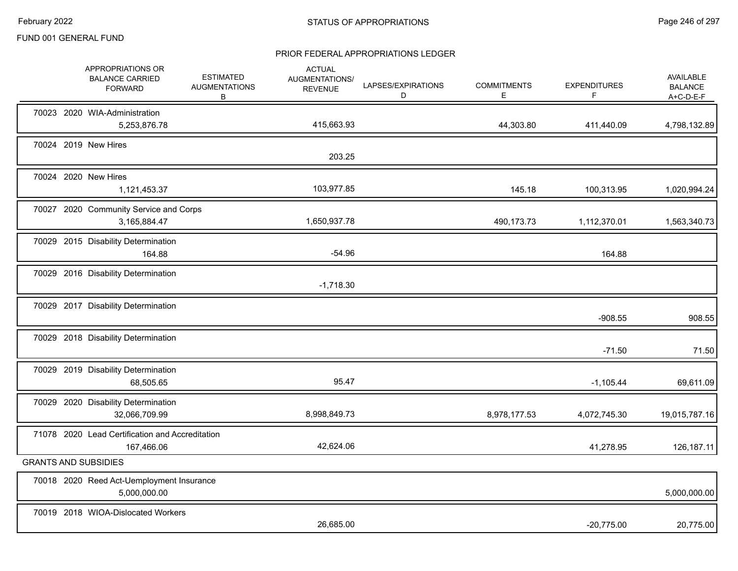FUND 001 GENERAL FUND

## STATUS OF APPROPRIATIONS

### PRIOR FEDERAL APPROPRIATIONS LEDGER

| APPROPRIATIONS OR BALANCE CARRIED FORWARD | ESTIMATED AUGMENTATIONS B | ACTUAL AUGMENTATIONS/ REVENUE | LAPSES/EXPIRATIONS D | COMMITMENTS E | EXPENDITURES F | AVAILABLE BALANCE A+C-D-E-F |
|---|---|---|---|---|---|---|
| 70023 2020 WIA-Administration | | | | | | |
| 5,253,876.78 | | 415,663.93 | | 44,303.80 | 411,440.09 | 4,798,132.89 |
| 70024 2019 New Hires | | | | | | |
| | | 203.25 | | | | |
| 70024 2020 New Hires | | | | | | |
| 1,121,453.37 | | 103,977.85 | | 145.18 | 100,313.95 | 1,020,994.24 |
| 70027 2020 Community Service and Corps | | | | | | |
| 3,165,884.47 | | 1,650,937.78 | | 490,173.73 | 1,112,370.01 | 1,563,340.73 |
| 70029 2015 Disability Determination | | | | | | |
| 164.88 | | -54.96 | | | 164.88 | |
| 70029 2016 Disability Determination | | | | | | |
| | | -1,718.30 | | | | |
| 70029 2017 Disability Determination | | | | | | |
| | | | | | -908.55 | 908.55 |
| 70029 2018 Disability Determination | | | | | | |
| | | | | | -71.50 | 71.50 |
| 70029 2019 Disability Determination | | | | | | |
| 68,505.65 | | 95.47 | | | -1,105.44 | 69,611.09 |
| 70029 2020 Disability Determination | | | | | | |
| 32,066,709.99 | | 8,998,849.73 | | 8,978,177.53 | 4,072,745.30 | 19,015,787.16 |
| 71078 2020 Lead Certification and Accreditation | | | | | | |
| 167,466.06 | | 42,624.06 | | | 41,278.95 | 126,187.11 |
| **GRANTS AND SUBSIDIES** | | | | | | |
| 70018 2020 Reed Act-Uemployment Insurance | | | | | | |
| 5,000,000.00 | | | | | | 5,000,000.00 |
| 70019 2018 WIOA-Dislocated Workers | | | | | | |
| | | 26,685.00 | | | -20,775.00 | 20,775.00 |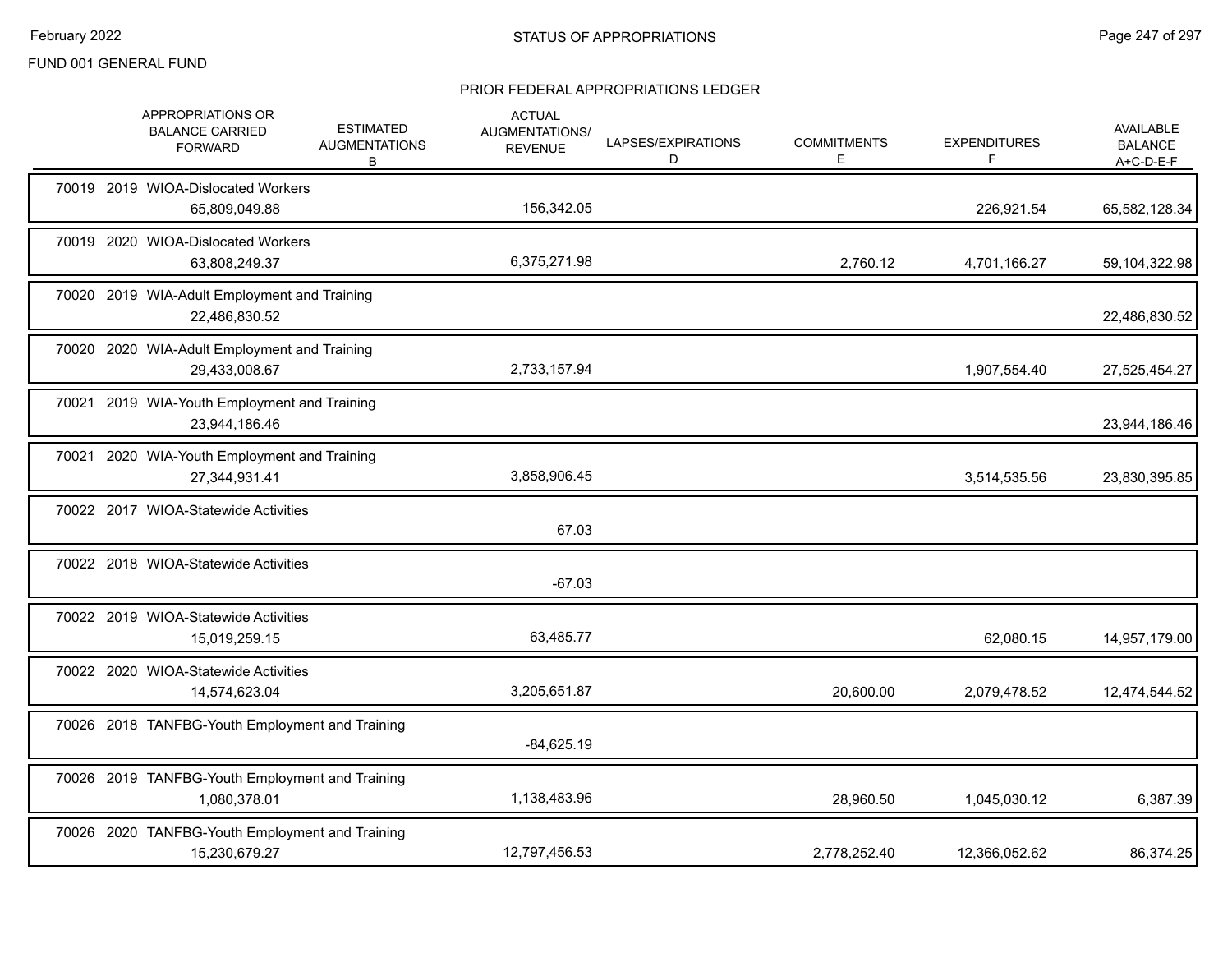FUND 001 GENERAL FUND

## PRIOR FEDERAL APPROPRIATIONS LEDGER

| | APPROPRIATIONS OR BALANCE CARRIED FORWARD | ESTIMATED AUGMENTATIONS B | ACTUAL AUGMENTATIONS/ REVENUE | LAPSES/EXPIRATIONS D | COMMITMENTS E | EXPENDITURES F | AVAILABLE BALANCE A+C-D-E-F |
|---|---|---|---|---|---|---|---|
| 70019 2019 WIOA-Dislocated Workers | 65,809,049.88 | | 156,342.05 | | | 226,921.54 | 65,582,128.34 |
| 70019 2020 WIOA-Dislocated Workers | 63,808,249.37 | | 6,375,271.98 | | 2,760.12 | 4,701,166.27 | 59,104,322.98 |
| 70020 2019 WIA-Adult Employment and Training | 22,486,830.52 | | | | | | 22,486,830.52 |
| 70020 2020 WIA-Adult Employment and Training | 29,433,008.67 | | 2,733,157.94 | | | 1,907,554.40 | 27,525,454.27 |
| 70021 2019 WIA-Youth Employment and Training | 23,944,186.46 | | | | | | 23,944,186.46 |
| 70021 2020 WIA-Youth Employment and Training | 27,344,931.41 | | 3,858,906.45 | | | 3,514,535.56 | 23,830,395.85 |
| 70022 2017 WIOA-Statewide Activities | | | 67.03 | | | | |
| 70022 2018 WIOA-Statewide Activities | | | -67.03 | | | | |
| 70022 2019 WIOA-Statewide Activities | 15,019,259.15 | | 63,485.77 | | | 62,080.15 | 14,957,179.00 |
| 70022 2020 WIOA-Statewide Activities | 14,574,623.04 | | 3,205,651.87 | | 20,600.00 | 2,079,478.52 | 12,474,544.52 |
| 70026 2018 TANFBG-Youth Employment and Training | | | -84,625.19 | | | | |
| 70026 2019 TANFBG-Youth Employment and Training | 1,080,378.01 | | 1,138,483.96 | | 28,960.50 | 1,045,030.12 | 6,387.39 |
| 70026 2020 TANFBG-Youth Employment and Training | 15,230,679.27 | | 12,797,456.53 | | 2,778,252.40 | 12,366,052.62 | 86,374.25 |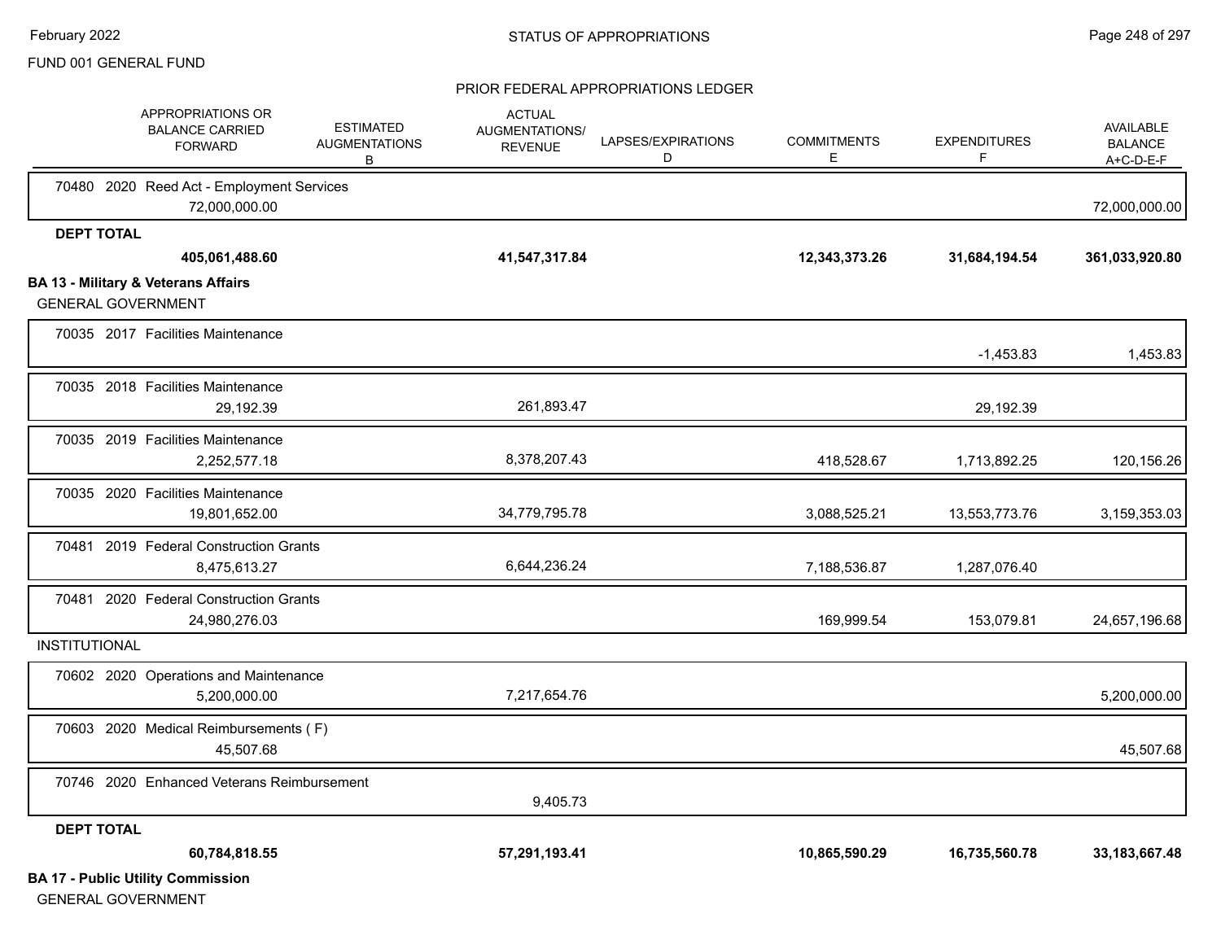FUND 001 GENERAL FUND

PRIOR FEDERAL APPROPRIATIONS LEDGER

| | APPROPRIATIONS OR BALANCE CARRIED FORWARD | ESTIMATED AUGMENTATIONS B | ACTUAL AUGMENTATIONS/ REVENUE | LAPSES/EXPIRATIONS D | COMMITMENTS E | EXPENDITURES F | AVAILABLE BALANCE A+C-D-E-F |
|---|---|---|---|---|---|---|---|
| 70480 2020 Reed Act - Employment Services | 72,000,000.00 | | | | | | 72,000,000.00 |
| **DEPT TOTAL** | **405,061,488.60** | | **41,547,317.84** | | **12,343,373.26** | **31,684,194.54** | **361,033,920.80** |
| **BA 13 - Military & Veterans Affairs** | | | | | | | |
| GENERAL GOVERNMENT | | | | | | | |
| 70035 2017 Facilities Maintenance | | | | | | -1,453.83 | 1,453.83 |
| 70035 2018 Facilities Maintenance | 29,192.39 | | 261,893.47 | | | 29,192.39 | |
| 70035 2019 Facilities Maintenance | 2,252,577.18 | | 8,378,207.43 | | 418,528.67 | 1,713,892.25 | 120,156.26 |
| 70035 2020 Facilities Maintenance | 19,801,652.00 | | 34,779,795.78 | | 3,088,525.21 | 13,553,773.76 | 3,159,353.03 |
| 70481 2019 Federal Construction Grants | 8,475,613.27 | | 6,644,236.24 | | 7,188,536.87 | 1,287,076.40 | |
| 70481 2020 Federal Construction Grants | 24,980,276.03 | | | | 169,999.54 | 153,079.81 | 24,657,196.68 |
| INSTITUTIONAL | | | | | | | |
| 70602 2020 Operations and Maintenance | 5,200,000.00 | | 7,217,654.76 | | | | 5,200,000.00 |
| 70603 2020 Medical Reimbursements ( F) | 45,507.68 | | | | | | 45,507.68 |
| 70746 2020 Enhanced Veterans Reimbursement | | | 9,405.73 | | | | |
| **DEPT TOTAL** | **60,784,818.55** | | **57,291,193.41** | | **10,865,590.29** | **16,735,560.78** | **33,183,667.48** |

**BA 17 - Public Utility Commission**

GENERAL GOVERNMENT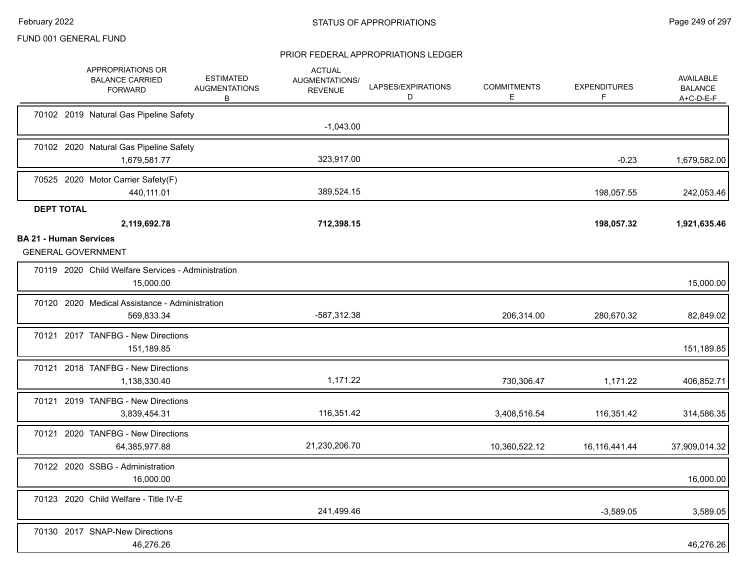FUND 001 GENERAL FUND

## STATUS OF APPROPRIATIONS

### PRIOR FEDERAL APPROPRIATIONS LEDGER

| | APPROPRIATIONS OR BALANCE CARRIED FORWARD | ESTIMATED AUGMENTATIONS B | ACTUAL AUGMENTATIONS/ REVENUE | LAPSES/EXPIRATIONS D | COMMITMENTS E | EXPENDITURES F | AVAILABLE BALANCE A+C-D-E-F |
|---|---|---|---|---|---|---|---|
| 70102 2019 Natural Gas Pipeline Safety | | | -1,043.00 | | | | |
| 70102 2020 Natural Gas Pipeline Safety | 1,679,581.77 | | 323,917.00 | | | -0.23 | 1,679,582.00 |
| 70525 2020 Motor Carrier Safety(F) | 440,111.01 | | 389,524.15 | | | 198,057.55 | 242,053.46 |
| **DEPT TOTAL** | **2,119,692.78** | | **712,398.15** | | | **198,057.32** | **1,921,635.46** |
| **BA 21 - Human Services** | | | | | | | |
| GENERAL GOVERNMENT | | | | | | | |
| 70119 2020 Child Welfare Services - Administration | 15,000.00 | | | | | | 15,000.00 |
| 70120 2020 Medical Assistance - Administration | 569,833.34 | | -587,312.38 | | 206,314.00 | 280,670.32 | 82,849.02 |
| 70121 2017 TANFBG - New Directions | 151,189.85 | | | | | | 151,189.85 |
| 70121 2018 TANFBG - New Directions | 1,138,330.40 | | 1,171.22 | | 730,306.47 | 1,171.22 | 406,852.71 |
| 70121 2019 TANFBG - New Directions | 3,839,454.31 | | 116,351.42 | | 3,408,516.54 | 116,351.42 | 314,586.35 |
| 70121 2020 TANFBG - New Directions | 64,385,977.88 | | 21,230,206.70 | | 10,360,522.12 | 16,116,441.44 | 37,909,014.32 |
| 70122 2020 SSBG - Administration | 16,000.00 | | | | | | 16,000.00 |
| 70123 2020 Child Welfare - Title IV-E | | | 241,499.46 | | | -3,589.05 | 3,589.05 |
| 70130 2017 SNAP-New Directions | 46,276.26 | | | | | | 46,276.26 |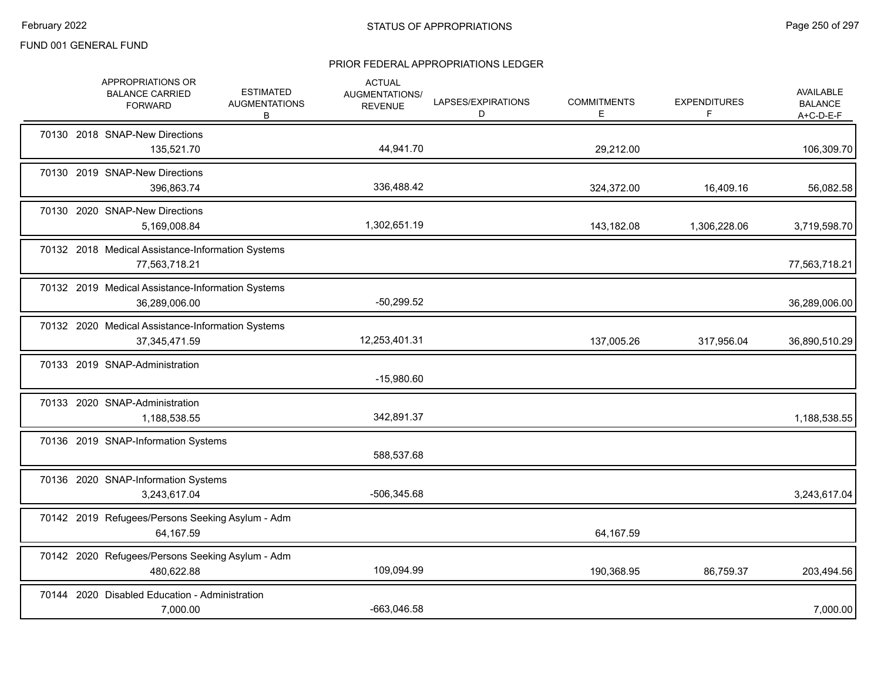FUND 001 GENERAL FUND

## PRIOR FEDERAL APPROPRIATIONS LEDGER

| | APPROPRIATIONS OR BALANCE CARRIED FORWARD | ESTIMATED AUGMENTATIONS B | ACTUAL AUGMENTATIONS/ REVENUE | LAPSES/EXPIRATIONS D | COMMITMENTS E | EXPENDITURES F | AVAILABLE BALANCE A+C-D-E-F |
|---|---|---|---|---|---|---|---|
| 70130 2018 SNAP-New Directions | 135,521.70 | | 44,941.70 | | 29,212.00 | | 106,309.70 |
| 70130 2019 SNAP-New Directions | 396,863.74 | | 336,488.42 | | 324,372.00 | 16,409.16 | 56,082.58 |
| 70130 2020 SNAP-New Directions | 5,169,008.84 | | 1,302,651.19 | | 143,182.08 | 1,306,228.06 | 3,719,598.70 |
| 70132 2018 Medical Assistance-Information Systems | 77,563,718.21 | | | | | | 77,563,718.21 |
| 70132 2019 Medical Assistance-Information Systems | 36,289,006.00 | | -50,299.52 | | | | 36,289,006.00 |
| 70132 2020 Medical Assistance-Information Systems | 37,345,471.59 | | 12,253,401.31 | | 137,005.26 | 317,956.04 | 36,890,510.29 |
| 70133 2019 SNAP-Administration | | | -15,980.60 | | | | |
| 70133 2020 SNAP-Administration | 1,188,538.55 | | 342,891.37 | | | | 1,188,538.55 |
| 70136 2019 SNAP-Information Systems | | | 588,537.68 | | | | |
| 70136 2020 SNAP-Information Systems | 3,243,617.04 | | -506,345.68 | | | | 3,243,617.04 |
| 70142 2019 Refugees/Persons Seeking Asylum - Adm | 64,167.59 | | | | 64,167.59 | | |
| 70142 2020 Refugees/Persons Seeking Asylum - Adm | 480,622.88 | | 109,094.99 | | 190,368.95 | 86,759.37 | 203,494.56 |
| 70144 2020 Disabled Education - Administration | 7,000.00 | | -663,046.58 | | | | 7,000.00 |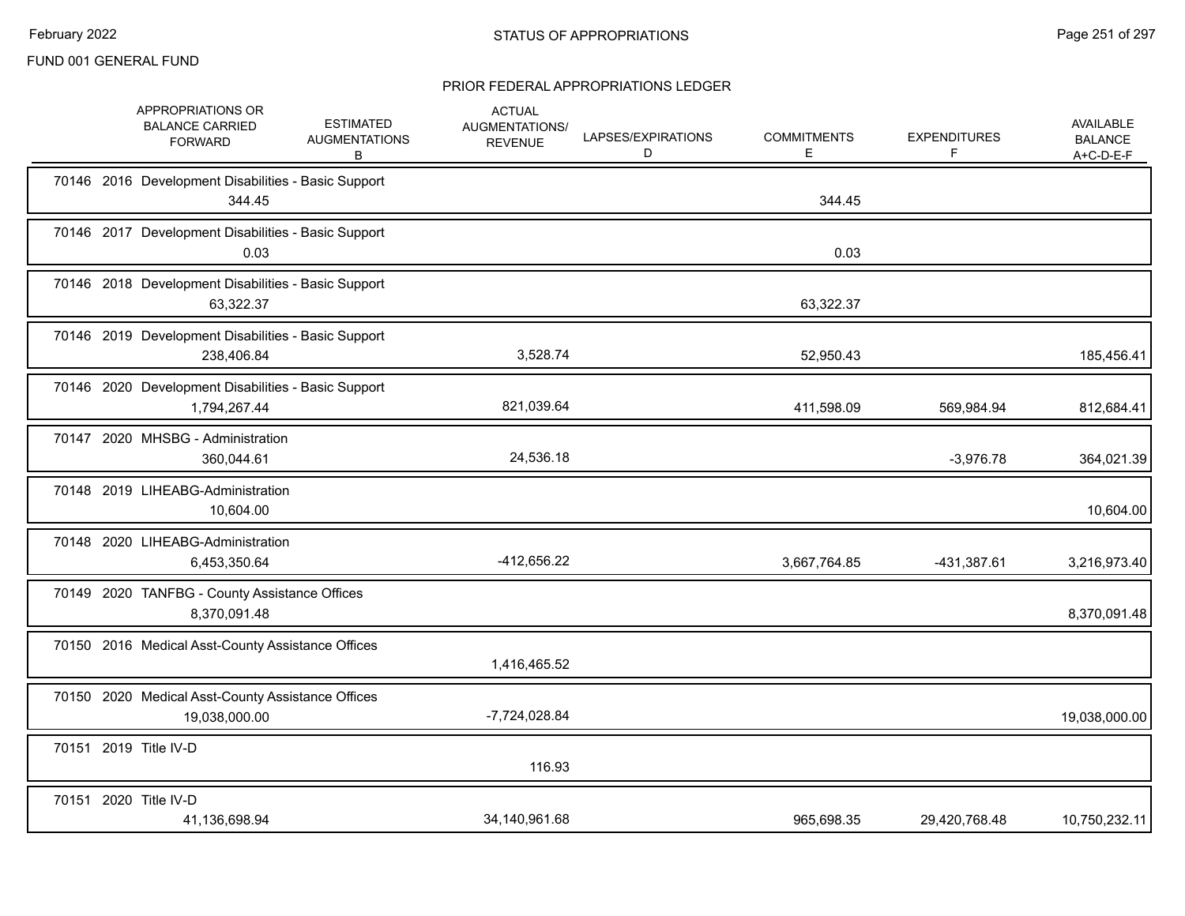FUND 001 GENERAL FUND

## STATUS OF APPROPRIATIONS

### PRIOR FEDERAL APPROPRIATIONS LEDGER

| | APPROPRIATIONS OR BALANCE CARRIED FORWARD | ESTIMATED AUGMENTATIONS B | ACTUAL AUGMENTATIONS/ REVENUE | LAPSES/EXPIRATIONS D | COMMITMENTS E | EXPENDITURES F | AVAILABLE BALANCE A+C-D-E-F |
|---|---|---|---|---|---|---|---|
| 70146 2016 Development Disabilities - Basic Support | 344.45 | | | | 344.45 | | |
| 70146 2017 Development Disabilities - Basic Support | 0.03 | | | | 0.03 | | |
| 70146 2018 Development Disabilities - Basic Support | 63,322.37 | | | | 63,322.37 | | |
| 70146 2019 Development Disabilities - Basic Support | 238,406.84 | | 3,528.74 | | 52,950.43 | | 185,456.41 |
| 70146 2020 Development Disabilities - Basic Support | 1,794,267.44 | | 821,039.64 | | 411,598.09 | 569,984.94 | 812,684.41 |
| 70147 2020 MHSBG - Administration | 360,044.61 | | 24,536.18 | | | -3,976.78 | 364,021.39 |
| 70148 2019 LIHEABG-Administration | 10,604.00 | | | | | | 10,604.00 |
| 70148 2020 LIHEABG-Administration | 6,453,350.64 | | -412,656.22 | | 3,667,764.85 | -431,387.61 | 3,216,973.40 |
| 70149 2020 TANFBG - County Assistance Offices | 8,370,091.48 | | | | | | 8,370,091.48 |
| 70150 2016 Medical Asst-County Assistance Offices | | | 1,416,465.52 | | | | |
| 70150 2020 Medical Asst-County Assistance Offices | 19,038,000.00 | | -7,724,028.84 | | | | 19,038,000.00 |
| 70151 2019 Title IV-D | | | 116.93 | | | | |
| 70151 2020 Title IV-D | 41,136,698.94 | | 34,140,961.68 | | 965,698.35 | 29,420,768.48 | 10,750,232.11 |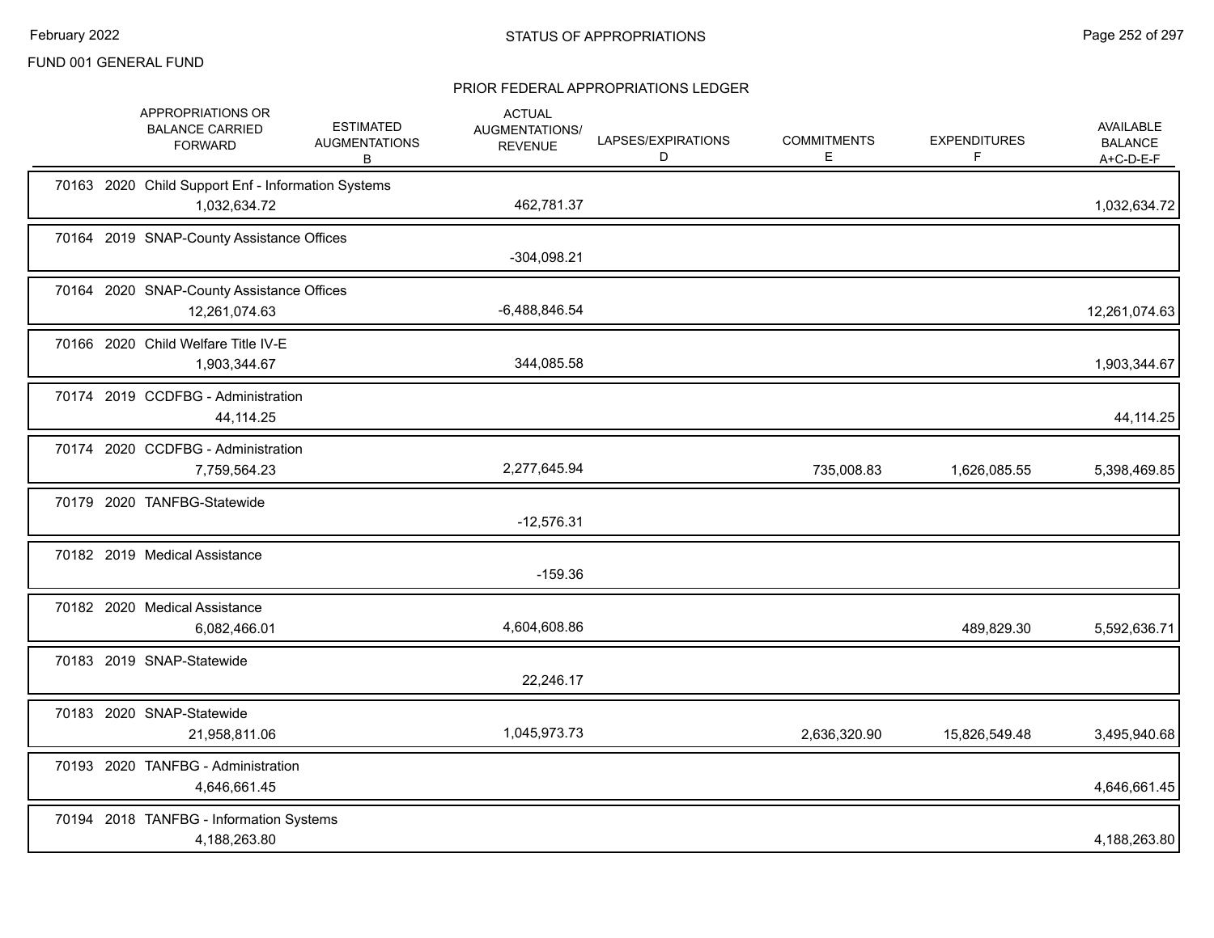FUND 001 GENERAL FUND

STATUS OF APPROPRIATIONS

PRIOR FEDERAL APPROPRIATIONS LEDGER

| | APPROPRIATIONS OR BALANCE CARRIED FORWARD | ESTIMATED AUGMENTATIONS B | ACTUAL AUGMENTATIONS/ REVENUE | LAPSES/EXPIRATIONS D | COMMITMENTS E | EXPENDITURES F | AVAILABLE BALANCE A+C-D-E-F |
|---|---|---|---|---|---|---|---|
| 70163 2020 Child Support Enf - Information Systems | 1,032,634.72 | | 462,781.37 | | | | 1,032,634.72 |
| 70164 2019 SNAP-County Assistance Offices | | | -304,098.21 | | | | |
| 70164 2020 SNAP-County Assistance Offices | 12,261,074.63 | | -6,488,846.54 | | | | 12,261,074.63 |
| 70166 2020 Child Welfare Title IV-E | 1,903,344.67 | | 344,085.58 | | | | 1,903,344.67 |
| 70174 2019 CCDFBG - Administration | 44,114.25 | | | | | | 44,114.25 |
| 70174 2020 CCDFBG - Administration | 7,759,564.23 | | 2,277,645.94 | | 735,008.83 | 1,626,085.55 | 5,398,469.85 |
| 70179 2020 TANFBG-Statewide | | | -12,576.31 | | | | |
| 70182 2019 Medical Assistance | | | -159.36 | | | | |
| 70182 2020 Medical Assistance | 6,082,466.01 | | 4,604,608.86 | | | 489,829.30 | 5,592,636.71 |
| 70183 2019 SNAP-Statewide | | | 22,246.17 | | | | |
| 70183 2020 SNAP-Statewide | 21,958,811.06 | | 1,045,973.73 | | 2,636,320.90 | 15,826,549.48 | 3,495,940.68 |
| 70193 2020 TANFBG - Administration | 4,646,661.45 | | | | | | 4,646,661.45 |
| 70194 2018 TANFBG - Information Systems | 4,188,263.80 | | | | | | 4,188,263.80 |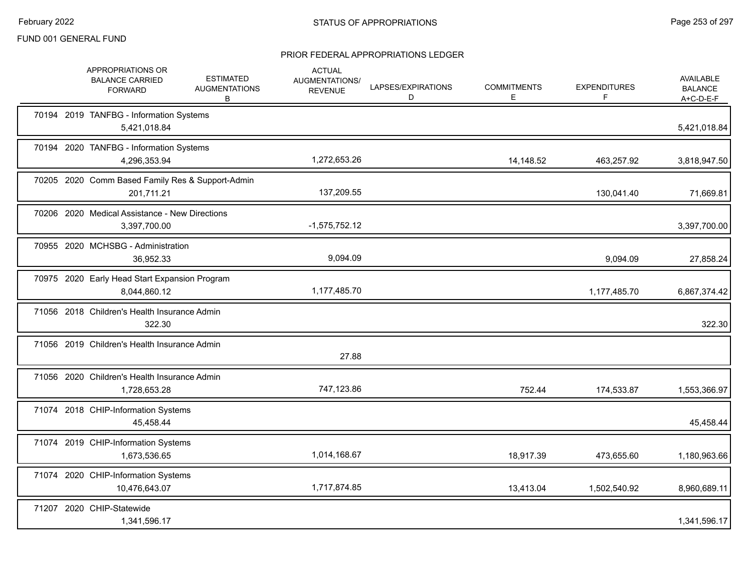FUND 001 GENERAL FUND

## STATUS OF APPROPRIATIONS

### PRIOR FEDERAL APPROPRIATIONS LEDGER

| | APPROPRIATIONS OR BALANCE CARRIED FORWARD | ESTIMATED AUGMENTATIONS B | ACTUAL AUGMENTATIONS/ REVENUE | LAPSES/EXPIRATIONS D | COMMITMENTS E | EXPENDITURES F | AVAILABLE BALANCE A+C-D-E-F |
|---|---|---|---|---|---|---|---|
| 70194 2019 TANFBG - Information Systems | 5,421,018.84 | | | | | | 5,421,018.84 |
| 70194 2020 TANFBG - Information Systems | 4,296,353.94 | | 1,272,653.26 | | 14,148.52 | 463,257.92 | 3,818,947.50 |
| 70205 2020 Comm Based Family Res & Support-Admin | 201,711.21 | | 137,209.55 | | | 130,041.40 | 71,669.81 |
| 70206 2020 Medical Assistance - New Directions | 3,397,700.00 | | -1,575,752.12 | | | | 3,397,700.00 |
| 70955 2020 MCHSBG - Administration | 36,952.33 | | 9,094.09 | | | 9,094.09 | 27,858.24 |
| 70975 2020 Early Head Start Expansion Program | 8,044,860.12 | | 1,177,485.70 | | | 1,177,485.70 | 6,867,374.42 |
| 71056 2018 Children's Health Insurance Admin | 322.30 | | | | | | 322.30 |
| 71056 2019 Children's Health Insurance Admin | | | 27.88 | | | | |
| 71056 2020 Children's Health Insurance Admin | 1,728,653.28 | | 747,123.86 | | 752.44 | 174,533.87 | 1,553,366.97 |
| 71074 2018 CHIP-Information Systems | 45,458.44 | | | | | | 45,458.44 |
| 71074 2019 CHIP-Information Systems | 1,673,536.65 | | 1,014,168.67 | | 18,917.39 | 473,655.60 | 1,180,963.66 |
| 71074 2020 CHIP-Information Systems | 10,476,643.07 | | 1,717,874.85 | | 13,413.04 | 1,502,540.92 | 8,960,689.11 |
| 71207 2020 CHIP-Statewide | 1,341,596.17 | | | | | | 1,341,596.17 |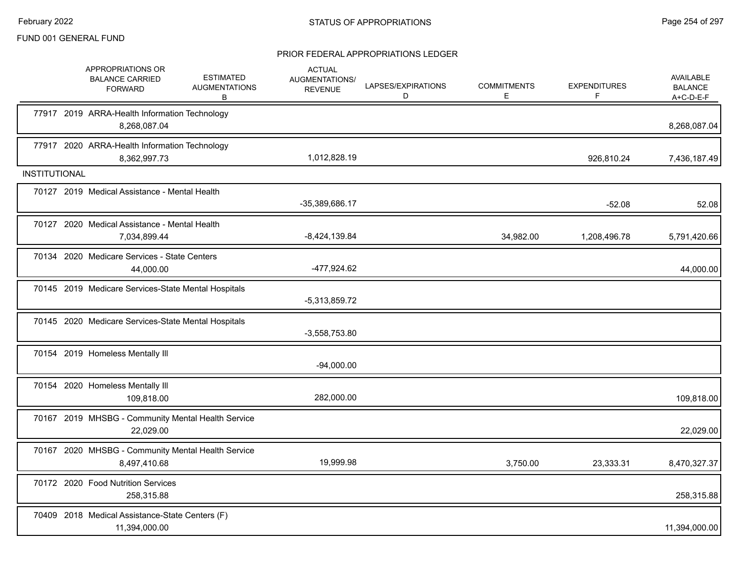FUND 001 GENERAL FUND

## STATUS OF APPROPRIATIONS

### PRIOR FEDERAL APPROPRIATIONS LEDGER

| | APPROPRIATIONS OR BALANCE CARRIED FORWARD | ESTIMATED AUGMENTATIONS B | ACTUAL AUGMENTATIONS/ REVENUE | LAPSES/EXPIRATIONS D | COMMITMENTS E | EXPENDITURES F | AVAILABLE BALANCE A+C-D-E-F |
|---|---|---|---|---|---|---|---|
| 77917 2019 ARRA-Health Information Technology | 8,268,087.04 | | | | | | 8,268,087.04 |
| 77917 2020 ARRA-Health Information Technology | 8,362,997.73 | | 1,012,828.19 | | | 926,810.24 | 7,436,187.49 |
| **INSTITUTIONAL** | | | | | | | |
| 70127 2019 Medical Assistance - Mental Health | | | -35,389,686.17 | | | -52.08 | 52.08 |
| 70127 2020 Medical Assistance - Mental Health | 7,034,899.44 | | -8,424,139.84 | | 34,982.00 | 1,208,496.78 | 5,791,420.66 |
| 70134 2020 Medicare Services - State Centers | 44,000.00 | | -477,924.62 | | | | 44,000.00 |
| 70145 2019 Medicare Services-State Mental Hospitals | | | -5,313,859.72 | | | | |
| 70145 2020 Medicare Services-State Mental Hospitals | | | -3,558,753.80 | | | | |
| 70154 2019 Homeless Mentally Ill | | | -94,000.00 | | | | |
| 70154 2020 Homeless Mentally Ill | 109,818.00 | | 282,000.00 | | | | 109,818.00 |
| 70167 2019 MHSBG - Community Mental Health Service | 22,029.00 | | | | | | 22,029.00 |
| 70167 2020 MHSBG - Community Mental Health Service | 8,497,410.68 | | 19,999.98 | | 3,750.00 | 23,333.31 | 8,470,327.37 |
| 70172 2020 Food Nutrition Services | 258,315.88 | | | | | | 258,315.88 |
| 70409 2018 Medical Assistance-State Centers (F) | 11,394,000.00 | | | | | | 11,394,000.00 |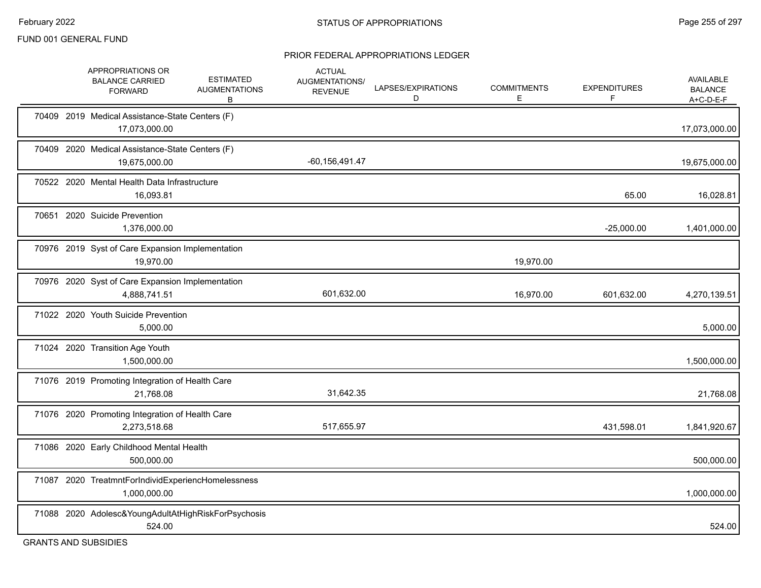FUND 001 GENERAL FUND

## STATUS OF APPROPRIATIONS

### PRIOR FEDERAL APPROPRIATIONS LEDGER

| | APPROPRIATIONS OR BALANCE CARRIED FORWARD | ESTIMATED AUGMENTATIONS B | ACTUAL AUGMENTATIONS/ REVENUE | LAPSES/EXPIRATIONS D | COMMITMENTS E | EXPENDITURES F | AVAILABLE BALANCE A+C-D-E-F |
|---|---|---|---|---|---|---|---|
| 70409 2019 Medical Assistance-State Centers (F) | 17,073,000.00 | | | | | | 17,073,000.00 |
| 70409 2020 Medical Assistance-State Centers (F) | 19,675,000.00 | | -60,156,491.47 | | | | 19,675,000.00 |
| 70522 2020 Mental Health Data Infrastructure | 16,093.81 | | | | | 65.00 | 16,028.81 |
| 70651 2020 Suicide Prevention | 1,376,000.00 | | | | | -25,000.00 | 1,401,000.00 |
| 70976 2019 Syst of Care Expansion Implementation | 19,970.00 | | | | 19,970.00 | | |
| 70976 2020 Syst of Care Expansion Implementation | 4,888,741.51 | | 601,632.00 | | 16,970.00 | 601,632.00 | 4,270,139.51 |
| 71022 2020 Youth Suicide Prevention | 5,000.00 | | | | | | 5,000.00 |
| 71024 2020 Transition Age Youth | 1,500,000.00 | | | | | | 1,500,000.00 |
| 71076 2019 Promoting Integration of Health Care | 21,768.08 | | 31,642.35 | | | | 21,768.08 |
| 71076 2020 Promoting Integration of Health Care | 2,273,518.68 | | 517,655.97 | | | 431,598.01 | 1,841,920.67 |
| 71086 2020 Early Childhood Mental Health | 500,000.00 | | | | | | 500,000.00 |
| 71087 2020 TreatmntForIndividExperiencHomelessness | 1,000,000.00 | | | | | | 1,000,000.00 |
| 71088 2020 Adolesc&YoungAdultAtHighRiskForPsychosis | 524.00 | | | | | | 524.00 |

GRANTS AND SUBSIDIES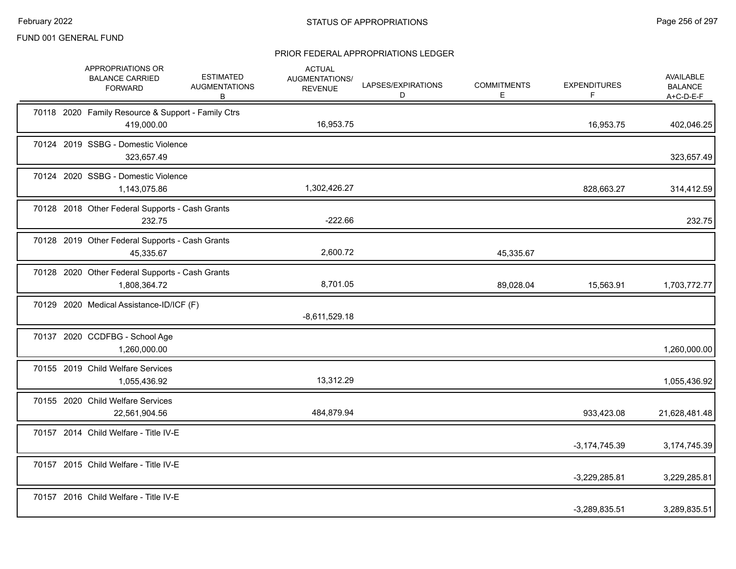FUND 001 GENERAL FUND

## PRIOR FEDERAL APPROPRIATIONS LEDGER

| | APPROPRIATIONS OR BALANCE CARRIED FORWARD | ESTIMATED AUGMENTATIONS B | ACTUAL AUGMENTATIONS/ REVENUE | LAPSES/EXPIRATIONS D | COMMITMENTS E | EXPENDITURES F | AVAILABLE BALANCE A+C-D-E-F |
|---|---|---|---|---|---|---|---|
| 70118 2020 Family Resource & Support - Family Ctrs | 419,000.00 | | 16,953.75 | | | 16,953.75 | 402,046.25 |
| 70124 2019 SSBG - Domestic Violence | 323,657.49 | | | | | | 323,657.49 |
| 70124 2020 SSBG - Domestic Violence | 1,143,075.86 | | 1,302,426.27 | | | 828,663.27 | 314,412.59 |
| 70128 2018 Other Federal Supports - Cash Grants | 232.75 | | -222.66 | | | | 232.75 |
| 70128 2019 Other Federal Supports - Cash Grants | 45,335.67 | | 2,600.72 | | 45,335.67 | | |
| 70128 2020 Other Federal Supports - Cash Grants | 1,808,364.72 | | 8,701.05 | | 89,028.04 | 15,563.91 | 1,703,772.77 |
| 70129 2020 Medical Assistance-ID/ICF (F) | | | -8,611,529.18 | | | | |
| 70137 2020 CCDFBG - School Age | 1,260,000.00 | | | | | | 1,260,000.00 |
| 70155 2019 Child Welfare Services | 1,055,436.92 | | 13,312.29 | | | | 1,055,436.92 |
| 70155 2020 Child Welfare Services | 22,561,904.56 | | 484,879.94 | | | 933,423.08 | 21,628,481.48 |
| 70157 2014 Child Welfare - Title IV-E | | | | | | -3,174,745.39 | 3,174,745.39 |
| 70157 2015 Child Welfare - Title IV-E | | | | | | -3,229,285.81 | 3,229,285.81 |
| 70157 2016 Child Welfare - Title IV-E | | | | | | -3,289,835.51 | 3,289,835.51 |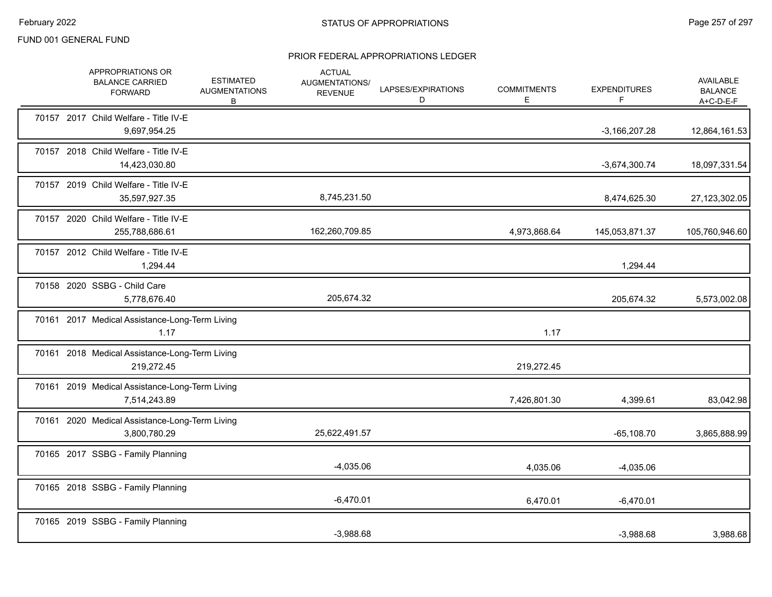FUND 001 GENERAL FUND

## STATUS OF APPROPRIATIONS

### PRIOR FEDERAL APPROPRIATIONS LEDGER

| APPROPRIATIONS OR BALANCE CARRIED FORWARD | ESTIMATED AUGMENTATIONS B | ACTUAL AUGMENTATIONS/ REVENUE | LAPSES/EXPIRATIONS D | COMMITMENTS E | EXPENDITURES F | AVAILABLE BALANCE A+C-D-E-F |
|---|---|---|---|---|---|---|
| 70157 2017 Child Welfare - Title IV-E | | | | | | |
| 9,697,954.25 | | | | | -3,166,207.28 | 12,864,161.53 |
| 70157 2018 Child Welfare - Title IV-E | | | | | | |
| 14,423,030.80 | | | | | -3,674,300.74 | 18,097,331.54 |
| 70157 2019 Child Welfare - Title IV-E | | | | | | |
| 35,597,927.35 | | 8,745,231.50 | | | 8,474,625.30 | 27,123,302.05 |
| 70157 2020 Child Welfare - Title IV-E | | | | | | |
| 255,788,686.61 | | 162,260,709.85 | | 4,973,868.64 | 145,053,871.37 | 105,760,946.60 |
| 70157 2012 Child Welfare - Title IV-E | | | | | | |
| 1,294.44 | | | | | 1,294.44 | |
| 70158 2020 SSBG - Child Care | | | | | | |
| 5,778,676.40 | | 205,674.32 | | | 205,674.32 | 5,573,002.08 |
| 70161 2017 Medical Assistance-Long-Term Living | | | | | | |
| 1.17 | | | | 1.17 | | |
| 70161 2018 Medical Assistance-Long-Term Living | | | | | | |
| 219,272.45 | | | | 219,272.45 | | |
| 70161 2019 Medical Assistance-Long-Term Living | | | | | | |
| 7,514,243.89 | | | | 7,426,801.30 | 4,399.61 | 83,042.98 |
| 70161 2020 Medical Assistance-Long-Term Living | | | | | | |
| 3,800,780.29 | | 25,622,491.57 | | | -65,108.70 | 3,865,888.99 |
| 70165 2017 SSBG - Family Planning | | | | | | |
| | | -4,035.06 | | 4,035.06 | -4,035.06 | |
| 70165 2018 SSBG - Family Planning | | | | | | |
| | | -6,470.01 | | 6,470.01 | -6,470.01 | |
| 70165 2019 SSBG - Family Planning | | | | | | |
| | | -3,988.68 | | | -3,988.68 | 3,988.68 |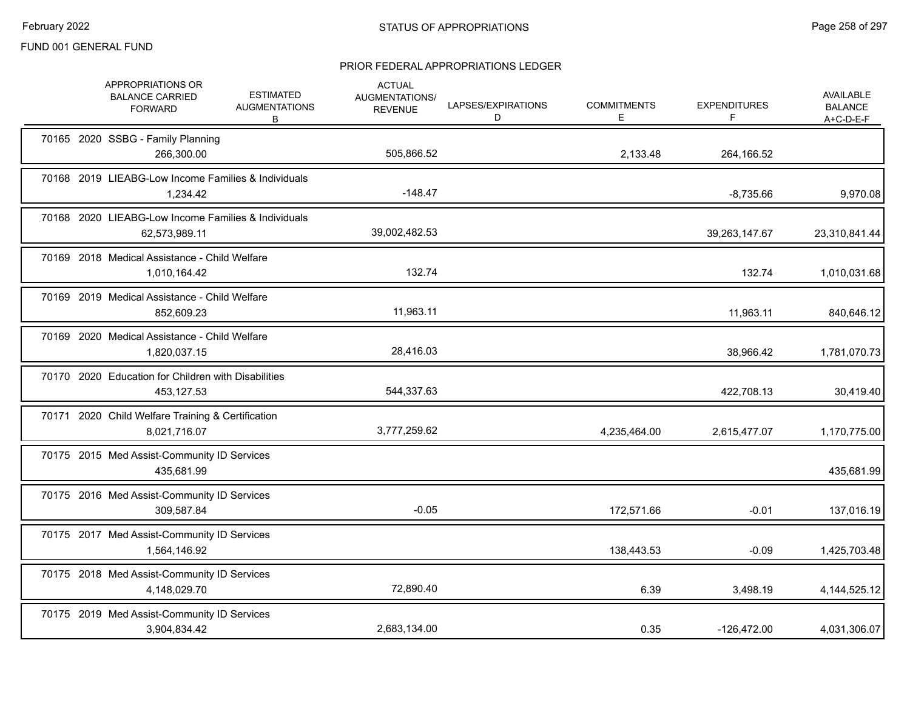FUND 001 GENERAL FUND

## PRIOR FEDERAL APPROPRIATIONS LEDGER

| | APPROPRIATIONS OR BALANCE CARRIED FORWARD | ESTIMATED AUGMENTATIONS B | ACTUAL AUGMENTATIONS/ REVENUE | LAPSES/EXPIRATIONS D | COMMITMENTS E | EXPENDITURES F | AVAILABLE BALANCE A+C-D-E-F |
|---|---|---|---|---|---|---|---|
| 70165 2020 SSBG - Family Planning | 266,300.00 | | 505,866.52 | | 2,133.48 | 264,166.52 | |
| 70168 2019 LIEABG-Low Income Families & Individuals | 1,234.42 | | -148.47 | | | -8,735.66 | 9,970.08 |
| 70168 2020 LIEABG-Low Income Families & Individuals | 62,573,989.11 | | 39,002,482.53 | | | 39,263,147.67 | 23,310,841.44 |
| 70169 2018 Medical Assistance - Child Welfare | 1,010,164.42 | | 132.74 | | | 132.74 | 1,010,031.68 |
| 70169 2019 Medical Assistance - Child Welfare | 852,609.23 | | 11,963.11 | | | 11,963.11 | 840,646.12 |
| 70169 2020 Medical Assistance - Child Welfare | 1,820,037.15 | | 28,416.03 | | | 38,966.42 | 1,781,070.73 |
| 70170 2020 Education for Children with Disabilities | 453,127.53 | | 544,337.63 | | | 422,708.13 | 30,419.40 |
| 70171 2020 Child Welfare Training & Certification | 8,021,716.07 | | 3,777,259.62 | | 4,235,464.00 | 2,615,477.07 | 1,170,775.00 |
| 70175 2015 Med Assist-Community ID Services | 435,681.99 | | | | | | 435,681.99 |
| 70175 2016 Med Assist-Community ID Services | 309,587.84 | | -0.05 | | 172,571.66 | -0.01 | 137,016.19 |
| 70175 2017 Med Assist-Community ID Services | 1,564,146.92 | | | | 138,443.53 | -0.09 | 1,425,703.48 |
| 70175 2018 Med Assist-Community ID Services | 4,148,029.70 | | 72,890.40 | | 6.39 | 3,498.19 | 4,144,525.12 |
| 70175 2019 Med Assist-Community ID Services | 3,904,834.42 | | 2,683,134.00 | | 0.35 | -126,472.00 | 4,031,306.07 |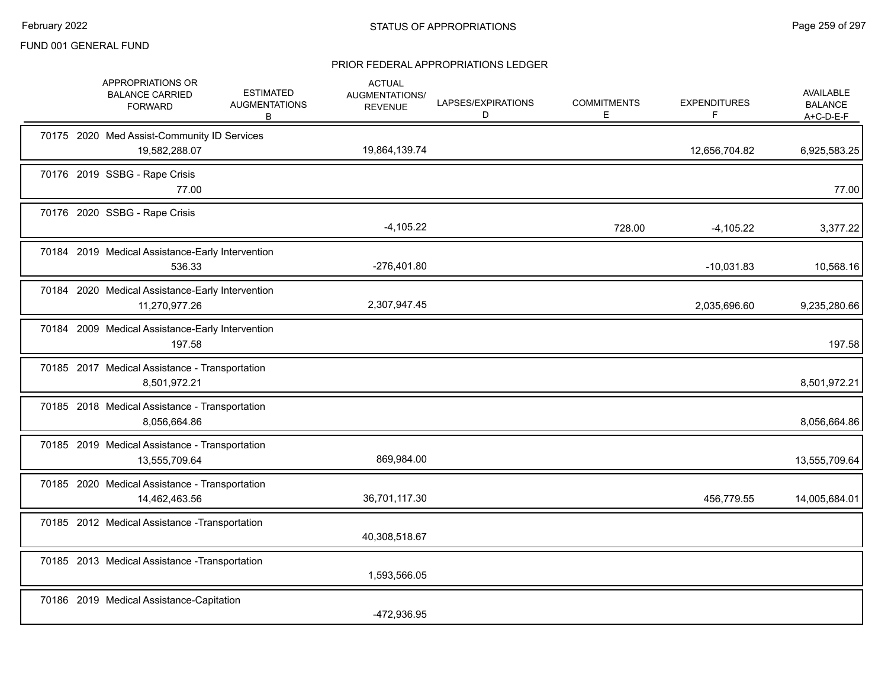FUND 001 GENERAL FUND

## STATUS OF APPROPRIATIONS

### PRIOR FEDERAL APPROPRIATIONS LEDGER

| | APPROPRIATIONS OR BALANCE CARRIED FORWARD | ESTIMATED AUGMENTATIONS B | ACTUAL AUGMENTATIONS/ REVENUE | LAPSES/EXPIRATIONS D | COMMITMENTS E | EXPENDITURES F | AVAILABLE BALANCE A+C-D-E-F |
|---|---|---|---|---|---|---|---|
| 70175 2020 Med Assist-Community ID Services | 19,582,288.07 | | 19,864,139.74 | | | 12,656,704.82 | 6,925,583.25 |
| 70176 2019 SSBG - Rape Crisis | 77.00 | | | | | | 77.00 |
| 70176 2020 SSBG - Rape Crisis | | | -4,105.22 | | 728.00 | -4,105.22 | 3,377.22 |
| 70184 2019 Medical Assistance-Early Intervention | 536.33 | | -276,401.80 | | | -10,031.83 | 10,568.16 |
| 70184 2020 Medical Assistance-Early Intervention | 11,270,977.26 | | 2,307,947.45 | | | 2,035,696.60 | 9,235,280.66 |
| 70184 2009 Medical Assistance-Early Intervention | 197.58 | | | | | | 197.58 |
| 70185 2017 Medical Assistance - Transportation | 8,501,972.21 | | | | | | 8,501,972.21 |
| 70185 2018 Medical Assistance - Transportation | 8,056,664.86 | | | | | | 8,056,664.86 |
| 70185 2019 Medical Assistance - Transportation | 13,555,709.64 | | 869,984.00 | | | | 13,555,709.64 |
| 70185 2020 Medical Assistance - Transportation | 14,462,463.56 | | 36,701,117.30 | | | 456,779.55 | 14,005,684.01 |
| 70185 2012 Medical Assistance -Transportation | | | 40,308,518.67 | | | | |
| 70185 2013 Medical Assistance -Transportation | | | 1,593,566.05 | | | | |
| 70186 2019 Medical Assistance-Capitation | | | -472,936.95 | | | | |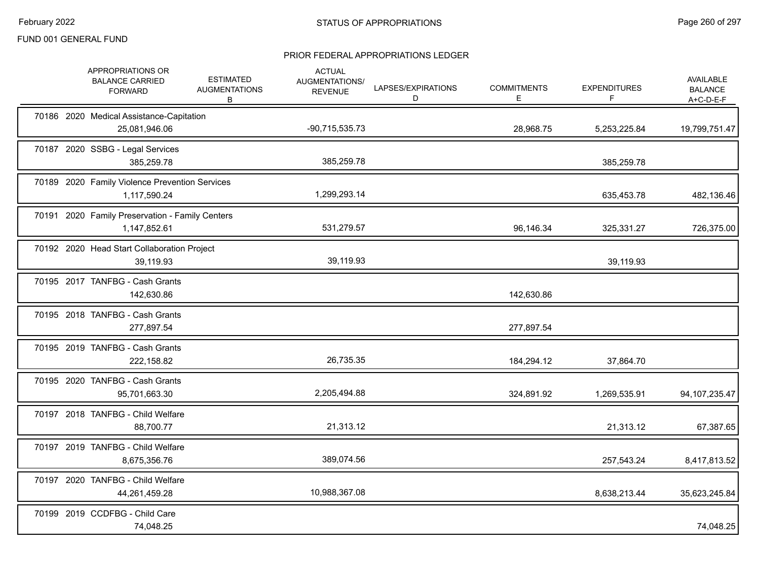FUND 001 GENERAL FUND

## STATUS OF APPROPRIATIONS

### PRIOR FEDERAL APPROPRIATIONS LEDGER

| | APPROPRIATIONS OR BALANCE CARRIED FORWARD | ESTIMATED AUGMENTATIONS B | ACTUAL AUGMENTATIONS/ REVENUE | LAPSES/EXPIRATIONS D | COMMITMENTS E | EXPENDITURES F | AVAILABLE BALANCE A+C-D-E-F |
|---|---|---|---|---|---|---|---|
| 70186 2020 Medical Assistance-Capitation | 25,081,946.06 | | -90,715,535.73 | | 28,968.75 | 5,253,225.84 | 19,799,751.47 |
| 70187 2020 SSBG - Legal Services | 385,259.78 | | 385,259.78 | | | 385,259.78 | |
| 70189 2020 Family Violence Prevention Services | 1,117,590.24 | | 1,299,293.14 | | | 635,453.78 | 482,136.46 |
| 70191 2020 Family Preservation - Family Centers | 1,147,852.61 | | 531,279.57 | | 96,146.34 | 325,331.27 | 726,375.00 |
| 70192 2020 Head Start Collaboration Project | 39,119.93 | | 39,119.93 | | | 39,119.93 | |
| 70195 2017 TANFBG - Cash Grants | 142,630.86 | | | | 142,630.86 | | |
| 70195 2018 TANFBG - Cash Grants | 277,897.54 | | | | 277,897.54 | | |
| 70195 2019 TANFBG - Cash Grants | 222,158.82 | | 26,735.35 | | 184,294.12 | 37,864.70 | |
| 70195 2020 TANFBG - Cash Grants | 95,701,663.30 | | 2,205,494.88 | | 324,891.92 | 1,269,535.91 | 94,107,235.47 |
| 70197 2018 TANFBG - Child Welfare | 88,700.77 | | 21,313.12 | | | 21,313.12 | 67,387.65 |
| 70197 2019 TANFBG - Child Welfare | 8,675,356.76 | | 389,074.56 | | | 257,543.24 | 8,417,813.52 |
| 70197 2020 TANFBG - Child Welfare | 44,261,459.28 | | 10,988,367.08 | | | 8,638,213.44 | 35,623,245.84 |
| 70199 2019 CCDFBG - Child Care | 74,048.25 | | | | | | 74,048.25 |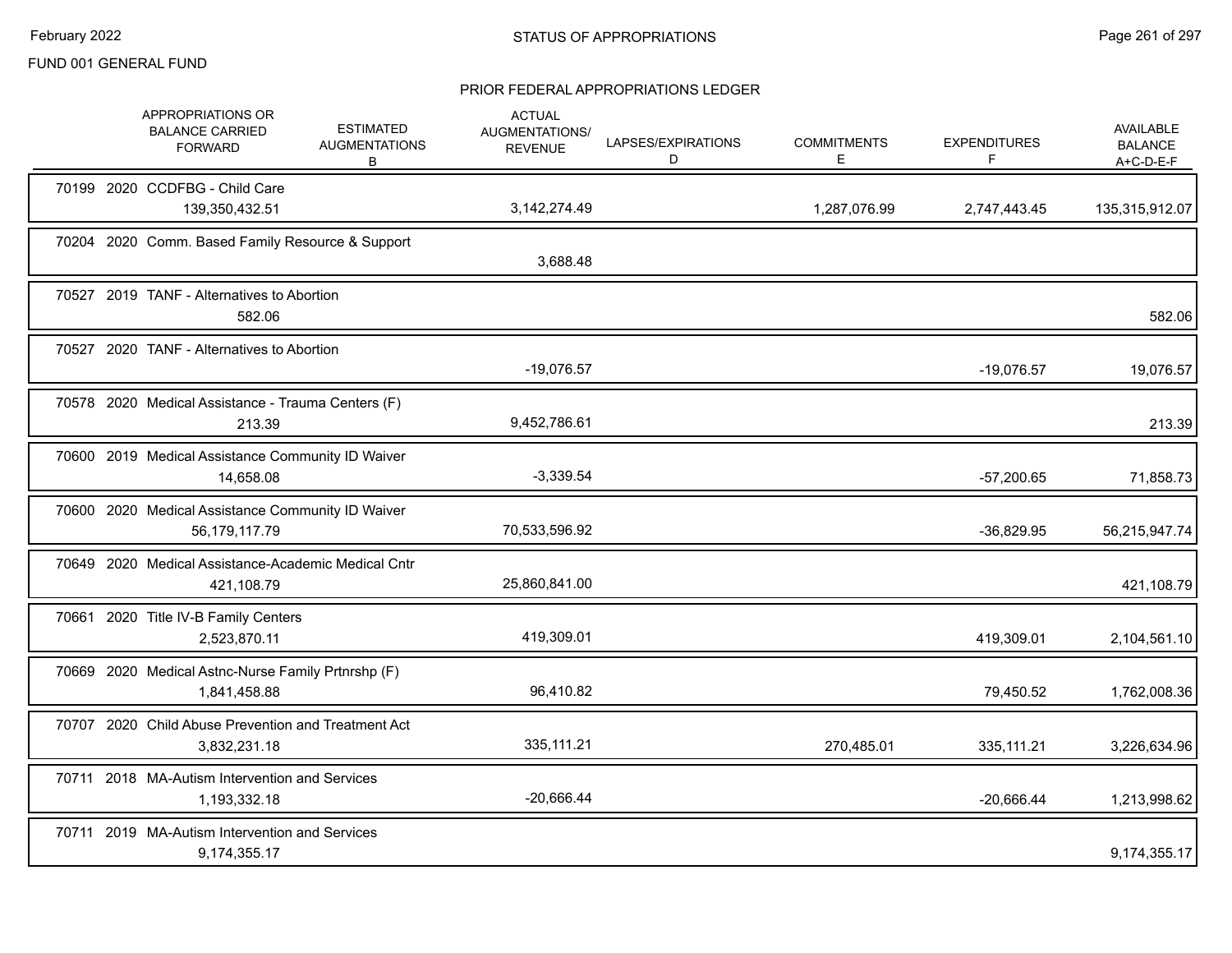FUND 001 GENERAL FUND

## STATUS OF APPROPRIATIONS

### PRIOR FEDERAL APPROPRIATIONS LEDGER

| | APPROPRIATIONS OR BALANCE CARRIED FORWARD | ESTIMATED AUGMENTATIONS B | ACTUAL AUGMENTATIONS/ REVENUE | LAPSES/EXPIRATIONS D | COMMITMENTS E | EXPENDITURES F | AVAILABLE BALANCE A+C-D-E-F |
|---|---|---|---|---|---|---|---|
| 70199 2020 CCDFBG - Child Care | 139,350,432.51 | | 3,142,274.49 | | 1,287,076.99 | 2,747,443.45 | 135,315,912.07 |
| 70204 2020 Comm. Based Family Resource & Support | | | 3,688.48 | | | | |
| 70527 2019 TANF - Alternatives to Abortion | 582.06 | | | | | | 582.06 |
| 70527 2020 TANF - Alternatives to Abortion | | | -19,076.57 | | | -19,076.57 | 19,076.57 |
| 70578 2020 Medical Assistance - Trauma Centers (F) | 213.39 | | 9,452,786.61 | | | | 213.39 |
| 70600 2019 Medical Assistance Community ID Waiver | 14,658.08 | | -3,339.54 | | | -57,200.65 | 71,858.73 |
| 70600 2020 Medical Assistance Community ID Waiver | 56,179,117.79 | | 70,533,596.92 | | | -36,829.95 | 56,215,947.74 |
| 70649 2020 Medical Assistance-Academic Medical Cntr | 421,108.79 | | 25,860,841.00 | | | | 421,108.79 |
| 70661 2020 Title IV-B Family Centers | 2,523,870.11 | | 419,309.01 | | | 419,309.01 | 2,104,561.10 |
| 70669 2020 Medical Astnc-Nurse Family Prtnrshp (F) | 1,841,458.88 | | 96,410.82 | | | 79,450.52 | 1,762,008.36 |
| 70707 2020 Child Abuse Prevention and Treatment Act | 3,832,231.18 | | 335,111.21 | | 270,485.01 | 335,111.21 | 3,226,634.96 |
| 70711 2018 MA-Autism Intervention and Services | 1,193,332.18 | | -20,666.44 | | | -20,666.44 | 1,213,998.62 |
| 70711 2019 MA-Autism Intervention and Services | 9,174,355.17 | | | | | | 9,174,355.17 |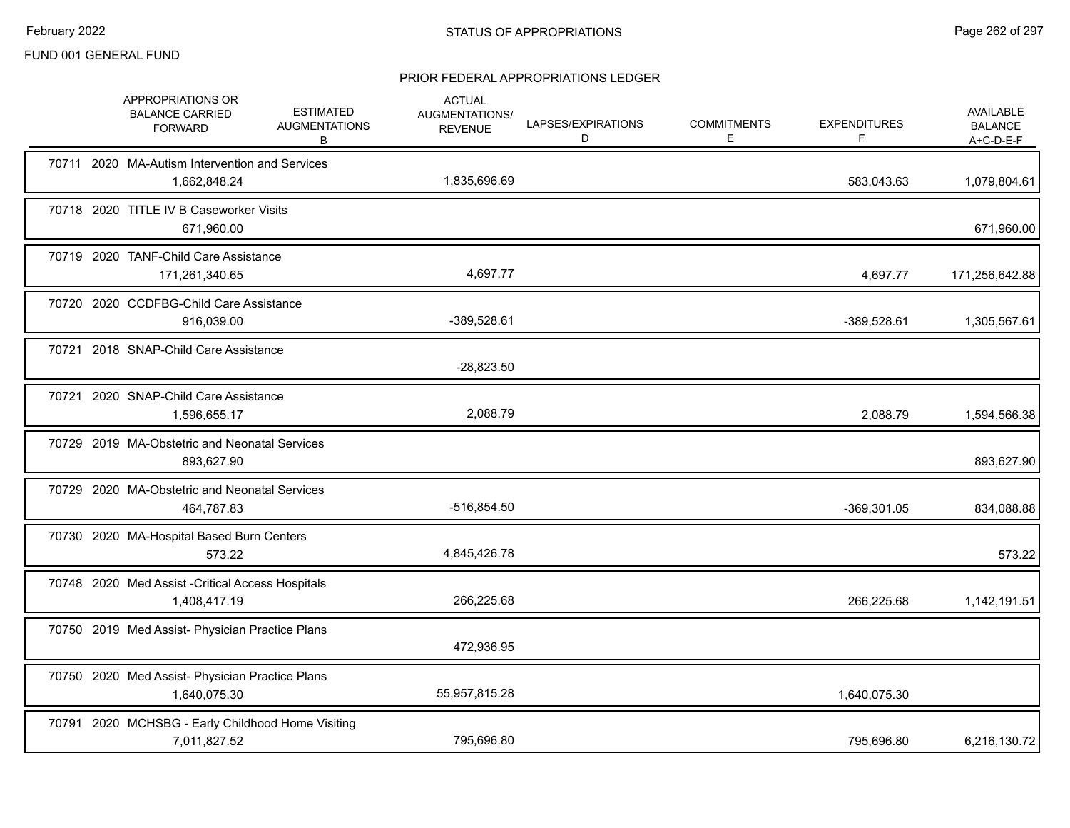FUND 001 GENERAL FUND

## STATUS OF APPROPRIATIONS

### PRIOR FEDERAL APPROPRIATIONS LEDGER

| APPROPRIATIONS OR BALANCE CARRIED FORWARD | ESTIMATED AUGMENTATIONS B | ACTUAL AUGMENTATIONS/ REVENUE | LAPSES/EXPIRATIONS D | COMMITMENTS E | EXPENDITURES F | AVAILABLE BALANCE A+C-D-E-F |
|---|---|---|---|---|---|---|
| 70711 2020 MA-Autism Intervention and Services | | | | | | |
| 1,662,848.24 | | 1,835,696.69 | | | 583,043.63 | 1,079,804.61 |
| 70718 2020 TITLE IV B Caseworker Visits | | | | | | |
| 671,960.00 | | | | | | 671,960.00 |
| 70719 2020 TANF-Child Care Assistance | | | | | | |
| 171,261,340.65 | | 4,697.77 | | | 4,697.77 | 171,256,642.88 |
| 70720 2020 CCDFBG-Child Care Assistance | | | | | | |
| 916,039.00 | | -389,528.61 | | | -389,528.61 | 1,305,567.61 |
| 70721 2018 SNAP-Child Care Assistance | | | | | | |
| | | -28,823.50 | | | | |
| 70721 2020 SNAP-Child Care Assistance | | | | | | |
| 1,596,655.17 | | 2,088.79 | | | 2,088.79 | 1,594,566.38 |
| 70729 2019 MA-Obstetric and Neonatal Services | | | | | | |
| 893,627.90 | | | | | | 893,627.90 |
| 70729 2020 MA-Obstetric and Neonatal Services | | | | | | |
| 464,787.83 | | -516,854.50 | | | -369,301.05 | 834,088.88 |
| 70730 2020 MA-Hospital Based Burn Centers | | | | | | |
| 573.22 | | 4,845,426.78 | | | | 573.22 |
| 70748 2020 Med Assist -Critical Access Hospitals | | | | | | |
| 1,408,417.19 | | 266,225.68 | | | 266,225.68 | 1,142,191.51 |
| 70750 2019 Med Assist- Physician Practice Plans | | | | | | |
| | | 472,936.95 | | | | |
| 70750 2020 Med Assist- Physician Practice Plans | | | | | | |
| 1,640,075.30 | | 55,957,815.28 | | | 1,640,075.30 | |
| 70791 2020 MCHSBG - Early Childhood Home Visiting | | | | | | |
| 7,011,827.52 | | 795,696.80 | | | 795,696.80 | 6,216,130.72 |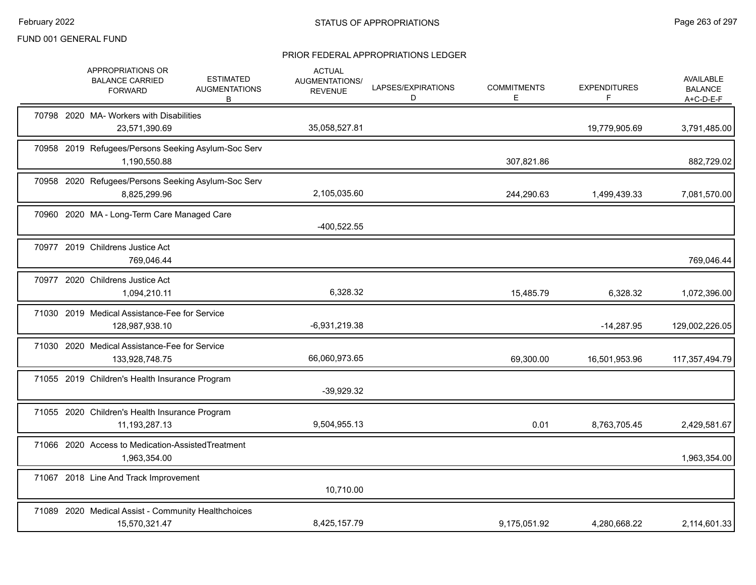FUND 001 GENERAL FUND

## STATUS OF APPROPRIATIONS

### PRIOR FEDERAL APPROPRIATIONS LEDGER

| | APPROPRIATIONS OR BALANCE CARRIED FORWARD | ESTIMATED AUGMENTATIONS B | ACTUAL AUGMENTATIONS/ REVENUE | LAPSES/EXPIRATIONS D | COMMITMENTS E | EXPENDITURES F | AVAILABLE BALANCE A+C-D-E-F |
|---|---|---|---|---|---|---|---|
| 70798 2020 MA- Workers with Disabilities | 23,571,390.69 | | 35,058,527.81 | | | 19,779,905.69 | 3,791,485.00 |
| 70958 2019 Refugees/Persons Seeking Asylum-Soc Serv | 1,190,550.88 | | | | 307,821.86 | | 882,729.02 |
| 70958 2020 Refugees/Persons Seeking Asylum-Soc Serv | 8,825,299.96 | | 2,105,035.60 | | 244,290.63 | 1,499,439.33 | 7,081,570.00 |
| 70960 2020 MA - Long-Term Care Managed Care | | | -400,522.55 | | | | |
| 70977 2019 Childrens Justice Act | 769,046.44 | | | | | | 769,046.44 |
| 70977 2020 Childrens Justice Act | 1,094,210.11 | | 6,328.32 | | 15,485.79 | 6,328.32 | 1,072,396.00 |
| 71030 2019 Medical Assistance-Fee for Service | 128,987,938.10 | | -6,931,219.38 | | | -14,287.95 | 129,002,226.05 |
| 71030 2020 Medical Assistance-Fee for Service | 133,928,748.75 | | 66,060,973.65 | | 69,300.00 | 16,501,953.96 | 117,357,494.79 |
| 71055 2019 Children's Health Insurance Program | | | -39,929.32 | | | | |
| 71055 2020 Children's Health Insurance Program | 11,193,287.13 | | 9,504,955.13 | | 0.01 | 8,763,705.45 | 2,429,581.67 |
| 71066 2020 Access to Medication-AssistedTreatment | 1,963,354.00 | | | | | | 1,963,354.00 |
| 71067 2018 Line And Track Improvement | | | 10,710.00 | | | | |
| 71089 2020 Medical Assist - Community Healthchoices | 15,570,321.47 | | 8,425,157.79 | | 9,175,051.92 | 4,280,668.22 | 2,114,601.33 |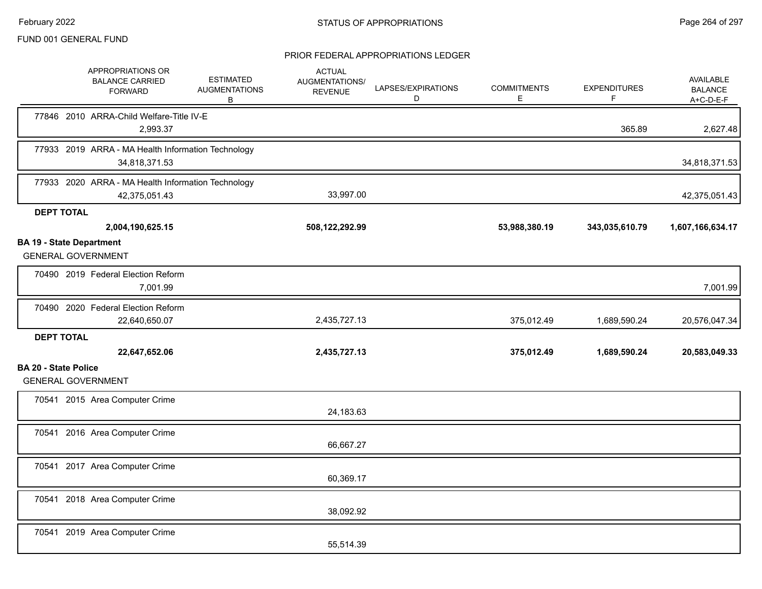FUND 001 GENERAL FUND

PRIOR FEDERAL APPROPRIATIONS LEDGER

| APPROPRIATIONS OR BALANCE CARRIED FORWARD | ESTIMATED AUGMENTATIONS B | ACTUAL AUGMENTATIONS/ REVENUE | LAPSES/EXPIRATIONS D | COMMITMENTS E | EXPENDITURES F | AVAILABLE BALANCE A+C-D-E-F |
|---|---|---|---|---|---|---|
| 77846 2010 ARRA-Child Welfare-Title IV-E | | | | | | |
| 2,993.37 | | | | | 365.89 | 2,627.48 |
| 77933 2019 ARRA - MA Health Information Technology | | | | | | |
| 34,818,371.53 | | | | | | 34,818,371.53 |
| 77933 2020 ARRA - MA Health Information Technology | | | | | | |
| 42,375,051.43 | | 33,997.00 | | | | 42,375,051.43 |
| **DEPT TOTAL** | | | | | | |
| **2,004,190,625.15** | | **508,122,292.99** | | **53,988,380.19** | **343,035,610.79** | **1,607,166,634.17** |
| **BA 19 - State Department** | | | | | | |
| GENERAL GOVERNMENT | | | | | | |
| 70490 2019 Federal Election Reform | | | | | | |
| 7,001.99 | | | | | | 7,001.99 |
| 70490 2020 Federal Election Reform | | | | | | |
| 22,640,650.07 | | 2,435,727.13 | | 375,012.49 | 1,689,590.24 | 20,576,047.34 |
| **DEPT TOTAL** | | | | | | |
| **22,647,652.06** | | **2,435,727.13** | | **375,012.49** | **1,689,590.24** | **20,583,049.33** |
| **BA 20 - State Police** | | | | | | |
| GENERAL GOVERNMENT | | | | | | |
| 70541 2015 Area Computer Crime | | | | | | |
| | | 24,183.63 | | | | |
| 70541 2016 Area Computer Crime | | | | | | |
| | | 66,667.27 | | | | |
| 70541 2017 Area Computer Crime | | | | | | |
| | | 60,369.17 | | | | |
| 70541 2018 Area Computer Crime | | | | | | |
| | | 38,092.92 | | | | |
| 70541 2019 Area Computer Crime | | | | | | |
| | | 55,514.39 | | | | |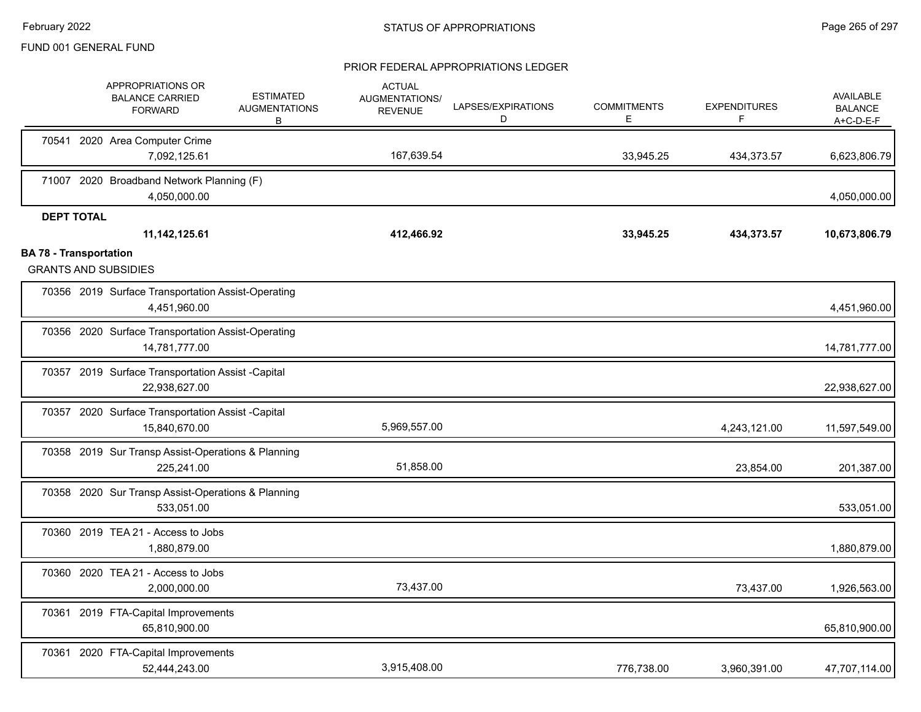FUND 001 GENERAL FUND

## PRIOR FEDERAL APPROPRIATIONS LEDGER

| | APPROPRIATIONS OR BALANCE CARRIED FORWARD | ESTIMATED AUGMENTATIONS B | ACTUAL AUGMENTATIONS/ REVENUE | LAPSES/EXPIRATIONS D | COMMITMENTS E | EXPENDITURES F | AVAILABLE BALANCE A+C-D-E-F |
|---|---|---|---|---|---|---|---|
| 70541 2020 Area Computer Crime | 7,092,125.61 | | 167,639.54 | | 33,945.25 | 434,373.57 | 6,623,806.79 |
| 71007 2020 Broadband Network Planning (F) | 4,050,000.00 | | | | | | 4,050,000.00 |
| **DEPT TOTAL** | **11,142,125.61** | | **412,466.92** | | **33,945.25** | **434,373.57** | **10,673,806.79** |

**BA 78 - Transportation**

GRANTS AND SUBSIDIES

| | APPROPRIATIONS OR BALANCE CARRIED FORWARD | ESTIMATED AUGMENTATIONS B | ACTUAL AUGMENTATIONS/ REVENUE | LAPSES/EXPIRATIONS D | COMMITMENTS E | EXPENDITURES F | AVAILABLE BALANCE A+C-D-E-F |
|---|---|---|---|---|---|---|---|
| 70356 2019 Surface Transportation Assist-Operating | 4,451,960.00 | | | | | | 4,451,960.00 |
| 70356 2020 Surface Transportation Assist-Operating | 14,781,777.00 | | | | | | 14,781,777.00 |
| 70357 2019 Surface Transportation Assist -Capital | 22,938,627.00 | | | | | | 22,938,627.00 |
| 70357 2020 Surface Transportation Assist -Capital | 15,840,670.00 | | 5,969,557.00 | | | 4,243,121.00 | 11,597,549.00 |
| 70358 2019 Sur Transp Assist-Operations & Planning | 225,241.00 | | 51,858.00 | | | 23,854.00 | 201,387.00 |
| 70358 2020 Sur Transp Assist-Operations & Planning | 533,051.00 | | | | | | 533,051.00 |
| 70360 2019 TEA 21 - Access to Jobs | 1,880,879.00 | | | | | | 1,880,879.00 |
| 70360 2020 TEA 21 - Access to Jobs | 2,000,000.00 | | 73,437.00 | | | 73,437.00 | 1,926,563.00 |
| 70361 2019 FTA-Capital Improvements | 65,810,900.00 | | | | | | 65,810,900.00 |
| 70361 2020 FTA-Capital Improvements | 52,444,243.00 | | 3,915,408.00 | | 776,738.00 | 3,960,391.00 | 47,707,114.00 |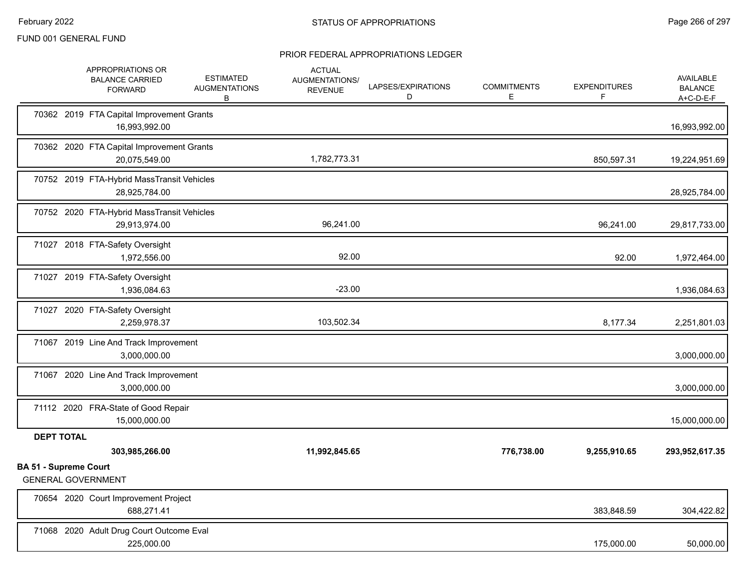FUND 001 GENERAL FUND

## PRIOR FEDERAL APPROPRIATIONS LEDGER

| APPROPRIATIONS OR BALANCE CARRIED FORWARD | ESTIMATED AUGMENTATIONS B | ACTUAL AUGMENTATIONS/ REVENUE | LAPSES/EXPIRATIONS D | COMMITMENTS E | EXPENDITURES F | AVAILABLE BALANCE A+C-D-E-F |
|---|---|---|---|---|---|---|
| 70362 2019 FTA Capital Improvement Grants | | | | | | |
| 16,993,992.00 | | | | | | 16,993,992.00 |
| 70362 2020 FTA Capital Improvement Grants | | | | | | |
| 20,075,549.00 | | 1,782,773.31 | | | 850,597.31 | 19,224,951.69 |
| 70752 2019 FTA-Hybrid MassTransit Vehicles | | | | | | |
| 28,925,784.00 | | | | | | 28,925,784.00 |
| 70752 2020 FTA-Hybrid MassTransit Vehicles | | | | | | |
| 29,913,974.00 | | 96,241.00 | | | 96,241.00 | 29,817,733.00 |
| 71027 2018 FTA-Safety Oversight | | | | | | |
| 1,972,556.00 | | 92.00 | | | 92.00 | 1,972,464.00 |
| 71027 2019 FTA-Safety Oversight | | | | | | |
| 1,936,084.63 | | -23.00 | | | | 1,936,084.63 |
| 71027 2020 FTA-Safety Oversight | | | | | | |
| 2,259,978.37 | | 103,502.34 | | | 8,177.34 | 2,251,801.03 |
| 71067 2019 Line And Track Improvement | | | | | | |
| 3,000,000.00 | | | | | | 3,000,000.00 |
| 71067 2020 Line And Track Improvement | | | | | | |
| 3,000,000.00 | | | | | | 3,000,000.00 |
| 71112 2020 FRA-State of Good Repair | | | | | | |
| 15,000,000.00 | | | | | | 15,000,000.00 |
| **DEPT TOTAL** | | | | | | |
| **303,985,266.00** | | **11,992,845.65** | | **776,738.00** | **9,255,910.65** | **293,952,617.35** |

**BA 51 - Supreme Court**

GENERAL GOVERNMENT

| APPROPRIATIONS OR BALANCE CARRIED FORWARD | ESTIMATED AUGMENTATIONS B | ACTUAL AUGMENTATIONS/ REVENUE | LAPSES/EXPIRATIONS D | COMMITMENTS E | EXPENDITURES F | AVAILABLE BALANCE A+C-D-E-F |
|---|---|---|---|---|---|---|
| 70654 2020 Court Improvement Project | | | | | | |
| 688,271.41 | | | | | 383,848.59 | 304,422.82 |
| 71068 2020 Adult Drug Court Outcome Eval | | | | | | |
| 225,000.00 | | | | | 175,000.00 | 50,000.00 |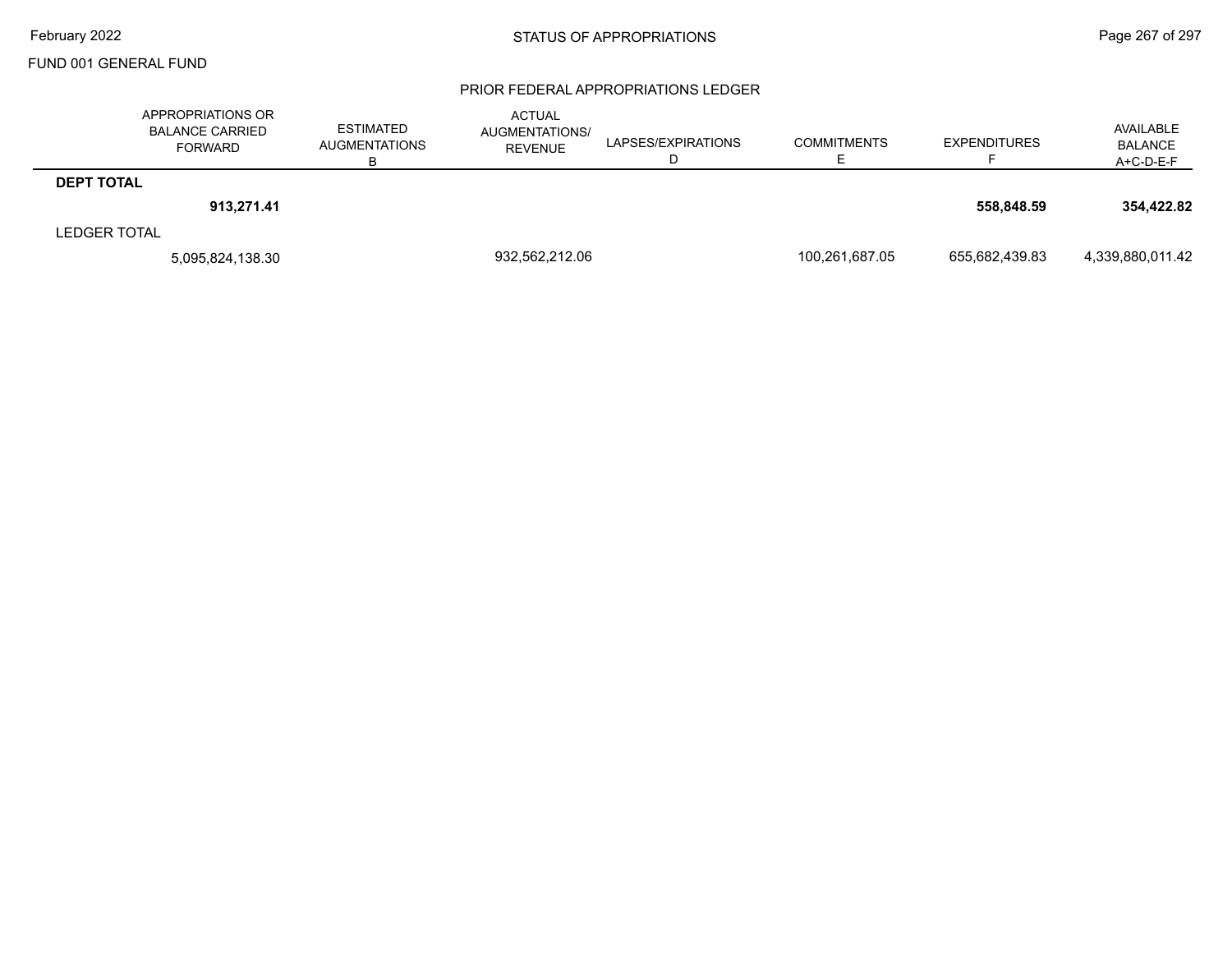FUND 001 GENERAL FUND

STATUS OF APPROPRIATIONS

PRIOR FEDERAL APPROPRIATIONS LEDGER

| | APPROPRIATIONS OR BALANCE CARRIED FORWARD | ESTIMATED AUGMENTATIONS B | ACTUAL AUGMENTATIONS/ REVENUE | LAPSES/EXPIRATIONS D | COMMITMENTS E | EXPENDITURES F | AVAILABLE BALANCE A+C-D-E-F |
|---|---|---|---|---|---|---|---|
| **DEPT TOTAL** | | | | | | | |
| | **913,271.41** | | | | | **558,848.59** | **354,422.82** |
| LEDGER TOTAL | | | | | | | |
| | 5,095,824,138.30 | | 932,562,212.06 | | 100,261,687.05 | 655,682,439.83 | 4,339,880,011.42 |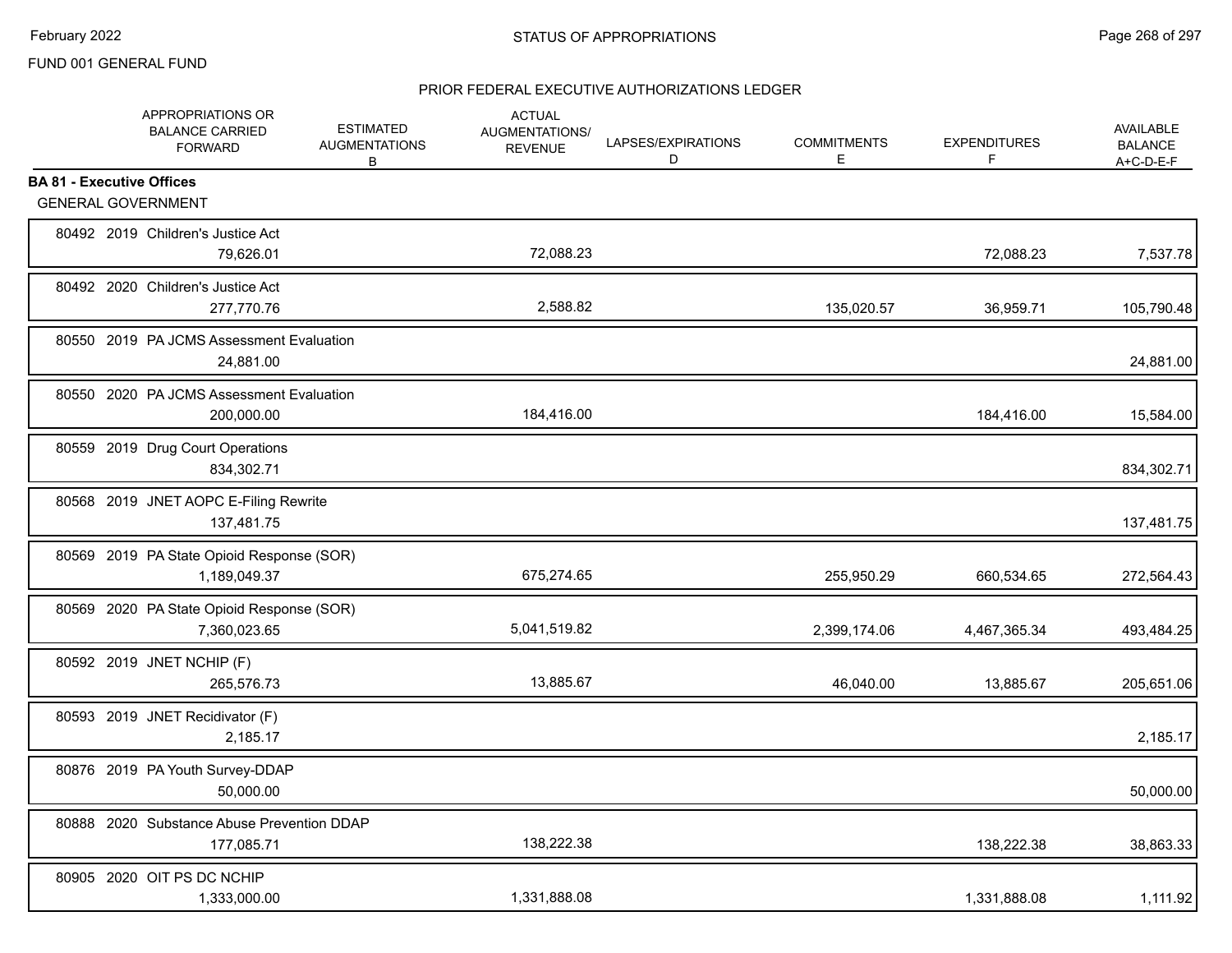FUND 001 GENERAL FUND

## STATUS OF APPROPRIATIONS

### PRIOR FEDERAL EXECUTIVE AUTHORIZATIONS LEDGER

| | APPROPRIATIONS OR BALANCE CARRIED FORWARD | ESTIMATED AUGMENTATIONS B | ACTUAL AUGMENTATIONS/ REVENUE | LAPSES/EXPIRATIONS D | COMMITMENTS E | EXPENDITURES F | AVAILABLE BALANCE A+C-D-E-F |
|---|---|---|---|---|---|---|---|
| **BA 81 - Executive Offices** | | | | | | | |
| GENERAL GOVERNMENT | | | | | | | |
| 80492 2019 Children's Justice Act | 79,626.01 | | 72,088.23 | | | 72,088.23 | 7,537.78 |
| 80492 2020 Children's Justice Act | 277,770.76 | | 2,588.82 | | 135,020.57 | 36,959.71 | 105,790.48 |
| 80550 2019 PA JCMS Assessment Evaluation | 24,881.00 | | | | | | 24,881.00 |
| 80550 2020 PA JCMS Assessment Evaluation | 200,000.00 | | 184,416.00 | | | 184,416.00 | 15,584.00 |
| 80559 2019 Drug Court Operations | 834,302.71 | | | | | | 834,302.71 |
| 80568 2019 JNET AOPC E-Filing Rewrite | 137,481.75 | | | | | | 137,481.75 |
| 80569 2019 PA State Opioid Response (SOR) | 1,189,049.37 | | 675,274.65 | | 255,950.29 | 660,534.65 | 272,564.43 |
| 80569 2020 PA State Opioid Response (SOR) | 7,360,023.65 | | 5,041,519.82 | | 2,399,174.06 | 4,467,365.34 | 493,484.25 |
| 80592 2019 JNET NCHIP (F) | 265,576.73 | | 13,885.67 | | 46,040.00 | 13,885.67 | 205,651.06 |
| 80593 2019 JNET Recidivator (F) | 2,185.17 | | | | | | 2,185.17 |
| 80876 2019 PA Youth Survey-DDAP | 50,000.00 | | | | | | 50,000.00 |
| 80888 2020 Substance Abuse Prevention DDAP | 177,085.71 | | 138,222.38 | | | 138,222.38 | 38,863.33 |
| 80905 2020 OIT PS DC NCHIP | 1,333,000.00 | | 1,331,888.08 | | | 1,331,888.08 | 1,111.92 |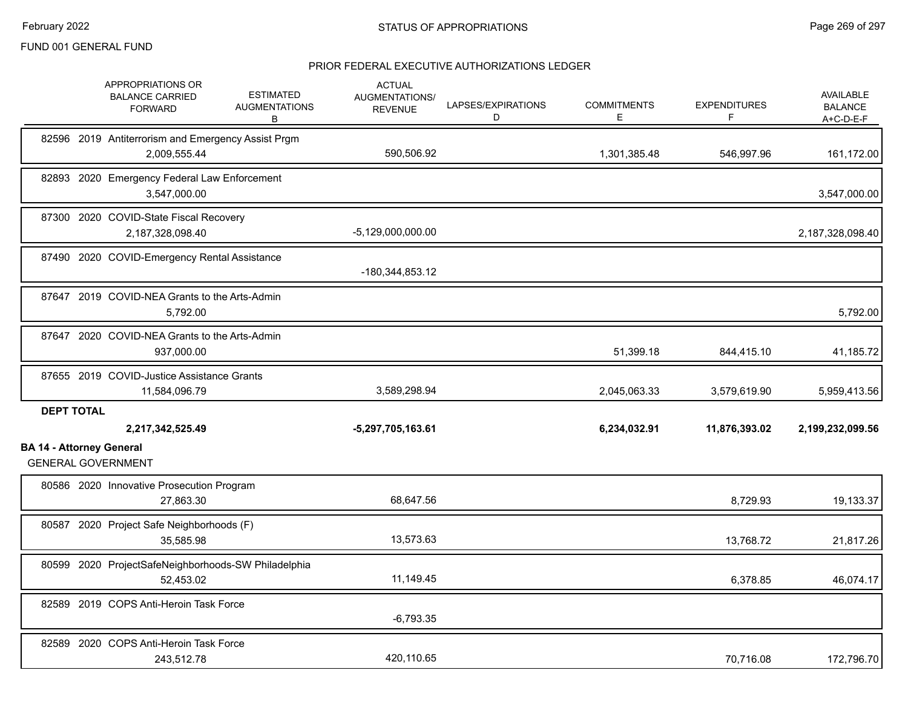FUND 001 GENERAL FUND

## PRIOR FEDERAL EXECUTIVE AUTHORIZATIONS LEDGER

| | APPROPRIATIONS OR BALANCE CARRIED FORWARD | ESTIMATED AUGMENTATIONS B | ACTUAL AUGMENTATIONS/ REVENUE | LAPSES/EXPIRATIONS D | COMMITMENTS E | EXPENDITURES F | AVAILABLE BALANCE A+C-D-E-F |
|---|---|---|---|---|---|---|---|
| 82596 2019 Antiterrorism and Emergency Assist Prgm | 2,009,555.44 | | 590,506.92 | | 1,301,385.48 | 546,997.96 | 161,172.00 |
| 82893 2020 Emergency Federal Law Enforcement | 3,547,000.00 | | | | | | 3,547,000.00 |
| 87300 2020 COVID-State Fiscal Recovery | 2,187,328,098.40 | | -5,129,000,000.00 | | | | 2,187,328,098.40 |
| 87490 2020 COVID-Emergency Rental Assistance | | | -180,344,853.12 | | | | |
| 87647 2019 COVID-NEA Grants to the Arts-Admin | 5,792.00 | | | | | | 5,792.00 |
| 87647 2020 COVID-NEA Grants to the Arts-Admin | 937,000.00 | | | | 51,399.18 | 844,415.10 | 41,185.72 |
| 87655 2019 COVID-Justice Assistance Grants | 11,584,096.79 | | 3,589,298.94 | | 2,045,063.33 | 3,579,619.90 | 5,959,413.56 |
| **DEPT TOTAL** | **2,217,342,525.49** | | **-5,297,705,163.61** | | **6,234,032.91** | **11,876,393.02** | **2,199,232,099.56** |

**BA 14 - Attorney General**

GENERAL GOVERNMENT

| | APPROPRIATIONS OR BALANCE CARRIED FORWARD | ESTIMATED AUGMENTATIONS B | ACTUAL AUGMENTATIONS/ REVENUE | LAPSES/EXPIRATIONS D | COMMITMENTS E | EXPENDITURES F | AVAILABLE BALANCE A+C-D-E-F |
|---|---|---|---|---|---|---|---|
| 80586 2020 Innovative Prosecution Program | 27,863.30 | | 68,647.56 | | | 8,729.93 | 19,133.37 |
| 80587 2020 Project Safe Neighborhoods (F) | 35,585.98 | | 13,573.63 | | | 13,768.72 | 21,817.26 |
| 80599 2020 ProjectSafeNeighborhoods-SW Philadelphia | 52,453.02 | | 11,149.45 | | | 6,378.85 | 46,074.17 |
| 82589 2019 COPS Anti-Heroin Task Force | | | -6,793.35 | | | | |
| 82589 2020 COPS Anti-Heroin Task Force | 243,512.78 | | 420,110.65 | | | 70,716.08 | 172,796.70 |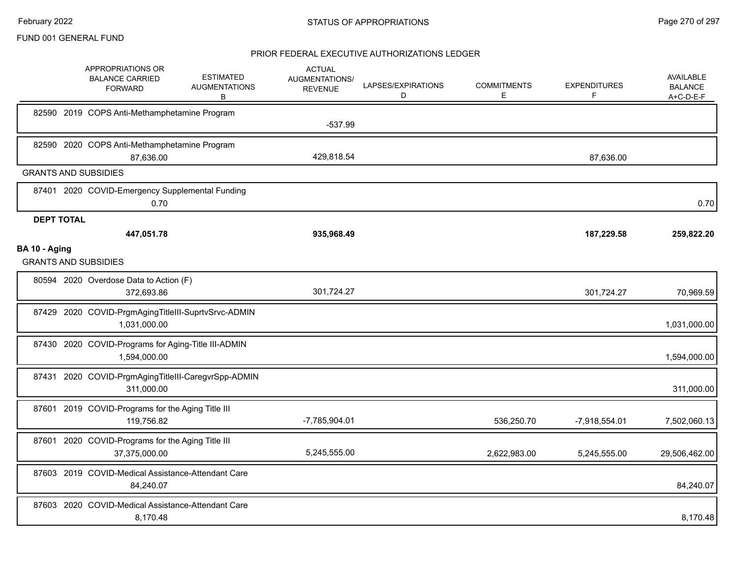FUND 001 GENERAL FUND

PRIOR FEDERAL EXECUTIVE AUTHORIZATIONS LEDGER

| | APPROPRIATIONS OR BALANCE CARRIED FORWARD | ESTIMATED AUGMENTATIONS B | ACTUAL AUGMENTATIONS/ REVENUE | LAPSES/EXPIRATIONS D | COMMITMENTS E | EXPENDITURES F | AVAILABLE BALANCE A+C-D-E-F |
|---|---|---|---|---|---|---|---|
| 82590 2019 COPS Anti-Methamphetamine Program | | | -537.99 | | | | |
| 82590 2020 COPS Anti-Methamphetamine Program | 87,636.00 | | 429,818.54 | | | 87,636.00 | |
| GRANTS AND SUBSIDIES | | | | | | | |
| 87401 2020 COVID-Emergency Supplemental Funding | 0.70 | | | | | | 0.70 |
| **DEPT TOTAL** | **447,051.78** | | **935,968.49** | | | **187,229.58** | **259,822.20** |
| **BA 10 - Aging** | | | | | | | |
| GRANTS AND SUBSIDIES | | | | | | | |
| 80594 2020 Overdose Data to Action (F) | 372,693.86 | | 301,724.27 | | | 301,724.27 | 70,969.59 |
| 87429 2020 COVID-PrgmAgingTitleIII-SuprtvSrvc-ADMIN | 1,031,000.00 | | | | | | 1,031,000.00 |
| 87430 2020 COVID-Programs for Aging-Title III-ADMIN | 1,594,000.00 | | | | | | 1,594,000.00 |
| 87431 2020 COVID-PrgmAgingTitleIII-CaregvrSpp-ADMIN | 311,000.00 | | | | | | 311,000.00 |
| 87601 2019 COVID-Programs for the Aging Title III | 119,756.82 | | -7,785,904.01 | | 536,250.70 | -7,918,554.01 | 7,502,060.13 |
| 87601 2020 COVID-Programs for the Aging Title III | 37,375,000.00 | | 5,245,555.00 | | 2,622,983.00 | 5,245,555.00 | 29,506,462.00 |
| 87603 2019 COVID-Medical Assistance-Attendant Care | 84,240.07 | | | | | | 84,240.07 |
| 87603 2020 COVID-Medical Assistance-Attendant Care | 8,170.48 | | | | | | 8,170.48 |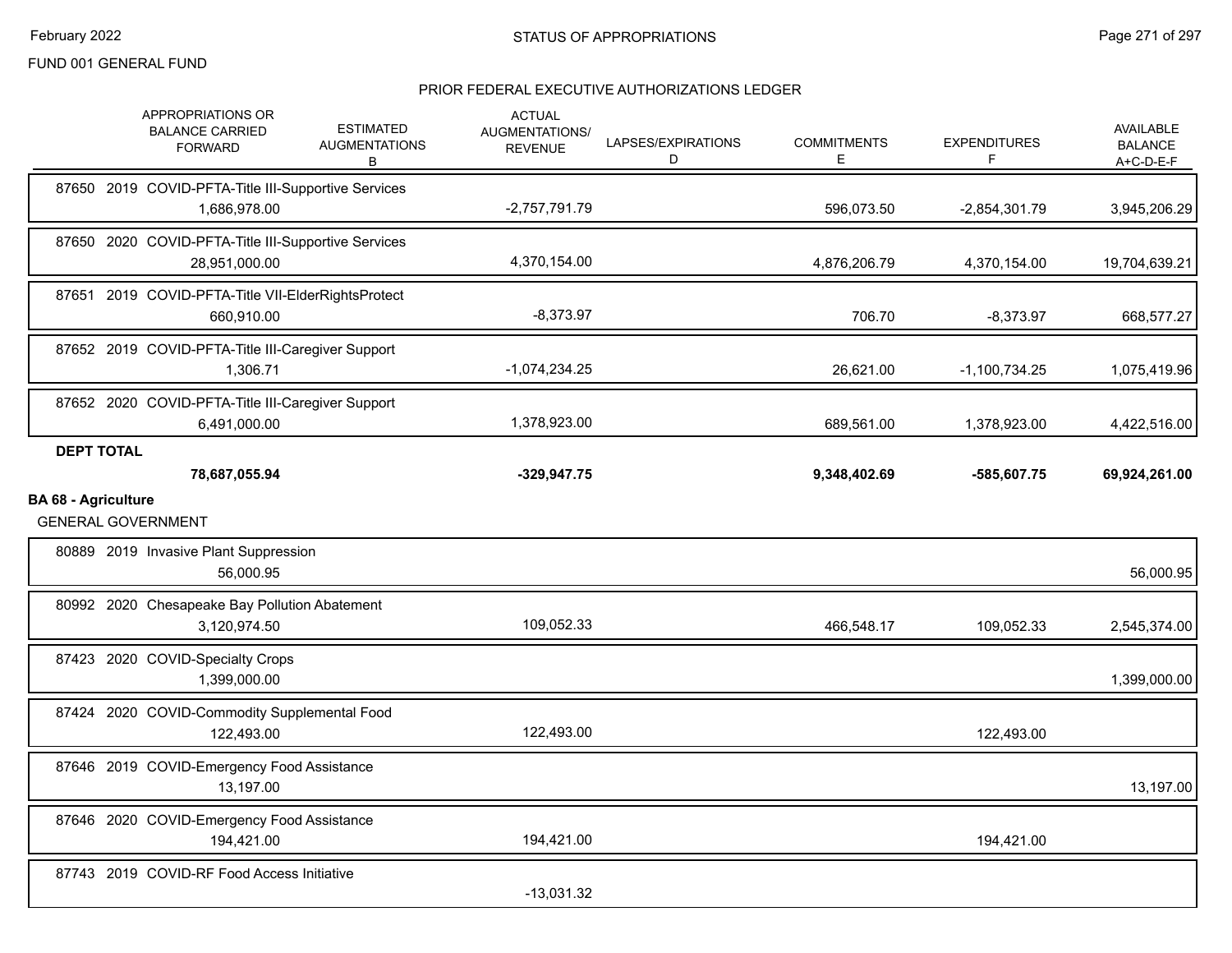FUND 001 GENERAL FUND

## PRIOR FEDERAL EXECUTIVE AUTHORIZATIONS LEDGER

| | APPROPRIATIONS OR BALANCE CARRIED FORWARD | ESTIMATED AUGMENTATIONS B | ACTUAL AUGMENTATIONS/ REVENUE | LAPSES/EXPIRATIONS D | COMMITMENTS E | EXPENDITURES F | AVAILABLE BALANCE A+C-D-E-F |
|---|---|---|---|---|---|---|---|
| 87650 2019 COVID-PFTA-Title III-Supportive Services | 1,686,978.00 | | -2,757,791.79 | | 596,073.50 | -2,854,301.79 | 3,945,206.29 |
| 87650 2020 COVID-PFTA-Title III-Supportive Services | 28,951,000.00 | | 4,370,154.00 | | 4,876,206.79 | 4,370,154.00 | 19,704,639.21 |
| 87651 2019 COVID-PFTA-Title VII-ElderRightsProtect | 660,910.00 | | -8,373.97 | | 706.70 | -8,373.97 | 668,577.27 |
| 87652 2019 COVID-PFTA-Title III-Caregiver Support | 1,306.71 | | -1,074,234.25 | | 26,621.00 | -1,100,734.25 | 1,075,419.96 |
| 87652 2020 COVID-PFTA-Title III-Caregiver Support | 6,491,000.00 | | 1,378,923.00 | | 689,561.00 | 1,378,923.00 | 4,422,516.00 |
| **DEPT TOTAL** | **78,687,055.94** | | **-329,947.75** | | **9,348,402.69** | **-585,607.75** | **69,924,261.00** |

**BA 68 - Agriculture**

GENERAL GOVERNMENT

| | APPROPRIATIONS OR BALANCE CARRIED FORWARD | ESTIMATED AUGMENTATIONS B | ACTUAL AUGMENTATIONS/ REVENUE | LAPSES/EXPIRATIONS D | COMMITMENTS E | EXPENDITURES F | AVAILABLE BALANCE A+C-D-E-F |
|---|---|---|---|---|---|---|---|
| 80889 2019 Invasive Plant Suppression | 56,000.95 | | | | | | 56,000.95 |
| 80992 2020 Chesapeake Bay Pollution Abatement | 3,120,974.50 | | 109,052.33 | | 466,548.17 | 109,052.33 | 2,545,374.00 |
| 87423 2020 COVID-Specialty Crops | 1,399,000.00 | | | | | | 1,399,000.00 |
| 87424 2020 COVID-Commodity Supplemental Food | 122,493.00 | | 122,493.00 | | | 122,493.00 | |
| 87646 2019 COVID-Emergency Food Assistance | 13,197.00 | | | | | | 13,197.00 |
| 87646 2020 COVID-Emergency Food Assistance | 194,421.00 | | 194,421.00 | | | 194,421.00 | |
| 87743 2019 COVID-RF Food Access Initiative | | | -13,031.32 | | | | |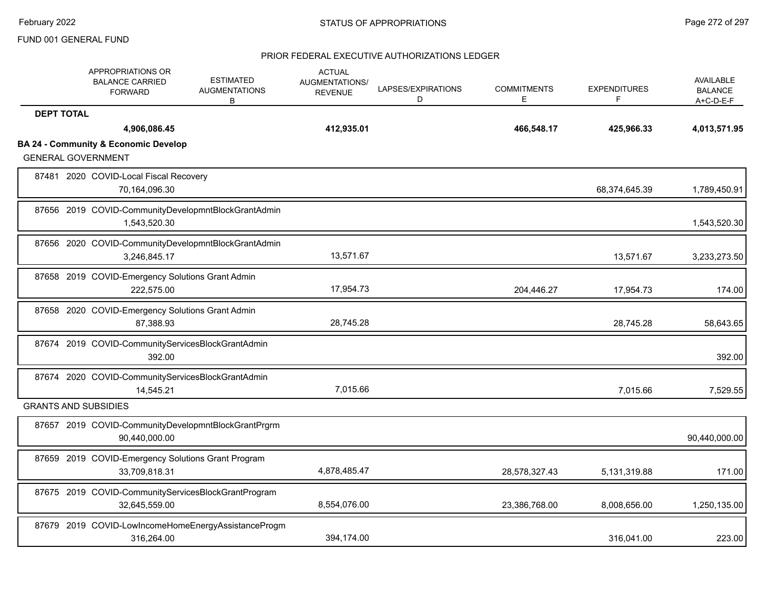FUND 001 GENERAL FUND

## PRIOR FEDERAL EXECUTIVE AUTHORIZATIONS LEDGER

| | APPROPRIATIONS OR BALANCE CARRIED FORWARD | ESTIMATED AUGMENTATIONS B | ACTUAL AUGMENTATIONS/ REVENUE | LAPSES/EXPIRATIONS D | COMMITMENTS E | EXPENDITURES F | AVAILABLE BALANCE A+C-D-E-F |
|---|---|---|---|---|---|---|---|
| **DEPT TOTAL** | **4,906,086.45** | | **412,935.01** | | **466,548.17** | **425,966.33** | **4,013,571.95** |
| **BA 24 - Community & Economic Develop** | | | | | | | |
| GENERAL GOVERNMENT | | | | | | | |
| 87481 2020 COVID-Local Fiscal Recovery | 70,164,096.30 | | | | | 68,374,645.39 | 1,789,450.91 |
| 87656 2019 COVID-CommunityDevelopmntBlockGrantAdmin | 1,543,520.30 | | | | | | 1,543,520.30 |
| 87656 2020 COVID-CommunityDevelopmntBlockGrantAdmin | 3,246,845.17 | | 13,571.67 | | | 13,571.67 | 3,233,273.50 |
| 87658 2019 COVID-Emergency Solutions Grant Admin | 222,575.00 | | 17,954.73 | | 204,446.27 | 17,954.73 | 174.00 |
| 87658 2020 COVID-Emergency Solutions Grant Admin | 87,388.93 | | 28,745.28 | | | 28,745.28 | 58,643.65 |
| 87674 2019 COVID-CommunityServicesBlockGrantAdmin | 392.00 | | | | | | 392.00 |
| 87674 2020 COVID-CommunityServicesBlockGrantAdmin | 14,545.21 | | 7,015.66 | | | 7,015.66 | 7,529.55 |
| GRANTS AND SUBSIDIES | | | | | | | |
| 87657 2019 COVID-CommunityDevelopmntBlockGrantPrgrm | 90,440,000.00 | | | | | | 90,440,000.00 |
| 87659 2019 COVID-Emergency Solutions Grant Program | 33,709,818.31 | | 4,878,485.47 | | 28,578,327.43 | 5,131,319.88 | 171.00 |
| 87675 2019 COVID-CommunityServicesBlockGrantProgram | 32,645,559.00 | | 8,554,076.00 | | 23,386,768.00 | 8,008,656.00 | 1,250,135.00 |
| 87679 2019 COVID-LowIncomeHomeEnergyAssistanceProgm | 316,264.00 | | 394,174.00 | | | 316,041.00 | 223.00 |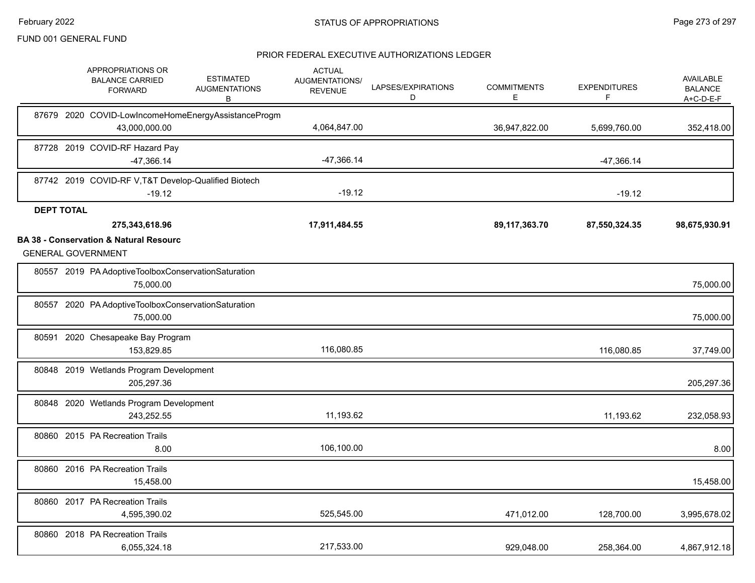FUND 001 GENERAL FUND

## PRIOR FEDERAL EXECUTIVE AUTHORIZATIONS LEDGER

| | APPROPRIATIONS OR BALANCE CARRIED FORWARD | ESTIMATED AUGMENTATIONS B | ACTUAL AUGMENTATIONS/ REVENUE | LAPSES/EXPIRATIONS D | COMMITMENTS E | EXPENDITURES F | AVAILABLE BALANCE A+C-D-E-F |
|---|---|---|---|---|---|---|---|
| 87679 2020 COVID-LowIncomeHomeEnergyAssistanceProgm | 43,000,000.00 | | 4,064,847.00 | | 36,947,822.00 | 5,699,760.00 | 352,418.00 |
| 87728 2019 COVID-RF Hazard Pay | -47,366.14 | | -47,366.14 | | | -47,366.14 | |
| 87742 2019 COVID-RF V,T&T Develop-Qualified Biotech | -19.12 | | -19.12 | | | -19.12 | |
| **DEPT TOTAL** | **275,343,618.96** | | **17,911,484.55** | | **89,117,363.70** | **87,550,324.35** | **98,675,930.91** |

**BA 38 - Conservation & Natural Resourc**

GENERAL GOVERNMENT

| | APPROPRIATIONS OR BALANCE CARRIED FORWARD | ESTIMATED AUGMENTATIONS B | ACTUAL AUGMENTATIONS/ REVENUE | LAPSES/EXPIRATIONS D | COMMITMENTS E | EXPENDITURES F | AVAILABLE BALANCE A+C-D-E-F |
|---|---|---|---|---|---|---|---|
| 80557 2019 PA AdoptiveToolboxConservationSaturation | 75,000.00 | | | | | | 75,000.00 |
| 80557 2020 PA AdoptiveToolboxConservationSaturation | 75,000.00 | | | | | | 75,000.00 |
| 80591 2020 Chesapeake Bay Program | 153,829.85 | | 116,080.85 | | | 116,080.85 | 37,749.00 |
| 80848 2019 Wetlands Program Development | 205,297.36 | | | | | | 205,297.36 |
| 80848 2020 Wetlands Program Development | 243,252.55 | | 11,193.62 | | | 11,193.62 | 232,058.93 |
| 80860 2015 PA Recreation Trails | 8.00 | | 106,100.00 | | | | 8.00 |
| 80860 2016 PA Recreation Trails | 15,458.00 | | | | | | 15,458.00 |
| 80860 2017 PA Recreation Trails | 4,595,390.02 | | 525,545.00 | | 471,012.00 | 128,700.00 | 3,995,678.02 |
| 80860 2018 PA Recreation Trails | 6,055,324.18 | | 217,533.00 | | 929,048.00 | 258,364.00 | 4,867,912.18 |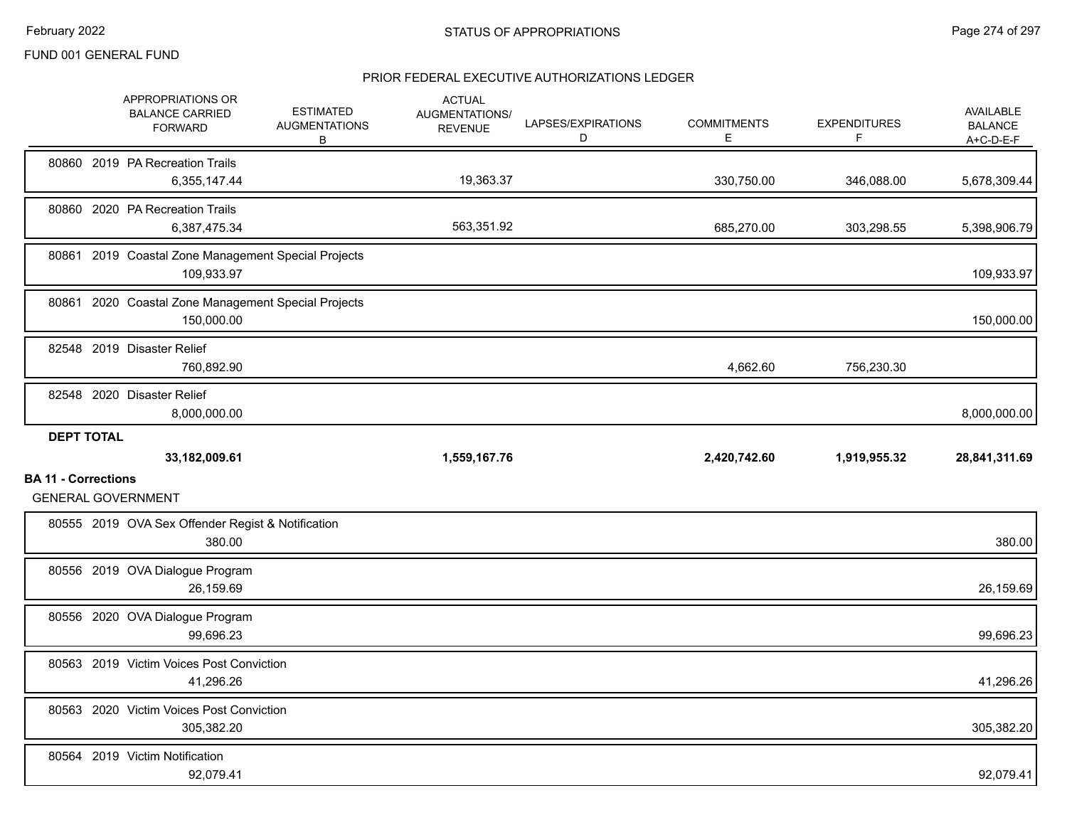FUND 001 GENERAL FUND

## PRIOR FEDERAL EXECUTIVE AUTHORIZATIONS LEDGER

| | APPROPRIATIONS OR BALANCE CARRIED FORWARD | ESTIMATED AUGMENTATIONS B | ACTUAL AUGMENTATIONS/ REVENUE | LAPSES/EXPIRATIONS D | COMMITMENTS E | EXPENDITURES F | AVAILABLE BALANCE A+C-D-E-F |
|---|---|---|---|---|---|---|---|
| 80860 2019 PA Recreation Trails | 6,355,147.44 | | 19,363.37 | | 330,750.00 | 346,088.00 | 5,678,309.44 |
| 80860 2020 PA Recreation Trails | 6,387,475.34 | | 563,351.92 | | 685,270.00 | 303,298.55 | 5,398,906.79 |
| 80861 2019 Coastal Zone Management Special Projects | 109,933.97 | | | | | | 109,933.97 |
| 80861 2020 Coastal Zone Management Special Projects | 150,000.00 | | | | | | 150,000.00 |
| 82548 2019 Disaster Relief | 760,892.90 | | | | 4,662.60 | 756,230.30 | |
| 82548 2020 Disaster Relief | 8,000,000.00 | | | | | | 8,000,000.00 |
| **DEPT TOTAL** | **33,182,009.61** | | **1,559,167.76** | | **2,420,742.60** | **1,919,955.32** | **28,841,311.69** |

**BA 11 - Corrections**

GENERAL GOVERNMENT

| | APPROPRIATIONS OR BALANCE CARRIED FORWARD | ESTIMATED AUGMENTATIONS B | ACTUAL AUGMENTATIONS/ REVENUE | LAPSES/EXPIRATIONS D | COMMITMENTS E | EXPENDITURES F | AVAILABLE BALANCE A+C-D-E-F |
|---|---|---|---|---|---|---|---|
| 80555 2019 OVA Sex Offender Regist & Notification | 380.00 | | | | | | 380.00 |
| 80556 2019 OVA Dialogue Program | 26,159.69 | | | | | | 26,159.69 |
| 80556 2020 OVA Dialogue Program | 99,696.23 | | | | | | 99,696.23 |
| 80563 2019 Victim Voices Post Conviction | 41,296.26 | | | | | | 41,296.26 |
| 80563 2020 Victim Voices Post Conviction | 305,382.20 | | | | | | 305,382.20 |
| 80564 2019 Victim Notification | 92,079.41 | | | | | | 92,079.41 |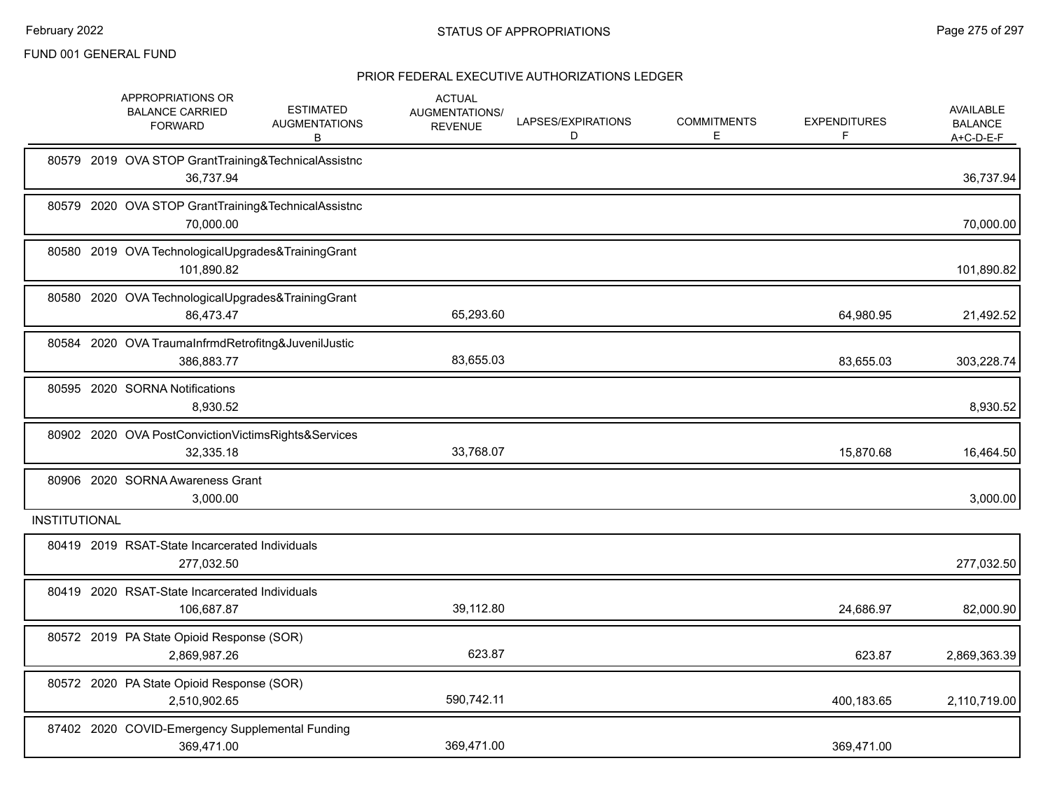FUND 001 GENERAL FUND

## STATUS OF APPROPRIATIONS

### PRIOR FEDERAL EXECUTIVE AUTHORIZATIONS LEDGER

| | APPROPRIATIONS OR BALANCE CARRIED FORWARD | ESTIMATED AUGMENTATIONS B | ACTUAL AUGMENTATIONS/ REVENUE | LAPSES/EXPIRATIONS D | COMMITMENTS E | EXPENDITURES F | AVAILABLE BALANCE A+C-D-E-F |
|---|---|---|---|---|---|---|---|
| 80579 2019 OVA STOP GrantTraining&TechnicalAssistnc | 36,737.94 | | | | | | 36,737.94 |
| 80579 2020 OVA STOP GrantTraining&TechnicalAssistnc | 70,000.00 | | | | | | 70,000.00 |
| 80580 2019 OVA TechnologicalUpgrades&TrainingGrant | 101,890.82 | | | | | | 101,890.82 |
| 80580 2020 OVA TechnologicalUpgrades&TrainingGrant | 86,473.47 | | 65,293.60 | | | 64,980.95 | 21,492.52 |
| 80584 2020 OVA TraumaInfrmdRetrofitng&JuvenilJustic | 386,883.77 | | 83,655.03 | | | 83,655.03 | 303,228.74 |
| 80595 2020 SORNA Notifications | 8,930.52 | | | | | | 8,930.52 |
| 80902 2020 OVA PostConvictionVictimsRights&Services | 32,335.18 | | 33,768.07 | | | 15,870.68 | 16,464.50 |
| 80906 2020 SORNA Awareness Grant | 3,000.00 | | | | | | 3,000.00 |
| **INSTITUTIONAL** | | | | | | | |
| 80419 2019 RSAT-State Incarcerated Individuals | 277,032.50 | | | | | | 277,032.50 |
| 80419 2020 RSAT-State Incarcerated Individuals | 106,687.87 | | 39,112.80 | | | 24,686.97 | 82,000.90 |
| 80572 2019 PA State Opioid Response (SOR) | 2,869,987.26 | | 623.87 | | | 623.87 | 2,869,363.39 |
| 80572 2020 PA State Opioid Response (SOR) | 2,510,902.65 | | 590,742.11 | | | 400,183.65 | 2,110,719.00 |
| 87402 2020 COVID-Emergency Supplemental Funding | 369,471.00 | | 369,471.00 | | | 369,471.00 | |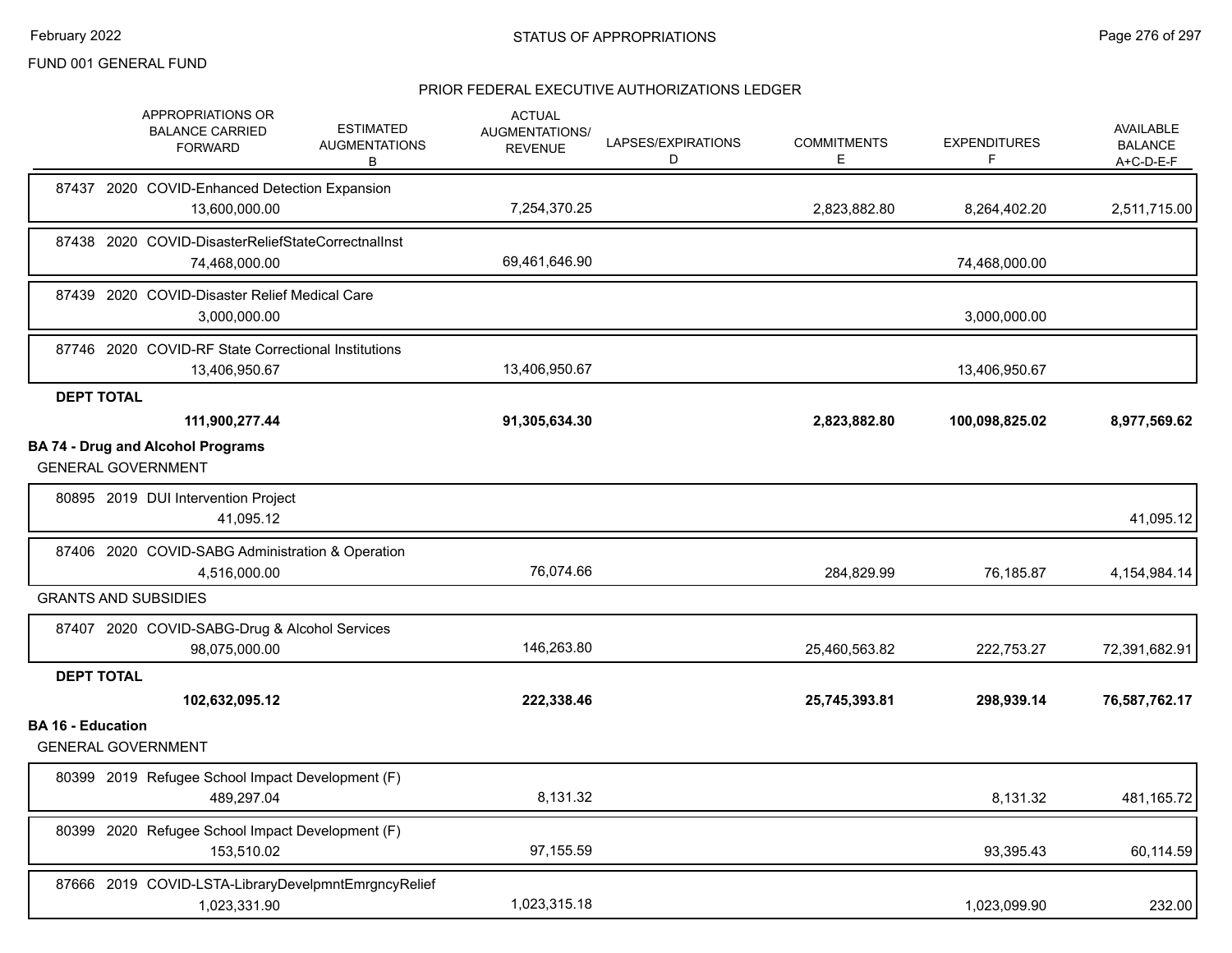FUND 001 GENERAL FUND

## PRIOR FEDERAL EXECUTIVE AUTHORIZATIONS LEDGER

| | APPROPRIATIONS OR BALANCE CARRIED FORWARD | ESTIMATED AUGMENTATIONS B | ACTUAL AUGMENTATIONS/ REVENUE | LAPSES/EXPIRATIONS D | COMMITMENTS E | EXPENDITURES F | AVAILABLE BALANCE A+C-D-E-F |
|---|---|---|---|---|---|---|---|
| 87437 2020 COVID-Enhanced Detection Expansion | 13,600,000.00 | | 7,254,370.25 | | 2,823,882.80 | 8,264,402.20 | 2,511,715.00 |
| 87438 2020 COVID-DisasterReliefStateCorrectnalInst | 74,468,000.00 | | 69,461,646.90 | | | 74,468,000.00 | |
| 87439 2020 COVID-Disaster Relief Medical Care | 3,000,000.00 | | | | | 3,000,000.00 | |
| 87746 2020 COVID-RF State Correctional Institutions | 13,406,950.67 | | 13,406,950.67 | | | 13,406,950.67 | |
| **DEPT TOTAL** | **111,900,277.44** | | **91,305,634.30** | | **2,823,882.80** | **100,098,825.02** | **8,977,569.62** |

### BA 74 - Drug and Alcohol Programs

GENERAL GOVERNMENT

| | APPROPRIATIONS OR BALANCE CARRIED FORWARD | ESTIMATED AUGMENTATIONS B | ACTUAL AUGMENTATIONS/ REVENUE | LAPSES/EXPIRATIONS D | COMMITMENTS E | EXPENDITURES F | AVAILABLE BALANCE A+C-D-E-F |
|---|---|---|---|---|---|---|---|
| 80895 2019 DUI Intervention Project | 41,095.12 | | | | | | 41,095.12 |
| 87406 2020 COVID-SABG Administration & Operation | 4,516,000.00 | | 76,074.66 | | 284,829.99 | 76,185.87 | 4,154,984.14 |
| GRANTS AND SUBSIDIES | | | | | | | |
| 87407 2020 COVID-SABG-Drug & Alcohol Services | 98,075,000.00 | | 146,263.80 | | 25,460,563.82 | 222,753.27 | 72,391,682.91 |
| **DEPT TOTAL** | **102,632,095.12** | | **222,338.46** | | **25,745,393.81** | **298,939.14** | **76,587,762.17** |

### BA 16 - Education

GENERAL GOVERNMENT

| | APPROPRIATIONS OR BALANCE CARRIED FORWARD | ESTIMATED AUGMENTATIONS B | ACTUAL AUGMENTATIONS/ REVENUE | LAPSES/EXPIRATIONS D | COMMITMENTS E | EXPENDITURES F | AVAILABLE BALANCE A+C-D-E-F |
|---|---|---|---|---|---|---|---|
| 80399 2019 Refugee School Impact Development (F) | 489,297.04 | | 8,131.32 | | | 8,131.32 | 481,165.72 |
| 80399 2020 Refugee School Impact Development (F) | 153,510.02 | | 97,155.59 | | | 93,395.43 | 60,114.59 |
| 87666 2019 COVID-LSTA-LibraryDevelpmntEmrgncyRelief | 1,023,331.90 | | 1,023,315.18 | | | 1,023,099.90 | 232.00 |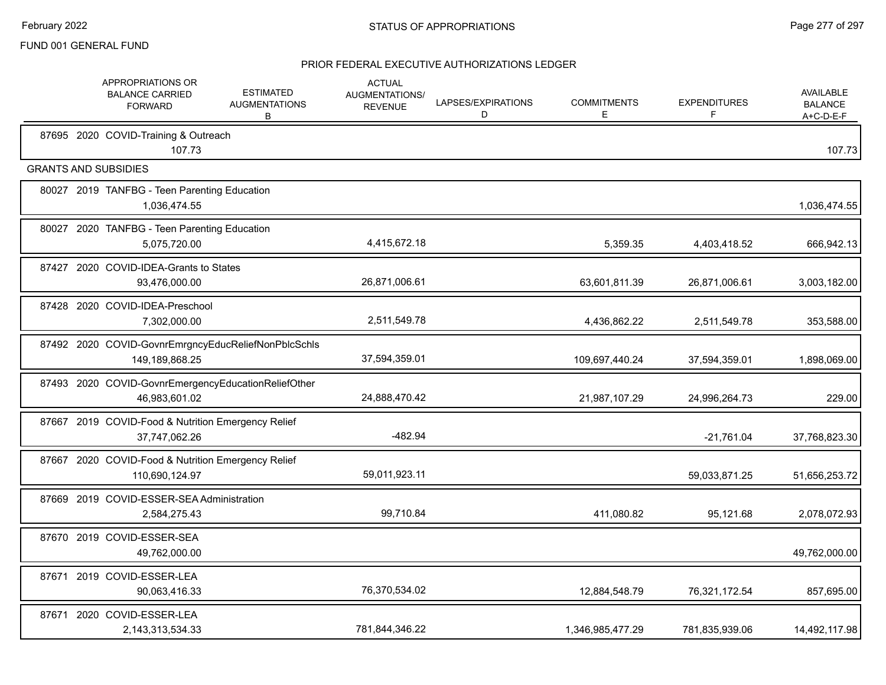FUND 001 GENERAL FUND

## PRIOR FEDERAL EXECUTIVE AUTHORIZATIONS LEDGER

| | APPROPRIATIONS OR BALANCE CARRIED FORWARD | ESTIMATED AUGMENTATIONS B | ACTUAL AUGMENTATIONS/ REVENUE | LAPSES/EXPIRATIONS D | COMMITMENTS E | EXPENDITURES F | AVAILABLE BALANCE A+C-D-E-F |
|---|---|---|---|---|---|---|---|
| 87695 2020 COVID-Training & Outreach | 107.73 | | | | | | 107.73 |
| **GRANTS AND SUBSIDIES** | | | | | | | |
| 80027 2019 TANFBG - Teen Parenting Education | 1,036,474.55 | | | | | | 1,036,474.55 |
| 80027 2020 TANFBG - Teen Parenting Education | 5,075,720.00 | | 4,415,672.18 | | 5,359.35 | 4,403,418.52 | 666,942.13 |
| 87427 2020 COVID-IDEA-Grants to States | 93,476,000.00 | | 26,871,006.61 | | 63,601,811.39 | 26,871,006.61 | 3,003,182.00 |
| 87428 2020 COVID-IDEA-Preschool | 7,302,000.00 | | 2,511,549.78 | | 4,436,862.22 | 2,511,549.78 | 353,588.00 |
| 87492 2020 COVID-GovnrEmrgncyEducReliefNonPblcSchls | 149,189,868.25 | | 37,594,359.01 | | 109,697,440.24 | 37,594,359.01 | 1,898,069.00 |
| 87493 2020 COVID-GovnrEmergencyEducationReliefOther | 46,983,601.02 | | 24,888,470.42 | | 21,987,107.29 | 24,996,264.73 | 229.00 |
| 87667 2019 COVID-Food & Nutrition Emergency Relief | 37,747,062.26 | | -482.94 | | | -21,761.04 | 37,768,823.30 |
| 87667 2020 COVID-Food & Nutrition Emergency Relief | 110,690,124.97 | | 59,011,923.11 | | | 59,033,871.25 | 51,656,253.72 |
| 87669 2019 COVID-ESSER-SEA Administration | 2,584,275.43 | | 99,710.84 | | 411,080.82 | 95,121.68 | 2,078,072.93 |
| 87670 2019 COVID-ESSER-SEA | 49,762,000.00 | | | | | | 49,762,000.00 |
| 87671 2019 COVID-ESSER-LEA | 90,063,416.33 | | 76,370,534.02 | | 12,884,548.79 | 76,321,172.54 | 857,695.00 |
| 87671 2020 COVID-ESSER-LEA | 2,143,313,534.33 | | 781,844,346.22 | | 1,346,985,477.29 | 781,835,939.06 | 14,492,117.98 |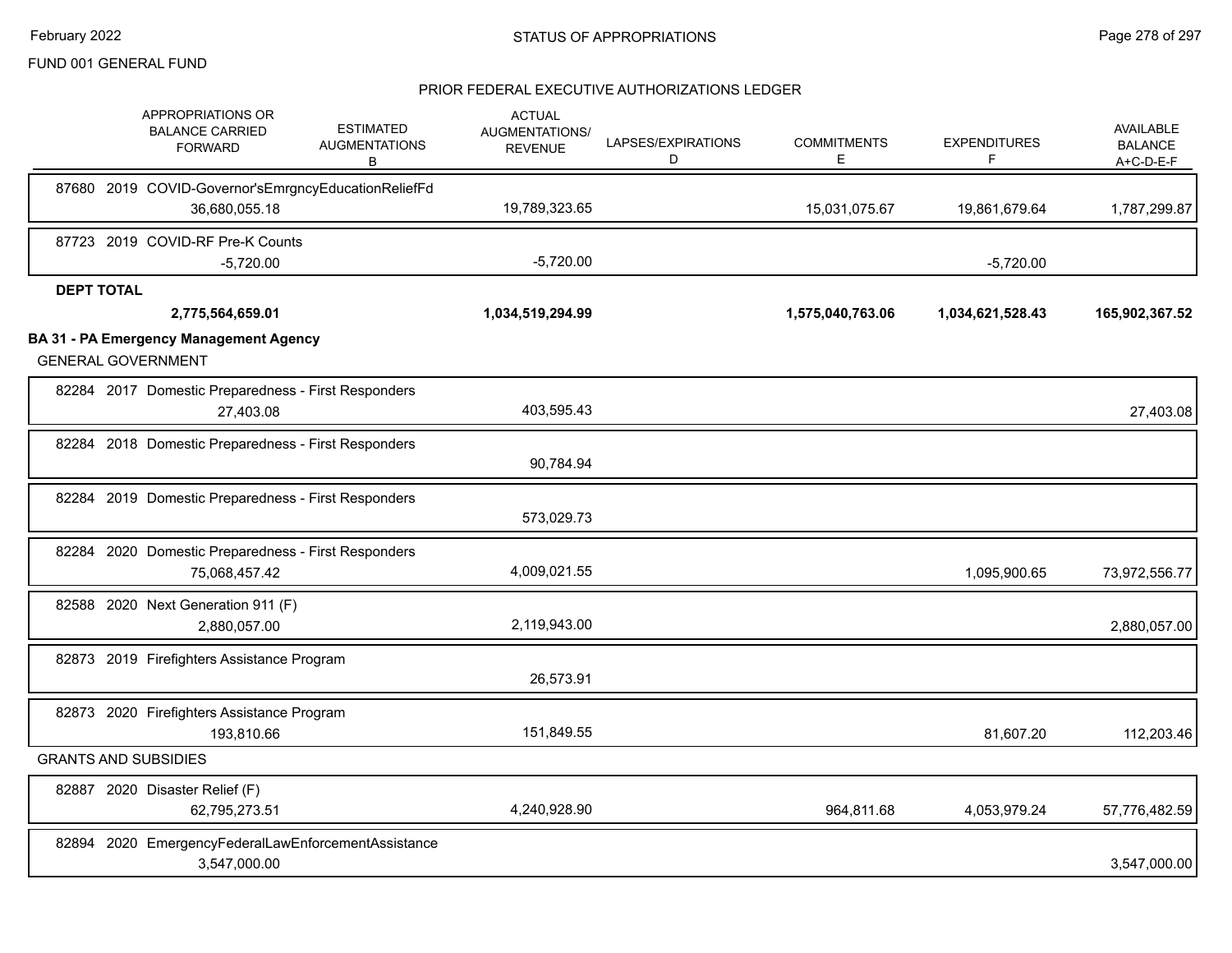FUND 001 GENERAL FUND

## STATUS OF APPROPRIATIONS

### PRIOR FEDERAL EXECUTIVE AUTHORIZATIONS LEDGER

| APPROPRIATIONS OR BALANCE CARRIED FORWARD | ESTIMATED AUGMENTATIONS B | ACTUAL AUGMENTATIONS/ REVENUE | LAPSES/EXPIRATIONS D | COMMITMENTS E | EXPENDITURES F | AVAILABLE BALANCE A+C-D-E-F |
|---|---|---|---|---|---|---|
| 87680 2019 COVID-Governor'sEmrgncyEducationReliefFd | | | | | | |
| 36,680,055.18 | | 19,789,323.65 | | 15,031,075.67 | 19,861,679.64 | 1,787,299.87 |
| 87723 2019 COVID-RF Pre-K Counts | | | | | | |
| -5,720.00 | | -5,720.00 | | | -5,720.00 | |
| **DEPT TOTAL** | | | | | | |
| **2,775,564,659.01** | | **1,034,519,294.99** | | **1,575,040,763.06** | **1,034,621,528.43** | **165,902,367.52** |
| **BA 31 - PA Emergency Management Agency** | | | | | | |
| GENERAL GOVERNMENT | | | | | | |
| 82284 2017 Domestic Preparedness - First Responders | | | | | | |
| 27,403.08 | | 403,595.43 | | | | 27,403.08 |
| 82284 2018 Domestic Preparedness - First Responders | | | | | | |
| | | 90,784.94 | | | | |
| 82284 2019 Domestic Preparedness - First Responders | | | | | | |
| | | 573,029.73 | | | | |
| 82284 2020 Domestic Preparedness - First Responders | | | | | | |
| 75,068,457.42 | | 4,009,021.55 | | | 1,095,900.65 | 73,972,556.77 |
| 82588 2020 Next Generation 911 (F) | | | | | | |
| 2,880,057.00 | | 2,119,943.00 | | | | 2,880,057.00 |
| 82873 2019 Firefighters Assistance Program | | | | | | |
| | | 26,573.91 | | | | |
| 82873 2020 Firefighters Assistance Program | | | | | | |
| 193,810.66 | | 151,849.55 | | | 81,607.20 | 112,203.46 |
| GRANTS AND SUBSIDIES | | | | | | |
| 82887 2020 Disaster Relief (F) | | | | | | |
| 62,795,273.51 | | 4,240,928.90 | | 964,811.68 | 4,053,979.24 | 57,776,482.59 |
| 82894 2020 EmergencyFederalLawEnforcementAssistance | | | | | | |
| 3,547,000.00 | | | | | | 3,547,000.00 |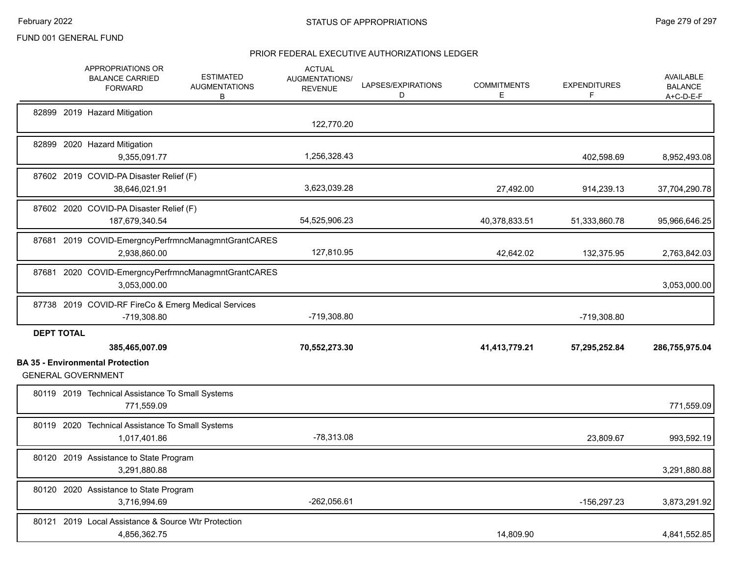FUND 001 GENERAL FUND

## PRIOR FEDERAL EXECUTIVE AUTHORIZATIONS LEDGER

| | APPROPRIATIONS OR BALANCE CARRIED FORWARD | ESTIMATED AUGMENTATIONS B | ACTUAL AUGMENTATIONS/ REVENUE | LAPSES/EXPIRATIONS D | COMMITMENTS E | EXPENDITURES F | AVAILABLE BALANCE A+C-D-E-F |
|---|---|---|---|---|---|---|---|
| 82899 2019 Hazard Mitigation | | | 122,770.20 | | | | |
| 82899 2020 Hazard Mitigation | 9,355,091.77 | | 1,256,328.43 | | | 402,598.69 | 8,952,493.08 |
| 87602 2019 COVID-PA Disaster Relief (F) | 38,646,021.91 | | 3,623,039.28 | | 27,492.00 | 914,239.13 | 37,704,290.78 |
| 87602 2020 COVID-PA Disaster Relief (F) | 187,679,340.54 | | 54,525,906.23 | | 40,378,833.51 | 51,333,860.78 | 95,966,646.25 |
| 87681 2019 COVID-EmergncyPerfrmncManagmntGrantCARES | 2,938,860.00 | | 127,810.95 | | 42,642.02 | 132,375.95 | 2,763,842.03 |
| 87681 2020 COVID-EmergncyPerfrmncManagmntGrantCARES | 3,053,000.00 | | | | | | 3,053,000.00 |
| 87738 2019 COVID-RF FireCo & Emerg Medical Services | -719,308.80 | | -719,308.80 | | | -719,308.80 | |
| **DEPT TOTAL** | **385,465,007.09** | | **70,552,273.30** | | **41,413,779.21** | **57,295,252.84** | **286,755,975.04** |

**BA 35 - Environmental Protection**

GENERAL GOVERNMENT

| | APPROPRIATIONS OR BALANCE CARRIED FORWARD | ESTIMATED AUGMENTATIONS B | ACTUAL AUGMENTATIONS/ REVENUE | LAPSES/EXPIRATIONS D | COMMITMENTS E | EXPENDITURES F | AVAILABLE BALANCE A+C-D-E-F |
|---|---|---|---|---|---|---|---|
| 80119 2019 Technical Assistance To Small Systems | 771,559.09 | | | | | | 771,559.09 |
| 80119 2020 Technical Assistance To Small Systems | 1,017,401.86 | | -78,313.08 | | | 23,809.67 | 993,592.19 |
| 80120 2019 Assistance to State Program | 3,291,880.88 | | | | | | 3,291,880.88 |
| 80120 2020 Assistance to State Program | 3,716,994.69 | | -262,056.61 | | | -156,297.23 | 3,873,291.92 |
| 80121 2019 Local Assistance & Source Wtr Protection | 4,856,362.75 | | | | 14,809.90 | | 4,841,552.85 |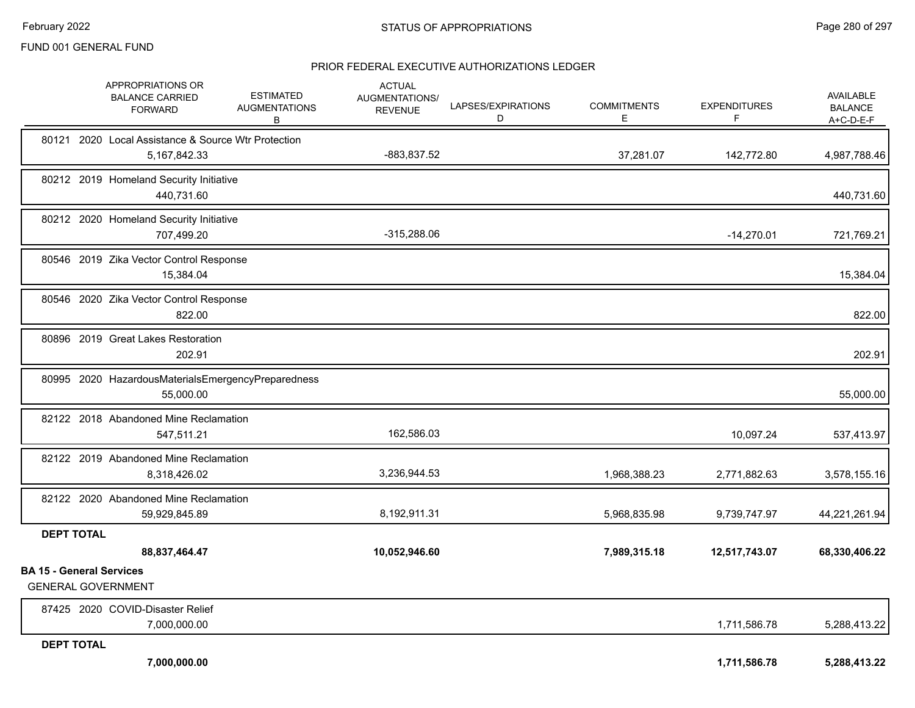FUND 001 GENERAL FUND

## PRIOR FEDERAL EXECUTIVE AUTHORIZATIONS LEDGER

| | APPROPRIATIONS OR BALANCE CARRIED FORWARD | ESTIMATED AUGMENTATIONS B | ACTUAL AUGMENTATIONS/ REVENUE | LAPSES/EXPIRATIONS D | COMMITMENTS E | EXPENDITURES F | AVAILABLE BALANCE A+C-D-E-F |
|---|---|---|---|---|---|---|---|
| 80121 2020 Local Assistance & Source Wtr Protection | 5,167,842.33 | | -883,837.52 | | 37,281.07 | 142,772.80 | 4,987,788.46 |
| 80212 2019 Homeland Security Initiative | 440,731.60 | | | | | | 440,731.60 |
| 80212 2020 Homeland Security Initiative | 707,499.20 | | -315,288.06 | | | -14,270.01 | 721,769.21 |
| 80546 2019 Zika Vector Control Response | 15,384.04 | | | | | | 15,384.04 |
| 80546 2020 Zika Vector Control Response | 822.00 | | | | | | 822.00 |
| 80896 2019 Great Lakes Restoration | 202.91 | | | | | | 202.91 |
| 80995 2020 HazardousMaterialsEmergencyPreparedness | 55,000.00 | | | | | | 55,000.00 |
| 82122 2018 Abandoned Mine Reclamation | 547,511.21 | | 162,586.03 | | | 10,097.24 | 537,413.97 |
| 82122 2019 Abandoned Mine Reclamation | 8,318,426.02 | | 3,236,944.53 | | 1,968,388.23 | 2,771,882.63 | 3,578,155.16 |
| 82122 2020 Abandoned Mine Reclamation | 59,929,845.89 | | 8,192,911.31 | | 5,968,835.98 | 9,739,747.97 | 44,221,261.94 |
| **DEPT TOTAL** | **88,837,464.47** | | **10,052,946.60** | | **7,989,315.18** | **12,517,743.07** | **68,330,406.22** |

**BA 15 - General Services**

GENERAL GOVERNMENT

| | APPROPRIATIONS OR BALANCE CARRIED FORWARD | ESTIMATED AUGMENTATIONS B | ACTUAL AUGMENTATIONS/ REVENUE | LAPSES/EXPIRATIONS D | COMMITMENTS E | EXPENDITURES F | AVAILABLE BALANCE A+C-D-E-F |
|---|---|---|---|---|---|---|---|
| 87425 2020 COVID-Disaster Relief | 7,000,000.00 | | | | | 1,711,586.78 | 5,288,413.22 |
| **DEPT TOTAL** | **7,000,000.00** | | | | | **1,711,586.78** | **5,288,413.22** |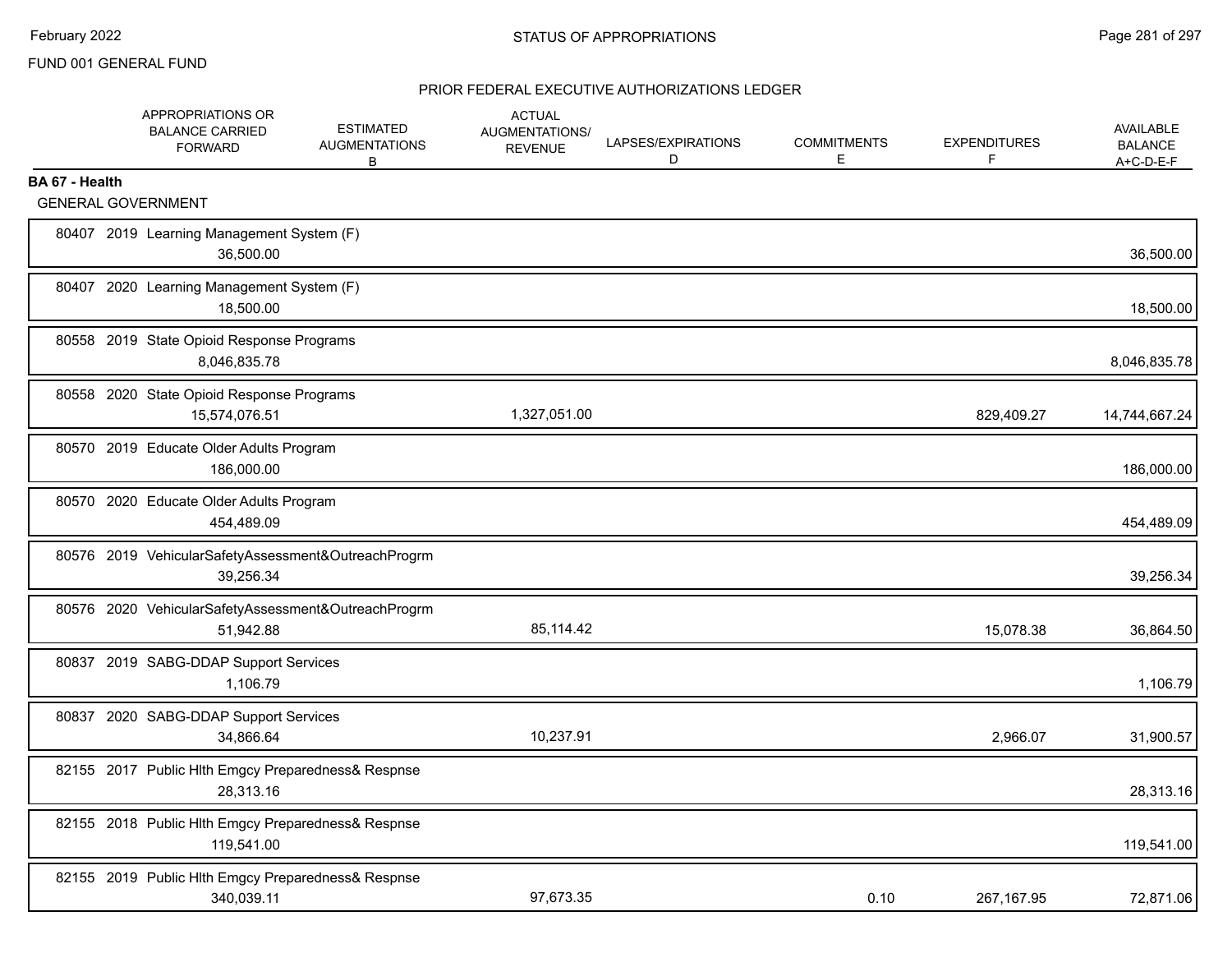FUND 001 GENERAL FUND

## STATUS OF APPROPRIATIONS

### PRIOR FEDERAL EXECUTIVE AUTHORIZATIONS LEDGER

| | APPROPRIATIONS OR BALANCE CARRIED FORWARD | ESTIMATED AUGMENTATIONS B | ACTUAL AUGMENTATIONS/ REVENUE | LAPSES/EXPIRATIONS D | COMMITMENTS E | EXPENDITURES F | AVAILABLE BALANCE A+C-D-E-F |
|---|---|---|---|---|---|---|---|
| **BA 67 - Health** | | | | | | | |
| GENERAL GOVERNMENT | | | | | | | |
| 80407 2019 Learning Management System (F) | 36,500.00 | | | | | | 36,500.00 |
| 80407 2020 Learning Management System (F) | 18,500.00 | | | | | | 18,500.00 |
| 80558 2019 State Opioid Response Programs | 8,046,835.78 | | | | | | 8,046,835.78 |
| 80558 2020 State Opioid Response Programs | 15,574,076.51 | | 1,327,051.00 | | | 829,409.27 | 14,744,667.24 |
| 80570 2019 Educate Older Adults Program | 186,000.00 | | | | | | 186,000.00 |
| 80570 2020 Educate Older Adults Program | 454,489.09 | | | | | | 454,489.09 |
| 80576 2019 VehicularSafetyAssessment&OutreachProgrm | 39,256.34 | | | | | | 39,256.34 |
| 80576 2020 VehicularSafetyAssessment&OutreachProgrm | 51,942.88 | | 85,114.42 | | | 15,078.38 | 36,864.50 |
| 80837 2019 SABG-DDAP Support Services | 1,106.79 | | | | | | 1,106.79 |
| 80837 2020 SABG-DDAP Support Services | 34,866.64 | | 10,237.91 | | | 2,966.07 | 31,900.57 |
| 82155 2017 Public Hlth Emgcy Preparedness& Respnse | 28,313.16 | | | | | | 28,313.16 |
| 82155 2018 Public Hlth Emgcy Preparedness& Respnse | 119,541.00 | | | | | | 119,541.00 |
| 82155 2019 Public Hlth Emgcy Preparedness& Respnse | 340,039.11 | | 97,673.35 | | 0.10 | 267,167.95 | 72,871.06 |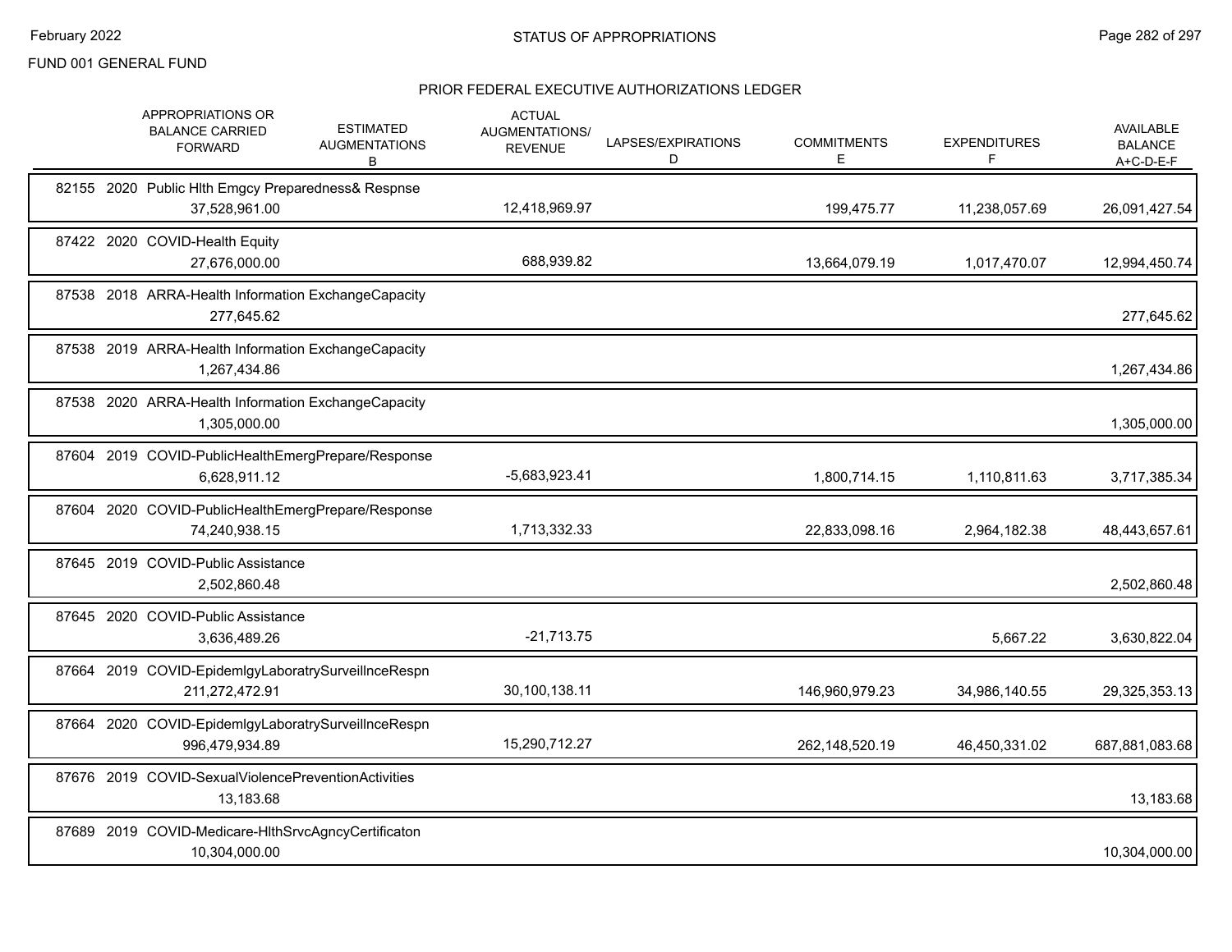FUND 001 GENERAL FUND

## PRIOR FEDERAL EXECUTIVE AUTHORIZATIONS LEDGER

| | APPROPRIATIONS OR BALANCE CARRIED FORWARD | ESTIMATED AUGMENTATIONS B | ACTUAL AUGMENTATIONS/ REVENUE | LAPSES/EXPIRATIONS D | COMMITMENTS E | EXPENDITURES F | AVAILABLE BALANCE A+C-D-E-F |
|---|---|---|---|---|---|---|---|
| 82155 2020 Public Hlth Emgcy Preparedness& Respnse | 37,528,961.00 | | 12,418,969.97 | | 199,475.77 | 11,238,057.69 | 26,091,427.54 |
| 87422 2020 COVID-Health Equity | 27,676,000.00 | | 688,939.82 | | 13,664,079.19 | 1,017,470.07 | 12,994,450.74 |
| 87538 2018 ARRA-Health Information ExchangeCapacity | 277,645.62 | | | | | | 277,645.62 |
| 87538 2019 ARRA-Health Information ExchangeCapacity | 1,267,434.86 | | | | | | 1,267,434.86 |
| 87538 2020 ARRA-Health Information ExchangeCapacity | 1,305,000.00 | | | | | | 1,305,000.00 |
| 87604 2019 COVID-PublicHealthEmergPrepare/Response | 6,628,911.12 | | -5,683,923.41 | | 1,800,714.15 | 1,110,811.63 | 3,717,385.34 |
| 87604 2020 COVID-PublicHealthEmergPrepare/Response | 74,240,938.15 | | 1,713,332.33 | | 22,833,098.16 | 2,964,182.38 | 48,443,657.61 |
| 87645 2019 COVID-Public Assistance | 2,502,860.48 | | | | | | 2,502,860.48 |
| 87645 2020 COVID-Public Assistance | 3,636,489.26 | | -21,713.75 | | | 5,667.22 | 3,630,822.04 |
| 87664 2019 COVID-EpidemlgyLaboratrySurveillnceRespn | 211,272,472.91 | | 30,100,138.11 | | 146,960,979.23 | 34,986,140.55 | 29,325,353.13 |
| 87664 2020 COVID-EpidemlgyLaboratrySurveillnceRespn | 996,479,934.89 | | 15,290,712.27 | | 262,148,520.19 | 46,450,331.02 | 687,881,083.68 |
| 87676 2019 COVID-SexualViolencePreventionActivities | 13,183.68 | | | | | | 13,183.68 |
| 87689 2019 COVID-Medicare-HlthSrvcAgncyCertificaton | 10,304,000.00 | | | | | | 10,304,000.00 |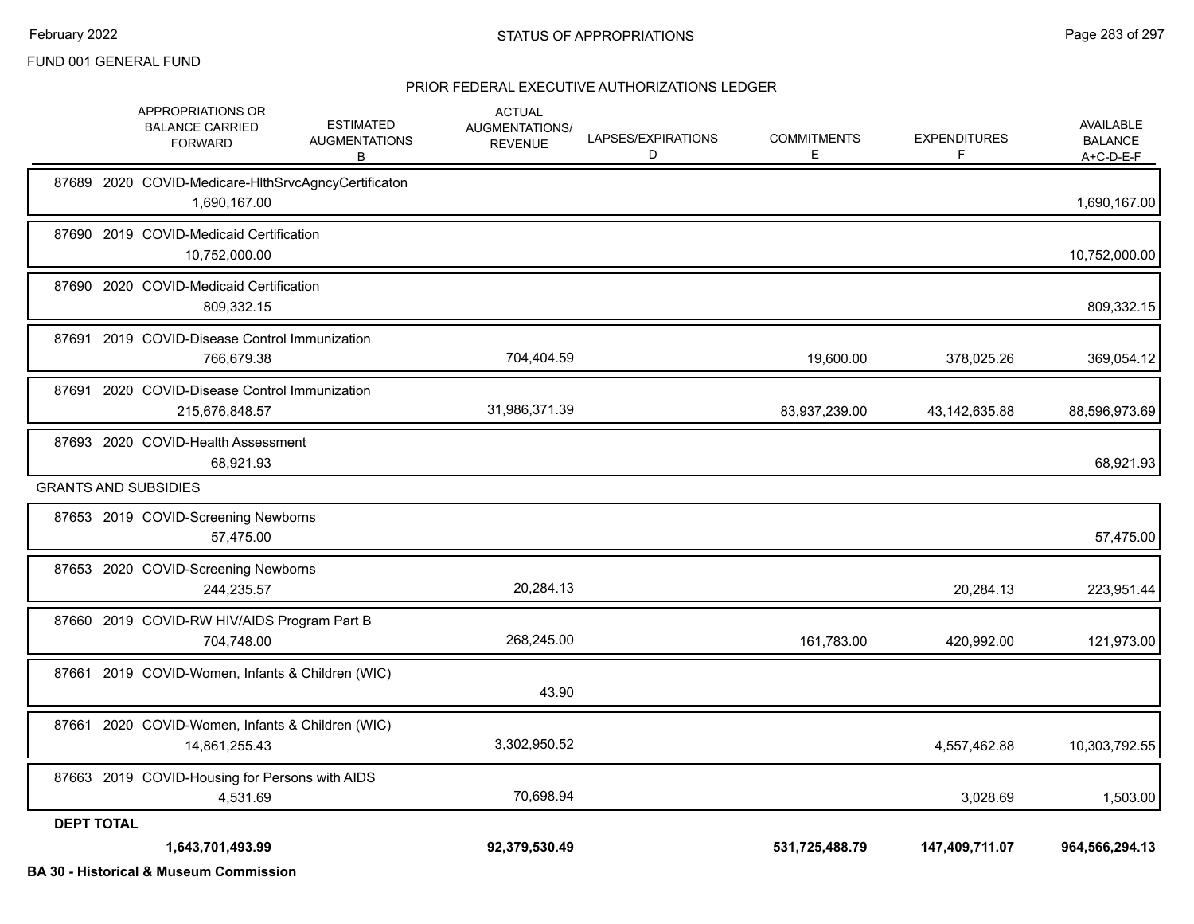FUND 001 GENERAL FUND

PRIOR FEDERAL EXECUTIVE AUTHORIZATIONS LEDGER

| | APPROPRIATIONS OR BALANCE CARRIED FORWARD | ESTIMATED AUGMENTATIONS B | ACTUAL AUGMENTATIONS/ REVENUE | LAPSES/EXPIRATIONS D | COMMITMENTS E | EXPENDITURES F | AVAILABLE BALANCE A+C-D-E-F |
|---|---|---|---|---|---|---|---|
| 87689 2020 COVID-Medicare-HlthSrvcAgncyCertificaton | 1,690,167.00 | | | | | | 1,690,167.00 |
| 87690 2019 COVID-Medicaid Certification | 10,752,000.00 | | | | | | 10,752,000.00 |
| 87690 2020 COVID-Medicaid Certification | 809,332.15 | | | | | | 809,332.15 |
| 87691 2019 COVID-Disease Control Immunization | 766,679.38 | | 704,404.59 | | 19,600.00 | 378,025.26 | 369,054.12 |
| 87691 2020 COVID-Disease Control Immunization | 215,676,848.57 | | 31,986,371.39 | | 83,937,239.00 | 43,142,635.88 | 88,596,973.69 |
| 87693 2020 COVID-Health Assessment | 68,921.93 | | | | | | 68,921.93 |
| **GRANTS AND SUBSIDIES** | | | | | | | |
| 87653 2019 COVID-Screening Newborns | 57,475.00 | | | | | | 57,475.00 |
| 87653 2020 COVID-Screening Newborns | 244,235.57 | | 20,284.13 | | | 20,284.13 | 223,951.44 |
| 87660 2019 COVID-RW HIV/AIDS Program Part B | 704,748.00 | | 268,245.00 | | 161,783.00 | 420,992.00 | 121,973.00 |
| 87661 2019 COVID-Women, Infants & Children (WIC) | | | 43.90 | | | | |
| 87661 2020 COVID-Women, Infants & Children (WIC) | 14,861,255.43 | | 3,302,950.52 | | | 4,557,462.88 | 10,303,792.55 |
| 87663 2019 COVID-Housing for Persons with AIDS | 4,531.69 | | 70,698.94 | | | 3,028.69 | 1,503.00 |
| **DEPT TOTAL** | **1,643,701,493.99** | | **92,379,530.49** | | **531,725,488.79** | **147,409,711.07** | **964,566,294.13** |

**BA 30 - Historical & Museum Commission**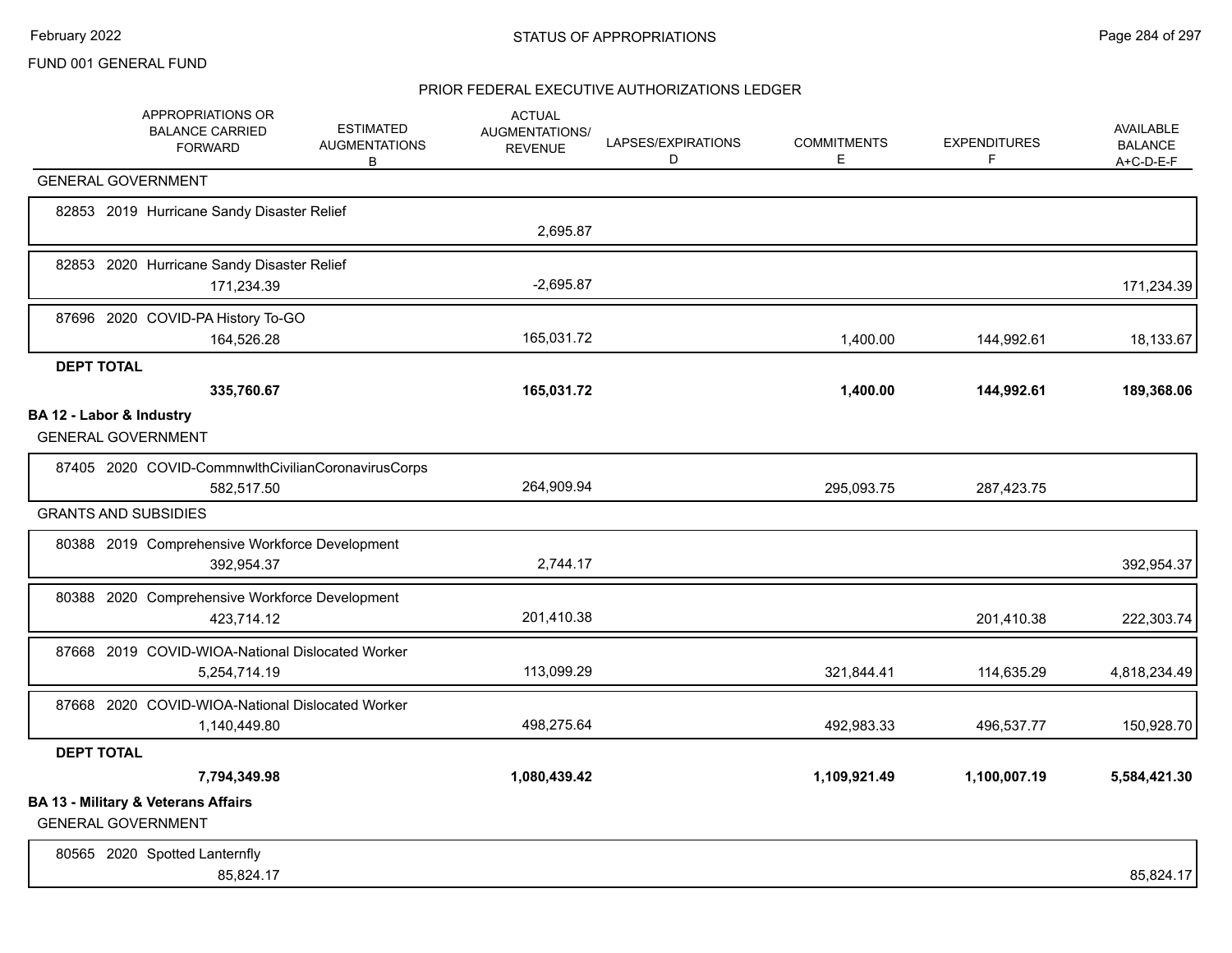FUND 001 GENERAL FUND

## STATUS OF APPROPRIATIONS

### PRIOR FEDERAL EXECUTIVE AUTHORIZATIONS LEDGER

| | APPROPRIATIONS OR BALANCE CARRIED FORWARD | ESTIMATED AUGMENTATIONS B | ACTUAL AUGMENTATIONS/ REVENUE | LAPSES/EXPIRATIONS D | COMMITMENTS E | EXPENDITURES F | AVAILABLE BALANCE A+C-D-E-F |
|---|---|---|---|---|---|---|---|
| GENERAL GOVERNMENT | | | | | | | |
| 82853 2019 Hurricane Sandy Disaster Relief | | | 2,695.87 | | | | |
| 82853 2020 Hurricane Sandy Disaster Relief | 171,234.39 | | -2,695.87 | | | | 171,234.39 |
| 87696 2020 COVID-PA History To-GO | 164,526.28 | | 165,031.72 | | 1,400.00 | 144,992.61 | 18,133.67 |
| **DEPT TOTAL** | **335,760.67** | | **165,031.72** | | **1,400.00** | **144,992.61** | **189,368.06** |
| **BA 12 - Labor & Industry** | | | | | | | |
| GENERAL GOVERNMENT | | | | | | | |
| 87405 2020 COVID-CommnwlthCivilianCoronavirusCorps | 582,517.50 | | 264,909.94 | | 295,093.75 | 287,423.75 | |
| GRANTS AND SUBSIDIES | | | | | | | |
| 80388 2019 Comprehensive Workforce Development | 392,954.37 | | 2,744.17 | | | | 392,954.37 |
| 80388 2020 Comprehensive Workforce Development | 423,714.12 | | 201,410.38 | | | 201,410.38 | 222,303.74 |
| 87668 2019 COVID-WIOA-National Dislocated Worker | 5,254,714.19 | | 113,099.29 | | 321,844.41 | 114,635.29 | 4,818,234.49 |
| 87668 2020 COVID-WIOA-National Dislocated Worker | 1,140,449.80 | | 498,275.64 | | 492,983.33 | 496,537.77 | 150,928.70 |
| **DEPT TOTAL** | **7,794,349.98** | | **1,080,439.42** | | **1,109,921.49** | **1,100,007.19** | **5,584,421.30** |
| **BA 13 - Military & Veterans Affairs** | | | | | | | |
| GENERAL GOVERNMENT | | | | | | | |
| 80565 2020 Spotted Lanternfly | 85,824.17 | | | | | | 85,824.17 |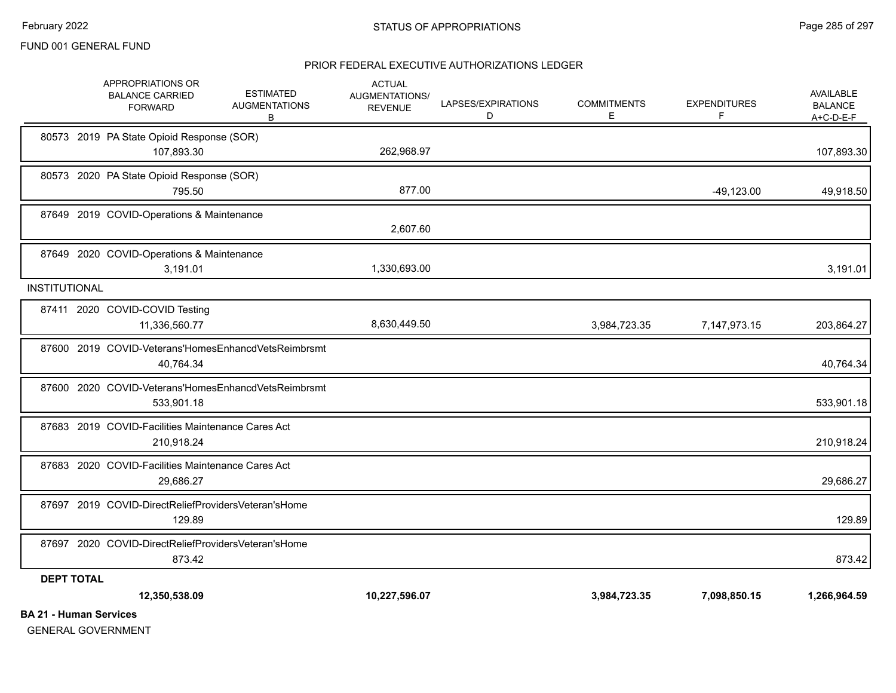FUND 001 GENERAL FUND

## STATUS OF APPROPRIATIONS

### PRIOR FEDERAL EXECUTIVE AUTHORIZATIONS LEDGER

| | APPROPRIATIONS OR BALANCE CARRIED FORWARD | ESTIMATED AUGMENTATIONS B | ACTUAL AUGMENTATIONS/ REVENUE | LAPSES/EXPIRATIONS D | COMMITMENTS E | EXPENDITURES F | AVAILABLE BALANCE A+C-D-E-F |
|---|---|---|---|---|---|---|---|
| 80573 2019 PA State Opioid Response (SOR) | 107,893.30 | | 262,968.97 | | | | 107,893.30 |
| 80573 2020 PA State Opioid Response (SOR) | 795.50 | | 877.00 | | | -49,123.00 | 49,918.50 |
| 87649 2019 COVID-Operations & Maintenance | | | 2,607.60 | | | | |
| 87649 2020 COVID-Operations & Maintenance | 3,191.01 | | 1,330,693.00 | | | | 3,191.01 |
| **INSTITUTIONAL** | | | | | | | |
| 87411 2020 COVID-COVID Testing | 11,336,560.77 | | 8,630,449.50 | | 3,984,723.35 | 7,147,973.15 | 203,864.27 |
| 87600 2019 COVID-Veterans'HomesEnhancdVetsReimbrsmt | 40,764.34 | | | | | | 40,764.34 |
| 87600 2020 COVID-Veterans'HomesEnhancdVetsReimbrsmt | 533,901.18 | | | | | | 533,901.18 |
| 87683 2019 COVID-Facilities Maintenance Cares Act | 210,918.24 | | | | | | 210,918.24 |
| 87683 2020 COVID-Facilities Maintenance Cares Act | 29,686.27 | | | | | | 29,686.27 |
| 87697 2019 COVID-DirectReliefProvidersVeteran'sHome | 129.89 | | | | | | 129.89 |
| 87697 2020 COVID-DirectReliefProvidersVeteran'sHome | 873.42 | | | | | | 873.42 |
| **DEPT TOTAL** | **12,350,538.09** | | **10,227,596.07** | | **3,984,723.35** | **7,098,850.15** | **1,266,964.59** |

**BA 21 - Human Services**

GENERAL GOVERNMENT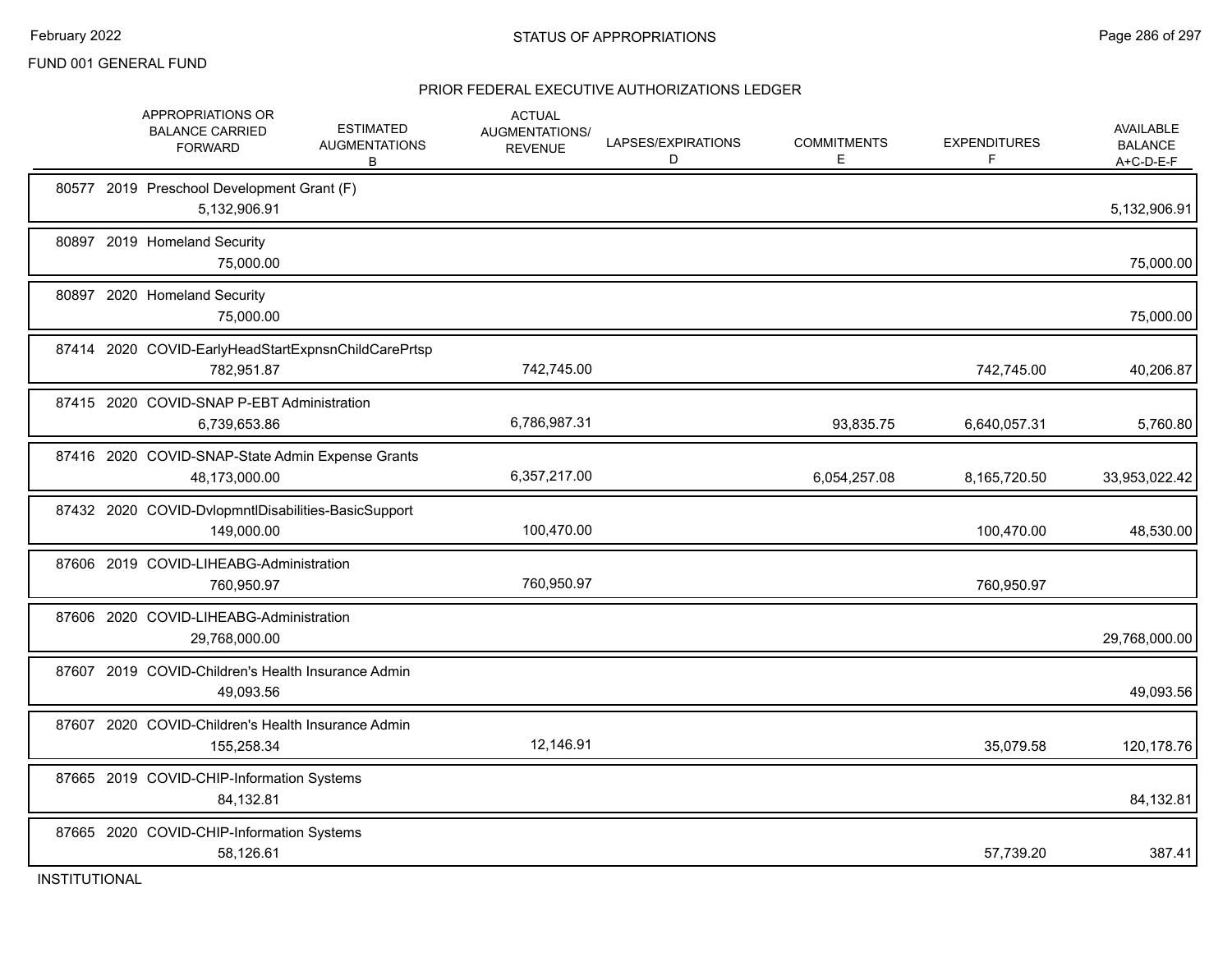FUND 001 GENERAL FUND

## STATUS OF APPROPRIATIONS

### PRIOR FEDERAL EXECUTIVE AUTHORIZATIONS LEDGER

| | APPROPRIATIONS OR BALANCE CARRIED FORWARD | ESTIMATED AUGMENTATIONS B | ACTUAL AUGMENTATIONS/ REVENUE | LAPSES/EXPIRATIONS D | COMMITMENTS E | EXPENDITURES F | AVAILABLE BALANCE A+C-D-E-F |
|---|---|---|---|---|---|---|---|
| 80577 2019 Preschool Development Grant (F) | 5,132,906.91 | | | | | | 5,132,906.91 |
| 80897 2019 Homeland Security | 75,000.00 | | | | | | 75,000.00 |
| 80897 2020 Homeland Security | 75,000.00 | | | | | | 75,000.00 |
| 87414 2020 COVID-EarlyHeadStartExpnsnChildCarePrtsp | 782,951.87 | | 742,745.00 | | | 742,745.00 | 40,206.87 |
| 87415 2020 COVID-SNAP P-EBT Administration | 6,739,653.86 | | 6,786,987.31 | | 93,835.75 | 6,640,057.31 | 5,760.80 |
| 87416 2020 COVID-SNAP-State Admin Expense Grants | 48,173,000.00 | | 6,357,217.00 | | 6,054,257.08 | 8,165,720.50 | 33,953,022.42 |
| 87432 2020 COVID-DvlopmntlDisabilities-BasicSupport | 149,000.00 | | 100,470.00 | | | 100,470.00 | 48,530.00 |
| 87606 2019 COVID-LIHEABG-Administration | 760,950.97 | | 760,950.97 | | | 760,950.97 | |
| 87606 2020 COVID-LIHEABG-Administration | 29,768,000.00 | | | | | | 29,768,000.00 |
| 87607 2019 COVID-Children's Health Insurance Admin | 49,093.56 | | | | | | 49,093.56 |
| 87607 2020 COVID-Children's Health Insurance Admin | 155,258.34 | | 12,146.91 | | | 35,079.58 | 120,178.76 |
| 87665 2019 COVID-CHIP-Information Systems | 84,132.81 | | | | | | 84,132.81 |
| 87665 2020 COVID-CHIP-Information Systems | 58,126.61 | | | | | 57,739.20 | 387.41 |

INSTITUTIONAL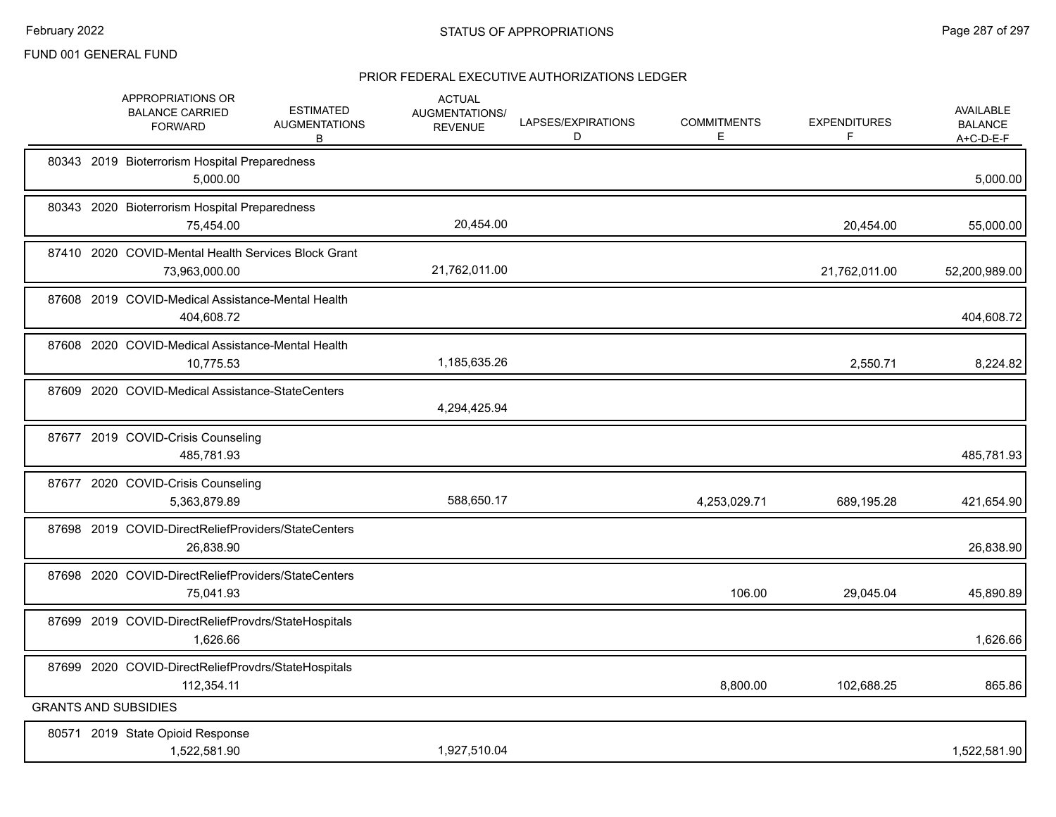FUND 001 GENERAL FUND

## PRIOR FEDERAL EXECUTIVE AUTHORIZATIONS LEDGER

| | APPROPRIATIONS OR BALANCE CARRIED FORWARD | ESTIMATED AUGMENTATIONS B | ACTUAL AUGMENTATIONS/ REVENUE | LAPSES/EXPIRATIONS D | COMMITMENTS E | EXPENDITURES F | AVAILABLE BALANCE A+C-D-E-F |
|---|---|---|---|---|---|---|---|
| 80343 2019 Bioterrorism Hospital Preparedness | 5,000.00 | | | | | | 5,000.00 |
| 80343 2020 Bioterrorism Hospital Preparedness | 75,454.00 | | 20,454.00 | | | 20,454.00 | 55,000.00 |
| 87410 2020 COVID-Mental Health Services Block Grant | 73,963,000.00 | | 21,762,011.00 | | | 21,762,011.00 | 52,200,989.00 |
| 87608 2019 COVID-Medical Assistance-Mental Health | 404,608.72 | | | | | | 404,608.72 |
| 87608 2020 COVID-Medical Assistance-Mental Health | 10,775.53 | | 1,185,635.26 | | | 2,550.71 | 8,224.82 |
| 87609 2020 COVID-Medical Assistance-StateCenters | | | 4,294,425.94 | | | | |
| 87677 2019 COVID-Crisis Counseling | 485,781.93 | | | | | | 485,781.93 |
| 87677 2020 COVID-Crisis Counseling | 5,363,879.89 | | 588,650.17 | | 4,253,029.71 | 689,195.28 | 421,654.90 |
| 87698 2019 COVID-DirectReliefProviders/StateCenters | 26,838.90 | | | | | | 26,838.90 |
| 87698 2020 COVID-DirectReliefProviders/StateCenters | 75,041.93 | | | | 106.00 | 29,045.04 | 45,890.89 |
| 87699 2019 COVID-DirectReliefProvdrs/StateHospitals | 1,626.66 | | | | | | 1,626.66 |
| 87699 2020 COVID-DirectReliefProvdrs/StateHospitals | 112,354.11 | | | | 8,800.00 | 102,688.25 | 865.86 |
| **GRANTS AND SUBSIDIES** | | | | | | | |
| 80571 2019 State Opioid Response | 1,522,581.90 | | 1,927,510.04 | | | | 1,522,581.90 |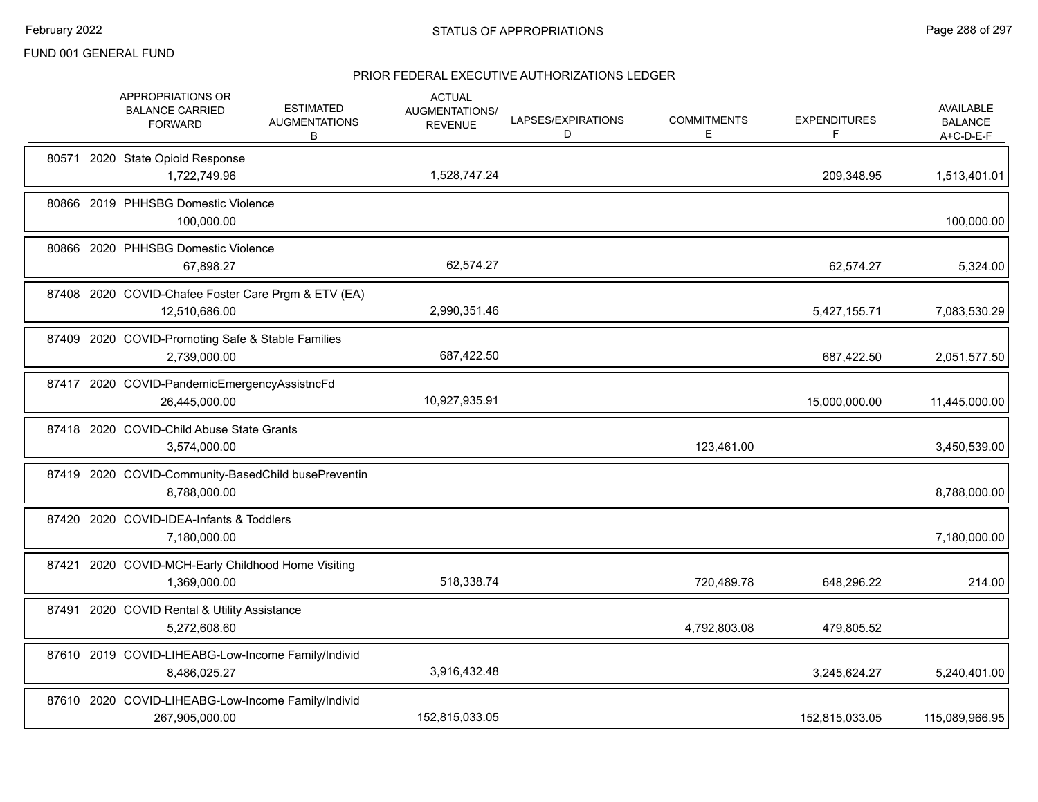FUND 001 GENERAL FUND

## STATUS OF APPROPRIATIONS

### PRIOR FEDERAL EXECUTIVE AUTHORIZATIONS LEDGER

| | APPROPRIATIONS OR BALANCE CARRIED FORWARD | ESTIMATED AUGMENTATIONS B | ACTUAL AUGMENTATIONS/ REVENUE | LAPSES/EXPIRATIONS D | COMMITMENTS E | EXPENDITURES F | AVAILABLE BALANCE A+C-D-E-F |
|---|---|---|---|---|---|---|---|
| 80571 2020 State Opioid Response | 1,722,749.96 | | 1,528,747.24 | | | 209,348.95 | 1,513,401.01 |
| 80866 2019 PHHSBG Domestic Violence | 100,000.00 | | | | | | 100,000.00 |
| 80866 2020 PHHSBG Domestic Violence | 67,898.27 | | 62,574.27 | | | 62,574.27 | 5,324.00 |
| 87408 2020 COVID-Chafee Foster Care Prgm & ETV (EA) | 12,510,686.00 | | 2,990,351.46 | | | 5,427,155.71 | 7,083,530.29 |
| 87409 2020 COVID-Promoting Safe & Stable Families | 2,739,000.00 | | 687,422.50 | | | 687,422.50 | 2,051,577.50 |
| 87417 2020 COVID-PandemicEmergencyAssistncFd | 26,445,000.00 | | 10,927,935.91 | | | 15,000,000.00 | 11,445,000.00 |
| 87418 2020 COVID-Child Abuse State Grants | 3,574,000.00 | | | | 123,461.00 | | 3,450,539.00 |
| 87419 2020 COVID-Community-BasedChild busePreventin | 8,788,000.00 | | | | | | 8,788,000.00 |
| 87420 2020 COVID-IDEA-Infants & Toddlers | 7,180,000.00 | | | | | | 7,180,000.00 |
| 87421 2020 COVID-MCH-Early Childhood Home Visiting | 1,369,000.00 | | 518,338.74 | | 720,489.78 | 648,296.22 | 214.00 |
| 87491 2020 COVID Rental & Utility Assistance | 5,272,608.60 | | | | 4,792,803.08 | 479,805.52 | |
| 87610 2019 COVID-LIHEABG-Low-Income Family/Individ | 8,486,025.27 | | 3,916,432.48 | | | 3,245,624.27 | 5,240,401.00 |
| 87610 2020 COVID-LIHEABG-Low-Income Family/Individ | 267,905,000.00 | | 152,815,033.05 | | | 152,815,033.05 | 115,089,966.95 |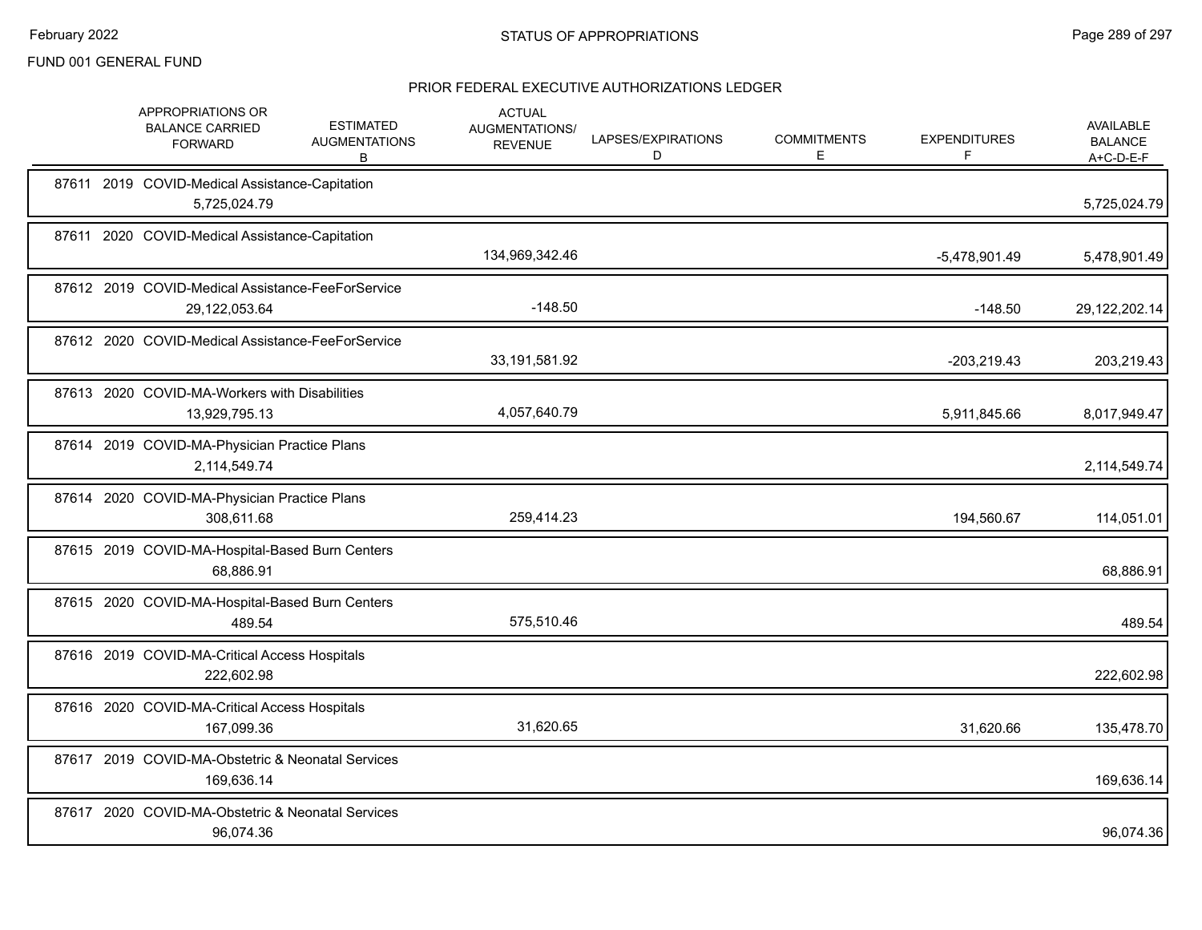FUND 001 GENERAL FUND

## PRIOR FEDERAL EXECUTIVE AUTHORIZATIONS LEDGER

| | APPROPRIATIONS OR BALANCE CARRIED FORWARD | ESTIMATED AUGMENTATIONS B | ACTUAL AUGMENTATIONS/ REVENUE | LAPSES/EXPIRATIONS D | COMMITMENTS E | EXPENDITURES F | AVAILABLE BALANCE A+C-D-E-F |
|---|---|---|---|---|---|---|---|
| 87611 2019 COVID-Medical Assistance-Capitation | | | | | | | |
| | 5,725,024.79 | | | | | | 5,725,024.79 |
| 87611 2020 COVID-Medical Assistance-Capitation | | | | | | | |
| | | | 134,969,342.46 | | | -5,478,901.49 | 5,478,901.49 |
| 87612 2019 COVID-Medical Assistance-FeeForService | | | | | | | |
| | 29,122,053.64 | | -148.50 | | | -148.50 | 29,122,202.14 |
| 87612 2020 COVID-Medical Assistance-FeeForService | | | | | | | |
| | | | 33,191,581.92 | | | -203,219.43 | 203,219.43 |
| 87613 2020 COVID-MA-Workers with Disabilities | | | | | | | |
| | 13,929,795.13 | | 4,057,640.79 | | | 5,911,845.66 | 8,017,949.47 |
| 87614 2019 COVID-MA-Physician Practice Plans | | | | | | | |
| | 2,114,549.74 | | | | | | 2,114,549.74 |
| 87614 2020 COVID-MA-Physician Practice Plans | | | | | | | |
| | 308,611.68 | | 259,414.23 | | | 194,560.67 | 114,051.01 |
| 87615 2019 COVID-MA-Hospital-Based Burn Centers | | | | | | | |
| | 68,886.91 | | | | | | 68,886.91 |
| 87615 2020 COVID-MA-Hospital-Based Burn Centers | | | | | | | |
| | 489.54 | | 575,510.46 | | | | 489.54 |
| 87616 2019 COVID-MA-Critical Access Hospitals | | | | | | | |
| | 222,602.98 | | | | | | 222,602.98 |
| 87616 2020 COVID-MA-Critical Access Hospitals | | | | | | | |
| | 167,099.36 | | 31,620.65 | | | 31,620.66 | 135,478.70 |
| 87617 2019 COVID-MA-Obstetric & Neonatal Services | | | | | | | |
| | 169,636.14 | | | | | | 169,636.14 |
| 87617 2020 COVID-MA-Obstetric & Neonatal Services | | | | | | | |
| | 96,074.36 | | | | | | 96,074.36 |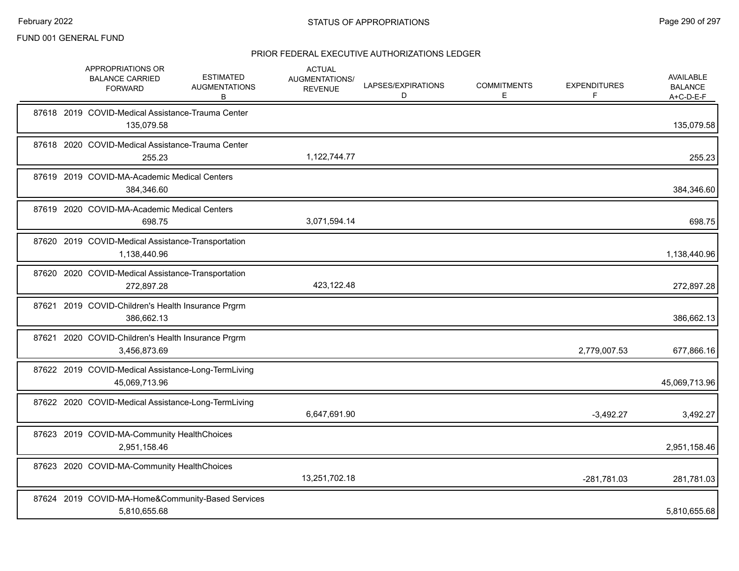FUND 001 GENERAL FUND

## STATUS OF APPROPRIATIONS

### PRIOR FEDERAL EXECUTIVE AUTHORIZATIONS LEDGER

| | APPROPRIATIONS OR BALANCE CARRIED FORWARD | ESTIMATED AUGMENTATIONS B | ACTUAL AUGMENTATIONS/ REVENUE | LAPSES/EXPIRATIONS D | COMMITMENTS E | EXPENDITURES F | AVAILABLE BALANCE A+C-D-E-F |
|---|---|---|---|---|---|---|---|
| 87618 2019 COVID-Medical Assistance-Trauma Center | 135,079.58 | | | | | | 135,079.58 |
| 87618 2020 COVID-Medical Assistance-Trauma Center | 255.23 | | 1,122,744.77 | | | | 255.23 |
| 87619 2019 COVID-MA-Academic Medical Centers | 384,346.60 | | | | | | 384,346.60 |
| 87619 2020 COVID-MA-Academic Medical Centers | 698.75 | | 3,071,594.14 | | | | 698.75 |
| 87620 2019 COVID-Medical Assistance-Transportation | 1,138,440.96 | | | | | | 1,138,440.96 |
| 87620 2020 COVID-Medical Assistance-Transportation | 272,897.28 | | 423,122.48 | | | | 272,897.28 |
| 87621 2019 COVID-Children's Health Insurance Prgrm | 386,662.13 | | | | | | 386,662.13 |
| 87621 2020 COVID-Children's Health Insurance Prgrm | 3,456,873.69 | | | | | 2,779,007.53 | 677,866.16 |
| 87622 2019 COVID-Medical Assistance-Long-TermLiving | 45,069,713.96 | | | | | | 45,069,713.96 |
| 87622 2020 COVID-Medical Assistance-Long-TermLiving | | | 6,647,691.90 | | | -3,492.27 | 3,492.27 |
| 87623 2019 COVID-MA-Community HealthChoices | 2,951,158.46 | | | | | | 2,951,158.46 |
| 87623 2020 COVID-MA-Community HealthChoices | | | 13,251,702.18 | | | -281,781.03 | 281,781.03 |
| 87624 2019 COVID-MA-Home&Community-Based Services | 5,810,655.68 | | | | | | 5,810,655.68 |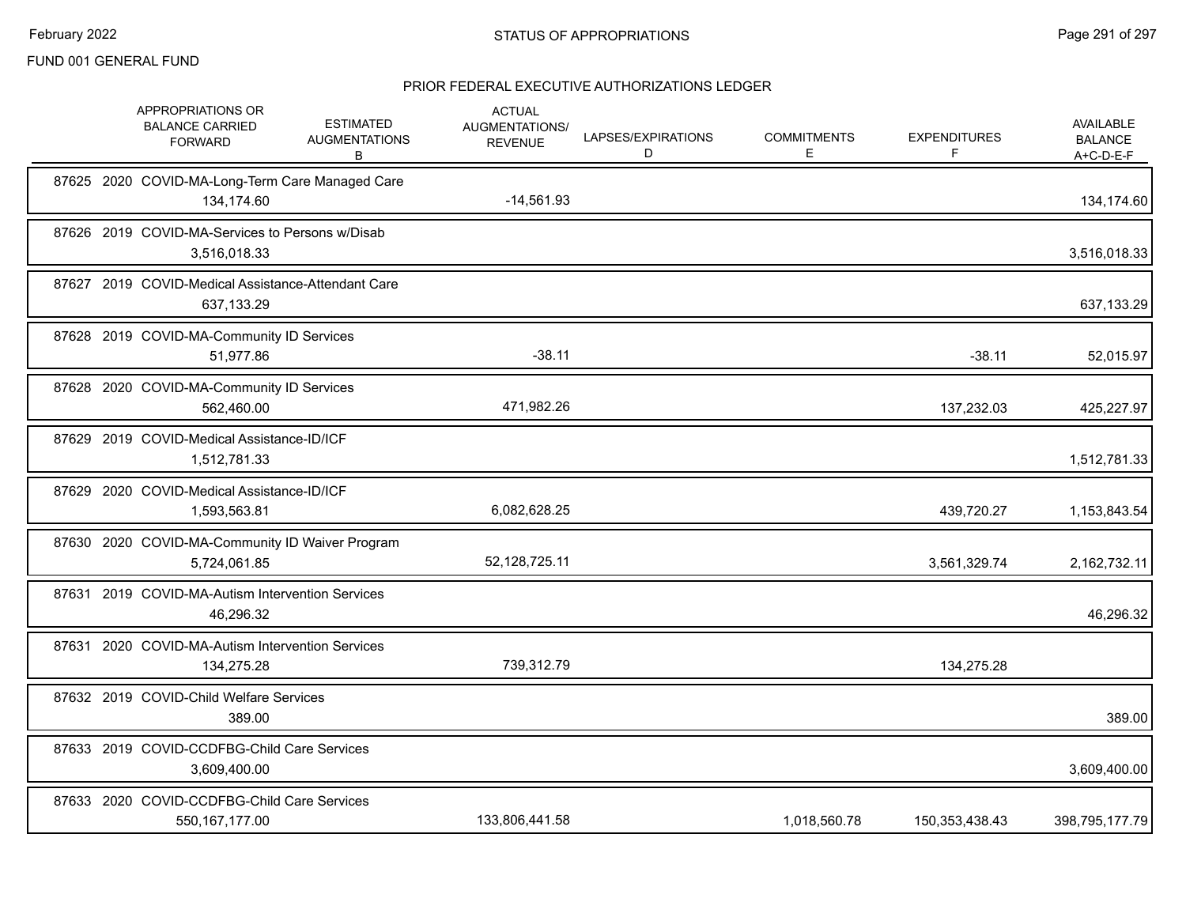FUND 001 GENERAL FUND

## STATUS OF APPROPRIATIONS

### PRIOR FEDERAL EXECUTIVE AUTHORIZATIONS LEDGER

| | APPROPRIATIONS OR BALANCE CARRIED FORWARD | ESTIMATED AUGMENTATIONS B | ACTUAL AUGMENTATIONS/ REVENUE | LAPSES/EXPIRATIONS D | COMMITMENTS E | EXPENDITURES F | AVAILABLE BALANCE A+C-D-E-F |
|---|---|---|---|---|---|---|---|
| 87625 2020 COVID-MA-Long-Term Care Managed Care | 134,174.60 | | -14,561.93 | | | | 134,174.60 |
| 87626 2019 COVID-MA-Services to Persons w/Disab | 3,516,018.33 | | | | | | 3,516,018.33 |
| 87627 2019 COVID-Medical Assistance-Attendant Care | 637,133.29 | | | | | | 637,133.29 |
| 87628 2019 COVID-MA-Community ID Services | 51,977.86 | | -38.11 | | | -38.11 | 52,015.97 |
| 87628 2020 COVID-MA-Community ID Services | 562,460.00 | | 471,982.26 | | | 137,232.03 | 425,227.97 |
| 87629 2019 COVID-Medical Assistance-ID/ICF | 1,512,781.33 | | | | | | 1,512,781.33 |
| 87629 2020 COVID-Medical Assistance-ID/ICF | 1,593,563.81 | | 6,082,628.25 | | | 439,720.27 | 1,153,843.54 |
| 87630 2020 COVID-MA-Community ID Waiver Program | 5,724,061.85 | | 52,128,725.11 | | | 3,561,329.74 | 2,162,732.11 |
| 87631 2019 COVID-MA-Autism Intervention Services | 46,296.32 | | | | | | 46,296.32 |
| 87631 2020 COVID-MA-Autism Intervention Services | 134,275.28 | | 739,312.79 | | | 134,275.28 | |
| 87632 2019 COVID-Child Welfare Services | 389.00 | | | | | | 389.00 |
| 87633 2019 COVID-CCDFBG-Child Care Services | 3,609,400.00 | | | | | | 3,609,400.00 |
| 87633 2020 COVID-CCDFBG-Child Care Services | 550,167,177.00 | | 133,806,441.58 | | 1,018,560.78 | 150,353,438.43 | 398,795,177.79 |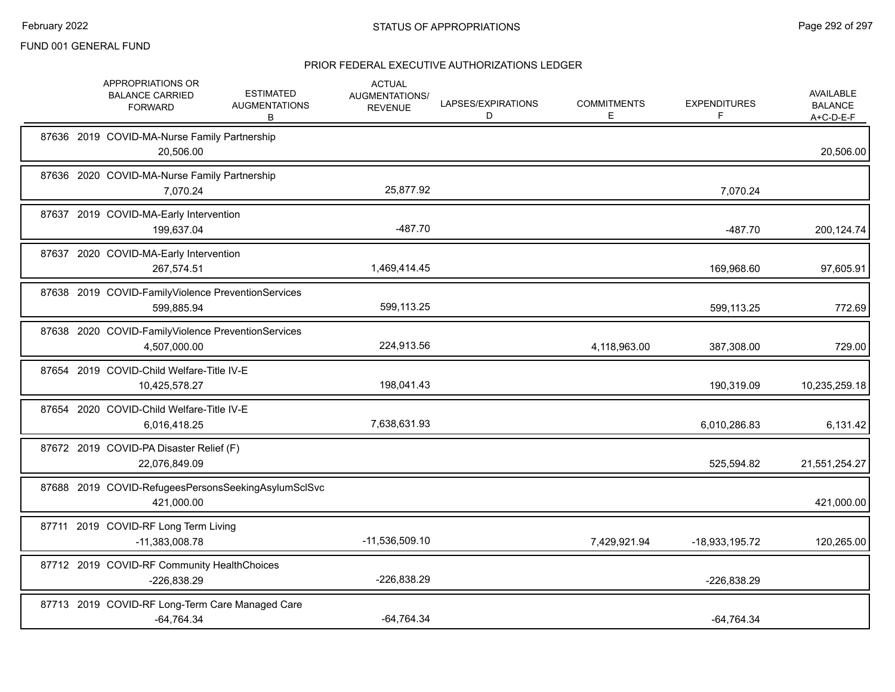FUND 001 GENERAL FUND

## STATUS OF APPROPRIATIONS

### PRIOR FEDERAL EXECUTIVE AUTHORIZATIONS LEDGER

| | APPROPRIATIONS OR BALANCE CARRIED FORWARD | ESTIMATED AUGMENTATIONS B | ACTUAL AUGMENTATIONS/ REVENUE | LAPSES/EXPIRATIONS D | COMMITMENTS E | EXPENDITURES F | AVAILABLE BALANCE A+C-D-E-F |
|---|---|---|---|---|---|---|---|
| 87636 2019 COVID-MA-Nurse Family Partnership | 20,506.00 | | | | | | 20,506.00 |
| 87636 2020 COVID-MA-Nurse Family Partnership | 7,070.24 | | 25,877.92 | | | 7,070.24 | |
| 87637 2019 COVID-MA-Early Intervention | 199,637.04 | | -487.70 | | | -487.70 | 200,124.74 |
| 87637 2020 COVID-MA-Early Intervention | 267,574.51 | | 1,469,414.45 | | | 169,968.60 | 97,605.91 |
| 87638 2019 COVID-FamilyViolence PreventionServices | 599,885.94 | | 599,113.25 | | | 599,113.25 | 772.69 |
| 87638 2020 COVID-FamilyViolence PreventionServices | 4,507,000.00 | | 224,913.56 | | 4,118,963.00 | 387,308.00 | 729.00 |
| 87654 2019 COVID-Child Welfare-Title IV-E | 10,425,578.27 | | 198,041.43 | | | 190,319.09 | 10,235,259.18 |
| 87654 2020 COVID-Child Welfare-Title IV-E | 6,016,418.25 | | 7,638,631.93 | | | 6,010,286.83 | 6,131.42 |
| 87672 2019 COVID-PA Disaster Relief (F) | 22,076,849.09 | | | | | 525,594.82 | 21,551,254.27 |
| 87688 2019 COVID-RefugeesPersonsSeekingAsylumSclSvc | 421,000.00 | | | | | | 421,000.00 |
| 87711 2019 COVID-RF Long Term Living | -11,383,008.78 | | -11,536,509.10 | | 7,429,921.94 | -18,933,195.72 | 120,265.00 |
| 87712 2019 COVID-RF Community HealthChoices | -226,838.29 | | -226,838.29 | | | -226,838.29 | |
| 87713 2019 COVID-RF Long-Term Care Managed Care | -64,764.34 | | -64,764.34 | | | -64,764.34 | |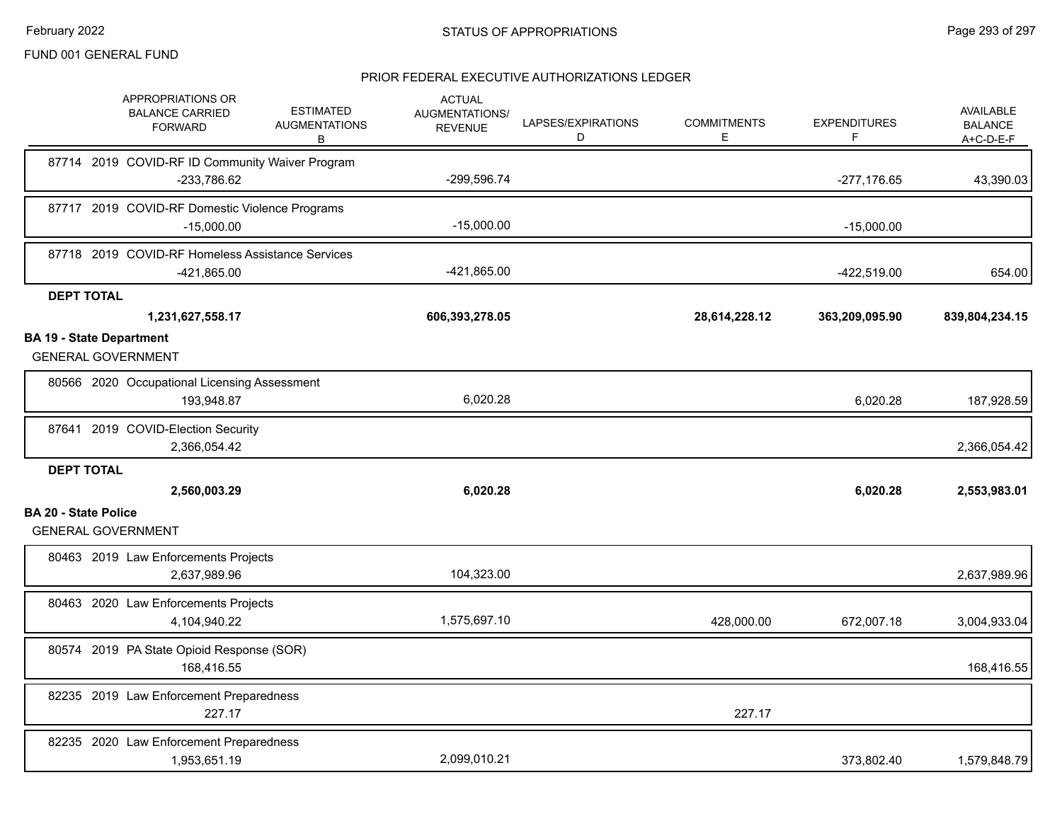FUND 001 GENERAL FUND

STATUS OF APPROPRIATIONS

PRIOR FEDERAL EXECUTIVE AUTHORIZATIONS LEDGER

| | APPROPRIATIONS OR BALANCE CARRIED FORWARD | ESTIMATED AUGMENTATIONS B | ACTUAL AUGMENTATIONS/ REVENUE | LAPSES/EXPIRATIONS D | COMMITMENTS E | EXPENDITURES F | AVAILABLE BALANCE A+C-D-E-F |
|---|---|---|---|---|---|---|---|
| 87714 2019 COVID-RF ID Community Waiver Program | -233,786.62 | | -299,596.74 | | | -277,176.65 | 43,390.03 |
| 87717 2019 COVID-RF Domestic Violence Programs | -15,000.00 | | -15,000.00 | | | -15,000.00 | |
| 87718 2019 COVID-RF Homeless Assistance Services | -421,865.00 | | -421,865.00 | | | -422,519.00 | 654.00 |
| **DEPT TOTAL** | **1,231,627,558.17** | | **606,393,278.05** | | **28,614,228.12** | **363,209,095.90** | **839,804,234.15** |
| **BA 19 - State Department** | | | | | | | |
| GENERAL GOVERNMENT | | | | | | | |
| 80566 2020 Occupational Licensing Assessment | 193,948.87 | | 6,020.28 | | | 6,020.28 | 187,928.59 |
| 87641 2019 COVID-Election Security | 2,366,054.42 | | | | | | 2,366,054.42 |
| **DEPT TOTAL** | **2,560,003.29** | | **6,020.28** | | | **6,020.28** | **2,553,983.01** |
| **BA 20 - State Police** | | | | | | | |
| GENERAL GOVERNMENT | | | | | | | |
| 80463 2019 Law Enforcements Projects | 2,637,989.96 | | 104,323.00 | | | | 2,637,989.96 |
| 80463 2020 Law Enforcements Projects | 4,104,940.22 | | 1,575,697.10 | | 428,000.00 | 672,007.18 | 3,004,933.04 |
| 80574 2019 PA State Opioid Response (SOR) | 168,416.55 | | | | | | 168,416.55 |
| 82235 2019 Law Enforcement Preparedness | 227.17 | | | | 227.17 | | |
| 82235 2020 Law Enforcement Preparedness | 1,953,651.19 | | 2,099,010.21 | | | 373,802.40 | 1,579,848.79 |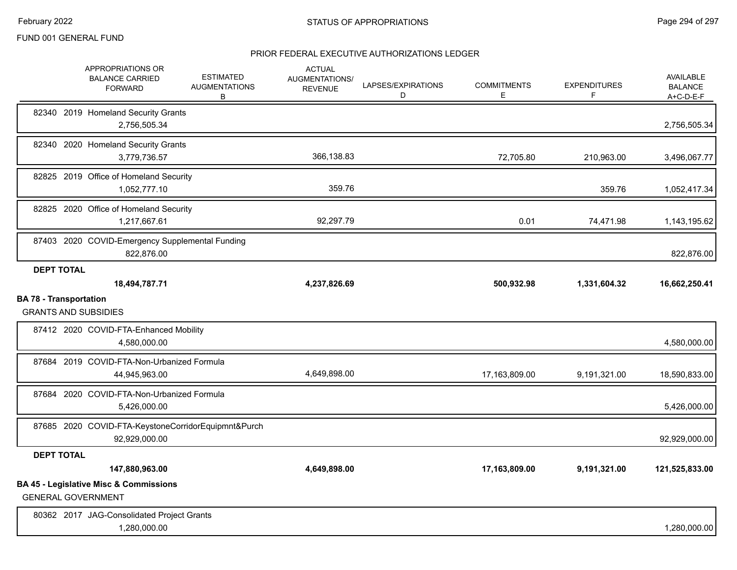FUND 001 GENERAL FUND

## PRIOR FEDERAL EXECUTIVE AUTHORIZATIONS LEDGER

| | APPROPRIATIONS OR BALANCE CARRIED FORWARD | ESTIMATED AUGMENTATIONS B | ACTUAL AUGMENTATIONS/ REVENUE | LAPSES/EXPIRATIONS D | COMMITMENTS E | EXPENDITURES F | AVAILABLE BALANCE A+C-D-E-F |
|---|---|---|---|---|---|---|---|
| 82340 2019 Homeland Security Grants | 2,756,505.34 | | | | | | 2,756,505.34 |
| 82340 2020 Homeland Security Grants | 3,779,736.57 | | 366,138.83 | | 72,705.80 | 210,963.00 | 3,496,067.77 |
| 82825 2019 Office of Homeland Security | 1,052,777.10 | | 359.76 | | | 359.76 | 1,052,417.34 |
| 82825 2020 Office of Homeland Security | 1,217,667.61 | | 92,297.79 | | 0.01 | 74,471.98 | 1,143,195.62 |
| 87403 2020 COVID-Emergency Supplemental Funding | 822,876.00 | | | | | | 822,876.00 |
| **DEPT TOTAL** | **18,494,787.71** | | **4,237,826.69** | | **500,932.98** | **1,331,604.32** | **16,662,250.41** |
| **BA 78 - Transportation** | | | | | | | |
| GRANTS AND SUBSIDIES | | | | | | | |
| 87412 2020 COVID-FTA-Enhanced Mobility | 4,580,000.00 | | | | | | 4,580,000.00 |
| 87684 2019 COVID-FTA-Non-Urbanized Formula | 44,945,963.00 | | 4,649,898.00 | | 17,163,809.00 | 9,191,321.00 | 18,590,833.00 |
| 87684 2020 COVID-FTA-Non-Urbanized Formula | 5,426,000.00 | | | | | | 5,426,000.00 |
| 87685 2020 COVID-FTA-KeystoneCorridorEquipmnt&Purch | 92,929,000.00 | | | | | | 92,929,000.00 |
| **DEPT TOTAL** | **147,880,963.00** | | **4,649,898.00** | | **17,163,809.00** | **9,191,321.00** | **121,525,833.00** |
| **BA 45 - Legislative Misc & Commissions** | | | | | | | |
| GENERAL GOVERNMENT | | | | | | | |
| 80362 2017 JAG-Consolidated Project Grants | 1,280,000.00 | | | | | | 1,280,000.00 |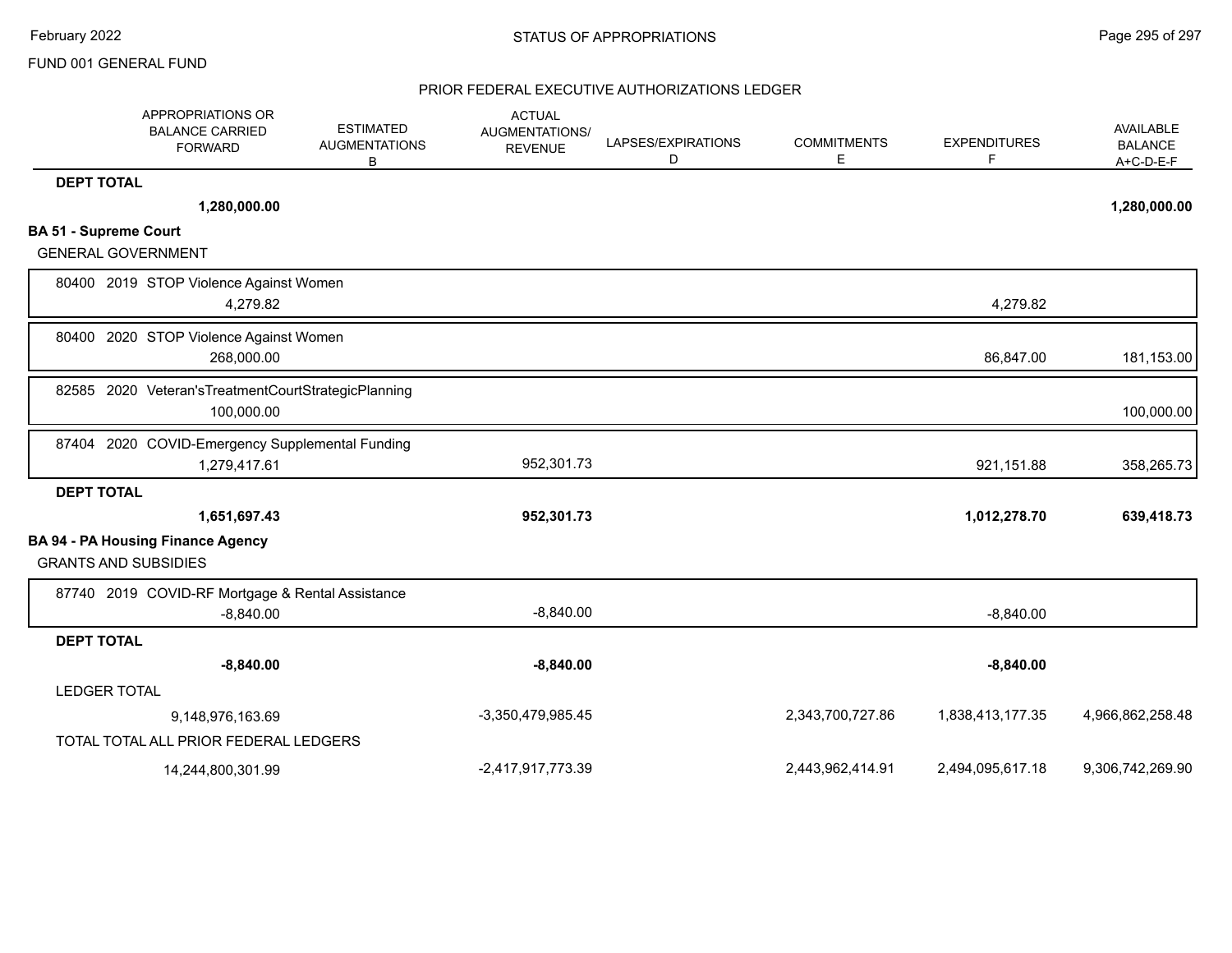FUND 001 GENERAL FUND

## PRIOR FEDERAL EXECUTIVE AUTHORIZATIONS LEDGER

| | APPROPRIATIONS OR BALANCE CARRIED FORWARD | ESTIMATED AUGMENTATIONS B | ACTUAL AUGMENTATIONS/ REVENUE | LAPSES/EXPIRATIONS D | COMMITMENTS E | EXPENDITURES F | AVAILABLE BALANCE A+C-D-E-F |
|---|---|---|---|---|---|---|---|
| **DEPT TOTAL** | **1,280,000.00** | | | | | | **1,280,000.00** |
| **BA 51 - Supreme Court** | | | | | | | |
| GENERAL GOVERNMENT | | | | | | | |
| 80400 2019 STOP Violence Against Women | 4,279.82 | | | | | 4,279.82 | |
| 80400 2020 STOP Violence Against Women | 268,000.00 | | | | | 86,847.00 | 181,153.00 |
| 82585 2020 Veteran'sTreatmentCourtStrategicPlanning | 100,000.00 | | | | | | 100,000.00 |
| 87404 2020 COVID-Emergency Supplemental Funding | 1,279,417.61 | | 952,301.73 | | | 921,151.88 | 358,265.73 |
| **DEPT TOTAL** | **1,651,697.43** | | **952,301.73** | | | **1,012,278.70** | **639,418.73** |
| **BA 94 - PA Housing Finance Agency** | | | | | | | |
| GRANTS AND SUBSIDIES | | | | | | | |
| 87740 2019 COVID-RF Mortgage & Rental Assistance | -8,840.00 | | -8,840.00 | | | -8,840.00 | |
| **DEPT TOTAL** | **-8,840.00** | | **-8,840.00** | | | **-8,840.00** | |
| LEDGER TOTAL | 9,148,976,163.69 | | -3,350,479,985.45 | | 2,343,700,727.86 | 1,838,413,177.35 | 4,966,862,258.48 |
| TOTAL TOTAL ALL PRIOR FEDERAL LEDGERS | 14,244,800,301.99 | | -2,417,917,773.39 | | 2,443,962,414.91 | 2,494,095,617.18 | 9,306,742,269.90 |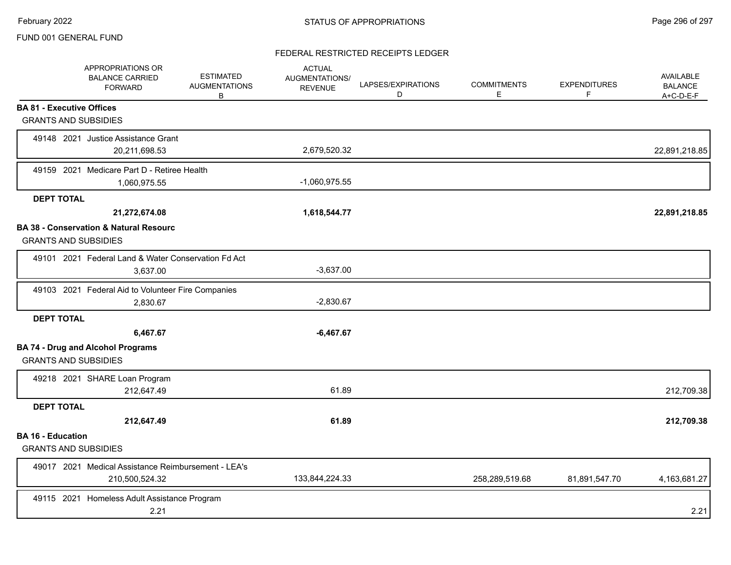FUND 001 GENERAL FUND

STATUS OF APPROPRIATIONS

February 2022

FEDERAL RESTRICTED RECEIPTS LEDGER

| APPROPRIATIONS OR BALANCE CARRIED FORWARD | ESTIMATED AUGMENTATIONS B | ACTUAL AUGMENTATIONS/ REVENUE | LAPSES/EXPIRATIONS D | COMMITMENTS E | EXPENDITURES F | AVAILABLE BALANCE A+C-D-E-F |
|---|---|---|---|---|---|---|
| **BA 81 - Executive Offices** | | | | | | |
| GRANTS AND SUBSIDIES | | | | | | |
| 49148 2021 Justice Assistance Grant | | | | | | |
| 20,211,698.53 | | 2,679,520.32 | | | | 22,891,218.85 |
| 49159 2021 Medicare Part D - Retiree Health | | | | | | |
| 1,060,975.55 | | -1,060,975.55 | | | | |
| **DEPT TOTAL** | | | | | | |
| **21,272,674.08** | | **1,618,544.77** | | | | **22,891,218.85** |
| **BA 38 - Conservation & Natural Resourc** | | | | | | |
| GRANTS AND SUBSIDIES | | | | | | |
| 49101 2021 Federal Land & Water Conservation Fd Act | | | | | | |
| 3,637.00 | | -3,637.00 | | | | |
| 49103 2021 Federal Aid to Volunteer Fire Companies | | | | | | |
| 2,830.67 | | -2,830.67 | | | | |
| **DEPT TOTAL** | | | | | | |
| **6,467.67** | | **-6,467.67** | | | | |
| **BA 74 - Drug and Alcohol Programs** | | | | | | |
| GRANTS AND SUBSIDIES | | | | | | |
| 49218 2021 SHARE Loan Program | | | | | | |
| 212,647.49 | | 61.89 | | | | 212,709.38 |
| **DEPT TOTAL** | | | | | | |
| **212,647.49** | | **61.89** | | | | **212,709.38** |
| **BA 16 - Education** | | | | | | |
| GRANTS AND SUBSIDIES | | | | | | |
| 49017 2021 Medical Assistance Reimbursement - LEA's | | | | | | |
| 210,500,524.32 | | 133,844,224.33 | | 258,289,519.68 | 81,891,547.70 | 4,163,681.27 |
| 49115 2021 Homeless Adult Assistance Program | | | | | | |
| 2.21 | | | | | | 2.21 |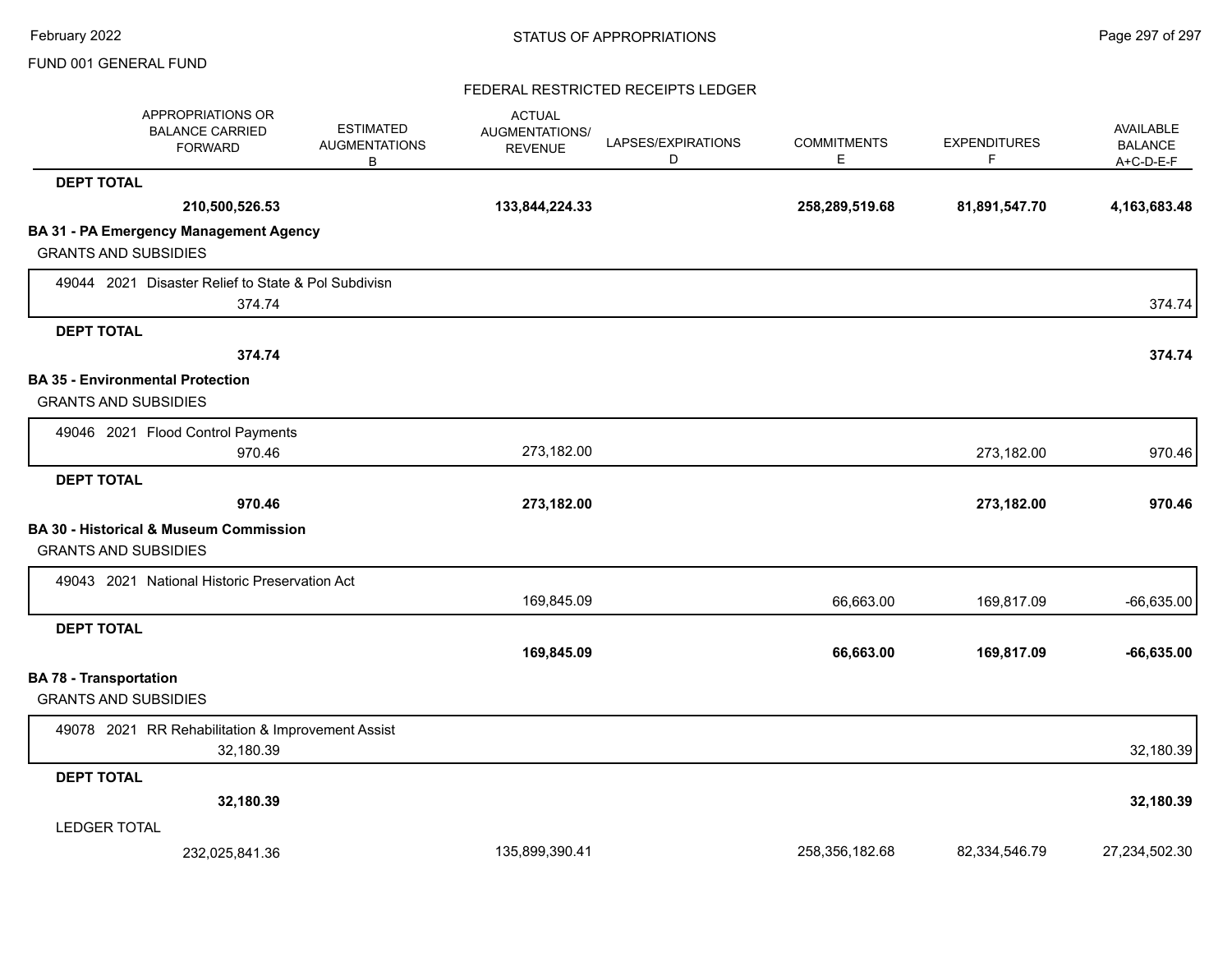FUND 001 GENERAL FUND

FEDERAL RESTRICTED RECEIPTS LEDGER

| | APPROPRIATIONS OR BALANCE CARRIED FORWARD | ESTIMATED AUGMENTATIONS B | ACTUAL AUGMENTATIONS/ REVENUE | LAPSES/EXPIRATIONS D | COMMITMENTS E | EXPENDITURES F | AVAILABLE BALANCE A+C-D-E-F |
|---|---|---|---|---|---|---|---|
| **DEPT TOTAL** | **210,500,526.53** | | **133,844,224.33** | | **258,289,519.68** | **81,891,547.70** | **4,163,683.48** |
| **BA 31 - PA Emergency Management Agency** | | | | | | | |
| GRANTS AND SUBSIDIES | | | | | | | |
| 49044 2021 Disaster Relief to State & Pol Subdivisn | 374.74 | | | | | | 374.74 |
| **DEPT TOTAL** | **374.74** | | | | | | **374.74** |
| **BA 35 - Environmental Protection** | | | | | | | |
| GRANTS AND SUBSIDIES | | | | | | | |
| 49046 2021 Flood Control Payments | 970.46 | | 273,182.00 | | | 273,182.00 | 970.46 |
| **DEPT TOTAL** | **970.46** | | **273,182.00** | | | **273,182.00** | **970.46** |
| **BA 30 - Historical & Museum Commission** | | | | | | | |
| GRANTS AND SUBSIDIES | | | | | | | |
| 49043 2021 National Historic Preservation Act | | | 169,845.09 | | 66,663.00 | 169,817.09 | -66,635.00 |
| **DEPT TOTAL** | | | **169,845.09** | | **66,663.00** | **169,817.09** | **-66,635.00** |
| **BA 78 - Transportation** | | | | | | | |
| GRANTS AND SUBSIDIES | | | | | | | |
| 49078 2021 RR Rehabilitation & Improvement Assist | 32,180.39 | | | | | | 32,180.39 |
| **DEPT TOTAL** | **32,180.39** | | | | | | **32,180.39** |
| LEDGER TOTAL | 232,025,841.36 | | 135,899,390.41 | | 258,356,182.68 | 82,334,546.79 | 27,234,502.30 |